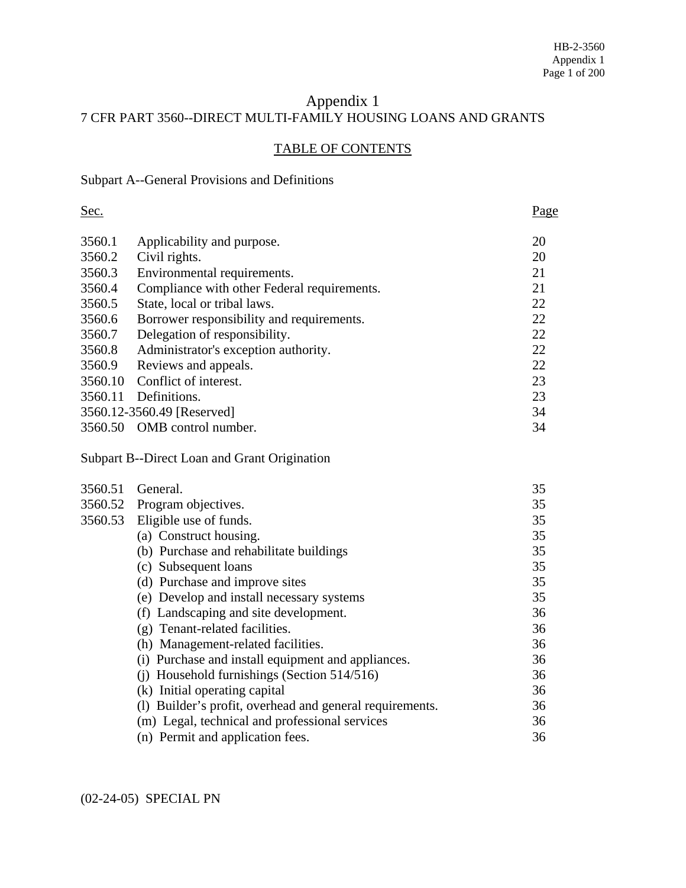# Appendix 1

## 7 CFR PART 3560--DIRECT MULTI-FAMILY HOUSING LOANS AND GRANTS

### TABLE OF CONTENTS

Subpart A--General Provisions and Definitions

| Sec. | | Page |
|---|---|---|
| 3560.1 | Applicability and purpose. | 20 |
| 3560.2 | Civil rights. | 20 |
| 3560.3 | Environmental requirements. | 21 |
| 3560.4 | Compliance with other Federal requirements. | 21 |
| 3560.5 | State, local or tribal laws. | 22 |
| 3560.6 | Borrower responsibility and requirements. | 22 |
| 3560.7 | Delegation of responsibility. | 22 |
| 3560.8 | Administrator's exception authority. | 22 |
| 3560.9 | Reviews and appeals. | 22 |
| 3560.10 | Conflict of interest. | 23 |
| 3560.11 | Definitions. | 23 |
| 3560.12-3560.49 [Reserved] | | 34 |
| 3560.50 | OMB control number. | 34 |

Subpart B--Direct Loan and Grant Origination

| Sec. | | Page |
|---|---|---|
| 3560.51 | General. | 35 |
| 3560.52 | Program objectives. | 35 |
| 3560.53 | Eligible use of funds. | 35 |
| | (a) Construct housing. | 35 |
| | (b) Purchase and rehabilitate buildings | 35 |
| | (c) Subsequent loans | 35 |
| | (d) Purchase and improve sites | 35 |
| | (e) Develop and install necessary systems | 35 |
| | (f) Landscaping and site development. | 36 |
| | (g) Tenant-related facilities. | 36 |
| | (h) Management-related facilities. | 36 |
| | (i) Purchase and install equipment and appliances. | 36 |
| | (j) Household furnishings (Section 514/516) | 36 |
| | (k) Initial operating capital | 36 |
| | (l) Builder's profit, overhead and general requirements. | 36 |
| | (m) Legal, technical and professional services | 36 |
| | (n) Permit and application fees. | 36 |

(02-24-05) SPECIAL PN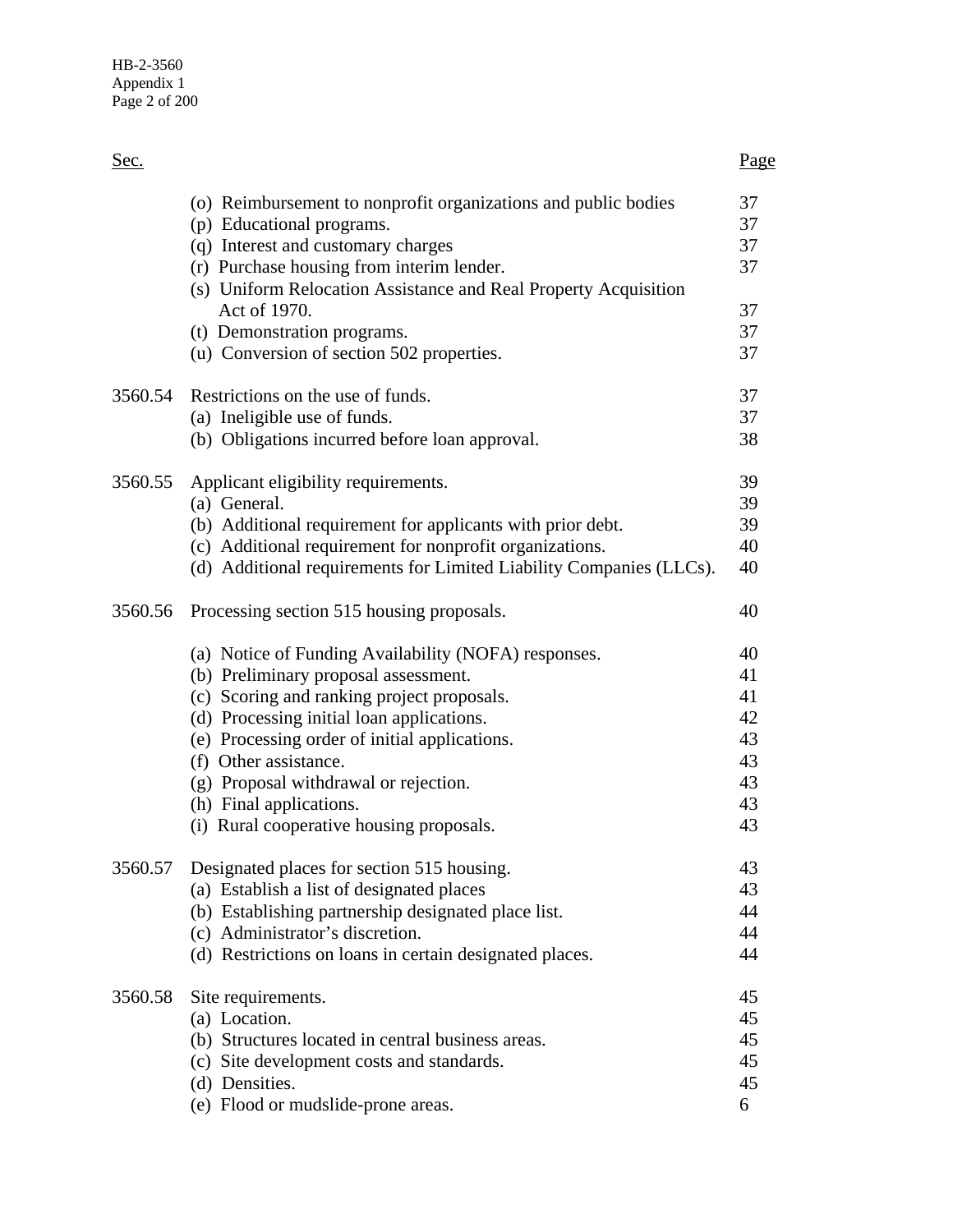| Sec. | | Page |
|---|---|---|
| | (o) Reimbursement to nonprofit organizations and public bodies | 37 |
| | (p) Educational programs. | 37 |
| | (q) Interest and customary charges | 37 |
| | (r) Purchase housing from interim lender. | 37 |
| | (s) Uniform Relocation Assistance and Real Property Acquisition Act of 1970. | 37 |
| | (t) Demonstration programs. | 37 |
| | (u) Conversion of section 502 properties. | 37 |
| 3560.54 | Restrictions on the use of funds. | 37 |
| | (a) Ineligible use of funds. | 37 |
| | (b) Obligations incurred before loan approval. | 38 |
| 3560.55 | Applicant eligibility requirements. | 39 |
| | (a) General. | 39 |
| | (b) Additional requirement for applicants with prior debt. | 39 |
| | (c) Additional requirement for nonprofit organizations. | 40 |
| | (d) Additional requirements for Limited Liability Companies (LLCs). | 40 |
| 3560.56 | Processing section 515 housing proposals. | 40 |
| | (a) Notice of Funding Availability (NOFA) responses. | 40 |
| | (b) Preliminary proposal assessment. | 41 |
| | (c) Scoring and ranking project proposals. | 41 |
| | (d) Processing initial loan applications. | 42 |
| | (e) Processing order of initial applications. | 43 |
| | (f) Other assistance. | 43 |
| | (g) Proposal withdrawal or rejection. | 43 |
| | (h) Final applications. | 43 |
| | (i) Rural cooperative housing proposals. | 43 |
| 3560.57 | Designated places for section 515 housing. | 43 |
| | (a) Establish a list of designated places | 43 |
| | (b) Establishing partnership designated place list. | 44 |
| | (c) Administrator's discretion. | 44 |
| | (d) Restrictions on loans in certain designated places. | 44 |
| 3560.58 | Site requirements. | 45 |
| | (a) Location. | 45 |
| | (b) Structures located in central business areas. | 45 |
| | (c) Site development costs and standards. | 45 |
| | (d) Densities. | 45 |
| | (e) Flood or mudslide-prone areas. | 6 |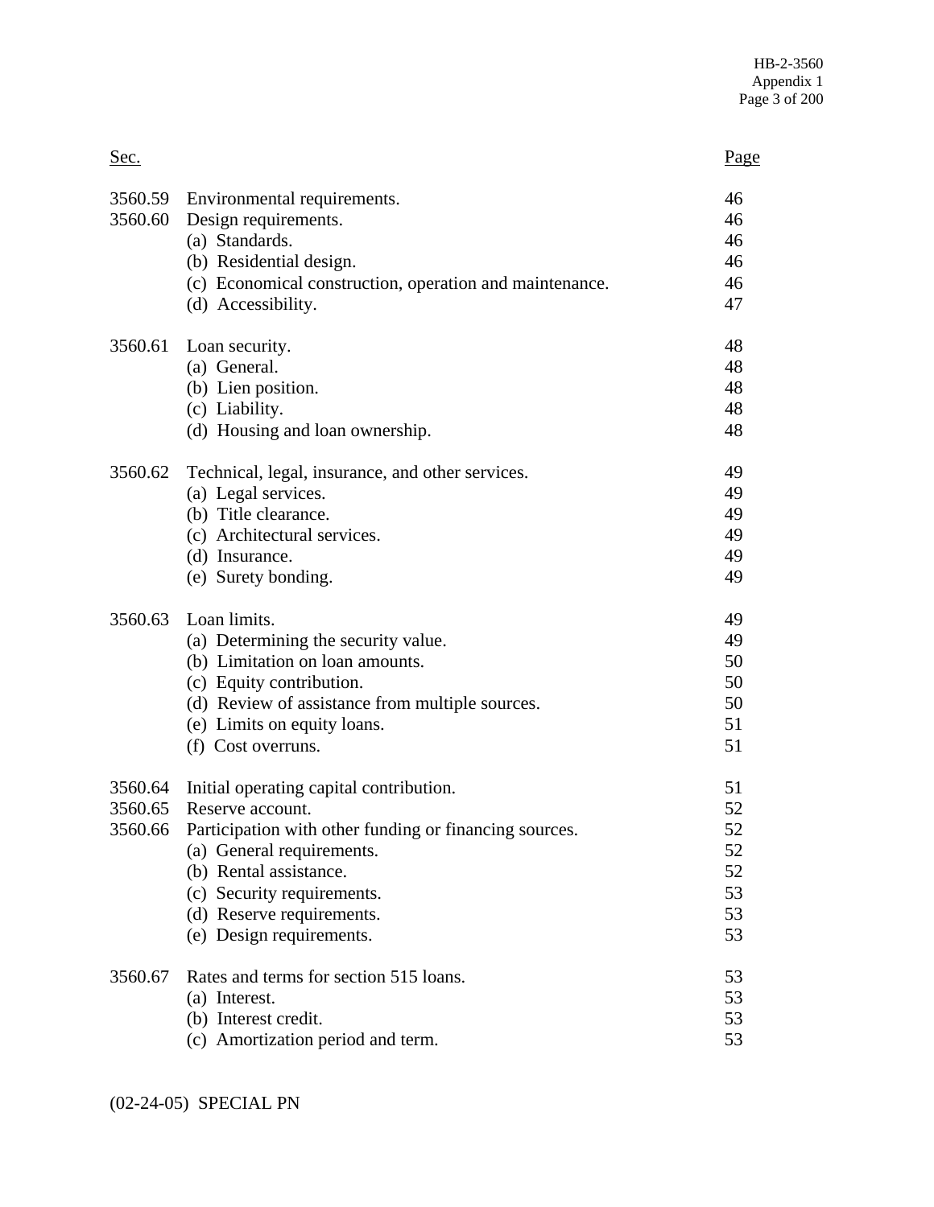| Sec. | | Page |
|---|---|---|
| 3560.59 | Environmental requirements. | 46 |
| 3560.60 | Design requirements. | 46 |
| | (a) Standards. | 46 |
| | (b) Residential design. | 46 |
| | (c) Economical construction, operation and maintenance. | 46 |
| | (d) Accessibility. | 47 |
| 3560.61 | Loan security. | 48 |
| | (a) General. | 48 |
| | (b) Lien position. | 48 |
| | (c) Liability. | 48 |
| | (d) Housing and loan ownership. | 48 |
| 3560.62 | Technical, legal, insurance, and other services. | 49 |
| | (a) Legal services. | 49 |
| | (b) Title clearance. | 49 |
| | (c) Architectural services. | 49 |
| | (d) Insurance. | 49 |
| | (e) Surety bonding. | 49 |
| 3560.63 | Loan limits. | 49 |
| | (a) Determining the security value. | 49 |
| | (b) Limitation on loan amounts. | 50 |
| | (c) Equity contribution. | 50 |
| | (d) Review of assistance from multiple sources. | 50 |
| | (e) Limits on equity loans. | 51 |
| | (f) Cost overruns. | 51 |
| 3560.64 | Initial operating capital contribution. | 51 |
| 3560.65 | Reserve account. | 52 |
| 3560.66 | Participation with other funding or financing sources. | 52 |
| | (a) General requirements. | 52 |
| | (b) Rental assistance. | 52 |
| | (c) Security requirements. | 53 |
| | (d) Reserve requirements. | 53 |
| | (e) Design requirements. | 53 |
| 3560.67 | Rates and terms for section 515 loans. | 53 |
| | (a) Interest. | 53 |
| | (b) Interest credit. | 53 |
| | (c) Amortization period and term. | 53 |

(02-24-05) SPECIAL PN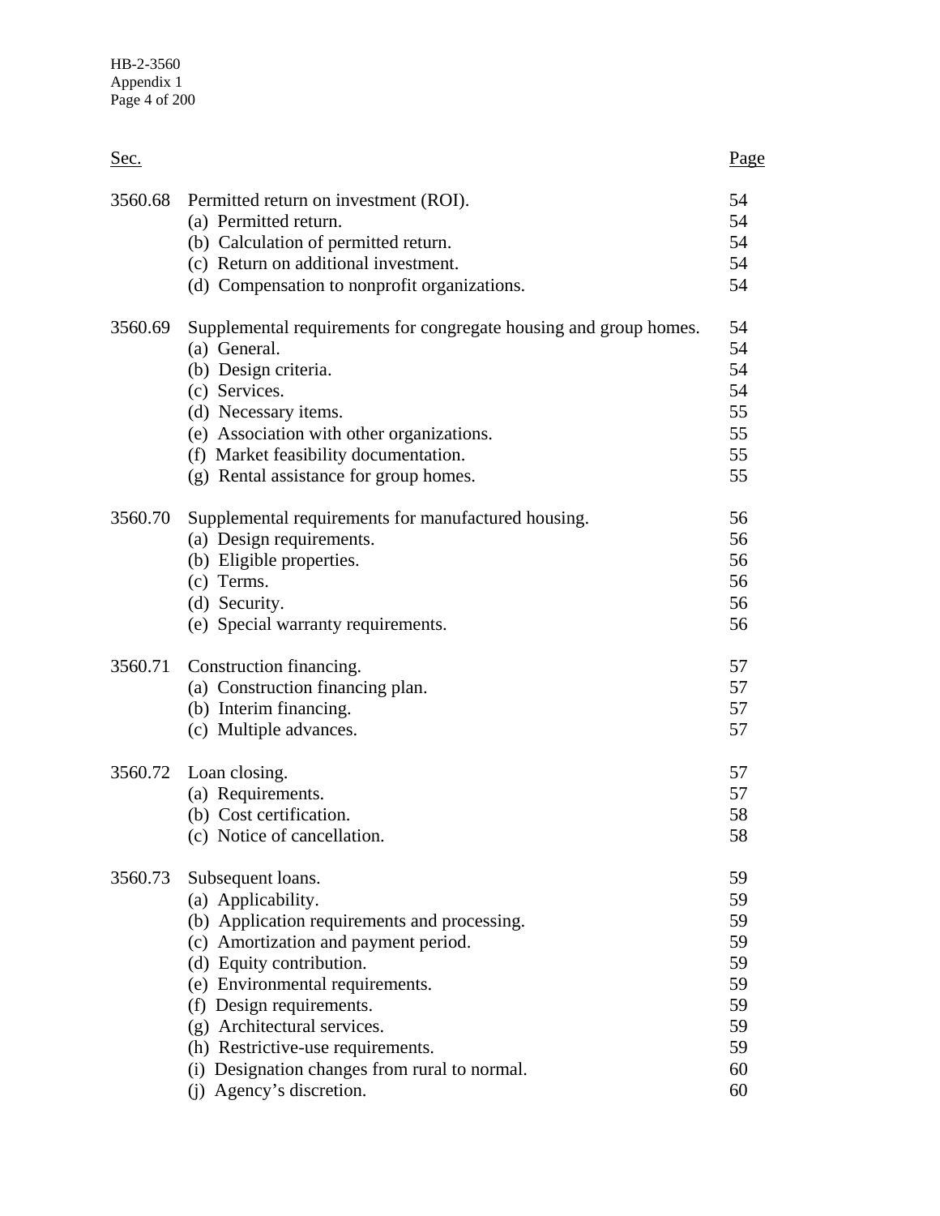| Sec. | | Page |
|---|---|---|
| 3560.68 | Permitted return on investment (ROI). | 54 |
| | (a) Permitted return. | 54 |
| | (b) Calculation of permitted return. | 54 |
| | (c) Return on additional investment. | 54 |
| | (d) Compensation to nonprofit organizations. | 54 |
| 3560.69 | Supplemental requirements for congregate housing and group homes. | 54 |
| | (a) General. | 54 |
| | (b) Design criteria. | 54 |
| | (c) Services. | 54 |
| | (d) Necessary items. | 55 |
| | (e) Association with other organizations. | 55 |
| | (f) Market feasibility documentation. | 55 |
| | (g) Rental assistance for group homes. | 55 |
| 3560.70 | Supplemental requirements for manufactured housing. | 56 |
| | (a) Design requirements. | 56 |
| | (b) Eligible properties. | 56 |
| | (c) Terms. | 56 |
| | (d) Security. | 56 |
| | (e) Special warranty requirements. | 56 |
| 3560.71 | Construction financing. | 57 |
| | (a) Construction financing plan. | 57 |
| | (b) Interim financing. | 57 |
| | (c) Multiple advances. | 57 |
| 3560.72 | Loan closing. | 57 |
| | (a) Requirements. | 57 |
| | (b) Cost certification. | 58 |
| | (c) Notice of cancellation. | 58 |
| 3560.73 | Subsequent loans. | 59 |
| | (a) Applicability. | 59 |
| | (b) Application requirements and processing. | 59 |
| | (c) Amortization and payment period. | 59 |
| | (d) Equity contribution. | 59 |
| | (e) Environmental requirements. | 59 |
| | (f) Design requirements. | 59 |
| | (g) Architectural services. | 59 |
| | (h) Restrictive-use requirements. | 59 |
| | (i) Designation changes from rural to normal. | 60 |
| | (j) Agency's discretion. | 60 |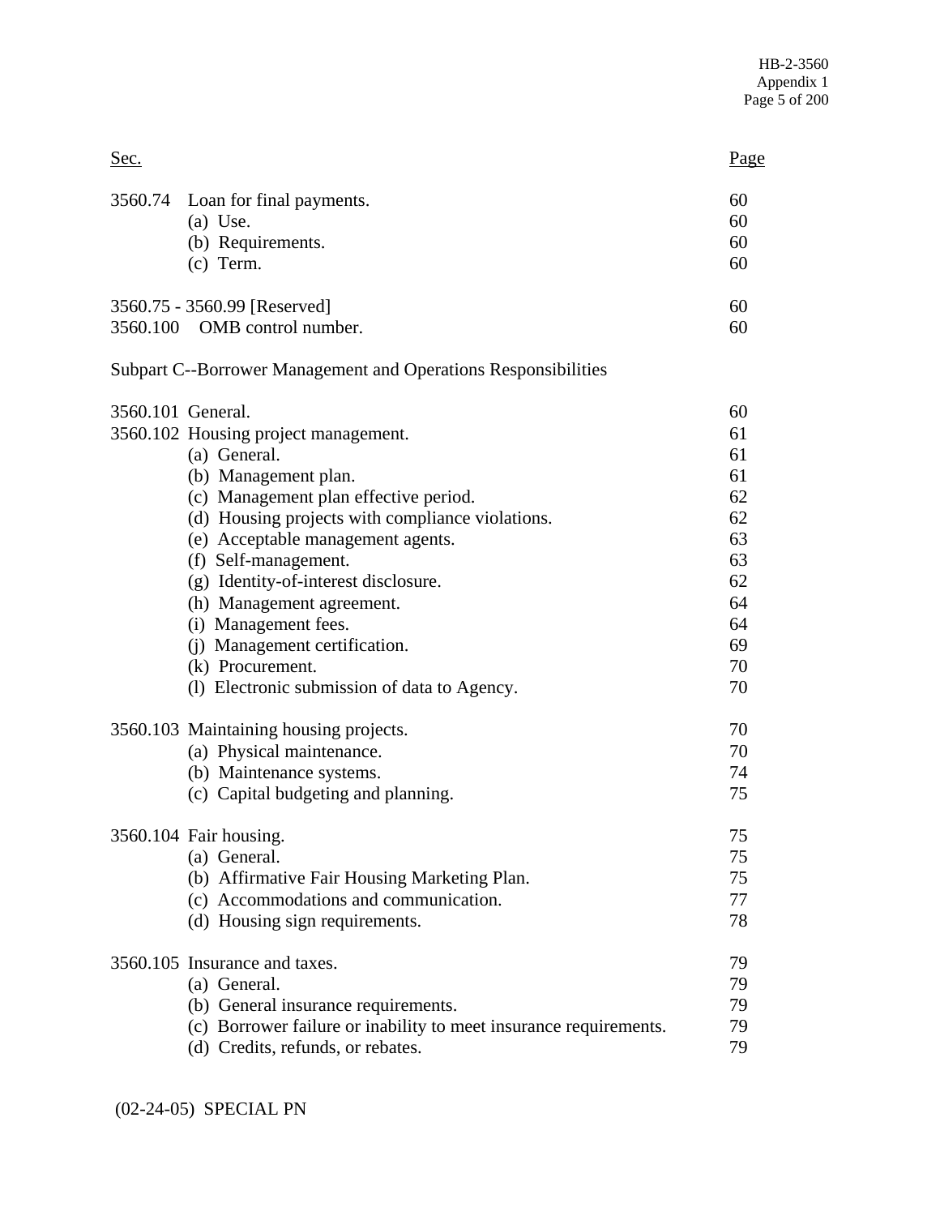| Sec. | | Page |
|---|---|---|
| 3560.74 | Loan for final payments. | 60 |
| | (a) Use. | 60 |
| | (b) Requirements. | 60 |
| | (c) Term. | 60 |
| 3560.75 - 3560.99 [Reserved] | | 60 |
| 3560.100 | OMB control number. | 60 |

Subpart C--Borrower Management and Operations Responsibilities

| Sec. | | Page |
|---|---|---|
| 3560.101 | General. | 60 |
| 3560.102 | Housing project management. | 61 |
| | (a) General. | 61 |
| | (b) Management plan. | 61 |
| | (c) Management plan effective period. | 62 |
| | (d) Housing projects with compliance violations. | 62 |
| | (e) Acceptable management agents. | 63 |
| | (f) Self-management. | 63 |
| | (g) Identity-of-interest disclosure. | 62 |
| | (h) Management agreement. | 64 |
| | (i) Management fees. | 64 |
| | (j) Management certification. | 69 |
| | (k) Procurement. | 70 |
| | (l) Electronic submission of data to Agency. | 70 |
| 3560.103 | Maintaining housing projects. | 70 |
| | (a) Physical maintenance. | 70 |
| | (b) Maintenance systems. | 74 |
| | (c) Capital budgeting and planning. | 75 |
| 3560.104 | Fair housing. | 75 |
| | (a) General. | 75 |
| | (b) Affirmative Fair Housing Marketing Plan. | 75 |
| | (c) Accommodations and communication. | 77 |
| | (d) Housing sign requirements. | 78 |
| 3560.105 | Insurance and taxes. | 79 |
| | (a) General. | 79 |
| | (b) General insurance requirements. | 79 |
| | (c) Borrower failure or inability to meet insurance requirements. | 79 |
| | (d) Credits, refunds, or rebates. | 79 |

(02-24-05) SPECIAL PN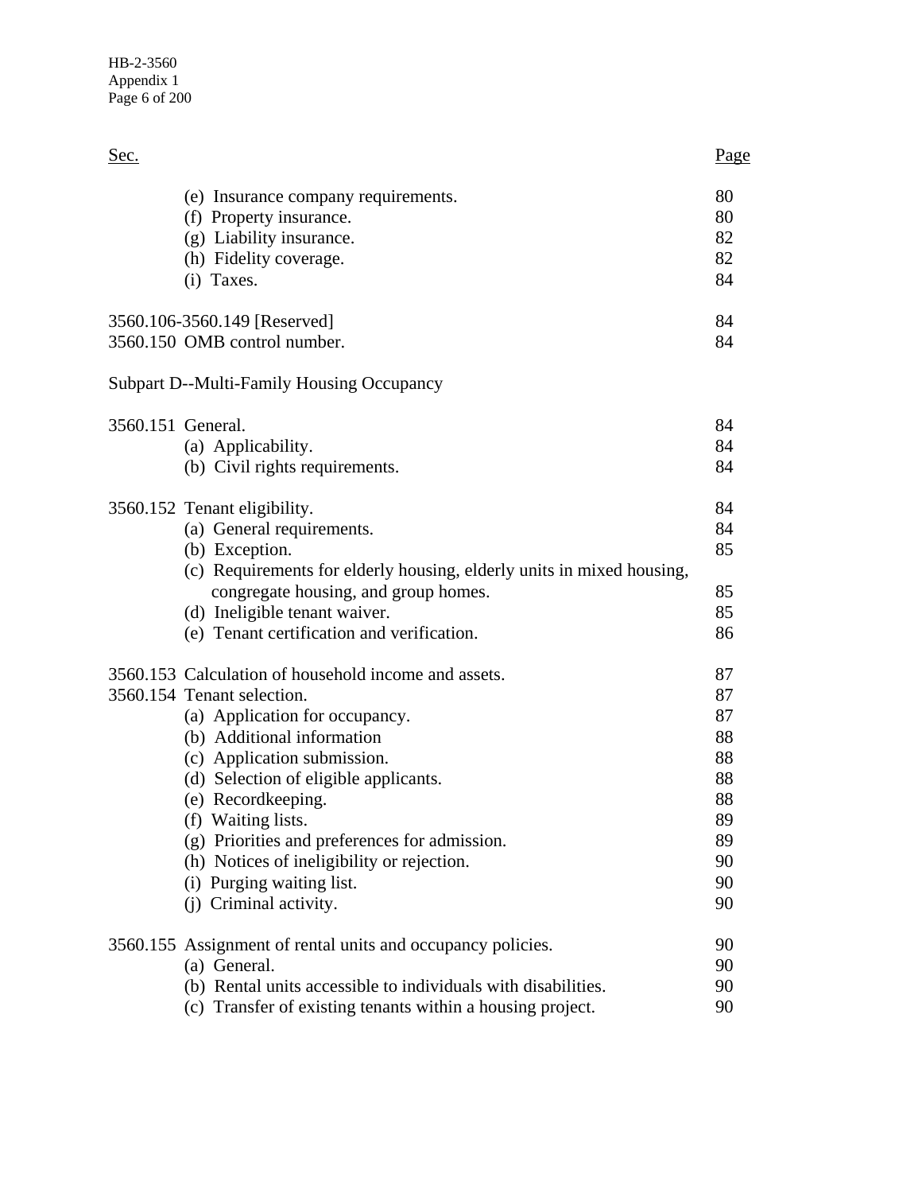| Sec. | Page |
|---|---|
| (e) Insurance company requirements. | 80 |
| (f) Property insurance. | 80 |
| (g) Liability insurance. | 82 |
| (h) Fidelity coverage. | 82 |
| (i) Taxes. | 84 |
| 3560.106-3560.149 [Reserved] | 84 |
| 3560.150 OMB control number. | 84 |

Subpart D--Multi-Family Housing Occupancy

| Sec. | Page |
|---|---|
| 3560.151 General. | 84 |
| (a) Applicability. | 84 |
| (b) Civil rights requirements. | 84 |
| 3560.152 Tenant eligibility. | 84 |
| (a) General requirements. | 84 |
| (b) Exception. | 85 |
| (c) Requirements for elderly housing, elderly units in mixed housing, congregate housing, and group homes. | 85 |
| (d) Ineligible tenant waiver. | 85 |
| (e) Tenant certification and verification. | 86 |
| 3560.153 Calculation of household income and assets. | 87 |
| 3560.154 Tenant selection. | 87 |
| (a) Application for occupancy. | 87 |
| (b) Additional information | 88 |
| (c) Application submission. | 88 |
| (d) Selection of eligible applicants. | 88 |
| (e) Recordkeeping. | 88 |
| (f) Waiting lists. | 89 |
| (g) Priorities and preferences for admission. | 89 |
| (h) Notices of ineligibility or rejection. | 90 |
| (i) Purging waiting list. | 90 |
| (j) Criminal activity. | 90 |
| 3560.155 Assignment of rental units and occupancy policies. | 90 |
| (a) General. | 90 |
| (b) Rental units accessible to individuals with disabilities. | 90 |
| (c) Transfer of existing tenants within a housing project. | 90 |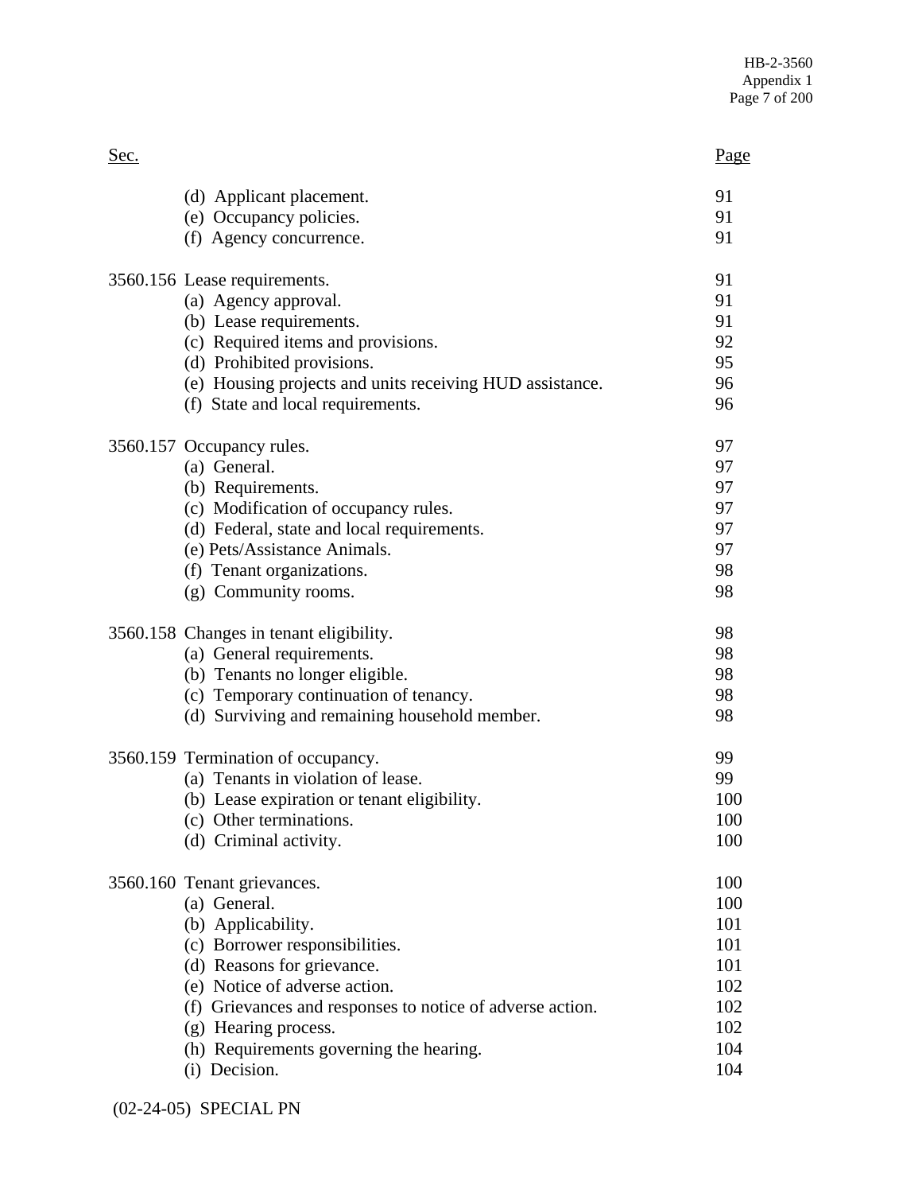| Sec. | | Page |
|---|---|---|
| | (d) Applicant placement. | 91 |
| | (e) Occupancy policies. | 91 |
| | (f) Agency concurrence. | 91 |
| 3560.156 | Lease requirements. | 91 |
| | (a) Agency approval. | 91 |
| | (b) Lease requirements. | 91 |
| | (c) Required items and provisions. | 92 |
| | (d) Prohibited provisions. | 95 |
| | (e) Housing projects and units receiving HUD assistance. | 96 |
| | (f) State and local requirements. | 96 |
| 3560.157 | Occupancy rules. | 97 |
| | (a) General. | 97 |
| | (b) Requirements. | 97 |
| | (c) Modification of occupancy rules. | 97 |
| | (d) Federal, state and local requirements. | 97 |
| | (e) Pets/Assistance Animals. | 97 |
| | (f) Tenant organizations. | 98 |
| | (g) Community rooms. | 98 |
| 3560.158 | Changes in tenant eligibility. | 98 |
| | (a) General requirements. | 98 |
| | (b) Tenants no longer eligible. | 98 |
| | (c) Temporary continuation of tenancy. | 98 |
| | (d) Surviving and remaining household member. | 98 |
| 3560.159 | Termination of occupancy. | 99 |
| | (a) Tenants in violation of lease. | 99 |
| | (b) Lease expiration or tenant eligibility. | 100 |
| | (c) Other terminations. | 100 |
| | (d) Criminal activity. | 100 |
| 3560.160 | Tenant grievances. | 100 |
| | (a) General. | 100 |
| | (b) Applicability. | 101 |
| | (c) Borrower responsibilities. | 101 |
| | (d) Reasons for grievance. | 101 |
| | (e) Notice of adverse action. | 102 |
| | (f) Grievances and responses to notice of adverse action. | 102 |
| | (g) Hearing process. | 102 |
| | (h) Requirements governing the hearing. | 104 |
| | (i) Decision. | 104 |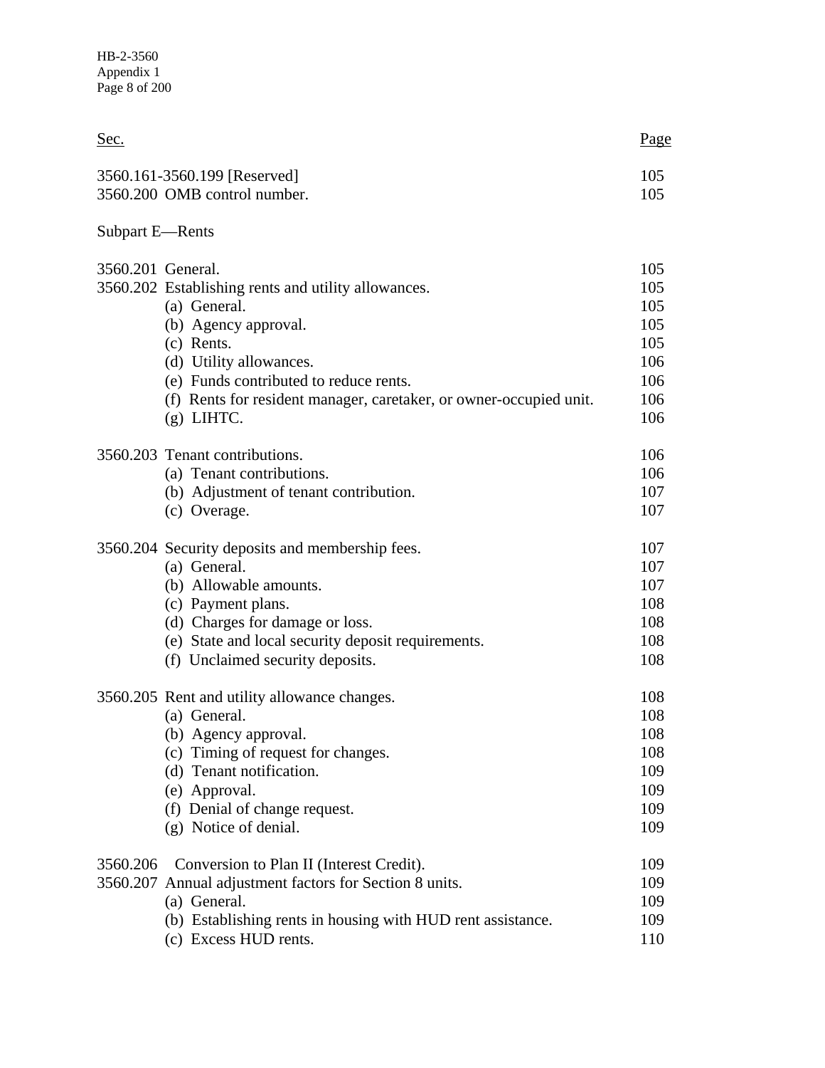| Sec. | | Page |
|---|---|---|
| 3560.161-3560.199 [Reserved] | | 105 |
| 3560.200 | OMB control number. | 105 |
| **Subpart E—Rents** | | |
| 3560.201 | General. | 105 |
| 3560.202 | Establishing rents and utility allowances. | 105 |
| | (a) General. | 105 |
| | (b) Agency approval. | 105 |
| | (c) Rents. | 105 |
| | (d) Utility allowances. | 106 |
| | (e) Funds contributed to reduce rents. | 106 |
| | (f) Rents for resident manager, caretaker, or owner-occupied unit. | 106 |
| | (g) LIHTC. | 106 |
| 3560.203 | Tenant contributions. | 106 |
| | (a) Tenant contributions. | 106 |
| | (b) Adjustment of tenant contribution. | 107 |
| | (c) Overage. | 107 |
| 3560.204 | Security deposits and membership fees. | 107 |
| | (a) General. | 107 |
| | (b) Allowable amounts. | 107 |
| | (c) Payment plans. | 108 |
| | (d) Charges for damage or loss. | 108 |
| | (e) State and local security deposit requirements. | 108 |
| | (f) Unclaimed security deposits. | 108 |
| 3560.205 | Rent and utility allowance changes. | 108 |
| | (a) General. | 108 |
| | (b) Agency approval. | 108 |
| | (c) Timing of request for changes. | 108 |
| | (d) Tenant notification. | 109 |
| | (e) Approval. | 109 |
| | (f) Denial of change request. | 109 |
| | (g) Notice of denial. | 109 |
| 3560.206 | Conversion to Plan II (Interest Credit). | 109 |
| 3560.207 | Annual adjustment factors for Section 8 units. | 109 |
| | (a) General. | 109 |
| | (b) Establishing rents in housing with HUD rent assistance. | 109 |
| | (c) Excess HUD rents. | 110 |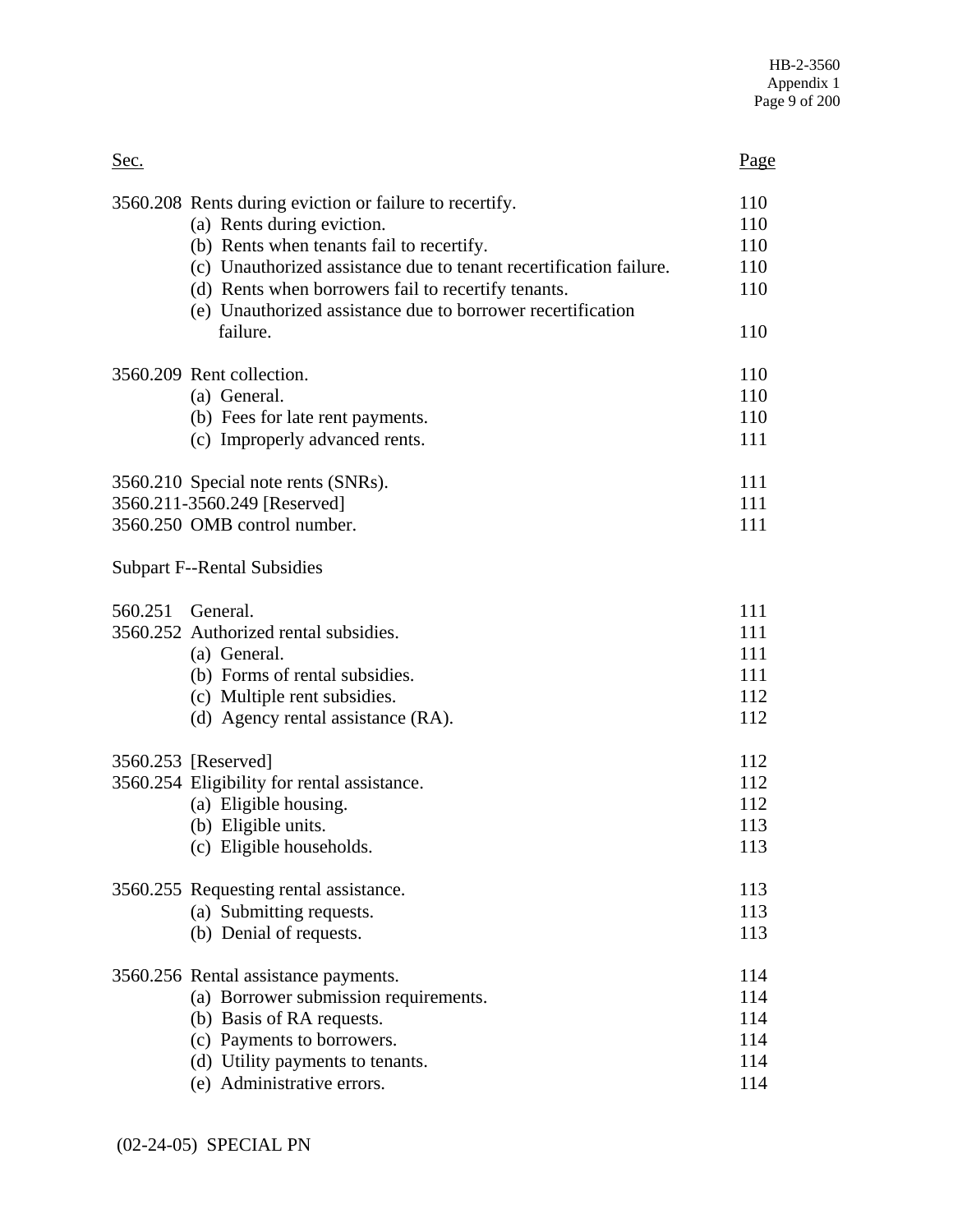| Sec. | | Page |
|---|---|---|
| 3560.208 | Rents during eviction or failure to recertify. | 110 |
| | (a) Rents during eviction. | 110 |
| | (b) Rents when tenants fail to recertify. | 110 |
| | (c) Unauthorized assistance due to tenant recertification failure. | 110 |
| | (d) Rents when borrowers fail to recertify tenants. | 110 |
| | (e) Unauthorized assistance due to borrower recertification failure. | 110 |
| 3560.209 | Rent collection. | 110 |
| | (a) General. | 110 |
| | (b) Fees for late rent payments. | 110 |
| | (c) Improperly advanced rents. | 111 |
| 3560.210 | Special note rents (SNRs). | 111 |
| 3560.211-3560.249 | [Reserved] | 111 |
| 3560.250 | OMB control number. | 111 |
| Subpart F--Rental Subsidies | | |
| 560.251 | General. | 111 |
| 3560.252 | Authorized rental subsidies. | 111 |
| | (a) General. | 111 |
| | (b) Forms of rental subsidies. | 111 |
| | (c) Multiple rent subsidies. | 112 |
| | (d) Agency rental assistance (RA). | 112 |
| 3560.253 | [Reserved] | 112 |
| 3560.254 | Eligibility for rental assistance. | 112 |
| | (a) Eligible housing. | 112 |
| | (b) Eligible units. | 113 |
| | (c) Eligible households. | 113 |
| 3560.255 | Requesting rental assistance. | 113 |
| | (a) Submitting requests. | 113 |
| | (b) Denial of requests. | 113 |
| 3560.256 | Rental assistance payments. | 114 |
| | (a) Borrower submission requirements. | 114 |
| | (b) Basis of RA requests. | 114 |
| | (c) Payments to borrowers. | 114 |
| | (d) Utility payments to tenants. | 114 |
| | (e) Administrative errors. | 114 |

(02-24-05) SPECIAL PN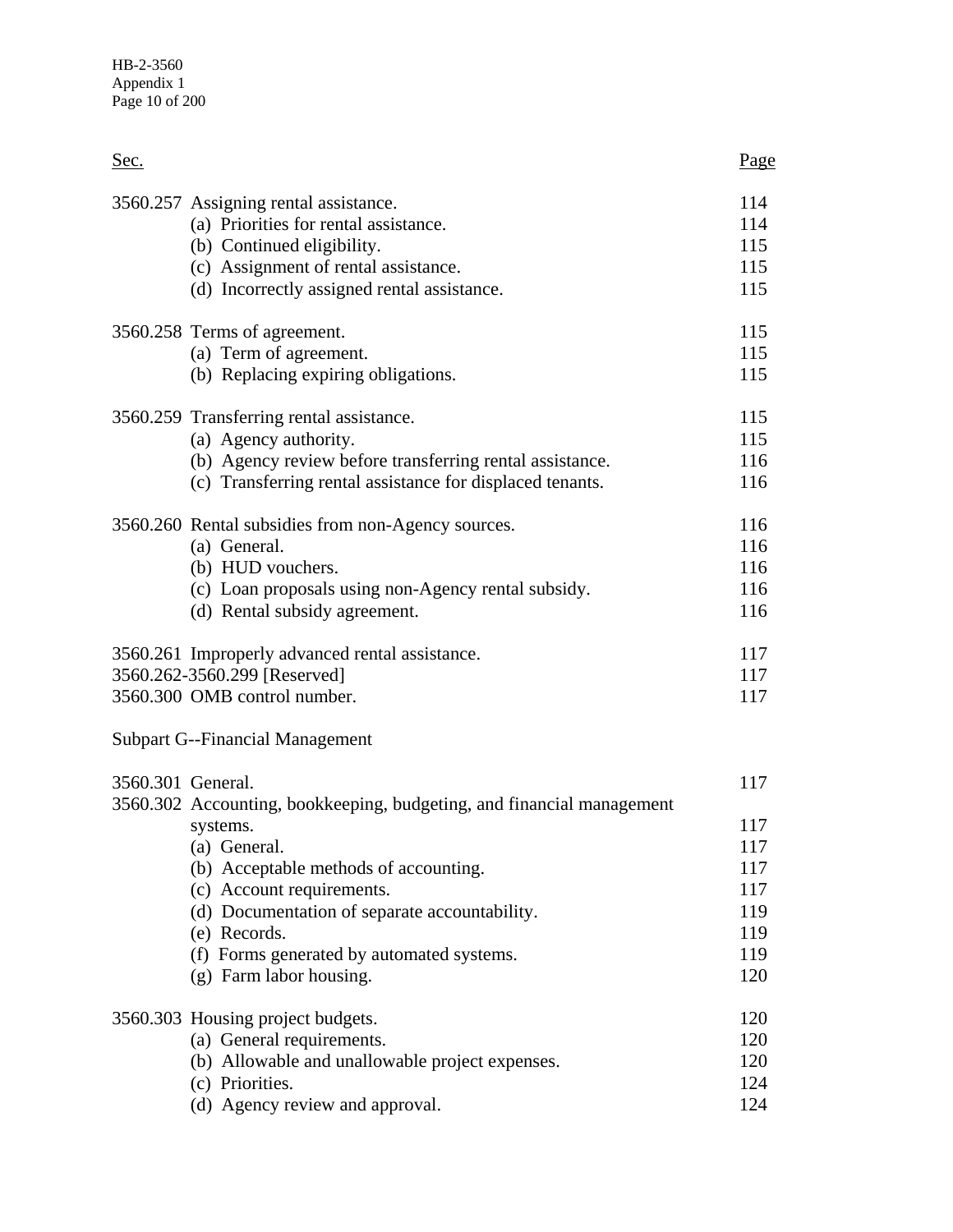| Sec. | | Page |
|---|---|---|
| 3560.257 | Assigning rental assistance. | 114 |
| | (a) Priorities for rental assistance. | 114 |
| | (b) Continued eligibility. | 115 |
| | (c) Assignment of rental assistance. | 115 |
| | (d) Incorrectly assigned rental assistance. | 115 |
| 3560.258 | Terms of agreement. | 115 |
| | (a) Term of agreement. | 115 |
| | (b) Replacing expiring obligations. | 115 |
| 3560.259 | Transferring rental assistance. | 115 |
| | (a) Agency authority. | 115 |
| | (b) Agency review before transferring rental assistance. | 116 |
| | (c) Transferring rental assistance for displaced tenants. | 116 |
| 3560.260 | Rental subsidies from non-Agency sources. | 116 |
| | (a) General. | 116 |
| | (b) HUD vouchers. | 116 |
| | (c) Loan proposals using non-Agency rental subsidy. | 116 |
| | (d) Rental subsidy agreement. | 116 |
| 3560.261 | Improperly advanced rental assistance. | 117 |
| 3560.262-3560.299 | [Reserved] | 117 |
| 3560.300 | OMB control number. | 117 |

Subpart G--Financial Management

| Sec. | | Page |
|---|---|---|
| 3560.301 | General. | 117 |
| 3560.302 | Accounting, bookkeeping, budgeting, and financial management systems. | 117 |
| | (a) General. | 117 |
| | (b) Acceptable methods of accounting. | 117 |
| | (c) Account requirements. | 117 |
| | (d) Documentation of separate accountability. | 119 |
| | (e) Records. | 119 |
| | (f) Forms generated by automated systems. | 119 |
| | (g) Farm labor housing. | 120 |
| 3560.303 | Housing project budgets. | 120 |
| | (a) General requirements. | 120 |
| | (b) Allowable and unallowable project expenses. | 120 |
| | (c) Priorities. | 124 |
| | (d) Agency review and approval. | 124 |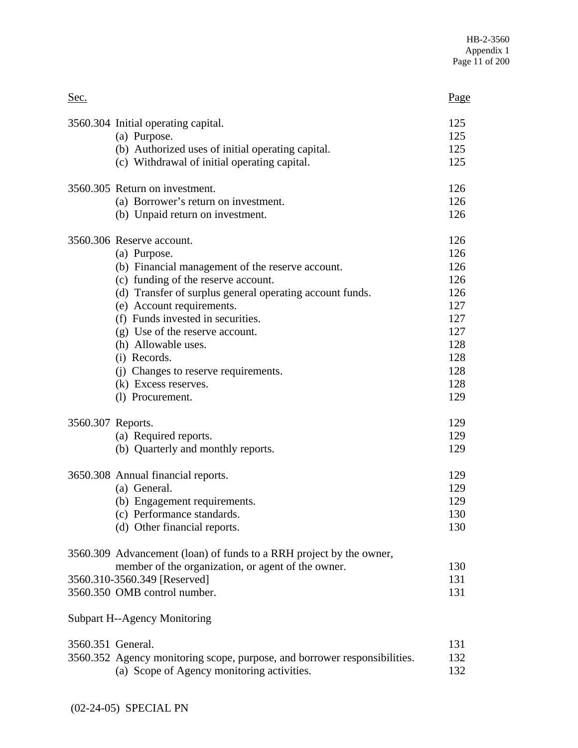| Sec. | | Page |
|---|---|---|
| 3560.304 | Initial operating capital. | 125 |
| | (a) Purpose. | 125 |
| | (b) Authorized uses of initial operating capital. | 125 |
| | (c) Withdrawal of initial operating capital. | 125 |
| 3560.305 | Return on investment. | 126 |
| | (a) Borrower's return on investment. | 126 |
| | (b) Unpaid return on investment. | 126 |
| 3560.306 | Reserve account. | 126 |
| | (a) Purpose. | 126 |
| | (b) Financial management of the reserve account. | 126 |
| | (c) funding of the reserve account. | 126 |
| | (d) Transfer of surplus general operating account funds. | 126 |
| | (e) Account requirements. | 127 |
| | (f) Funds invested in securities. | 127 |
| | (g) Use of the reserve account. | 127 |
| | (h) Allowable uses. | 128 |
| | (i) Records. | 128 |
| | (j) Changes to reserve requirements. | 128 |
| | (k) Excess reserves. | 128 |
| | (l) Procurement. | 129 |
| 3560.307 | Reports. | 129 |
| | (a) Required reports. | 129 |
| | (b) Quarterly and monthly reports. | 129 |
| 3650.308 | Annual financial reports. | 129 |
| | (a) General. | 129 |
| | (b) Engagement requirements. | 129 |
| | (c) Performance standards. | 130 |
| | (d) Other financial reports. | 130 |
| 3560.309 | Advancement (loan) of funds to a RRH project by the owner, member of the organization, or agent of the owner. | 130 |
| 3560.310-3560.349 | [Reserved] | 131 |
| 3560.350 | OMB control number. | 131 |

Subpart H--Agency Monitoring

| Sec. | | Page |
|---|---|---|
| 3560.351 | General. | 131 |
| 3560.352 | Agency monitoring scope, purpose, and borrower responsibilities. | 132 |
| | (a) Scope of Agency monitoring activities. | 132 |

(02-24-05) SPECIAL PN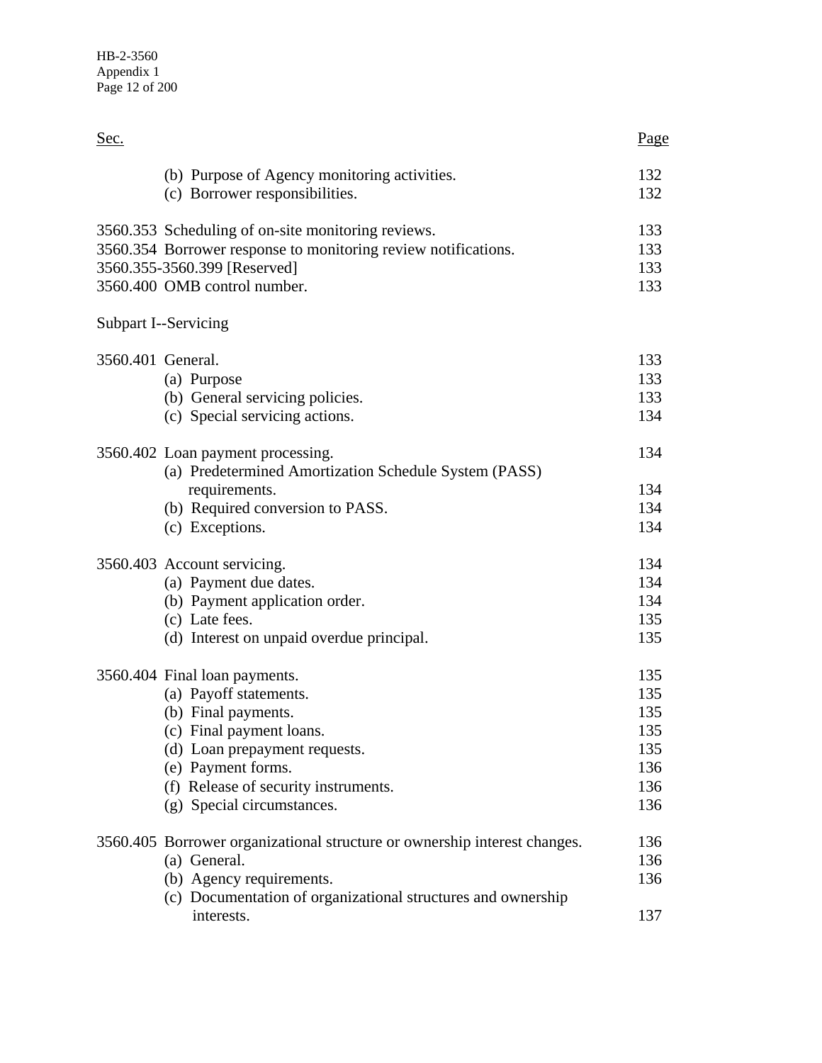| Sec. | | Page |
|---|---|---|
| | (b) Purpose of Agency monitoring activities. | 132 |
| | (c) Borrower responsibilities. | 132 |
| 3560.353 | Scheduling of on-site monitoring reviews. | 133 |
| 3560.354 | Borrower response to monitoring review notifications. | 133 |
| 3560.355-3560.399 | [Reserved] | 133 |
| 3560.400 | OMB control number. | 133 |

Subpart I--Servicing

| Sec. | | Page |
|---|---|---|
| 3560.401 | General. | 133 |
| | (a) Purpose | 133 |
| | (b) General servicing policies. | 133 |
| | (c) Special servicing actions. | 134 |
| 3560.402 | Loan payment processing. | 134 |
| | (a) Predetermined Amortization Schedule System (PASS) requirements. | 134 |
| | (b) Required conversion to PASS. | 134 |
| | (c) Exceptions. | 134 |
| 3560.403 | Account servicing. | 134 |
| | (a) Payment due dates. | 134 |
| | (b) Payment application order. | 134 |
| | (c) Late fees. | 135 |
| | (d) Interest on unpaid overdue principal. | 135 |
| 3560.404 | Final loan payments. | 135 |
| | (a) Payoff statements. | 135 |
| | (b) Final payments. | 135 |
| | (c) Final payment loans. | 135 |
| | (d) Loan prepayment requests. | 135 |
| | (e) Payment forms. | 136 |
| | (f) Release of security instruments. | 136 |
| | (g) Special circumstances. | 136 |
| 3560.405 | Borrower organizational structure or ownership interest changes. | 136 |
| | (a) General. | 136 |
| | (b) Agency requirements. | 136 |
| | (c) Documentation of organizational structures and ownership interests. | 137 |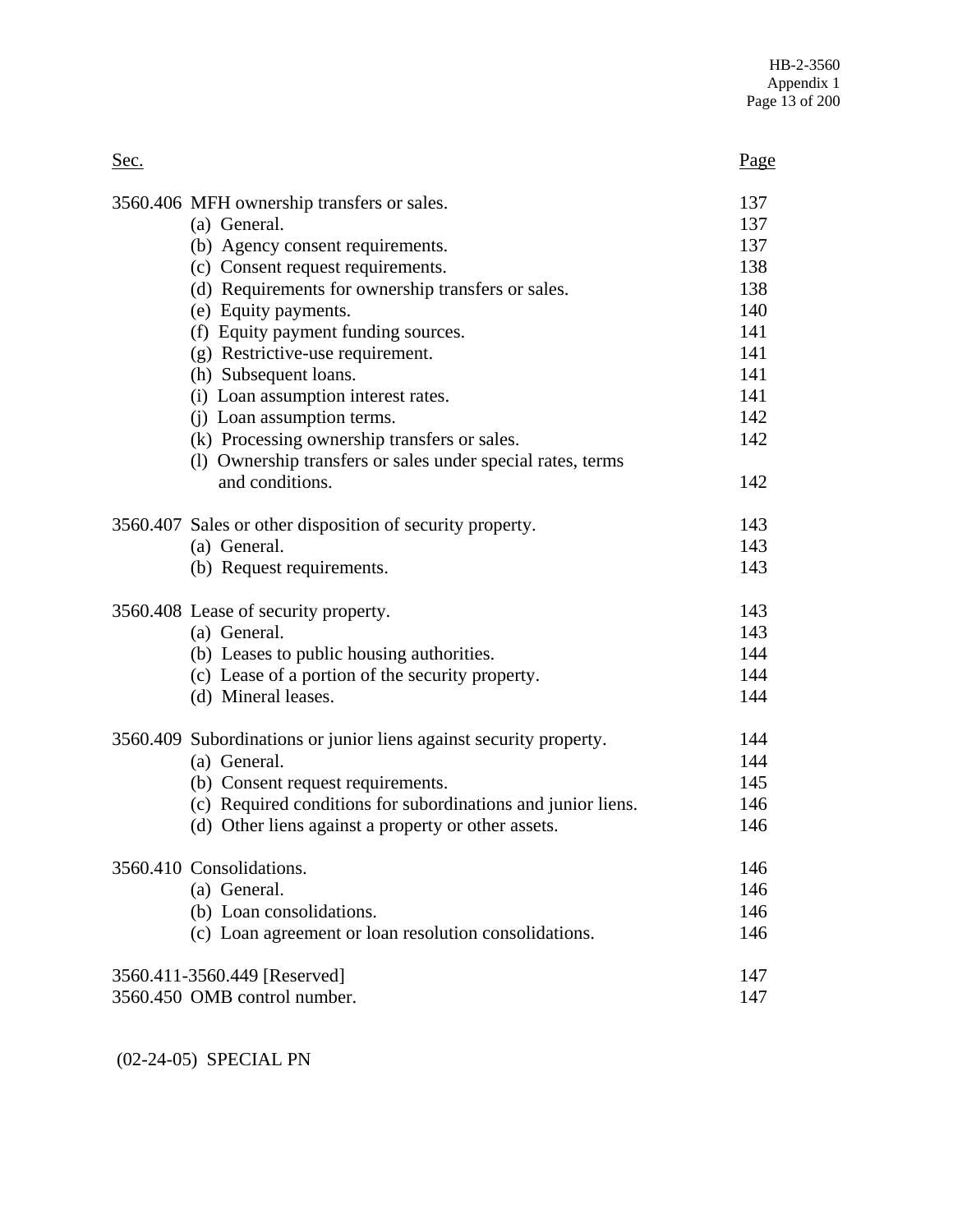| Sec. | | Page |
|---|---|---|
| 3560.406 | MFH ownership transfers or sales. | 137 |
| | (a) General. | 137 |
| | (b) Agency consent requirements. | 137 |
| | (c) Consent request requirements. | 138 |
| | (d) Requirements for ownership transfers or sales. | 138 |
| | (e) Equity payments. | 140 |
| | (f) Equity payment funding sources. | 141 |
| | (g) Restrictive-use requirement. | 141 |
| | (h) Subsequent loans. | 141 |
| | (i) Loan assumption interest rates. | 141 |
| | (j) Loan assumption terms. | 142 |
| | (k) Processing ownership transfers or sales. | 142 |
| | (l) Ownership transfers or sales under special rates, terms and conditions. | 142 |
| 3560.407 | Sales or other disposition of security property. | 143 |
| | (a) General. | 143 |
| | (b) Request requirements. | 143 |
| 3560.408 | Lease of security property. | 143 |
| | (a) General. | 143 |
| | (b) Leases to public housing authorities. | 144 |
| | (c) Lease of a portion of the security property. | 144 |
| | (d) Mineral leases. | 144 |
| 3560.409 | Subordinations or junior liens against security property. | 144 |
| | (a) General. | 144 |
| | (b) Consent request requirements. | 145 |
| | (c) Required conditions for subordinations and junior liens. | 146 |
| | (d) Other liens against a property or other assets. | 146 |
| 3560.410 | Consolidations. | 146 |
| | (a) General. | 146 |
| | (b) Loan consolidations. | 146 |
| | (c) Loan agreement or loan resolution consolidations. | 146 |
| 3560.411-3560.449 | [Reserved] | 147 |
| 3560.450 | OMB control number. | 147 |

(02-24-05) SPECIAL PN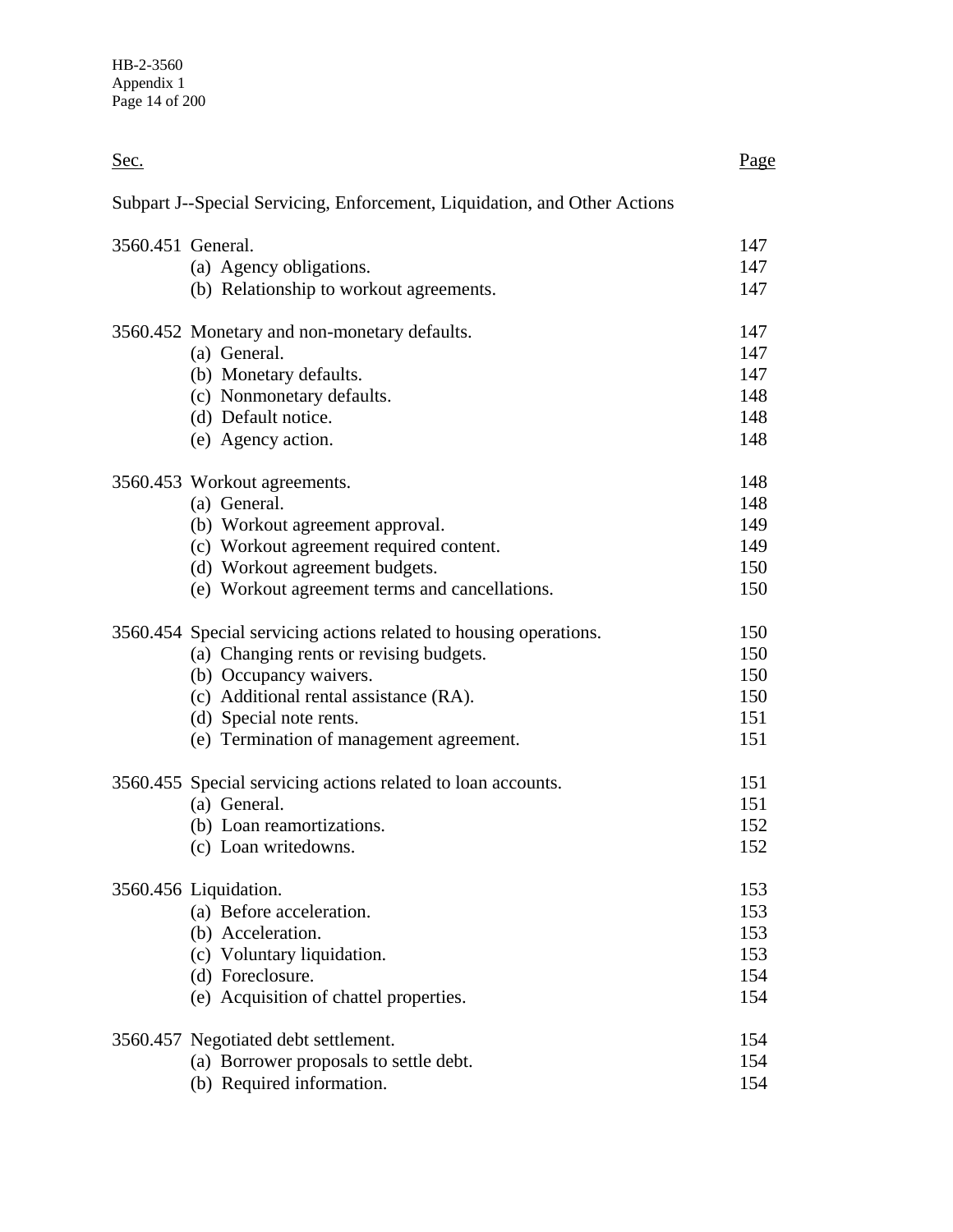| Sec. | | Page |
|---|---|---|
| Subpart J--Special Servicing, Enforcement, Liquidation, and Other Actions | | |
| 3560.451 | General. | 147 |
| | (a) Agency obligations. | 147 |
| | (b) Relationship to workout agreements. | 147 |
| 3560.452 | Monetary and non-monetary defaults. | 147 |
| | (a) General. | 147 |
| | (b) Monetary defaults. | 147 |
| | (c) Nonmonetary defaults. | 148 |
| | (d) Default notice. | 148 |
| | (e) Agency action. | 148 |
| 3560.453 | Workout agreements. | 148 |
| | (a) General. | 148 |
| | (b) Workout agreement approval. | 149 |
| | (c) Workout agreement required content. | 149 |
| | (d) Workout agreement budgets. | 150 |
| | (e) Workout agreement terms and cancellations. | 150 |
| 3560.454 | Special servicing actions related to housing operations. | 150 |
| | (a) Changing rents or revising budgets. | 150 |
| | (b) Occupancy waivers. | 150 |
| | (c) Additional rental assistance (RA). | 150 |
| | (d) Special note rents. | 151 |
| | (e) Termination of management agreement. | 151 |
| 3560.455 | Special servicing actions related to loan accounts. | 151 |
| | (a) General. | 151 |
| | (b) Loan reamortizations. | 152 |
| | (c) Loan writedowns. | 152 |
| 3560.456 | Liquidation. | 153 |
| | (a) Before acceleration. | 153 |
| | (b) Acceleration. | 153 |
| | (c) Voluntary liquidation. | 153 |
| | (d) Foreclosure. | 154 |
| | (e) Acquisition of chattel properties. | 154 |
| 3560.457 | Negotiated debt settlement. | 154 |
| | (a) Borrower proposals to settle debt. | 154 |
| | (b) Required information. | 154 |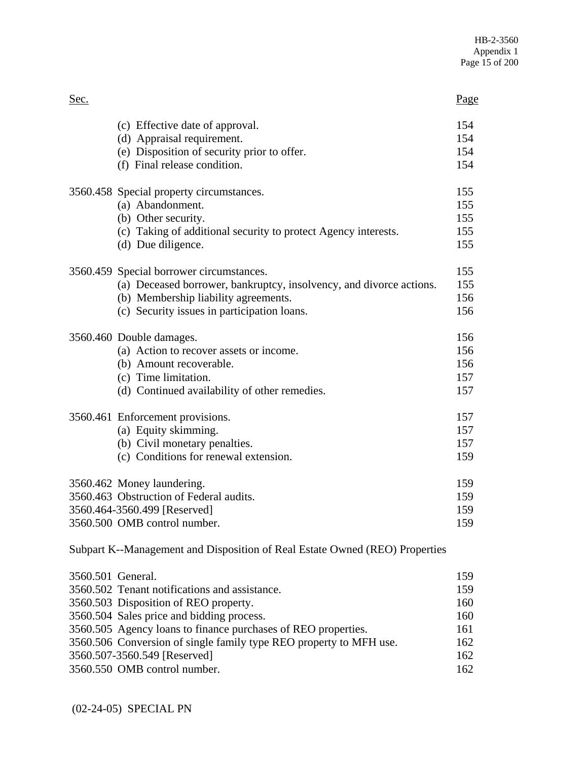| Sec. | Page |
|---|---|
| (c) Effective date of approval. | 154 |
| (d) Appraisal requirement. | 154 |
| (e) Disposition of security prior to offer. | 154 |
| (f) Final release condition. | 154 |
| 3560.458 Special property circumstances. | 155 |
| (a) Abandonment. | 155 |
| (b) Other security. | 155 |
| (c) Taking of additional security to protect Agency interests. | 155 |
| (d) Due diligence. | 155 |
| 3560.459 Special borrower circumstances. | 155 |
| (a) Deceased borrower, bankruptcy, insolvency, and divorce actions. | 155 |
| (b) Membership liability agreements. | 156 |
| (c) Security issues in participation loans. | 156 |
| 3560.460 Double damages. | 156 |
| (a) Action to recover assets or income. | 156 |
| (b) Amount recoverable. | 156 |
| (c) Time limitation. | 157 |
| (d) Continued availability of other remedies. | 157 |
| 3560.461 Enforcement provisions. | 157 |
| (a) Equity skimming. | 157 |
| (b) Civil monetary penalties. | 157 |
| (c) Conditions for renewal extension. | 159 |
| 3560.462 Money laundering. | 159 |
| 3560.463 Obstruction of Federal audits. | 159 |
| 3560.464-3560.499 [Reserved] | 159 |
| 3560.500 OMB control number. | 159 |

Subpart K--Management and Disposition of Real Estate Owned (REO) Properties

| Sec. | Page |
|---|---|
| 3560.501 General. | 159 |
| 3560.502 Tenant notifications and assistance. | 159 |
| 3560.503 Disposition of REO property. | 160 |
| 3560.504 Sales price and bidding process. | 160 |
| 3560.505 Agency loans to finance purchases of REO properties. | 161 |
| 3560.506 Conversion of single family type REO property to MFH use. | 162 |
| 3560.507-3560.549 [Reserved] | 162 |
| 3560.550 OMB control number. | 162 |

(02-24-05) SPECIAL PN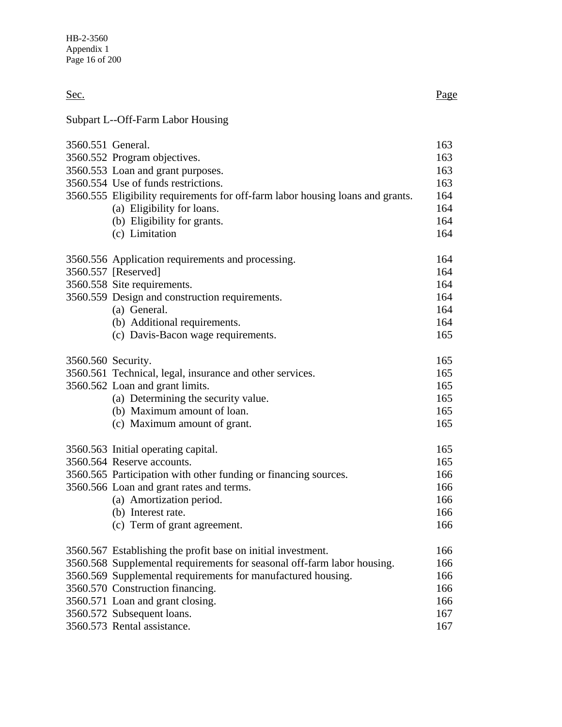| Sec. | | Page |
|---|---|---|
| **Subpart L--Off-Farm Labor Housing** | | |
| 3560.551 | General. | 163 |
| 3560.552 | Program objectives. | 163 |
| 3560.553 | Loan and grant purposes. | 163 |
| 3560.554 | Use of funds restrictions. | 163 |
| 3560.555 | Eligibility requirements for off-farm labor housing loans and grants. | 164 |
| | (a) Eligibility for loans. | 164 |
| | (b) Eligibility for grants. | 164 |
| | (c) Limitation | 164 |
| 3560.556 | Application requirements and processing. | 164 |
| 3560.557 | [Reserved] | 164 |
| 3560.558 | Site requirements. | 164 |
| 3560.559 | Design and construction requirements. | 164 |
| | (a) General. | 164 |
| | (b) Additional requirements. | 164 |
| | (c) Davis-Bacon wage requirements. | 165 |
| 3560.560 | Security. | 165 |
| 3560.561 | Technical, legal, insurance and other services. | 165 |
| 3560.562 | Loan and grant limits. | 165 |
| | (a) Determining the security value. | 165 |
| | (b) Maximum amount of loan. | 165 |
| | (c) Maximum amount of grant. | 165 |
| 3560.563 | Initial operating capital. | 165 |
| 3560.564 | Reserve accounts. | 165 |
| 3560.565 | Participation with other funding or financing sources. | 166 |
| 3560.566 | Loan and grant rates and terms. | 166 |
| | (a) Amortization period. | 166 |
| | (b) Interest rate. | 166 |
| | (c) Term of grant agreement. | 166 |
| 3560.567 | Establishing the profit base on initial investment. | 166 |
| 3560.568 | Supplemental requirements for seasonal off-farm labor housing. | 166 |
| 3560.569 | Supplemental requirements for manufactured housing. | 166 |
| 3560.570 | Construction financing. | 166 |
| 3560.571 | Loan and grant closing. | 166 |
| 3560.572 | Subsequent loans. | 167 |
| 3560.573 | Rental assistance. | 167 |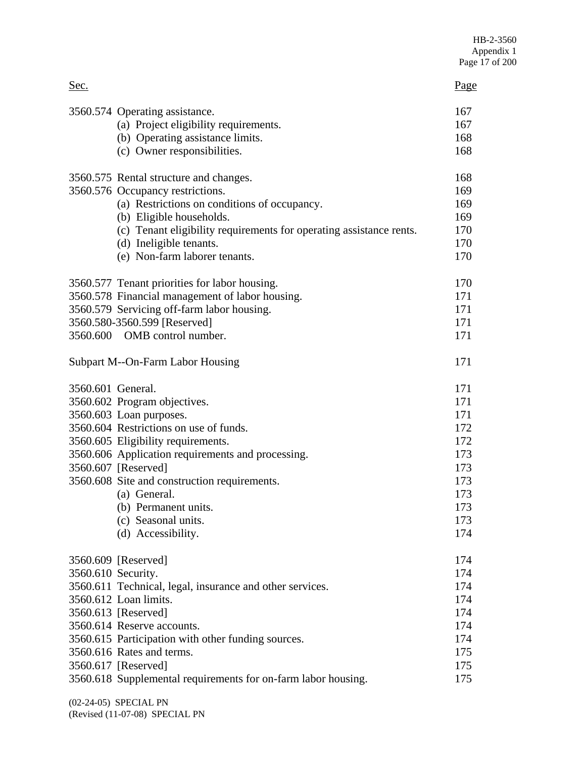| Sec. | | Page |
|---|---|---|
| 3560.574 | Operating assistance. | 167 |
| | (a) Project eligibility requirements. | 167 |
| | (b) Operating assistance limits. | 168 |
| | (c) Owner responsibilities. | 168 |
| 3560.575 | Rental structure and changes. | 168 |
| 3560.576 | Occupancy restrictions. | 169 |
| | (a) Restrictions on conditions of occupancy. | 169 |
| | (b) Eligible households. | 169 |
| | (c) Tenant eligibility requirements for operating assistance rents. | 170 |
| | (d) Ineligible tenants. | 170 |
| | (e) Non-farm laborer tenants. | 170 |
| 3560.577 | Tenant priorities for labor housing. | 170 |
| 3560.578 | Financial management of labor housing. | 171 |
| 3560.579 | Servicing off-farm labor housing. | 171 |
| 3560.580-3560.599 | [Reserved] | 171 |
| 3560.600 | OMB control number. | 171 |
| Subpart M--On-Farm Labor Housing | | 171 |
| 3560.601 | General. | 171 |
| 3560.602 | Program objectives. | 171 |
| 3560.603 | Loan purposes. | 171 |
| 3560.604 | Restrictions on use of funds. | 172 |
| 3560.605 | Eligibility requirements. | 172 |
| 3560.606 | Application requirements and processing. | 173 |
| 3560.607 | [Reserved] | 173 |
| 3560.608 | Site and construction requirements. | 173 |
| | (a) General. | 173 |
| | (b) Permanent units. | 173 |
| | (c) Seasonal units. | 173 |
| | (d) Accessibility. | 174 |
| 3560.609 | [Reserved] | 174 |
| 3560.610 | Security. | 174 |
| 3560.611 | Technical, legal, insurance and other services. | 174 |
| 3560.612 | Loan limits. | 174 |
| 3560.613 | [Reserved] | 174 |
| 3560.614 | Reserve accounts. | 174 |
| 3560.615 | Participation with other funding sources. | 174 |
| 3560.616 | Rates and terms. | 175 |
| 3560.617 | [Reserved] | 175 |
| 3560.618 | Supplemental requirements for on-farm labor housing. | 175 |

(02-24-05) SPECIAL PN
(Revised (11-07-08) SPECIAL PN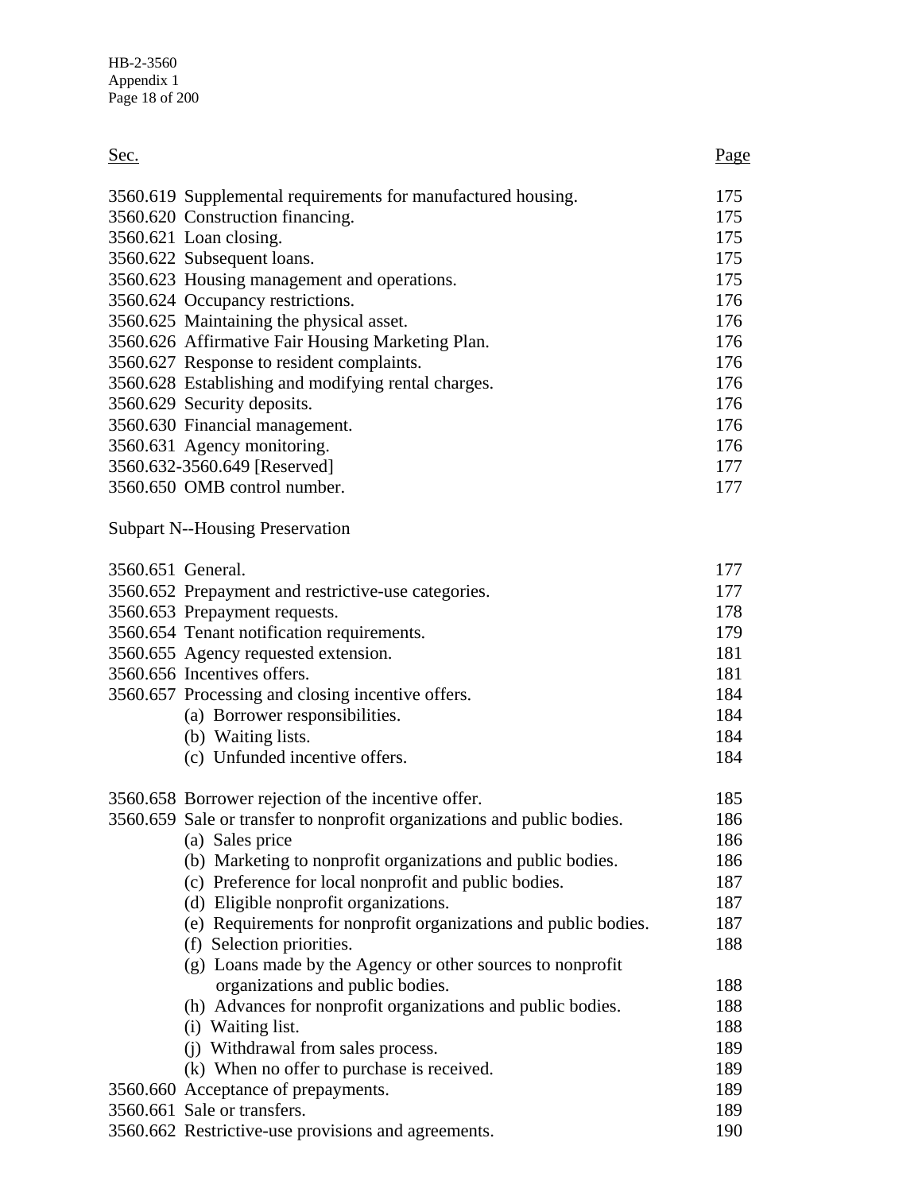| Sec. | Page |
|---|---|
| 3560.619 Supplemental requirements for manufactured housing. | 175 |
| 3560.620 Construction financing. | 175 |
| 3560.621 Loan closing. | 175 |
| 3560.622 Subsequent loans. | 175 |
| 3560.623 Housing management and operations. | 175 |
| 3560.624 Occupancy restrictions. | 176 |
| 3560.625 Maintaining the physical asset. | 176 |
| 3560.626 Affirmative Fair Housing Marketing Plan. | 176 |
| 3560.627 Response to resident complaints. | 176 |
| 3560.628 Establishing and modifying rental charges. | 176 |
| 3560.629 Security deposits. | 176 |
| 3560.630 Financial management. | 176 |
| 3560.631 Agency monitoring. | 176 |
| 3560.632-3560.649 [Reserved] | 177 |
| 3560.650 OMB control number. | 177 |

Subpart N--Housing Preservation

| Sec. | Page |
|---|---|
| 3560.651 General. | 177 |
| 3560.652 Prepayment and restrictive-use categories. | 177 |
| 3560.653 Prepayment requests. | 178 |
| 3560.654 Tenant notification requirements. | 179 |
| 3560.655 Agency requested extension. | 181 |
| 3560.656 Incentives offers. | 181 |
| 3560.657 Processing and closing incentive offers. | 184 |
| (a) Borrower responsibilities. | 184 |
| (b) Waiting lists. | 184 |
| (c) Unfunded incentive offers. | 184 |
| 3560.658 Borrower rejection of the incentive offer. | 185 |
| 3560.659 Sale or transfer to nonprofit organizations and public bodies. | 186 |
| (a) Sales price | 186 |
| (b) Marketing to nonprofit organizations and public bodies. | 186 |
| (c) Preference for local nonprofit and public bodies. | 187 |
| (d) Eligible nonprofit organizations. | 187 |
| (e) Requirements for nonprofit organizations and public bodies. | 187 |
| (f) Selection priorities. | 188 |
| (g) Loans made by the Agency or other sources to nonprofit organizations and public bodies. | 188 |
| (h) Advances for nonprofit organizations and public bodies. | 188 |
| (i) Waiting list. | 188 |
| (j) Withdrawal from sales process. | 189 |
| (k) When no offer to purchase is received. | 189 |
| 3560.660 Acceptance of prepayments. | 189 |
| 3560.661 Sale or transfers. | 189 |
| 3560.662 Restrictive-use provisions and agreements. | 190 |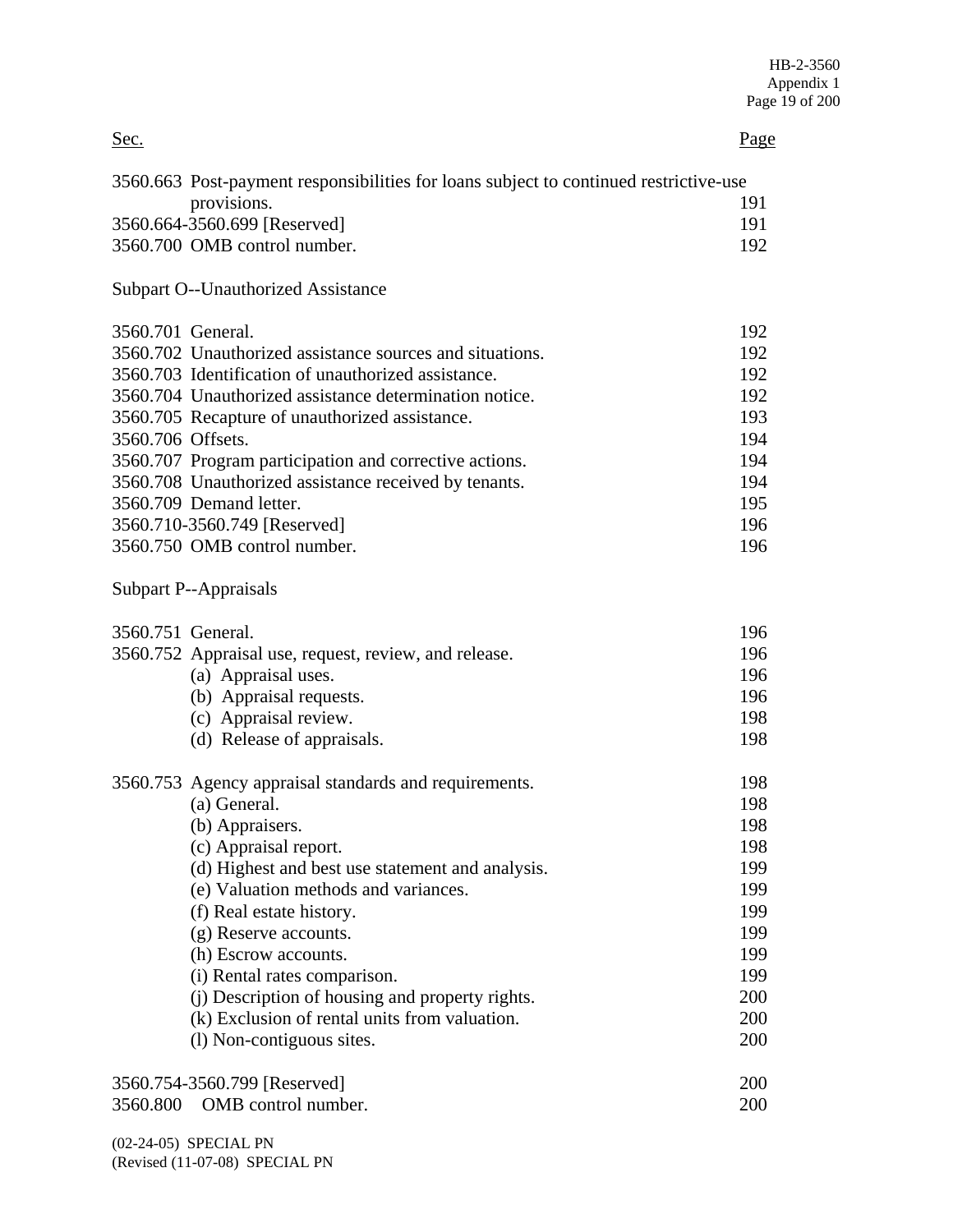| Sec. | Page |
| --- | --- |
| 3560.663 Post-payment responsibilities for loans subject to continued restrictive-use provisions. | 191 |
| 3560.664-3560.699 [Reserved] | 191 |
| 3560.700 OMB control number. | 192 |

Subpart O--Unauthorized Assistance

| Sec. | Page |
| --- | --- |
| 3560.701 General. | 192 |
| 3560.702 Unauthorized assistance sources and situations. | 192 |
| 3560.703 Identification of unauthorized assistance. | 192 |
| 3560.704 Unauthorized assistance determination notice. | 192 |
| 3560.705 Recapture of unauthorized assistance. | 193 |
| 3560.706 Offsets. | 194 |
| 3560.707 Program participation and corrective actions. | 194 |
| 3560.708 Unauthorized assistance received by tenants. | 194 |
| 3560.709 Demand letter. | 195 |
| 3560.710-3560.749 [Reserved] | 196 |
| 3560.750 OMB control number. | 196 |

Subpart P--Appraisals

| Sec. | Page |
| --- | --- |
| 3560.751 General. | 196 |
| 3560.752 Appraisal use, request, review, and release. | 196 |
| (a) Appraisal uses. | 196 |
| (b) Appraisal requests. | 196 |
| (c) Appraisal review. | 198 |
| (d) Release of appraisals. | 198 |
| 3560.753 Agency appraisal standards and requirements. | 198 |
| (a) General. | 198 |
| (b) Appraisers. | 198 |
| (c) Appraisal report. | 198 |
| (d) Highest and best use statement and analysis. | 199 |
| (e) Valuation methods and variances. | 199 |
| (f) Real estate history. | 199 |
| (g) Reserve accounts. | 199 |
| (h) Escrow accounts. | 199 |
| (i) Rental rates comparison. | 199 |
| (j) Description of housing and property rights. | 200 |
| (k) Exclusion of rental units from valuation. | 200 |
| (l) Non-contiguous sites. | 200 |
| 3560.754-3560.799 [Reserved] | 200 |
| 3560.800 OMB control number. | 200 |

(02-24-05) SPECIAL PN
(Revised (11-07-08) SPECIAL PN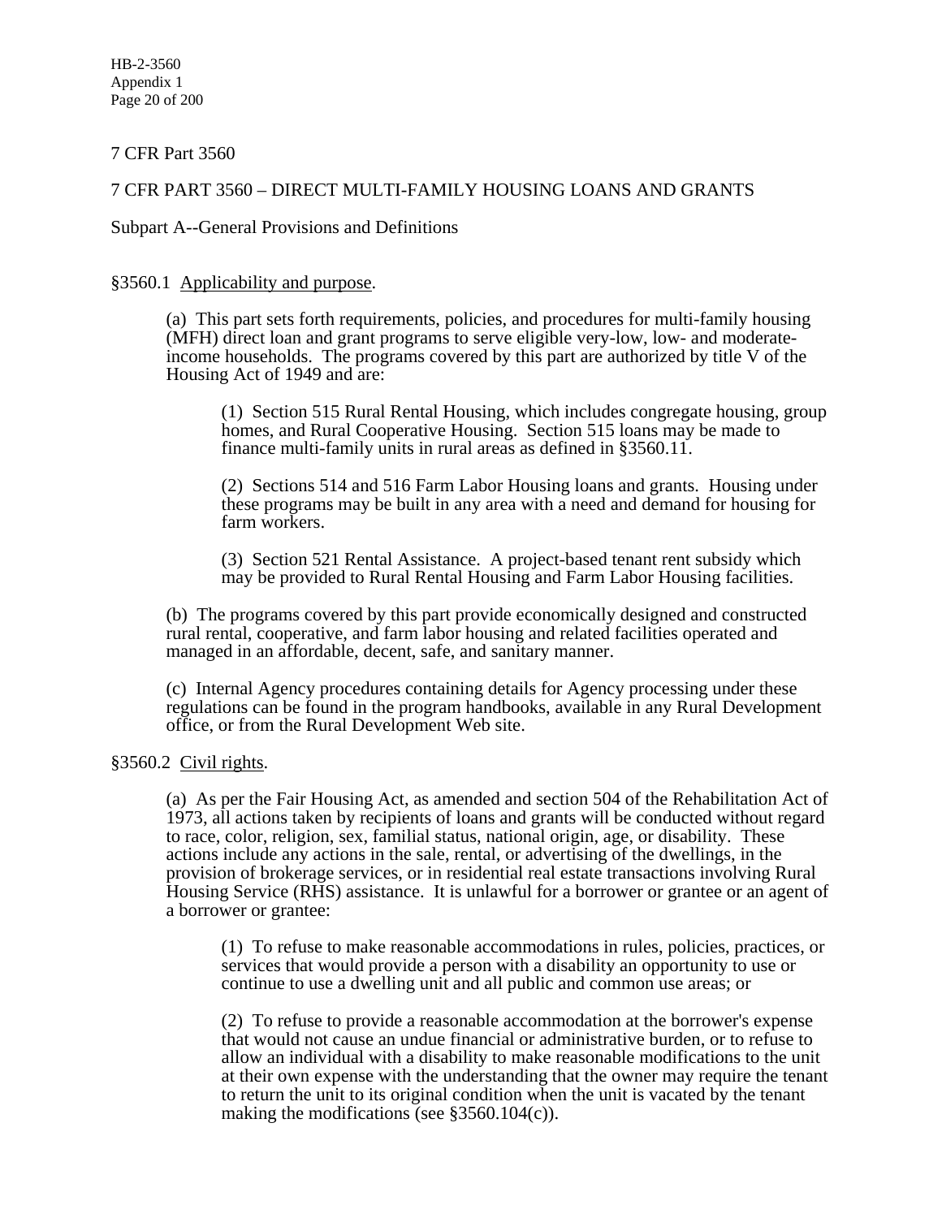7 CFR Part 3560

# 7 CFR PART 3560 – DIRECT MULTI-FAMILY HOUSING LOANS AND GRANTS

## Subpart A--General Provisions and Definitions

### §3560.1 Applicability and purpose.

(a) This part sets forth requirements, policies, and procedures for multi-family housing (MFH) direct loan and grant programs to serve eligible very-low, low- and moderate-income households. The programs covered by this part are authorized by title V of the Housing Act of 1949 and are:

(1) Section 515 Rural Rental Housing, which includes congregate housing, group homes, and Rural Cooperative Housing. Section 515 loans may be made to finance multi-family units in rural areas as defined in §3560.11.

(2) Sections 514 and 516 Farm Labor Housing loans and grants. Housing under these programs may be built in any area with a need and demand for housing for farm workers.

(3) Section 521 Rental Assistance. A project-based tenant rent subsidy which may be provided to Rural Rental Housing and Farm Labor Housing facilities.

(b) The programs covered by this part provide economically designed and constructed rural rental, cooperative, and farm labor housing and related facilities operated and managed in an affordable, decent, safe, and sanitary manner.

(c) Internal Agency procedures containing details for Agency processing under these regulations can be found in the program handbooks, available in any Rural Development office, or from the Rural Development Web site.

### §3560.2 Civil rights.

(a) As per the Fair Housing Act, as amended and section 504 of the Rehabilitation Act of 1973, all actions taken by recipients of loans and grants will be conducted without regard to race, color, religion, sex, familial status, national origin, age, or disability. These actions include any actions in the sale, rental, or advertising of the dwellings, in the provision of brokerage services, or in residential real estate transactions involving Rural Housing Service (RHS) assistance. It is unlawful for a borrower or grantee or an agent of a borrower or grantee:

(1) To refuse to make reasonable accommodations in rules, policies, practices, or services that would provide a person with a disability an opportunity to use or continue to use a dwelling unit and all public and common use areas; or

(2) To refuse to provide a reasonable accommodation at the borrower's expense that would not cause an undue financial or administrative burden, or to refuse to allow an individual with a disability to make reasonable modifications to the unit at their own expense with the understanding that the owner may require the tenant to return the unit to its original condition when the unit is vacated by the tenant making the modifications (see §3560.104(c)).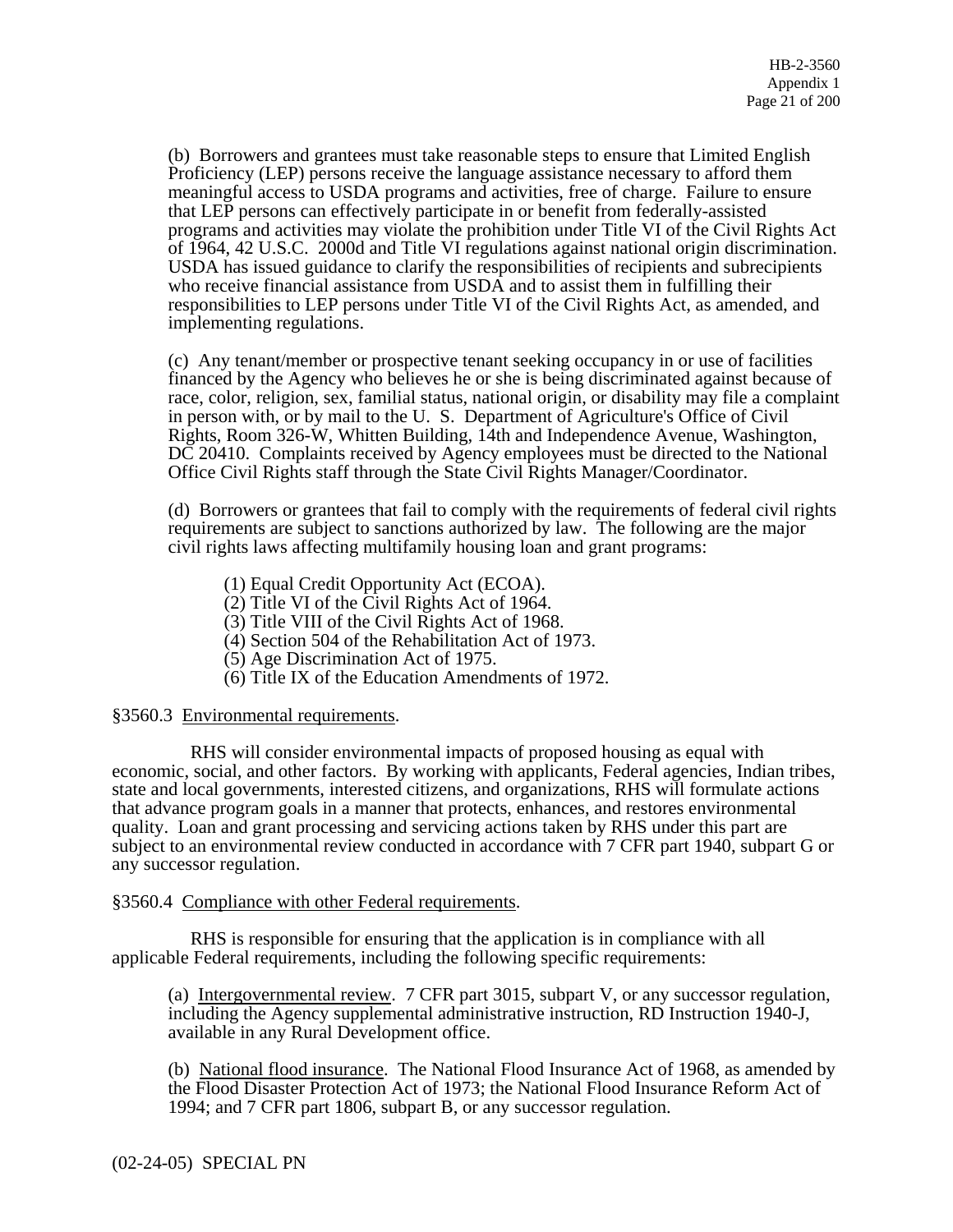(b) Borrowers and grantees must take reasonable steps to ensure that Limited English Proficiency (LEP) persons receive the language assistance necessary to afford them meaningful access to USDA programs and activities, free of charge. Failure to ensure that LEP persons can effectively participate in or benefit from federally-assisted programs and activities may violate the prohibition under Title VI of the Civil Rights Act of 1964, 42 U.S.C. 2000d and Title VI regulations against national origin discrimination. USDA has issued guidance to clarify the responsibilities of recipients and subrecipients who receive financial assistance from USDA and to assist them in fulfilling their responsibilities to LEP persons under Title VI of the Civil Rights Act, as amended, and implementing regulations.

(c) Any tenant/member or prospective tenant seeking occupancy in or use of facilities financed by the Agency who believes he or she is being discriminated against because of race, color, religion, sex, familial status, national origin, or disability may file a complaint in person with, or by mail to the U. S. Department of Agriculture's Office of Civil Rights, Room 326-W, Whitten Building, 14th and Independence Avenue, Washington, DC 20410. Complaints received by Agency employees must be directed to the National Office Civil Rights staff through the State Civil Rights Manager/Coordinator.

(d) Borrowers or grantees that fail to comply with the requirements of federal civil rights requirements are subject to sanctions authorized by law. The following are the major civil rights laws affecting multifamily housing loan and grant programs:

(1) Equal Credit Opportunity Act (ECOA).
(2) Title VI of the Civil Rights Act of 1964.
(3) Title VIII of the Civil Rights Act of 1968.
(4) Section 504 of the Rehabilitation Act of 1973.
(5) Age Discrimination Act of 1975.
(6) Title IX of the Education Amendments of 1972.

§3560.3 Environmental requirements.

RHS will consider environmental impacts of proposed housing as equal with economic, social, and other factors. By working with applicants, Federal agencies, Indian tribes, state and local governments, interested citizens, and organizations, RHS will formulate actions that advance program goals in a manner that protects, enhances, and restores environmental quality. Loan and grant processing and servicing actions taken by RHS under this part are subject to an environmental review conducted in accordance with 7 CFR part 1940, subpart G or any successor regulation.

§3560.4 Compliance with other Federal requirements.

RHS is responsible for ensuring that the application is in compliance with all applicable Federal requirements, including the following specific requirements:

(a) Intergovernmental review. 7 CFR part 3015, subpart V, or any successor regulation, including the Agency supplemental administrative instruction, RD Instruction 1940-J, available in any Rural Development office.

(b) National flood insurance. The National Flood Insurance Act of 1968, as amended by the Flood Disaster Protection Act of 1973; the National Flood Insurance Reform Act of 1994; and 7 CFR part 1806, subpart B, or any successor regulation.

(02-24-05) SPECIAL PN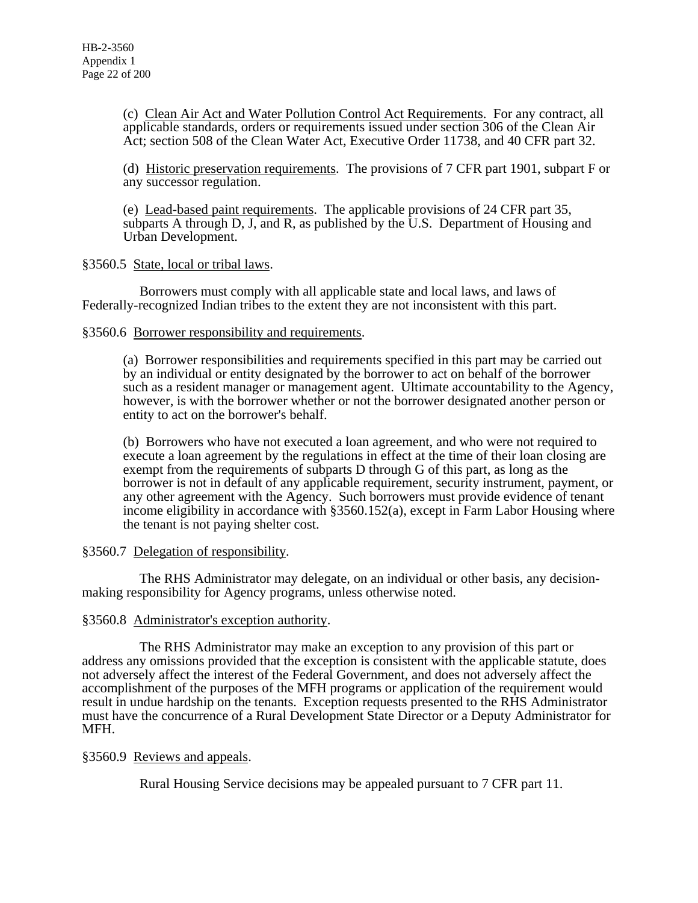(c) Clean Air Act and Water Pollution Control Act Requirements. For any contract, all applicable standards, orders or requirements issued under section 306 of the Clean Air Act; section 508 of the Clean Water Act, Executive Order 11738, and 40 CFR part 32.

(d) Historic preservation requirements. The provisions of 7 CFR part 1901, subpart F or any successor regulation.

(e) Lead-based paint requirements. The applicable provisions of 24 CFR part 35, subparts A through D, J, and R, as published by the U.S. Department of Housing and Urban Development.

§3560.5 State, local or tribal laws.

Borrowers must comply with all applicable state and local laws, and laws of Federally-recognized Indian tribes to the extent they are not inconsistent with this part.

§3560.6 Borrower responsibility and requirements.

(a) Borrower responsibilities and requirements specified in this part may be carried out by an individual or entity designated by the borrower to act on behalf of the borrower such as a resident manager or management agent. Ultimate accountability to the Agency, however, is with the borrower whether or not the borrower designated another person or entity to act on the borrower's behalf.

(b) Borrowers who have not executed a loan agreement, and who were not required to execute a loan agreement by the regulations in effect at the time of their loan closing are exempt from the requirements of subparts D through G of this part, as long as the borrower is not in default of any applicable requirement, security instrument, payment, or any other agreement with the Agency. Such borrowers must provide evidence of tenant income eligibility in accordance with §3560.152(a), except in Farm Labor Housing where the tenant is not paying shelter cost.

§3560.7 Delegation of responsibility.

The RHS Administrator may delegate, on an individual or other basis, any decision-making responsibility for Agency programs, unless otherwise noted.

§3560.8 Administrator's exception authority.

The RHS Administrator may make an exception to any provision of this part or address any omissions provided that the exception is consistent with the applicable statute, does not adversely affect the interest of the Federal Government, and does not adversely affect the accomplishment of the purposes of the MFH programs or application of the requirement would result in undue hardship on the tenants. Exception requests presented to the RHS Administrator must have the concurrence of a Rural Development State Director or a Deputy Administrator for MFH.

§3560.9 Reviews and appeals.

Rural Housing Service decisions may be appealed pursuant to 7 CFR part 11.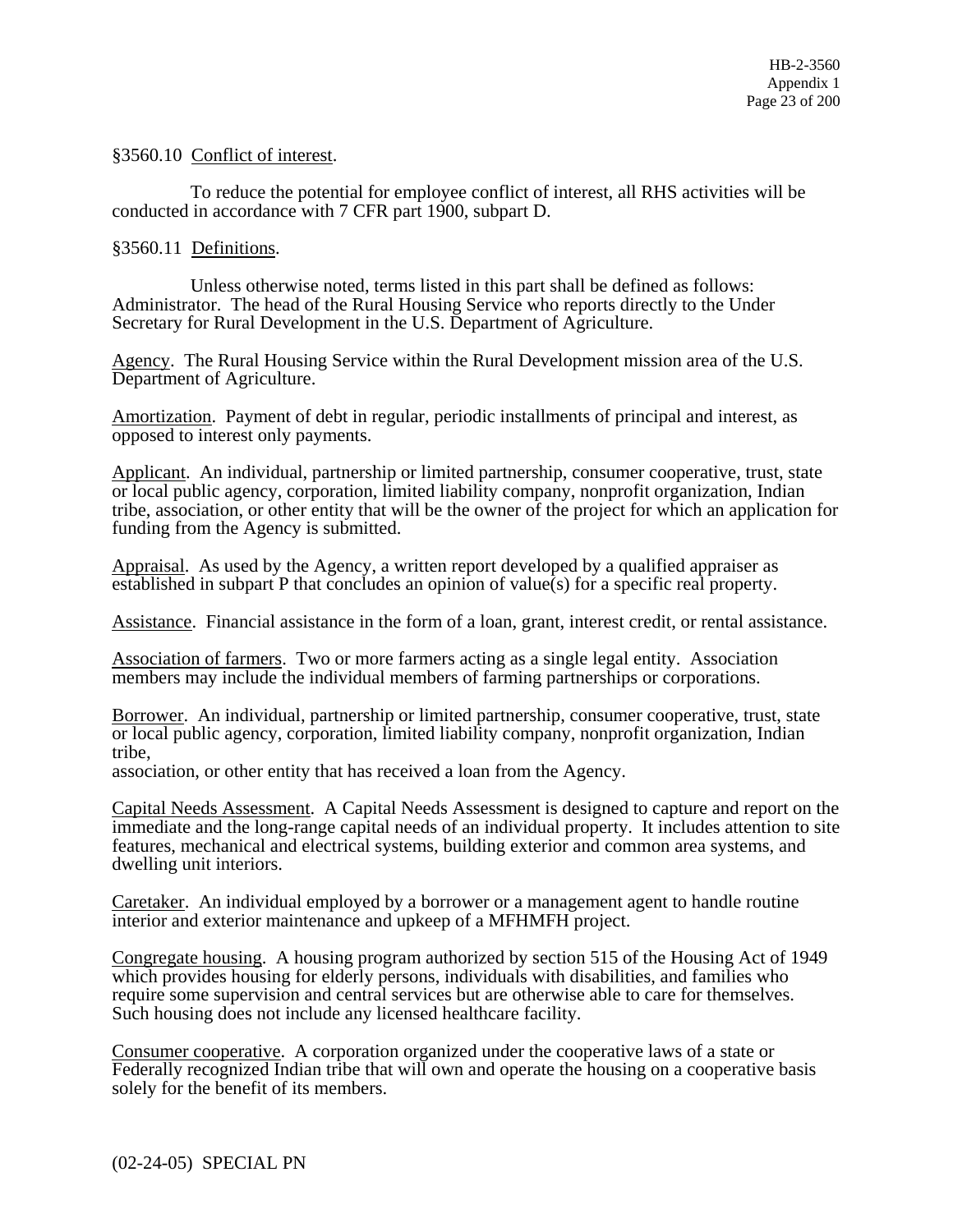§3560.10  Conflict of interest.

To reduce the potential for employee conflict of interest, all RHS activities will be conducted in accordance with 7 CFR part 1900, subpart D.

§3560.11  Definitions.

Unless otherwise noted, terms listed in this part shall be defined as follows:
Administrator.  The head of the Rural Housing Service who reports directly to the Under Secretary for Rural Development in the U.S. Department of Agriculture.

Agency.  The Rural Housing Service within the Rural Development mission area of the U.S. Department of Agriculture.

Amortization.  Payment of debt in regular, periodic installments of principal and interest, as opposed to interest only payments.

Applicant.  An individual, partnership or limited partnership, consumer cooperative, trust, state or local public agency, corporation, limited liability company, nonprofit organization, Indian tribe, association, or other entity that will be the owner of the project for which an application for funding from the Agency is submitted.

Appraisal.  As used by the Agency, a written report developed by a qualified appraiser as established in subpart P that concludes an opinion of value(s) for a specific real property.

Assistance.  Financial assistance in the form of a loan, grant, interest credit, or rental assistance.

Association of farmers.  Two or more farmers acting as a single legal entity.  Association members may include the individual members of farming partnerships or corporations.

Borrower.  An individual, partnership or limited partnership, consumer cooperative, trust, state or local public agency, corporation, limited liability company, nonprofit organization, Indian tribe,
association, or other entity that has received a loan from the Agency.

Capital Needs Assessment.  A Capital Needs Assessment is designed to capture and report on the immediate and the long-range capital needs of an individual property.  It includes attention to site features, mechanical and electrical systems, building exterior and common area systems, and dwelling unit interiors.

Caretaker.  An individual employed by a borrower or a management agent to handle routine interior and exterior maintenance and upkeep of a MFHMFH project.

Congregate housing.  A housing program authorized by section 515 of the Housing Act of 1949 which provides housing for elderly persons, individuals with disabilities, and families who require some supervision and central services but are otherwise able to care for themselves.  Such housing does not include any licensed healthcare facility.

Consumer cooperative.  A corporation organized under the cooperative laws of a state or Federally recognized Indian tribe that will own and operate the housing on a cooperative basis solely for the benefit of its members.

(02-24-05)  SPECIAL PN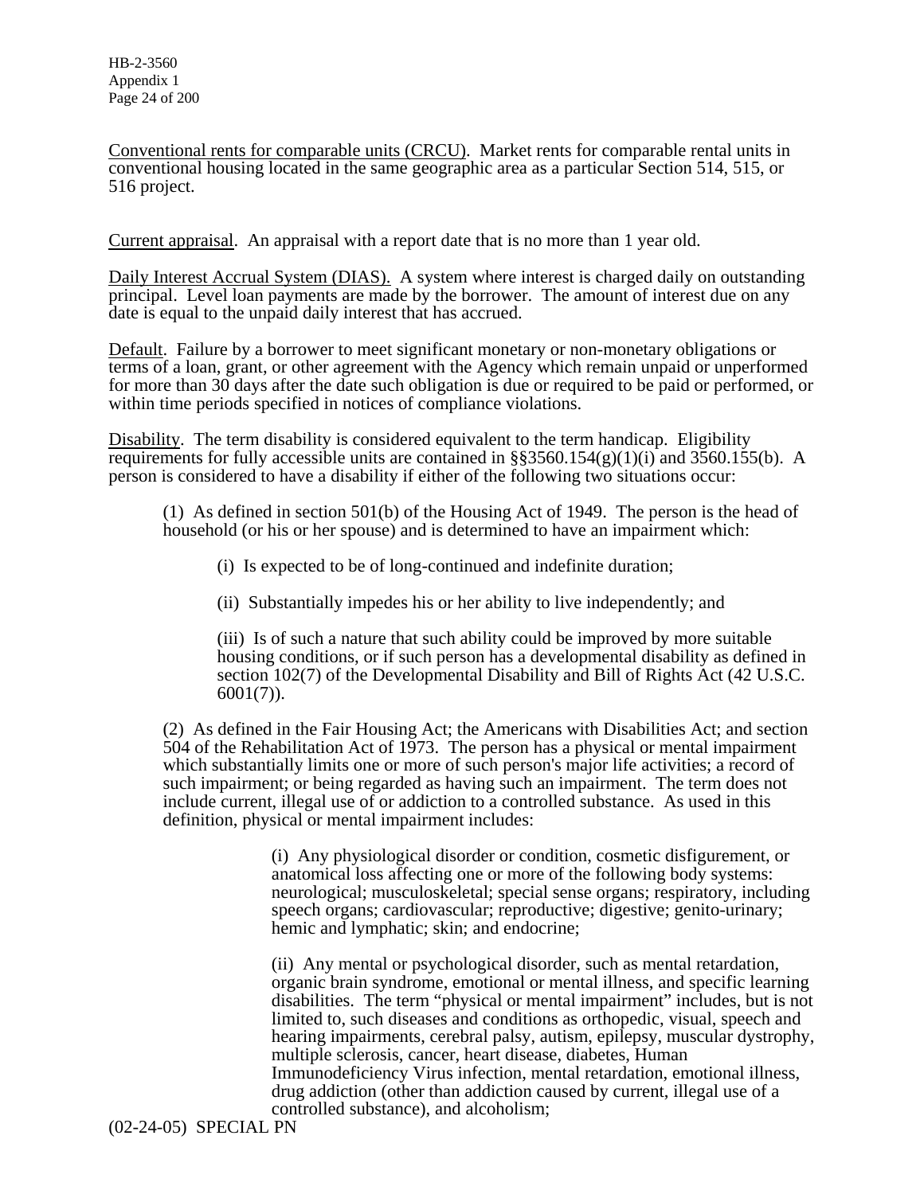Conventional rents for comparable units (CRCU). Market rents for comparable rental units in conventional housing located in the same geographic area as a particular Section 514, 515, or 516 project.

Current appraisal. An appraisal with a report date that is no more than 1 year old.

Daily Interest Accrual System (DIAS). A system where interest is charged daily on outstanding principal. Level loan payments are made by the borrower. The amount of interest due on any date is equal to the unpaid daily interest that has accrued.

Default. Failure by a borrower to meet significant monetary or non-monetary obligations or terms of a loan, grant, or other agreement with the Agency which remain unpaid or unperformed for more than 30 days after the date such obligation is due or required to be paid or performed, or within time periods specified in notices of compliance violations.

Disability. The term disability is considered equivalent to the term handicap. Eligibility requirements for fully accessible units are contained in §§3560.154(g)(1)(i) and 3560.155(b). A person is considered to have a disability if either of the following two situations occur:

(1) As defined in section 501(b) of the Housing Act of 1949. The person is the head of household (or his or her spouse) and is determined to have an impairment which:

(i) Is expected to be of long-continued and indefinite duration;

(ii) Substantially impedes his or her ability to live independently; and

(iii) Is of such a nature that such ability could be improved by more suitable housing conditions, or if such person has a developmental disability as defined in section 102(7) of the Developmental Disability and Bill of Rights Act (42 U.S.C. 6001(7)).

(2) As defined in the Fair Housing Act; the Americans with Disabilities Act; and section 504 of the Rehabilitation Act of 1973. The person has a physical or mental impairment which substantially limits one or more of such person's major life activities; a record of such impairment; or being regarded as having such an impairment. The term does not include current, illegal use of or addiction to a controlled substance. As used in this definition, physical or mental impairment includes:

(i) Any physiological disorder or condition, cosmetic disfigurement, or anatomical loss affecting one or more of the following body systems: neurological; musculoskeletal; special sense organs; respiratory, including speech organs; cardiovascular; reproductive; digestive; genito-urinary; hemic and lymphatic; skin; and endocrine;

(ii) Any mental or psychological disorder, such as mental retardation, organic brain syndrome, emotional or mental illness, and specific learning disabilities. The term "physical or mental impairment" includes, but is not limited to, such diseases and conditions as orthopedic, visual, speech and hearing impairments, cerebral palsy, autism, epilepsy, muscular dystrophy, multiple sclerosis, cancer, heart disease, diabetes, Human Immunodeficiency Virus infection, mental retardation, emotional illness, drug addiction (other than addiction caused by current, illegal use of a controlled substance), and alcoholism;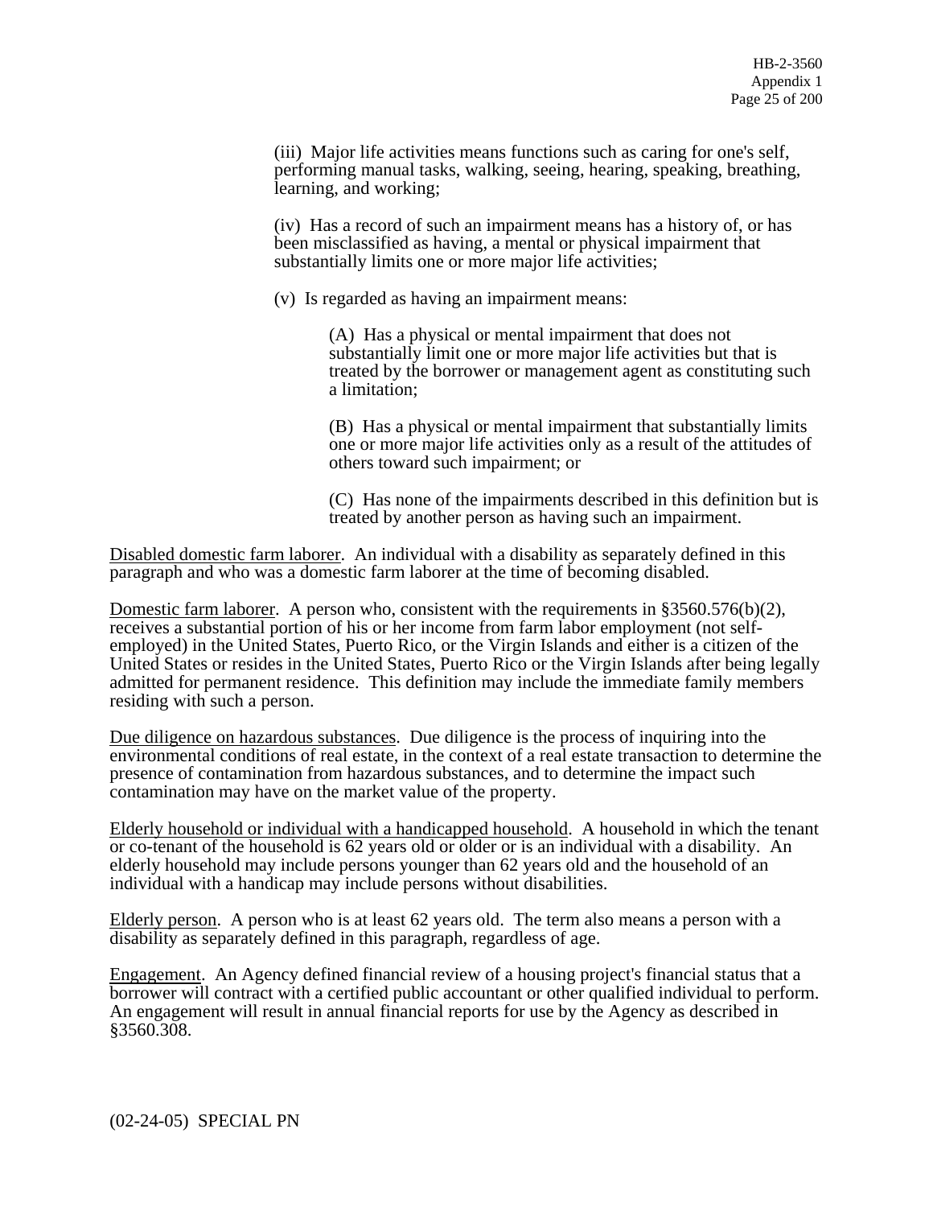(iii) Major life activities means functions such as caring for one's self, performing manual tasks, walking, seeing, hearing, speaking, breathing, learning, and working;

(iv) Has a record of such an impairment means has a history of, or has been misclassified as having, a mental or physical impairment that substantially limits one or more major life activities;

(v) Is regarded as having an impairment means:

(A) Has a physical or mental impairment that does not substantially limit one or more major life activities but that is treated by the borrower or management agent as constituting such a limitation;

(B) Has a physical or mental impairment that substantially limits one or more major life activities only as a result of the attitudes of others toward such impairment; or

(C) Has none of the impairments described in this definition but is treated by another person as having such an impairment.

Disabled domestic farm laborer. An individual with a disability as separately defined in this paragraph and who was a domestic farm laborer at the time of becoming disabled.

Domestic farm laborer. A person who, consistent with the requirements in §3560.576(b)(2), receives a substantial portion of his or her income from farm labor employment (not self-employed) in the United States, Puerto Rico, or the Virgin Islands and either is a citizen of the United States or resides in the United States, Puerto Rico or the Virgin Islands after being legally admitted for permanent residence. This definition may include the immediate family members residing with such a person.

Due diligence on hazardous substances. Due diligence is the process of inquiring into the environmental conditions of real estate, in the context of a real estate transaction to determine the presence of contamination from hazardous substances, and to determine the impact such contamination may have on the market value of the property.

Elderly household or individual with a handicapped household. A household in which the tenant or co-tenant of the household is 62 years old or older or is an individual with a disability. An elderly household may include persons younger than 62 years old and the household of an individual with a handicap may include persons without disabilities.

Elderly person. A person who is at least 62 years old. The term also means a person with a disability as separately defined in this paragraph, regardless of age.

Engagement. An Agency defined financial review of a housing project's financial status that a borrower will contract with a certified public accountant or other qualified individual to perform. An engagement will result in annual financial reports for use by the Agency as described in §3560.308.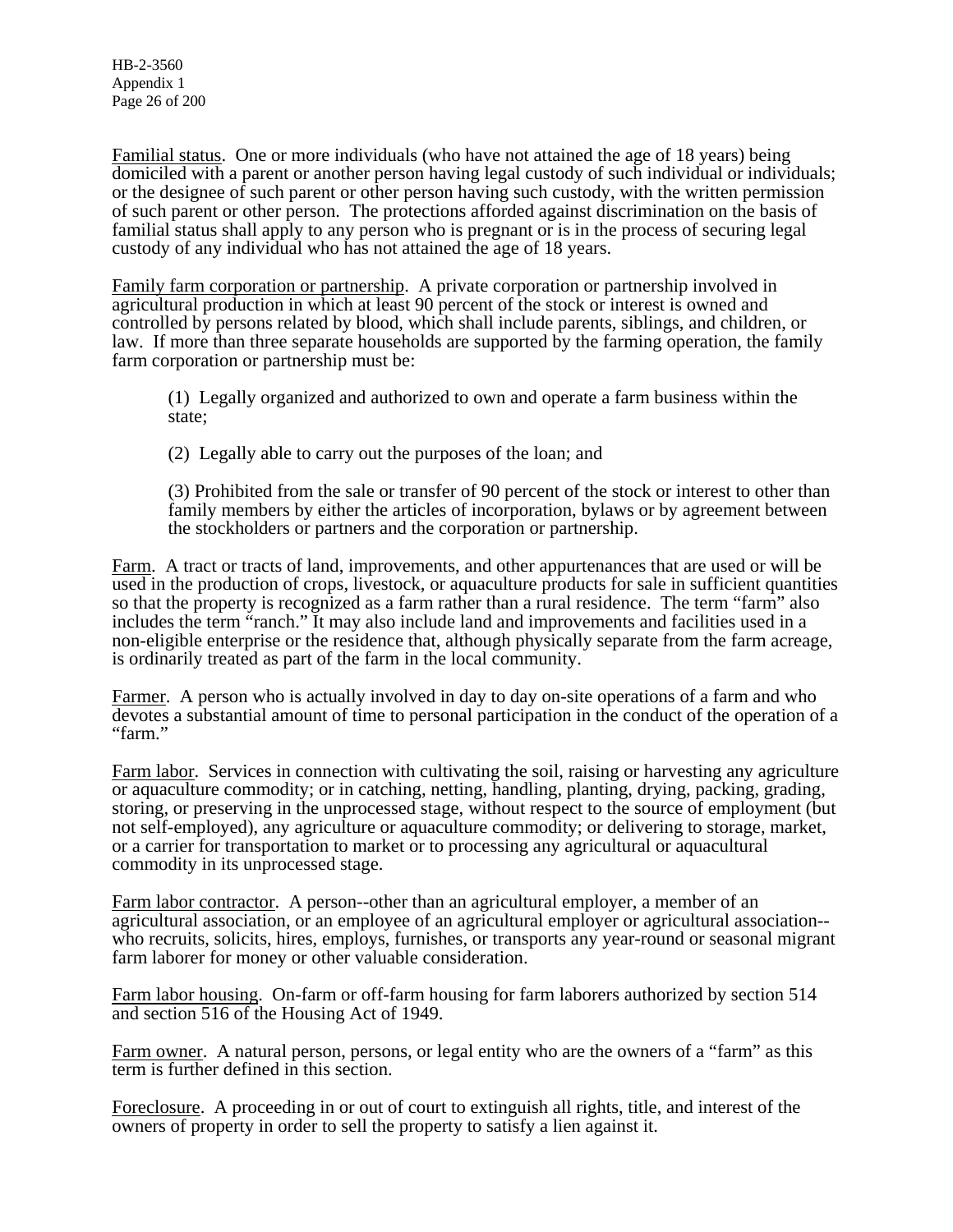Familial status. One or more individuals (who have not attained the age of 18 years) being domiciled with a parent or another person having legal custody of such individual or individuals; or the designee of such parent or other person having such custody, with the written permission of such parent or other person. The protections afforded against discrimination on the basis of familial status shall apply to any person who is pregnant or is in the process of securing legal custody of any individual who has not attained the age of 18 years.

Family farm corporation or partnership. A private corporation or partnership involved in agricultural production in which at least 90 percent of the stock or interest is owned and controlled by persons related by blood, which shall include parents, siblings, and children, or law. If more than three separate households are supported by the farming operation, the family farm corporation or partnership must be:

(1) Legally organized and authorized to own and operate a farm business within the state;

(2) Legally able to carry out the purposes of the loan; and

(3) Prohibited from the sale or transfer of 90 percent of the stock or interest to other than family members by either the articles of incorporation, bylaws or by agreement between the stockholders or partners and the corporation or partnership.

Farm. A tract or tracts of land, improvements, and other appurtenances that are used or will be used in the production of crops, livestock, or aquaculture products for sale in sufficient quantities so that the property is recognized as a farm rather than a rural residence. The term "farm" also includes the term "ranch." It may also include land and improvements and facilities used in a non-eligible enterprise or the residence that, although physically separate from the farm acreage, is ordinarily treated as part of the farm in the local community.

Farmer. A person who is actually involved in day to day on-site operations of a farm and who devotes a substantial amount of time to personal participation in the conduct of the operation of a "farm."

Farm labor. Services in connection with cultivating the soil, raising or harvesting any agriculture or aquaculture commodity; or in catching, netting, handling, planting, drying, packing, grading, storing, or preserving in the unprocessed stage, without respect to the source of employment (but not self-employed), any agriculture or aquaculture commodity; or delivering to storage, market, or a carrier for transportation to market or to processing any agricultural or aquacultural commodity in its unprocessed stage.

Farm labor contractor. A person--other than an agricultural employer, a member of an agricultural association, or an employee of an agricultural employer or agricultural association--who recruits, solicits, hires, employs, furnishes, or transports any year-round or seasonal migrant farm laborer for money or other valuable consideration.

Farm labor housing. On-farm or off-farm housing for farm laborers authorized by section 514 and section 516 of the Housing Act of 1949.

Farm owner. A natural person, persons, or legal entity who are the owners of a "farm" as this term is further defined in this section.

Foreclosure. A proceeding in or out of court to extinguish all rights, title, and interest of the owners of property in order to sell the property to satisfy a lien against it.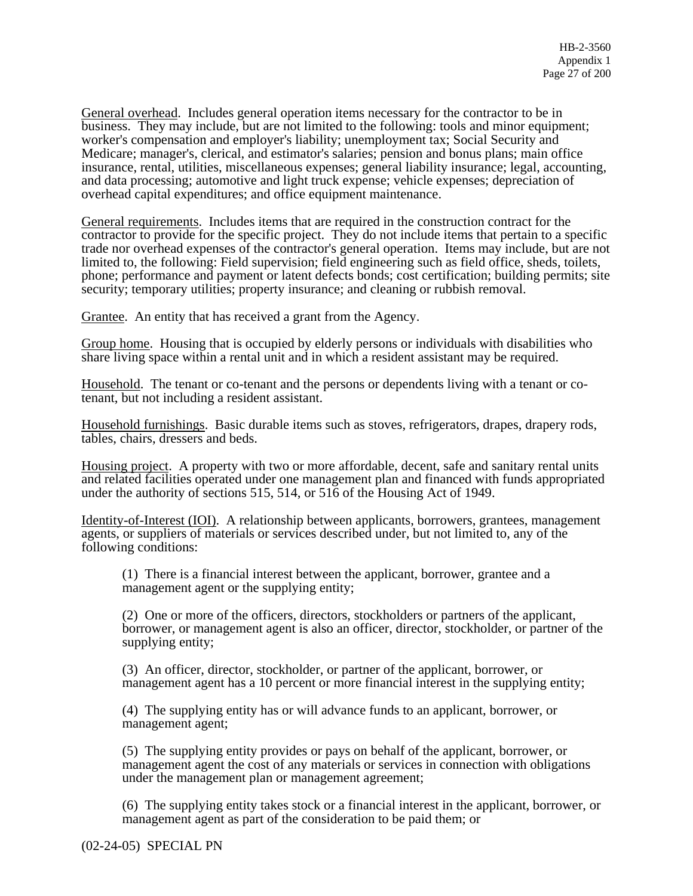General overhead. Includes general operation items necessary for the contractor to be in business. They may include, but are not limited to the following: tools and minor equipment; worker's compensation and employer's liability; unemployment tax; Social Security and Medicare; manager's, clerical, and estimator's salaries; pension and bonus plans; main office insurance, rental, utilities, miscellaneous expenses; general liability insurance; legal, accounting, and data processing; automotive and light truck expense; vehicle expenses; depreciation of overhead capital expenditures; and office equipment maintenance.

General requirements. Includes items that are required in the construction contract for the contractor to provide for the specific project. They do not include items that pertain to a specific trade nor overhead expenses of the contractor's general operation. Items may include, but are not limited to, the following: Field supervision; field engineering such as field office, sheds, toilets, phone; performance and payment or latent defects bonds; cost certification; building permits; site security; temporary utilities; property insurance; and cleaning or rubbish removal.

Grantee. An entity that has received a grant from the Agency.

Group home. Housing that is occupied by elderly persons or individuals with disabilities who share living space within a rental unit and in which a resident assistant may be required.

Household. The tenant or co-tenant and the persons or dependents living with a tenant or co-tenant, but not including a resident assistant.

Household furnishings. Basic durable items such as stoves, refrigerators, drapes, drapery rods, tables, chairs, dressers and beds.

Housing project. A property with two or more affordable, decent, safe and sanitary rental units and related facilities operated under one management plan and financed with funds appropriated under the authority of sections 515, 514, or 516 of the Housing Act of 1949.

Identity-of-Interest (IOI). A relationship between applicants, borrowers, grantees, management agents, or suppliers of materials or services described under, but not limited to, any of the following conditions:

(1) There is a financial interest between the applicant, borrower, grantee and a management agent or the supplying entity;

(2) One or more of the officers, directors, stockholders or partners of the applicant, borrower, or management agent is also an officer, director, stockholder, or partner of the supplying entity;

(3) An officer, director, stockholder, or partner of the applicant, borrower, or management agent has a 10 percent or more financial interest in the supplying entity;

(4) The supplying entity has or will advance funds to an applicant, borrower, or management agent;

(5) The supplying entity provides or pays on behalf of the applicant, borrower, or management agent the cost of any materials or services in connection with obligations under the management plan or management agreement;

(6) The supplying entity takes stock or a financial interest in the applicant, borrower, or management agent as part of the consideration to be paid them; or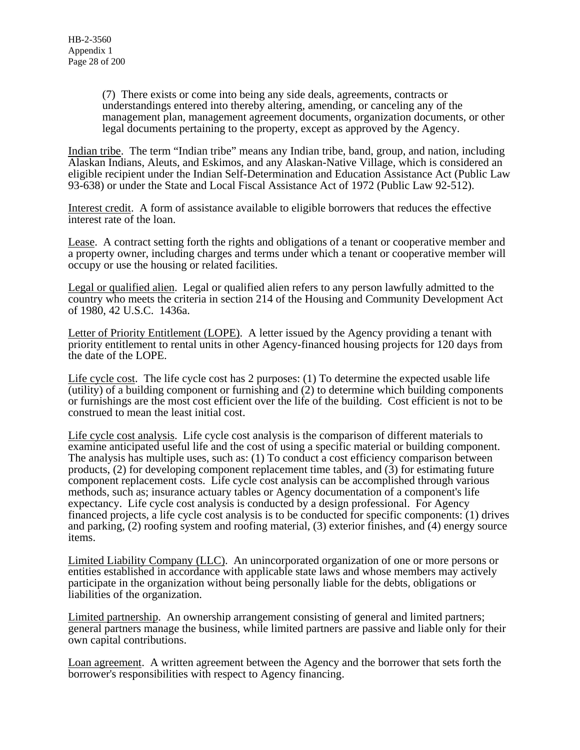(7) There exists or come into being any side deals, agreements, contracts or understandings entered into thereby altering, amending, or canceling any of the management plan, management agreement documents, organization documents, or other legal documents pertaining to the property, except as approved by the Agency.

Indian tribe. The term "Indian tribe" means any Indian tribe, band, group, and nation, including Alaskan Indians, Aleuts, and Eskimos, and any Alaskan-Native Village, which is considered an eligible recipient under the Indian Self-Determination and Education Assistance Act (Public Law 93-638) or under the State and Local Fiscal Assistance Act of 1972 (Public Law 92-512).

Interest credit. A form of assistance available to eligible borrowers that reduces the effective interest rate of the loan.

Lease. A contract setting forth the rights and obligations of a tenant or cooperative member and a property owner, including charges and terms under which a tenant or cooperative member will occupy or use the housing or related facilities.

Legal or qualified alien. Legal or qualified alien refers to any person lawfully admitted to the country who meets the criteria in section 214 of the Housing and Community Development Act of 1980, 42 U.S.C. 1436a.

Letter of Priority Entitlement (LOPE). A letter issued by the Agency providing a tenant with priority entitlement to rental units in other Agency-financed housing projects for 120 days from the date of the LOPE.

Life cycle cost. The life cycle cost has 2 purposes: (1) To determine the expected usable life (utility) of a building component or furnishing and (2) to determine which building components or furnishings are the most cost efficient over the life of the building. Cost efficient is not to be construed to mean the least initial cost.

Life cycle cost analysis. Life cycle cost analysis is the comparison of different materials to examine anticipated useful life and the cost of using a specific material or building component. The analysis has multiple uses, such as: (1) To conduct a cost efficiency comparison between products, (2) for developing component replacement time tables, and (3) for estimating future component replacement costs. Life cycle cost analysis can be accomplished through various methods, such as; insurance actuary tables or Agency documentation of a component's life expectancy. Life cycle cost analysis is conducted by a design professional. For Agency financed projects, a life cycle cost analysis is to be conducted for specific components: (1) drives and parking, (2) roofing system and roofing material, (3) exterior finishes, and (4) energy source items.

Limited Liability Company (LLC). An unincorporated organization of one or more persons or entities established in accordance with applicable state laws and whose members may actively participate in the organization without being personally liable for the debts, obligations or liabilities of the organization.

Limited partnership. An ownership arrangement consisting of general and limited partners; general partners manage the business, while limited partners are passive and liable only for their own capital contributions.

Loan agreement. A written agreement between the Agency and the borrower that sets forth the borrower's responsibilities with respect to Agency financing.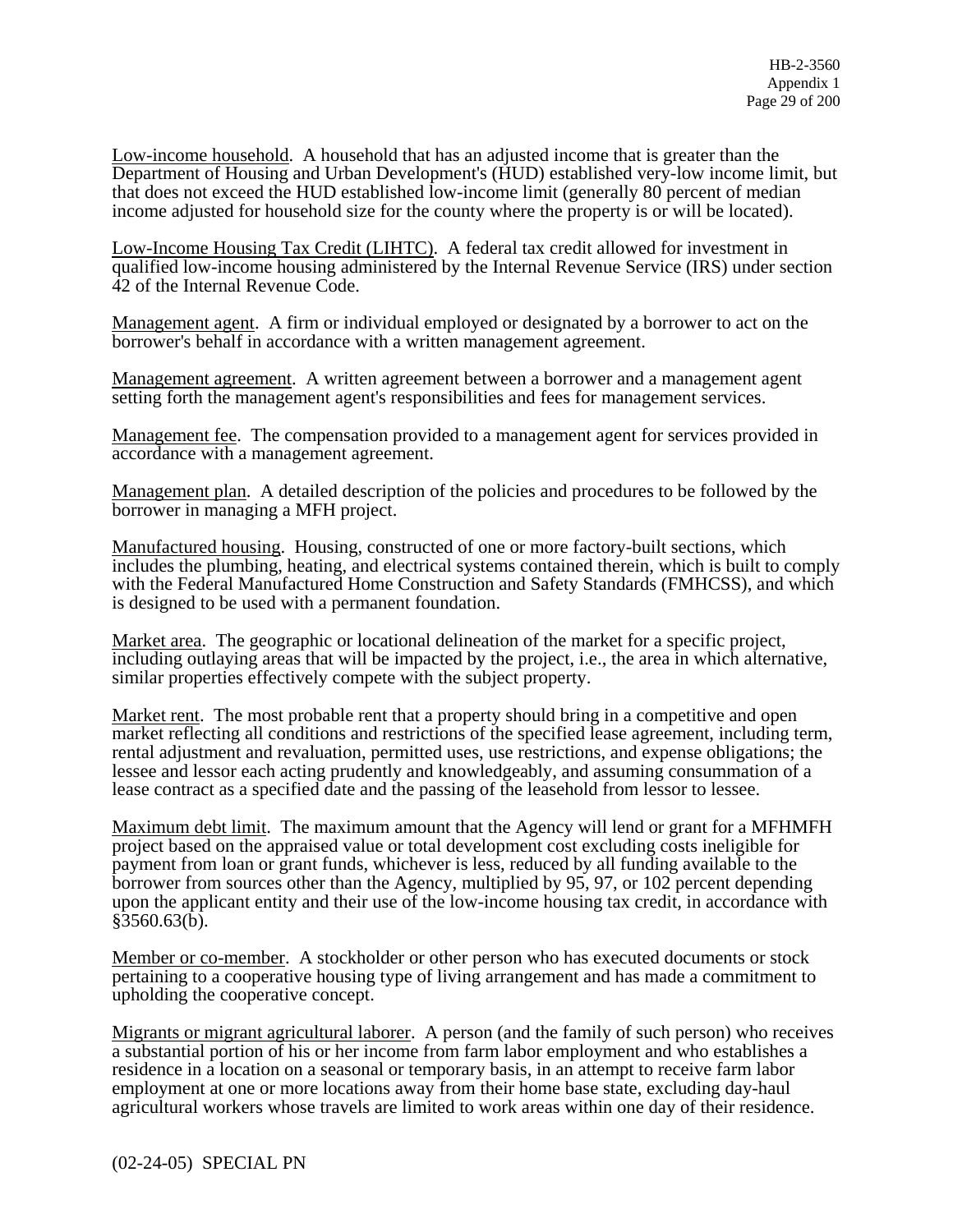Low-income household. A household that has an adjusted income that is greater than the Department of Housing and Urban Development's (HUD) established very-low income limit, but that does not exceed the HUD established low-income limit (generally 80 percent of median income adjusted for household size for the county where the property is or will be located).

Low-Income Housing Tax Credit (LIHTC). A federal tax credit allowed for investment in qualified low-income housing administered by the Internal Revenue Service (IRS) under section 42 of the Internal Revenue Code.

Management agent. A firm or individual employed or designated by a borrower to act on the borrower's behalf in accordance with a written management agreement.

Management agreement. A written agreement between a borrower and a management agent setting forth the management agent's responsibilities and fees for management services.

Management fee. The compensation provided to a management agent for services provided in accordance with a management agreement.

Management plan. A detailed description of the policies and procedures to be followed by the borrower in managing a MFH project.

Manufactured housing. Housing, constructed of one or more factory-built sections, which includes the plumbing, heating, and electrical systems contained therein, which is built to comply with the Federal Manufactured Home Construction and Safety Standards (FMHCSS), and which is designed to be used with a permanent foundation.

Market area. The geographic or locational delineation of the market for a specific project, including outlaying areas that will be impacted by the project, i.e., the area in which alternative, similar properties effectively compete with the subject property.

Market rent. The most probable rent that a property should bring in a competitive and open market reflecting all conditions and restrictions of the specified lease agreement, including term, rental adjustment and revaluation, permitted uses, use restrictions, and expense obligations; the lessee and lessor each acting prudently and knowledgeably, and assuming consummation of a lease contract as a specified date and the passing of the leasehold from lessor to lessee.

Maximum debt limit. The maximum amount that the Agency will lend or grant for a MFHMFH project based on the appraised value or total development cost excluding costs ineligible for payment from loan or grant funds, whichever is less, reduced by all funding available to the borrower from sources other than the Agency, multiplied by 95, 97, or 102 percent depending upon the applicant entity and their use of the low-income housing tax credit, in accordance with §3560.63(b).

Member or co-member. A stockholder or other person who has executed documents or stock pertaining to a cooperative housing type of living arrangement and has made a commitment to upholding the cooperative concept.

Migrants or migrant agricultural laborer. A person (and the family of such person) who receives a substantial portion of his or her income from farm labor employment and who establishes a residence in a location on a seasonal or temporary basis, in an attempt to receive farm labor employment at one or more locations away from their home base state, excluding day-haul agricultural workers whose travels are limited to work areas within one day of their residence.

(02-24-05) SPECIAL PN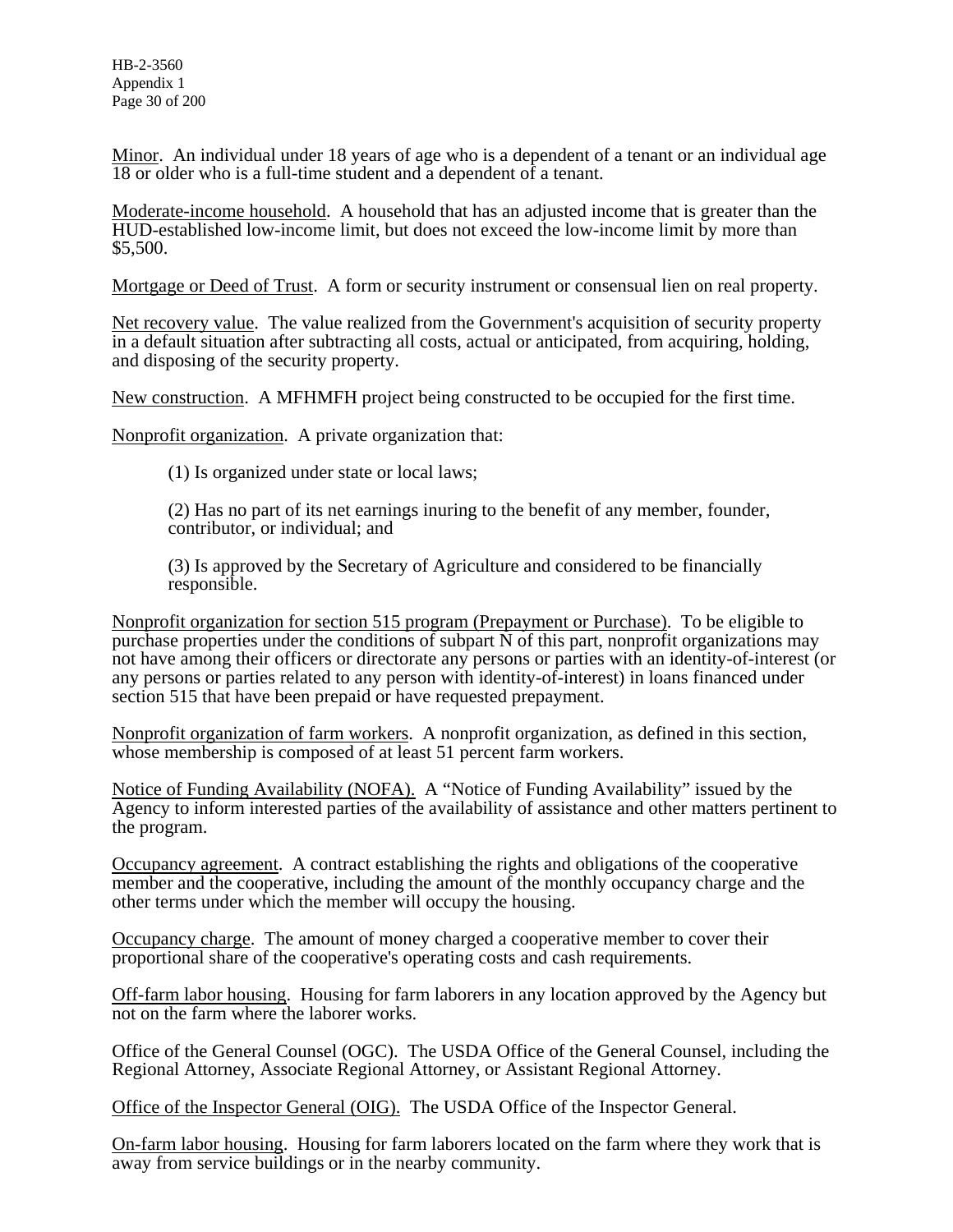<u>Minor</u>. An individual under 18 years of age who is a dependent of a tenant or an individual age 18 or older who is a full-time student and a dependent of a tenant.

<u>Moderate-income household</u>. A household that has an adjusted income that is greater than the HUD-established low-income limit, but does not exceed the low-income limit by more than $5,500.

<u>Mortgage or Deed of Trust</u>. A form or security instrument or consensual lien on real property.

<u>Net recovery value</u>. The value realized from the Government's acquisition of security property in a default situation after subtracting all costs, actual or anticipated, from acquiring, holding, and disposing of the security property.

<u>New construction</u>. A MFHMFH project being constructed to be occupied for the first time.

<u>Nonprofit organization</u>. A private organization that:

(1) Is organized under state or local laws;

(2) Has no part of its net earnings inuring to the benefit of any member, founder, contributor, or individual; and

(3) Is approved by the Secretary of Agriculture and considered to be financially responsible.

<u>Nonprofit organization for section 515 program (Prepayment or Purchase)</u>. To be eligible to purchase properties under the conditions of subpart N of this part, nonprofit organizations may not have among their officers or directorate any persons or parties with an identity-of-interest (or any persons or parties related to any person with identity-of-interest) in loans financed under section 515 that have been prepaid or have requested prepayment.

<u>Nonprofit organization of farm workers</u>. A nonprofit organization, as defined in this section, whose membership is composed of at least 51 percent farm workers.

<u>Notice of Funding Availability (NOFA).</u> A "Notice of Funding Availability" issued by the Agency to inform interested parties of the availability of assistance and other matters pertinent to the program.

<u>Occupancy agreement</u>. A contract establishing the rights and obligations of the cooperative member and the cooperative, including the amount of the monthly occupancy charge and the other terms under which the member will occupy the housing.

<u>Occupancy charge</u>. The amount of money charged a cooperative member to cover their proportional share of the cooperative's operating costs and cash requirements.

<u>Off-farm labor housing</u>. Housing for farm laborers in any location approved by the Agency but not on the farm where the laborer works.

Office of the General Counsel (OGC). The USDA Office of the General Counsel, including the Regional Attorney, Associate Regional Attorney, or Assistant Regional Attorney.

<u>Office of the Inspector General (OIG).</u> The USDA Office of the Inspector General.

<u>On-farm labor housing</u>. Housing for farm laborers located on the farm where they work that is away from service buildings or in the nearby community.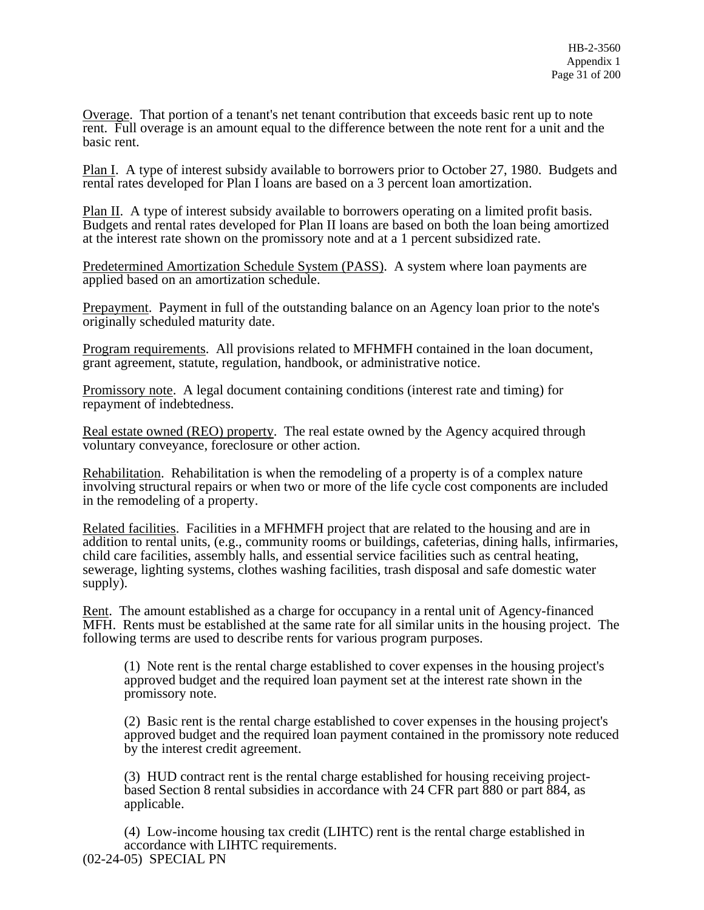<u>Overage</u>. That portion of a tenant's net tenant contribution that exceeds basic rent up to note rent. Full overage is an amount equal to the difference between the note rent for a unit and the basic rent.

<u>Plan I</u>. A type of interest subsidy available to borrowers prior to October 27, 1980. Budgets and rental rates developed for Plan I loans are based on a 3 percent loan amortization.

<u>Plan II</u>. A type of interest subsidy available to borrowers operating on a limited profit basis. Budgets and rental rates developed for Plan II loans are based on both the loan being amortized at the interest rate shown on the promissory note and at a 1 percent subsidized rate.

<u>Predetermined Amortization Schedule System (PASS)</u>. A system where loan payments are applied based on an amortization schedule.

<u>Prepayment</u>. Payment in full of the outstanding balance on an Agency loan prior to the note's originally scheduled maturity date.

<u>Program requirements</u>. All provisions related to MFHMFH contained in the loan document, grant agreement, statute, regulation, handbook, or administrative notice.

<u>Promissory note</u>. A legal document containing conditions (interest rate and timing) for repayment of indebtedness.

<u>Real estate owned (REO) property</u>. The real estate owned by the Agency acquired through voluntary conveyance, foreclosure or other action.

<u>Rehabilitation</u>. Rehabilitation is when the remodeling of a property is of a complex nature involving structural repairs or when two or more of the life cycle cost components are included in the remodeling of a property.

<u>Related facilities</u>. Facilities in a MFHMFH project that are related to the housing and are in addition to rental units, (e.g., community rooms or buildings, cafeterias, dining halls, infirmaries, child care facilities, assembly halls, and essential service facilities such as central heating, sewerage, lighting systems, clothes washing facilities, trash disposal and safe domestic water supply).

<u>Rent</u>. The amount established as a charge for occupancy in a rental unit of Agency-financed MFH. Rents must be established at the same rate for all similar units in the housing project. The following terms are used to describe rents for various program purposes.

(1) Note rent is the rental charge established to cover expenses in the housing project's approved budget and the required loan payment set at the interest rate shown in the promissory note.

(2) Basic rent is the rental charge established to cover expenses in the housing project's approved budget and the required loan payment contained in the promissory note reduced by the interest credit agreement.

(3) HUD contract rent is the rental charge established for housing receiving project-based Section 8 rental subsidies in accordance with 24 CFR part 880 or part 884, as applicable.

(4) Low-income housing tax credit (LIHTC) rent is the rental charge established in accordance with LIHTC requirements.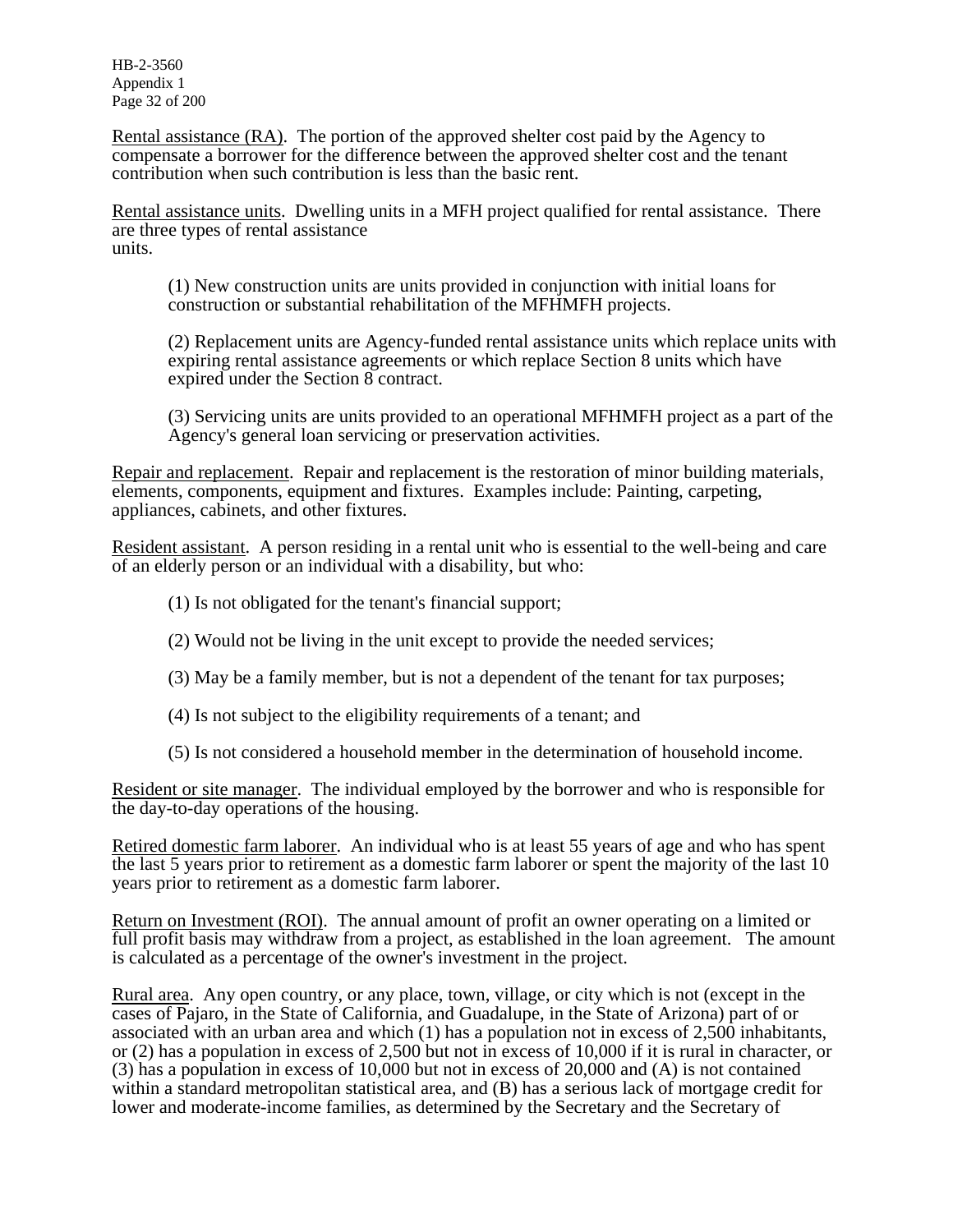Rental assistance (RA). The portion of the approved shelter cost paid by the Agency to compensate a borrower for the difference between the approved shelter cost and the tenant contribution when such contribution is less than the basic rent.

Rental assistance units. Dwelling units in a MFH project qualified for rental assistance. There are three types of rental assistance units.

(1) New construction units are units provided in conjunction with initial loans for construction or substantial rehabilitation of the MFHMFH projects.

(2) Replacement units are Agency-funded rental assistance units which replace units with expiring rental assistance agreements or which replace Section 8 units which have expired under the Section 8 contract.

(3) Servicing units are units provided to an operational MFHMFH project as a part of the Agency's general loan servicing or preservation activities.

Repair and replacement. Repair and replacement is the restoration of minor building materials, elements, components, equipment and fixtures. Examples include: Painting, carpeting, appliances, cabinets, and other fixtures.

Resident assistant. A person residing in a rental unit who is essential to the well-being and care of an elderly person or an individual with a disability, but who:

(1) Is not obligated for the tenant's financial support;

(2) Would not be living in the unit except to provide the needed services;

(3) May be a family member, but is not a dependent of the tenant for tax purposes;

(4) Is not subject to the eligibility requirements of a tenant; and

(5) Is not considered a household member in the determination of household income.

Resident or site manager. The individual employed by the borrower and who is responsible for the day-to-day operations of the housing.

Retired domestic farm laborer. An individual who is at least 55 years of age and who has spent the last 5 years prior to retirement as a domestic farm laborer or spent the majority of the last 10 years prior to retirement as a domestic farm laborer.

Return on Investment (ROI). The annual amount of profit an owner operating on a limited or full profit basis may withdraw from a project, as established in the loan agreement. The amount is calculated as a percentage of the owner's investment in the project.

Rural area. Any open country, or any place, town, village, or city which is not (except in the cases of Pajaro, in the State of California, and Guadalupe, in the State of Arizona) part of or associated with an urban area and which (1) has a population not in excess of 2,500 inhabitants, or (2) has a population in excess of 2,500 but not in excess of 10,000 if it is rural in character, or (3) has a population in excess of 10,000 but not in excess of 20,000 and (A) is not contained within a standard metropolitan statistical area, and (B) has a serious lack of mortgage credit for lower and moderate-income families, as determined by the Secretary and the Secretary of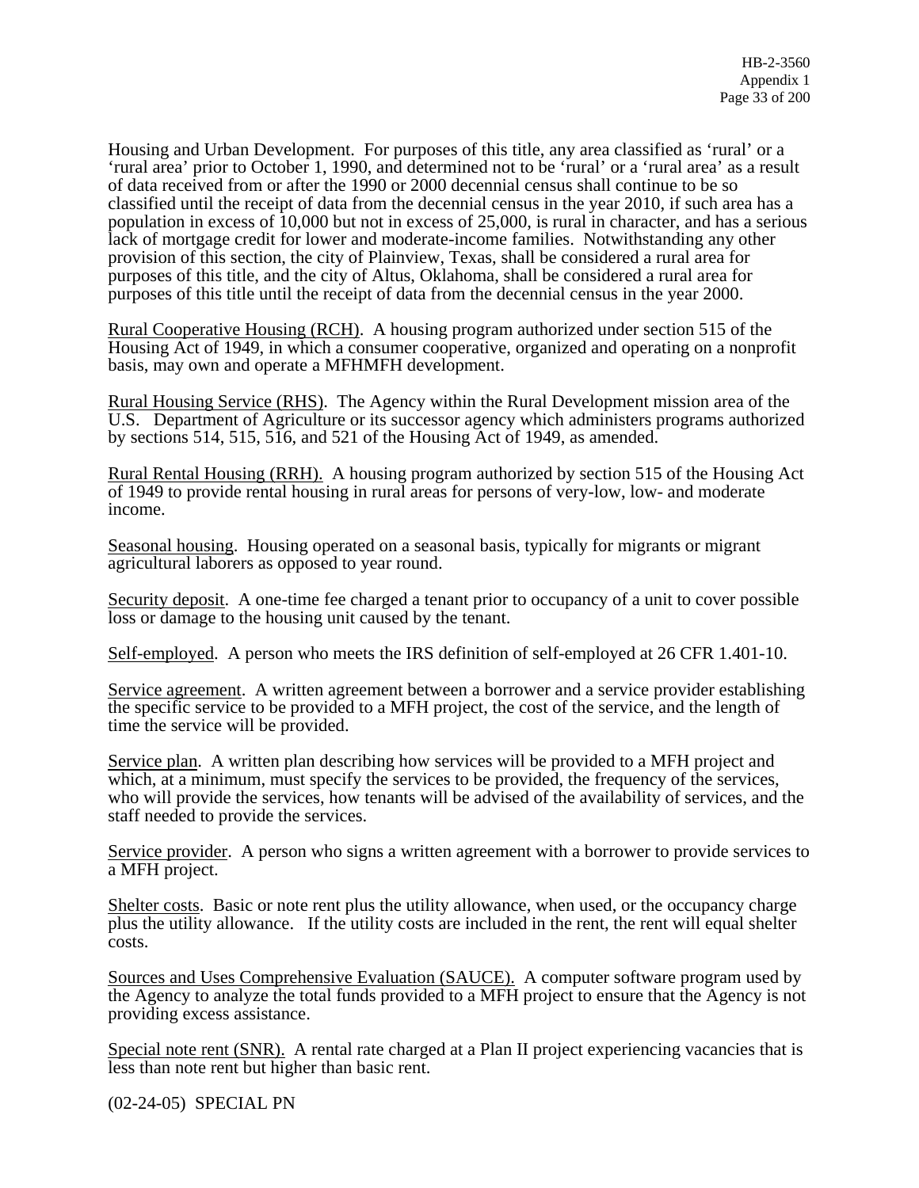Housing and Urban Development. For purposes of this title, any area classified as 'rural' or a 'rural area' prior to October 1, 1990, and determined not to be 'rural' or a 'rural area' as a result of data received from or after the 1990 or 2000 decennial census shall continue to be so classified until the receipt of data from the decennial census in the year 2010, if such area has a population in excess of 10,000 but not in excess of 25,000, is rural in character, and has a serious lack of mortgage credit for lower and moderate-income families. Notwithstanding any other provision of this section, the city of Plainview, Texas, shall be considered a rural area for purposes of this title, and the city of Altus, Oklahoma, shall be considered a rural area for purposes of this title until the receipt of data from the decennial census in the year 2000.

Rural Cooperative Housing (RCH). A housing program authorized under section 515 of the Housing Act of 1949, in which a consumer cooperative, organized and operating on a nonprofit basis, may own and operate a MFHMFH development.

Rural Housing Service (RHS). The Agency within the Rural Development mission area of the U.S. Department of Agriculture or its successor agency which administers programs authorized by sections 514, 515, 516, and 521 of the Housing Act of 1949, as amended.

Rural Rental Housing (RRH). A housing program authorized by section 515 of the Housing Act of 1949 to provide rental housing in rural areas for persons of very-low, low- and moderate income.

Seasonal housing. Housing operated on a seasonal basis, typically for migrants or migrant agricultural laborers as opposed to year round.

Security deposit. A one-time fee charged a tenant prior to occupancy of a unit to cover possible loss or damage to the housing unit caused by the tenant.

Self-employed. A person who meets the IRS definition of self-employed at 26 CFR 1.401-10.

Service agreement. A written agreement between a borrower and a service provider establishing the specific service to be provided to a MFH project, the cost of the service, and the length of time the service will be provided.

Service plan. A written plan describing how services will be provided to a MFH project and which, at a minimum, must specify the services to be provided, the frequency of the services, who will provide the services, how tenants will be advised of the availability of services, and the staff needed to provide the services.

Service provider. A person who signs a written agreement with a borrower to provide services to a MFH project.

Shelter costs. Basic or note rent plus the utility allowance, when used, or the occupancy charge plus the utility allowance. If the utility costs are included in the rent, the rent will equal shelter costs.

Sources and Uses Comprehensive Evaluation (SAUCE). A computer software program used by the Agency to analyze the total funds provided to a MFH project to ensure that the Agency is not providing excess assistance.

Special note rent (SNR). A rental rate charged at a Plan II project experiencing vacancies that is less than note rent but higher than basic rent.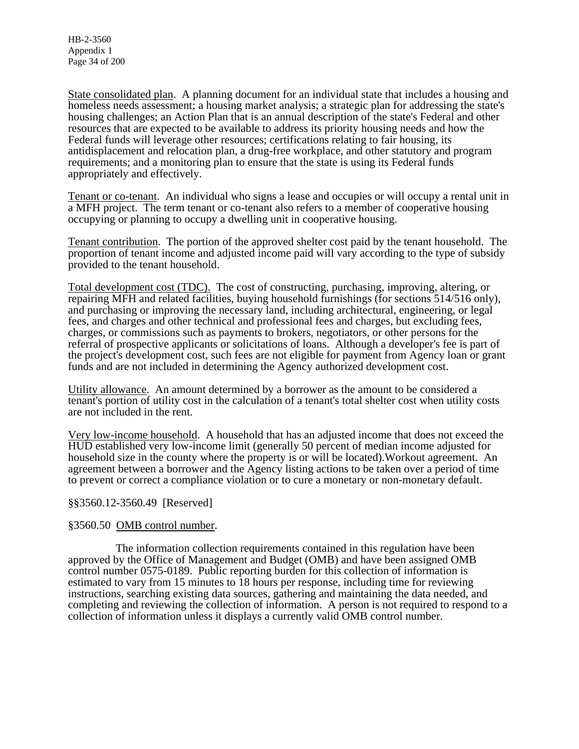State consolidated plan. A planning document for an individual state that includes a housing and homeless needs assessment; a housing market analysis; a strategic plan for addressing the state's housing challenges; an Action Plan that is an annual description of the state's Federal and other resources that are expected to be available to address its priority housing needs and how the Federal funds will leverage other resources; certifications relating to fair housing, its antidisplacement and relocation plan, a drug-free workplace, and other statutory and program requirements; and a monitoring plan to ensure that the state is using its Federal funds appropriately and effectively.

Tenant or co-tenant. An individual who signs a lease and occupies or will occupy a rental unit in a MFH project. The term tenant or co-tenant also refers to a member of cooperative housing occupying or planning to occupy a dwelling unit in cooperative housing.

Tenant contribution. The portion of the approved shelter cost paid by the tenant household. The proportion of tenant income and adjusted income paid will vary according to the type of subsidy provided to the tenant household.

Total development cost (TDC). The cost of constructing, purchasing, improving, altering, or repairing MFH and related facilities, buying household furnishings (for sections 514/516 only), and purchasing or improving the necessary land, including architectural, engineering, or legal fees, and charges and other technical and professional fees and charges, but excluding fees, charges, or commissions such as payments to brokers, negotiators, or other persons for the referral of prospective applicants or solicitations of loans. Although a developer's fee is part of the project's development cost, such fees are not eligible for payment from Agency loan or grant funds and are not included in determining the Agency authorized development cost.

Utility allowance. An amount determined by a borrower as the amount to be considered a tenant's portion of utility cost in the calculation of a tenant's total shelter cost when utility costs are not included in the rent.

Very low-income household. A household that has an adjusted income that does not exceed the HUD established very low-income limit (generally 50 percent of median income adjusted for household size in the county where the property is or will be located).Workout agreement. An agreement between a borrower and the Agency listing actions to be taken over a period of time to prevent or correct a compliance violation or to cure a monetary or non-monetary default.

§§3560.12-3560.49 [Reserved]

§3560.50 OMB control number.

The information collection requirements contained in this regulation have been approved by the Office of Management and Budget (OMB) and have been assigned OMB control number 0575-0189. Public reporting burden for this collection of information is estimated to vary from 15 minutes to 18 hours per response, including time for reviewing instructions, searching existing data sources, gathering and maintaining the data needed, and completing and reviewing the collection of information. A person is not required to respond to a collection of information unless it displays a currently valid OMB control number.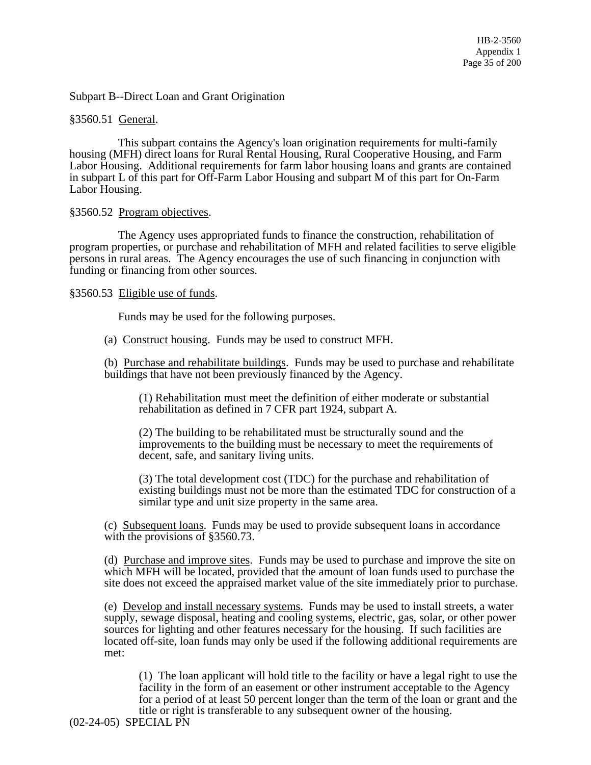Subpart B--Direct Loan and Grant Origination

§3560.51 General.

This subpart contains the Agency's loan origination requirements for multi-family housing (MFH) direct loans for Rural Rental Housing, Rural Cooperative Housing, and Farm Labor Housing. Additional requirements for farm labor housing loans and grants are contained in subpart L of this part for Off-Farm Labor Housing and subpart M of this part for On-Farm Labor Housing.

§3560.52 Program objectives.

The Agency uses appropriated funds to finance the construction, rehabilitation of program properties, or purchase and rehabilitation of MFH and related facilities to serve eligible persons in rural areas. The Agency encourages the use of such financing in conjunction with funding or financing from other sources.

§3560.53 Eligible use of funds.

Funds may be used for the following purposes.

(a) Construct housing. Funds may be used to construct MFH.

(b) Purchase and rehabilitate buildings. Funds may be used to purchase and rehabilitate buildings that have not been previously financed by the Agency.

(1) Rehabilitation must meet the definition of either moderate or substantial rehabilitation as defined in 7 CFR part 1924, subpart A.

(2) The building to be rehabilitated must be structurally sound and the improvements to the building must be necessary to meet the requirements of decent, safe, and sanitary living units.

(3) The total development cost (TDC) for the purchase and rehabilitation of existing buildings must not be more than the estimated TDC for construction of a similar type and unit size property in the same area.

(c) Subsequent loans. Funds may be used to provide subsequent loans in accordance with the provisions of §3560.73.

(d) Purchase and improve sites. Funds may be used to purchase and improve the site on which MFH will be located, provided that the amount of loan funds used to purchase the site does not exceed the appraised market value of the site immediately prior to purchase.

(e) Develop and install necessary systems. Funds may be used to install streets, a water supply, sewage disposal, heating and cooling systems, electric, gas, solar, or other power sources for lighting and other features necessary for the housing. If such facilities are located off-site, loan funds may only be used if the following additional requirements are met:

(1) The loan applicant will hold title to the facility or have a legal right to use the facility in the form of an easement or other instrument acceptable to the Agency for a period of at least 50 percent longer than the term of the loan or grant and the title or right is transferable to any subsequent owner of the housing.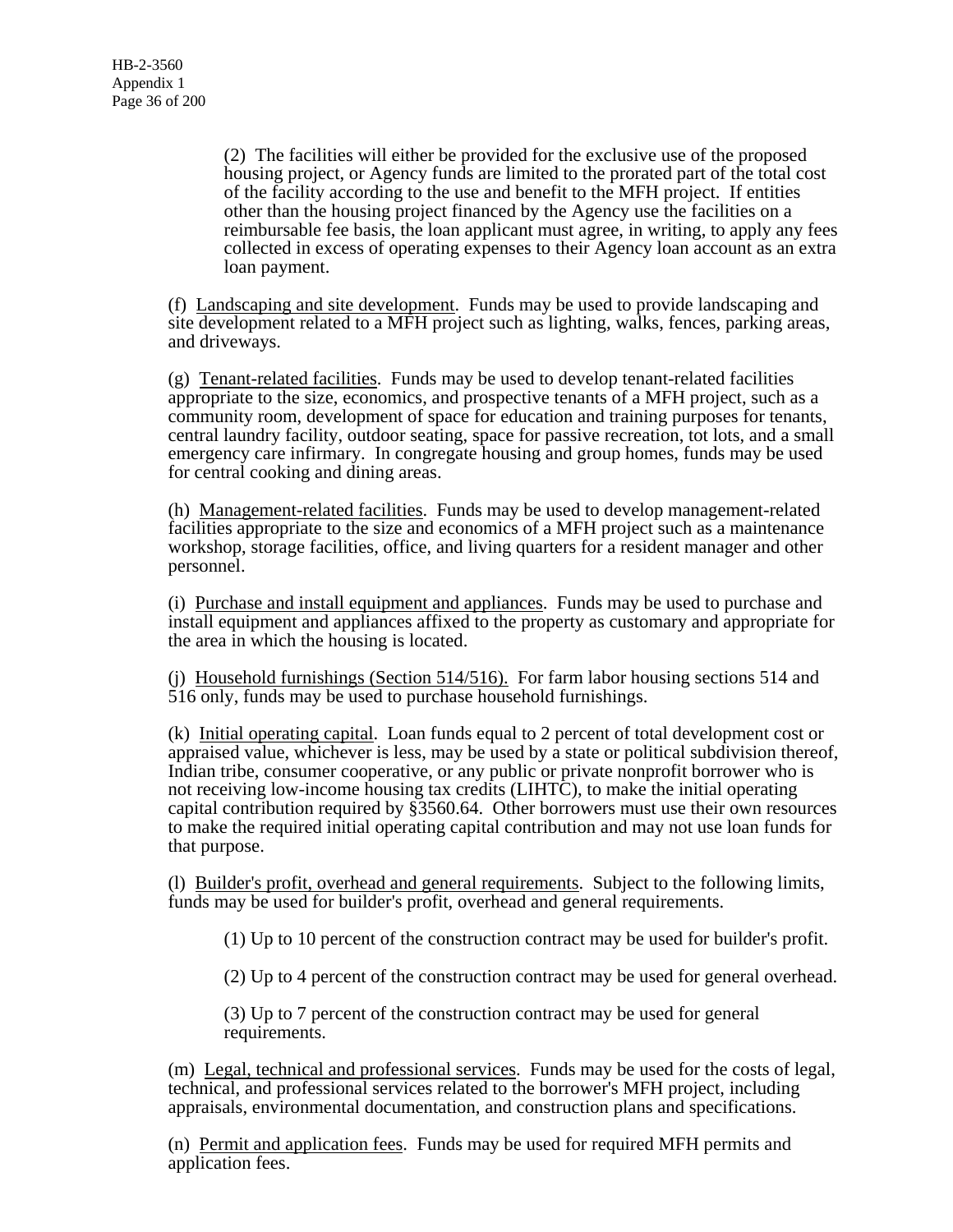(2) The facilities will either be provided for the exclusive use of the proposed housing project, or Agency funds are limited to the prorated part of the total cost of the facility according to the use and benefit to the MFH project. If entities other than the housing project financed by the Agency use the facilities on a reimbursable fee basis, the loan applicant must agree, in writing, to apply any fees collected in excess of operating expenses to their Agency loan account as an extra loan payment.

(f) Landscaping and site development. Funds may be used to provide landscaping and site development related to a MFH project such as lighting, walks, fences, parking areas, and driveways.

(g) Tenant-related facilities. Funds may be used to develop tenant-related facilities appropriate to the size, economics, and prospective tenants of a MFH project, such as a community room, development of space for education and training purposes for tenants, central laundry facility, outdoor seating, space for passive recreation, tot lots, and a small emergency care infirmary. In congregate housing and group homes, funds may be used for central cooking and dining areas.

(h) Management-related facilities. Funds may be used to develop management-related facilities appropriate to the size and economics of a MFH project such as a maintenance workshop, storage facilities, office, and living quarters for a resident manager and other personnel.

(i) Purchase and install equipment and appliances. Funds may be used to purchase and install equipment and appliances affixed to the property as customary and appropriate for the area in which the housing is located.

(j) Household furnishings (Section 514/516). For farm labor housing sections 514 and 516 only, funds may be used to purchase household furnishings.

(k) Initial operating capital. Loan funds equal to 2 percent of total development cost or appraised value, whichever is less, may be used by a state or political subdivision thereof, Indian tribe, consumer cooperative, or any public or private nonprofit borrower who is not receiving low-income housing tax credits (LIHTC), to make the initial operating capital contribution required by §3560.64. Other borrowers must use their own resources to make the required initial operating capital contribution and may not use loan funds for that purpose.

(l) Builder's profit, overhead and general requirements. Subject to the following limits, funds may be used for builder's profit, overhead and general requirements.

(1) Up to 10 percent of the construction contract may be used for builder's profit.

(2) Up to 4 percent of the construction contract may be used for general overhead.

(3) Up to 7 percent of the construction contract may be used for general requirements.

(m) Legal, technical and professional services. Funds may be used for the costs of legal, technical, and professional services related to the borrower's MFH project, including appraisals, environmental documentation, and construction plans and specifications.

(n) Permit and application fees. Funds may be used for required MFH permits and application fees.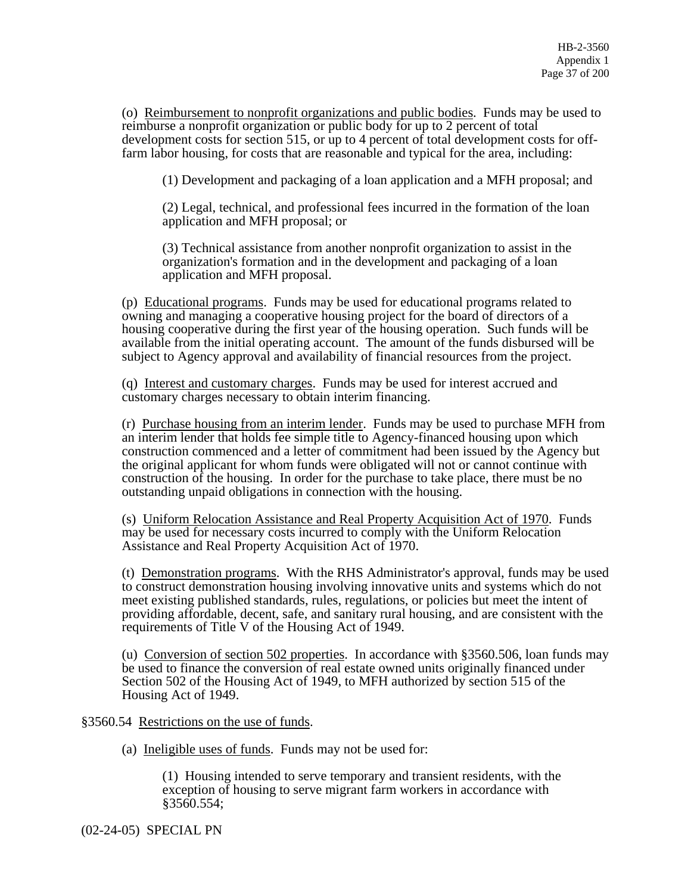(o) Reimbursement to nonprofit organizations and public bodies. Funds may be used to reimburse a nonprofit organization or public body for up to 2 percent of total development costs for section 515, or up to 4 percent of total development costs for off-farm labor housing, for costs that are reasonable and typical for the area, including:

(1) Development and packaging of a loan application and a MFH proposal; and

(2) Legal, technical, and professional fees incurred in the formation of the loan application and MFH proposal; or

(3) Technical assistance from another nonprofit organization to assist in the organization's formation and in the development and packaging of a loan application and MFH proposal.

(p) Educational programs. Funds may be used for educational programs related to owning and managing a cooperative housing project for the board of directors of a housing cooperative during the first year of the housing operation. Such funds will be available from the initial operating account. The amount of the funds disbursed will be subject to Agency approval and availability of financial resources from the project.

(q) Interest and customary charges. Funds may be used for interest accrued and customary charges necessary to obtain interim financing.

(r) Purchase housing from an interim lender. Funds may be used to purchase MFH from an interim lender that holds fee simple title to Agency-financed housing upon which construction commenced and a letter of commitment had been issued by the Agency but the original applicant for whom funds were obligated will not or cannot continue with construction of the housing. In order for the purchase to take place, there must be no outstanding unpaid obligations in connection with the housing.

(s) Uniform Relocation Assistance and Real Property Acquisition Act of 1970. Funds may be used for necessary costs incurred to comply with the Uniform Relocation Assistance and Real Property Acquisition Act of 1970.

(t) Demonstration programs. With the RHS Administrator's approval, funds may be used to construct demonstration housing involving innovative units and systems which do not meet existing published standards, rules, regulations, or policies but meet the intent of providing affordable, decent, safe, and sanitary rural housing, and are consistent with the requirements of Title V of the Housing Act of 1949.

(u) Conversion of section 502 properties. In accordance with §3560.506, loan funds may be used to finance the conversion of real estate owned units originally financed under Section 502 of the Housing Act of 1949, to MFH authorized by section 515 of the Housing Act of 1949.

§3560.54 Restrictions on the use of funds.

(a) Ineligible uses of funds. Funds may not be used for:

(1) Housing intended to serve temporary and transient residents, with the exception of housing to serve migrant farm workers in accordance with §3560.554;

(02-24-05) SPECIAL PN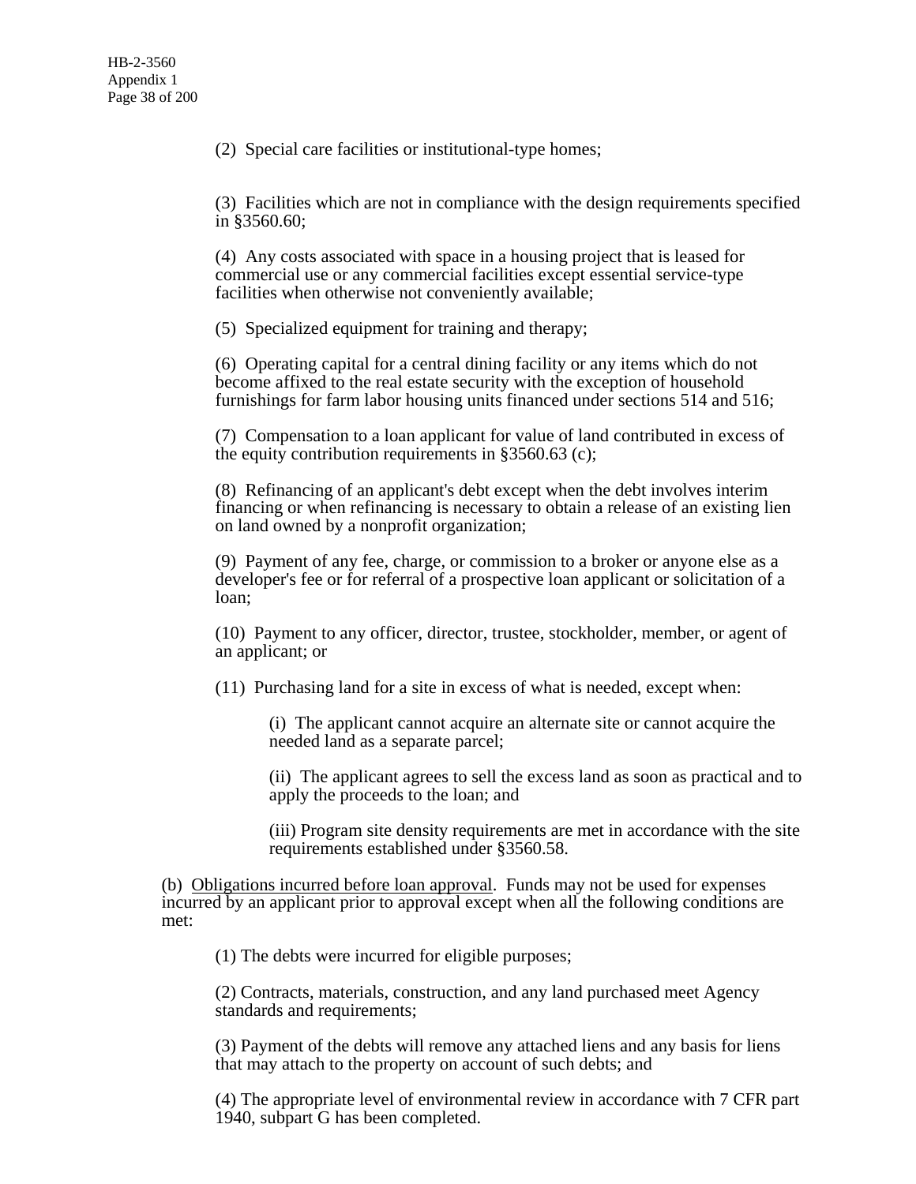(2) Special care facilities or institutional-type homes;

(3) Facilities which are not in compliance with the design requirements specified in §3560.60;

(4) Any costs associated with space in a housing project that is leased for commercial use or any commercial facilities except essential service-type facilities when otherwise not conveniently available;

(5) Specialized equipment for training and therapy;

(6) Operating capital for a central dining facility or any items which do not become affixed to the real estate security with the exception of household furnishings for farm labor housing units financed under sections 514 and 516;

(7) Compensation to a loan applicant for value of land contributed in excess of the equity contribution requirements in §3560.63 (c);

(8) Refinancing of an applicant's debt except when the debt involves interim financing or when refinancing is necessary to obtain a release of an existing lien on land owned by a nonprofit organization;

(9) Payment of any fee, charge, or commission to a broker or anyone else as a developer's fee or for referral of a prospective loan applicant or solicitation of a loan;

(10) Payment to any officer, director, trustee, stockholder, member, or agent of an applicant; or

(11) Purchasing land for a site in excess of what is needed, except when:

(i) The applicant cannot acquire an alternate site or cannot acquire the needed land as a separate parcel;

(ii) The applicant agrees to sell the excess land as soon as practical and to apply the proceeds to the loan; and

(iii) Program site density requirements are met in accordance with the site requirements established under §3560.58.

(b) <u>Obligations incurred before loan approval</u>. Funds may not be used for expenses incurred by an applicant prior to approval except when all the following conditions are met:

(1) The debts were incurred for eligible purposes;

(2) Contracts, materials, construction, and any land purchased meet Agency standards and requirements;

(3) Payment of the debts will remove any attached liens and any basis for liens that may attach to the property on account of such debts; and

(4) The appropriate level of environmental review in accordance with 7 CFR part 1940, subpart G has been completed.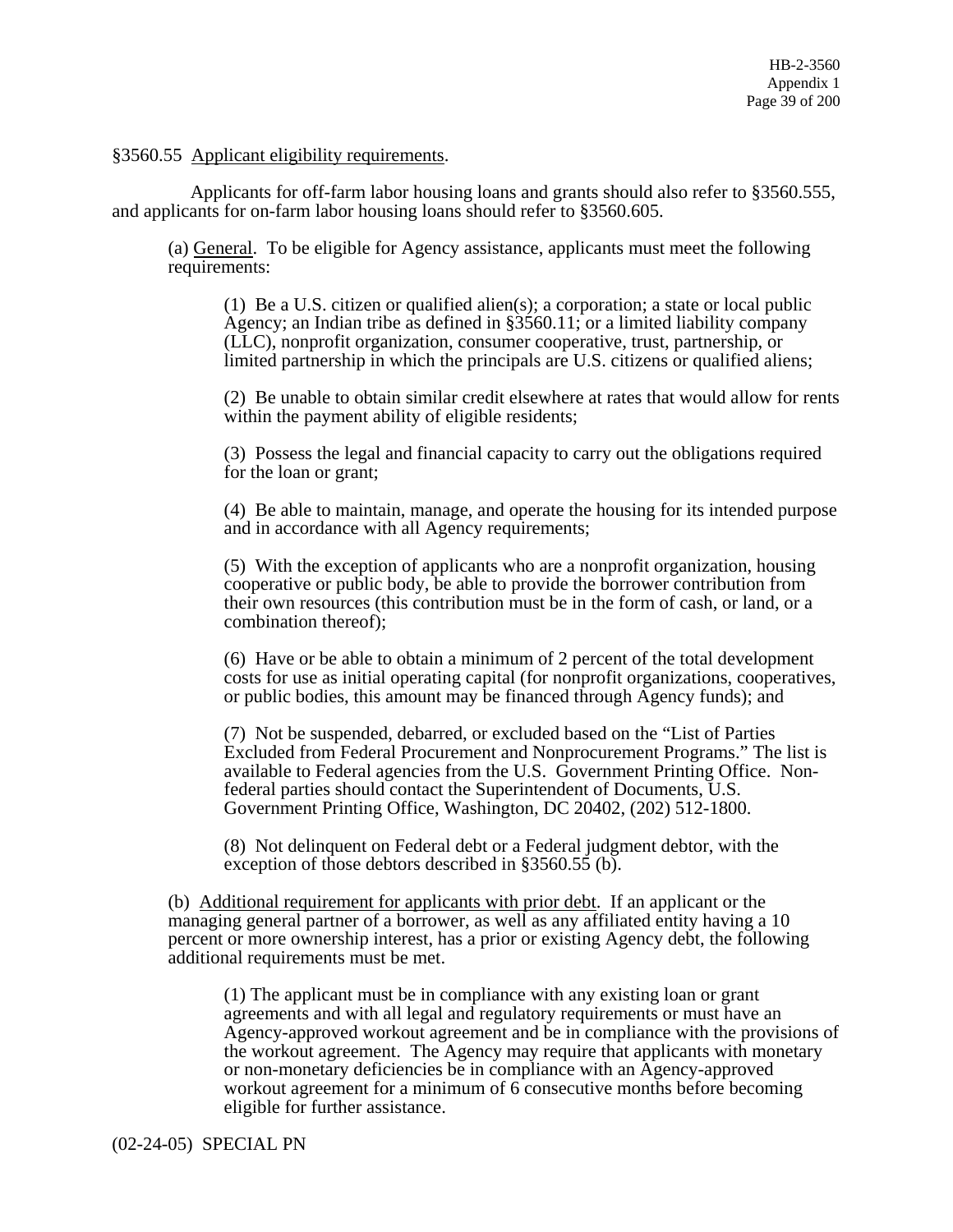§3560.55 Applicant eligibility requirements.

Applicants for off-farm labor housing loans and grants should also refer to §3560.555, and applicants for on-farm labor housing loans should refer to §3560.605.

(a) General. To be eligible for Agency assistance, applicants must meet the following requirements:

(1) Be a U.S. citizen or qualified alien(s); a corporation; a state or local public Agency; an Indian tribe as defined in §3560.11; or a limited liability company (LLC), nonprofit organization, consumer cooperative, trust, partnership, or limited partnership in which the principals are U.S. citizens or qualified aliens;

(2) Be unable to obtain similar credit elsewhere at rates that would allow for rents within the payment ability of eligible residents;

(3) Possess the legal and financial capacity to carry out the obligations required for the loan or grant;

(4) Be able to maintain, manage, and operate the housing for its intended purpose and in accordance with all Agency requirements;

(5) With the exception of applicants who are a nonprofit organization, housing cooperative or public body, be able to provide the borrower contribution from their own resources (this contribution must be in the form of cash, or land, or a combination thereof);

(6) Have or be able to obtain a minimum of 2 percent of the total development costs for use as initial operating capital (for nonprofit organizations, cooperatives, or public bodies, this amount may be financed through Agency funds); and

(7) Not be suspended, debarred, or excluded based on the "List of Parties Excluded from Federal Procurement and Nonprocurement Programs." The list is available to Federal agencies from the U.S. Government Printing Office. Non-federal parties should contact the Superintendent of Documents, U.S. Government Printing Office, Washington, DC 20402, (202) 512-1800.

(8) Not delinquent on Federal debt or a Federal judgment debtor, with the exception of those debtors described in §3560.55 (b).

(b) Additional requirement for applicants with prior debt. If an applicant or the managing general partner of a borrower, as well as any affiliated entity having a 10 percent or more ownership interest, has a prior or existing Agency debt, the following additional requirements must be met.

(1) The applicant must be in compliance with any existing loan or grant agreements and with all legal and regulatory requirements or must have an Agency-approved workout agreement and be in compliance with the provisions of the workout agreement. The Agency may require that applicants with monetary or non-monetary deficiencies be in compliance with an Agency-approved workout agreement for a minimum of 6 consecutive months before becoming eligible for further assistance.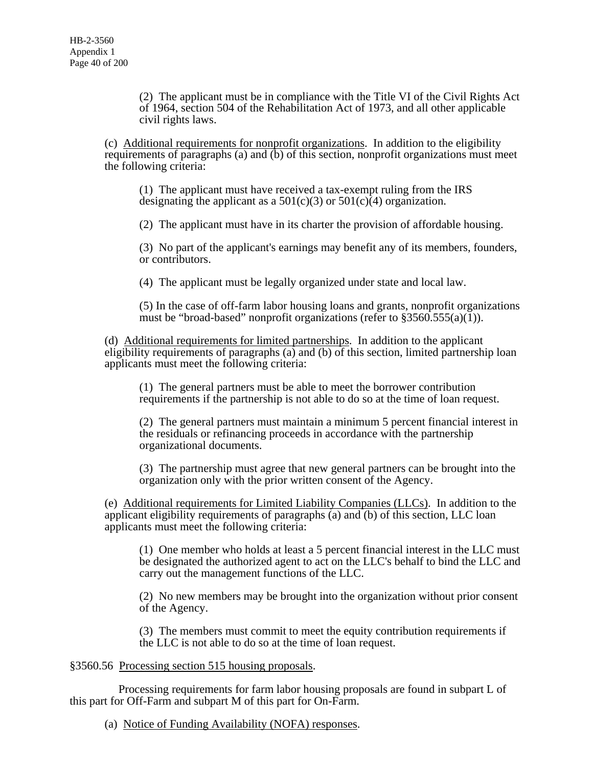(2) The applicant must be in compliance with the Title VI of the Civil Rights Act of 1964, section 504 of the Rehabilitation Act of 1973, and all other applicable civil rights laws.

(c) Additional requirements for nonprofit organizations. In addition to the eligibility requirements of paragraphs (a) and (b) of this section, nonprofit organizations must meet the following criteria:

(1) The applicant must have received a tax-exempt ruling from the IRS designating the applicant as a 501(c)(3) or 501(c)(4) organization.

(2) The applicant must have in its charter the provision of affordable housing.

(3) No part of the applicant's earnings may benefit any of its members, founders, or contributors.

(4) The applicant must be legally organized under state and local law.

(5) In the case of off-farm labor housing loans and grants, nonprofit organizations must be "broad-based" nonprofit organizations (refer to §3560.555(a)(1)).

(d) Additional requirements for limited partnerships. In addition to the applicant eligibility requirements of paragraphs (a) and (b) of this section, limited partnership loan applicants must meet the following criteria:

(1) The general partners must be able to meet the borrower contribution requirements if the partnership is not able to do so at the time of loan request.

(2) The general partners must maintain a minimum 5 percent financial interest in the residuals or refinancing proceeds in accordance with the partnership organizational documents.

(3) The partnership must agree that new general partners can be brought into the organization only with the prior written consent of the Agency.

(e) Additional requirements for Limited Liability Companies (LLCs). In addition to the applicant eligibility requirements of paragraphs (a) and (b) of this section, LLC loan applicants must meet the following criteria:

(1) One member who holds at least a 5 percent financial interest in the LLC must be designated the authorized agent to act on the LLC's behalf to bind the LLC and carry out the management functions of the LLC.

(2) No new members may be brought into the organization without prior consent of the Agency.

(3) The members must commit to meet the equity contribution requirements if the LLC is not able to do so at the time of loan request.

§3560.56 Processing section 515 housing proposals.

Processing requirements for farm labor housing proposals are found in subpart L of this part for Off-Farm and subpart M of this part for On-Farm.

(a) Notice of Funding Availability (NOFA) responses.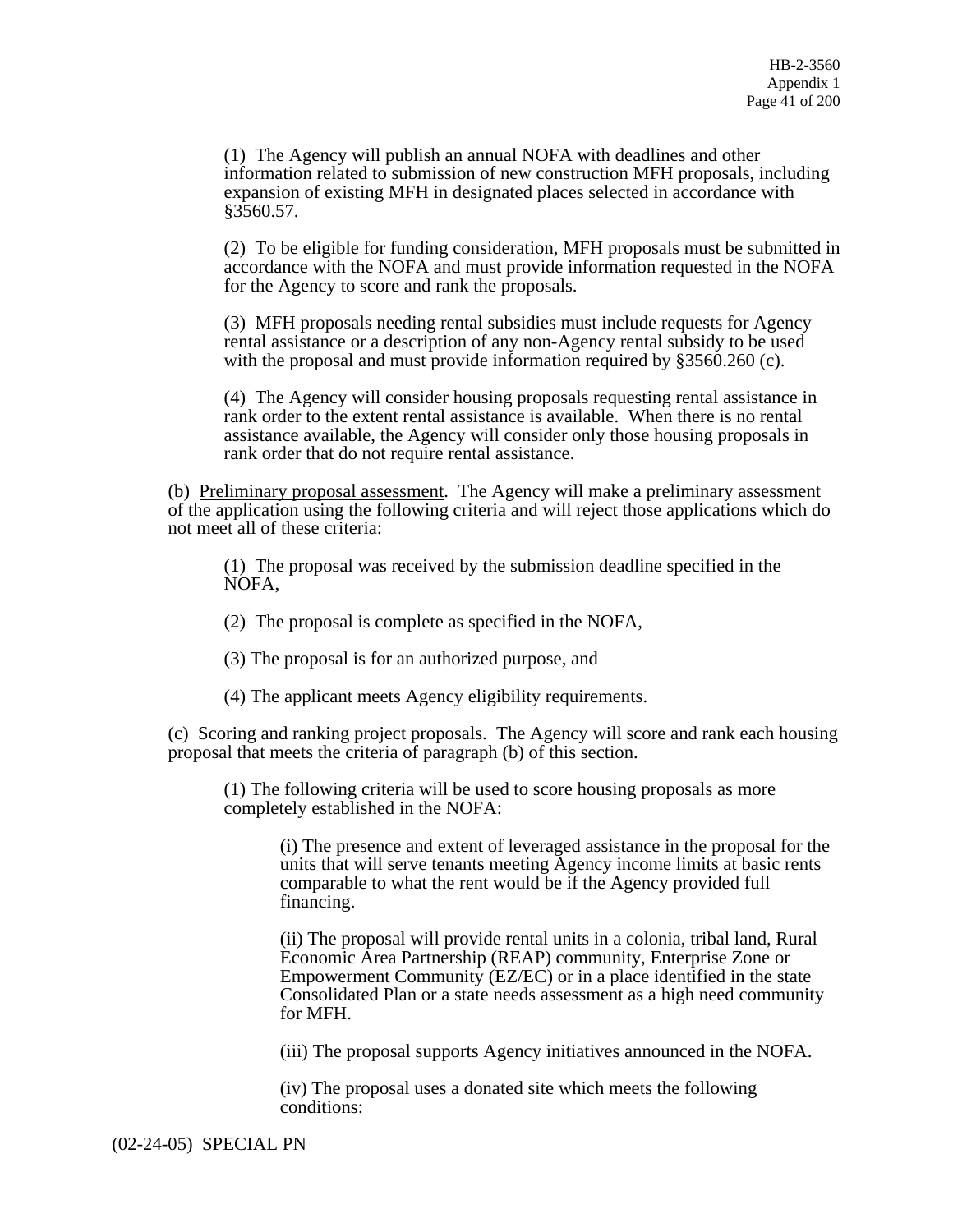(1) The Agency will publish an annual NOFA with deadlines and other information related to submission of new construction MFH proposals, including expansion of existing MFH in designated places selected in accordance with §3560.57.

(2) To be eligible for funding consideration, MFH proposals must be submitted in accordance with the NOFA and must provide information requested in the NOFA for the Agency to score and rank the proposals.

(3) MFH proposals needing rental subsidies must include requests for Agency rental assistance or a description of any non-Agency rental subsidy to be used with the proposal and must provide information required by §3560.260 (c).

(4) The Agency will consider housing proposals requesting rental assistance in rank order to the extent rental assistance is available. When there is no rental assistance available, the Agency will consider only those housing proposals in rank order that do not require rental assistance.

(b) Preliminary proposal assessment. The Agency will make a preliminary assessment of the application using the following criteria and will reject those applications which do not meet all of these criteria:

(1) The proposal was received by the submission deadline specified in the NOFA,

(2) The proposal is complete as specified in the NOFA,

(3) The proposal is for an authorized purpose, and

(4) The applicant meets Agency eligibility requirements.

(c) Scoring and ranking project proposals. The Agency will score and rank each housing proposal that meets the criteria of paragraph (b) of this section.

(1) The following criteria will be used to score housing proposals as more completely established in the NOFA:

(i) The presence and extent of leveraged assistance in the proposal for the units that will serve tenants meeting Agency income limits at basic rents comparable to what the rent would be if the Agency provided full financing.

(ii) The proposal will provide rental units in a colonia, tribal land, Rural Economic Area Partnership (REAP) community, Enterprise Zone or Empowerment Community (EZ/EC) or in a place identified in the state Consolidated Plan or a state needs assessment as a high need community for MFH.

(iii) The proposal supports Agency initiatives announced in the NOFA.

(iv) The proposal uses a donated site which meets the following conditions: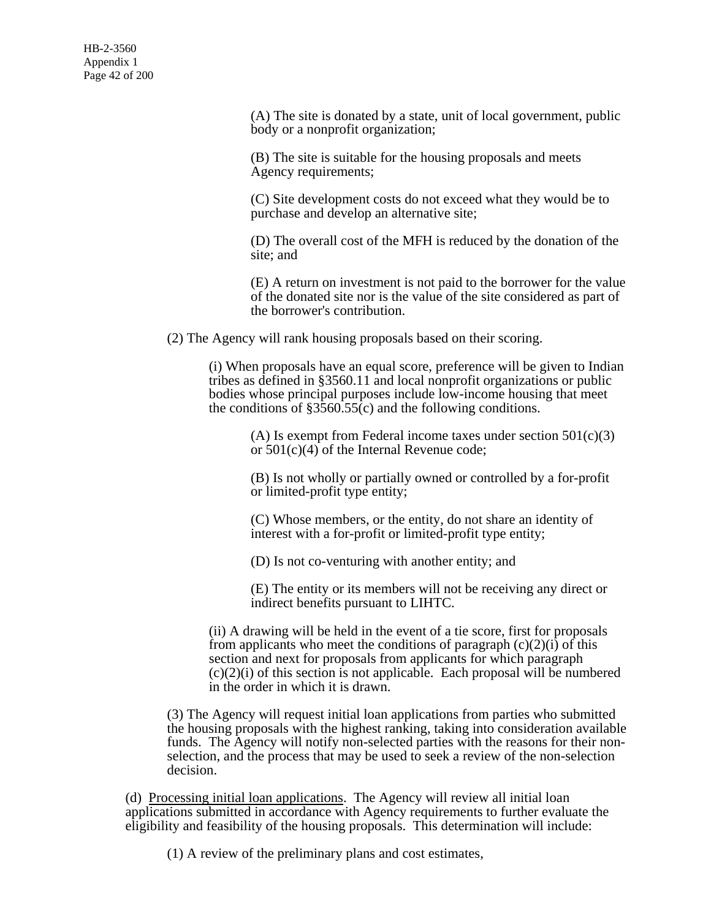(A) The site is donated by a state, unit of local government, public body or a nonprofit organization;

(B) The site is suitable for the housing proposals and meets Agency requirements;

(C) Site development costs do not exceed what they would be to purchase and develop an alternative site;

(D) The overall cost of the MFH is reduced by the donation of the site; and

(E) A return on investment is not paid to the borrower for the value of the donated site nor is the value of the site considered as part of the borrower's contribution.

(2) The Agency will rank housing proposals based on their scoring.

(i) When proposals have an equal score, preference will be given to Indian tribes as defined in §3560.11 and local nonprofit organizations or public bodies whose principal purposes include low-income housing that meet the conditions of §3560.55(c) and the following conditions.

(A) Is exempt from Federal income taxes under section 501(c)(3) or 501(c)(4) of the Internal Revenue code;

(B) Is not wholly or partially owned or controlled by a for-profit or limited-profit type entity;

(C) Whose members, or the entity, do not share an identity of interest with a for-profit or limited-profit type entity;

(D) Is not co-venturing with another entity; and

(E) The entity or its members will not be receiving any direct or indirect benefits pursuant to LIHTC.

(ii) A drawing will be held in the event of a tie score, first for proposals from applicants who meet the conditions of paragraph (c)(2)(i) of this section and next for proposals from applicants for which paragraph (c)(2)(i) of this section is not applicable. Each proposal will be numbered in the order in which it is drawn.

(3) The Agency will request initial loan applications from parties who submitted the housing proposals with the highest ranking, taking into consideration available funds. The Agency will notify non-selected parties with the reasons for their non-selection, and the process that may be used to seek a review of the non-selection decision.

(d) Processing initial loan applications. The Agency will review all initial loan applications submitted in accordance with Agency requirements to further evaluate the eligibility and feasibility of the housing proposals. This determination will include:

(1) A review of the preliminary plans and cost estimates,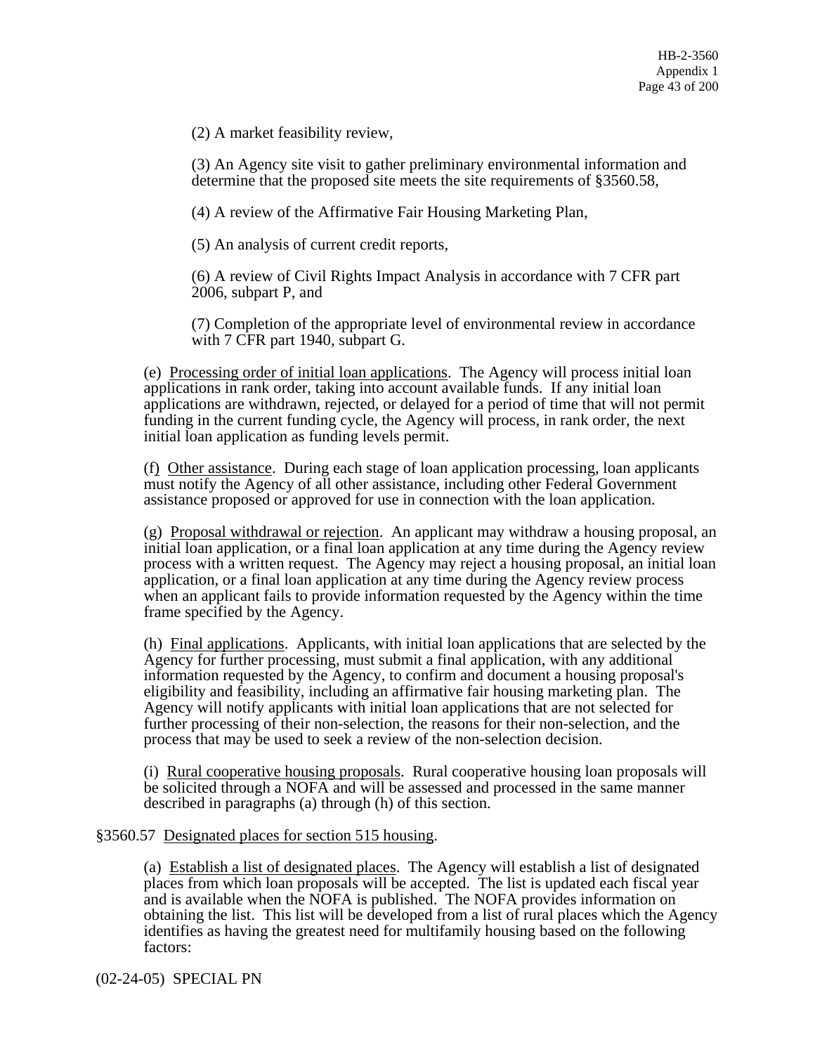(2) A market feasibility review,

(3) An Agency site visit to gather preliminary environmental information and determine that the proposed site meets the site requirements of §3560.58,

(4) A review of the Affirmative Fair Housing Marketing Plan,

(5) An analysis of current credit reports,

(6) A review of Civil Rights Impact Analysis in accordance with 7 CFR part 2006, subpart P, and

(7) Completion of the appropriate level of environmental review in accordance with 7 CFR part 1940, subpart G.

(e) Processing order of initial loan applications. The Agency will process initial loan applications in rank order, taking into account available funds. If any initial loan applications are withdrawn, rejected, or delayed for a period of time that will not permit funding in the current funding cycle, the Agency will process, in rank order, the next initial loan application as funding levels permit.

(f) Other assistance. During each stage of loan application processing, loan applicants must notify the Agency of all other assistance, including other Federal Government assistance proposed or approved for use in connection with the loan application.

(g) Proposal withdrawal or rejection. An applicant may withdraw a housing proposal, an initial loan application, or a final loan application at any time during the Agency review process with a written request. The Agency may reject a housing proposal, an initial loan application, or a final loan application at any time during the Agency review process when an applicant fails to provide information requested by the Agency within the time frame specified by the Agency.

(h) Final applications. Applicants, with initial loan applications that are selected by the Agency for further processing, must submit a final application, with any additional information requested by the Agency, to confirm and document a housing proposal's eligibility and feasibility, including an affirmative fair housing marketing plan. The Agency will notify applicants with initial loan applications that are not selected for further processing of their non-selection, the reasons for their non-selection, and the process that may be used to seek a review of the non-selection decision.

(i) Rural cooperative housing proposals. Rural cooperative housing loan proposals will be solicited through a NOFA and will be assessed and processed in the same manner described in paragraphs (a) through (h) of this section.

§3560.57 Designated places for section 515 housing.

(a) Establish a list of designated places. The Agency will establish a list of designated places from which loan proposals will be accepted. The list is updated each fiscal year and is available when the NOFA is published. The NOFA provides information on obtaining the list. This list will be developed from a list of rural places which the Agency identifies as having the greatest need for multifamily housing based on the following factors:

(02-24-05) SPECIAL PN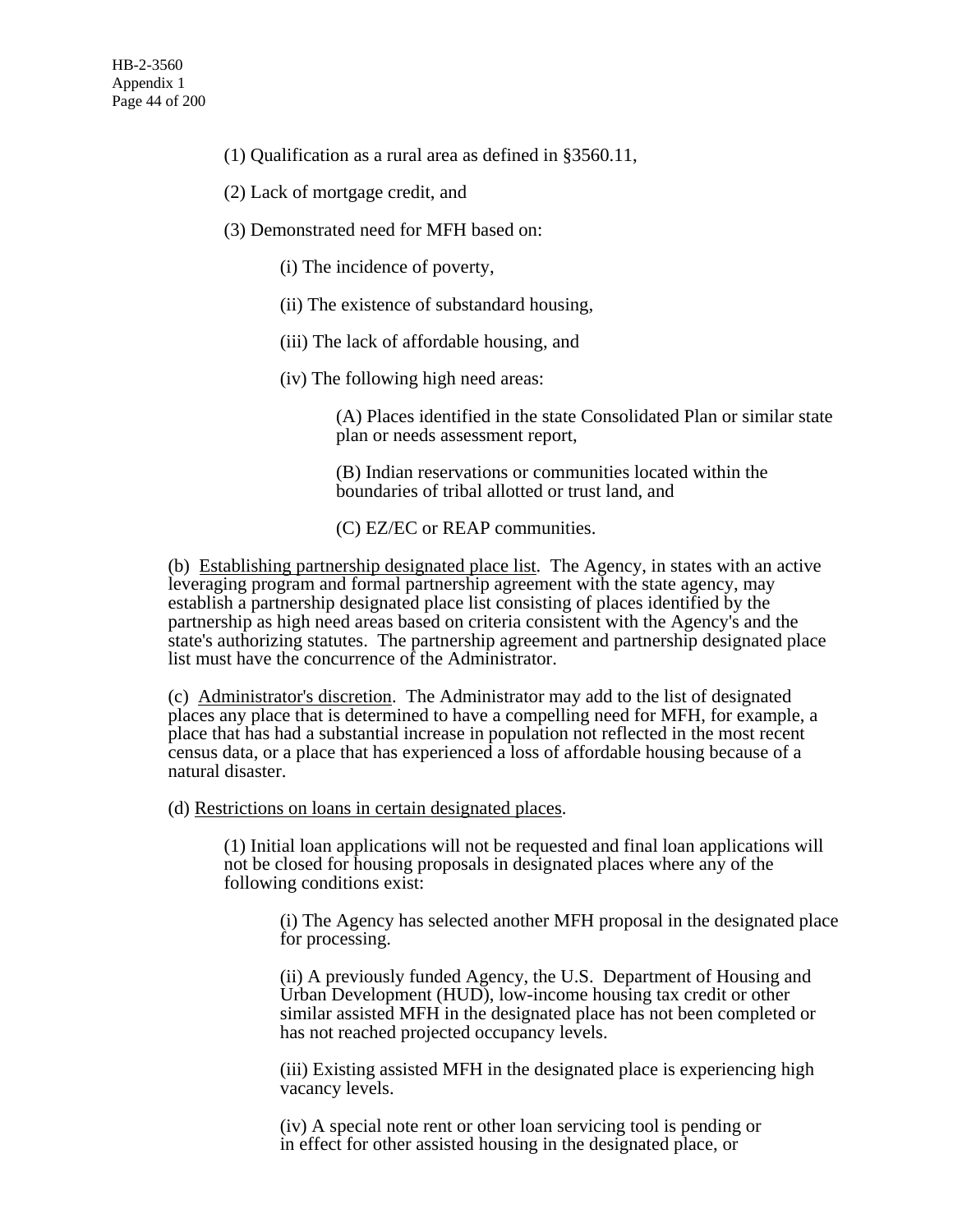(1) Qualification as a rural area as defined in §3560.11,

(2) Lack of mortgage credit, and

(3) Demonstrated need for MFH based on:

(i) The incidence of poverty,

(ii) The existence of substandard housing,

(iii) The lack of affordable housing, and

(iv) The following high need areas:

(A) Places identified in the state Consolidated Plan or similar state plan or needs assessment report,

(B) Indian reservations or communities located within the boundaries of tribal allotted or trust land, and

(C) EZ/EC or REAP communities.

(b) Establishing partnership designated place list. The Agency, in states with an active leveraging program and formal partnership agreement with the state agency, may establish a partnership designated place list consisting of places identified by the partnership as high need areas based on criteria consistent with the Agency's and the state's authorizing statutes. The partnership agreement and partnership designated place list must have the concurrence of the Administrator.

(c) Administrator's discretion. The Administrator may add to the list of designated places any place that is determined to have a compelling need for MFH, for example, a place that has had a substantial increase in population not reflected in the most recent census data, or a place that has experienced a loss of affordable housing because of a natural disaster.

(d) Restrictions on loans in certain designated places.

(1) Initial loan applications will not be requested and final loan applications will not be closed for housing proposals in designated places where any of the following conditions exist:

(i) The Agency has selected another MFH proposal in the designated place for processing.

(ii) A previously funded Agency, the U.S. Department of Housing and Urban Development (HUD), low-income housing tax credit or other similar assisted MFH in the designated place has not been completed or has not reached projected occupancy levels.

(iii) Existing assisted MFH in the designated place is experiencing high vacancy levels.

(iv) A special note rent or other loan servicing tool is pending or in effect for other assisted housing in the designated place, or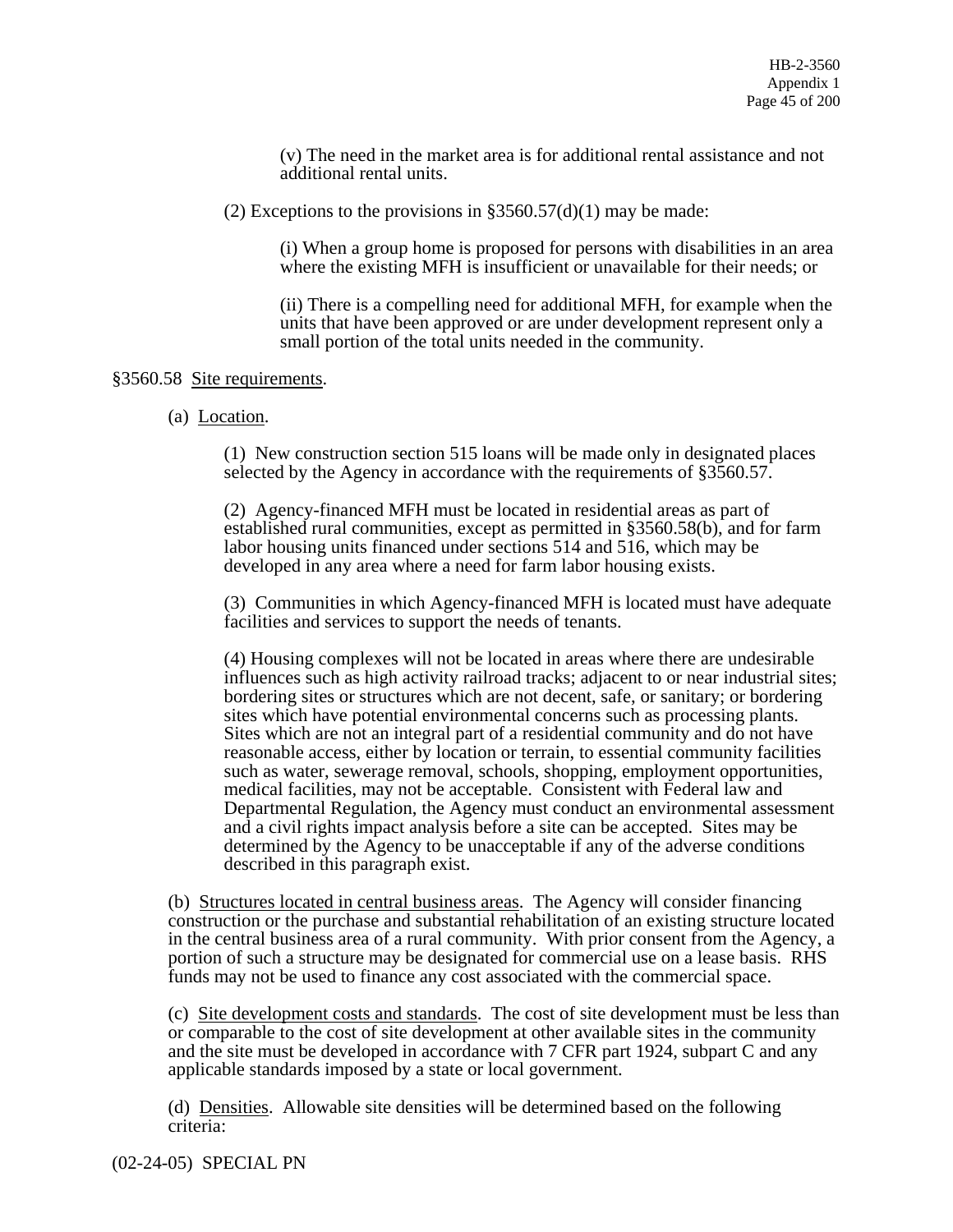(v) The need in the market area is for additional rental assistance and not additional rental units.

(2) Exceptions to the provisions in §3560.57(d)(1) may be made:

(i) When a group home is proposed for persons with disabilities in an area where the existing MFH is insufficient or unavailable for their needs; or

(ii) There is a compelling need for additional MFH, for example when the units that have been approved or are under development represent only a small portion of the total units needed in the community.

§3560.58 Site requirements.

(a) Location.

(1) New construction section 515 loans will be made only in designated places selected by the Agency in accordance with the requirements of §3560.57.

(2) Agency-financed MFH must be located in residential areas as part of established rural communities, except as permitted in §3560.58(b), and for farm labor housing units financed under sections 514 and 516, which may be developed in any area where a need for farm labor housing exists.

(3) Communities in which Agency-financed MFH is located must have adequate facilities and services to support the needs of tenants.

(4) Housing complexes will not be located in areas where there are undesirable influences such as high activity railroad tracks; adjacent to or near industrial sites; bordering sites or structures which are not decent, safe, or sanitary; or bordering sites which have potential environmental concerns such as processing plants. Sites which are not an integral part of a residential community and do not have reasonable access, either by location or terrain, to essential community facilities such as water, sewerage removal, schools, shopping, employment opportunities, medical facilities, may not be acceptable. Consistent with Federal law and Departmental Regulation, the Agency must conduct an environmental assessment and a civil rights impact analysis before a site can be accepted. Sites may be determined by the Agency to be unacceptable if any of the adverse conditions described in this paragraph exist.

(b) Structures located in central business areas. The Agency will consider financing construction or the purchase and substantial rehabilitation of an existing structure located in the central business area of a rural community. With prior consent from the Agency, a portion of such a structure may be designated for commercial use on a lease basis. RHS funds may not be used to finance any cost associated with the commercial space.

(c) Site development costs and standards. The cost of site development must be less than or comparable to the cost of site development at other available sites in the community and the site must be developed in accordance with 7 CFR part 1924, subpart C and any applicable standards imposed by a state or local government.

(d) Densities. Allowable site densities will be determined based on the following criteria: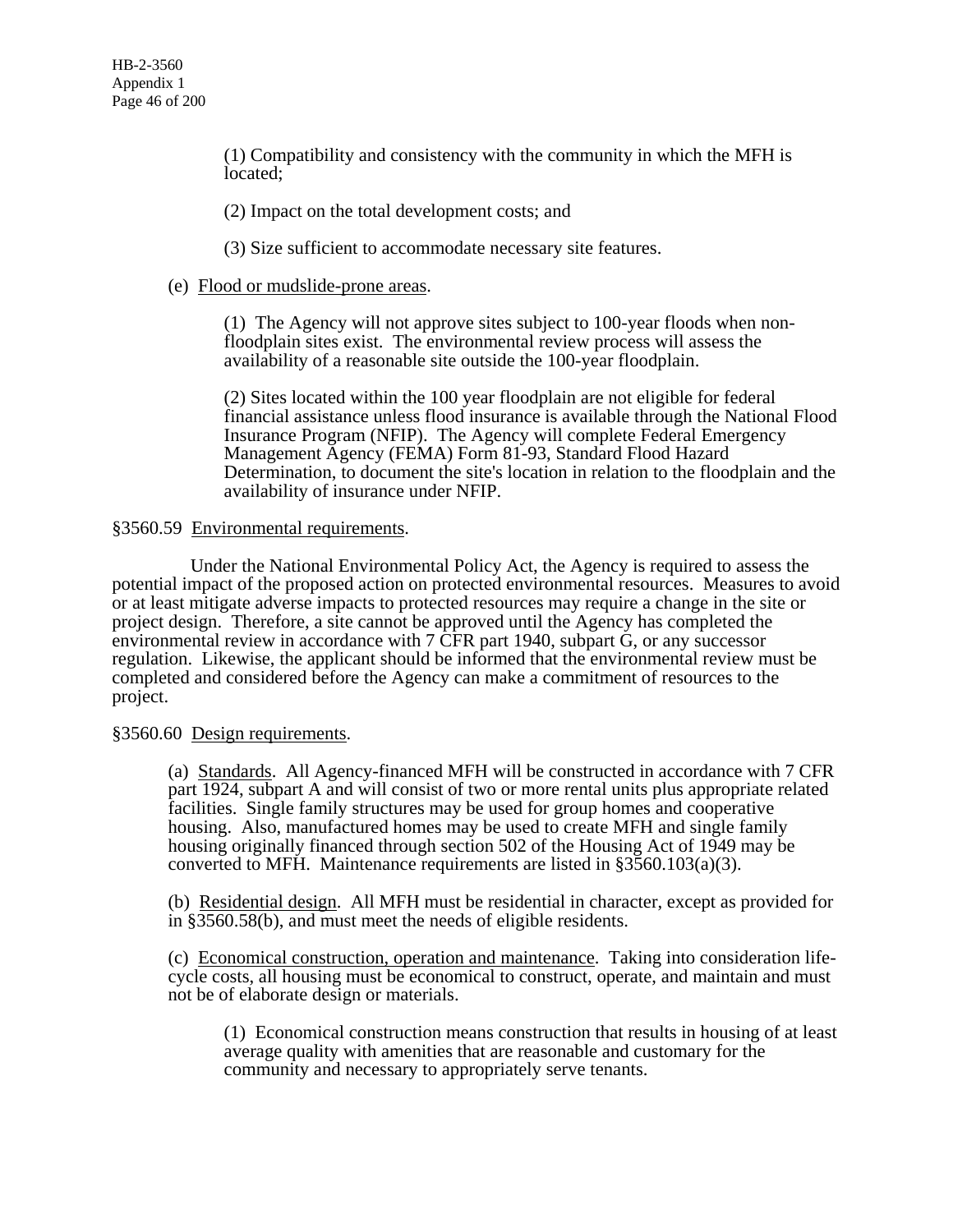(1) Compatibility and consistency with the community in which the MFH is located;

(2) Impact on the total development costs; and

(3) Size sufficient to accommodate necessary site features.

(e) Flood or mudslide-prone areas.

(1) The Agency will not approve sites subject to 100-year floods when non-floodplain sites exist. The environmental review process will assess the availability of a reasonable site outside the 100-year floodplain.

(2) Sites located within the 100 year floodplain are not eligible for federal financial assistance unless flood insurance is available through the National Flood Insurance Program (NFIP). The Agency will complete Federal Emergency Management Agency (FEMA) Form 81-93, Standard Flood Hazard Determination, to document the site's location in relation to the floodplain and the availability of insurance under NFIP.

§3560.59 Environmental requirements.

Under the National Environmental Policy Act, the Agency is required to assess the potential impact of the proposed action on protected environmental resources. Measures to avoid or at least mitigate adverse impacts to protected resources may require a change in the site or project design. Therefore, a site cannot be approved until the Agency has completed the environmental review in accordance with 7 CFR part 1940, subpart G, or any successor regulation. Likewise, the applicant should be informed that the environmental review must be completed and considered before the Agency can make a commitment of resources to the project.

§3560.60 Design requirements.

(a) Standards. All Agency-financed MFH will be constructed in accordance with 7 CFR part 1924, subpart A and will consist of two or more rental units plus appropriate related facilities. Single family structures may be used for group homes and cooperative housing. Also, manufactured homes may be used to create MFH and single family housing originally financed through section 502 of the Housing Act of 1949 may be converted to MFH. Maintenance requirements are listed in §3560.103(a)(3).

(b) Residential design. All MFH must be residential in character, except as provided for in §3560.58(b), and must meet the needs of eligible residents.

(c) Economical construction, operation and maintenance. Taking into consideration life-cycle costs, all housing must be economical to construct, operate, and maintain and must not be of elaborate design or materials.

(1) Economical construction means construction that results in housing of at least average quality with amenities that are reasonable and customary for the community and necessary to appropriately serve tenants.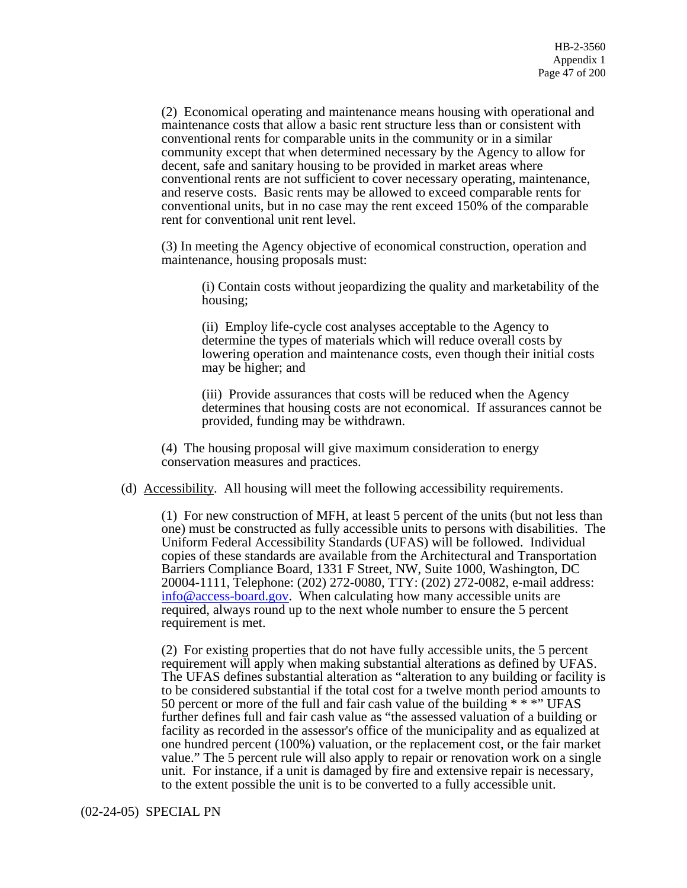(2) Economical operating and maintenance means housing with operational and maintenance costs that allow a basic rent structure less than or consistent with conventional rents for comparable units in the community or in a similar community except that when determined necessary by the Agency to allow for decent, safe and sanitary housing to be provided in market areas where conventional rents are not sufficient to cover necessary operating, maintenance, and reserve costs. Basic rents may be allowed to exceed comparable rents for conventional units, but in no case may the rent exceed 150% of the comparable rent for conventional unit rent level.

(3) In meeting the Agency objective of economical construction, operation and maintenance, housing proposals must:

> (i) Contain costs without jeopardizing the quality and marketability of the housing;
>
> (ii) Employ life-cycle cost analyses acceptable to the Agency to determine the types of materials which will reduce overall costs by lowering operation and maintenance costs, even though their initial costs may be higher; and
>
> (iii) Provide assurances that costs will be reduced when the Agency determines that housing costs are not economical. If assurances cannot be provided, funding may be withdrawn.

(4) The housing proposal will give maximum consideration to energy conservation measures and practices.

(d) Accessibility. All housing will meet the following accessibility requirements.

(1) For new construction of MFH, at least 5 percent of the units (but not less than one) must be constructed as fully accessible units to persons with disabilities. The Uniform Federal Accessibility Standards (UFAS) will be followed. Individual copies of these standards are available from the Architectural and Transportation Barriers Compliance Board, 1331 F Street, NW, Suite 1000, Washington, DC 20004-1111, Telephone: (202) 272-0080, TTY: (202) 272-0082, e-mail address: info@access-board.gov. When calculating how many accessible units are required, always round up to the next whole number to ensure the 5 percent requirement is met.

(2) For existing properties that do not have fully accessible units, the 5 percent requirement will apply when making substantial alterations as defined by UFAS. The UFAS defines substantial alteration as "alteration to any building or facility is to be considered substantial if the total cost for a twelve month period amounts to 50 percent or more of the full and fair cash value of the building * * *" UFAS further defines full and fair cash value as "the assessed valuation of a building or facility as recorded in the assessor's office of the municipality and as equalized at one hundred percent (100%) valuation, or the replacement cost, or the fair market value." The 5 percent rule will also apply to repair or renovation work on a single unit. For instance, if a unit is damaged by fire and extensive repair is necessary, to the extent possible the unit is to be converted to a fully accessible unit.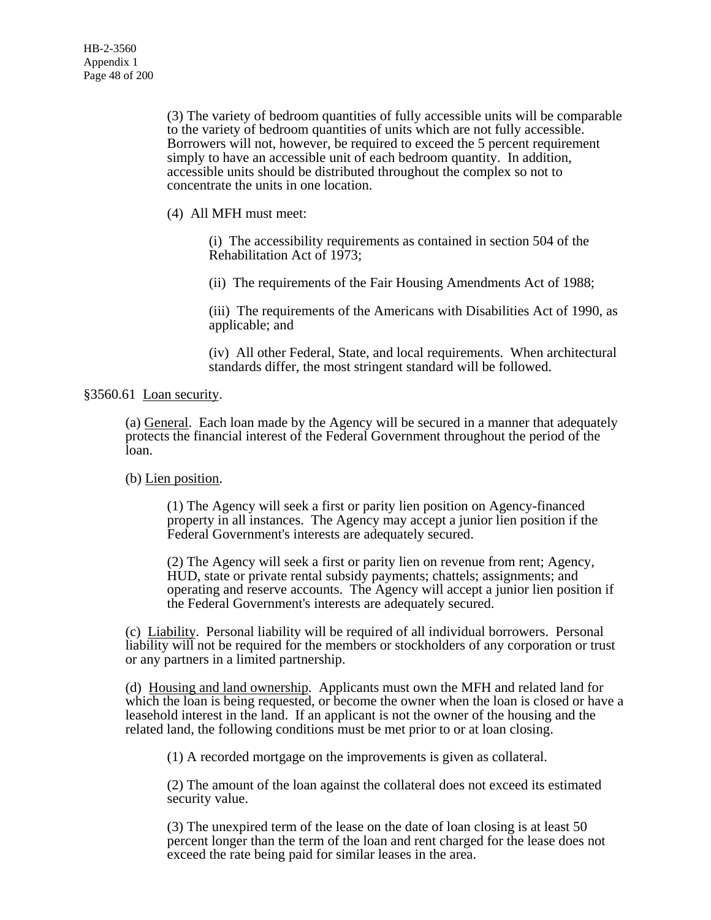(3) The variety of bedroom quantities of fully accessible units will be comparable to the variety of bedroom quantities of units which are not fully accessible. Borrowers will not, however, be required to exceed the 5 percent requirement simply to have an accessible unit of each bedroom quantity. In addition, accessible units should be distributed throughout the complex so not to concentrate the units in one location.

(4) All MFH must meet:

(i) The accessibility requirements as contained in section 504 of the Rehabilitation Act of 1973;

(ii) The requirements of the Fair Housing Amendments Act of 1988;

(iii) The requirements of the Americans with Disabilities Act of 1990, as applicable; and

(iv) All other Federal, State, and local requirements. When architectural standards differ, the most stringent standard will be followed.

§3560.61 Loan security.

(a) General. Each loan made by the Agency will be secured in a manner that adequately protects the financial interest of the Federal Government throughout the period of the loan.

(b) Lien position.

(1) The Agency will seek a first or parity lien position on Agency-financed property in all instances. The Agency may accept a junior lien position if the Federal Government's interests are adequately secured.

(2) The Agency will seek a first or parity lien on revenue from rent; Agency, HUD, state or private rental subsidy payments; chattels; assignments; and operating and reserve accounts. The Agency will accept a junior lien position if the Federal Government's interests are adequately secured.

(c) Liability. Personal liability will be required of all individual borrowers. Personal liability will not be required for the members or stockholders of any corporation or trust or any partners in a limited partnership.

(d) Housing and land ownership. Applicants must own the MFH and related land for which the loan is being requested, or become the owner when the loan is closed or have a leasehold interest in the land. If an applicant is not the owner of the housing and the related land, the following conditions must be met prior to or at loan closing.

(1) A recorded mortgage on the improvements is given as collateral.

(2) The amount of the loan against the collateral does not exceed its estimated security value.

(3) The unexpired term of the lease on the date of loan closing is at least 50 percent longer than the term of the loan and rent charged for the lease does not exceed the rate being paid for similar leases in the area.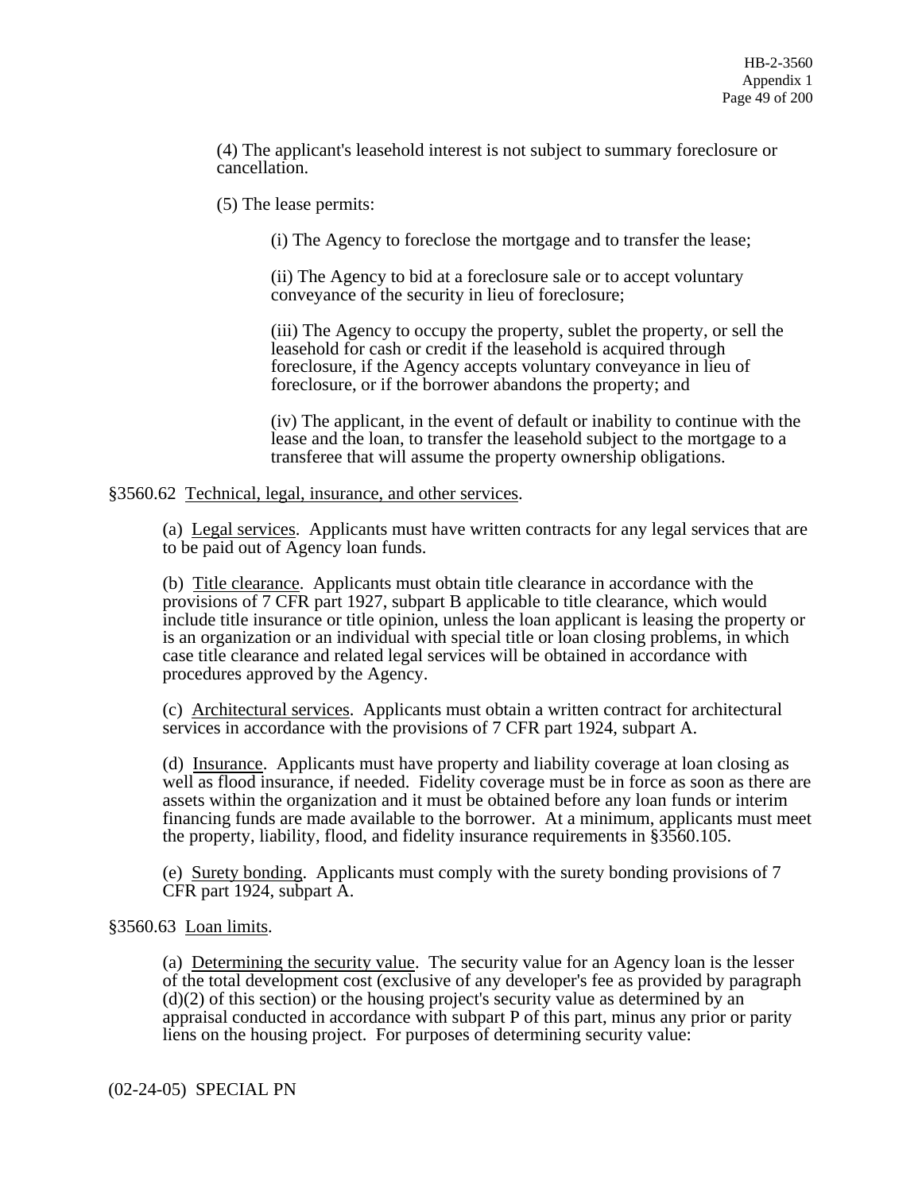(4) The applicant's leasehold interest is not subject to summary foreclosure or cancellation.

(5) The lease permits:

(i) The Agency to foreclose the mortgage and to transfer the lease;

(ii) The Agency to bid at a foreclosure sale or to accept voluntary conveyance of the security in lieu of foreclosure;

(iii) The Agency to occupy the property, sublet the property, or sell the leasehold for cash or credit if the leasehold is acquired through foreclosure, if the Agency accepts voluntary conveyance in lieu of foreclosure, or if the borrower abandons the property; and

(iv) The applicant, in the event of default or inability to continue with the lease and the loan, to transfer the leasehold subject to the mortgage to a transferee that will assume the property ownership obligations.

§3560.62 Technical, legal, insurance, and other services.

(a) Legal services. Applicants must have written contracts for any legal services that are to be paid out of Agency loan funds.

(b) Title clearance. Applicants must obtain title clearance in accordance with the provisions of 7 CFR part 1927, subpart B applicable to title clearance, which would include title insurance or title opinion, unless the loan applicant is leasing the property or is an organization or an individual with special title or loan closing problems, in which case title clearance and related legal services will be obtained in accordance with procedures approved by the Agency.

(c) Architectural services. Applicants must obtain a written contract for architectural services in accordance with the provisions of 7 CFR part 1924, subpart A.

(d) Insurance. Applicants must have property and liability coverage at loan closing as well as flood insurance, if needed. Fidelity coverage must be in force as soon as there are assets within the organization and it must be obtained before any loan funds or interim financing funds are made available to the borrower. At a minimum, applicants must meet the property, liability, flood, and fidelity insurance requirements in §3560.105.

(e) Surety bonding. Applicants must comply with the surety bonding provisions of 7 CFR part 1924, subpart A.

§3560.63 Loan limits.

(a) Determining the security value. The security value for an Agency loan is the lesser of the total development cost (exclusive of any developer's fee as provided by paragraph (d)(2) of this section) or the housing project's security value as determined by an appraisal conducted in accordance with subpart P of this part, minus any prior or parity liens on the housing project. For purposes of determining security value:

(02-24-05) SPECIAL PN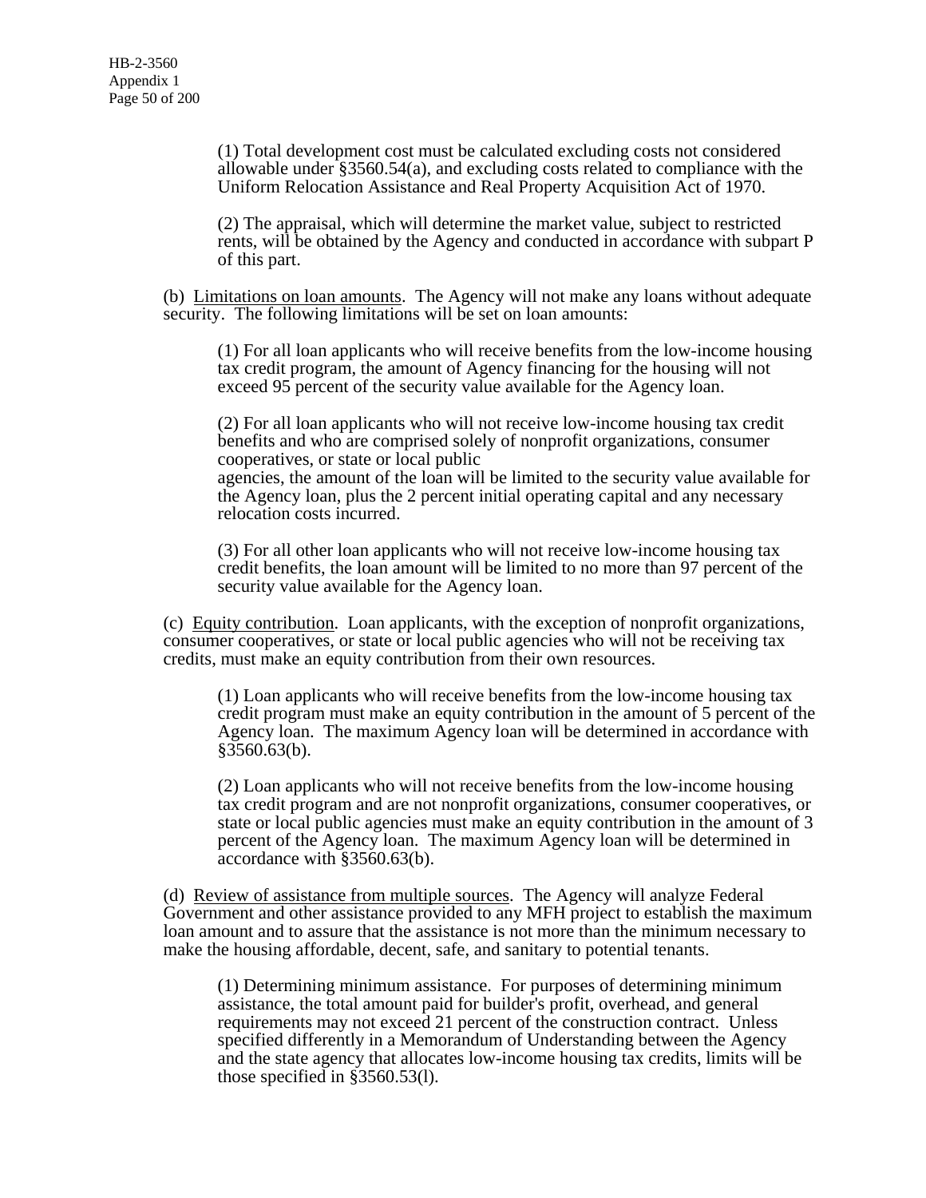(1) Total development cost must be calculated excluding costs not considered allowable under §3560.54(a), and excluding costs related to compliance with the Uniform Relocation Assistance and Real Property Acquisition Act of 1970.

(2) The appraisal, which will determine the market value, subject to restricted rents, will be obtained by the Agency and conducted in accordance with subpart P of this part.

(b) Limitations on loan amounts. The Agency will not make any loans without adequate security. The following limitations will be set on loan amounts:

(1) For all loan applicants who will receive benefits from the low-income housing tax credit program, the amount of Agency financing for the housing will not exceed 95 percent of the security value available for the Agency loan.

(2) For all loan applicants who will not receive low-income housing tax credit benefits and who are comprised solely of nonprofit organizations, consumer cooperatives, or state or local public agencies, the amount of the loan will be limited to the security value available for the Agency loan, plus the 2 percent initial operating capital and any necessary relocation costs incurred.

(3) For all other loan applicants who will not receive low-income housing tax credit benefits, the loan amount will be limited to no more than 97 percent of the security value available for the Agency loan.

(c) Equity contribution. Loan applicants, with the exception of nonprofit organizations, consumer cooperatives, or state or local public agencies who will not be receiving tax credits, must make an equity contribution from their own resources.

(1) Loan applicants who will receive benefits from the low-income housing tax credit program must make an equity contribution in the amount of 5 percent of the Agency loan. The maximum Agency loan will be determined in accordance with §3560.63(b).

(2) Loan applicants who will not receive benefits from the low-income housing tax credit program and are not nonprofit organizations, consumer cooperatives, or state or local public agencies must make an equity contribution in the amount of 3 percent of the Agency loan. The maximum Agency loan will be determined in accordance with §3560.63(b).

(d) Review of assistance from multiple sources. The Agency will analyze Federal Government and other assistance provided to any MFH project to establish the maximum loan amount and to assure that the assistance is not more than the minimum necessary to make the housing affordable, decent, safe, and sanitary to potential tenants.

(1) Determining minimum assistance. For purposes of determining minimum assistance, the total amount paid for builder's profit, overhead, and general requirements may not exceed 21 percent of the construction contract. Unless specified differently in a Memorandum of Understanding between the Agency and the state agency that allocates low-income housing tax credits, limits will be those specified in §3560.53(l).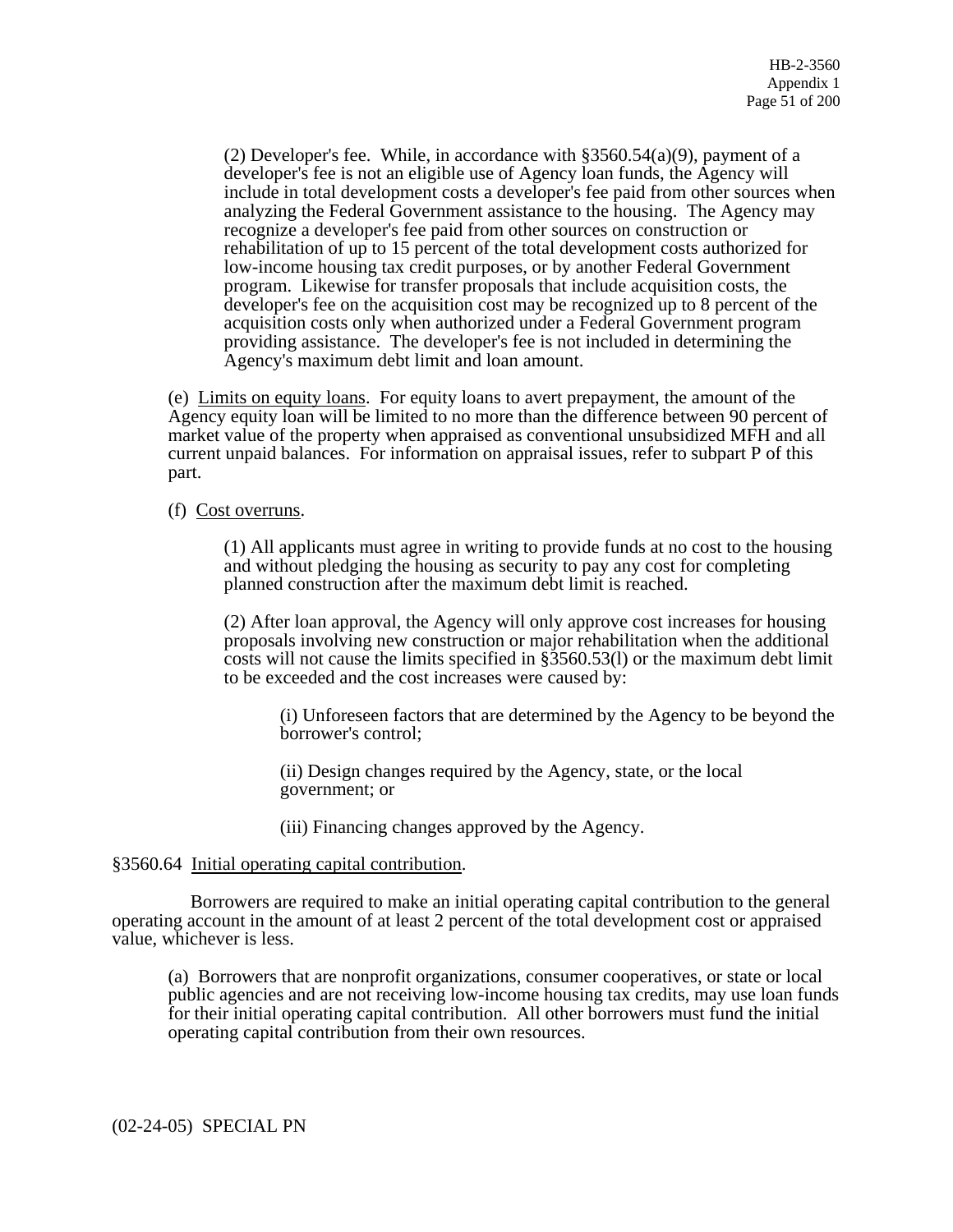(2) Developer's fee. While, in accordance with §3560.54(a)(9), payment of a developer's fee is not an eligible use of Agency loan funds, the Agency will include in total development costs a developer's fee paid from other sources when analyzing the Federal Government assistance to the housing. The Agency may recognize a developer's fee paid from other sources on construction or rehabilitation of up to 15 percent of the total development costs authorized for low-income housing tax credit purposes, or by another Federal Government program. Likewise for transfer proposals that include acquisition costs, the developer's fee on the acquisition cost may be recognized up to 8 percent of the acquisition costs only when authorized under a Federal Government program providing assistance. The developer's fee is not included in determining the Agency's maximum debt limit and loan amount.

(e) Limits on equity loans. For equity loans to avert prepayment, the amount of the Agency equity loan will be limited to no more than the difference between 90 percent of market value of the property when appraised as conventional unsubsidized MFH and all current unpaid balances. For information on appraisal issues, refer to subpart P of this part.

(f) Cost overruns.

(1) All applicants must agree in writing to provide funds at no cost to the housing and without pledging the housing as security to pay any cost for completing planned construction after the maximum debt limit is reached.

(2) After loan approval, the Agency will only approve cost increases for housing proposals involving new construction or major rehabilitation when the additional costs will not cause the limits specified in §3560.53(l) or the maximum debt limit to be exceeded and the cost increases were caused by:

(i) Unforeseen factors that are determined by the Agency to be beyond the borrower's control;

(ii) Design changes required by the Agency, state, or the local government; or

(iii) Financing changes approved by the Agency.

§3560.64 Initial operating capital contribution.

Borrowers are required to make an initial operating capital contribution to the general operating account in the amount of at least 2 percent of the total development cost or appraised value, whichever is less.

(a) Borrowers that are nonprofit organizations, consumer cooperatives, or state or local public agencies and are not receiving low-income housing tax credits, may use loan funds for their initial operating capital contribution. All other borrowers must fund the initial operating capital contribution from their own resources.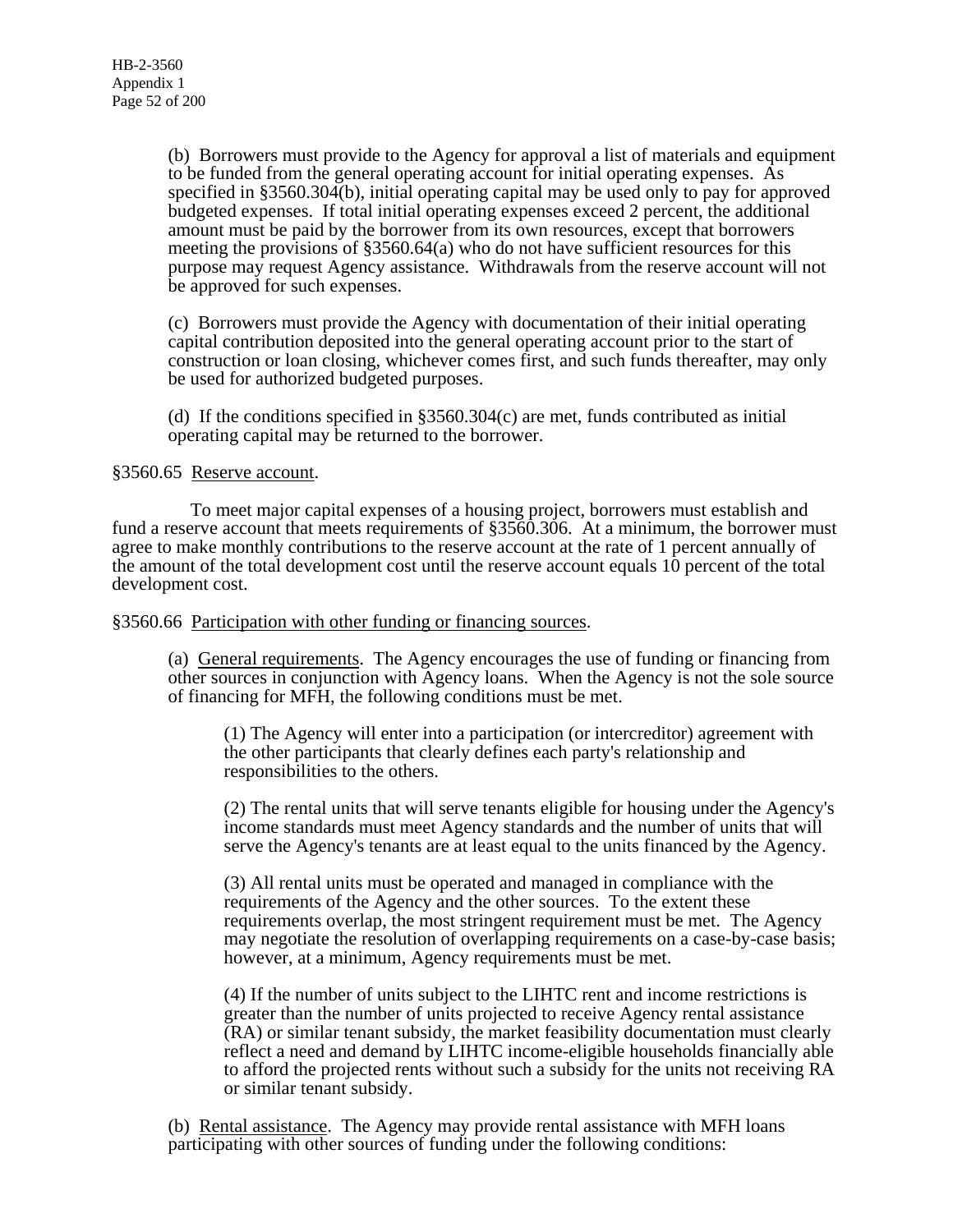(b) Borrowers must provide to the Agency for approval a list of materials and equipment to be funded from the general operating account for initial operating expenses. As specified in §3560.304(b), initial operating capital may be used only to pay for approved budgeted expenses. If total initial operating expenses exceed 2 percent, the additional amount must be paid by the borrower from its own resources, except that borrowers meeting the provisions of §3560.64(a) who do not have sufficient resources for this purpose may request Agency assistance. Withdrawals from the reserve account will not be approved for such expenses.

(c) Borrowers must provide the Agency with documentation of their initial operating capital contribution deposited into the general operating account prior to the start of construction or loan closing, whichever comes first, and such funds thereafter, may only be used for authorized budgeted purposes.

(d) If the conditions specified in §3560.304(c) are met, funds contributed as initial operating capital may be returned to the borrower.

§3560.65 <u>Reserve account</u>.

To meet major capital expenses of a housing project, borrowers must establish and fund a reserve account that meets requirements of §3560.306. At a minimum, the borrower must agree to make monthly contributions to the reserve account at the rate of 1 percent annually of the amount of the total development cost until the reserve account equals 10 percent of the total development cost.

§3560.66 <u>Participation with other funding or financing sources</u>.

(a) <u>General requirements</u>. The Agency encourages the use of funding or financing from other sources in conjunction with Agency loans. When the Agency is not the sole source of financing for MFH, the following conditions must be met.

(1) The Agency will enter into a participation (or intercreditor) agreement with the other participants that clearly defines each party's relationship and responsibilities to the others.

(2) The rental units that will serve tenants eligible for housing under the Agency's income standards must meet Agency standards and the number of units that will serve the Agency's tenants are at least equal to the units financed by the Agency.

(3) All rental units must be operated and managed in compliance with the requirements of the Agency and the other sources. To the extent these requirements overlap, the most stringent requirement must be met. The Agency may negotiate the resolution of overlapping requirements on a case-by-case basis; however, at a minimum, Agency requirements must be met.

(4) If the number of units subject to the LIHTC rent and income restrictions is greater than the number of units projected to receive Agency rental assistance (RA) or similar tenant subsidy, the market feasibility documentation must clearly reflect a need and demand by LIHTC income-eligible households financially able to afford the projected rents without such a subsidy for the units not receiving RA or similar tenant subsidy.

(b) <u>Rental assistance</u>. The Agency may provide rental assistance with MFH loans participating with other sources of funding under the following conditions: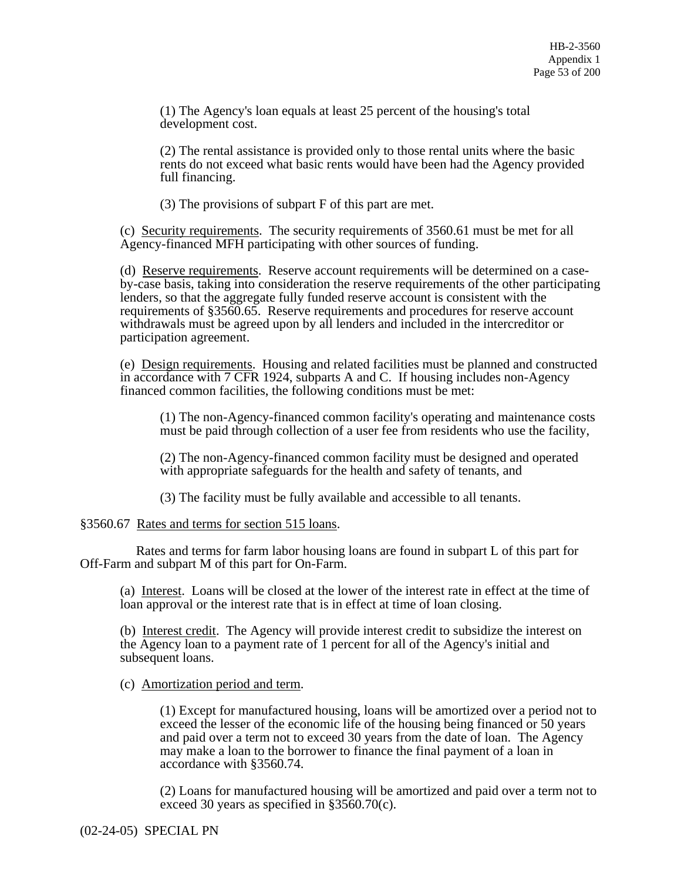(1) The Agency's loan equals at least 25 percent of the housing's total development cost.

(2) The rental assistance is provided only to those rental units where the basic rents do not exceed what basic rents would have been had the Agency provided full financing.

(3) The provisions of subpart F of this part are met.

(c) Security requirements. The security requirements of 3560.61 must be met for all Agency-financed MFH participating with other sources of funding.

(d) Reserve requirements. Reserve account requirements will be determined on a case-by-case basis, taking into consideration the reserve requirements of the other participating lenders, so that the aggregate fully funded reserve account is consistent with the requirements of §3560.65. Reserve requirements and procedures for reserve account withdrawals must be agreed upon by all lenders and included in the intercreditor or participation agreement.

(e) Design requirements. Housing and related facilities must be planned and constructed in accordance with 7 CFR 1924, subparts A and C. If housing includes non-Agency financed common facilities, the following conditions must be met:

(1) The non-Agency-financed common facility's operating and maintenance costs must be paid through collection of a user fee from residents who use the facility,

(2) The non-Agency-financed common facility must be designed and operated with appropriate safeguards for the health and safety of tenants, and

(3) The facility must be fully available and accessible to all tenants.

§3560.67 Rates and terms for section 515 loans.

Rates and terms for farm labor housing loans are found in subpart L of this part for Off-Farm and subpart M of this part for On-Farm.

(a) Interest. Loans will be closed at the lower of the interest rate in effect at the time of loan approval or the interest rate that is in effect at time of loan closing.

(b) Interest credit. The Agency will provide interest credit to subsidize the interest on the Agency loan to a payment rate of 1 percent for all of the Agency's initial and subsequent loans.

(c) Amortization period and term.

(1) Except for manufactured housing, loans will be amortized over a period not to exceed the lesser of the economic life of the housing being financed or 50 years and paid over a term not to exceed 30 years from the date of loan. The Agency may make a loan to the borrower to finance the final payment of a loan in accordance with §3560.74.

(2) Loans for manufactured housing will be amortized and paid over a term not to exceed 30 years as specified in §3560.70(c).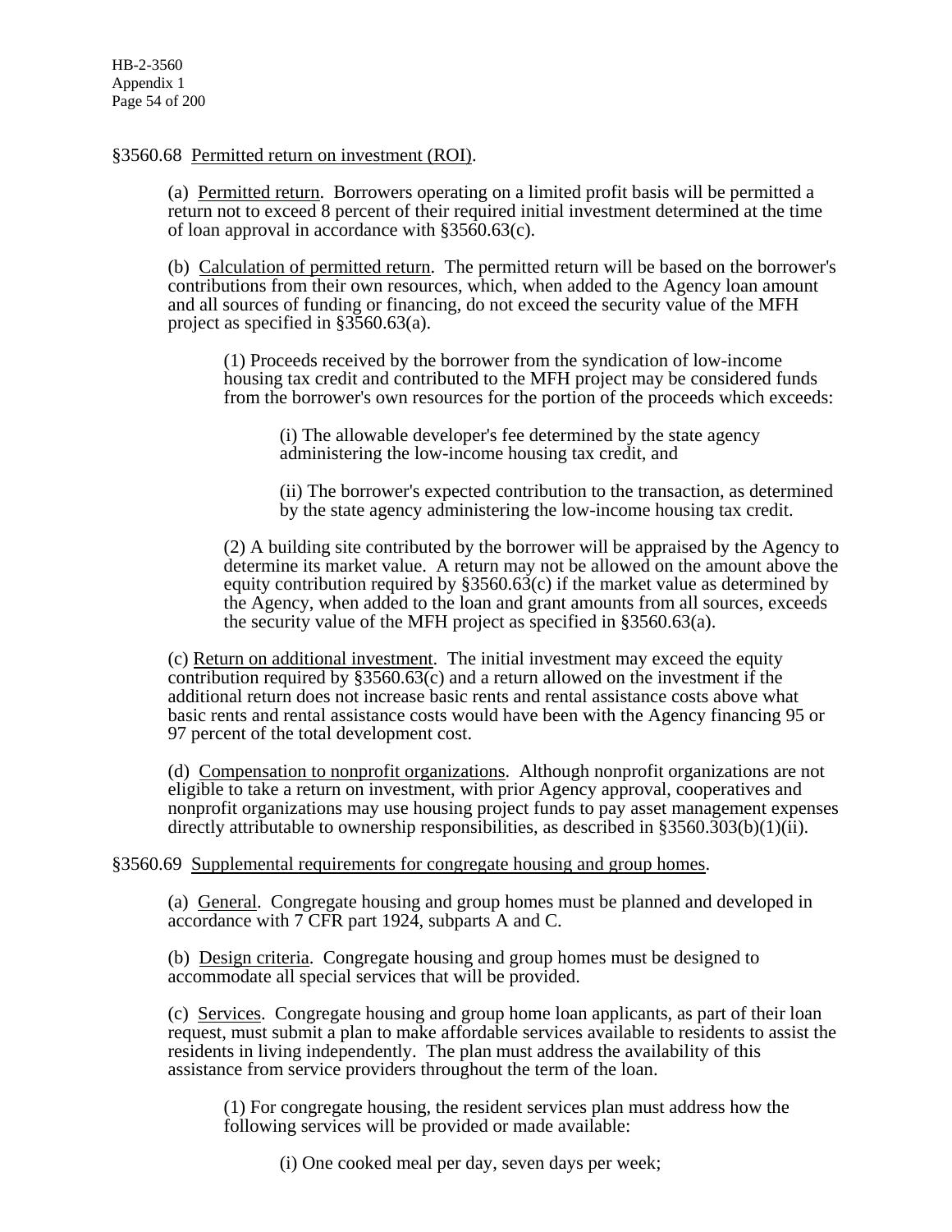§3560.68 Permitted return on investment (ROI).

(a) Permitted return. Borrowers operating on a limited profit basis will be permitted a return not to exceed 8 percent of their required initial investment determined at the time of loan approval in accordance with §3560.63(c).

(b) Calculation of permitted return. The permitted return will be based on the borrower's contributions from their own resources, which, when added to the Agency loan amount and all sources of funding or financing, do not exceed the security value of the MFH project as specified in §3560.63(a).

(1) Proceeds received by the borrower from the syndication of low-income housing tax credit and contributed to the MFH project may be considered funds from the borrower's own resources for the portion of the proceeds which exceeds:

(i) The allowable developer's fee determined by the state agency administering the low-income housing tax credit, and

(ii) The borrower's expected contribution to the transaction, as determined by the state agency administering the low-income housing tax credit.

(2) A building site contributed by the borrower will be appraised by the Agency to determine its market value. A return may not be allowed on the amount above the equity contribution required by §3560.63(c) if the market value as determined by the Agency, when added to the loan and grant amounts from all sources, exceeds the security value of the MFH project as specified in §3560.63(a).

(c) Return on additional investment. The initial investment may exceed the equity contribution required by §3560.63(c) and a return allowed on the investment if the additional return does not increase basic rents and rental assistance costs above what basic rents and rental assistance costs would have been with the Agency financing 95 or 97 percent of the total development cost.

(d) Compensation to nonprofit organizations. Although nonprofit organizations are not eligible to take a return on investment, with prior Agency approval, cooperatives and nonprofit organizations may use housing project funds to pay asset management expenses directly attributable to ownership responsibilities, as described in §3560.303(b)(1)(ii).

§3560.69 Supplemental requirements for congregate housing and group homes.

(a) General. Congregate housing and group homes must be planned and developed in accordance with 7 CFR part 1924, subparts A and C.

(b) Design criteria. Congregate housing and group homes must be designed to accommodate all special services that will be provided.

(c) Services. Congregate housing and group home loan applicants, as part of their loan request, must submit a plan to make affordable services available to residents to assist the residents in living independently. The plan must address the availability of this assistance from service providers throughout the term of the loan.

(1) For congregate housing, the resident services plan must address how the following services will be provided or made available:

(i) One cooked meal per day, seven days per week;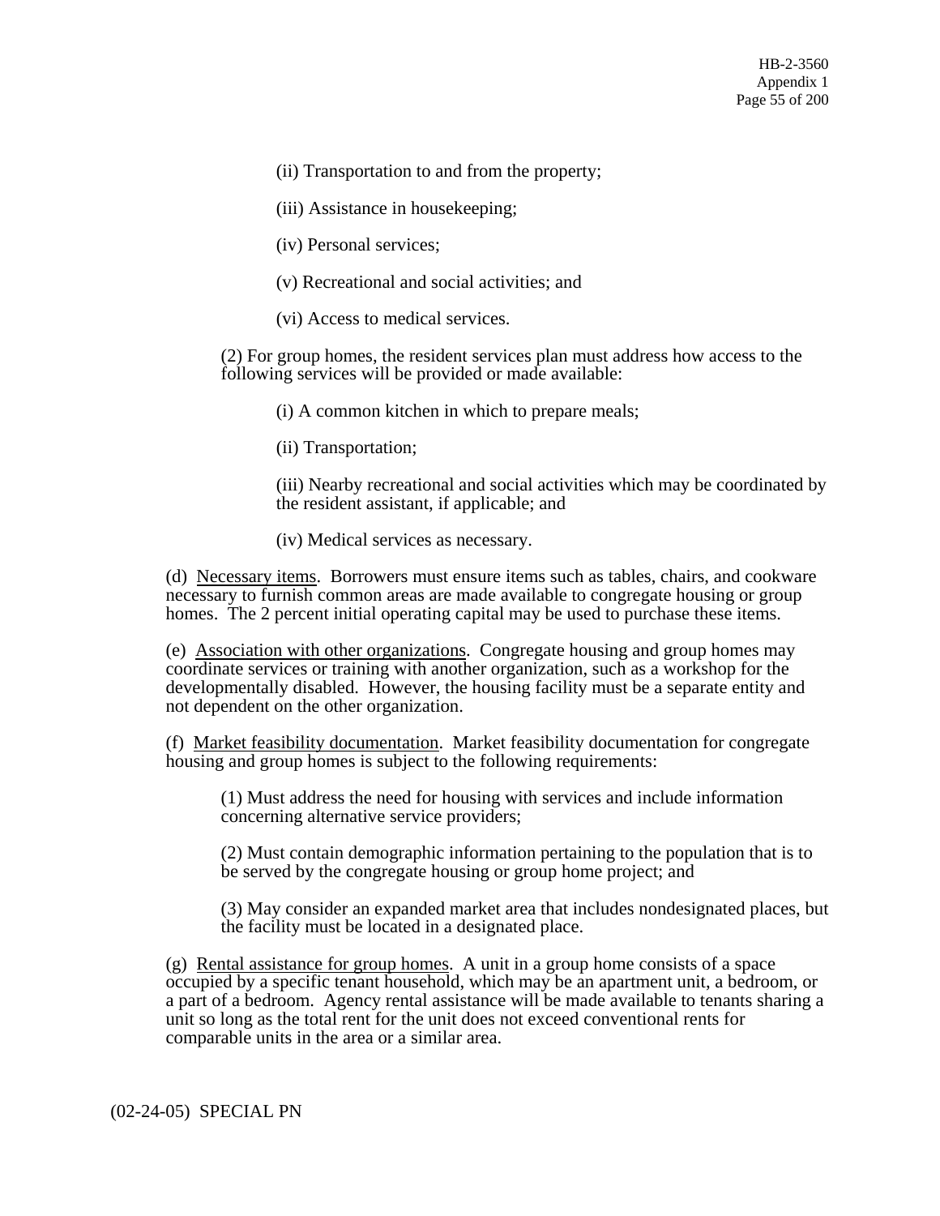(ii) Transportation to and from the property;

(iii) Assistance in housekeeping;

(iv) Personal services;

(v) Recreational and social activities; and

(vi) Access to medical services.

(2) For group homes, the resident services plan must address how access to the following services will be provided or made available:

(i) A common kitchen in which to prepare meals;

(ii) Transportation;

(iii) Nearby recreational and social activities which may be coordinated by the resident assistant, if applicable; and

(iv) Medical services as necessary.

(d) Necessary items. Borrowers must ensure items such as tables, chairs, and cookware necessary to furnish common areas are made available to congregate housing or group homes. The 2 percent initial operating capital may be used to purchase these items.

(e) Association with other organizations. Congregate housing and group homes may coordinate services or training with another organization, such as a workshop for the developmentally disabled. However, the housing facility must be a separate entity and not dependent on the other organization.

(f) Market feasibility documentation. Market feasibility documentation for congregate housing and group homes is subject to the following requirements:

(1) Must address the need for housing with services and include information concerning alternative service providers;

(2) Must contain demographic information pertaining to the population that is to be served by the congregate housing or group home project; and

(3) May consider an expanded market area that includes nondesignated places, but the facility must be located in a designated place.

(g) Rental assistance for group homes. A unit in a group home consists of a space occupied by a specific tenant household, which may be an apartment unit, a bedroom, or a part of a bedroom. Agency rental assistance will be made available to tenants sharing a unit so long as the total rent for the unit does not exceed conventional rents for comparable units in the area or a similar area.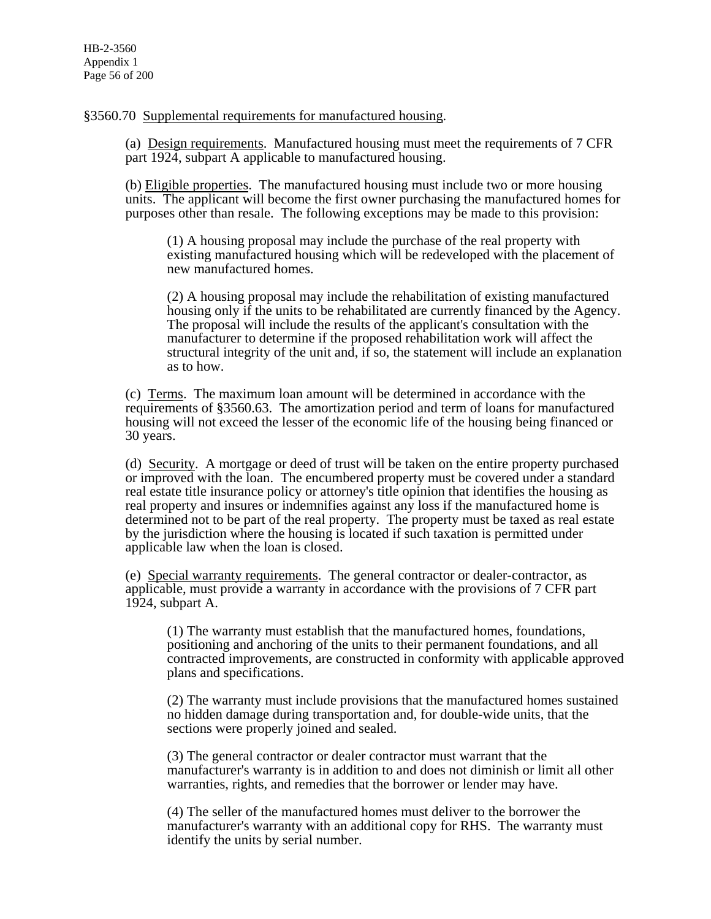§3560.70 Supplemental requirements for manufactured housing.

(a) Design requirements. Manufactured housing must meet the requirements of 7 CFR part 1924, subpart A applicable to manufactured housing.

(b) Eligible properties. The manufactured housing must include two or more housing units. The applicant will become the first owner purchasing the manufactured homes for purposes other than resale. The following exceptions may be made to this provision:

(1) A housing proposal may include the purchase of the real property with existing manufactured housing which will be redeveloped with the placement of new manufactured homes.

(2) A housing proposal may include the rehabilitation of existing manufactured housing only if the units to be rehabilitated are currently financed by the Agency. The proposal will include the results of the applicant's consultation with the manufacturer to determine if the proposed rehabilitation work will affect the structural integrity of the unit and, if so, the statement will include an explanation as to how.

(c) Terms. The maximum loan amount will be determined in accordance with the requirements of §3560.63. The amortization period and term of loans for manufactured housing will not exceed the lesser of the economic life of the housing being financed or 30 years.

(d) Security. A mortgage or deed of trust will be taken on the entire property purchased or improved with the loan. The encumbered property must be covered under a standard real estate title insurance policy or attorney's title opinion that identifies the housing as real property and insures or indemnifies against any loss if the manufactured home is determined not to be part of the real property. The property must be taxed as real estate by the jurisdiction where the housing is located if such taxation is permitted under applicable law when the loan is closed.

(e) Special warranty requirements. The general contractor or dealer-contractor, as applicable, must provide a warranty in accordance with the provisions of 7 CFR part 1924, subpart A.

(1) The warranty must establish that the manufactured homes, foundations, positioning and anchoring of the units to their permanent foundations, and all contracted improvements, are constructed in conformity with applicable approved plans and specifications.

(2) The warranty must include provisions that the manufactured homes sustained no hidden damage during transportation and, for double-wide units, that the sections were properly joined and sealed.

(3) The general contractor or dealer contractor must warrant that the manufacturer's warranty is in addition to and does not diminish or limit all other warranties, rights, and remedies that the borrower or lender may have.

(4) The seller of the manufactured homes must deliver to the borrower the manufacturer's warranty with an additional copy for RHS. The warranty must identify the units by serial number.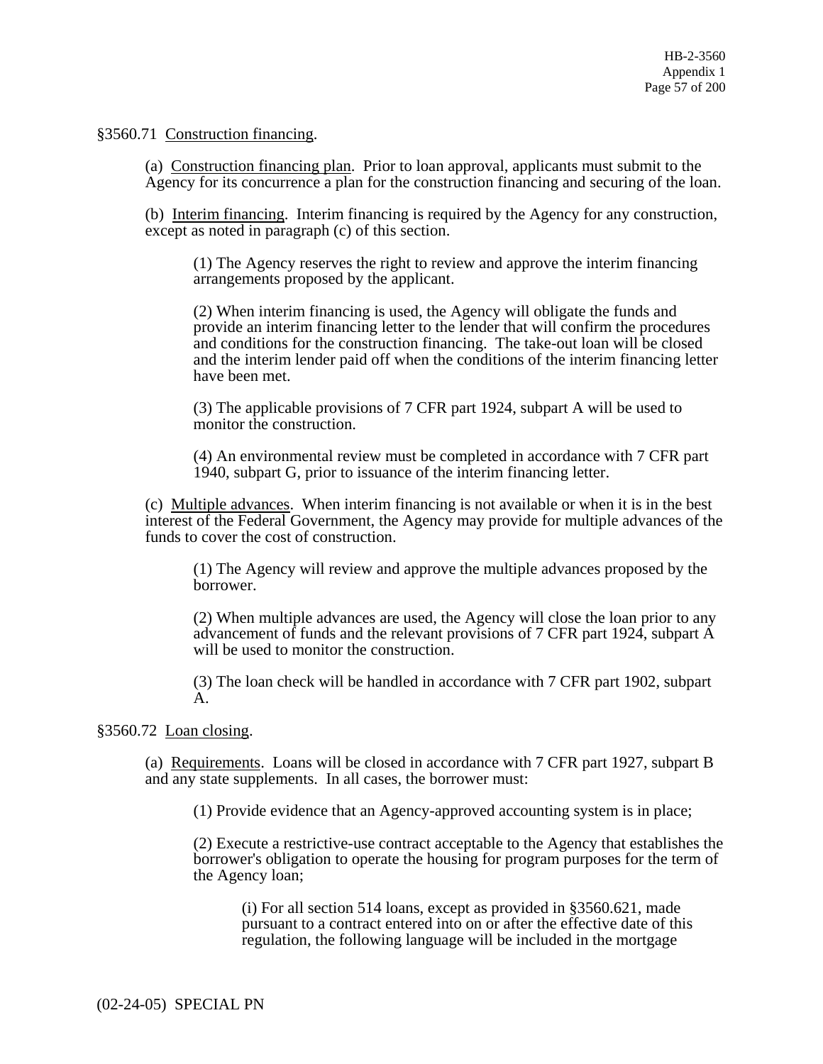§3560.71 Construction financing.

(a) Construction financing plan. Prior to loan approval, applicants must submit to the Agency for its concurrence a plan for the construction financing and securing of the loan.

(b) Interim financing. Interim financing is required by the Agency for any construction, except as noted in paragraph (c) of this section.

(1) The Agency reserves the right to review and approve the interim financing arrangements proposed by the applicant.

(2) When interim financing is used, the Agency will obligate the funds and provide an interim financing letter to the lender that will confirm the procedures and conditions for the construction financing. The take-out loan will be closed and the interim lender paid off when the conditions of the interim financing letter have been met.

(3) The applicable provisions of 7 CFR part 1924, subpart A will be used to monitor the construction.

(4) An environmental review must be completed in accordance with 7 CFR part 1940, subpart G, prior to issuance of the interim financing letter.

(c) Multiple advances. When interim financing is not available or when it is in the best interest of the Federal Government, the Agency may provide for multiple advances of the funds to cover the cost of construction.

(1) The Agency will review and approve the multiple advances proposed by the borrower.

(2) When multiple advances are used, the Agency will close the loan prior to any advancement of funds and the relevant provisions of 7 CFR part 1924, subpart A will be used to monitor the construction.

(3) The loan check will be handled in accordance with 7 CFR part 1902, subpart A.

§3560.72 Loan closing.

(a) Requirements. Loans will be closed in accordance with 7 CFR part 1927, subpart B and any state supplements. In all cases, the borrower must:

(1) Provide evidence that an Agency-approved accounting system is in place;

(2) Execute a restrictive-use contract acceptable to the Agency that establishes the borrower's obligation to operate the housing for program purposes for the term of the Agency loan;

(i) For all section 514 loans, except as provided in §3560.621, made pursuant to a contract entered into on or after the effective date of this regulation, the following language will be included in the mortgage

(02-24-05) SPECIAL PN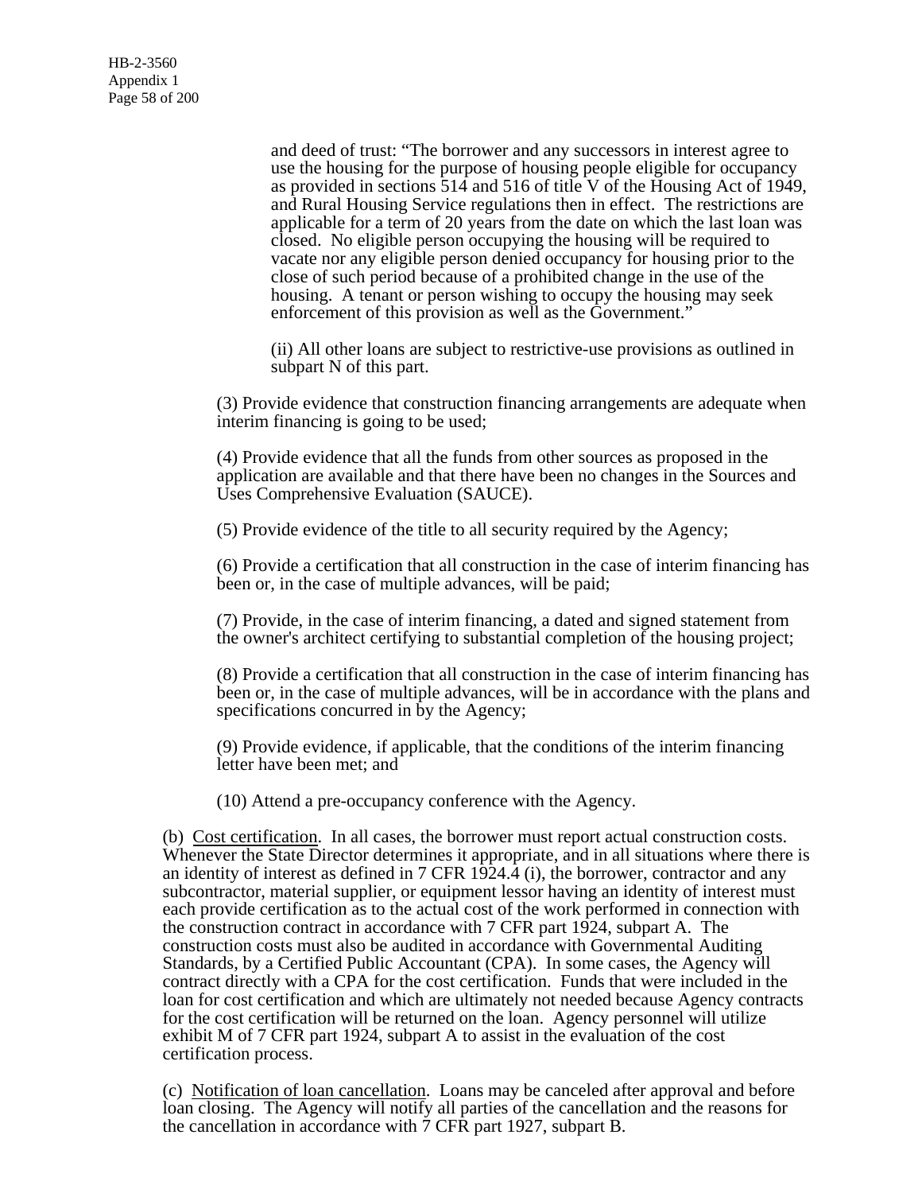and deed of trust: “The borrower and any successors in interest agree to use the housing for the purpose of housing people eligible for occupancy as provided in sections 514 and 516 of title V of the Housing Act of 1949, and Rural Housing Service regulations then in effect. The restrictions are applicable for a term of 20 years from the date on which the last loan was closed. No eligible person occupying the housing will be required to vacate nor any eligible person denied occupancy for housing prior to the close of such period because of a prohibited change in the use of the housing. A tenant or person wishing to occupy the housing may seek enforcement of this provision as well as the Government.”

(ii) All other loans are subject to restrictive-use provisions as outlined in subpart N of this part.

(3) Provide evidence that construction financing arrangements are adequate when interim financing is going to be used;

(4) Provide evidence that all the funds from other sources as proposed in the application are available and that there have been no changes in the Sources and Uses Comprehensive Evaluation (SAUCE).

(5) Provide evidence of the title to all security required by the Agency;

(6) Provide a certification that all construction in the case of interim financing has been or, in the case of multiple advances, will be paid;

(7) Provide, in the case of interim financing, a dated and signed statement from the owner's architect certifying to substantial completion of the housing project;

(8) Provide a certification that all construction in the case of interim financing has been or, in the case of multiple advances, will be in accordance with the plans and specifications concurred in by the Agency;

(9) Provide evidence, if applicable, that the conditions of the interim financing letter have been met; and

(10) Attend a pre-occupancy conference with the Agency.

(b) Cost certification. In all cases, the borrower must report actual construction costs. Whenever the State Director determines it appropriate, and in all situations where there is an identity of interest as defined in 7 CFR 1924.4 (i), the borrower, contractor and any subcontractor, material supplier, or equipment lessor having an identity of interest must each provide certification as to the actual cost of the work performed in connection with the construction contract in accordance with 7 CFR part 1924, subpart A. The construction costs must also be audited in accordance with Governmental Auditing Standards, by a Certified Public Accountant (CPA). In some cases, the Agency will contract directly with a CPA for the cost certification. Funds that were included in the loan for cost certification and which are ultimately not needed because Agency contracts for the cost certification will be returned on the loan. Agency personnel will utilize exhibit M of 7 CFR part 1924, subpart A to assist in the evaluation of the cost certification process.

(c) Notification of loan cancellation. Loans may be canceled after approval and before loan closing. The Agency will notify all parties of the cancellation and the reasons for the cancellation in accordance with 7 CFR part 1927, subpart B.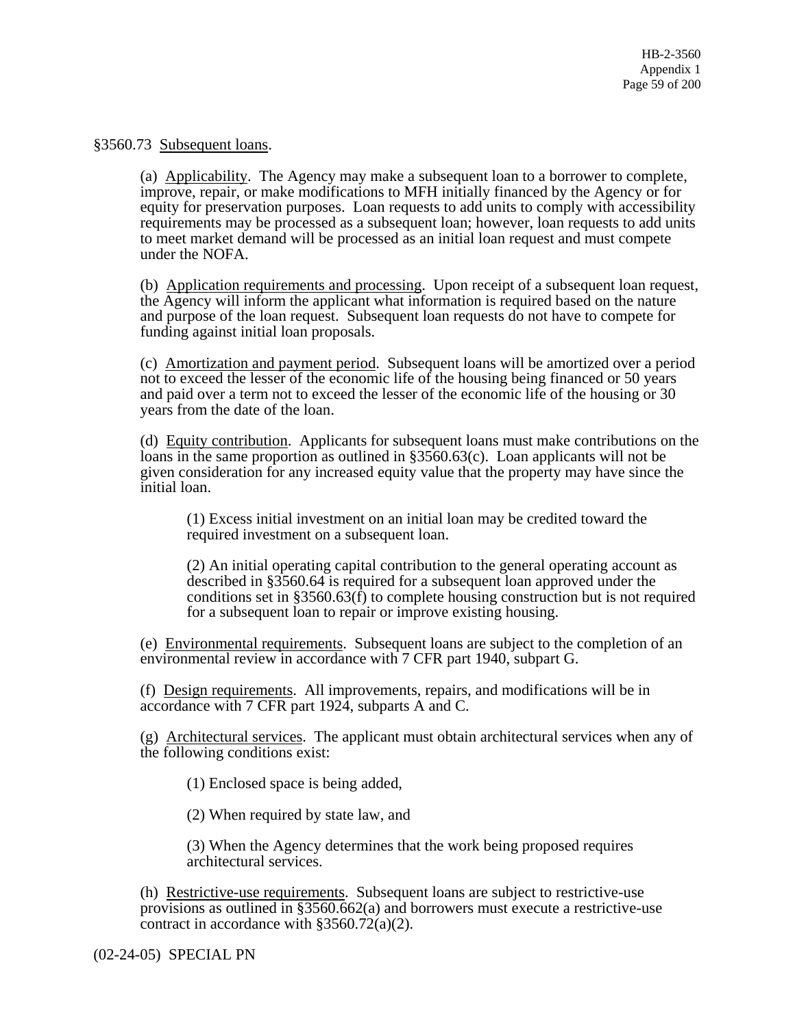§3560.73 Subsequent loans.

(a) Applicability. The Agency may make a subsequent loan to a borrower to complete, improve, repair, or make modifications to MFH initially financed by the Agency or for equity for preservation purposes. Loan requests to add units to comply with accessibility requirements may be processed as a subsequent loan; however, loan requests to add units to meet market demand will be processed as an initial loan request and must compete under the NOFA.

(b) Application requirements and processing. Upon receipt of a subsequent loan request, the Agency will inform the applicant what information is required based on the nature and purpose of the loan request. Subsequent loan requests do not have to compete for funding against initial loan proposals.

(c) Amortization and payment period. Subsequent loans will be amortized over a period not to exceed the lesser of the economic life of the housing being financed or 50 years and paid over a term not to exceed the lesser of the economic life of the housing or 30 years from the date of the loan.

(d) Equity contribution. Applicants for subsequent loans must make contributions on the loans in the same proportion as outlined in §3560.63(c). Loan applicants will not be given consideration for any increased equity value that the property may have since the initial loan.

(1) Excess initial investment on an initial loan may be credited toward the required investment on a subsequent loan.

(2) An initial operating capital contribution to the general operating account as described in §3560.64 is required for a subsequent loan approved under the conditions set in §3560.63(f) to complete housing construction but is not required for a subsequent loan to repair or improve existing housing.

(e) Environmental requirements. Subsequent loans are subject to the completion of an environmental review in accordance with 7 CFR part 1940, subpart G.

(f) Design requirements. All improvements, repairs, and modifications will be in accordance with 7 CFR part 1924, subparts A and C.

(g) Architectural services. The applicant must obtain architectural services when any of the following conditions exist:

(1) Enclosed space is being added,

(2) When required by state law, and

(3) When the Agency determines that the work being proposed requires architectural services.

(h) Restrictive-use requirements. Subsequent loans are subject to restrictive-use provisions as outlined in §3560.662(a) and borrowers must execute a restrictive-use contract in accordance with §3560.72(a)(2).

(02-24-05) SPECIAL PN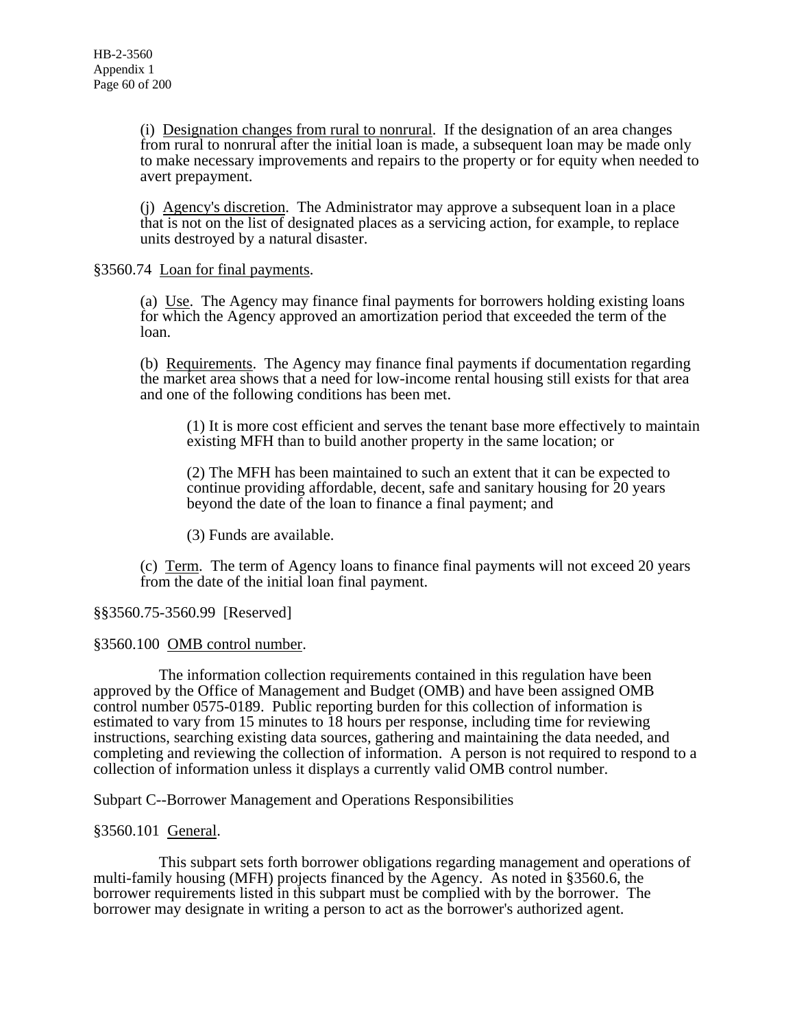(i) Designation changes from rural to nonrural. If the designation of an area changes from rural to nonrural after the initial loan is made, a subsequent loan may be made only to make necessary improvements and repairs to the property or for equity when needed to avert prepayment.

(j) Agency's discretion. The Administrator may approve a subsequent loan in a place that is not on the list of designated places as a servicing action, for example, to replace units destroyed by a natural disaster.

§3560.74 Loan for final payments.

(a) Use. The Agency may finance final payments for borrowers holding existing loans for which the Agency approved an amortization period that exceeded the term of the loan.

(b) Requirements. The Agency may finance final payments if documentation regarding the market area shows that a need for low-income rental housing still exists for that area and one of the following conditions has been met.

(1) It is more cost efficient and serves the tenant base more effectively to maintain existing MFH than to build another property in the same location; or

(2) The MFH has been maintained to such an extent that it can be expected to continue providing affordable, decent, safe and sanitary housing for 20 years beyond the date of the loan to finance a final payment; and

(3) Funds are available.

(c) Term. The term of Agency loans to finance final payments will not exceed 20 years from the date of the initial loan final payment.

§§3560.75-3560.99 [Reserved]

§3560.100 OMB control number.

The information collection requirements contained in this regulation have been approved by the Office of Management and Budget (OMB) and have been assigned OMB control number 0575-0189. Public reporting burden for this collection of information is estimated to vary from 15 minutes to 18 hours per response, including time for reviewing instructions, searching existing data sources, gathering and maintaining the data needed, and completing and reviewing the collection of information. A person is not required to respond to a collection of information unless it displays a currently valid OMB control number.

Subpart C--Borrower Management and Operations Responsibilities

§3560.101 General.

This subpart sets forth borrower obligations regarding management and operations of multi-family housing (MFH) projects financed by the Agency. As noted in §3560.6, the borrower requirements listed in this subpart must be complied with by the borrower. The borrower may designate in writing a person to act as the borrower's authorized agent.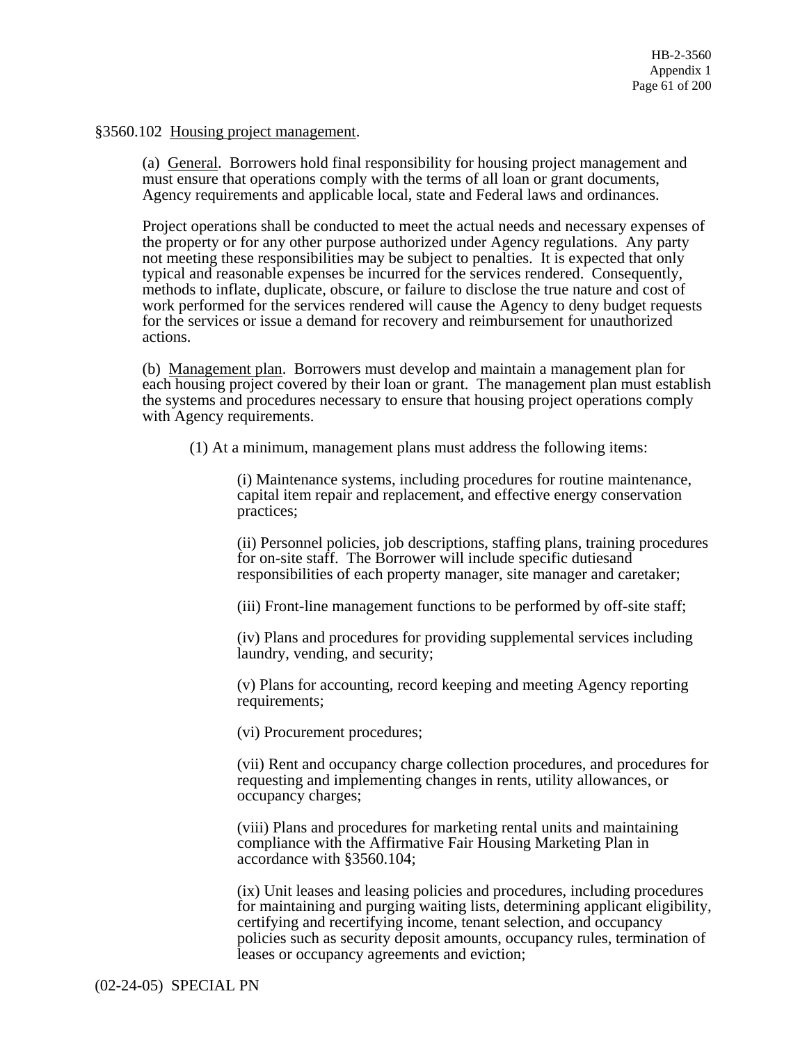§3560.102 Housing project management.

(a) General. Borrowers hold final responsibility for housing project management and must ensure that operations comply with the terms of all loan or grant documents, Agency requirements and applicable local, state and Federal laws and ordinances.

Project operations shall be conducted to meet the actual needs and necessary expenses of the property or for any other purpose authorized under Agency regulations. Any party not meeting these responsibilities may be subject to penalties. It is expected that only typical and reasonable expenses be incurred for the services rendered. Consequently, methods to inflate, duplicate, obscure, or failure to disclose the true nature and cost of work performed for the services rendered will cause the Agency to deny budget requests for the services or issue a demand for recovery and reimbursement for unauthorized actions.

(b) Management plan. Borrowers must develop and maintain a management plan for each housing project covered by their loan or grant. The management plan must establish the systems and procedures necessary to ensure that housing project operations comply with Agency requirements.

(1) At a minimum, management plans must address the following items:

(i) Maintenance systems, including procedures for routine maintenance, capital item repair and replacement, and effective energy conservation practices;

(ii) Personnel policies, job descriptions, staffing plans, training procedures for on-site staff. The Borrower will include specific dutiesand responsibilities of each property manager, site manager and caretaker;

(iii) Front-line management functions to be performed by off-site staff;

(iv) Plans and procedures for providing supplemental services including laundry, vending, and security;

(v) Plans for accounting, record keeping and meeting Agency reporting requirements;

(vi) Procurement procedures;

(vii) Rent and occupancy charge collection procedures, and procedures for requesting and implementing changes in rents, utility allowances, or occupancy charges;

(viii) Plans and procedures for marketing rental units and maintaining compliance with the Affirmative Fair Housing Marketing Plan in accordance with §3560.104;

(ix) Unit leases and leasing policies and procedures, including procedures for maintaining and purging waiting lists, determining applicant eligibility, certifying and recertifying income, tenant selection, and occupancy policies such as security deposit amounts, occupancy rules, termination of leases or occupancy agreements and eviction;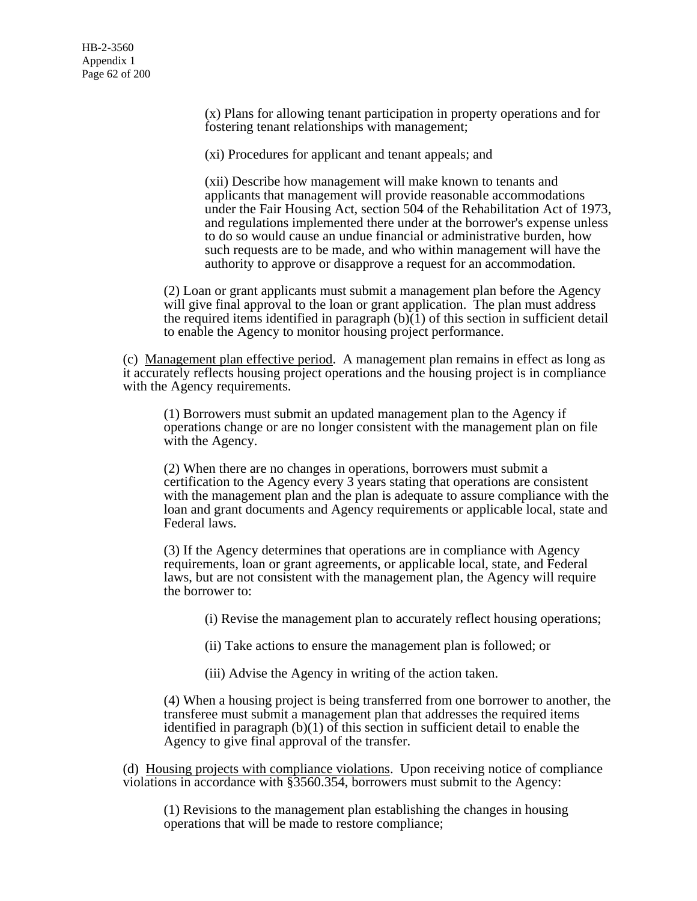(x) Plans for allowing tenant participation in property operations and for fostering tenant relationships with management;

(xi) Procedures for applicant and tenant appeals; and

(xii) Describe how management will make known to tenants and applicants that management will provide reasonable accommodations under the Fair Housing Act, section 504 of the Rehabilitation Act of 1973, and regulations implemented there under at the borrower's expense unless to do so would cause an undue financial or administrative burden, how such requests are to be made, and who within management will have the authority to approve or disapprove a request for an accommodation.

(2) Loan or grant applicants must submit a management plan before the Agency will give final approval to the loan or grant application. The plan must address the required items identified in paragraph (b)(1) of this section in sufficient detail to enable the Agency to monitor housing project performance.

(c) Management plan effective period. A management plan remains in effect as long as it accurately reflects housing project operations and the housing project is in compliance with the Agency requirements.

(1) Borrowers must submit an updated management plan to the Agency if operations change or are no longer consistent with the management plan on file with the Agency.

(2) When there are no changes in operations, borrowers must submit a certification to the Agency every 3 years stating that operations are consistent with the management plan and the plan is adequate to assure compliance with the loan and grant documents and Agency requirements or applicable local, state and Federal laws.

(3) If the Agency determines that operations are in compliance with Agency requirements, loan or grant agreements, or applicable local, state, and Federal laws, but are not consistent with the management plan, the Agency will require the borrower to:

(i) Revise the management plan to accurately reflect housing operations;

(ii) Take actions to ensure the management plan is followed; or

(iii) Advise the Agency in writing of the action taken.

(4) When a housing project is being transferred from one borrower to another, the transferee must submit a management plan that addresses the required items identified in paragraph (b)(1) of this section in sufficient detail to enable the Agency to give final approval of the transfer.

(d) Housing projects with compliance violations. Upon receiving notice of compliance violations in accordance with §3560.354, borrowers must submit to the Agency:

(1) Revisions to the management plan establishing the changes in housing operations that will be made to restore compliance;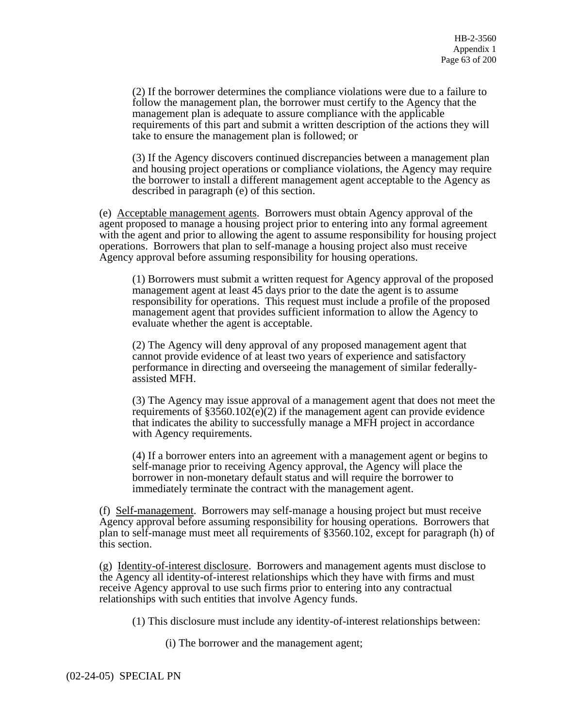(2) If the borrower determines the compliance violations were due to a failure to follow the management plan, the borrower must certify to the Agency that the management plan is adequate to assure compliance with the applicable requirements of this part and submit a written description of the actions they will take to ensure the management plan is followed; or

(3) If the Agency discovers continued discrepancies between a management plan and housing project operations or compliance violations, the Agency may require the borrower to install a different management agent acceptable to the Agency as described in paragraph (e) of this section.

(e) Acceptable management agents. Borrowers must obtain Agency approval of the agent proposed to manage a housing project prior to entering into any formal agreement with the agent and prior to allowing the agent to assume responsibility for housing project operations. Borrowers that plan to self-manage a housing project also must receive Agency approval before assuming responsibility for housing operations.

(1) Borrowers must submit a written request for Agency approval of the proposed management agent at least 45 days prior to the date the agent is to assume responsibility for operations. This request must include a profile of the proposed management agent that provides sufficient information to allow the Agency to evaluate whether the agent is acceptable.

(2) The Agency will deny approval of any proposed management agent that cannot provide evidence of at least two years of experience and satisfactory performance in directing and overseeing the management of similar federally-assisted MFH.

(3) The Agency may issue approval of a management agent that does not meet the requirements of §3560.102(e)(2) if the management agent can provide evidence that indicates the ability to successfully manage a MFH project in accordance with Agency requirements.

(4) If a borrower enters into an agreement with a management agent or begins to self-manage prior to receiving Agency approval, the Agency will place the borrower in non-monetary default status and will require the borrower to immediately terminate the contract with the management agent.

(f) Self-management. Borrowers may self-manage a housing project but must receive Agency approval before assuming responsibility for housing operations. Borrowers that plan to self-manage must meet all requirements of §3560.102, except for paragraph (h) of this section.

(g) Identity-of-interest disclosure. Borrowers and management agents must disclose to the Agency all identity-of-interest relationships which they have with firms and must receive Agency approval to use such firms prior to entering into any contractual relationships with such entities that involve Agency funds.

(1) This disclosure must include any identity-of-interest relationships between:

(i) The borrower and the management agent;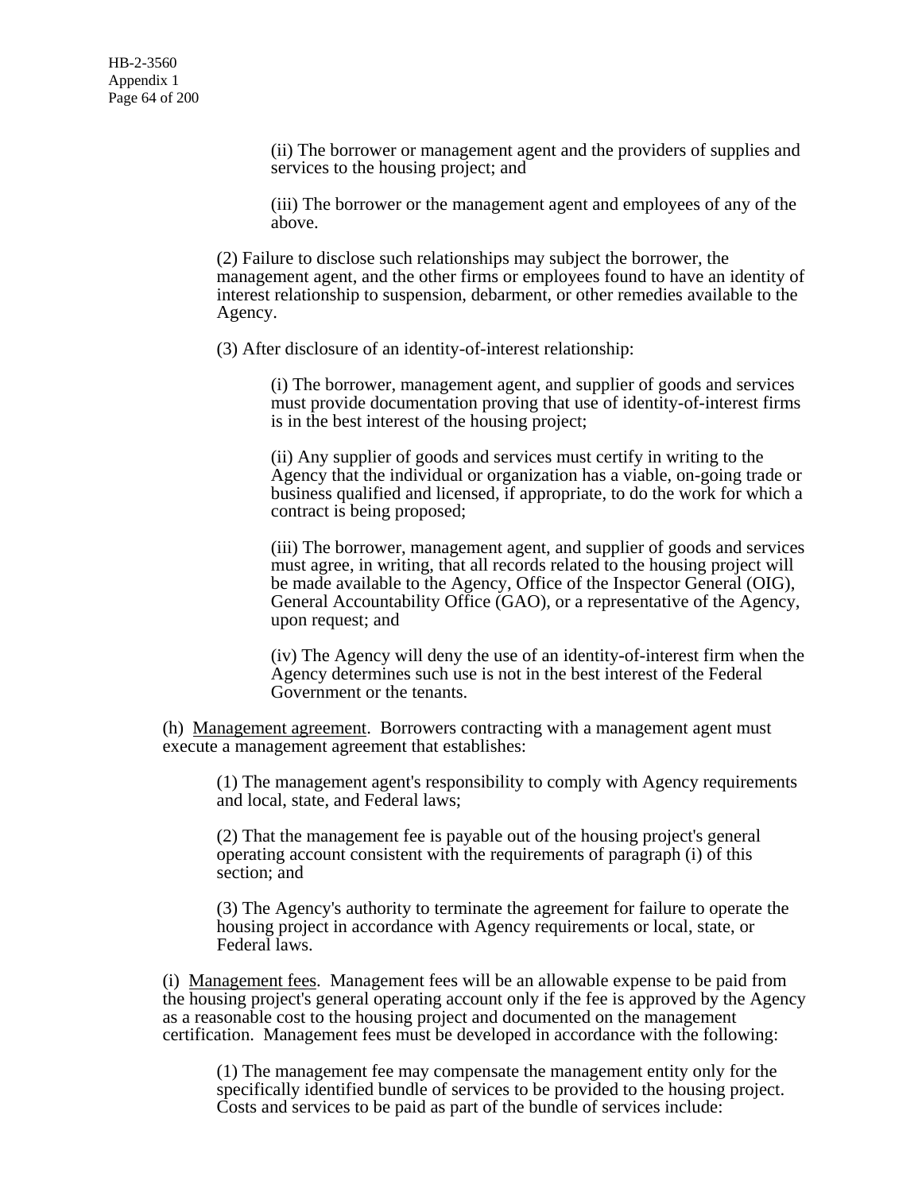(ii) The borrower or management agent and the providers of supplies and services to the housing project; and

(iii) The borrower or the management agent and employees of any of the above.

(2) Failure to disclose such relationships may subject the borrower, the management agent, and the other firms or employees found to have an identity of interest relationship to suspension, debarment, or other remedies available to the Agency.

(3) After disclosure of an identity-of-interest relationship:

(i) The borrower, management agent, and supplier of goods and services must provide documentation proving that use of identity-of-interest firms is in the best interest of the housing project;

(ii) Any supplier of goods and services must certify in writing to the Agency that the individual or organization has a viable, on-going trade or business qualified and licensed, if appropriate, to do the work for which a contract is being proposed;

(iii) The borrower, management agent, and supplier of goods and services must agree, in writing, that all records related to the housing project will be made available to the Agency, Office of the Inspector General (OIG), General Accountability Office (GAO), or a representative of the Agency, upon request; and

(iv) The Agency will deny the use of an identity-of-interest firm when the Agency determines such use is not in the best interest of the Federal Government or the tenants.

(h) Management agreement. Borrowers contracting with a management agent must execute a management agreement that establishes:

(1) The management agent's responsibility to comply with Agency requirements and local, state, and Federal laws;

(2) That the management fee is payable out of the housing project's general operating account consistent with the requirements of paragraph (i) of this section; and

(3) The Agency's authority to terminate the agreement for failure to operate the housing project in accordance with Agency requirements or local, state, or Federal laws.

(i) Management fees. Management fees will be an allowable expense to be paid from the housing project's general operating account only if the fee is approved by the Agency as a reasonable cost to the housing project and documented on the management certification. Management fees must be developed in accordance with the following:

(1) The management fee may compensate the management entity only for the specifically identified bundle of services to be provided to the housing project. Costs and services to be paid as part of the bundle of services include: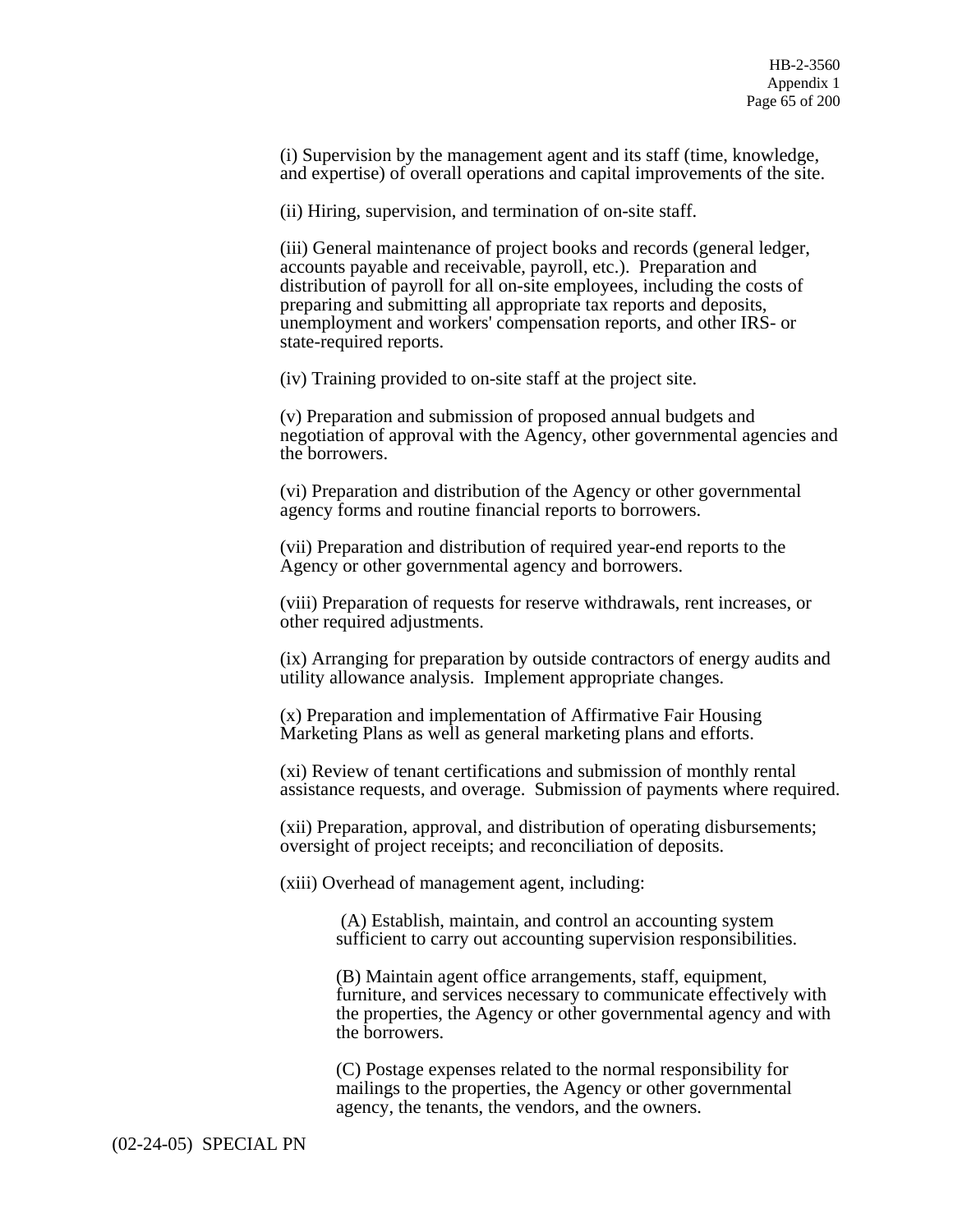(i) Supervision by the management agent and its staff (time, knowledge, and expertise) of overall operations and capital improvements of the site.

(ii) Hiring, supervision, and termination of on-site staff.

(iii) General maintenance of project books and records (general ledger, accounts payable and receivable, payroll, etc.). Preparation and distribution of payroll for all on-site employees, including the costs of preparing and submitting all appropriate tax reports and deposits, unemployment and workers' compensation reports, and other IRS- or state-required reports.

(iv) Training provided to on-site staff at the project site.

(v) Preparation and submission of proposed annual budgets and negotiation of approval with the Agency, other governmental agencies and the borrowers.

(vi) Preparation and distribution of the Agency or other governmental agency forms and routine financial reports to borrowers.

(vii) Preparation and distribution of required year-end reports to the Agency or other governmental agency and borrowers.

(viii) Preparation of requests for reserve withdrawals, rent increases, or other required adjustments.

(ix) Arranging for preparation by outside contractors of energy audits and utility allowance analysis. Implement appropriate changes.

(x) Preparation and implementation of Affirmative Fair Housing Marketing Plans as well as general marketing plans and efforts.

(xi) Review of tenant certifications and submission of monthly rental assistance requests, and overage. Submission of payments where required.

(xii) Preparation, approval, and distribution of operating disbursements; oversight of project receipts; and reconciliation of deposits.

(xiii) Overhead of management agent, including:

> (A) Establish, maintain, and control an accounting system sufficient to carry out accounting supervision responsibilities.
>
> (B) Maintain agent office arrangements, staff, equipment, furniture, and services necessary to communicate effectively with the properties, the Agency or other governmental agency and with the borrowers.
>
> (C) Postage expenses related to the normal responsibility for mailings to the properties, the Agency or other governmental agency, the tenants, the vendors, and the owners.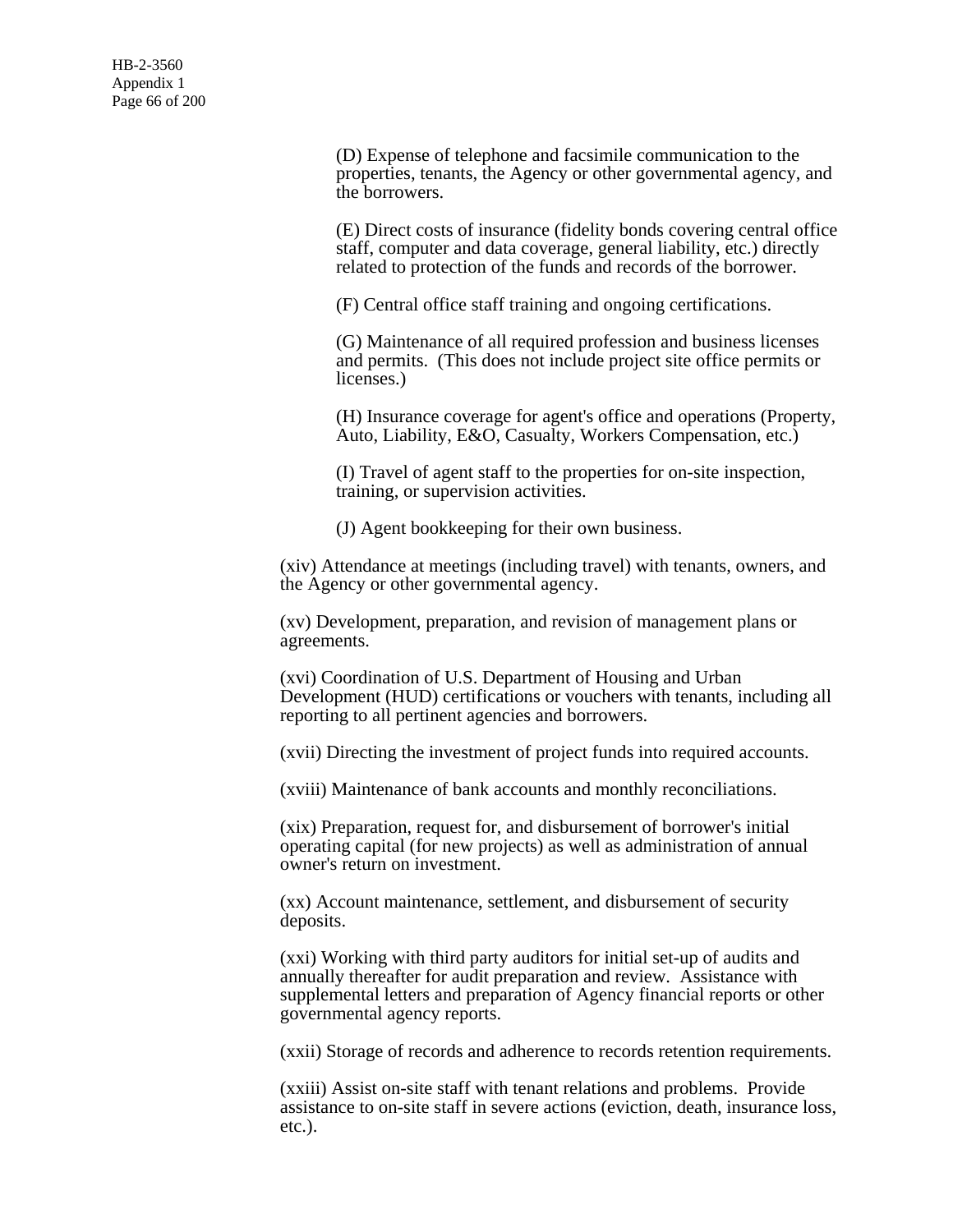(D) Expense of telephone and facsimile communication to the properties, tenants, the Agency or other governmental agency, and the borrowers.

(E) Direct costs of insurance (fidelity bonds covering central office staff, computer and data coverage, general liability, etc.) directly related to protection of the funds and records of the borrower.

(F) Central office staff training and ongoing certifications.

(G) Maintenance of all required profession and business licenses and permits. (This does not include project site office permits or licenses.)

(H) Insurance coverage for agent's office and operations (Property, Auto, Liability, E&O, Casualty, Workers Compensation, etc.)

(I) Travel of agent staff to the properties for on-site inspection, training, or supervision activities.

(J) Agent bookkeeping for their own business.

(xiv) Attendance at meetings (including travel) with tenants, owners, and the Agency or other governmental agency.

(xv) Development, preparation, and revision of management plans or agreements.

(xvi) Coordination of U.S. Department of Housing and Urban Development (HUD) certifications or vouchers with tenants, including all reporting to all pertinent agencies and borrowers.

(xvii) Directing the investment of project funds into required accounts.

(xviii) Maintenance of bank accounts and monthly reconciliations.

(xix) Preparation, request for, and disbursement of borrower's initial operating capital (for new projects) as well as administration of annual owner's return on investment.

(xx) Account maintenance, settlement, and disbursement of security deposits.

(xxi) Working with third party auditors for initial set-up of audits and annually thereafter for audit preparation and review. Assistance with supplemental letters and preparation of Agency financial reports or other governmental agency reports.

(xxii) Storage of records and adherence to records retention requirements.

(xxiii) Assist on-site staff with tenant relations and problems. Provide assistance to on-site staff in severe actions (eviction, death, insurance loss, etc.).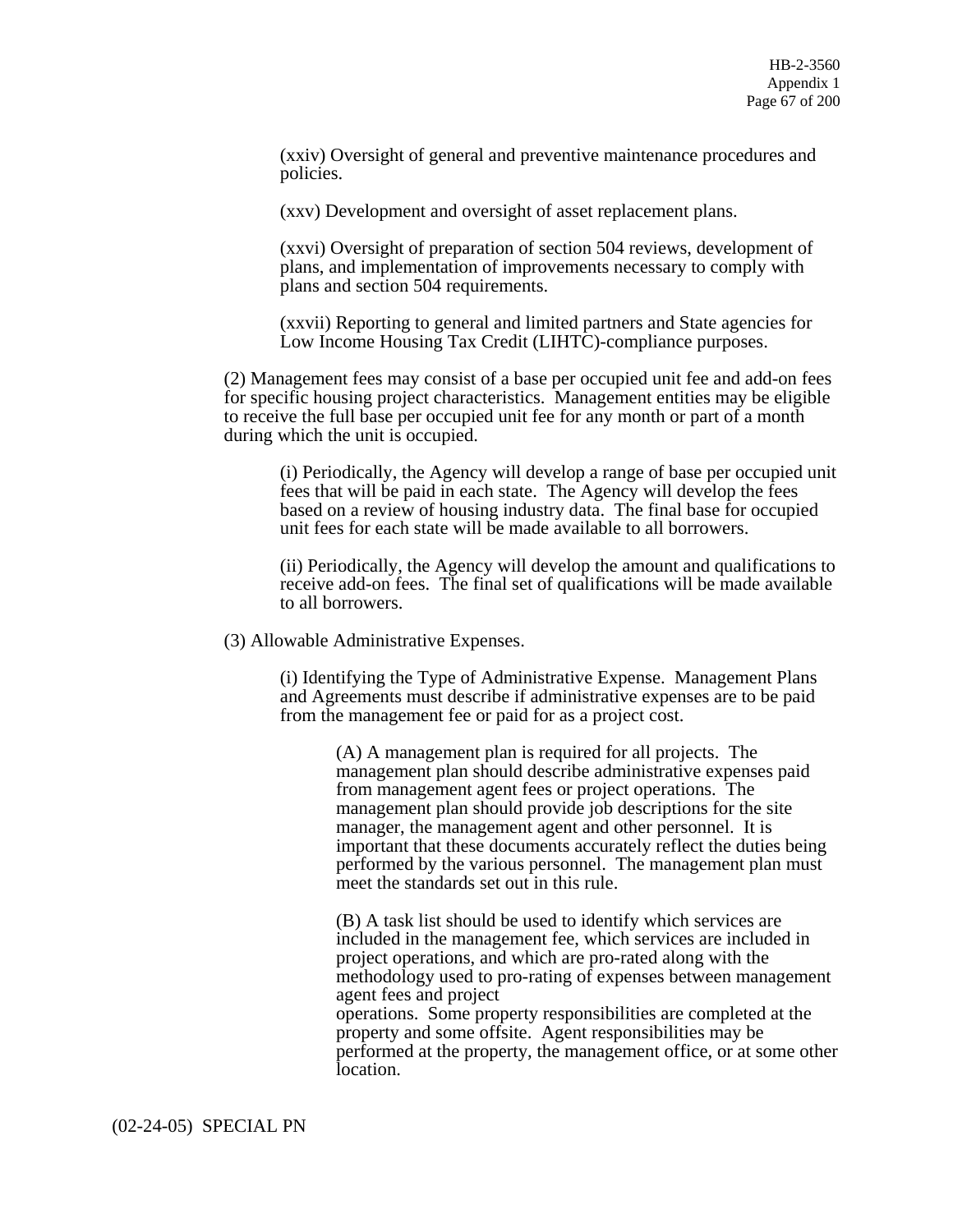(xxiv) Oversight of general and preventive maintenance procedures and policies.

(xxv) Development and oversight of asset replacement plans.

(xxvi) Oversight of preparation of section 504 reviews, development of plans, and implementation of improvements necessary to comply with plans and section 504 requirements.

(xxvii) Reporting to general and limited partners and State agencies for Low Income Housing Tax Credit (LIHTC)-compliance purposes.

(2) Management fees may consist of a base per occupied unit fee and add-on fees for specific housing project characteristics. Management entities may be eligible to receive the full base per occupied unit fee for any month or part of a month during which the unit is occupied.

(i) Periodically, the Agency will develop a range of base per occupied unit fees that will be paid in each state. The Agency will develop the fees based on a review of housing industry data. The final base for occupied unit fees for each state will be made available to all borrowers.

(ii) Periodically, the Agency will develop the amount and qualifications to receive add-on fees. The final set of qualifications will be made available to all borrowers.

(3) Allowable Administrative Expenses.

(i) Identifying the Type of Administrative Expense. Management Plans and Agreements must describe if administrative expenses are to be paid from the management fee or paid for as a project cost.

(A) A management plan is required for all projects. The management plan should describe administrative expenses paid from management agent fees or project operations. The management plan should provide job descriptions for the site manager, the management agent and other personnel. It is important that these documents accurately reflect the duties being performed by the various personnel. The management plan must meet the standards set out in this rule.

(B) A task list should be used to identify which services are included in the management fee, which services are included in project operations, and which are pro-rated along with the methodology used to pro-rating of expenses between management agent fees and project operations. Some property responsibilities are completed at the property and some offsite. Agent responsibilities may be performed at the property, the management office, or at some other location.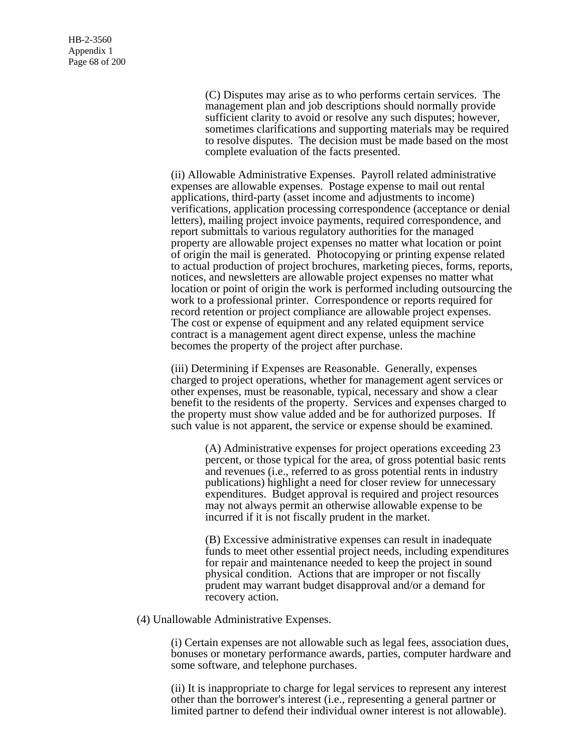(C) Disputes may arise as to who performs certain services. The management plan and job descriptions should normally provide sufficient clarity to avoid or resolve any such disputes; however, sometimes clarifications and supporting materials may be required to resolve disputes. The decision must be made based on the most complete evaluation of the facts presented.

(ii) Allowable Administrative Expenses. Payroll related administrative expenses are allowable expenses. Postage expense to mail out rental applications, third-party (asset income and adjustments to income) verifications, application processing correspondence (acceptance or denial letters), mailing project invoice payments, required correspondence, and report submittals to various regulatory authorities for the managed property are allowable project expenses no matter what location or point of origin the mail is generated. Photocopying or printing expense related to actual production of project brochures, marketing pieces, forms, reports, notices, and newsletters are allowable project expenses no matter what location or point of origin the work is performed including outsourcing the work to a professional printer. Correspondence or reports required for record retention or project compliance are allowable project expenses. The cost or expense of equipment and any related equipment service contract is a management agent direct expense, unless the machine becomes the property of the project after purchase.

(iii) Determining if Expenses are Reasonable. Generally, expenses charged to project operations, whether for management agent services or other expenses, must be reasonable, typical, necessary and show a clear benefit to the residents of the property. Services and expenses charged to the property must show value added and be for authorized purposes. If such value is not apparent, the service or expense should be examined.

(A) Administrative expenses for project operations exceeding 23 percent, or those typical for the area, of gross potential basic rents and revenues (i.e., referred to as gross potential rents in industry publications) highlight a need for closer review for unnecessary expenditures. Budget approval is required and project resources may not always permit an otherwise allowable expense to be incurred if it is not fiscally prudent in the market.

(B) Excessive administrative expenses can result in inadequate funds to meet other essential project needs, including expenditures for repair and maintenance needed to keep the project in sound physical condition. Actions that are improper or not fiscally prudent may warrant budget disapproval and/or a demand for recovery action.

(4) Unallowable Administrative Expenses.

(i) Certain expenses are not allowable such as legal fees, association dues, bonuses or monetary performance awards, parties, computer hardware and some software, and telephone purchases.

(ii) It is inappropriate to charge for legal services to represent any interest other than the borrower's interest (i.e., representing a general partner or limited partner to defend their individual owner interest is not allowable).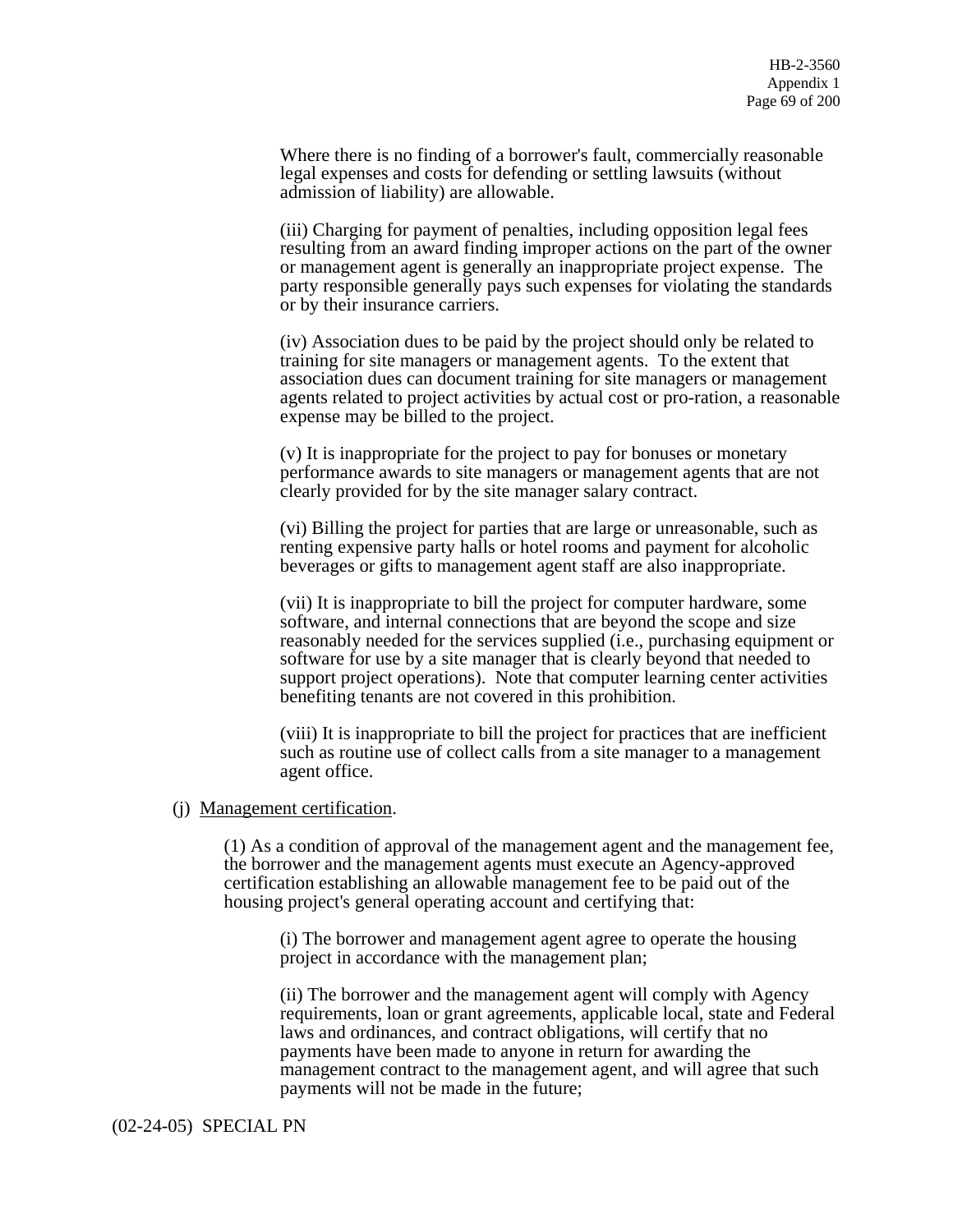Where there is no finding of a borrower's fault, commercially reasonable legal expenses and costs for defending or settling lawsuits (without admission of liability) are allowable.

(iii) Charging for payment of penalties, including opposition legal fees resulting from an award finding improper actions on the part of the owner or management agent is generally an inappropriate project expense. The party responsible generally pays such expenses for violating the standards or by their insurance carriers.

(iv) Association dues to be paid by the project should only be related to training for site managers or management agents. To the extent that association dues can document training for site managers or management agents related to project activities by actual cost or pro-ration, a reasonable expense may be billed to the project.

(v) It is inappropriate for the project to pay for bonuses or monetary performance awards to site managers or management agents that are not clearly provided for by the site manager salary contract.

(vi) Billing the project for parties that are large or unreasonable, such as renting expensive party halls or hotel rooms and payment for alcoholic beverages or gifts to management agent staff are also inappropriate.

(vii) It is inappropriate to bill the project for computer hardware, some software, and internal connections that are beyond the scope and size reasonably needed for the services supplied (i.e., purchasing equipment or software for use by a site manager that is clearly beyond that needed to support project operations). Note that computer learning center activities benefiting tenants are not covered in this prohibition.

(viii) It is inappropriate to bill the project for practices that are inefficient such as routine use of collect calls from a site manager to a management agent office.

(j) Management certification.

(1) As a condition of approval of the management agent and the management fee, the borrower and the management agents must execute an Agency-approved certification establishing an allowable management fee to be paid out of the housing project's general operating account and certifying that:

(i) The borrower and management agent agree to operate the housing project in accordance with the management plan;

(ii) The borrower and the management agent will comply with Agency requirements, loan or grant agreements, applicable local, state and Federal laws and ordinances, and contract obligations, will certify that no payments have been made to anyone in return for awarding the management contract to the management agent, and will agree that such payments will not be made in the future;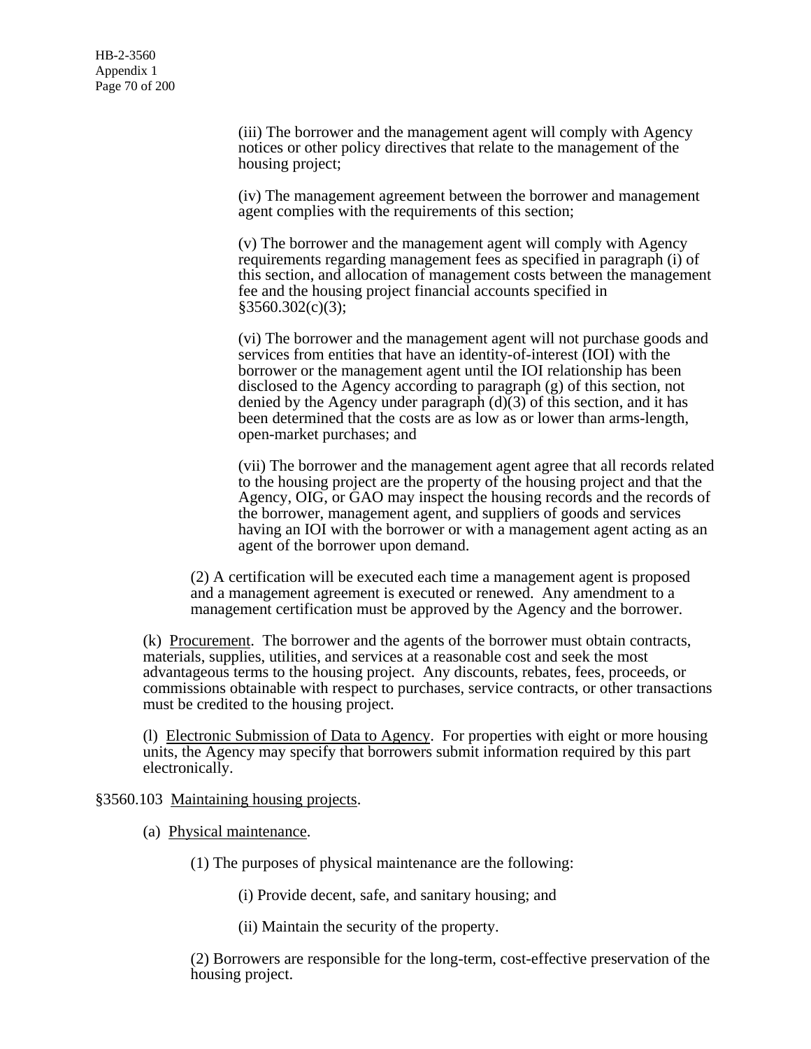(iii) The borrower and the management agent will comply with Agency notices or other policy directives that relate to the management of the housing project;

(iv) The management agreement between the borrower and management agent complies with the requirements of this section;

(v) The borrower and the management agent will comply with Agency requirements regarding management fees as specified in paragraph (i) of this section, and allocation of management costs between the management fee and the housing project financial accounts specified in §3560.302(c)(3);

(vi) The borrower and the management agent will not purchase goods and services from entities that have an identity-of-interest (IOI) with the borrower or the management agent until the IOI relationship has been disclosed to the Agency according to paragraph (g) of this section, not denied by the Agency under paragraph (d)(3) of this section, and it has been determined that the costs are as low as or lower than arms-length, open-market purchases; and

(vii) The borrower and the management agent agree that all records related to the housing project are the property of the housing project and that the Agency, OIG, or GAO may inspect the housing records and the records of the borrower, management agent, and suppliers of goods and services having an IOI with the borrower or with a management agent acting as an agent of the borrower upon demand.

(2) A certification will be executed each time a management agent is proposed and a management agreement is executed or renewed. Any amendment to a management certification must be approved by the Agency and the borrower.

(k) Procurement. The borrower and the agents of the borrower must obtain contracts, materials, supplies, utilities, and services at a reasonable cost and seek the most advantageous terms to the housing project. Any discounts, rebates, fees, proceeds, or commissions obtainable with respect to purchases, service contracts, or other transactions must be credited to the housing project.

(l) Electronic Submission of Data to Agency. For properties with eight or more housing units, the Agency may specify that borrowers submit information required by this part electronically.

§3560.103 Maintaining housing projects.

(a) Physical maintenance.

(1) The purposes of physical maintenance are the following:

(i) Provide decent, safe, and sanitary housing; and

(ii) Maintain the security of the property.

(2) Borrowers are responsible for the long-term, cost-effective preservation of the housing project.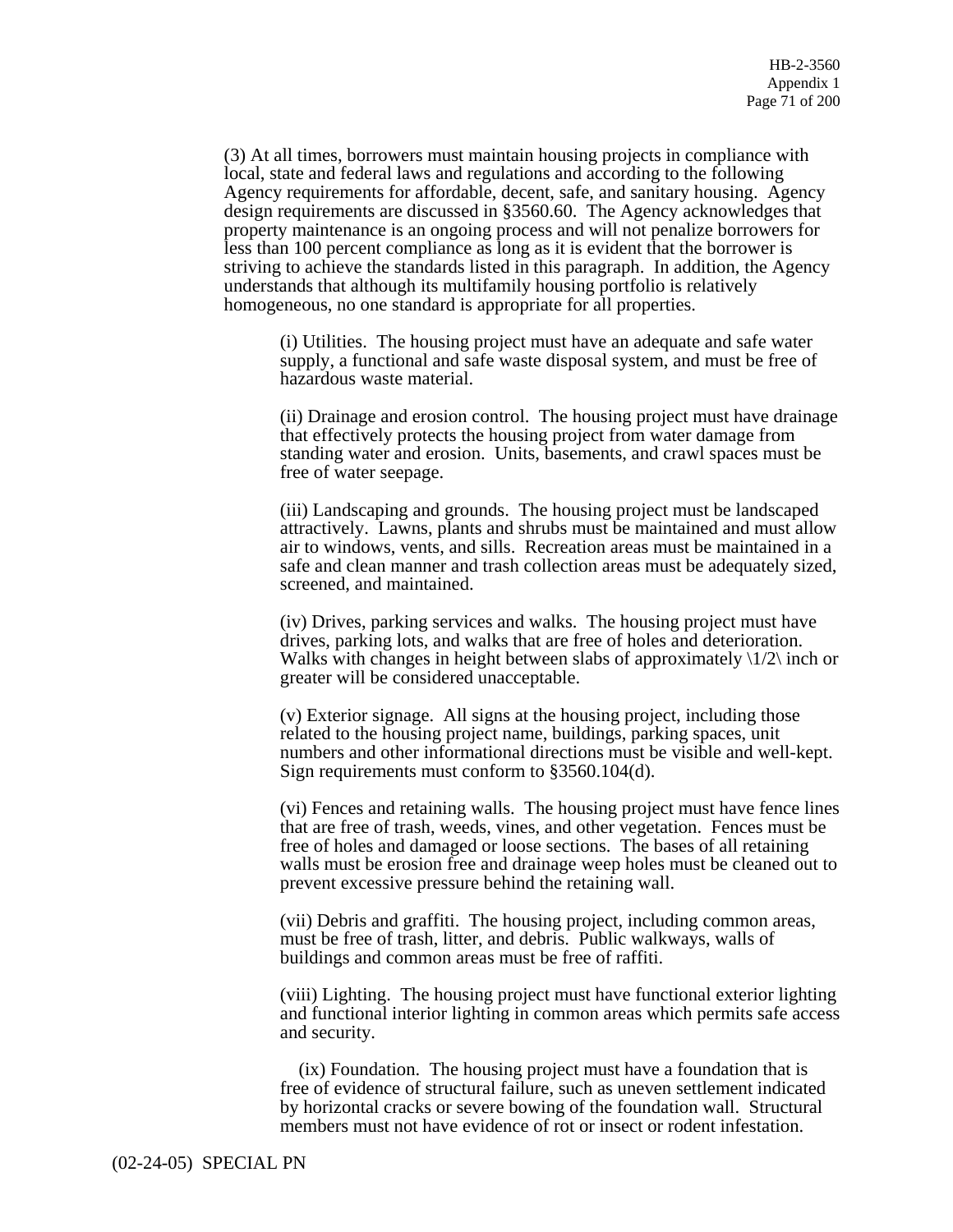(3) At all times, borrowers must maintain housing projects in compliance with local, state and federal laws and regulations and according to the following Agency requirements for affordable, decent, safe, and sanitary housing. Agency design requirements are discussed in §3560.60. The Agency acknowledges that property maintenance is an ongoing process and will not penalize borrowers for less than 100 percent compliance as long as it is evident that the borrower is striving to achieve the standards listed in this paragraph. In addition, the Agency understands that although its multifamily housing portfolio is relatively homogeneous, no one standard is appropriate for all properties.

(i) Utilities. The housing project must have an adequate and safe water supply, a functional and safe waste disposal system, and must be free of hazardous waste material.

(ii) Drainage and erosion control. The housing project must have drainage that effectively protects the housing project from water damage from standing water and erosion. Units, basements, and crawl spaces must be free of water seepage.

(iii) Landscaping and grounds. The housing project must be landscaped attractively. Lawns, plants and shrubs must be maintained and must allow air to windows, vents, and sills. Recreation areas must be maintained in a safe and clean manner and trash collection areas must be adequately sized, screened, and maintained.

(iv) Drives, parking services and walks. The housing project must have drives, parking lots, and walks that are free of holes and deterioration. Walks with changes in height between slabs of approximately \1/2\ inch or greater will be considered unacceptable.

(v) Exterior signage. All signs at the housing project, including those related to the housing project name, buildings, parking spaces, unit numbers and other informational directions must be visible and well-kept. Sign requirements must conform to §3560.104(d).

(vi) Fences and retaining walls. The housing project must have fence lines that are free of trash, weeds, vines, and other vegetation. Fences must be free of holes and damaged or loose sections. The bases of all retaining walls must be erosion free and drainage weep holes must be cleaned out to prevent excessive pressure behind the retaining wall.

(vii) Debris and graffiti. The housing project, including common areas, must be free of trash, litter, and debris. Public walkways, walls of buildings and common areas must be free of raffiti.

(viii) Lighting. The housing project must have functional exterior lighting and functional interior lighting in common areas which permits safe access and security.

(ix) Foundation. The housing project must have a foundation that is free of evidence of structural failure, such as uneven settlement indicated by horizontal cracks or severe bowing of the foundation wall. Structural members must not have evidence of rot or insect or rodent infestation.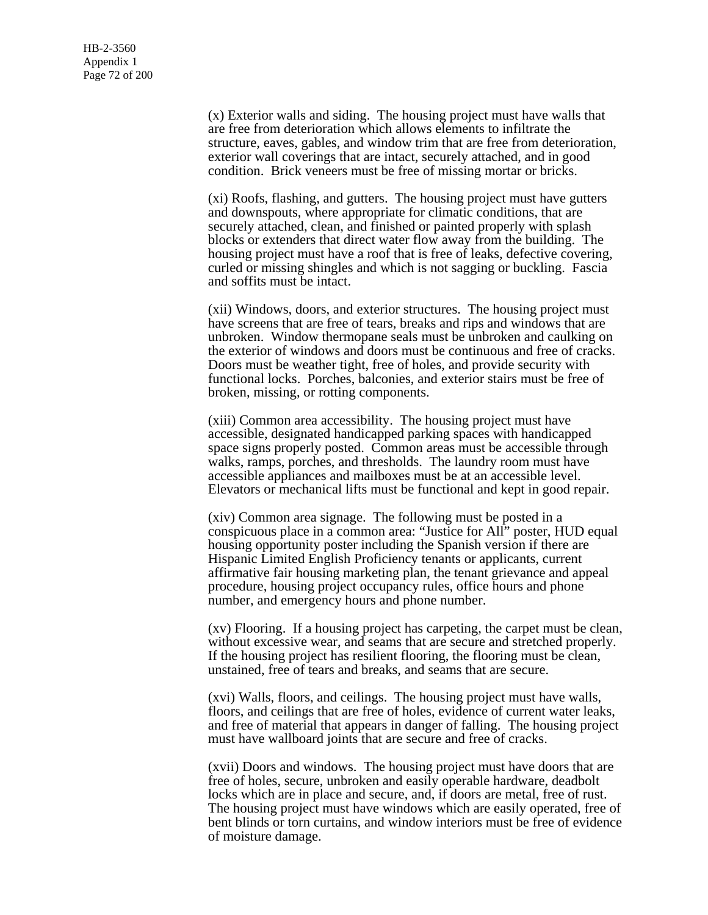(x) Exterior walls and siding. The housing project must have walls that are free from deterioration which allows elements to infiltrate the structure, eaves, gables, and window trim that are free from deterioration, exterior wall coverings that are intact, securely attached, and in good condition. Brick veneers must be free of missing mortar or bricks.

(xi) Roofs, flashing, and gutters. The housing project must have gutters and downspouts, where appropriate for climatic conditions, that are securely attached, clean, and finished or painted properly with splash blocks or extenders that direct water flow away from the building. The housing project must have a roof that is free of leaks, defective covering, curled or missing shingles and which is not sagging or buckling. Fascia and soffits must be intact.

(xii) Windows, doors, and exterior structures. The housing project must have screens that are free of tears, breaks and rips and windows that are unbroken. Window thermopane seals must be unbroken and caulking on the exterior of windows and doors must be continuous and free of cracks. Doors must be weather tight, free of holes, and provide security with functional locks. Porches, balconies, and exterior stairs must be free of broken, missing, or rotting components.

(xiii) Common area accessibility. The housing project must have accessible, designated handicapped parking spaces with handicapped space signs properly posted. Common areas must be accessible through walks, ramps, porches, and thresholds. The laundry room must have accessible appliances and mailboxes must be at an accessible level. Elevators or mechanical lifts must be functional and kept in good repair.

(xiv) Common area signage. The following must be posted in a conspicuous place in a common area: "Justice for All" poster, HUD equal housing opportunity poster including the Spanish version if there are Hispanic Limited English Proficiency tenants or applicants, current affirmative fair housing marketing plan, the tenant grievance and appeal procedure, housing project occupancy rules, office hours and phone number, and emergency hours and phone number.

(xv) Flooring. If a housing project has carpeting, the carpet must be clean, without excessive wear, and seams that are secure and stretched properly. If the housing project has resilient flooring, the flooring must be clean, unstained, free of tears and breaks, and seams that are secure.

(xvi) Walls, floors, and ceilings. The housing project must have walls, floors, and ceilings that are free of holes, evidence of current water leaks, and free of material that appears in danger of falling. The housing project must have wallboard joints that are secure and free of cracks.

(xvii) Doors and windows. The housing project must have doors that are free of holes, secure, unbroken and easily operable hardware, deadbolt locks which are in place and secure, and, if doors are metal, free of rust. The housing project must have windows which are easily operated, free of bent blinds or torn curtains, and window interiors must be free of evidence of moisture damage.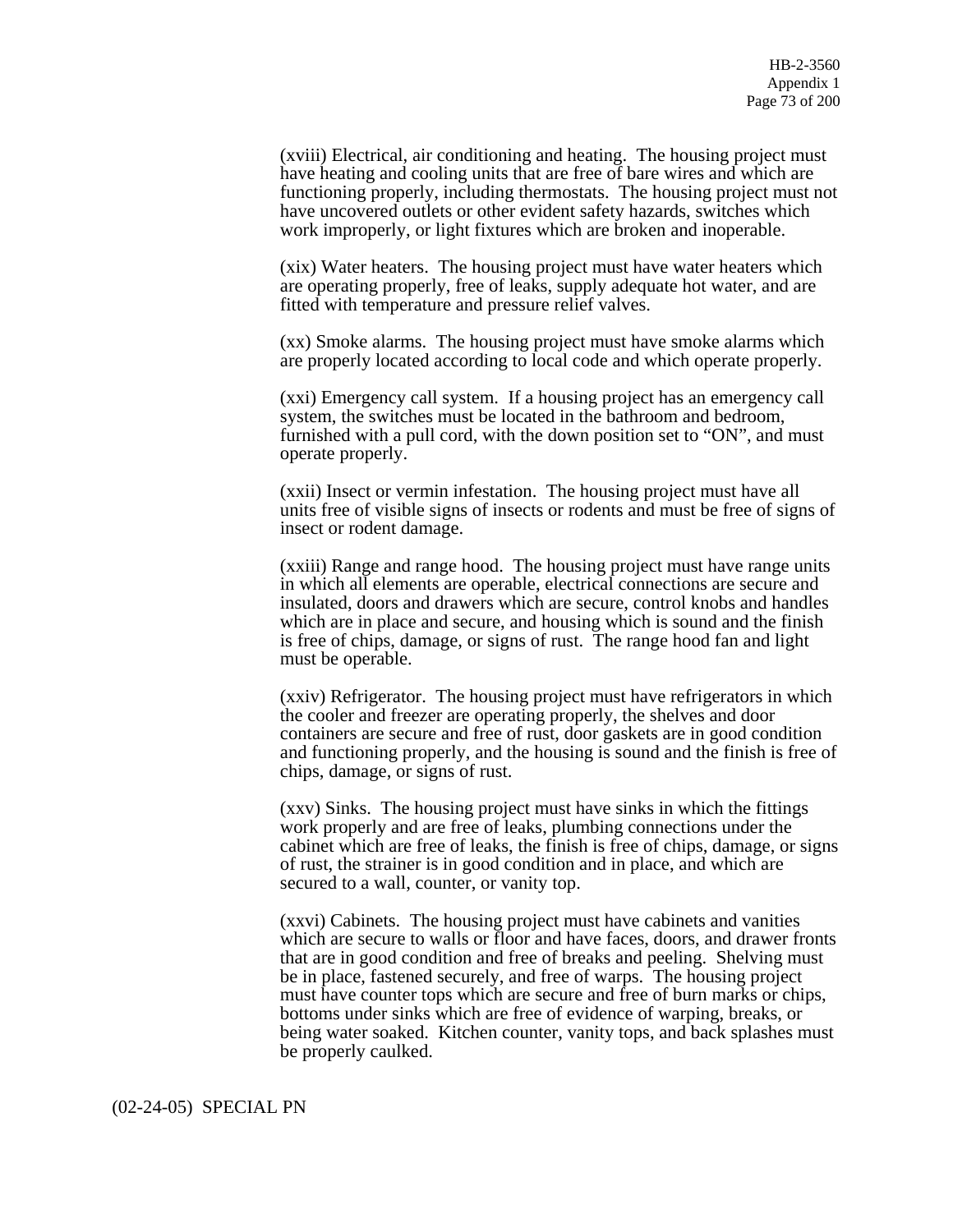(xviii) Electrical, air conditioning and heating. The housing project must have heating and cooling units that are free of bare wires and which are functioning properly, including thermostats. The housing project must not have uncovered outlets or other evident safety hazards, switches which work improperly, or light fixtures which are broken and inoperable.

(xix) Water heaters. The housing project must have water heaters which are operating properly, free of leaks, supply adequate hot water, and are fitted with temperature and pressure relief valves.

(xx) Smoke alarms. The housing project must have smoke alarms which are properly located according to local code and which operate properly.

(xxi) Emergency call system. If a housing project has an emergency call system, the switches must be located in the bathroom and bedroom, furnished with a pull cord, with the down position set to "ON", and must operate properly.

(xxii) Insect or vermin infestation. The housing project must have all units free of visible signs of insects or rodents and must be free of signs of insect or rodent damage.

(xxiii) Range and range hood. The housing project must have range units in which all elements are operable, electrical connections are secure and insulated, doors and drawers which are secure, control knobs and handles which are in place and secure, and housing which is sound and the finish is free of chips, damage, or signs of rust. The range hood fan and light must be operable.

(xxiv) Refrigerator. The housing project must have refrigerators in which the cooler and freezer are operating properly, the shelves and door containers are secure and free of rust, door gaskets are in good condition and functioning properly, and the housing is sound and the finish is free of chips, damage, or signs of rust.

(xxv) Sinks. The housing project must have sinks in which the fittings work properly and are free of leaks, plumbing connections under the cabinet which are free of leaks, the finish is free of chips, damage, or signs of rust, the strainer is in good condition and in place, and which are secured to a wall, counter, or vanity top.

(xxvi) Cabinets. The housing project must have cabinets and vanities which are secure to walls or floor and have faces, doors, and drawer fronts that are in good condition and free of breaks and peeling. Shelving must be in place, fastened securely, and free of warps. The housing project must have counter tops which are secure and free of burn marks or chips, bottoms under sinks which are free of evidence of warping, breaks, or being water soaked. Kitchen counter, vanity tops, and back splashes must be properly caulked.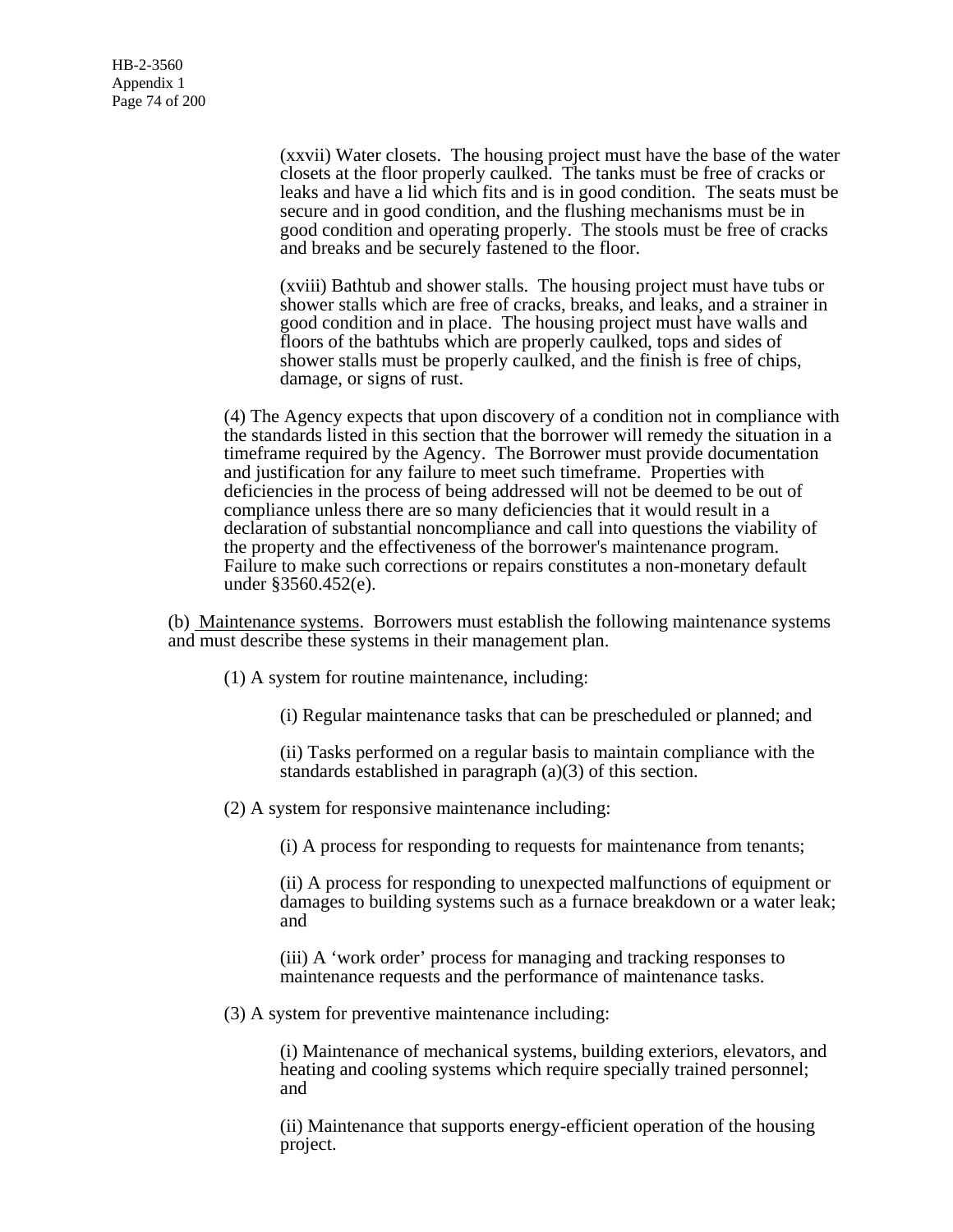(xxvii) Water closets. The housing project must have the base of the water closets at the floor properly caulked. The tanks must be free of cracks or leaks and have a lid which fits and is in good condition. The seats must be secure and in good condition, and the flushing mechanisms must be in good condition and operating properly. The stools must be free of cracks and breaks and be securely fastened to the floor.

(xviii) Bathtub and shower stalls. The housing project must have tubs or shower stalls which are free of cracks, breaks, and leaks, and a strainer in good condition and in place. The housing project must have walls and floors of the bathtubs which are properly caulked, tops and sides of shower stalls must be properly caulked, and the finish is free of chips, damage, or signs of rust.

(4) The Agency expects that upon discovery of a condition not in compliance with the standards listed in this section that the borrower will remedy the situation in a timeframe required by the Agency. The Borrower must provide documentation and justification for any failure to meet such timeframe. Properties with deficiencies in the process of being addressed will not be deemed to be out of compliance unless there are so many deficiencies that it would result in a declaration of substantial noncompliance and call into questions the viability of the property and the effectiveness of the borrower's maintenance program. Failure to make such corrections or repairs constitutes a non-monetary default under §3560.452(e).

(b) Maintenance systems. Borrowers must establish the following maintenance systems and must describe these systems in their management plan.

(1) A system for routine maintenance, including:

(i) Regular maintenance tasks that can be prescheduled or planned; and

(ii) Tasks performed on a regular basis to maintain compliance with the standards established in paragraph (a)(3) of this section.

(2) A system for responsive maintenance including:

(i) A process for responding to requests for maintenance from tenants;

(ii) A process for responding to unexpected malfunctions of equipment or damages to building systems such as a furnace breakdown or a water leak; and

(iii) A 'work order' process for managing and tracking responses to maintenance requests and the performance of maintenance tasks.

(3) A system for preventive maintenance including:

(i) Maintenance of mechanical systems, building exteriors, elevators, and heating and cooling systems which require specially trained personnel; and

(ii) Maintenance that supports energy-efficient operation of the housing project.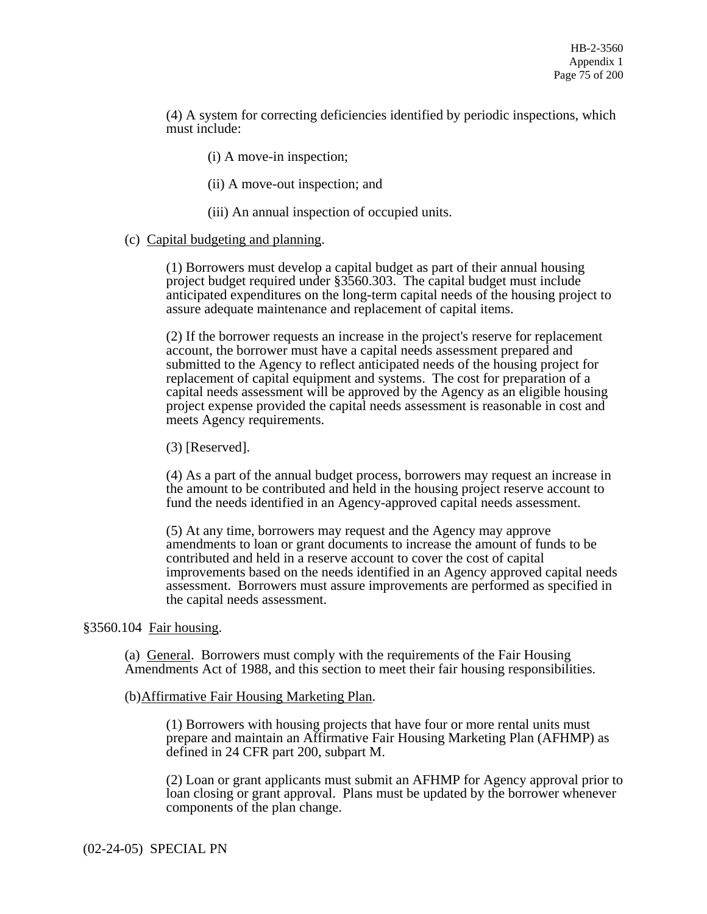(4) A system for correcting deficiencies identified by periodic inspections, which must include:

(i) A move-in inspection;

(ii) A move-out inspection; and

(iii) An annual inspection of occupied units.

(c) Capital budgeting and planning.

(1) Borrowers must develop a capital budget as part of their annual housing project budget required under §3560.303. The capital budget must include anticipated expenditures on the long-term capital needs of the housing project to assure adequate maintenance and replacement of capital items.

(2) If the borrower requests an increase in the project's reserve for replacement account, the borrower must have a capital needs assessment prepared and submitted to the Agency to reflect anticipated needs of the housing project for replacement of capital equipment and systems. The cost for preparation of a capital needs assessment will be approved by the Agency as an eligible housing project expense provided the capital needs assessment is reasonable in cost and meets Agency requirements.

(3) [Reserved].

(4) As a part of the annual budget process, borrowers may request an increase in the amount to be contributed and held in the housing project reserve account to fund the needs identified in an Agency-approved capital needs assessment.

(5) At any time, borrowers may request and the Agency may approve amendments to loan or grant documents to increase the amount of funds to be contributed and held in a reserve account to cover the cost of capital improvements based on the needs identified in an Agency approved capital needs assessment. Borrowers must assure improvements are performed as specified in the capital needs assessment.

§3560.104 Fair housing.

(a) General. Borrowers must comply with the requirements of the Fair Housing Amendments Act of 1988, and this section to meet their fair housing responsibilities.

(b) Affirmative Fair Housing Marketing Plan.

(1) Borrowers with housing projects that have four or more rental units must prepare and maintain an Affirmative Fair Housing Marketing Plan (AFHMP) as defined in 24 CFR part 200, subpart M.

(2) Loan or grant applicants must submit an AFHMP for Agency approval prior to loan closing or grant approval. Plans must be updated by the borrower whenever components of the plan change.

(02-24-05) SPECIAL PN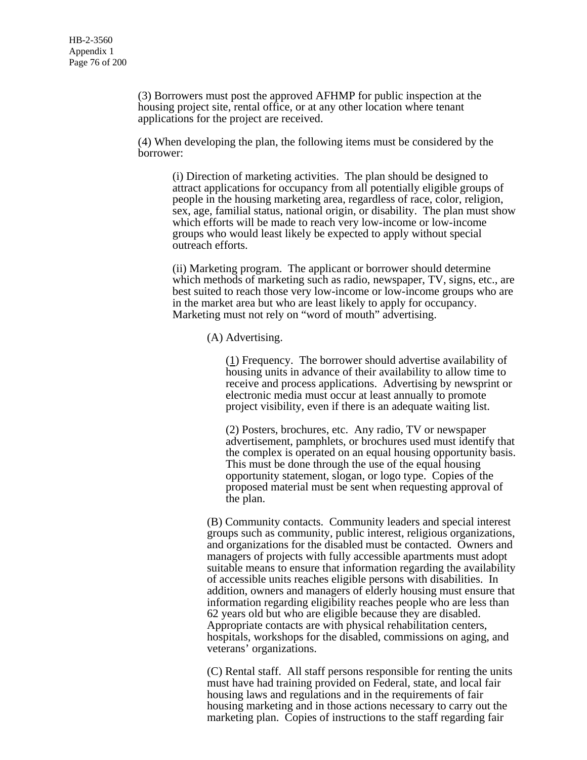(3) Borrowers must post the approved AFHMP for public inspection at the housing project site, rental office, or at any other location where tenant applications for the project are received.

(4) When developing the plan, the following items must be considered by the borrower:

(i) Direction of marketing activities. The plan should be designed to attract applications for occupancy from all potentially eligible groups of people in the housing marketing area, regardless of race, color, religion, sex, age, familial status, national origin, or disability. The plan must show which efforts will be made to reach very low-income or low-income groups who would least likely be expected to apply without special outreach efforts.

(ii) Marketing program. The applicant or borrower should determine which methods of marketing such as radio, newspaper, TV, signs, etc., are best suited to reach those very low-income or low-income groups who are in the market area but who are least likely to apply for occupancy. Marketing must not rely on "word of mouth" advertising.

(A) Advertising.

(1) Frequency. The borrower should advertise availability of housing units in advance of their availability to allow time to receive and process applications. Advertising by newsprint or electronic media must occur at least annually to promote project visibility, even if there is an adequate waiting list.

(2) Posters, brochures, etc. Any radio, TV or newspaper advertisement, pamphlets, or brochures used must identify that the complex is operated on an equal housing opportunity basis. This must be done through the use of the equal housing opportunity statement, slogan, or logo type. Copies of the proposed material must be sent when requesting approval of the plan.

(B) Community contacts. Community leaders and special interest groups such as community, public interest, religious organizations, and organizations for the disabled must be contacted. Owners and managers of projects with fully accessible apartments must adopt suitable means to ensure that information regarding the availability of accessible units reaches eligible persons with disabilities. In addition, owners and managers of elderly housing must ensure that information regarding eligibility reaches people who are less than 62 years old but who are eligible because they are disabled. Appropriate contacts are with physical rehabilitation centers, hospitals, workshops for the disabled, commissions on aging, and veterans' organizations.

(C) Rental staff. All staff persons responsible for renting the units must have had training provided on Federal, state, and local fair housing laws and regulations and in the requirements of fair housing marketing and in those actions necessary to carry out the marketing plan. Copies of instructions to the staff regarding fair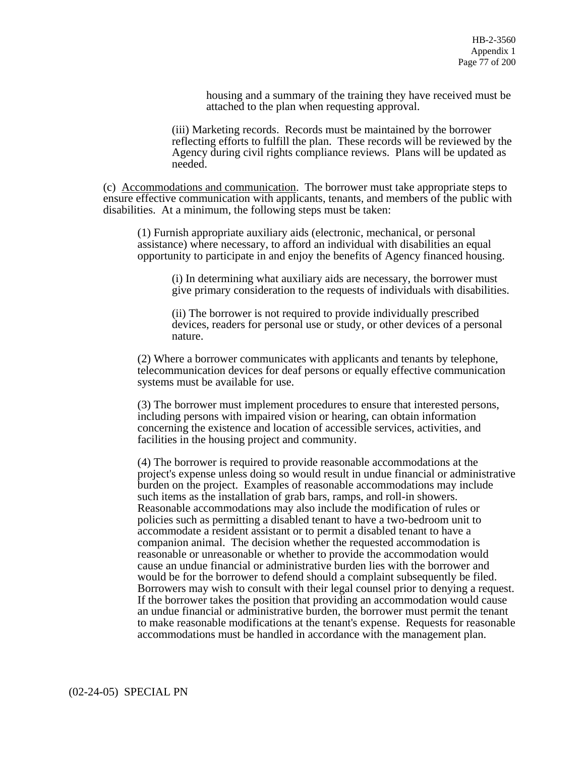housing and a summary of the training they have received must be attached to the plan when requesting approval.

(iii) Marketing records. Records must be maintained by the borrower reflecting efforts to fulfill the plan. These records will be reviewed by the Agency during civil rights compliance reviews. Plans will be updated as needed.

(c) Accommodations and communication. The borrower must take appropriate steps to ensure effective communication with applicants, tenants, and members of the public with disabilities. At a minimum, the following steps must be taken:

(1) Furnish appropriate auxiliary aids (electronic, mechanical, or personal assistance) where necessary, to afford an individual with disabilities an equal opportunity to participate in and enjoy the benefits of Agency financed housing.

(i) In determining what auxiliary aids are necessary, the borrower must give primary consideration to the requests of individuals with disabilities.

(ii) The borrower is not required to provide individually prescribed devices, readers for personal use or study, or other devices of a personal nature.

(2) Where a borrower communicates with applicants and tenants by telephone, telecommunication devices for deaf persons or equally effective communication systems must be available for use.

(3) The borrower must implement procedures to ensure that interested persons, including persons with impaired vision or hearing, can obtain information concerning the existence and location of accessible services, activities, and facilities in the housing project and community.

(4) The borrower is required to provide reasonable accommodations at the project's expense unless doing so would result in undue financial or administrative burden on the project. Examples of reasonable accommodations may include such items as the installation of grab bars, ramps, and roll-in showers. Reasonable accommodations may also include the modification of rules or policies such as permitting a disabled tenant to have a two-bedroom unit to accommodate a resident assistant or to permit a disabled tenant to have a companion animal. The decision whether the requested accommodation is reasonable or unreasonable or whether to provide the accommodation would cause an undue financial or administrative burden lies with the borrower and would be for the borrower to defend should a complaint subsequently be filed. Borrowers may wish to consult with their legal counsel prior to denying a request. If the borrower takes the position that providing an accommodation would cause an undue financial or administrative burden, the borrower must permit the tenant to make reasonable modifications at the tenant's expense. Requests for reasonable accommodations must be handled in accordance with the management plan.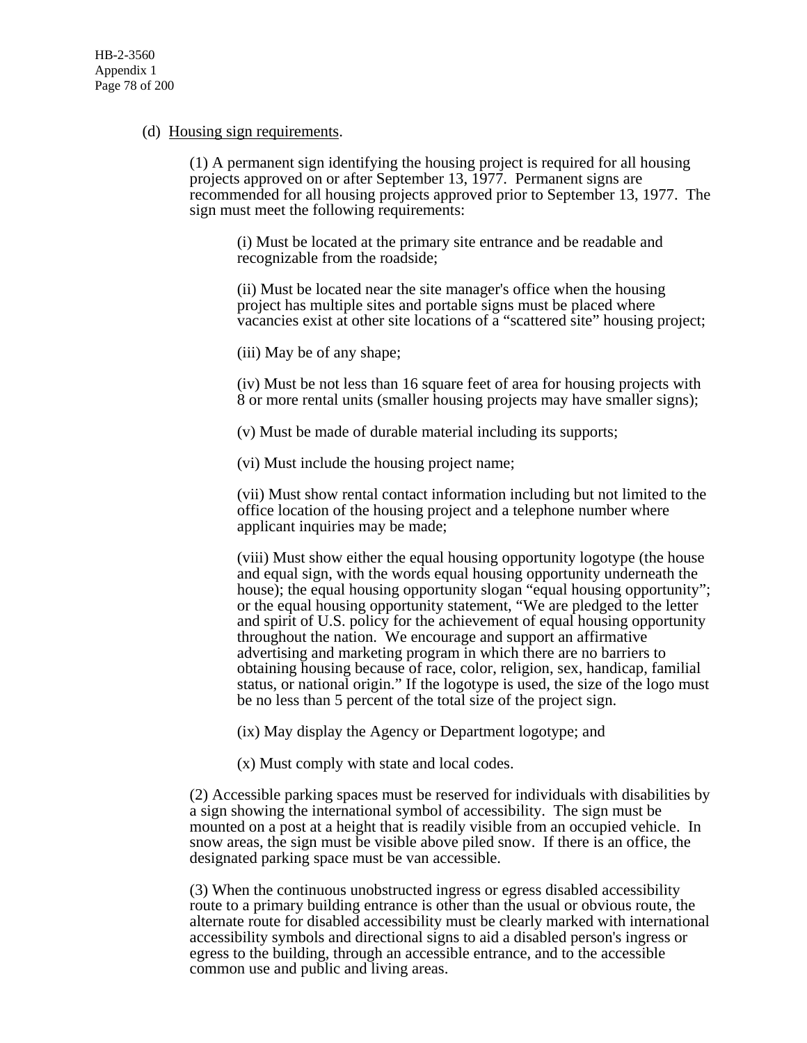(d) <u>Housing sign requirements</u>.

(1) A permanent sign identifying the housing project is required for all housing projects approved on or after September 13, 1977. Permanent signs are recommended for all housing projects approved prior to September 13, 1977. The sign must meet the following requirements:

(i) Must be located at the primary site entrance and be readable and recognizable from the roadside;

(ii) Must be located near the site manager's office when the housing project has multiple sites and portable signs must be placed where vacancies exist at other site locations of a "scattered site" housing project;

(iii) May be of any shape;

(iv) Must be not less than 16 square feet of area for housing projects with 8 or more rental units (smaller housing projects may have smaller signs);

(v) Must be made of durable material including its supports;

(vi) Must include the housing project name;

(vii) Must show rental contact information including but not limited to the office location of the housing project and a telephone number where applicant inquiries may be made;

(viii) Must show either the equal housing opportunity logotype (the house and equal sign, with the words equal housing opportunity underneath the house); the equal housing opportunity slogan "equal housing opportunity"; or the equal housing opportunity statement, "We are pledged to the letter and spirit of U.S. policy for the achievement of equal housing opportunity throughout the nation. We encourage and support an affirmative advertising and marketing program in which there are no barriers to obtaining housing because of race, color, religion, sex, handicap, familial status, or national origin." If the logotype is used, the size of the logo must be no less than 5 percent of the total size of the project sign.

(ix) May display the Agency or Department logotype; and

(x) Must comply with state and local codes.

(2) Accessible parking spaces must be reserved for individuals with disabilities by a sign showing the international symbol of accessibility. The sign must be mounted on a post at a height that is readily visible from an occupied vehicle. In snow areas, the sign must be visible above piled snow. If there is an office, the designated parking space must be van accessible.

(3) When the continuous unobstructed ingress or egress disabled accessibility route to a primary building entrance is other than the usual or obvious route, the alternate route for disabled accessibility must be clearly marked with international accessibility symbols and directional signs to aid a disabled person's ingress or egress to the building, through an accessible entrance, and to the accessible common use and public and living areas.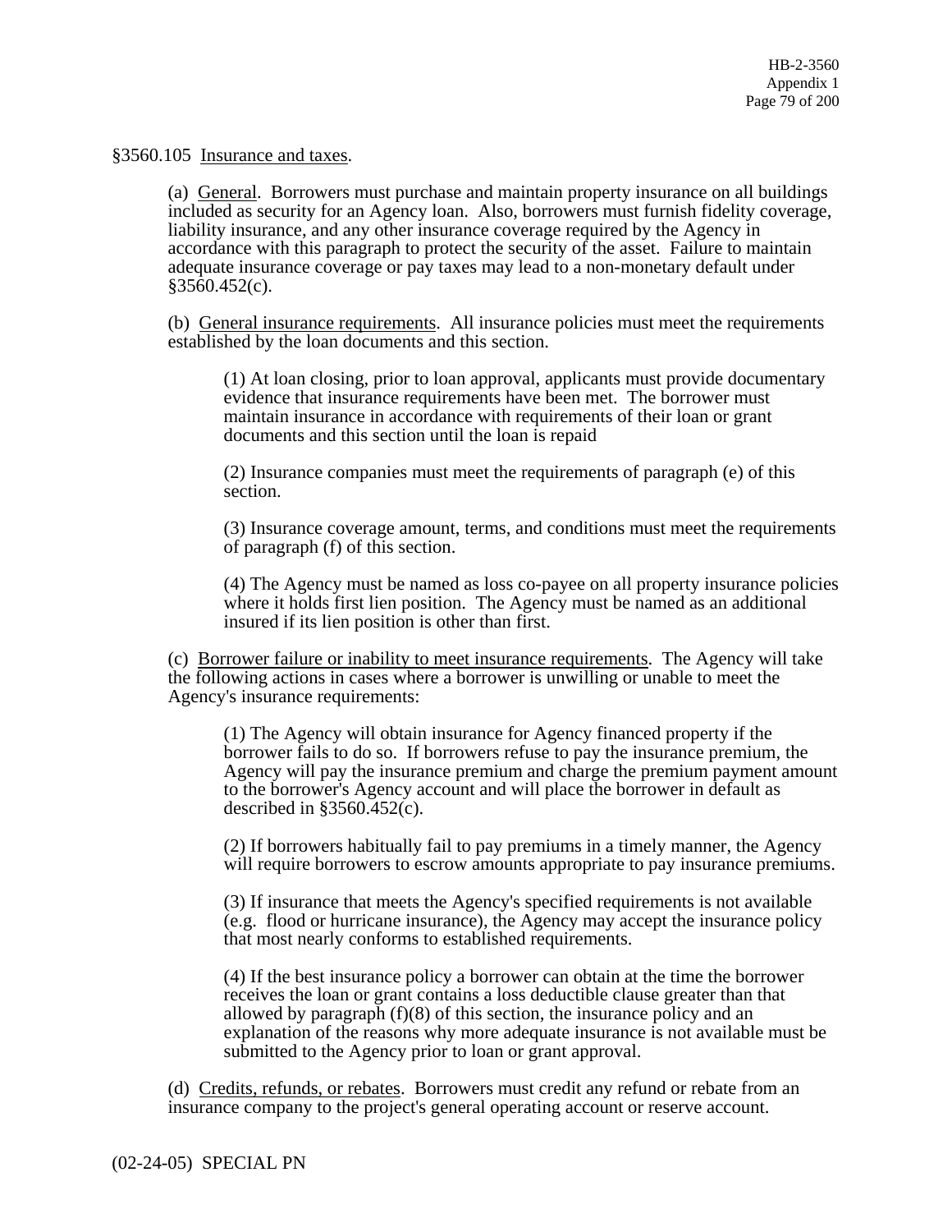§3560.105 Insurance and taxes.

(a) General. Borrowers must purchase and maintain property insurance on all buildings included as security for an Agency loan. Also, borrowers must furnish fidelity coverage, liability insurance, and any other insurance coverage required by the Agency in accordance with this paragraph to protect the security of the asset. Failure to maintain adequate insurance coverage or pay taxes may lead to a non-monetary default under §3560.452(c).

(b) General insurance requirements. All insurance policies must meet the requirements established by the loan documents and this section.

(1) At loan closing, prior to loan approval, applicants must provide documentary evidence that insurance requirements have been met. The borrower must maintain insurance in accordance with requirements of their loan or grant documents and this section until the loan is repaid

(2) Insurance companies must meet the requirements of paragraph (e) of this section.

(3) Insurance coverage amount, terms, and conditions must meet the requirements of paragraph (f) of this section.

(4) The Agency must be named as loss co-payee on all property insurance policies where it holds first lien position. The Agency must be named as an additional insured if its lien position is other than first.

(c) Borrower failure or inability to meet insurance requirements. The Agency will take the following actions in cases where a borrower is unwilling or unable to meet the Agency's insurance requirements:

(1) The Agency will obtain insurance for Agency financed property if the borrower fails to do so. If borrowers refuse to pay the insurance premium, the Agency will pay the insurance premium and charge the premium payment amount to the borrower's Agency account and will place the borrower in default as described in §3560.452(c).

(2) If borrowers habitually fail to pay premiums in a timely manner, the Agency will require borrowers to escrow amounts appropriate to pay insurance premiums.

(3) If insurance that meets the Agency's specified requirements is not available (e.g. flood or hurricane insurance), the Agency may accept the insurance policy that most nearly conforms to established requirements.

(4) If the best insurance policy a borrower can obtain at the time the borrower receives the loan or grant contains a loss deductible clause greater than that allowed by paragraph (f)(8) of this section, the insurance policy and an explanation of the reasons why more adequate insurance is not available must be submitted to the Agency prior to loan or grant approval.

(d) Credits, refunds, or rebates. Borrowers must credit any refund or rebate from an insurance company to the project's general operating account or reserve account.

(02-24-05) SPECIAL PN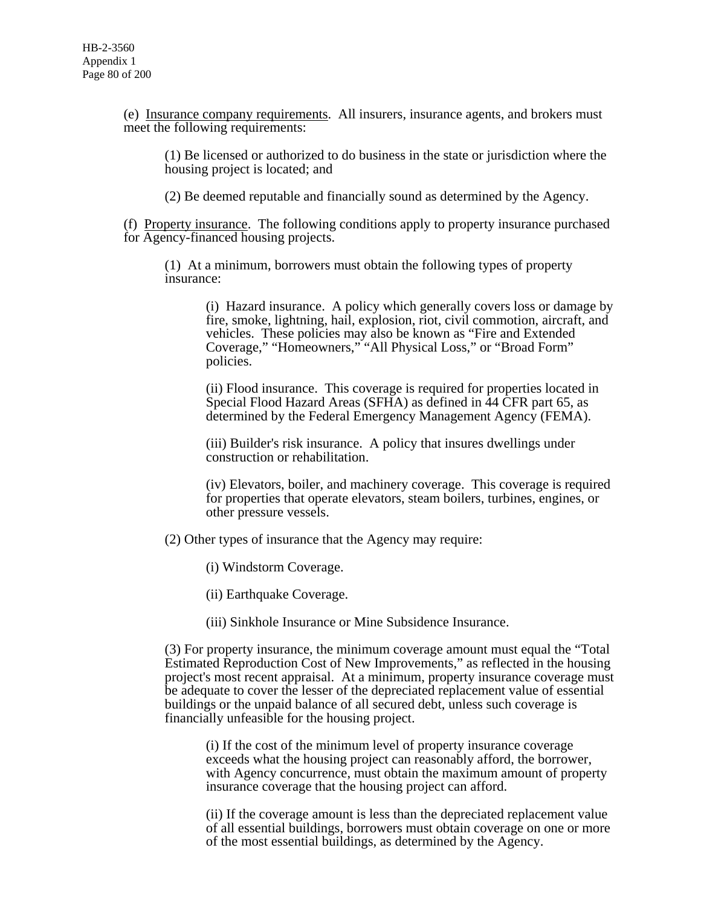(e) Insurance company requirements. All insurers, insurance agents, and brokers must meet the following requirements:

(1) Be licensed or authorized to do business in the state or jurisdiction where the housing project is located; and

(2) Be deemed reputable and financially sound as determined by the Agency.

(f) Property insurance. The following conditions apply to property insurance purchased for Agency-financed housing projects.

(1) At a minimum, borrowers must obtain the following types of property insurance:

(i) Hazard insurance. A policy which generally covers loss or damage by fire, smoke, lightning, hail, explosion, riot, civil commotion, aircraft, and vehicles. These policies may also be known as "Fire and Extended Coverage," "Homeowners," "All Physical Loss," or "Broad Form" policies.

(ii) Flood insurance. This coverage is required for properties located in Special Flood Hazard Areas (SFHA) as defined in 44 CFR part 65, as determined by the Federal Emergency Management Agency (FEMA).

(iii) Builder's risk insurance. A policy that insures dwellings under construction or rehabilitation.

(iv) Elevators, boiler, and machinery coverage. This coverage is required for properties that operate elevators, steam boilers, turbines, engines, or other pressure vessels.

(2) Other types of insurance that the Agency may require:

(i) Windstorm Coverage.

(ii) Earthquake Coverage.

(iii) Sinkhole Insurance or Mine Subsidence Insurance.

(3) For property insurance, the minimum coverage amount must equal the "Total Estimated Reproduction Cost of New Improvements," as reflected in the housing project's most recent appraisal. At a minimum, property insurance coverage must be adequate to cover the lesser of the depreciated replacement value of essential buildings or the unpaid balance of all secured debt, unless such coverage is financially unfeasible for the housing project.

(i) If the cost of the minimum level of property insurance coverage exceeds what the housing project can reasonably afford, the borrower, with Agency concurrence, must obtain the maximum amount of property insurance coverage that the housing project can afford.

(ii) If the coverage amount is less than the depreciated replacement value of all essential buildings, borrowers must obtain coverage on one or more of the most essential buildings, as determined by the Agency.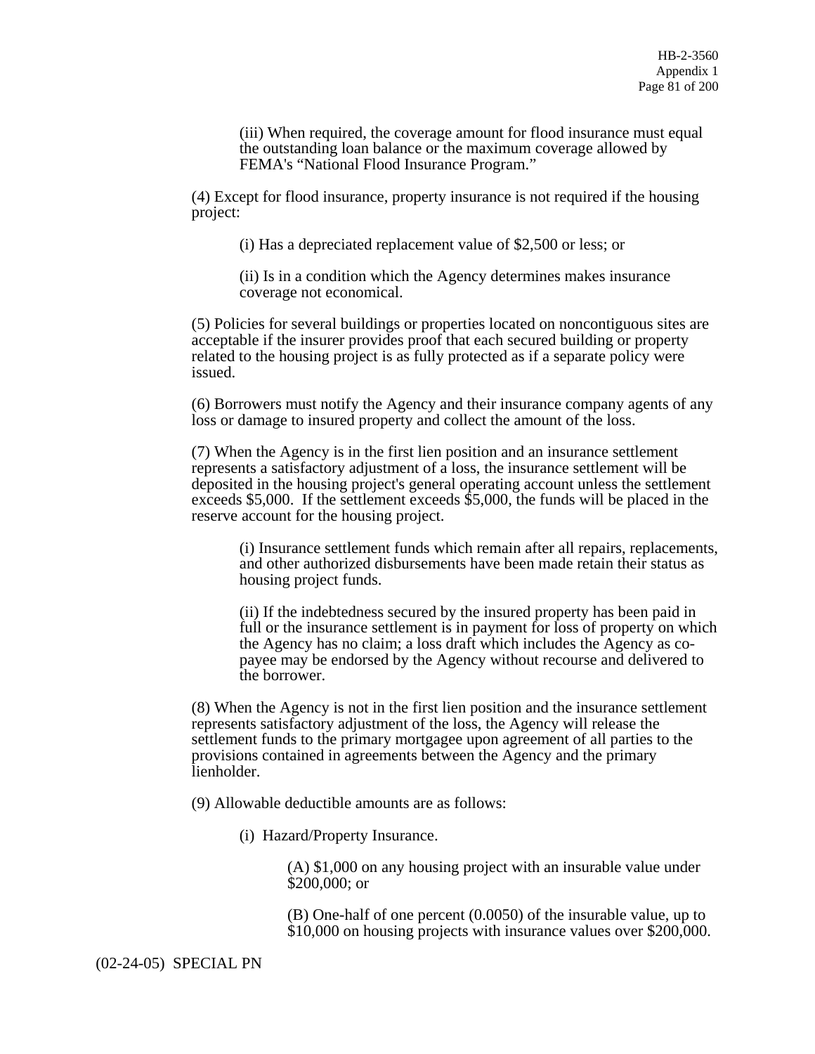(iii) When required, the coverage amount for flood insurance must equal the outstanding loan balance or the maximum coverage allowed by FEMA's "National Flood Insurance Program."

(4) Except for flood insurance, property insurance is not required if the housing project:

(i) Has a depreciated replacement value of $2,500 or less; or

(ii) Is in a condition which the Agency determines makes insurance coverage not economical.

(5) Policies for several buildings or properties located on noncontiguous sites are acceptable if the insurer provides proof that each secured building or property related to the housing project is as fully protected as if a separate policy were issued.

(6) Borrowers must notify the Agency and their insurance company agents of any loss or damage to insured property and collect the amount of the loss.

(7) When the Agency is in the first lien position and an insurance settlement represents a satisfactory adjustment of a loss, the insurance settlement will be deposited in the housing project's general operating account unless the settlement exceeds $5,000. If the settlement exceeds $5,000, the funds will be placed in the reserve account for the housing project.

(i) Insurance settlement funds which remain after all repairs, replacements, and other authorized disbursements have been made retain their status as housing project funds.

(ii) If the indebtedness secured by the insured property has been paid in full or the insurance settlement is in payment for loss of property on which the Agency has no claim; a loss draft which includes the Agency as co-payee may be endorsed by the Agency without recourse and delivered to the borrower.

(8) When the Agency is not in the first lien position and the insurance settlement represents satisfactory adjustment of the loss, the Agency will release the settlement funds to the primary mortgagee upon agreement of all parties to the provisions contained in agreements between the Agency and the primary lienholder.

(9) Allowable deductible amounts are as follows:

(i) Hazard/Property Insurance.

(A) $1,000 on any housing project with an insurable value under $200,000; or

(B) One-half of one percent (0.0050) of the insurable value, up to $10,000 on housing projects with insurance values over $200,000.

(02-24-05) SPECIAL PN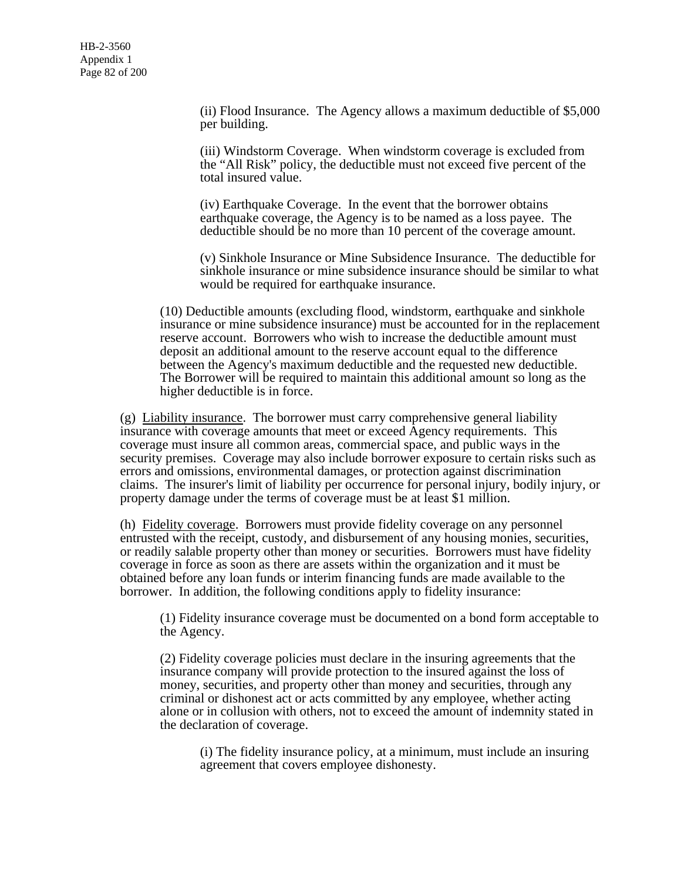(ii) Flood Insurance. The Agency allows a maximum deductible of $5,000 per building.

(iii) Windstorm Coverage. When windstorm coverage is excluded from the "All Risk" policy, the deductible must not exceed five percent of the total insured value.

(iv) Earthquake Coverage. In the event that the borrower obtains earthquake coverage, the Agency is to be named as a loss payee. The deductible should be no more than 10 percent of the coverage amount.

(v) Sinkhole Insurance or Mine Subsidence Insurance. The deductible for sinkhole insurance or mine subsidence insurance should be similar to what would be required for earthquake insurance.

(10) Deductible amounts (excluding flood, windstorm, earthquake and sinkhole insurance or mine subsidence insurance) must be accounted for in the replacement reserve account. Borrowers who wish to increase the deductible amount must deposit an additional amount to the reserve account equal to the difference between the Agency's maximum deductible and the requested new deductible. The Borrower will be required to maintain this additional amount so long as the higher deductible is in force.

(g) Liability insurance. The borrower must carry comprehensive general liability insurance with coverage amounts that meet or exceed Agency requirements. This coverage must insure all common areas, commercial space, and public ways in the security premises. Coverage may also include borrower exposure to certain risks such as errors and omissions, environmental damages, or protection against discrimination claims. The insurer's limit of liability per occurrence for personal injury, bodily injury, or property damage under the terms of coverage must be at least $1 million.

(h) Fidelity coverage. Borrowers must provide fidelity coverage on any personnel entrusted with the receipt, custody, and disbursement of any housing monies, securities, or readily salable property other than money or securities. Borrowers must have fidelity coverage in force as soon as there are assets within the organization and it must be obtained before any loan funds or interim financing funds are made available to the borrower. In addition, the following conditions apply to fidelity insurance:

(1) Fidelity insurance coverage must be documented on a bond form acceptable to the Agency.

(2) Fidelity coverage policies must declare in the insuring agreements that the insurance company will provide protection to the insured against the loss of money, securities, and property other than money and securities, through any criminal or dishonest act or acts committed by any employee, whether acting alone or in collusion with others, not to exceed the amount of indemnity stated in the declaration of coverage.

(i) The fidelity insurance policy, at a minimum, must include an insuring agreement that covers employee dishonesty.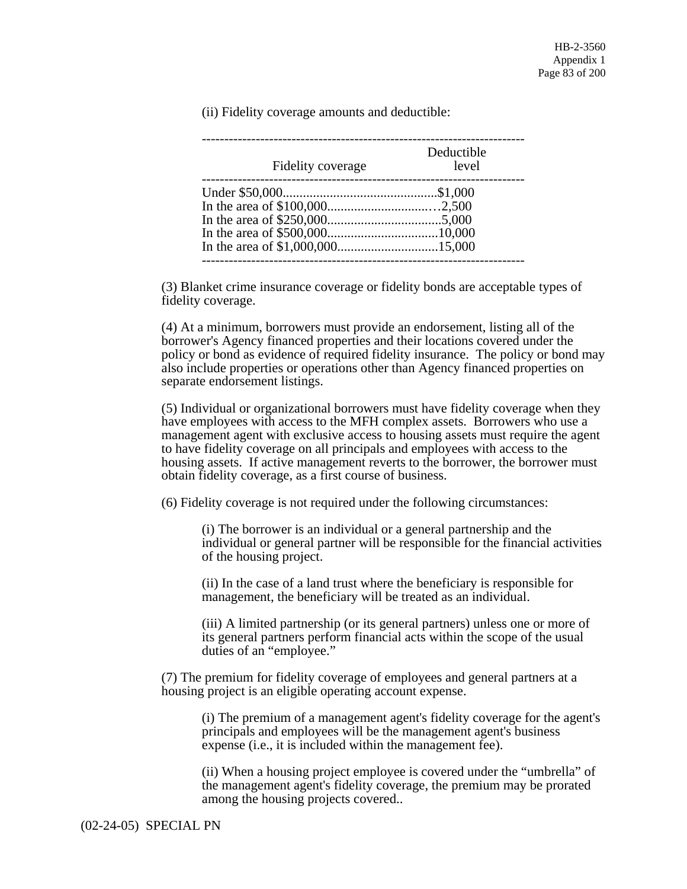(ii) Fidelity coverage amounts and deductible:

| Fidelity coverage | Deductible level |
|---|---|
| Under $50,000 | $1,000 |
| In the area of $100,000 | 2,500 |
| In the area of $250,000 | 5,000 |
| In the area of $500,000 | 10,000 |
| In the area of $1,000,000 | 15,000 |

(3) Blanket crime insurance coverage or fidelity bonds are acceptable types of fidelity coverage.

(4) At a minimum, borrowers must provide an endorsement, listing all of the borrower's Agency financed properties and their locations covered under the policy or bond as evidence of required fidelity insurance. The policy or bond may also include properties or operations other than Agency financed properties on separate endorsement listings.

(5) Individual or organizational borrowers must have fidelity coverage when they have employees with access to the MFH complex assets. Borrowers who use a management agent with exclusive access to housing assets must require the agent to have fidelity coverage on all principals and employees with access to the housing assets. If active management reverts to the borrower, the borrower must obtain fidelity coverage, as a first course of business.

(6) Fidelity coverage is not required under the following circumstances:

(i) The borrower is an individual or a general partnership and the individual or general partner will be responsible for the financial activities of the housing project.

(ii) In the case of a land trust where the beneficiary is responsible for management, the beneficiary will be treated as an individual.

(iii) A limited partnership (or its general partners) unless one or more of its general partners perform financial acts within the scope of the usual duties of an "employee."

(7) The premium for fidelity coverage of employees and general partners at a housing project is an eligible operating account expense.

(i) The premium of a management agent's fidelity coverage for the agent's principals and employees will be the management agent's business expense (i.e., it is included within the management fee).

(ii) When a housing project employee is covered under the "umbrella" of the management agent's fidelity coverage, the premium may be prorated among the housing projects covered..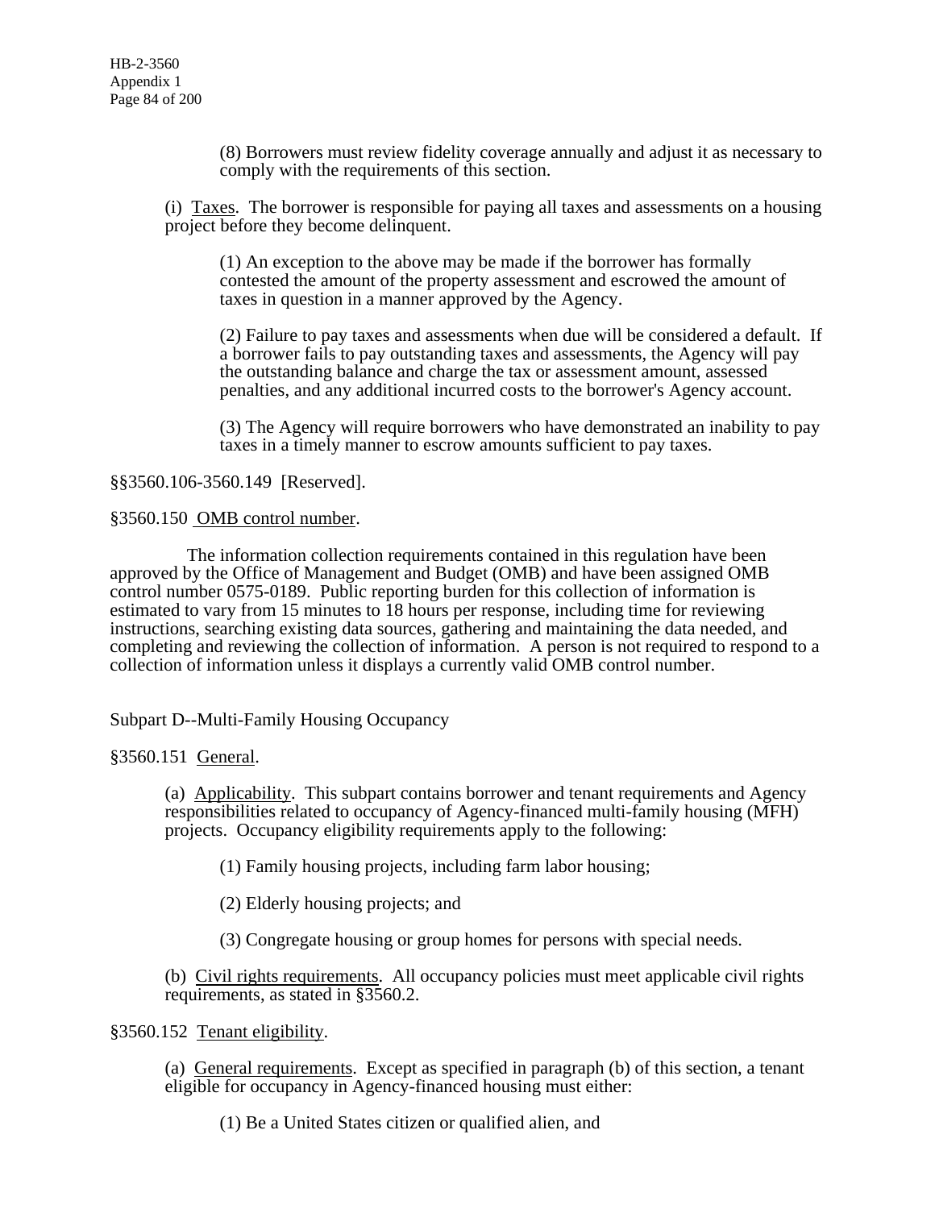(8) Borrowers must review fidelity coverage annually and adjust it as necessary to comply with the requirements of this section.

(i) Taxes. The borrower is responsible for paying all taxes and assessments on a housing project before they become delinquent.

(1) An exception to the above may be made if the borrower has formally contested the amount of the property assessment and escrowed the amount of taxes in question in a manner approved by the Agency.

(2) Failure to pay taxes and assessments when due will be considered a default. If a borrower fails to pay outstanding taxes and assessments, the Agency will pay the outstanding balance and charge the tax or assessment amount, assessed penalties, and any additional incurred costs to the borrower's Agency account.

(3) The Agency will require borrowers who have demonstrated an inability to pay taxes in a timely manner to escrow amounts sufficient to pay taxes.

§§3560.106-3560.149 [Reserved].

§3560.150 OMB control number.

The information collection requirements contained in this regulation have been approved by the Office of Management and Budget (OMB) and have been assigned OMB control number 0575-0189. Public reporting burden for this collection of information is estimated to vary from 15 minutes to 18 hours per response, including time for reviewing instructions, searching existing data sources, gathering and maintaining the data needed, and completing and reviewing the collection of information. A person is not required to respond to a collection of information unless it displays a currently valid OMB control number.

## Subpart D--Multi-Family Housing Occupancy

§3560.151 General.

(a) Applicability. This subpart contains borrower and tenant requirements and Agency responsibilities related to occupancy of Agency-financed multi-family housing (MFH) projects. Occupancy eligibility requirements apply to the following:

(1) Family housing projects, including farm labor housing;

(2) Elderly housing projects; and

(3) Congregate housing or group homes for persons with special needs.

(b) Civil rights requirements. All occupancy policies must meet applicable civil rights requirements, as stated in §3560.2.

§3560.152 Tenant eligibility.

(a) General requirements. Except as specified in paragraph (b) of this section, a tenant eligible for occupancy in Agency-financed housing must either:

(1) Be a United States citizen or qualified alien, and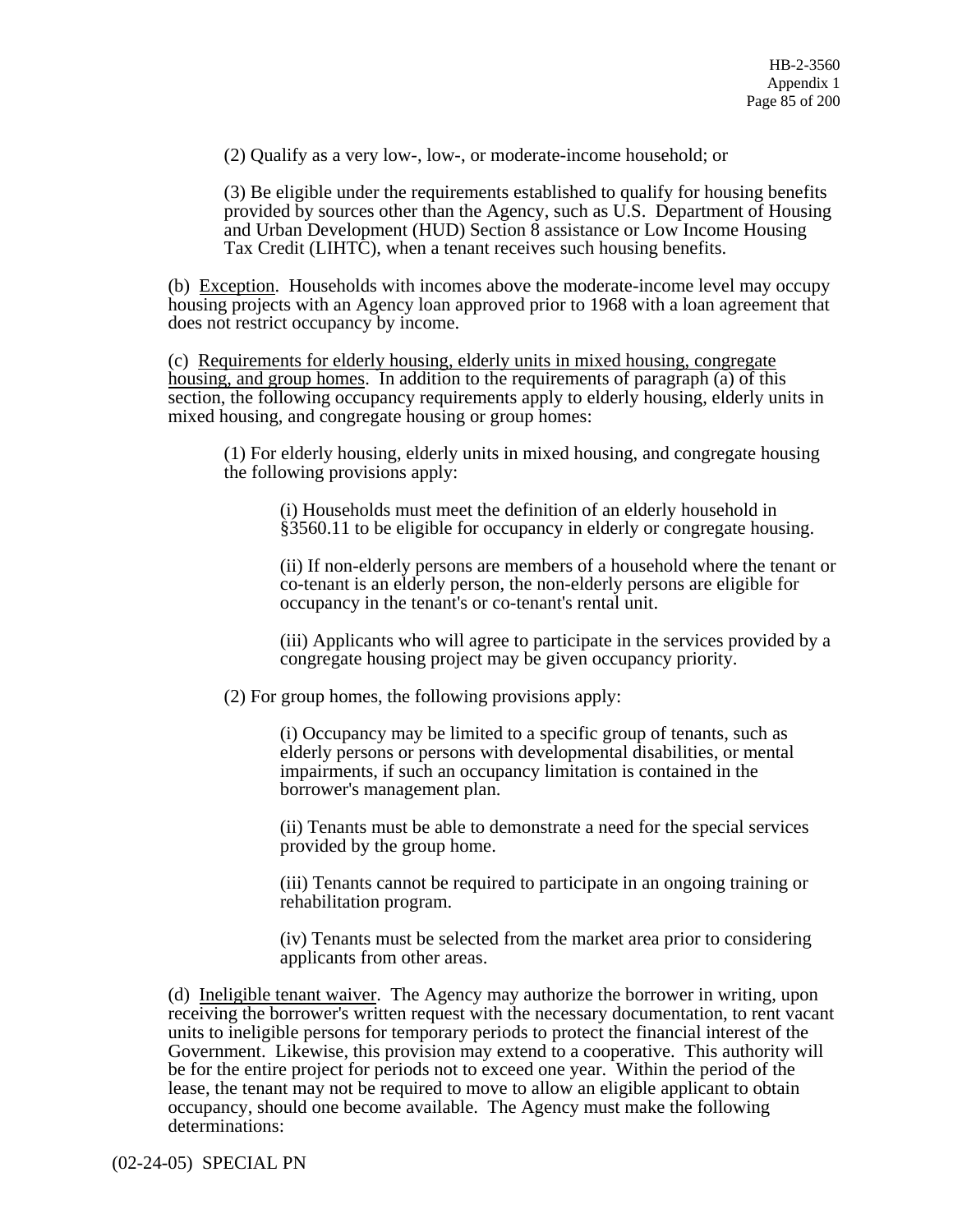(2) Qualify as a very low-, low-, or moderate-income household; or

(3) Be eligible under the requirements established to qualify for housing benefits provided by sources other than the Agency, such as U.S. Department of Housing and Urban Development (HUD) Section 8 assistance or Low Income Housing Tax Credit (LIHTC), when a tenant receives such housing benefits.

(b) Exception. Households with incomes above the moderate-income level may occupy housing projects with an Agency loan approved prior to 1968 with a loan agreement that does not restrict occupancy by income.

(c) Requirements for elderly housing, elderly units in mixed housing, congregate housing, and group homes. In addition to the requirements of paragraph (a) of this section, the following occupancy requirements apply to elderly housing, elderly units in mixed housing, and congregate housing or group homes:

(1) For elderly housing, elderly units in mixed housing, and congregate housing the following provisions apply:

(i) Households must meet the definition of an elderly household in §3560.11 to be eligible for occupancy in elderly or congregate housing.

(ii) If non-elderly persons are members of a household where the tenant or co-tenant is an elderly person, the non-elderly persons are eligible for occupancy in the tenant's or co-tenant's rental unit.

(iii) Applicants who will agree to participate in the services provided by a congregate housing project may be given occupancy priority.

(2) For group homes, the following provisions apply:

(i) Occupancy may be limited to a specific group of tenants, such as elderly persons or persons with developmental disabilities, or mental impairments, if such an occupancy limitation is contained in the borrower's management plan.

(ii) Tenants must be able to demonstrate a need for the special services provided by the group home.

(iii) Tenants cannot be required to participate in an ongoing training or rehabilitation program.

(iv) Tenants must be selected from the market area prior to considering applicants from other areas.

(d) Ineligible tenant waiver. The Agency may authorize the borrower in writing, upon receiving the borrower's written request with the necessary documentation, to rent vacant units to ineligible persons for temporary periods to protect the financial interest of the Government. Likewise, this provision may extend to a cooperative. This authority will be for the entire project for periods not to exceed one year. Within the period of the lease, the tenant may not be required to move to allow an eligible applicant to obtain occupancy, should one become available. The Agency must make the following determinations: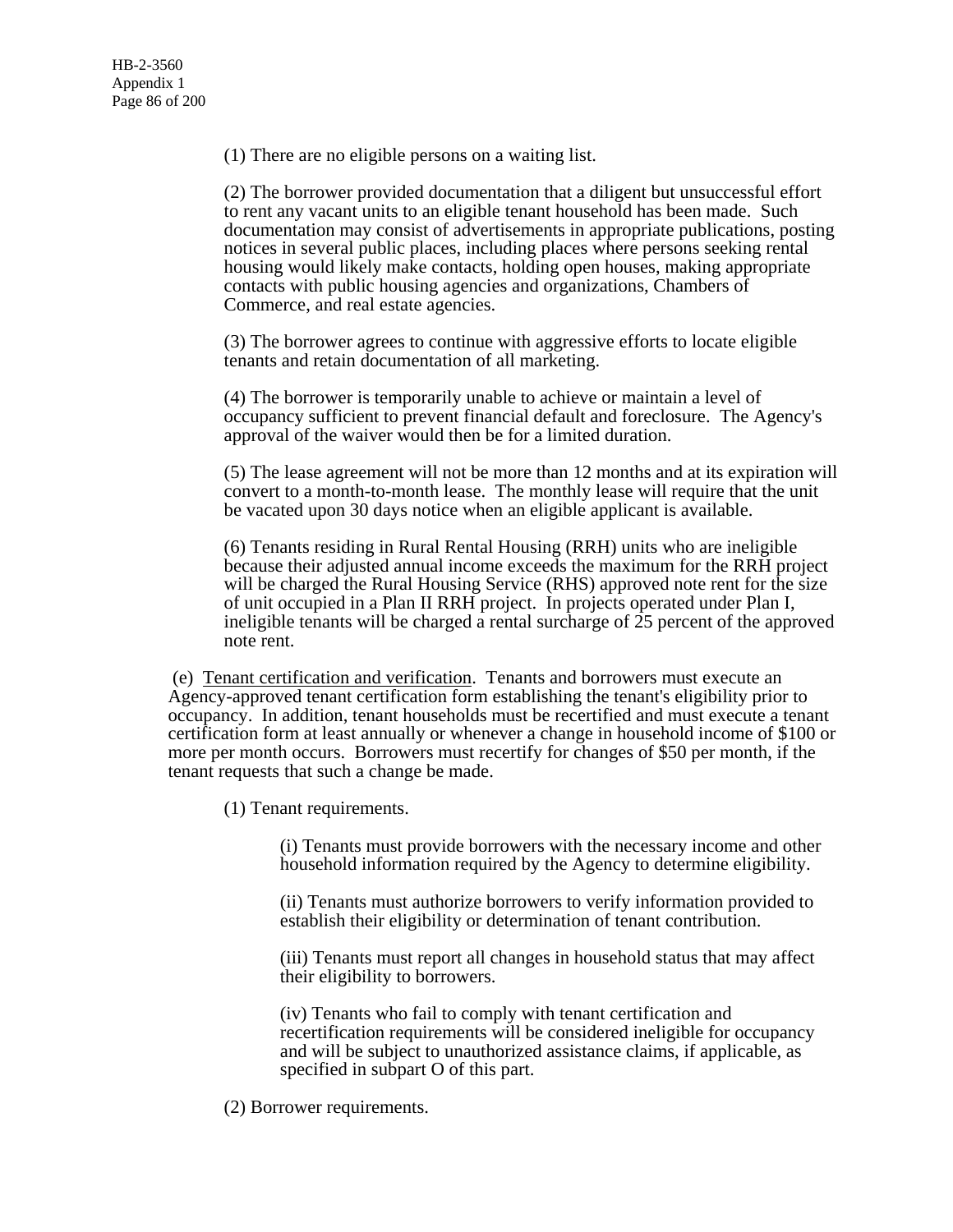(1) There are no eligible persons on a waiting list.

(2) The borrower provided documentation that a diligent but unsuccessful effort to rent any vacant units to an eligible tenant household has been made. Such documentation may consist of advertisements in appropriate publications, posting notices in several public places, including places where persons seeking rental housing would likely make contacts, holding open houses, making appropriate contacts with public housing agencies and organizations, Chambers of Commerce, and real estate agencies.

(3) The borrower agrees to continue with aggressive efforts to locate eligible tenants and retain documentation of all marketing.

(4) The borrower is temporarily unable to achieve or maintain a level of occupancy sufficient to prevent financial default and foreclosure. The Agency's approval of the waiver would then be for a limited duration.

(5) The lease agreement will not be more than 12 months and at its expiration will convert to a month-to-month lease. The monthly lease will require that the unit be vacated upon 30 days notice when an eligible applicant is available.

(6) Tenants residing in Rural Rental Housing (RRH) units who are ineligible because their adjusted annual income exceeds the maximum for the RRH project will be charged the Rural Housing Service (RHS) approved note rent for the size of unit occupied in a Plan II RRH project. In projects operated under Plan I, ineligible tenants will be charged a rental surcharge of 25 percent of the approved note rent.

(e) <u>Tenant certification and verification</u>. Tenants and borrowers must execute an Agency-approved tenant certification form establishing the tenant's eligibility prior to occupancy. In addition, tenant households must be recertified and must execute a tenant certification form at least annually or whenever a change in household income of $100 or more per month occurs. Borrowers must recertify for changes of $50 per month, if the tenant requests that such a change be made.

(1) Tenant requirements.

(i) Tenants must provide borrowers with the necessary income and other household information required by the Agency to determine eligibility.

(ii) Tenants must authorize borrowers to verify information provided to establish their eligibility or determination of tenant contribution.

(iii) Tenants must report all changes in household status that may affect their eligibility to borrowers.

(iv) Tenants who fail to comply with tenant certification and recertification requirements will be considered ineligible for occupancy and will be subject to unauthorized assistance claims, if applicable, as specified in subpart O of this part.

(2) Borrower requirements.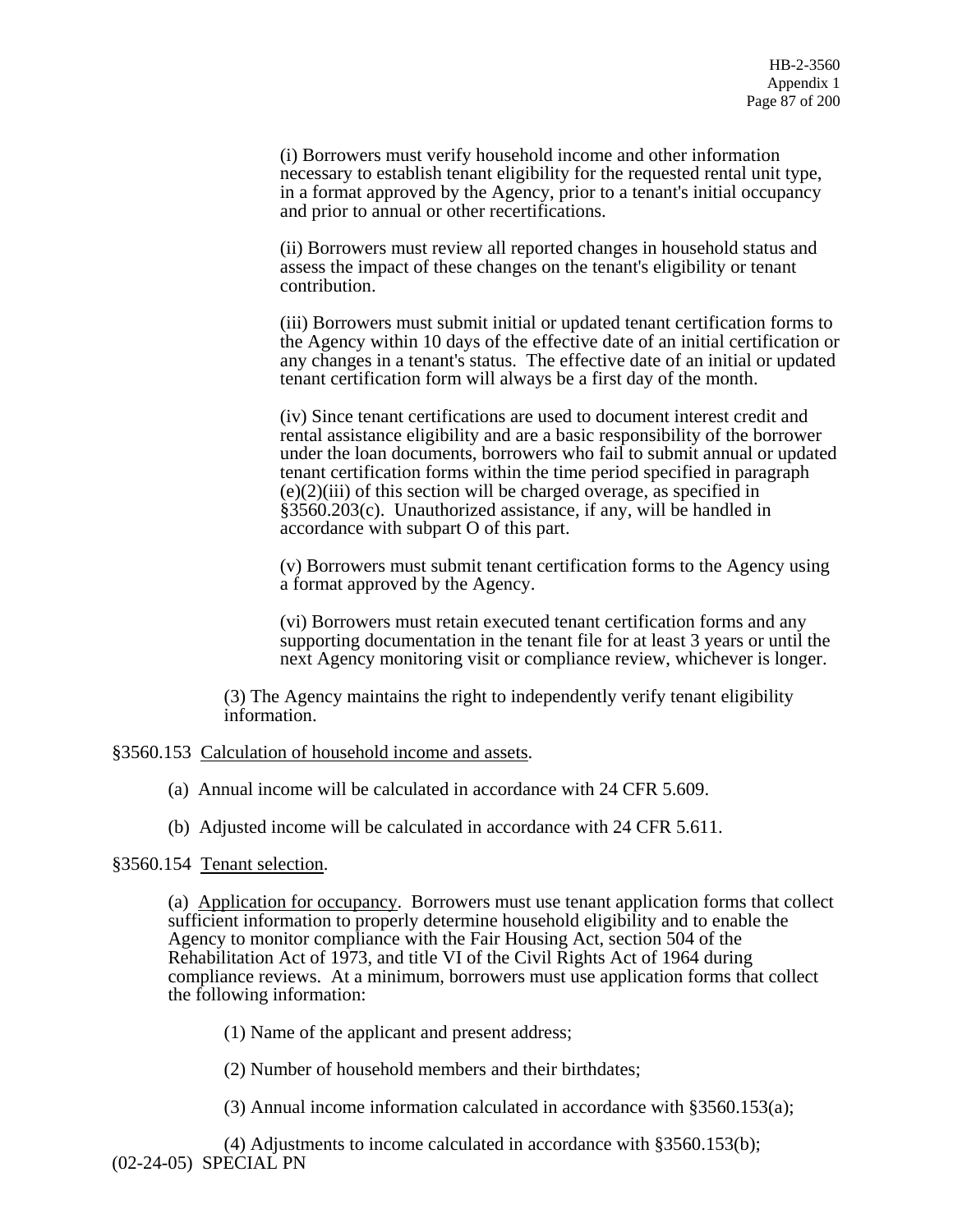(i) Borrowers must verify household income and other information necessary to establish tenant eligibility for the requested rental unit type, in a format approved by the Agency, prior to a tenant's initial occupancy and prior to annual or other recertifications.

(ii) Borrowers must review all reported changes in household status and assess the impact of these changes on the tenant's eligibility or tenant contribution.

(iii) Borrowers must submit initial or updated tenant certification forms to the Agency within 10 days of the effective date of an initial certification or any changes in a tenant's status. The effective date of an initial or updated tenant certification form will always be a first day of the month.

(iv) Since tenant certifications are used to document interest credit and rental assistance eligibility and are a basic responsibility of the borrower under the loan documents, borrowers who fail to submit annual or updated tenant certification forms within the time period specified in paragraph (e)(2)(iii) of this section will be charged overage, as specified in §3560.203(c). Unauthorized assistance, if any, will be handled in accordance with subpart O of this part.

(v) Borrowers must submit tenant certification forms to the Agency using a format approved by the Agency.

(vi) Borrowers must retain executed tenant certification forms and any supporting documentation in the tenant file for at least 3 years or until the next Agency monitoring visit or compliance review, whichever is longer.

(3) The Agency maintains the right to independently verify tenant eligibility information.

§3560.153 Calculation of household income and assets.

(a) Annual income will be calculated in accordance with 24 CFR 5.609.

(b) Adjusted income will be calculated in accordance with 24 CFR 5.611.

§3560.154 Tenant selection.

(a) Application for occupancy. Borrowers must use tenant application forms that collect sufficient information to properly determine household eligibility and to enable the Agency to monitor compliance with the Fair Housing Act, section 504 of the Rehabilitation Act of 1973, and title VI of the Civil Rights Act of 1964 during compliance reviews. At a minimum, borrowers must use application forms that collect the following information:

(1) Name of the applicant and present address;

(2) Number of household members and their birthdates;

(3) Annual income information calculated in accordance with §3560.153(a);

(4) Adjustments to income calculated in accordance with §3560.153(b);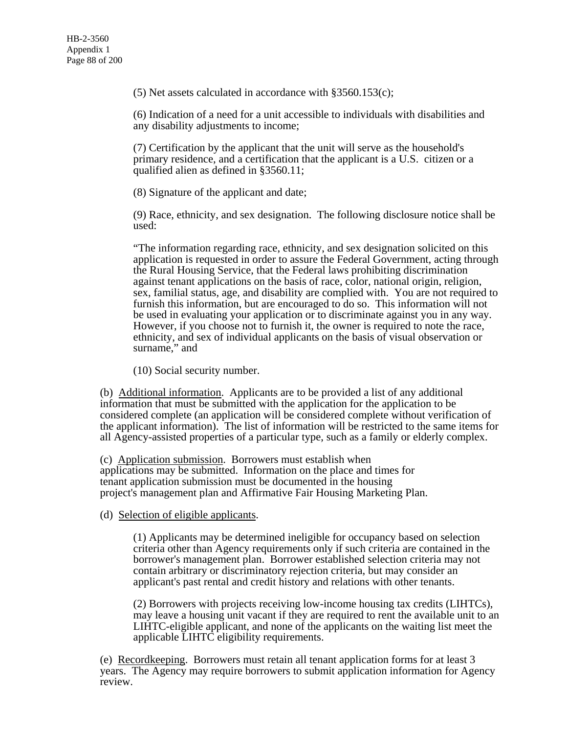(5) Net assets calculated in accordance with §3560.153(c);

(6) Indication of a need for a unit accessible to individuals with disabilities and any disability adjustments to income;

(7) Certification by the applicant that the unit will serve as the household's primary residence, and a certification that the applicant is a U.S. citizen or a qualified alien as defined in §3560.11;

(8) Signature of the applicant and date;

(9) Race, ethnicity, and sex designation. The following disclosure notice shall be used:

"The information regarding race, ethnicity, and sex designation solicited on this application is requested in order to assure the Federal Government, acting through the Rural Housing Service, that the Federal laws prohibiting discrimination against tenant applications on the basis of race, color, national origin, religion, sex, familial status, age, and disability are complied with. You are not required to furnish this information, but are encouraged to do so. This information will not be used in evaluating your application or to discriminate against you in any way. However, if you choose not to furnish it, the owner is required to note the race, ethnicity, and sex of individual applicants on the basis of visual observation or surname," and

(10) Social security number.

(b) Additional information. Applicants are to be provided a list of any additional information that must be submitted with the application for the application to be considered complete (an application will be considered complete without verification of the applicant information). The list of information will be restricted to the same items for all Agency-assisted properties of a particular type, such as a family or elderly complex.

(c) Application submission. Borrowers must establish when applications may be submitted. Information on the place and times for tenant application submission must be documented in the housing project's management plan and Affirmative Fair Housing Marketing Plan.

(d) Selection of eligible applicants.

(1) Applicants may be determined ineligible for occupancy based on selection criteria other than Agency requirements only if such criteria are contained in the borrower's management plan. Borrower established selection criteria may not contain arbitrary or discriminatory rejection criteria, but may consider an applicant's past rental and credit history and relations with other tenants.

(2) Borrowers with projects receiving low-income housing tax credits (LIHTCs), may leave a housing unit vacant if they are required to rent the available unit to an LIHTC-eligible applicant, and none of the applicants on the waiting list meet the applicable LIHTC eligibility requirements.

(e) Recordkeeping. Borrowers must retain all tenant application forms for at least 3 years. The Agency may require borrowers to submit application information for Agency review.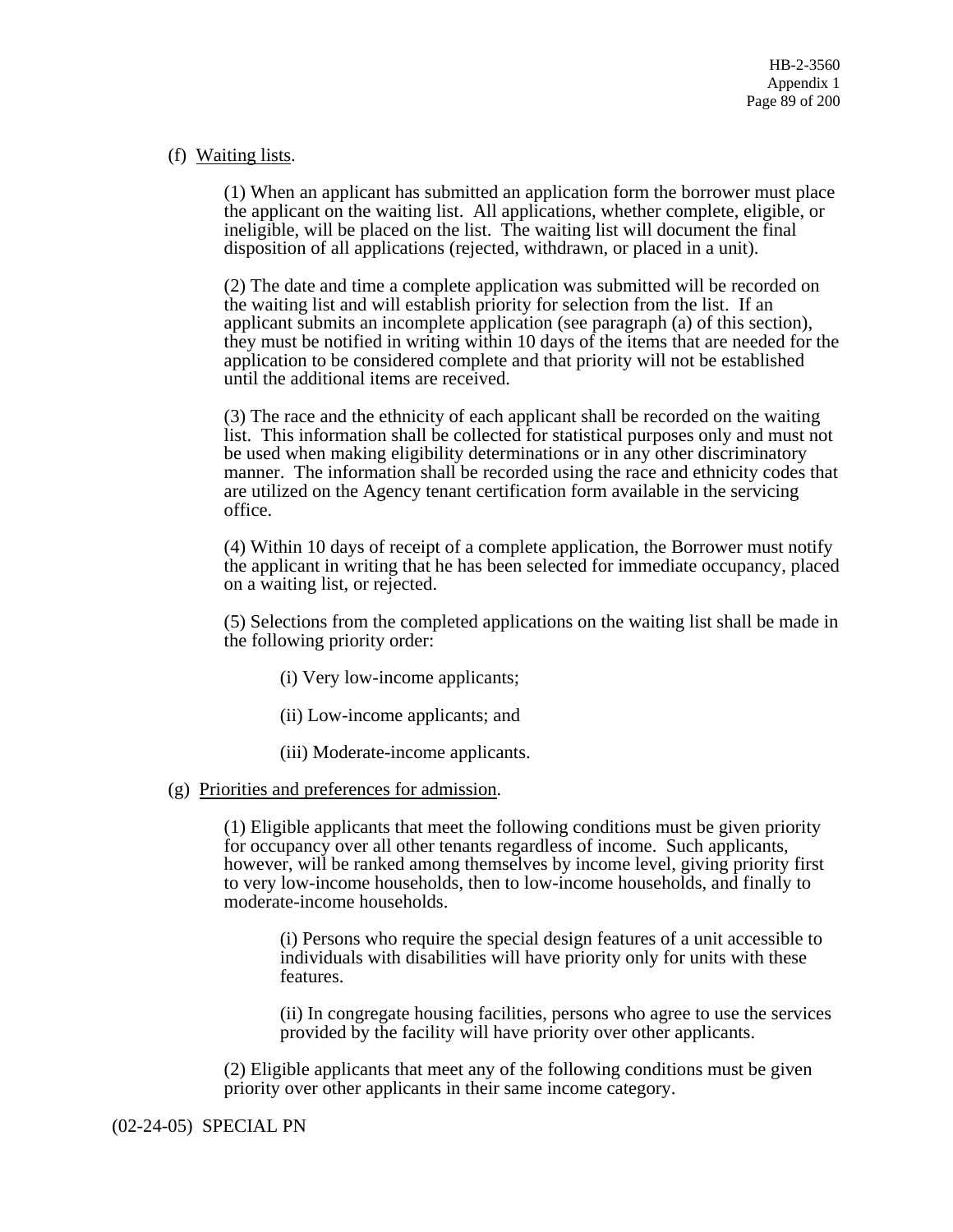(f) Waiting lists.

(1) When an applicant has submitted an application form the borrower must place the applicant on the waiting list. All applications, whether complete, eligible, or ineligible, will be placed on the list. The waiting list will document the final disposition of all applications (rejected, withdrawn, or placed in a unit).

(2) The date and time a complete application was submitted will be recorded on the waiting list and will establish priority for selection from the list. If an applicant submits an incomplete application (see paragraph (a) of this section), they must be notified in writing within 10 days of the items that are needed for the application to be considered complete and that priority will not be established until the additional items are received.

(3) The race and the ethnicity of each applicant shall be recorded on the waiting list. This information shall be collected for statistical purposes only and must not be used when making eligibility determinations or in any other discriminatory manner. The information shall be recorded using the race and ethnicity codes that are utilized on the Agency tenant certification form available in the servicing office.

(4) Within 10 days of receipt of a complete application, the Borrower must notify the applicant in writing that he has been selected for immediate occupancy, placed on a waiting list, or rejected.

(5) Selections from the completed applications on the waiting list shall be made in the following priority order:

(i) Very low-income applicants;

(ii) Low-income applicants; and

(iii) Moderate-income applicants.

(g) Priorities and preferences for admission.

(1) Eligible applicants that meet the following conditions must be given priority for occupancy over all other tenants regardless of income. Such applicants, however, will be ranked among themselves by income level, giving priority first to very low-income households, then to low-income households, and finally to moderate-income households.

(i) Persons who require the special design features of a unit accessible to individuals with disabilities will have priority only for units with these features.

(ii) In congregate housing facilities, persons who agree to use the services provided by the facility will have priority over other applicants.

(2) Eligible applicants that meet any of the following conditions must be given priority over other applicants in their same income category.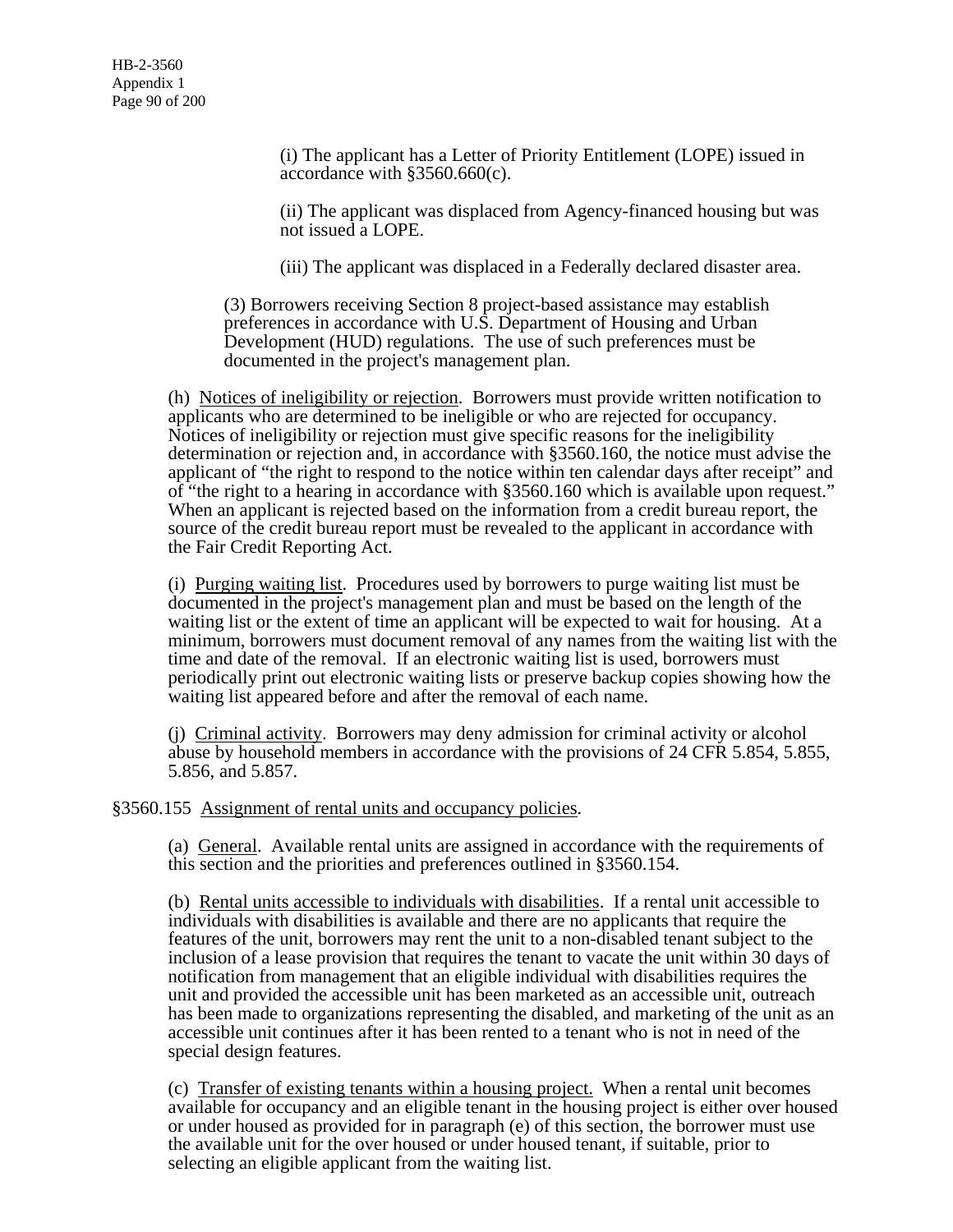(i) The applicant has a Letter of Priority Entitlement (LOPE) issued in accordance with §3560.660(c).

(ii) The applicant was displaced from Agency-financed housing but was not issued a LOPE.

(iii) The applicant was displaced in a Federally declared disaster area.

(3) Borrowers receiving Section 8 project-based assistance may establish preferences in accordance with U.S. Department of Housing and Urban Development (HUD) regulations. The use of such preferences must be documented in the project's management plan.

(h) Notices of ineligibility or rejection. Borrowers must provide written notification to applicants who are determined to be ineligible or who are rejected for occupancy. Notices of ineligibility or rejection must give specific reasons for the ineligibility determination or rejection and, in accordance with §3560.160, the notice must advise the applicant of "the right to respond to the notice within ten calendar days after receipt" and of "the right to a hearing in accordance with §3560.160 which is available upon request." When an applicant is rejected based on the information from a credit bureau report, the source of the credit bureau report must be revealed to the applicant in accordance with the Fair Credit Reporting Act.

(i) Purging waiting list. Procedures used by borrowers to purge waiting list must be documented in the project's management plan and must be based on the length of the waiting list or the extent of time an applicant will be expected to wait for housing. At a minimum, borrowers must document removal of any names from the waiting list with the time and date of the removal. If an electronic waiting list is used, borrowers must periodically print out electronic waiting lists or preserve backup copies showing how the waiting list appeared before and after the removal of each name.

(j) Criminal activity. Borrowers may deny admission for criminal activity or alcohol abuse by household members in accordance with the provisions of 24 CFR 5.854, 5.855, 5.856, and 5.857.

§3560.155 Assignment of rental units and occupancy policies.

(a) General. Available rental units are assigned in accordance with the requirements of this section and the priorities and preferences outlined in §3560.154.

(b) Rental units accessible to individuals with disabilities. If a rental unit accessible to individuals with disabilities is available and there are no applicants that require the features of the unit, borrowers may rent the unit to a non-disabled tenant subject to the inclusion of a lease provision that requires the tenant to vacate the unit within 30 days of notification from management that an eligible individual with disabilities requires the unit and provided the accessible unit has been marketed as an accessible unit, outreach has been made to organizations representing the disabled, and marketing of the unit as an accessible unit continues after it has been rented to a tenant who is not in need of the special design features.

(c) Transfer of existing tenants within a housing project. When a rental unit becomes available for occupancy and an eligible tenant in the housing project is either over housed or under housed as provided for in paragraph (e) of this section, the borrower must use the available unit for the over housed or under housed tenant, if suitable, prior to selecting an eligible applicant from the waiting list.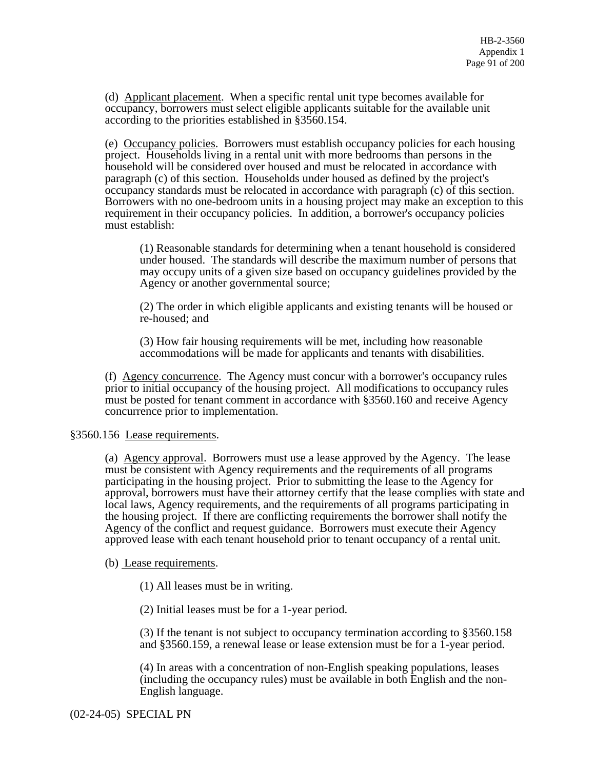(d) Applicant placement. When a specific rental unit type becomes available for occupancy, borrowers must select eligible applicants suitable for the available unit according to the priorities established in §3560.154.

(e) Occupancy policies. Borrowers must establish occupancy policies for each housing project. Households living in a rental unit with more bedrooms than persons in the household will be considered over housed and must be relocated in accordance with paragraph (c) of this section. Households under housed as defined by the project's occupancy standards must be relocated in accordance with paragraph (c) of this section. Borrowers with no one-bedroom units in a housing project may make an exception to this requirement in their occupancy policies. In addition, a borrower's occupancy policies must establish:

> (1) Reasonable standards for determining when a tenant household is considered under housed. The standards will describe the maximum number of persons that may occupy units of a given size based on occupancy guidelines provided by the Agency or another governmental source;
>
> (2) The order in which eligible applicants and existing tenants will be housed or re-housed; and
>
> (3) How fair housing requirements will be met, including how reasonable accommodations will be made for applicants and tenants with disabilities.

(f) Agency concurrence. The Agency must concur with a borrower's occupancy rules prior to initial occupancy of the housing project. All modifications to occupancy rules must be posted for tenant comment in accordance with §3560.160 and receive Agency concurrence prior to implementation.

§3560.156 Lease requirements.

(a) Agency approval. Borrowers must use a lease approved by the Agency. The lease must be consistent with Agency requirements and the requirements of all programs participating in the housing project. Prior to submitting the lease to the Agency for approval, borrowers must have their attorney certify that the lease complies with state and local laws, Agency requirements, and the requirements of all programs participating in the housing project. If there are conflicting requirements the borrower shall notify the Agency of the conflict and request guidance. Borrowers must execute their Agency approved lease with each tenant household prior to tenant occupancy of a rental unit.

(b) Lease requirements.

> (1) All leases must be in writing.
>
> (2) Initial leases must be for a 1-year period.
>
> (3) If the tenant is not subject to occupancy termination according to §3560.158 and §3560.159, a renewal lease or lease extension must be for a 1-year period.
>
> (4) In areas with a concentration of non-English speaking populations, leases (including the occupancy rules) must be available in both English and the non-English language.

(02-24-05) SPECIAL PN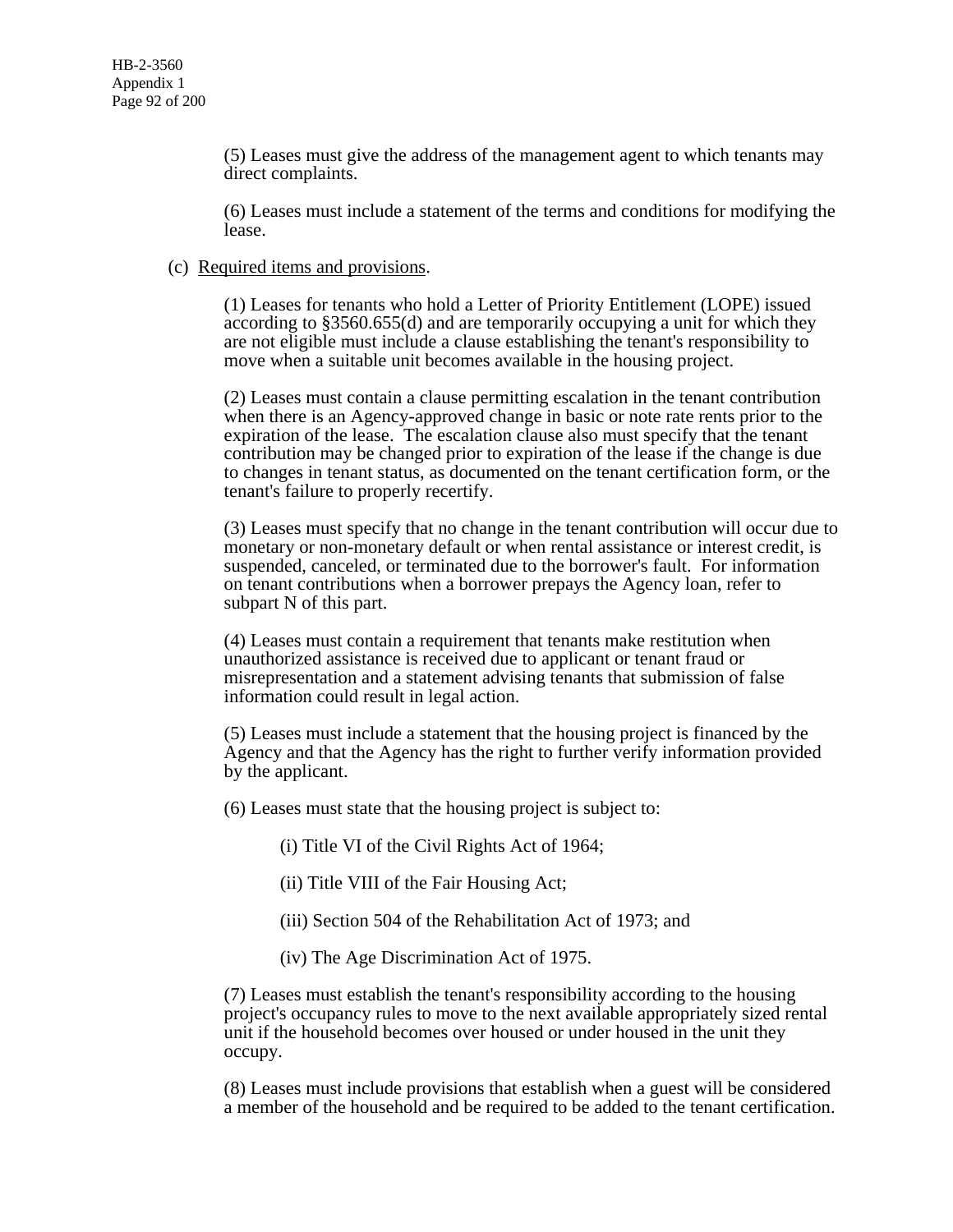(5) Leases must give the address of the management agent to which tenants may direct complaints.

(6) Leases must include a statement of the terms and conditions for modifying the lease.

(c) Required items and provisions.

(1) Leases for tenants who hold a Letter of Priority Entitlement (LOPE) issued according to §3560.655(d) and are temporarily occupying a unit for which they are not eligible must include a clause establishing the tenant's responsibility to move when a suitable unit becomes available in the housing project.

(2) Leases must contain a clause permitting escalation in the tenant contribution when there is an Agency-approved change in basic or note rate rents prior to the expiration of the lease. The escalation clause also must specify that the tenant contribution may be changed prior to expiration of the lease if the change is due to changes in tenant status, as documented on the tenant certification form, or the tenant's failure to properly recertify.

(3) Leases must specify that no change in the tenant contribution will occur due to monetary or non-monetary default or when rental assistance or interest credit, is suspended, canceled, or terminated due to the borrower's fault. For information on tenant contributions when a borrower prepays the Agency loan, refer to subpart N of this part.

(4) Leases must contain a requirement that tenants make restitution when unauthorized assistance is received due to applicant or tenant fraud or misrepresentation and a statement advising tenants that submission of false information could result in legal action.

(5) Leases must include a statement that the housing project is financed by the Agency and that the Agency has the right to further verify information provided by the applicant.

(6) Leases must state that the housing project is subject to:

(i) Title VI of the Civil Rights Act of 1964;

(ii) Title VIII of the Fair Housing Act;

(iii) Section 504 of the Rehabilitation Act of 1973; and

(iv) The Age Discrimination Act of 1975.

(7) Leases must establish the tenant's responsibility according to the housing project's occupancy rules to move to the next available appropriately sized rental unit if the household becomes over housed or under housed in the unit they occupy.

(8) Leases must include provisions that establish when a guest will be considered a member of the household and be required to be added to the tenant certification.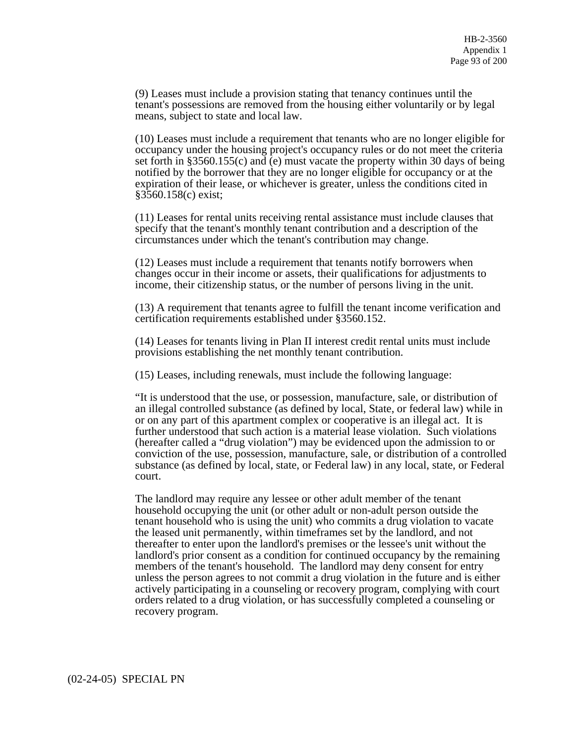(9) Leases must include a provision stating that tenancy continues until the tenant's possessions are removed from the housing either voluntarily or by legal means, subject to state and local law.

(10) Leases must include a requirement that tenants who are no longer eligible for occupancy under the housing project's occupancy rules or do not meet the criteria set forth in §3560.155(c) and (e) must vacate the property within 30 days of being notified by the borrower that they are no longer eligible for occupancy or at the expiration of their lease, or whichever is greater, unless the conditions cited in §3560.158(c) exist;

(11) Leases for rental units receiving rental assistance must include clauses that specify that the tenant's monthly tenant contribution and a description of the circumstances under which the tenant's contribution may change.

(12) Leases must include a requirement that tenants notify borrowers when changes occur in their income or assets, their qualifications for adjustments to income, their citizenship status, or the number of persons living in the unit.

(13) A requirement that tenants agree to fulfill the tenant income verification and certification requirements established under §3560.152.

(14) Leases for tenants living in Plan II interest credit rental units must include provisions establishing the net monthly tenant contribution.

(15) Leases, including renewals, must include the following language:

"It is understood that the use, or possession, manufacture, sale, or distribution of an illegal controlled substance (as defined by local, State, or federal law) while in or on any part of this apartment complex or cooperative is an illegal act. It is further understood that such action is a material lease violation. Such violations (hereafter called a "drug violation") may be evidenced upon the admission to or conviction of the use, possession, manufacture, sale, or distribution of a controlled substance (as defined by local, state, or Federal law) in any local, state, or Federal court.

The landlord may require any lessee or other adult member of the tenant household occupying the unit (or other adult or non-adult person outside the tenant household who is using the unit) who commits a drug violation to vacate the leased unit permanently, within timeframes set by the landlord, and not thereafter to enter upon the landlord's premises or the lessee's unit without the landlord's prior consent as a condition for continued occupancy by the remaining members of the tenant's household. The landlord may deny consent for entry unless the person agrees to not commit a drug violation in the future and is either actively participating in a counseling or recovery program, complying with court orders related to a drug violation, or has successfully completed a counseling or recovery program.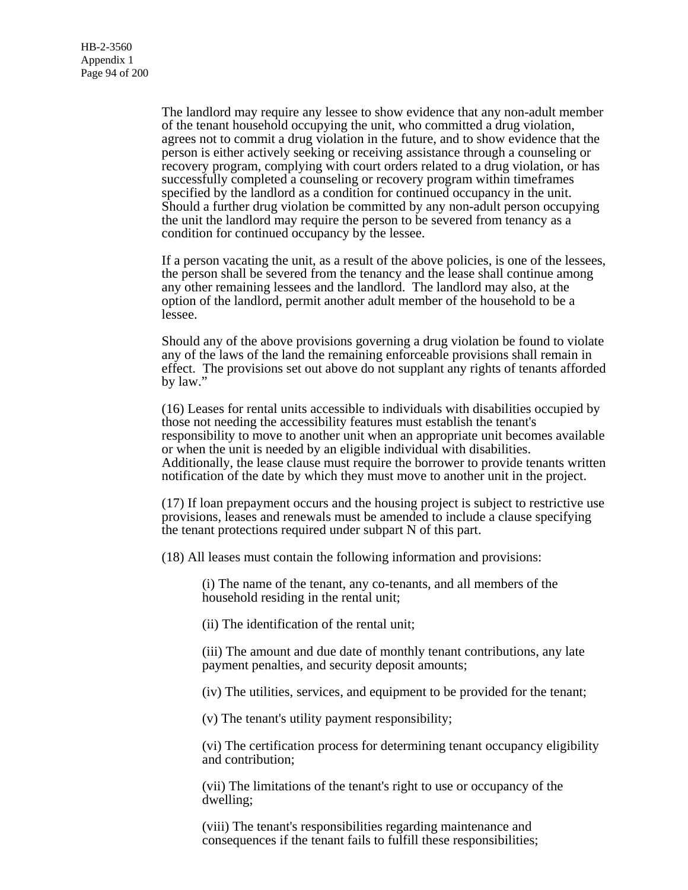The landlord may require any lessee to show evidence that any non-adult member of the tenant household occupying the unit, who committed a drug violation, agrees not to commit a drug violation in the future, and to show evidence that the person is either actively seeking or receiving assistance through a counseling or recovery program, complying with court orders related to a drug violation, or has successfully completed a counseling or recovery program within timeframes specified by the landlord as a condition for continued occupancy in the unit. Should a further drug violation be committed by any non-adult person occupying the unit the landlord may require the person to be severed from tenancy as a condition for continued occupancy by the lessee.

If a person vacating the unit, as a result of the above policies, is one of the lessees, the person shall be severed from the tenancy and the lease shall continue among any other remaining lessees and the landlord. The landlord may also, at the option of the landlord, permit another adult member of the household to be a lessee.

Should any of the above provisions governing a drug violation be found to violate any of the laws of the land the remaining enforceable provisions shall remain in effect. The provisions set out above do not supplant any rights of tenants afforded by law."

(16) Leases for rental units accessible to individuals with disabilities occupied by those not needing the accessibility features must establish the tenant's responsibility to move to another unit when an appropriate unit becomes available or when the unit is needed by an eligible individual with disabilities. Additionally, the lease clause must require the borrower to provide tenants written notification of the date by which they must move to another unit in the project.

(17) If loan prepayment occurs and the housing project is subject to restrictive use provisions, leases and renewals must be amended to include a clause specifying the tenant protections required under subpart N of this part.

(18) All leases must contain the following information and provisions:

(i) The name of the tenant, any co-tenants, and all members of the household residing in the rental unit;

(ii) The identification of the rental unit;

(iii) The amount and due date of monthly tenant contributions, any late payment penalties, and security deposit amounts;

(iv) The utilities, services, and equipment to be provided for the tenant;

(v) The tenant's utility payment responsibility;

(vi) The certification process for determining tenant occupancy eligibility and contribution;

(vii) The limitations of the tenant's right to use or occupancy of the dwelling;

(viii) The tenant's responsibilities regarding maintenance and consequences if the tenant fails to fulfill these responsibilities;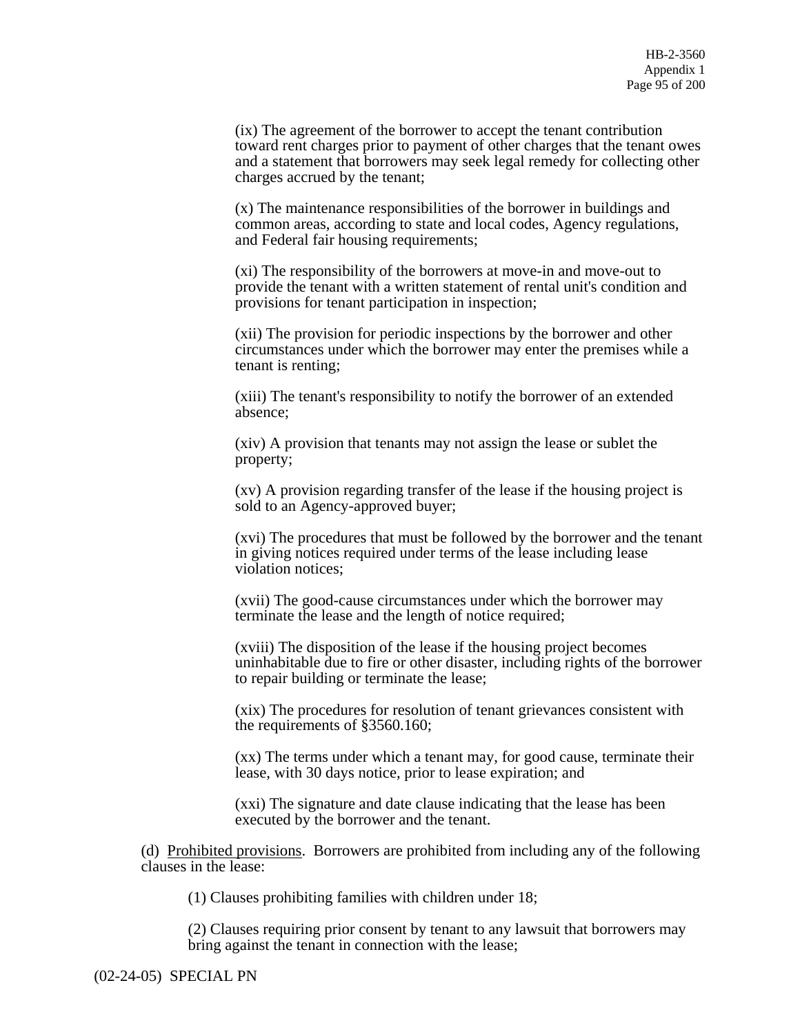(ix) The agreement of the borrower to accept the tenant contribution toward rent charges prior to payment of other charges that the tenant owes and a statement that borrowers may seek legal remedy for collecting other charges accrued by the tenant;

(x) The maintenance responsibilities of the borrower in buildings and common areas, according to state and local codes, Agency regulations, and Federal fair housing requirements;

(xi) The responsibility of the borrowers at move-in and move-out to provide the tenant with a written statement of rental unit's condition and provisions for tenant participation in inspection;

(xii) The provision for periodic inspections by the borrower and other circumstances under which the borrower may enter the premises while a tenant is renting;

(xiii) The tenant's responsibility to notify the borrower of an extended absence;

(xiv) A provision that tenants may not assign the lease or sublet the property;

(xv) A provision regarding transfer of the lease if the housing project is sold to an Agency-approved buyer;

(xvi) The procedures that must be followed by the borrower and the tenant in giving notices required under terms of the lease including lease violation notices;

(xvii) The good-cause circumstances under which the borrower may terminate the lease and the length of notice required;

(xviii) The disposition of the lease if the housing project becomes uninhabitable due to fire or other disaster, including rights of the borrower to repair building or terminate the lease;

(xix) The procedures for resolution of tenant grievances consistent with the requirements of §3560.160;

(xx) The terms under which a tenant may, for good cause, terminate their lease, with 30 days notice, prior to lease expiration; and

(xxi) The signature and date clause indicating that the lease has been executed by the borrower and the tenant.

(d) Prohibited provisions. Borrowers are prohibited from including any of the following clauses in the lease:

(1) Clauses prohibiting families with children under 18;

(2) Clauses requiring prior consent by tenant to any lawsuit that borrowers may bring against the tenant in connection with the lease;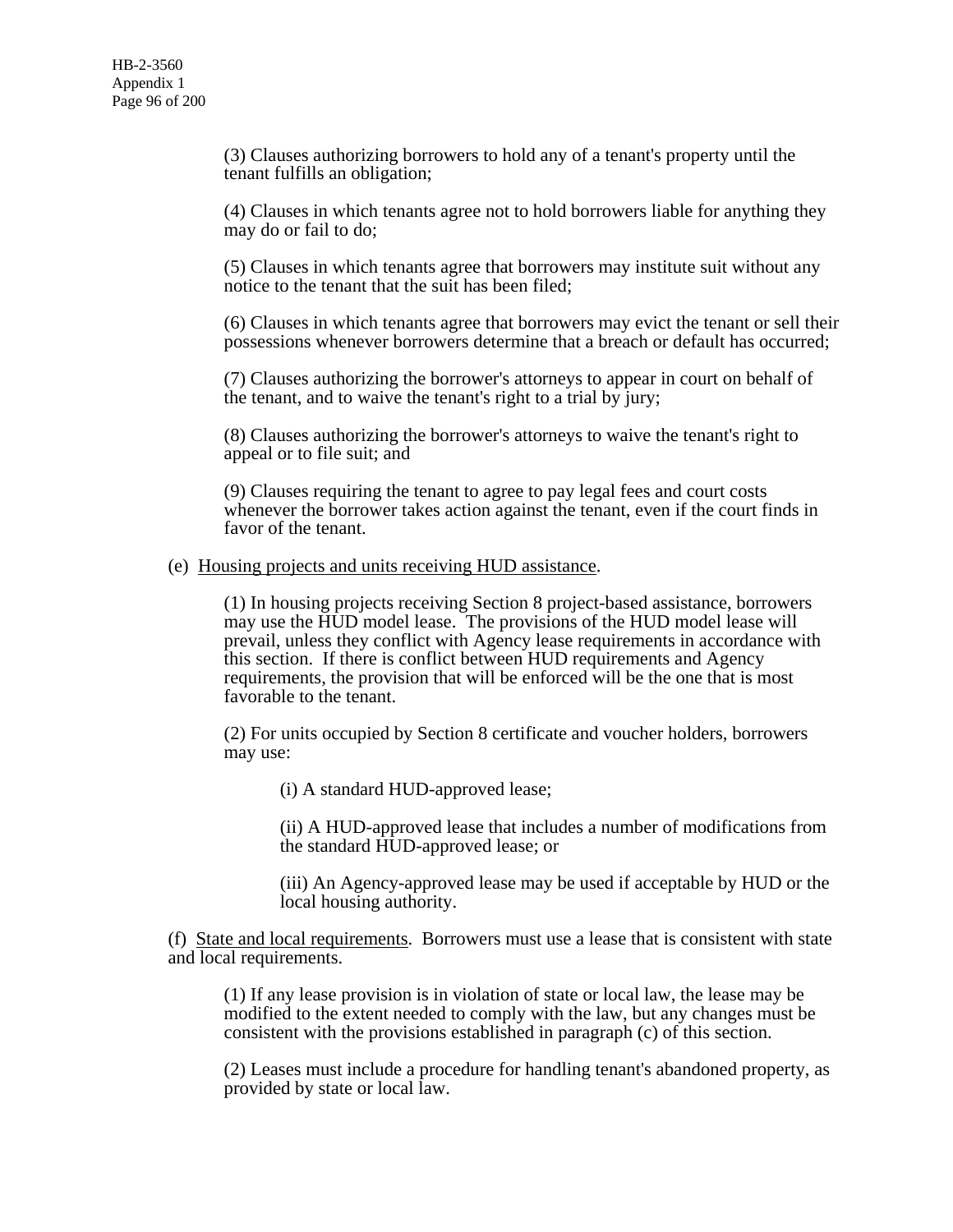(3) Clauses authorizing borrowers to hold any of a tenant's property until the tenant fulfills an obligation;

(4) Clauses in which tenants agree not to hold borrowers liable for anything they may do or fail to do;

(5) Clauses in which tenants agree that borrowers may institute suit without any notice to the tenant that the suit has been filed;

(6) Clauses in which tenants agree that borrowers may evict the tenant or sell their possessions whenever borrowers determine that a breach or default has occurred;

(7) Clauses authorizing the borrower's attorneys to appear in court on behalf of the tenant, and to waive the tenant's right to a trial by jury;

(8) Clauses authorizing the borrower's attorneys to waive the tenant's right to appeal or to file suit; and

(9) Clauses requiring the tenant to agree to pay legal fees and court costs whenever the borrower takes action against the tenant, even if the court finds in favor of the tenant.

(e) Housing projects and units receiving HUD assistance.

(1) In housing projects receiving Section 8 project-based assistance, borrowers may use the HUD model lease. The provisions of the HUD model lease will prevail, unless they conflict with Agency lease requirements in accordance with this section. If there is conflict between HUD requirements and Agency requirements, the provision that will be enforced will be the one that is most favorable to the tenant.

(2) For units occupied by Section 8 certificate and voucher holders, borrowers may use:

(i) A standard HUD-approved lease;

(ii) A HUD-approved lease that includes a number of modifications from the standard HUD-approved lease; or

(iii) An Agency-approved lease may be used if acceptable by HUD or the local housing authority.

(f) State and local requirements. Borrowers must use a lease that is consistent with state and local requirements.

(1) If any lease provision is in violation of state or local law, the lease may be modified to the extent needed to comply with the law, but any changes must be consistent with the provisions established in paragraph (c) of this section.

(2) Leases must include a procedure for handling tenant's abandoned property, as provided by state or local law.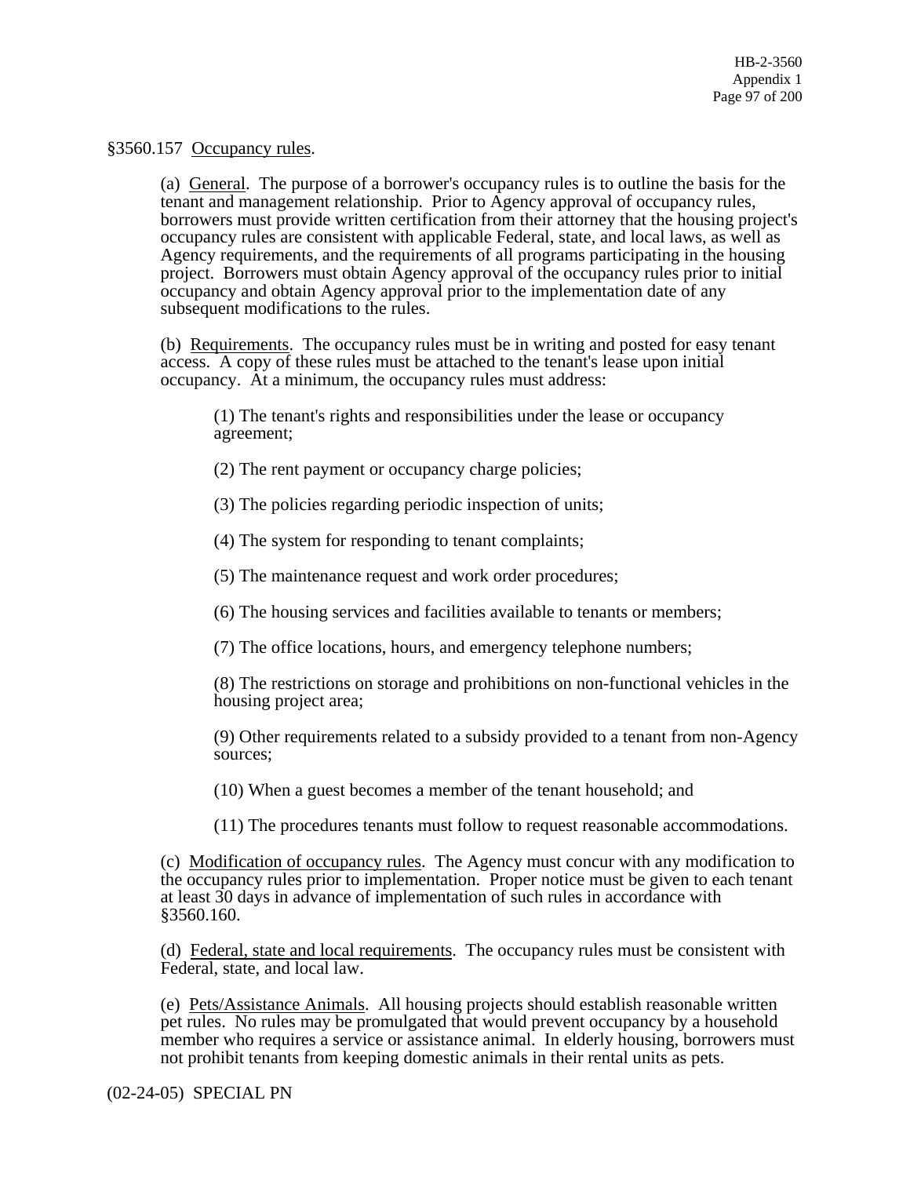§3560.157 Occupancy rules.

(a) General. The purpose of a borrower's occupancy rules is to outline the basis for the tenant and management relationship. Prior to Agency approval of occupancy rules, borrowers must provide written certification from their attorney that the housing project's occupancy rules are consistent with applicable Federal, state, and local laws, as well as Agency requirements, and the requirements of all programs participating in the housing project. Borrowers must obtain Agency approval of the occupancy rules prior to initial occupancy and obtain Agency approval prior to the implementation date of any subsequent modifications to the rules.

(b) Requirements. The occupancy rules must be in writing and posted for easy tenant access. A copy of these rules must be attached to the tenant's lease upon initial occupancy. At a minimum, the occupancy rules must address:

(1) The tenant's rights and responsibilities under the lease or occupancy agreement;

(2) The rent payment or occupancy charge policies;

(3) The policies regarding periodic inspection of units;

(4) The system for responding to tenant complaints;

(5) The maintenance request and work order procedures;

(6) The housing services and facilities available to tenants or members;

(7) The office locations, hours, and emergency telephone numbers;

(8) The restrictions on storage and prohibitions on non-functional vehicles in the housing project area;

(9) Other requirements related to a subsidy provided to a tenant from non-Agency sources;

(10) When a guest becomes a member of the tenant household; and

(11) The procedures tenants must follow to request reasonable accommodations.

(c) Modification of occupancy rules. The Agency must concur with any modification to the occupancy rules prior to implementation. Proper notice must be given to each tenant at least 30 days in advance of implementation of such rules in accordance with §3560.160.

(d) Federal, state and local requirements. The occupancy rules must be consistent with Federal, state, and local law.

(e) Pets/Assistance Animals. All housing projects should establish reasonable written pet rules. No rules may be promulgated that would prevent occupancy by a household member who requires a service or assistance animal. In elderly housing, borrowers must not prohibit tenants from keeping domestic animals in their rental units as pets.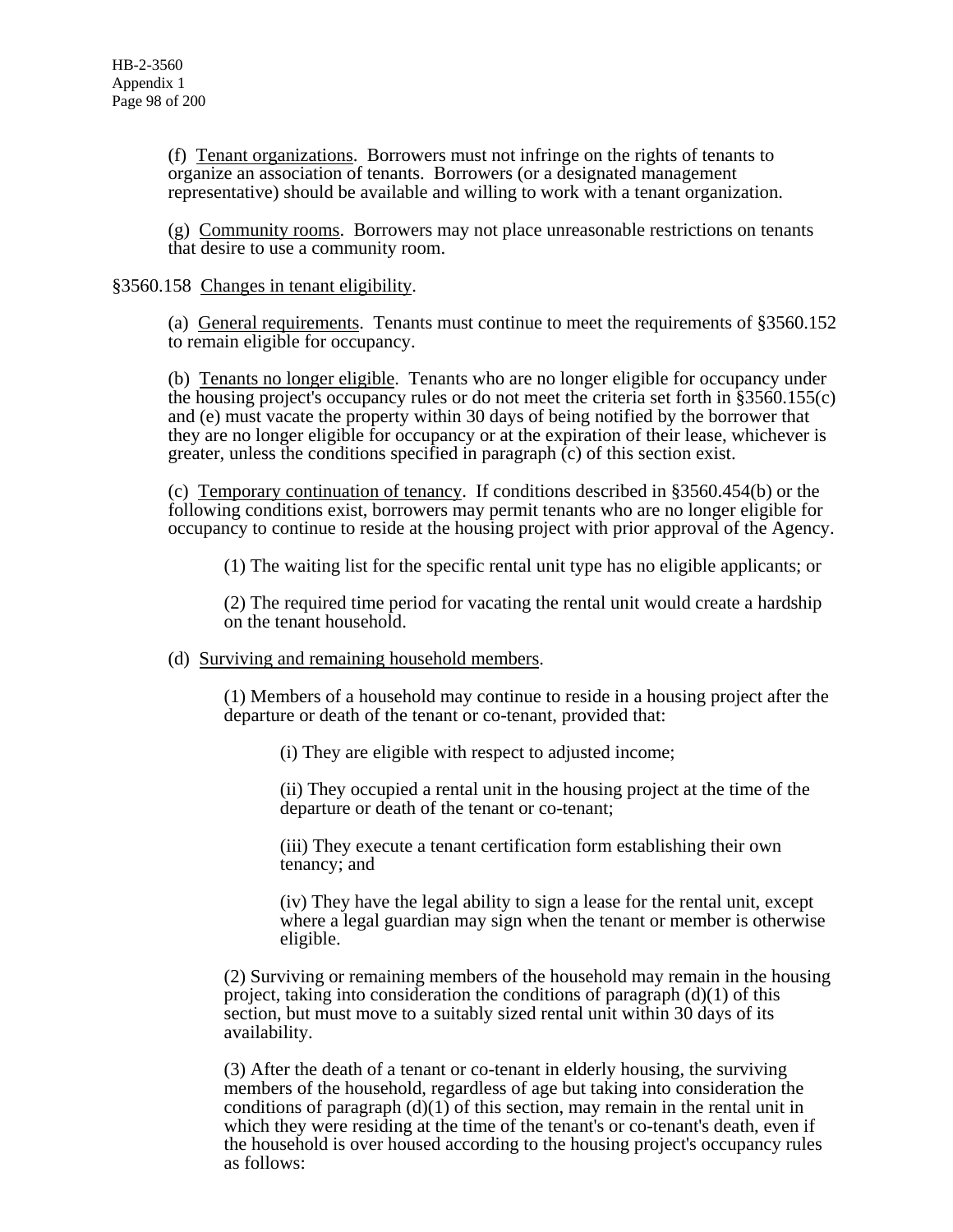(f) Tenant organizations. Borrowers must not infringe on the rights of tenants to organize an association of tenants. Borrowers (or a designated management representative) should be available and willing to work with a tenant organization.

(g) Community rooms. Borrowers may not place unreasonable restrictions on tenants that desire to use a community room.

§3560.158 Changes in tenant eligibility.

(a) General requirements. Tenants must continue to meet the requirements of §3560.152 to remain eligible for occupancy.

(b) Tenants no longer eligible. Tenants who are no longer eligible for occupancy under the housing project's occupancy rules or do not meet the criteria set forth in §3560.155(c) and (e) must vacate the property within 30 days of being notified by the borrower that they are no longer eligible for occupancy or at the expiration of their lease, whichever is greater, unless the conditions specified in paragraph (c) of this section exist.

(c) Temporary continuation of tenancy. If conditions described in §3560.454(b) or the following conditions exist, borrowers may permit tenants who are no longer eligible for occupancy to continue to reside at the housing project with prior approval of the Agency.

(1) The waiting list for the specific rental unit type has no eligible applicants; or

(2) The required time period for vacating the rental unit would create a hardship on the tenant household.

(d) Surviving and remaining household members.

(1) Members of a household may continue to reside in a housing project after the departure or death of the tenant or co-tenant, provided that:

(i) They are eligible with respect to adjusted income;

(ii) They occupied a rental unit in the housing project at the time of the departure or death of the tenant or co-tenant;

(iii) They execute a tenant certification form establishing their own tenancy; and

(iv) They have the legal ability to sign a lease for the rental unit, except where a legal guardian may sign when the tenant or member is otherwise eligible.

(2) Surviving or remaining members of the household may remain in the housing project, taking into consideration the conditions of paragraph (d)(1) of this section, but must move to a suitably sized rental unit within 30 days of its availability.

(3) After the death of a tenant or co-tenant in elderly housing, the surviving members of the household, regardless of age but taking into consideration the conditions of paragraph (d)(1) of this section, may remain in the rental unit in which they were residing at the time of the tenant's or co-tenant's death, even if the household is over housed according to the housing project's occupancy rules as follows: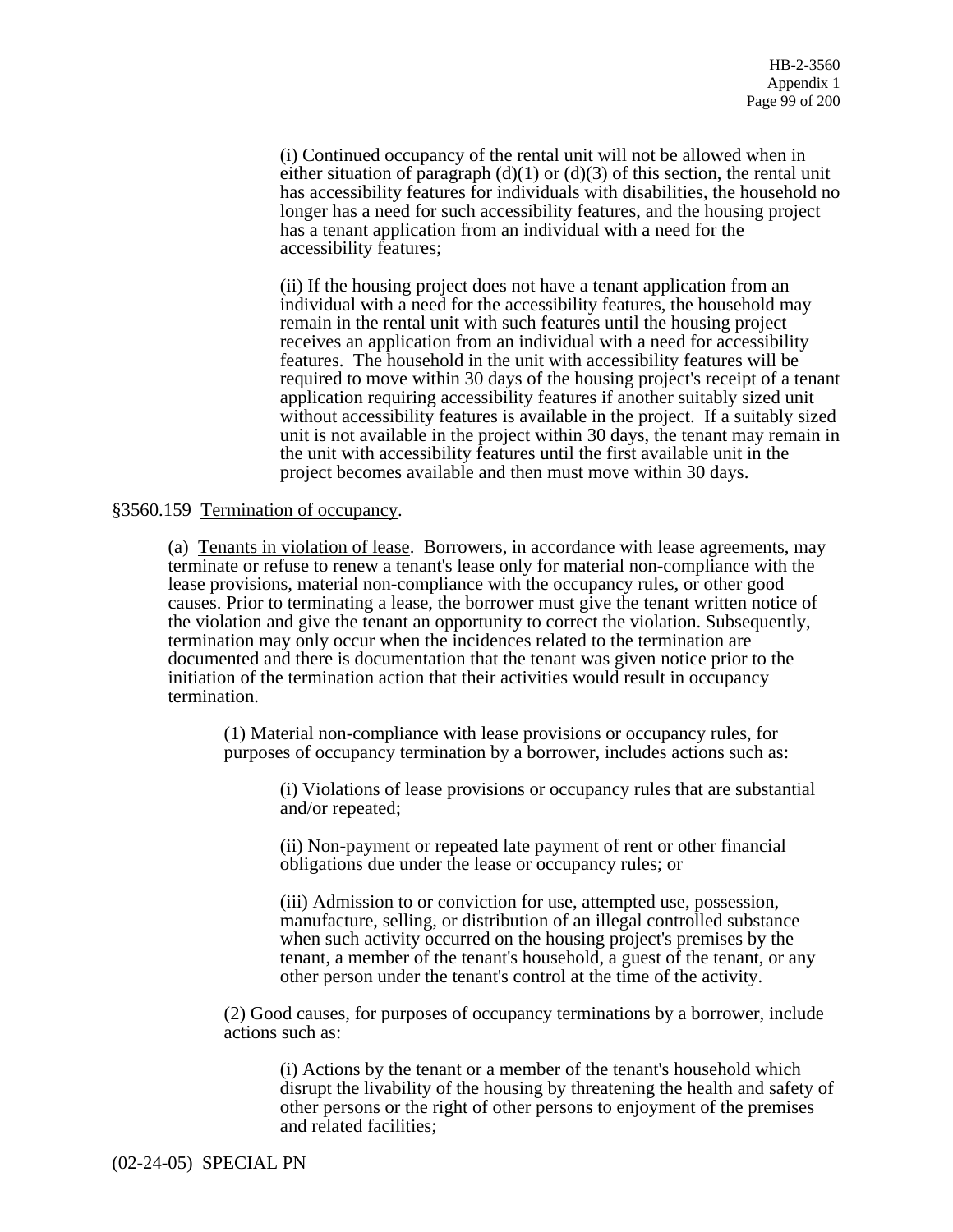(i) Continued occupancy of the rental unit will not be allowed when in either situation of paragraph (d)(1) or (d)(3) of this section, the rental unit has accessibility features for individuals with disabilities, the household no longer has a need for such accessibility features, and the housing project has a tenant application from an individual with a need for the accessibility features;

(ii) If the housing project does not have a tenant application from an individual with a need for the accessibility features, the household may remain in the rental unit with such features until the housing project receives an application from an individual with a need for accessibility features. The household in the unit with accessibility features will be required to move within 30 days of the housing project's receipt of a tenant application requiring accessibility features if another suitably sized unit without accessibility features is available in the project. If a suitably sized unit is not available in the project within 30 days, the tenant may remain in the unit with accessibility features until the first available unit in the project becomes available and then must move within 30 days.

§3560.159 Termination of occupancy.

(a) Tenants in violation of lease. Borrowers, in accordance with lease agreements, may terminate or refuse to renew a tenant's lease only for material non-compliance with the lease provisions, material non-compliance with the occupancy rules, or other good causes. Prior to terminating a lease, the borrower must give the tenant written notice of the violation and give the tenant an opportunity to correct the violation. Subsequently, termination may only occur when the incidences related to the termination are documented and there is documentation that the tenant was given notice prior to the initiation of the termination action that their activities would result in occupancy termination.

(1) Material non-compliance with lease provisions or occupancy rules, for purposes of occupancy termination by a borrower, includes actions such as:

(i) Violations of lease provisions or occupancy rules that are substantial and/or repeated;

(ii) Non-payment or repeated late payment of rent or other financial obligations due under the lease or occupancy rules; or

(iii) Admission to or conviction for use, attempted use, possession, manufacture, selling, or distribution of an illegal controlled substance when such activity occurred on the housing project's premises by the tenant, a member of the tenant's household, a guest of the tenant, or any other person under the tenant's control at the time of the activity.

(2) Good causes, for purposes of occupancy terminations by a borrower, include actions such as:

(i) Actions by the tenant or a member of the tenant's household which disrupt the livability of the housing by threatening the health and safety of other persons or the right of other persons to enjoyment of the premises and related facilities;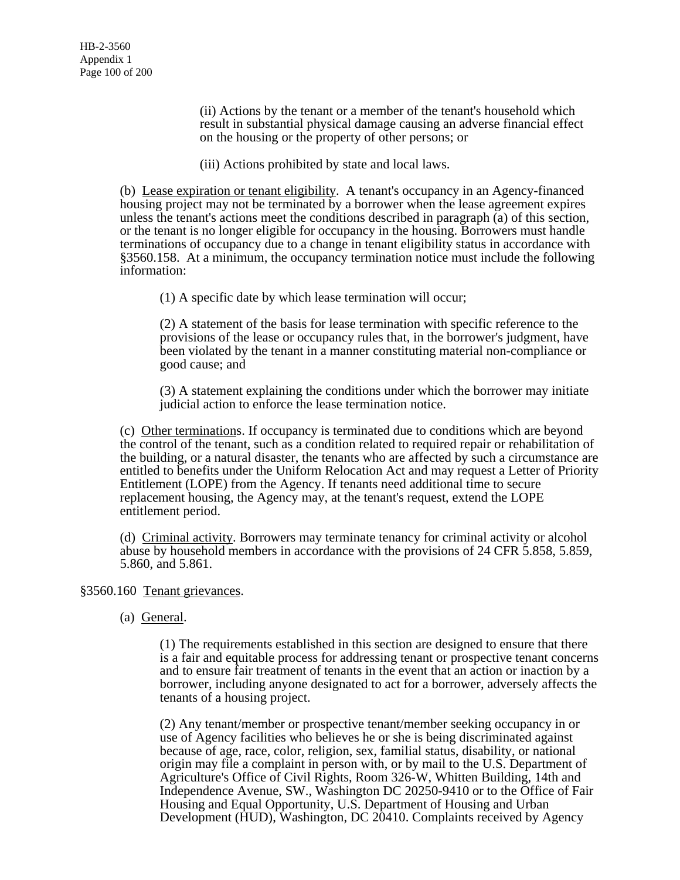(ii) Actions by the tenant or a member of the tenant's household which result in substantial physical damage causing an adverse financial effect on the housing or the property of other persons; or

(iii) Actions prohibited by state and local laws.

(b) Lease expiration or tenant eligibility. A tenant's occupancy in an Agency-financed housing project may not be terminated by a borrower when the lease agreement expires unless the tenant's actions meet the conditions described in paragraph (a) of this section, or the tenant is no longer eligible for occupancy in the housing. Borrowers must handle terminations of occupancy due to a change in tenant eligibility status in accordance with §3560.158. At a minimum, the occupancy termination notice must include the following information:

(1) A specific date by which lease termination will occur;

(2) A statement of the basis for lease termination with specific reference to the provisions of the lease or occupancy rules that, in the borrower's judgment, have been violated by the tenant in a manner constituting material non-compliance or good cause; and

(3) A statement explaining the conditions under which the borrower may initiate judicial action to enforce the lease termination notice.

(c) Other terminations. If occupancy is terminated due to conditions which are beyond the control of the tenant, such as a condition related to required repair or rehabilitation of the building, or a natural disaster, the tenants who are affected by such a circumstance are entitled to benefits under the Uniform Relocation Act and may request a Letter of Priority Entitlement (LOPE) from the Agency. If tenants need additional time to secure replacement housing, the Agency may, at the tenant's request, extend the LOPE entitlement period.

(d) Criminal activity. Borrowers may terminate tenancy for criminal activity or alcohol abuse by household members in accordance with the provisions of 24 CFR 5.858, 5.859, 5.860, and 5.861.

§3560.160 Tenant grievances.

(a) General.

(1) The requirements established in this section are designed to ensure that there is a fair and equitable process for addressing tenant or prospective tenant concerns and to ensure fair treatment of tenants in the event that an action or inaction by a borrower, including anyone designated to act for a borrower, adversely affects the tenants of a housing project.

(2) Any tenant/member or prospective tenant/member seeking occupancy in or use of Agency facilities who believes he or she is being discriminated against because of age, race, color, religion, sex, familial status, disability, or national origin may file a complaint in person with, or by mail to the U.S. Department of Agriculture's Office of Civil Rights, Room 326-W, Whitten Building, 14th and Independence Avenue, SW., Washington DC 20250-9410 or to the Office of Fair Housing and Equal Opportunity, U.S. Department of Housing and Urban Development (HUD), Washington, DC 20410. Complaints received by Agency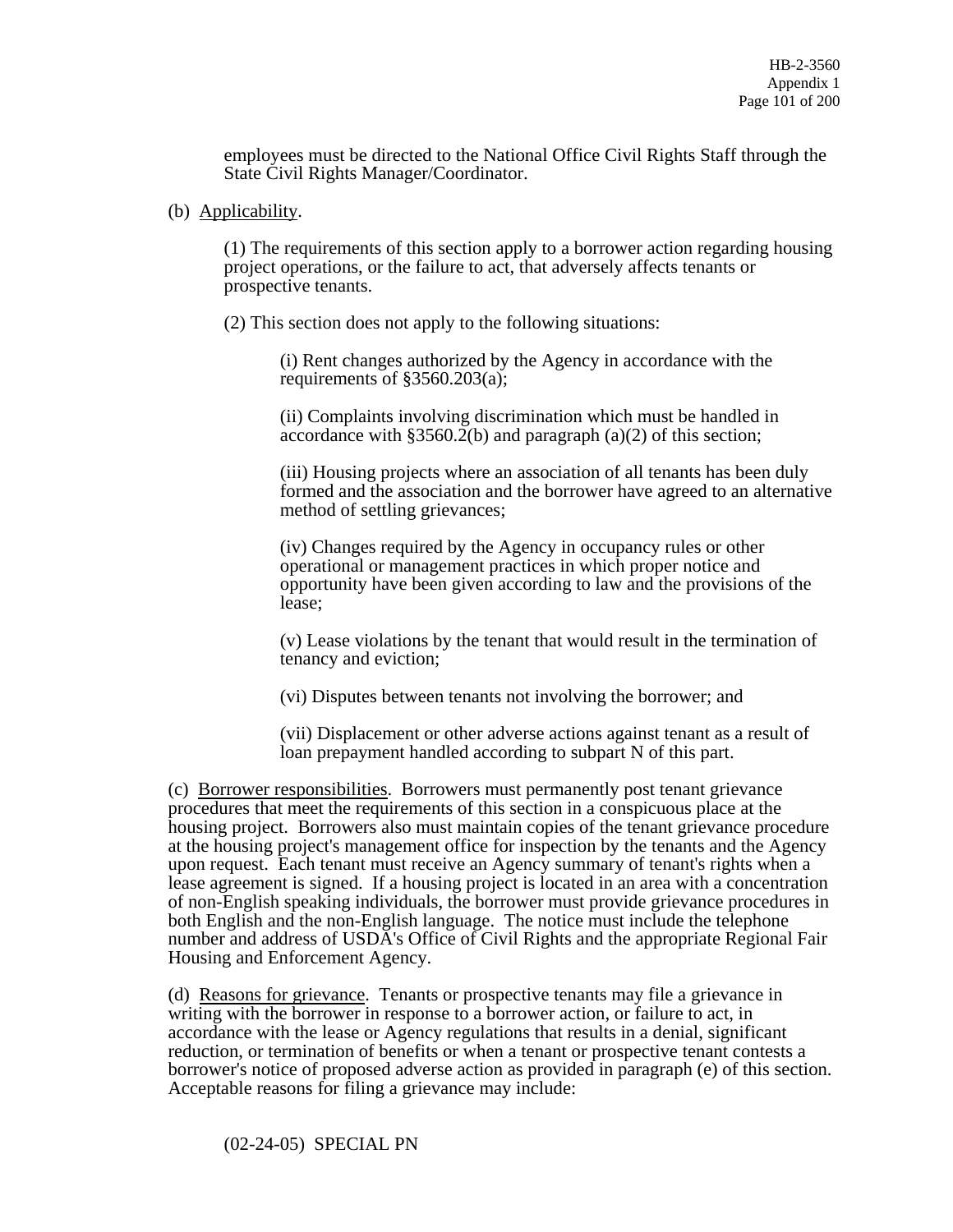employees must be directed to the National Office Civil Rights Staff through the State Civil Rights Manager/Coordinator.

(b) Applicability.

(1) The requirements of this section apply to a borrower action regarding housing project operations, or the failure to act, that adversely affects tenants or prospective tenants.

(2) This section does not apply to the following situations:

(i) Rent changes authorized by the Agency in accordance with the requirements of §3560.203(a);

(ii) Complaints involving discrimination which must be handled in accordance with §3560.2(b) and paragraph (a)(2) of this section;

(iii) Housing projects where an association of all tenants has been duly formed and the association and the borrower have agreed to an alternative method of settling grievances;

(iv) Changes required by the Agency in occupancy rules or other operational or management practices in which proper notice and opportunity have been given according to law and the provisions of the lease;

(v) Lease violations by the tenant that would result in the termination of tenancy and eviction;

(vi) Disputes between tenants not involving the borrower; and

(vii) Displacement or other adverse actions against tenant as a result of loan prepayment handled according to subpart N of this part.

(c) Borrower responsibilities. Borrowers must permanently post tenant grievance procedures that meet the requirements of this section in a conspicuous place at the housing project. Borrowers also must maintain copies of the tenant grievance procedure at the housing project's management office for inspection by the tenants and the Agency upon request. Each tenant must receive an Agency summary of tenant's rights when a lease agreement is signed. If a housing project is located in an area with a concentration of non-English speaking individuals, the borrower must provide grievance procedures in both English and the non-English language. The notice must include the telephone number and address of USDA's Office of Civil Rights and the appropriate Regional Fair Housing and Enforcement Agency.

(d) Reasons for grievance. Tenants or prospective tenants may file a grievance in writing with the borrower in response to a borrower action, or failure to act, in accordance with the lease or Agency regulations that results in a denial, significant reduction, or termination of benefits or when a tenant or prospective tenant contests a borrower's notice of proposed adverse action as provided in paragraph (e) of this section. Acceptable reasons for filing a grievance may include: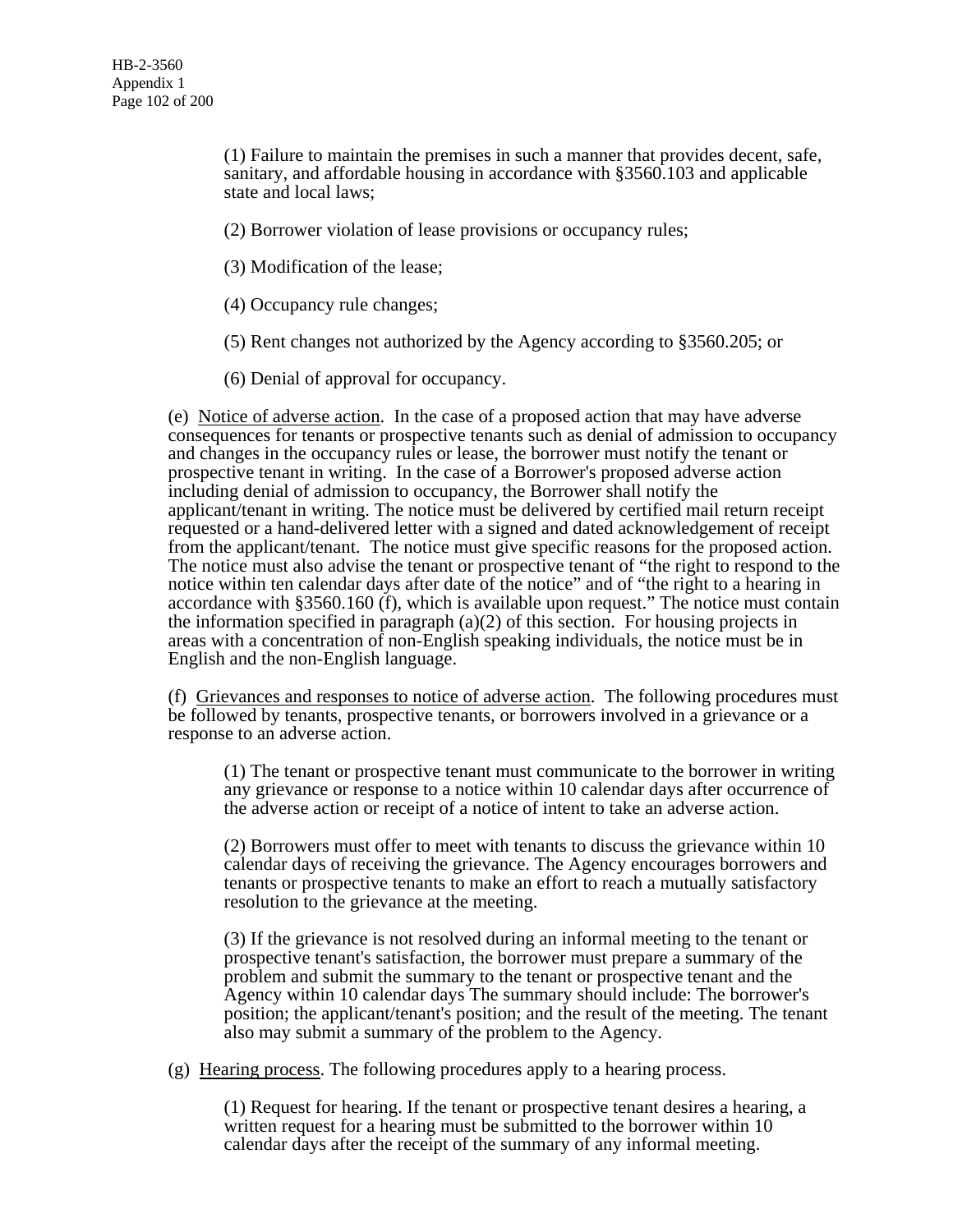(1) Failure to maintain the premises in such a manner that provides decent, safe, sanitary, and affordable housing in accordance with §3560.103 and applicable state and local laws;

(2) Borrower violation of lease provisions or occupancy rules;

(3) Modification of the lease;

(4) Occupancy rule changes;

(5) Rent changes not authorized by the Agency according to §3560.205; or

(6) Denial of approval for occupancy.

(e) Notice of adverse action. In the case of a proposed action that may have adverse consequences for tenants or prospective tenants such as denial of admission to occupancy and changes in the occupancy rules or lease, the borrower must notify the tenant or prospective tenant in writing. In the case of a Borrower's proposed adverse action including denial of admission to occupancy, the Borrower shall notify the applicant/tenant in writing. The notice must be delivered by certified mail return receipt requested or a hand-delivered letter with a signed and dated acknowledgement of receipt from the applicant/tenant. The notice must give specific reasons for the proposed action. The notice must also advise the tenant or prospective tenant of "the right to respond to the notice within ten calendar days after date of the notice" and of "the right to a hearing in accordance with §3560.160 (f), which is available upon request." The notice must contain the information specified in paragraph (a)(2) of this section. For housing projects in areas with a concentration of non-English speaking individuals, the notice must be in English and the non-English language.

(f) Grievances and responses to notice of adverse action. The following procedures must be followed by tenants, prospective tenants, or borrowers involved in a grievance or a response to an adverse action.

(1) The tenant or prospective tenant must communicate to the borrower in writing any grievance or response to a notice within 10 calendar days after occurrence of the adverse action or receipt of a notice of intent to take an adverse action.

(2) Borrowers must offer to meet with tenants to discuss the grievance within 10 calendar days of receiving the grievance. The Agency encourages borrowers and tenants or prospective tenants to make an effort to reach a mutually satisfactory resolution to the grievance at the meeting.

(3) If the grievance is not resolved during an informal meeting to the tenant or prospective tenant's satisfaction, the borrower must prepare a summary of the problem and submit the summary to the tenant or prospective tenant and the Agency within 10 calendar days The summary should include: The borrower's position; the applicant/tenant's position; and the result of the meeting. The tenant also may submit a summary of the problem to the Agency.

(g) Hearing process. The following procedures apply to a hearing process.

(1) Request for hearing. If the tenant or prospective tenant desires a hearing, a written request for a hearing must be submitted to the borrower within 10 calendar days after the receipt of the summary of any informal meeting.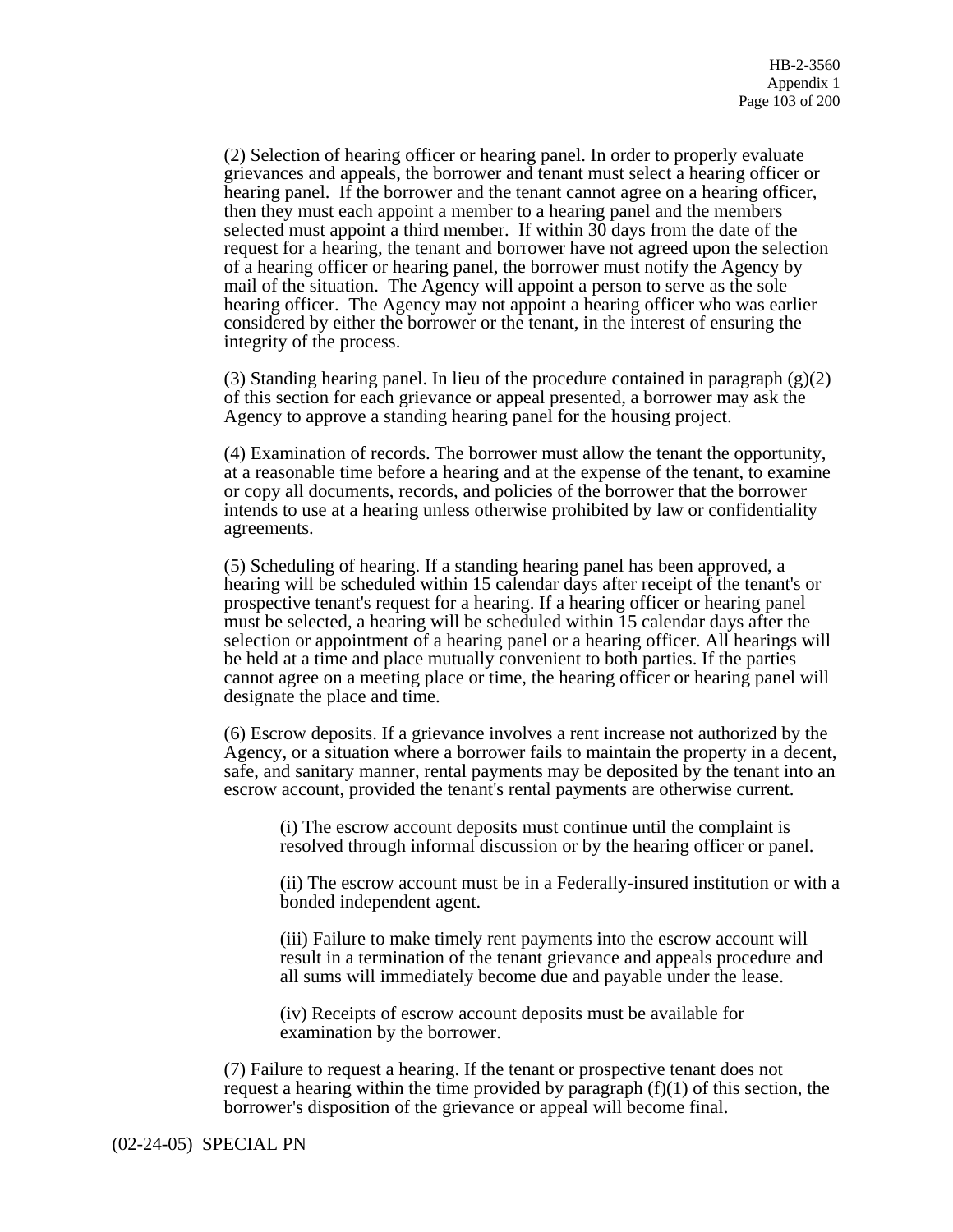(2) Selection of hearing officer or hearing panel. In order to properly evaluate grievances and appeals, the borrower and tenant must select a hearing officer or hearing panel. If the borrower and the tenant cannot agree on a hearing officer, then they must each appoint a member to a hearing panel and the members selected must appoint a third member. If within 30 days from the date of the request for a hearing, the tenant and borrower have not agreed upon the selection of a hearing officer or hearing panel, the borrower must notify the Agency by mail of the situation. The Agency will appoint a person to serve as the sole hearing officer. The Agency may not appoint a hearing officer who was earlier considered by either the borrower or the tenant, in the interest of ensuring the integrity of the process.

(3) Standing hearing panel. In lieu of the procedure contained in paragraph (g)(2) of this section for each grievance or appeal presented, a borrower may ask the Agency to approve a standing hearing panel for the housing project.

(4) Examination of records. The borrower must allow the tenant the opportunity, at a reasonable time before a hearing and at the expense of the tenant, to examine or copy all documents, records, and policies of the borrower that the borrower intends to use at a hearing unless otherwise prohibited by law or confidentiality agreements.

(5) Scheduling of hearing. If a standing hearing panel has been approved, a hearing will be scheduled within 15 calendar days after receipt of the tenant's or prospective tenant's request for a hearing. If a hearing officer or hearing panel must be selected, a hearing will be scheduled within 15 calendar days after the selection or appointment of a hearing panel or a hearing officer. All hearings will be held at a time and place mutually convenient to both parties. If the parties cannot agree on a meeting place or time, the hearing officer or hearing panel will designate the place and time.

(6) Escrow deposits. If a grievance involves a rent increase not authorized by the Agency, or a situation where a borrower fails to maintain the property in a decent, safe, and sanitary manner, rental payments may be deposited by the tenant into an escrow account, provided the tenant's rental payments are otherwise current.

(i) The escrow account deposits must continue until the complaint is resolved through informal discussion or by the hearing officer or panel.

(ii) The escrow account must be in a Federally-insured institution or with a bonded independent agent.

(iii) Failure to make timely rent payments into the escrow account will result in a termination of the tenant grievance and appeals procedure and all sums will immediately become due and payable under the lease.

(iv) Receipts of escrow account deposits must be available for examination by the borrower.

(7) Failure to request a hearing. If the tenant or prospective tenant does not request a hearing within the time provided by paragraph (f)(1) of this section, the borrower's disposition of the grievance or appeal will become final.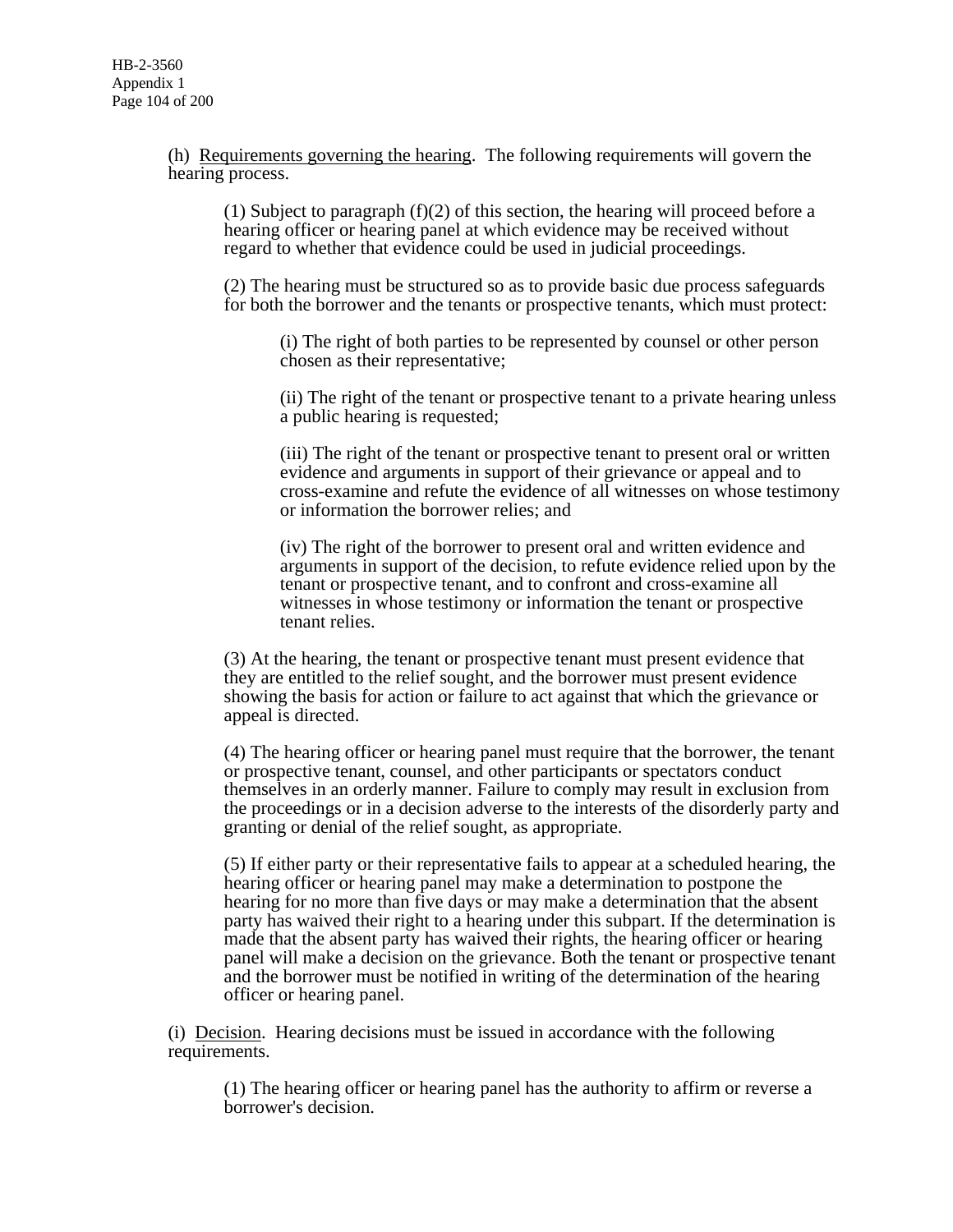(h) <u>Requirements governing the hearing</u>. The following requirements will govern the hearing process.

(1) Subject to paragraph (f)(2) of this section, the hearing will proceed before a hearing officer or hearing panel at which evidence may be received without regard to whether that evidence could be used in judicial proceedings.

(2) The hearing must be structured so as to provide basic due process safeguards for both the borrower and the tenants or prospective tenants, which must protect:

(i) The right of both parties to be represented by counsel or other person chosen as their representative;

(ii) The right of the tenant or prospective tenant to a private hearing unless a public hearing is requested;

(iii) The right of the tenant or prospective tenant to present oral or written evidence and arguments in support of their grievance or appeal and to cross-examine and refute the evidence of all witnesses on whose testimony or information the borrower relies; and

(iv) The right of the borrower to present oral and written evidence and arguments in support of the decision, to refute evidence relied upon by the tenant or prospective tenant, and to confront and cross-examine all witnesses in whose testimony or information the tenant or prospective tenant relies.

(3) At the hearing, the tenant or prospective tenant must present evidence that they are entitled to the relief sought, and the borrower must present evidence showing the basis for action or failure to act against that which the grievance or appeal is directed.

(4) The hearing officer or hearing panel must require that the borrower, the tenant or prospective tenant, counsel, and other participants or spectators conduct themselves in an orderly manner. Failure to comply may result in exclusion from the proceedings or in a decision adverse to the interests of the disorderly party and granting or denial of the relief sought, as appropriate.

(5) If either party or their representative fails to appear at a scheduled hearing, the hearing officer or hearing panel may make a determination to postpone the hearing for no more than five days or may make a determination that the absent party has waived their right to a hearing under this subpart. If the determination is made that the absent party has waived their rights, the hearing officer or hearing panel will make a decision on the grievance. Both the tenant or prospective tenant and the borrower must be notified in writing of the determination of the hearing officer or hearing panel.

(i) <u>Decision</u>. Hearing decisions must be issued in accordance with the following requirements.

(1) The hearing officer or hearing panel has the authority to affirm or reverse a borrower's decision.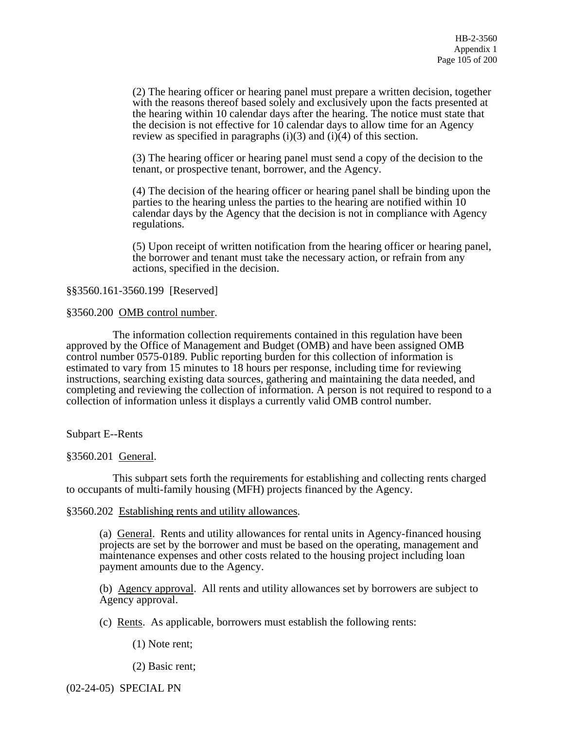(2) The hearing officer or hearing panel must prepare a written decision, together with the reasons thereof based solely and exclusively upon the facts presented at the hearing within 10 calendar days after the hearing. The notice must state that the decision is not effective for 10 calendar days to allow time for an Agency review as specified in paragraphs (i)(3) and (i)(4) of this section.

(3) The hearing officer or hearing panel must send a copy of the decision to the tenant, or prospective tenant, borrower, and the Agency.

(4) The decision of the hearing officer or hearing panel shall be binding upon the parties to the hearing unless the parties to the hearing are notified within 10 calendar days by the Agency that the decision is not in compliance with Agency regulations.

(5) Upon receipt of written notification from the hearing officer or hearing panel, the borrower and tenant must take the necessary action, or refrain from any actions, specified in the decision.

§§3560.161-3560.199 [Reserved]

§3560.200 <u>OMB control number</u>.

The information collection requirements contained in this regulation have been approved by the Office of Management and Budget (OMB) and have been assigned OMB control number 0575-0189. Public reporting burden for this collection of information is estimated to vary from 15 minutes to 18 hours per response, including time for reviewing instructions, searching existing data sources, gathering and maintaining the data needed, and completing and reviewing the collection of information. A person is not required to respond to a collection of information unless it displays a currently valid OMB control number.

## Subpart E--Rents

§3560.201 <u>General</u>.

This subpart sets forth the requirements for establishing and collecting rents charged to occupants of multi-family housing (MFH) projects financed by the Agency.

§3560.202 <u>Establishing rents and utility allowances</u>.

(a) <u>General</u>. Rents and utility allowances for rental units in Agency-financed housing projects are set by the borrower and must be based on the operating, management and maintenance expenses and other costs related to the housing project including loan payment amounts due to the Agency.

(b) <u>Agency approval</u>. All rents and utility allowances set by borrowers are subject to Agency approval.

(c) <u>Rents</u>. As applicable, borrowers must establish the following rents:

(1) Note rent;

(2) Basic rent;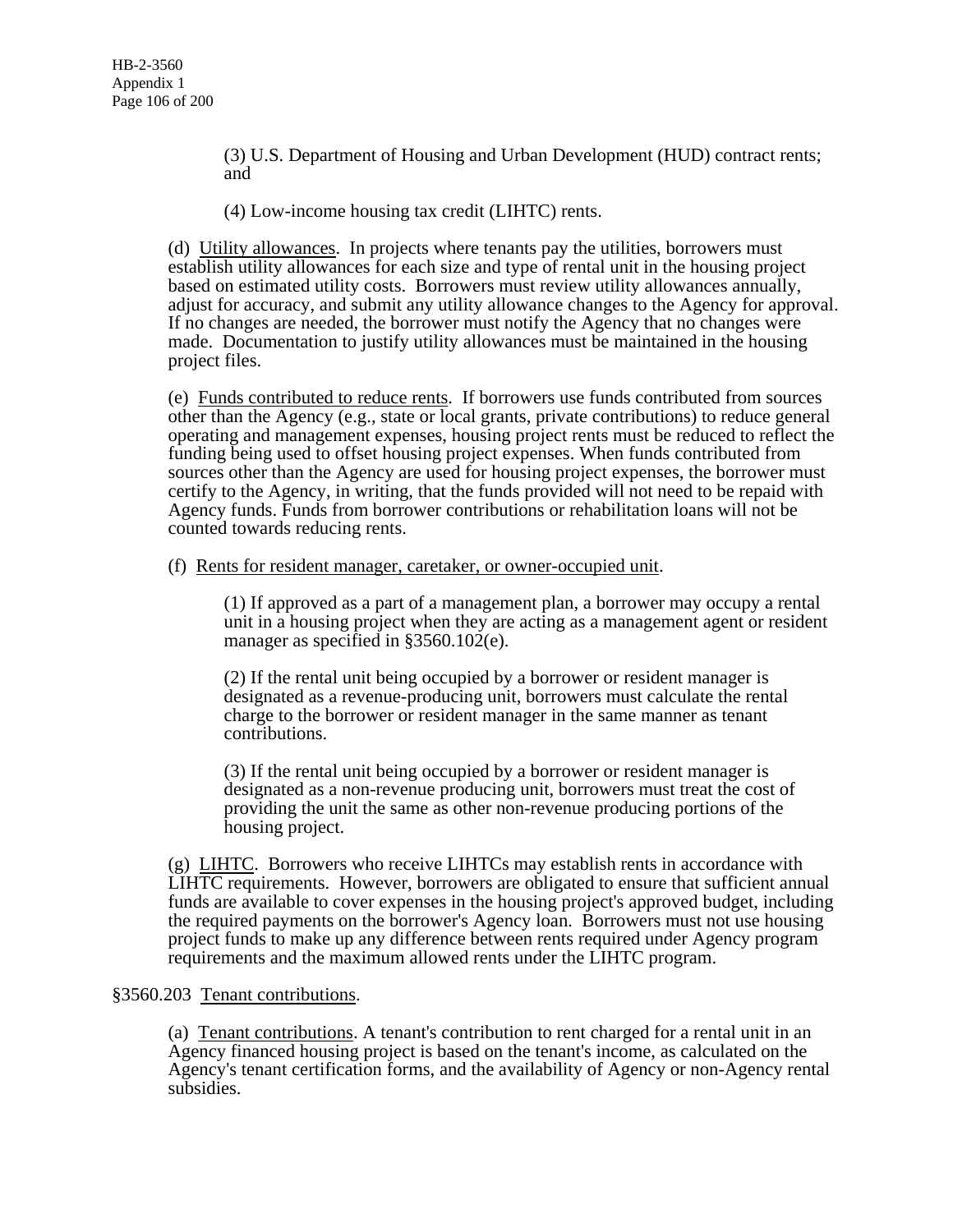(3) U.S. Department of Housing and Urban Development (HUD) contract rents; and

(4) Low-income housing tax credit (LIHTC) rents.

(d) Utility allowances. In projects where tenants pay the utilities, borrowers must establish utility allowances for each size and type of rental unit in the housing project based on estimated utility costs. Borrowers must review utility allowances annually, adjust for accuracy, and submit any utility allowance changes to the Agency for approval. If no changes are needed, the borrower must notify the Agency that no changes were made. Documentation to justify utility allowances must be maintained in the housing project files.

(e) Funds contributed to reduce rents. If borrowers use funds contributed from sources other than the Agency (e.g., state or local grants, private contributions) to reduce general operating and management expenses, housing project rents must be reduced to reflect the funding being used to offset housing project expenses. When funds contributed from sources other than the Agency are used for housing project expenses, the borrower must certify to the Agency, in writing, that the funds provided will not need to be repaid with Agency funds. Funds from borrower contributions or rehabilitation loans will not be counted towards reducing rents.

(f) Rents for resident manager, caretaker, or owner-occupied unit.

(1) If approved as a part of a management plan, a borrower may occupy a rental unit in a housing project when they are acting as a management agent or resident manager as specified in §3560.102(e).

(2) If the rental unit being occupied by a borrower or resident manager is designated as a revenue-producing unit, borrowers must calculate the rental charge to the borrower or resident manager in the same manner as tenant contributions.

(3) If the rental unit being occupied by a borrower or resident manager is designated as a non-revenue producing unit, borrowers must treat the cost of providing the unit the same as other non-revenue producing portions of the housing project.

(g) LIHTC. Borrowers who receive LIHTCs may establish rents in accordance with LIHTC requirements. However, borrowers are obligated to ensure that sufficient annual funds are available to cover expenses in the housing project's approved budget, including the required payments on the borrower's Agency loan. Borrowers must not use housing project funds to make up any difference between rents required under Agency program requirements and the maximum allowed rents under the LIHTC program.

§3560.203 Tenant contributions.

(a) Tenant contributions. A tenant's contribution to rent charged for a rental unit in an Agency financed housing project is based on the tenant's income, as calculated on the Agency's tenant certification forms, and the availability of Agency or non-Agency rental subsidies.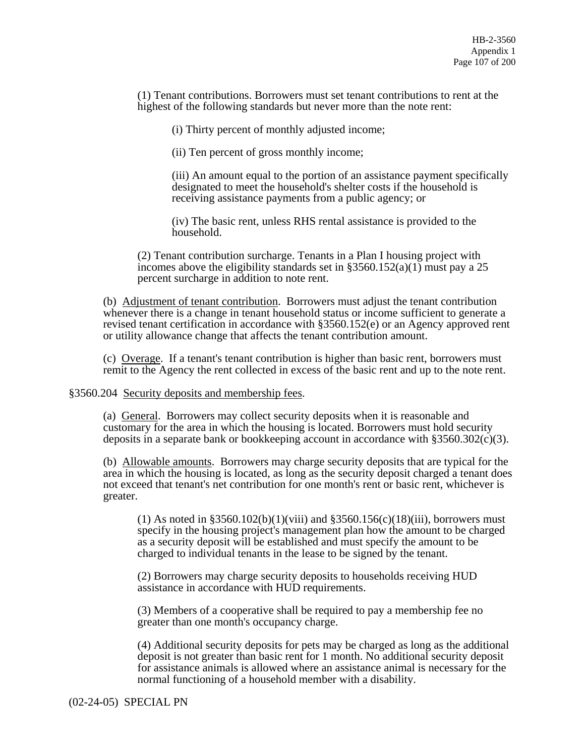(1) Tenant contributions. Borrowers must set tenant contributions to rent at the highest of the following standards but never more than the note rent:

(i) Thirty percent of monthly adjusted income;

(ii) Ten percent of gross monthly income;

(iii) An amount equal to the portion of an assistance payment specifically designated to meet the household's shelter costs if the household is receiving assistance payments from a public agency; or

(iv) The basic rent, unless RHS rental assistance is provided to the household.

(2) Tenant contribution surcharge. Tenants in a Plan I housing project with incomes above the eligibility standards set in §3560.152(a)(1) must pay a 25 percent surcharge in addition to note rent.

(b) Adjustment of tenant contribution. Borrowers must adjust the tenant contribution whenever there is a change in tenant household status or income sufficient to generate a revised tenant certification in accordance with §3560.152(e) or an Agency approved rent or utility allowance change that affects the tenant contribution amount.

(c) Overage. If a tenant's tenant contribution is higher than basic rent, borrowers must remit to the Agency the rent collected in excess of the basic rent and up to the note rent.

§3560.204 Security deposits and membership fees.

(a) General. Borrowers may collect security deposits when it is reasonable and customary for the area in which the housing is located. Borrowers must hold security deposits in a separate bank or bookkeeping account in accordance with §3560.302(c)(3).

(b) Allowable amounts. Borrowers may charge security deposits that are typical for the area in which the housing is located, as long as the security deposit charged a tenant does not exceed that tenant's net contribution for one month's rent or basic rent, whichever is greater.

(1) As noted in §3560.102(b)(1)(viii) and §3560.156(c)(18)(iii), borrowers must specify in the housing project's management plan how the amount to be charged as a security deposit will be established and must specify the amount to be charged to individual tenants in the lease to be signed by the tenant.

(2) Borrowers may charge security deposits to households receiving HUD assistance in accordance with HUD requirements.

(3) Members of a cooperative shall be required to pay a membership fee no greater than one month's occupancy charge.

(4) Additional security deposits for pets may be charged as long as the additional deposit is not greater than basic rent for 1 month. No additional security deposit for assistance animals is allowed where an assistance animal is necessary for the normal functioning of a household member with a disability.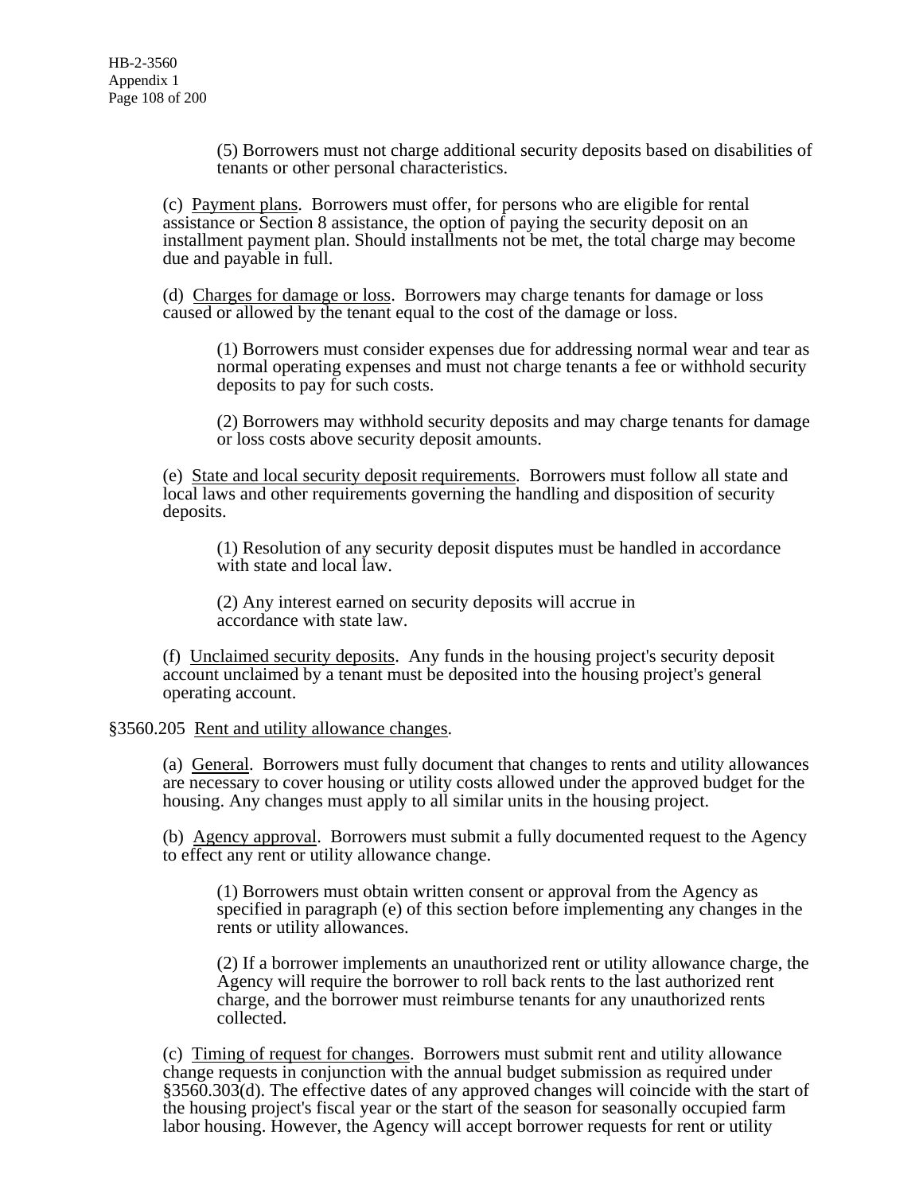(5) Borrowers must not charge additional security deposits based on disabilities of tenants or other personal characteristics.

(c) Payment plans. Borrowers must offer, for persons who are eligible for rental assistance or Section 8 assistance, the option of paying the security deposit on an installment payment plan. Should installments not be met, the total charge may become due and payable in full.

(d) Charges for damage or loss. Borrowers may charge tenants for damage or loss caused or allowed by the tenant equal to the cost of the damage or loss.

(1) Borrowers must consider expenses due for addressing normal wear and tear as normal operating expenses and must not charge tenants a fee or withhold security deposits to pay for such costs.

(2) Borrowers may withhold security deposits and may charge tenants for damage or loss costs above security deposit amounts.

(e) State and local security deposit requirements. Borrowers must follow all state and local laws and other requirements governing the handling and disposition of security deposits.

(1) Resolution of any security deposit disputes must be handled in accordance with state and local law.

(2) Any interest earned on security deposits will accrue in accordance with state law.

(f) Unclaimed security deposits. Any funds in the housing project's security deposit account unclaimed by a tenant must be deposited into the housing project's general operating account.

§3560.205 Rent and utility allowance changes.

(a) General. Borrowers must fully document that changes to rents and utility allowances are necessary to cover housing or utility costs allowed under the approved budget for the housing. Any changes must apply to all similar units in the housing project.

(b) Agency approval. Borrowers must submit a fully documented request to the Agency to effect any rent or utility allowance change.

(1) Borrowers must obtain written consent or approval from the Agency as specified in paragraph (e) of this section before implementing any changes in the rents or utility allowances.

(2) If a borrower implements an unauthorized rent or utility allowance charge, the Agency will require the borrower to roll back rents to the last authorized rent charge, and the borrower must reimburse tenants for any unauthorized rents collected.

(c) Timing of request for changes. Borrowers must submit rent and utility allowance change requests in conjunction with the annual budget submission as required under §3560.303(d). The effective dates of any approved changes will coincide with the start of the housing project's fiscal year or the start of the season for seasonally occupied farm labor housing. However, the Agency will accept borrower requests for rent or utility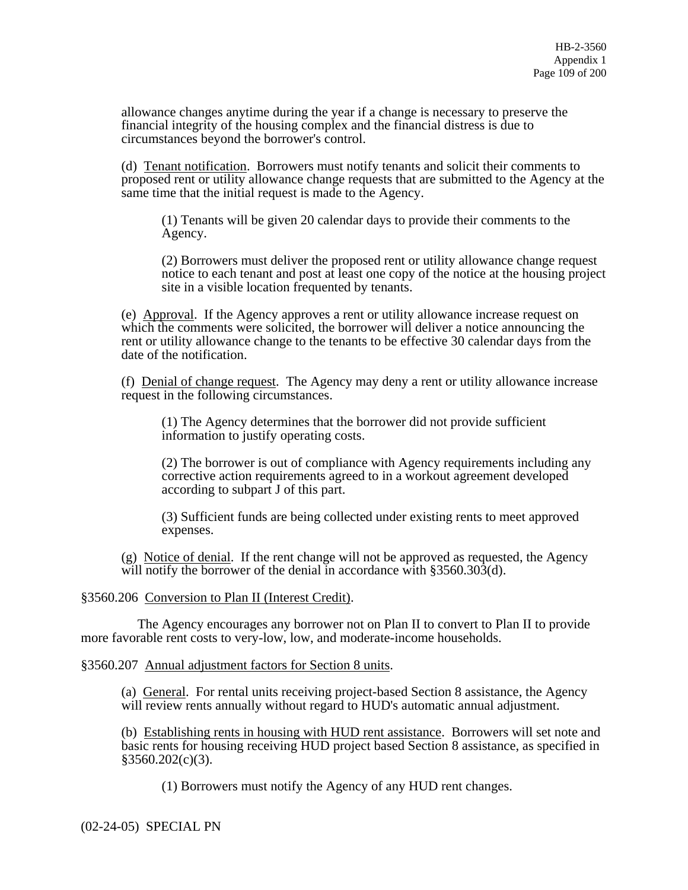allowance changes anytime during the year if a change is necessary to preserve the financial integrity of the housing complex and the financial distress is due to circumstances beyond the borrower's control.

(d) Tenant notification. Borrowers must notify tenants and solicit their comments to proposed rent or utility allowance change requests that are submitted to the Agency at the same time that the initial request is made to the Agency.

(1) Tenants will be given 20 calendar days to provide their comments to the Agency.

(2) Borrowers must deliver the proposed rent or utility allowance change request notice to each tenant and post at least one copy of the notice at the housing project site in a visible location frequented by tenants.

(e) Approval. If the Agency approves a rent or utility allowance increase request on which the comments were solicited, the borrower will deliver a notice announcing the rent or utility allowance change to the tenants to be effective 30 calendar days from the date of the notification.

(f) Denial of change request. The Agency may deny a rent or utility allowance increase request in the following circumstances.

(1) The Agency determines that the borrower did not provide sufficient information to justify operating costs.

(2) The borrower is out of compliance with Agency requirements including any corrective action requirements agreed to in a workout agreement developed according to subpart J of this part.

(3) Sufficient funds are being collected under existing rents to meet approved expenses.

(g) Notice of denial. If the rent change will not be approved as requested, the Agency will notify the borrower of the denial in accordance with §3560.303(d).

§3560.206 Conversion to Plan II (Interest Credit).

The Agency encourages any borrower not on Plan II to convert to Plan II to provide more favorable rent costs to very-low, low, and moderate-income households.

§3560.207 Annual adjustment factors for Section 8 units.

(a) General. For rental units receiving project-based Section 8 assistance, the Agency will review rents annually without regard to HUD's automatic annual adjustment.

(b) Establishing rents in housing with HUD rent assistance. Borrowers will set note and basic rents for housing receiving HUD project based Section 8 assistance, as specified in §3560.202(c)(3).

(1) Borrowers must notify the Agency of any HUD rent changes.

(02-24-05) SPECIAL PN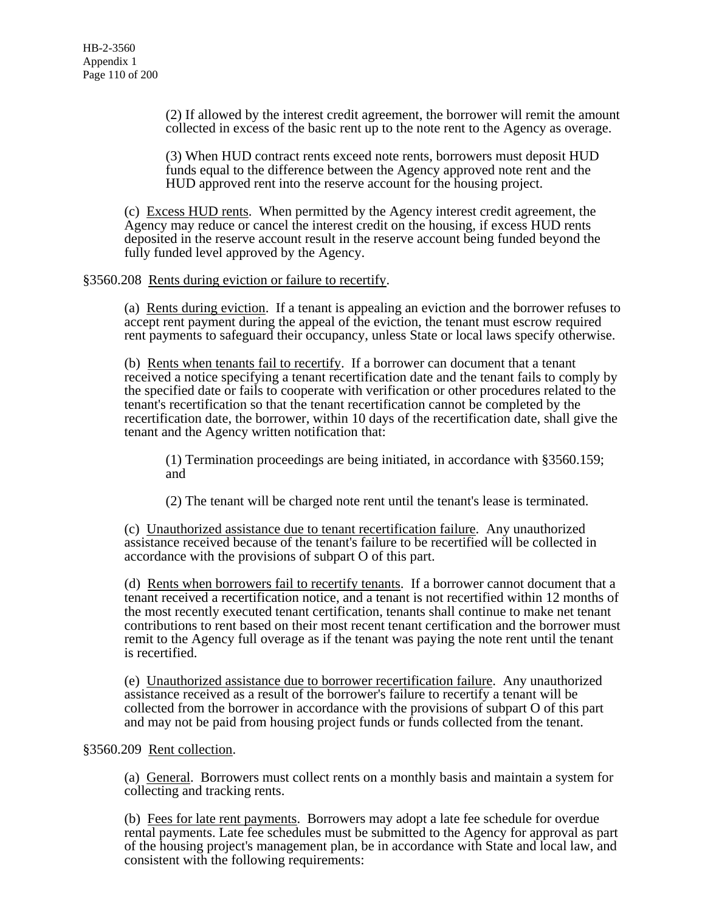(2) If allowed by the interest credit agreement, the borrower will remit the amount collected in excess of the basic rent up to the note rent to the Agency as overage.

(3) When HUD contract rents exceed note rents, borrowers must deposit HUD funds equal to the difference between the Agency approved note rent and the HUD approved rent into the reserve account for the housing project.

(c) Excess HUD rents. When permitted by the Agency interest credit agreement, the Agency may reduce or cancel the interest credit on the housing, if excess HUD rents deposited in the reserve account result in the reserve account being funded beyond the fully funded level approved by the Agency.

§3560.208 Rents during eviction or failure to recertify.

(a) Rents during eviction. If a tenant is appealing an eviction and the borrower refuses to accept rent payment during the appeal of the eviction, the tenant must escrow required rent payments to safeguard their occupancy, unless State or local laws specify otherwise.

(b) Rents when tenants fail to recertify. If a borrower can document that a tenant received a notice specifying a tenant recertification date and the tenant fails to comply by the specified date or fails to cooperate with verification or other procedures related to the tenant's recertification so that the tenant recertification cannot be completed by the recertification date, the borrower, within 10 days of the recertification date, shall give the tenant and the Agency written notification that:

(1) Termination proceedings are being initiated, in accordance with §3560.159; and

(2) The tenant will be charged note rent until the tenant's lease is terminated.

(c) Unauthorized assistance due to tenant recertification failure. Any unauthorized assistance received because of the tenant's failure to be recertified will be collected in accordance with the provisions of subpart O of this part.

(d) Rents when borrowers fail to recertify tenants. If a borrower cannot document that a tenant received a recertification notice, and a tenant is not recertified within 12 months of the most recently executed tenant certification, tenants shall continue to make net tenant contributions to rent based on their most recent tenant certification and the borrower must remit to the Agency full overage as if the tenant was paying the note rent until the tenant is recertified.

(e) Unauthorized assistance due to borrower recertification failure. Any unauthorized assistance received as a result of the borrower's failure to recertify a tenant will be collected from the borrower in accordance with the provisions of subpart O of this part and may not be paid from housing project funds or funds collected from the tenant.

§3560.209 Rent collection.

(a) General. Borrowers must collect rents on a monthly basis and maintain a system for collecting and tracking rents.

(b) Fees for late rent payments. Borrowers may adopt a late fee schedule for overdue rental payments. Late fee schedules must be submitted to the Agency for approval as part of the housing project's management plan, be in accordance with State and local law, and consistent with the following requirements: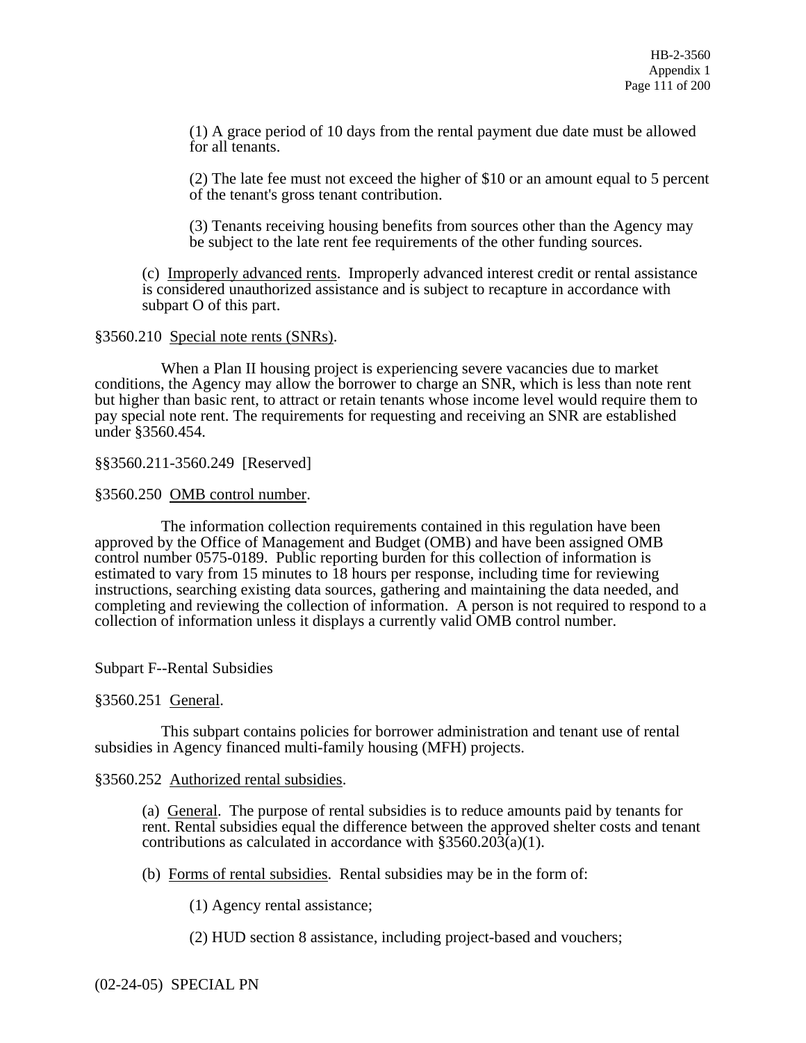(1) A grace period of 10 days from the rental payment due date must be allowed for all tenants.

(2) The late fee must not exceed the higher of $10 or an amount equal to 5 percent of the tenant's gross tenant contribution.

(3) Tenants receiving housing benefits from sources other than the Agency may be subject to the late rent fee requirements of the other funding sources.

(c) Improperly advanced rents. Improperly advanced interest credit or rental assistance is considered unauthorized assistance and is subject to recapture in accordance with subpart O of this part.

§3560.210 Special note rents (SNRs).

When a Plan II housing project is experiencing severe vacancies due to market conditions, the Agency may allow the borrower to charge an SNR, which is less than note rent but higher than basic rent, to attract or retain tenants whose income level would require them to pay special note rent. The requirements for requesting and receiving an SNR are established under §3560.454.

§§3560.211-3560.249 [Reserved]

§3560.250 OMB control number.

The information collection requirements contained in this regulation have been approved by the Office of Management and Budget (OMB) and have been assigned OMB control number 0575-0189. Public reporting burden for this collection of information is estimated to vary from 15 minutes to 18 hours per response, including time for reviewing instructions, searching existing data sources, gathering and maintaining the data needed, and completing and reviewing the collection of information. A person is not required to respond to a collection of information unless it displays a currently valid OMB control number.

## Subpart F--Rental Subsidies

§3560.251 General.

This subpart contains policies for borrower administration and tenant use of rental subsidies in Agency financed multi-family housing (MFH) projects.

§3560.252 Authorized rental subsidies.

(a) General. The purpose of rental subsidies is to reduce amounts paid by tenants for rent. Rental subsidies equal the difference between the approved shelter costs and tenant contributions as calculated in accordance with §3560.203(a)(1).

(b) Forms of rental subsidies. Rental subsidies may be in the form of:

(1) Agency rental assistance;

(2) HUD section 8 assistance, including project-based and vouchers;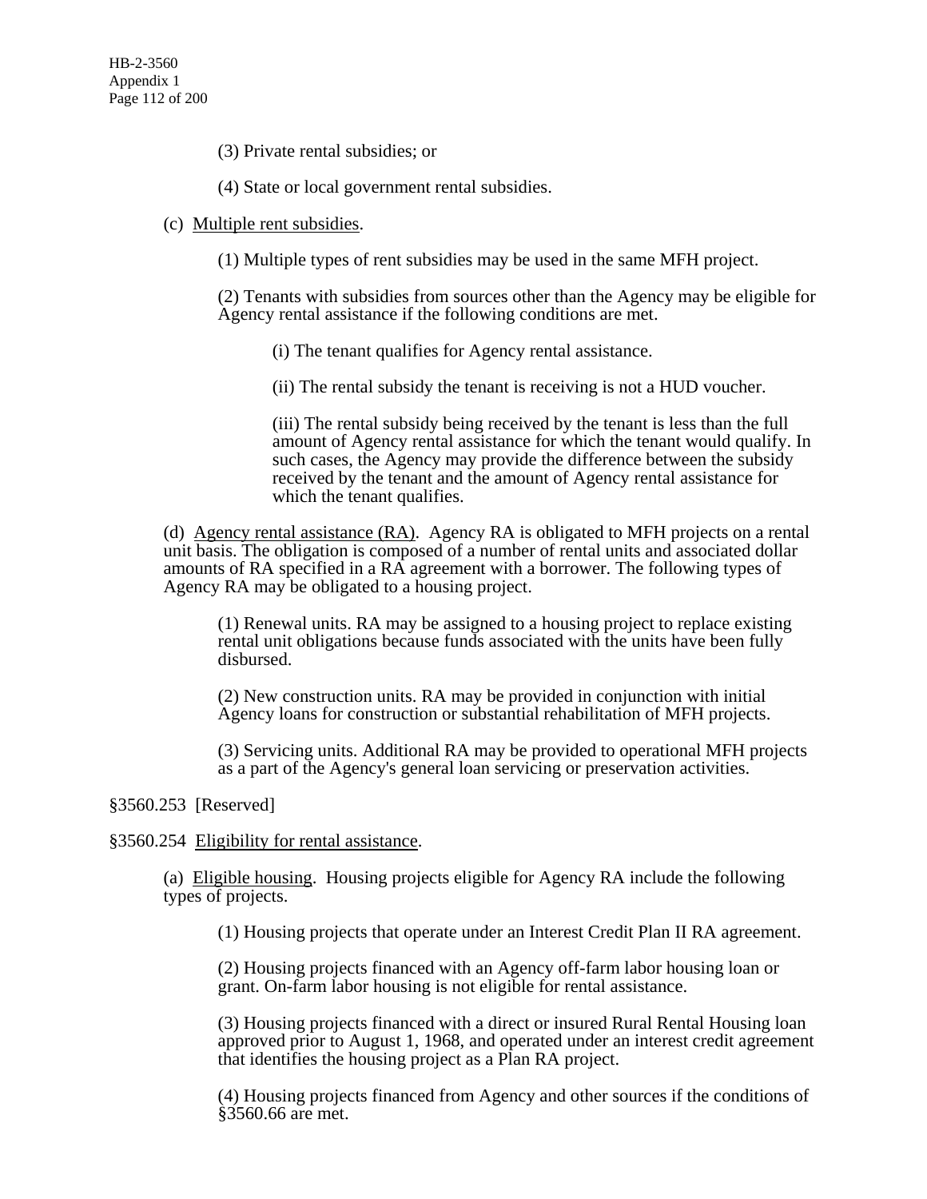(3) Private rental subsidies; or

(4) State or local government rental subsidies.

(c) Multiple rent subsidies.

(1) Multiple types of rent subsidies may be used in the same MFH project.

(2) Tenants with subsidies from sources other than the Agency may be eligible for Agency rental assistance if the following conditions are met.

(i) The tenant qualifies for Agency rental assistance.

(ii) The rental subsidy the tenant is receiving is not a HUD voucher.

(iii) The rental subsidy being received by the tenant is less than the full amount of Agency rental assistance for which the tenant would qualify. In such cases, the Agency may provide the difference between the subsidy received by the tenant and the amount of Agency rental assistance for which the tenant qualifies.

(d) Agency rental assistance (RA). Agency RA is obligated to MFH projects on a rental unit basis. The obligation is composed of a number of rental units and associated dollar amounts of RA specified in a RA agreement with a borrower. The following types of Agency RA may be obligated to a housing project.

(1) Renewal units. RA may be assigned to a housing project to replace existing rental unit obligations because funds associated with the units have been fully disbursed.

(2) New construction units. RA may be provided in conjunction with initial Agency loans for construction or substantial rehabilitation of MFH projects.

(3) Servicing units. Additional RA may be provided to operational MFH projects as a part of the Agency's general loan servicing or preservation activities.

§3560.253 [Reserved]

§3560.254 Eligibility for rental assistance.

(a) Eligible housing. Housing projects eligible for Agency RA include the following types of projects.

(1) Housing projects that operate under an Interest Credit Plan II RA agreement.

(2) Housing projects financed with an Agency off-farm labor housing loan or grant. On-farm labor housing is not eligible for rental assistance.

(3) Housing projects financed with a direct or insured Rural Rental Housing loan approved prior to August 1, 1968, and operated under an interest credit agreement that identifies the housing project as a Plan RA project.

(4) Housing projects financed from Agency and other sources if the conditions of §3560.66 are met.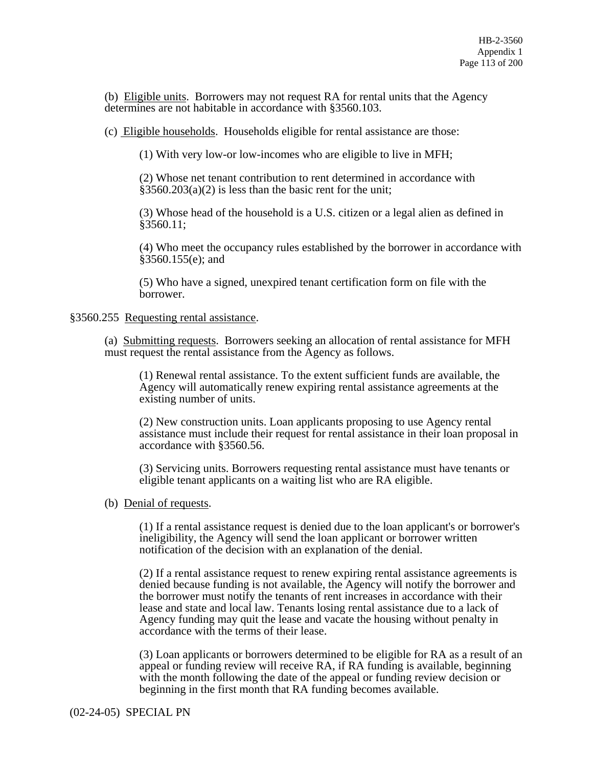(b) Eligible units. Borrowers may not request RA for rental units that the Agency determines are not habitable in accordance with §3560.103.

(c) Eligible households. Households eligible for rental assistance are those:

(1) With very low-or low-incomes who are eligible to live in MFH;

(2) Whose net tenant contribution to rent determined in accordance with §3560.203(a)(2) is less than the basic rent for the unit;

(3) Whose head of the household is a U.S. citizen or a legal alien as defined in §3560.11;

(4) Who meet the occupancy rules established by the borrower in accordance with §3560.155(e); and

(5) Who have a signed, unexpired tenant certification form on file with the borrower.

§3560.255 Requesting rental assistance.

(a) Submitting requests. Borrowers seeking an allocation of rental assistance for MFH must request the rental assistance from the Agency as follows.

(1) Renewal rental assistance. To the extent sufficient funds are available, the Agency will automatically renew expiring rental assistance agreements at the existing number of units.

(2) New construction units. Loan applicants proposing to use Agency rental assistance must include their request for rental assistance in their loan proposal in accordance with §3560.56.

(3) Servicing units. Borrowers requesting rental assistance must have tenants or eligible tenant applicants on a waiting list who are RA eligible.

(b) Denial of requests.

(1) If a rental assistance request is denied due to the loan applicant's or borrower's ineligibility, the Agency will send the loan applicant or borrower written notification of the decision with an explanation of the denial.

(2) If a rental assistance request to renew expiring rental assistance agreements is denied because funding is not available, the Agency will notify the borrower and the borrower must notify the tenants of rent increases in accordance with their lease and state and local law. Tenants losing rental assistance due to a lack of Agency funding may quit the lease and vacate the housing without penalty in accordance with the terms of their lease.

(3) Loan applicants or borrowers determined to be eligible for RA as a result of an appeal or funding review will receive RA, if RA funding is available, beginning with the month following the date of the appeal or funding review decision or beginning in the first month that RA funding becomes available.

(02-24-05) SPECIAL PN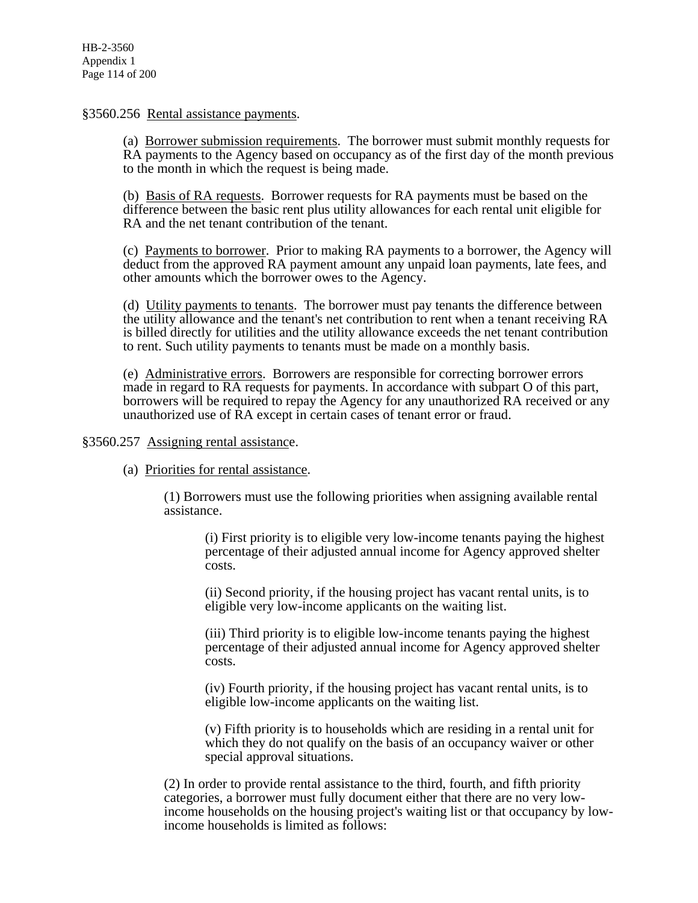§3560.256 Rental assistance payments.

(a) Borrower submission requirements. The borrower must submit monthly requests for RA payments to the Agency based on occupancy as of the first day of the month previous to the month in which the request is being made.

(b) Basis of RA requests. Borrower requests for RA payments must be based on the difference between the basic rent plus utility allowances for each rental unit eligible for RA and the net tenant contribution of the tenant.

(c) Payments to borrower. Prior to making RA payments to a borrower, the Agency will deduct from the approved RA payment amount any unpaid loan payments, late fees, and other amounts which the borrower owes to the Agency.

(d) Utility payments to tenants. The borrower must pay tenants the difference between the utility allowance and the tenant's net contribution to rent when a tenant receiving RA is billed directly for utilities and the utility allowance exceeds the net tenant contribution to rent. Such utility payments to tenants must be made on a monthly basis.

(e) Administrative errors. Borrowers are responsible for correcting borrower errors made in regard to RA requests for payments. In accordance with subpart O of this part, borrowers will be required to repay the Agency for any unauthorized RA received or any unauthorized use of RA except in certain cases of tenant error or fraud.

§3560.257 Assigning rental assistance.

(a) Priorities for rental assistance.

(1) Borrowers must use the following priorities when assigning available rental assistance.

(i) First priority is to eligible very low-income tenants paying the highest percentage of their adjusted annual income for Agency approved shelter costs.

(ii) Second priority, if the housing project has vacant rental units, is to eligible very low-income applicants on the waiting list.

(iii) Third priority is to eligible low-income tenants paying the highest percentage of their adjusted annual income for Agency approved shelter costs.

(iv) Fourth priority, if the housing project has vacant rental units, is to eligible low-income applicants on the waiting list.

(v) Fifth priority is to households which are residing in a rental unit for which they do not qualify on the basis of an occupancy waiver or other special approval situations.

(2) In order to provide rental assistance to the third, fourth, and fifth priority categories, a borrower must fully document either that there are no very low-income households on the housing project's waiting list or that occupancy by low-income households is limited as follows: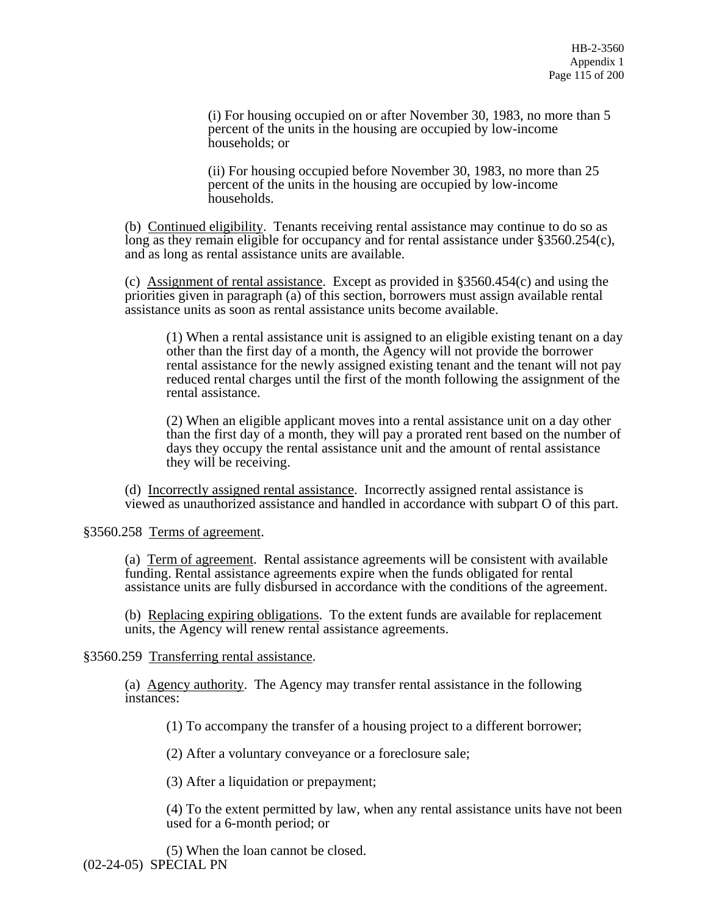(i) For housing occupied on or after November 30, 1983, no more than 5 percent of the units in the housing are occupied by low-income households; or

(ii) For housing occupied before November 30, 1983, no more than 25 percent of the units in the housing are occupied by low-income households.

(b) Continued eligibility. Tenants receiving rental assistance may continue to do so as long as they remain eligible for occupancy and for rental assistance under §3560.254(c), and as long as rental assistance units are available.

(c) Assignment of rental assistance. Except as provided in §3560.454(c) and using the priorities given in paragraph (a) of this section, borrowers must assign available rental assistance units as soon as rental assistance units become available.

(1) When a rental assistance unit is assigned to an eligible existing tenant on a day other than the first day of a month, the Agency will not provide the borrower rental assistance for the newly assigned existing tenant and the tenant will not pay reduced rental charges until the first of the month following the assignment of the rental assistance.

(2) When an eligible applicant moves into a rental assistance unit on a day other than the first day of a month, they will pay a prorated rent based on the number of days they occupy the rental assistance unit and the amount of rental assistance they will be receiving.

(d) Incorrectly assigned rental assistance. Incorrectly assigned rental assistance is viewed as unauthorized assistance and handled in accordance with subpart O of this part.

§3560.258 Terms of agreement.

(a) Term of agreement. Rental assistance agreements will be consistent with available funding. Rental assistance agreements expire when the funds obligated for rental assistance units are fully disbursed in accordance with the conditions of the agreement.

(b) Replacing expiring obligations. To the extent funds are available for replacement units, the Agency will renew rental assistance agreements.

§3560.259 Transferring rental assistance.

(a) Agency authority. The Agency may transfer rental assistance in the following instances:

(1) To accompany the transfer of a housing project to a different borrower;

(2) After a voluntary conveyance or a foreclosure sale;

(3) After a liquidation or prepayment;

(4) To the extent permitted by law, when any rental assistance units have not been used for a 6-month period; or

(5) When the loan cannot be closed.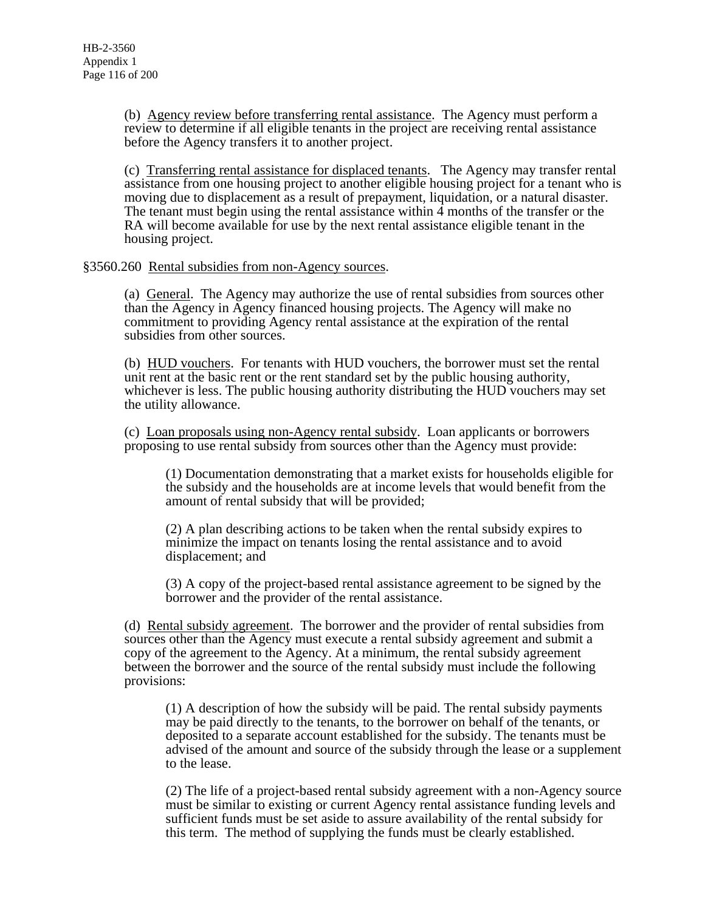(b) Agency review before transferring rental assistance. The Agency must perform a review to determine if all eligible tenants in the project are receiving rental assistance before the Agency transfers it to another project.

(c) Transferring rental assistance for displaced tenants. The Agency may transfer rental assistance from one housing project to another eligible housing project for a tenant who is moving due to displacement as a result of prepayment, liquidation, or a natural disaster. The tenant must begin using the rental assistance within 4 months of the transfer or the RA will become available for use by the next rental assistance eligible tenant in the housing project.

§3560.260 Rental subsidies from non-Agency sources.

(a) General. The Agency may authorize the use of rental subsidies from sources other than the Agency in Agency financed housing projects. The Agency will make no commitment to providing Agency rental assistance at the expiration of the rental subsidies from other sources.

(b) HUD vouchers. For tenants with HUD vouchers, the borrower must set the rental unit rent at the basic rent or the rent standard set by the public housing authority, whichever is less. The public housing authority distributing the HUD vouchers may set the utility allowance.

(c) Loan proposals using non-Agency rental subsidy. Loan applicants or borrowers proposing to use rental subsidy from sources other than the Agency must provide:

(1) Documentation demonstrating that a market exists for households eligible for the subsidy and the households are at income levels that would benefit from the amount of rental subsidy that will be provided;

(2) A plan describing actions to be taken when the rental subsidy expires to minimize the impact on tenants losing the rental assistance and to avoid displacement; and

(3) A copy of the project-based rental assistance agreement to be signed by the borrower and the provider of the rental assistance.

(d) Rental subsidy agreement. The borrower and the provider of rental subsidies from sources other than the Agency must execute a rental subsidy agreement and submit a copy of the agreement to the Agency. At a minimum, the rental subsidy agreement between the borrower and the source of the rental subsidy must include the following provisions:

(1) A description of how the subsidy will be paid. The rental subsidy payments may be paid directly to the tenants, to the borrower on behalf of the tenants, or deposited to a separate account established for the subsidy. The tenants must be advised of the amount and source of the subsidy through the lease or a supplement to the lease.

(2) The life of a project-based rental subsidy agreement with a non-Agency source must be similar to existing or current Agency rental assistance funding levels and sufficient funds must be set aside to assure availability of the rental subsidy for this term. The method of supplying the funds must be clearly established.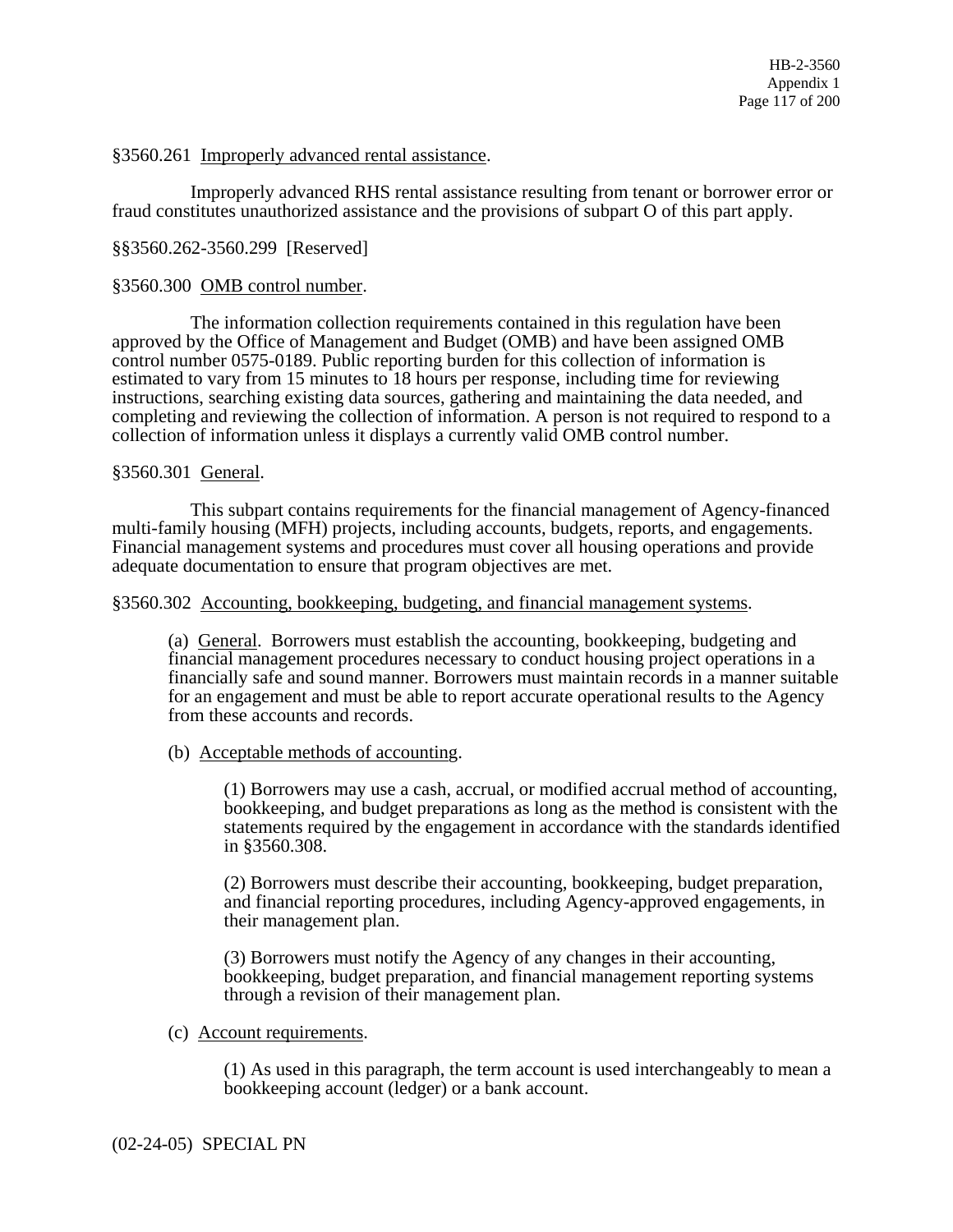§3560.261 Improperly advanced rental assistance.

Improperly advanced RHS rental assistance resulting from tenant or borrower error or fraud constitutes unauthorized assistance and the provisions of subpart O of this part apply.

§§3560.262-3560.299 [Reserved]

§3560.300 OMB control number.

The information collection requirements contained in this regulation have been approved by the Office of Management and Budget (OMB) and have been assigned OMB control number 0575-0189. Public reporting burden for this collection of information is estimated to vary from 15 minutes to 18 hours per response, including time for reviewing instructions, searching existing data sources, gathering and maintaining the data needed, and completing and reviewing the collection of information. A person is not required to respond to a collection of information unless it displays a currently valid OMB control number.

§3560.301 General.

This subpart contains requirements for the financial management of Agency-financed multi-family housing (MFH) projects, including accounts, budgets, reports, and engagements. Financial management systems and procedures must cover all housing operations and provide adequate documentation to ensure that program objectives are met.

§3560.302 Accounting, bookkeeping, budgeting, and financial management systems.

(a) General. Borrowers must establish the accounting, bookkeeping, budgeting and financial management procedures necessary to conduct housing project operations in a financially safe and sound manner. Borrowers must maintain records in a manner suitable for an engagement and must be able to report accurate operational results to the Agency from these accounts and records.

(b) Acceptable methods of accounting.

(1) Borrowers may use a cash, accrual, or modified accrual method of accounting, bookkeeping, and budget preparations as long as the method is consistent with the statements required by the engagement in accordance with the standards identified in §3560.308.

(2) Borrowers must describe their accounting, bookkeeping, budget preparation, and financial reporting procedures, including Agency-approved engagements, in their management plan.

(3) Borrowers must notify the Agency of any changes in their accounting, bookkeeping, budget preparation, and financial management reporting systems through a revision of their management plan.

(c) Account requirements.

(1) As used in this paragraph, the term account is used interchangeably to mean a bookkeeping account (ledger) or a bank account.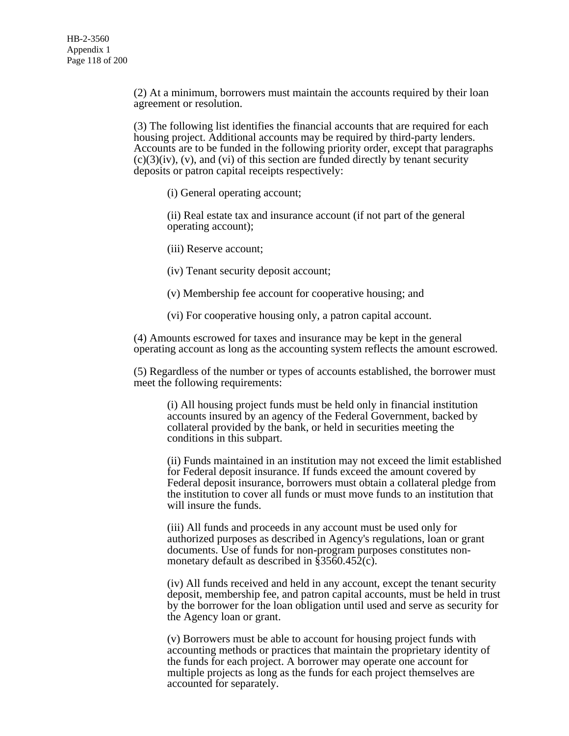(2) At a minimum, borrowers must maintain the accounts required by their loan agreement or resolution.

(3) The following list identifies the financial accounts that are required for each housing project. Additional accounts may be required by third-party lenders. Accounts are to be funded in the following priority order, except that paragraphs (c)(3)(iv), (v), and (vi) of this section are funded directly by tenant security deposits or patron capital receipts respectively:

> (i) General operating account;
>
> (ii) Real estate tax and insurance account (if not part of the general operating account);
>
> (iii) Reserve account;
>
> (iv) Tenant security deposit account;
>
> (v) Membership fee account for cooperative housing; and
>
> (vi) For cooperative housing only, a patron capital account.

(4) Amounts escrowed for taxes and insurance may be kept in the general operating account as long as the accounting system reflects the amount escrowed.

(5) Regardless of the number or types of accounts established, the borrower must meet the following requirements:

> (i) All housing project funds must be held only in financial institution accounts insured by an agency of the Federal Government, backed by collateral provided by the bank, or held in securities meeting the conditions in this subpart.
>
> (ii) Funds maintained in an institution may not exceed the limit established for Federal deposit insurance. If funds exceed the amount covered by Federal deposit insurance, borrowers must obtain a collateral pledge from the institution to cover all funds or must move funds to an institution that will insure the funds.
>
> (iii) All funds and proceeds in any account must be used only for authorized purposes as described in Agency's regulations, loan or grant documents. Use of funds for non-program purposes constitutes non-monetary default as described in §3560.452(c).
>
> (iv) All funds received and held in any account, except the tenant security deposit, membership fee, and patron capital accounts, must be held in trust by the borrower for the loan obligation until used and serve as security for the Agency loan or grant.
>
> (v) Borrowers must be able to account for housing project funds with accounting methods or practices that maintain the proprietary identity of the funds for each project. A borrower may operate one account for multiple projects as long as the funds for each project themselves are accounted for separately.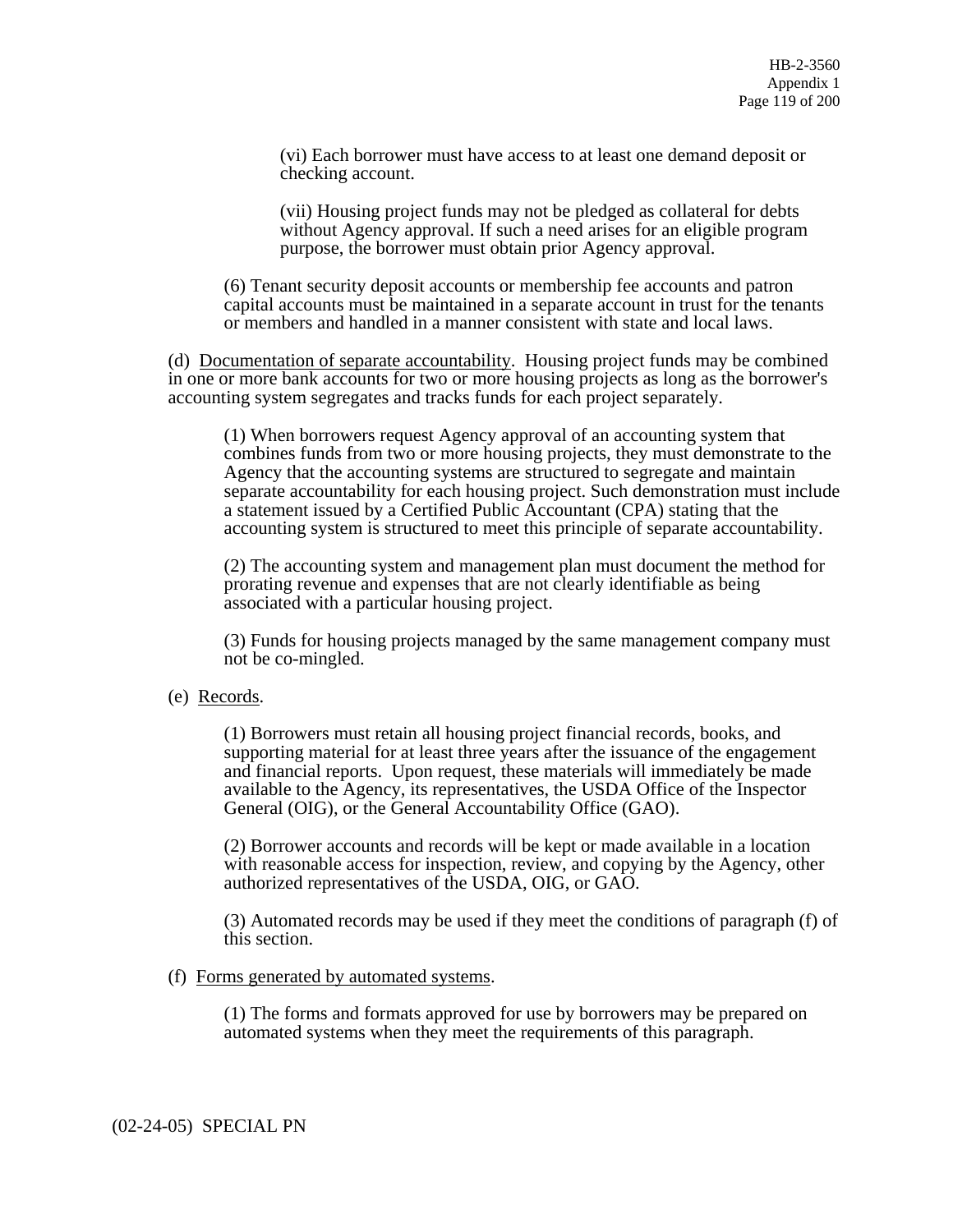(vi) Each borrower must have access to at least one demand deposit or checking account.

(vii) Housing project funds may not be pledged as collateral for debts without Agency approval. If such a need arises for an eligible program purpose, the borrower must obtain prior Agency approval.

(6) Tenant security deposit accounts or membership fee accounts and patron capital accounts must be maintained in a separate account in trust for the tenants or members and handled in a manner consistent with state and local laws.

(d) Documentation of separate accountability. Housing project funds may be combined in one or more bank accounts for two or more housing projects as long as the borrower's accounting system segregates and tracks funds for each project separately.

(1) When borrowers request Agency approval of an accounting system that combines funds from two or more housing projects, they must demonstrate to the Agency that the accounting systems are structured to segregate and maintain separate accountability for each housing project. Such demonstration must include a statement issued by a Certified Public Accountant (CPA) stating that the accounting system is structured to meet this principle of separate accountability.

(2) The accounting system and management plan must document the method for prorating revenue and expenses that are not clearly identifiable as being associated with a particular housing project.

(3) Funds for housing projects managed by the same management company must not be co-mingled.

(e) Records.

(1) Borrowers must retain all housing project financial records, books, and supporting material for at least three years after the issuance of the engagement and financial reports. Upon request, these materials will immediately be made available to the Agency, its representatives, the USDA Office of the Inspector General (OIG), or the General Accountability Office (GAO).

(2) Borrower accounts and records will be kept or made available in a location with reasonable access for inspection, review, and copying by the Agency, other authorized representatives of the USDA, OIG, or GAO.

(3) Automated records may be used if they meet the conditions of paragraph (f) of this section.

(f) Forms generated by automated systems.

(1) The forms and formats approved for use by borrowers may be prepared on automated systems when they meet the requirements of this paragraph.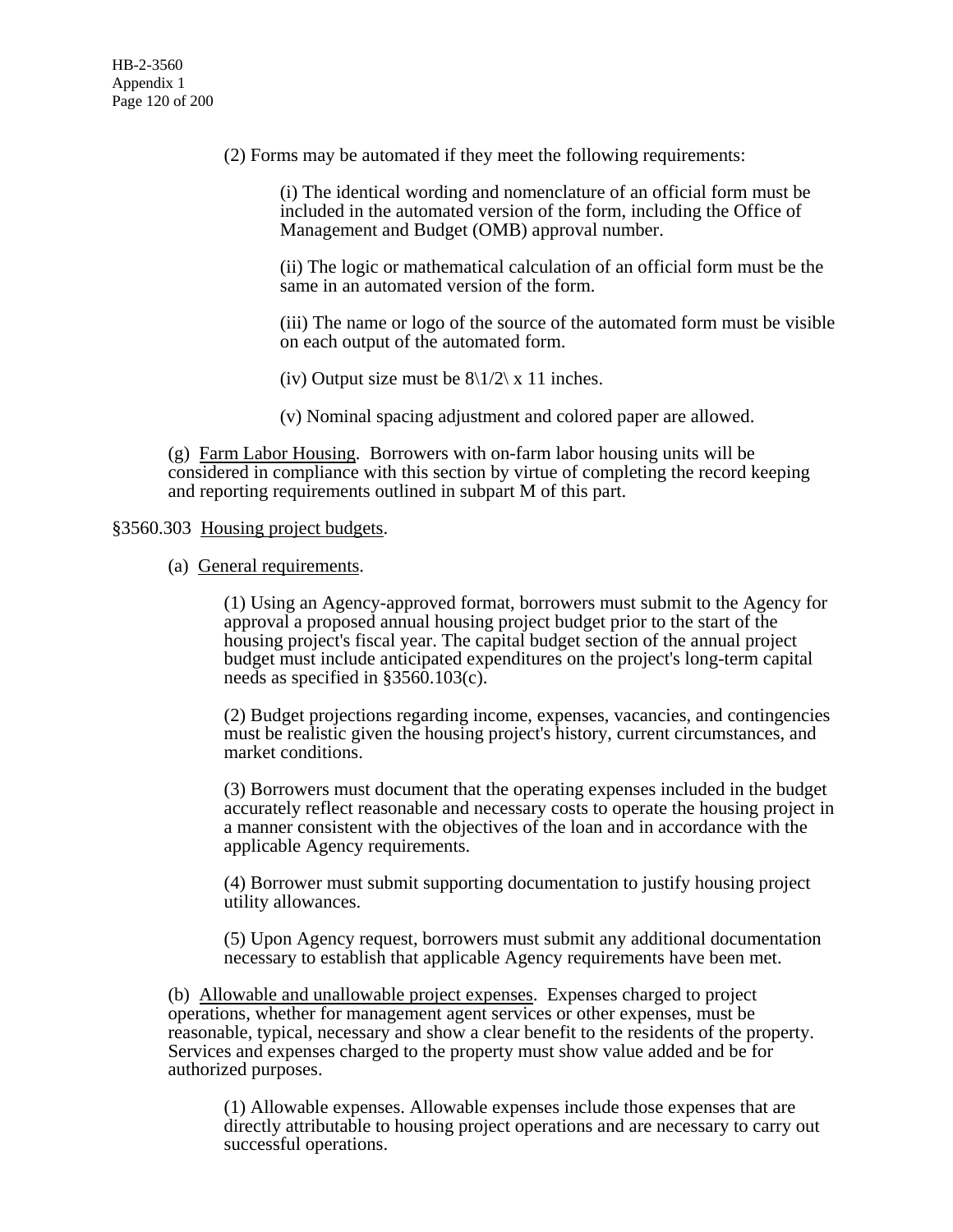(2) Forms may be automated if they meet the following requirements:

(i) The identical wording and nomenclature of an official form must be included in the automated version of the form, including the Office of Management and Budget (OMB) approval number.

(ii) The logic or mathematical calculation of an official form must be the same in an automated version of the form.

(iii) The name or logo of the source of the automated form must be visible on each output of the automated form.

(iv) Output size must be 8\1/2\ x 11 inches.

(v) Nominal spacing adjustment and colored paper are allowed.

(g) Farm Labor Housing. Borrowers with on-farm labor housing units will be considered in compliance with this section by virtue of completing the record keeping and reporting requirements outlined in subpart M of this part.

§3560.303 Housing project budgets.

(a) General requirements.

(1) Using an Agency-approved format, borrowers must submit to the Agency for approval a proposed annual housing project budget prior to the start of the housing project's fiscal year. The capital budget section of the annual project budget must include anticipated expenditures on the project's long-term capital needs as specified in §3560.103(c).

(2) Budget projections regarding income, expenses, vacancies, and contingencies must be realistic given the housing project's history, current circumstances, and market conditions.

(3) Borrowers must document that the operating expenses included in the budget accurately reflect reasonable and necessary costs to operate the housing project in a manner consistent with the objectives of the loan and in accordance with the applicable Agency requirements.

(4) Borrower must submit supporting documentation to justify housing project utility allowances.

(5) Upon Agency request, borrowers must submit any additional documentation necessary to establish that applicable Agency requirements have been met.

(b) Allowable and unallowable project expenses. Expenses charged to project operations, whether for management agent services or other expenses, must be reasonable, typical, necessary and show a clear benefit to the residents of the property. Services and expenses charged to the property must show value added and be for authorized purposes.

(1) Allowable expenses. Allowable expenses include those expenses that are directly attributable to housing project operations and are necessary to carry out successful operations.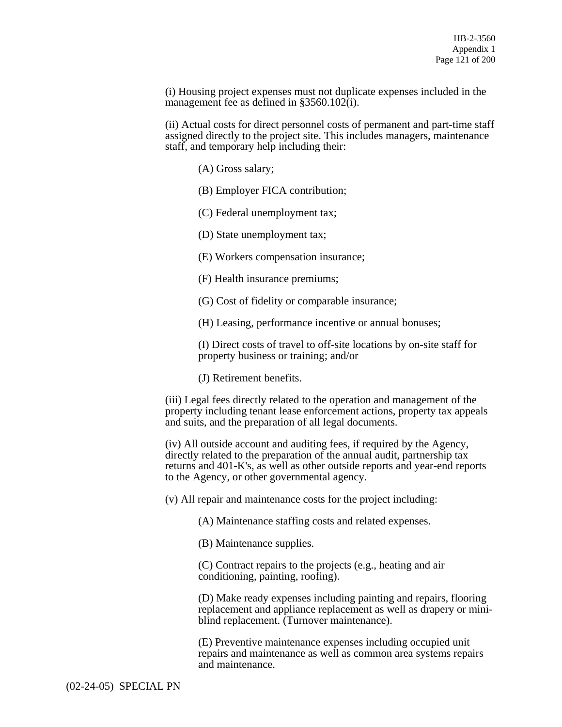(i) Housing project expenses must not duplicate expenses included in the management fee as defined in §3560.102(i).

(ii) Actual costs for direct personnel costs of permanent and part-time staff assigned directly to the project site. This includes managers, maintenance staff, and temporary help including their:

(A) Gross salary;

(B) Employer FICA contribution;

(C) Federal unemployment tax;

(D) State unemployment tax;

(E) Workers compensation insurance;

(F) Health insurance premiums;

(G) Cost of fidelity or comparable insurance;

(H) Leasing, performance incentive or annual bonuses;

(I) Direct costs of travel to off-site locations by on-site staff for property business or training; and/or

(J) Retirement benefits.

(iii) Legal fees directly related to the operation and management of the property including tenant lease enforcement actions, property tax appeals and suits, and the preparation of all legal documents.

(iv) All outside account and auditing fees, if required by the Agency, directly related to the preparation of the annual audit, partnership tax returns and 401-K's, as well as other outside reports and year-end reports to the Agency, or other governmental agency.

(v) All repair and maintenance costs for the project including:

(A) Maintenance staffing costs and related expenses.

(B) Maintenance supplies.

(C) Contract repairs to the projects (e.g., heating and air conditioning, painting, roofing).

(D) Make ready expenses including painting and repairs, flooring replacement and appliance replacement as well as drapery or mini-blind replacement. (Turnover maintenance).

(E) Preventive maintenance expenses including occupied unit repairs and maintenance as well as common area systems repairs and maintenance.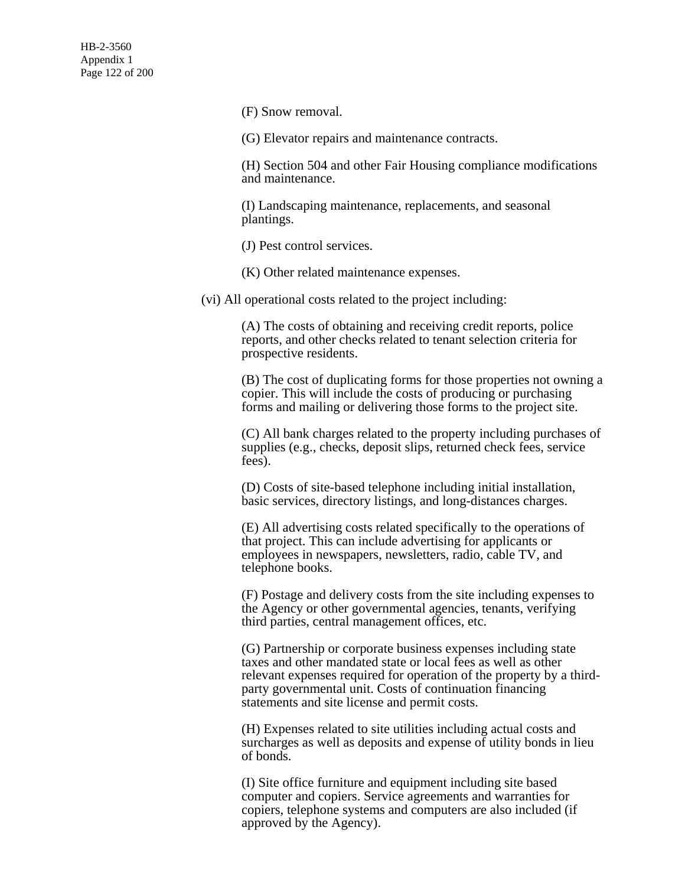(F) Snow removal.

(G) Elevator repairs and maintenance contracts.

(H) Section 504 and other Fair Housing compliance modifications and maintenance.

(I) Landscaping maintenance, replacements, and seasonal plantings.

(J) Pest control services.

(K) Other related maintenance expenses.

(vi) All operational costs related to the project including:

(A) The costs of obtaining and receiving credit reports, police reports, and other checks related to tenant selection criteria for prospective residents.

(B) The cost of duplicating forms for those properties not owning a copier. This will include the costs of producing or purchasing forms and mailing or delivering those forms to the project site.

(C) All bank charges related to the property including purchases of supplies (e.g., checks, deposit slips, returned check fees, service fees).

(D) Costs of site-based telephone including initial installation, basic services, directory listings, and long-distances charges.

(E) All advertising costs related specifically to the operations of that project. This can include advertising for applicants or employees in newspapers, newsletters, radio, cable TV, and telephone books.

(F) Postage and delivery costs from the site including expenses to the Agency or other governmental agencies, tenants, verifying third parties, central management offices, etc.

(G) Partnership or corporate business expenses including state taxes and other mandated state or local fees as well as other relevant expenses required for operation of the property by a third-party governmental unit. Costs of continuation financing statements and site license and permit costs.

(H) Expenses related to site utilities including actual costs and surcharges as well as deposits and expense of utility bonds in lieu of bonds.

(I) Site office furniture and equipment including site based computer and copiers. Service agreements and warranties for copiers, telephone systems and computers are also included (if approved by the Agency).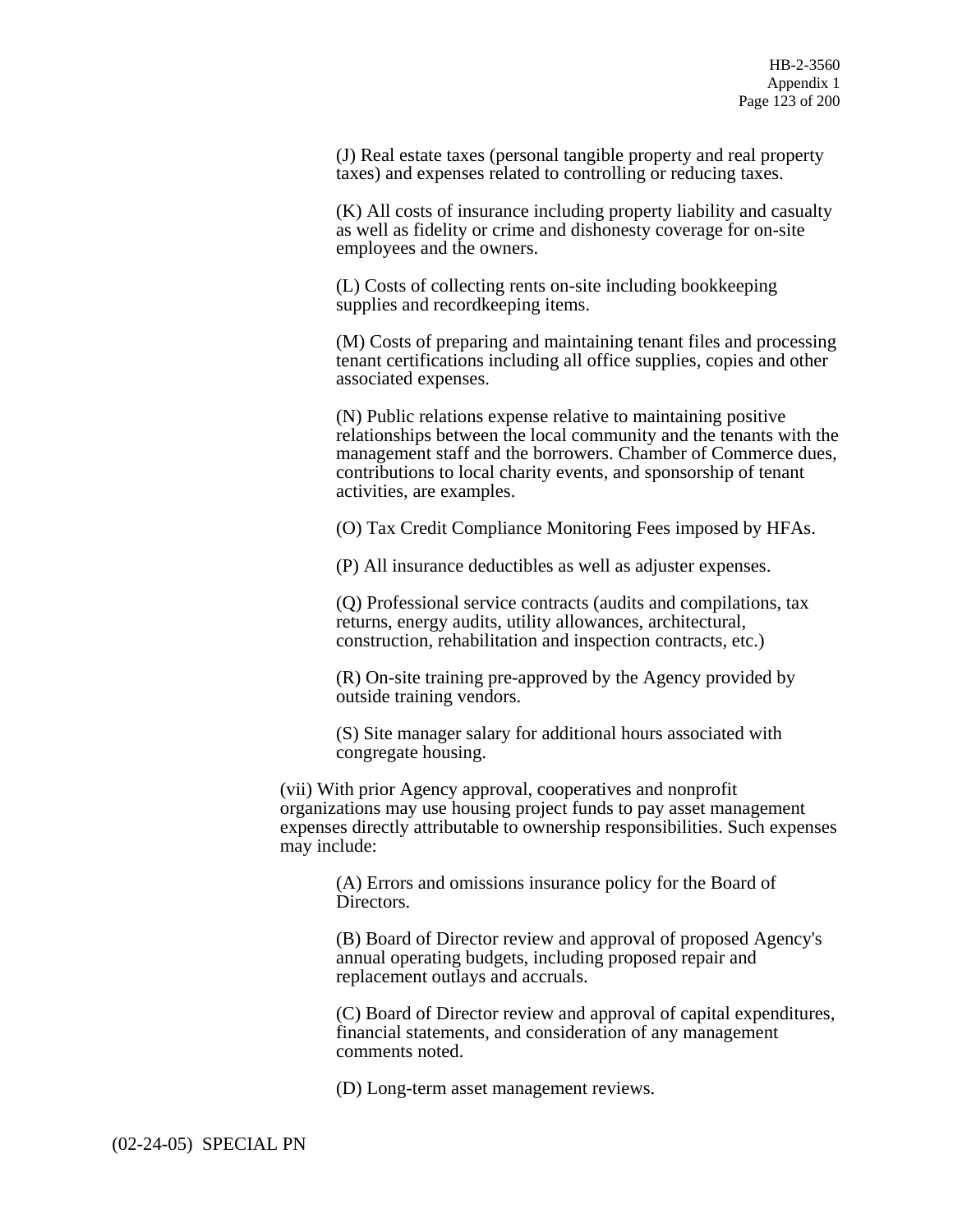(J) Real estate taxes (personal tangible property and real property taxes) and expenses related to controlling or reducing taxes.

(K) All costs of insurance including property liability and casualty as well as fidelity or crime and dishonesty coverage for on-site employees and the owners.

(L) Costs of collecting rents on-site including bookkeeping supplies and recordkeeping items.

(M) Costs of preparing and maintaining tenant files and processing tenant certifications including all office supplies, copies and other associated expenses.

(N) Public relations expense relative to maintaining positive relationships between the local community and the tenants with the management staff and the borrowers. Chamber of Commerce dues, contributions to local charity events, and sponsorship of tenant activities, are examples.

(O) Tax Credit Compliance Monitoring Fees imposed by HFAs.

(P) All insurance deductibles as well as adjuster expenses.

(Q) Professional service contracts (audits and compilations, tax returns, energy audits, utility allowances, architectural, construction, rehabilitation and inspection contracts, etc.)

(R) On-site training pre-approved by the Agency provided by outside training vendors.

(S) Site manager salary for additional hours associated with congregate housing.

(vii) With prior Agency approval, cooperatives and nonprofit organizations may use housing project funds to pay asset management expenses directly attributable to ownership responsibilities. Such expenses may include:

(A) Errors and omissions insurance policy for the Board of Directors.

(B) Board of Director review and approval of proposed Agency's annual operating budgets, including proposed repair and replacement outlays and accruals.

(C) Board of Director review and approval of capital expenditures, financial statements, and consideration of any management comments noted.

(D) Long-term asset management reviews.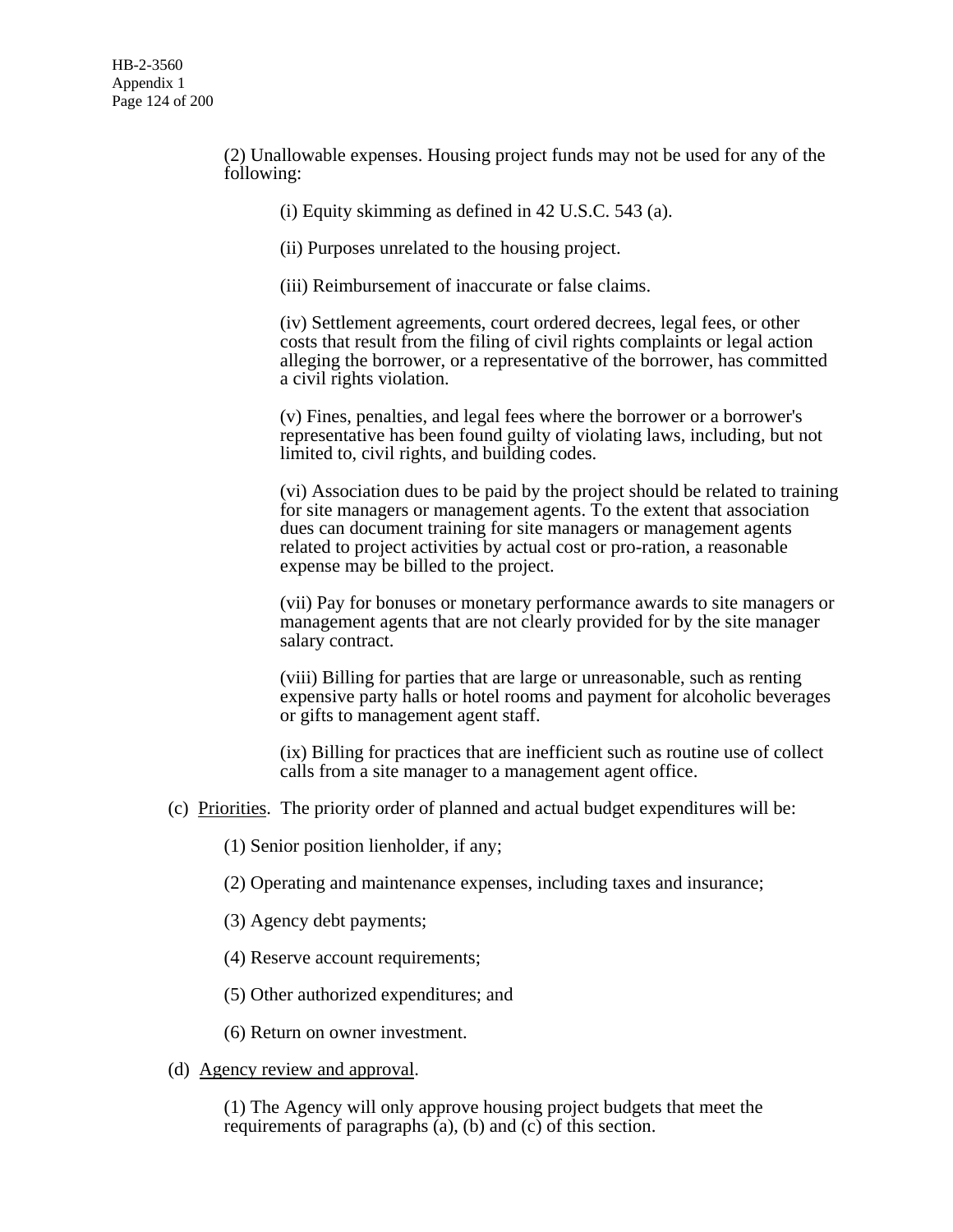(2) Unallowable expenses. Housing project funds may not be used for any of the following:

(i) Equity skimming as defined in 42 U.S.C. 543 (a).

(ii) Purposes unrelated to the housing project.

(iii) Reimbursement of inaccurate or false claims.

(iv) Settlement agreements, court ordered decrees, legal fees, or other costs that result from the filing of civil rights complaints or legal action alleging the borrower, or a representative of the borrower, has committed a civil rights violation.

(v) Fines, penalties, and legal fees where the borrower or a borrower's representative has been found guilty of violating laws, including, but not limited to, civil rights, and building codes.

(vi) Association dues to be paid by the project should be related to training for site managers or management agents. To the extent that association dues can document training for site managers or management agents related to project activities by actual cost or pro-ration, a reasonable expense may be billed to the project.

(vii) Pay for bonuses or monetary performance awards to site managers or management agents that are not clearly provided for by the site manager salary contract.

(viii) Billing for parties that are large or unreasonable, such as renting expensive party halls or hotel rooms and payment for alcoholic beverages or gifts to management agent staff.

(ix) Billing for practices that are inefficient such as routine use of collect calls from a site manager to a management agent office.

(c) Priorities. The priority order of planned and actual budget expenditures will be:

(1) Senior position lienholder, if any;

(2) Operating and maintenance expenses, including taxes and insurance;

(3) Agency debt payments;

(4) Reserve account requirements;

(5) Other authorized expenditures; and

(6) Return on owner investment.

(d) Agency review and approval.

(1) The Agency will only approve housing project budgets that meet the requirements of paragraphs (a), (b) and (c) of this section.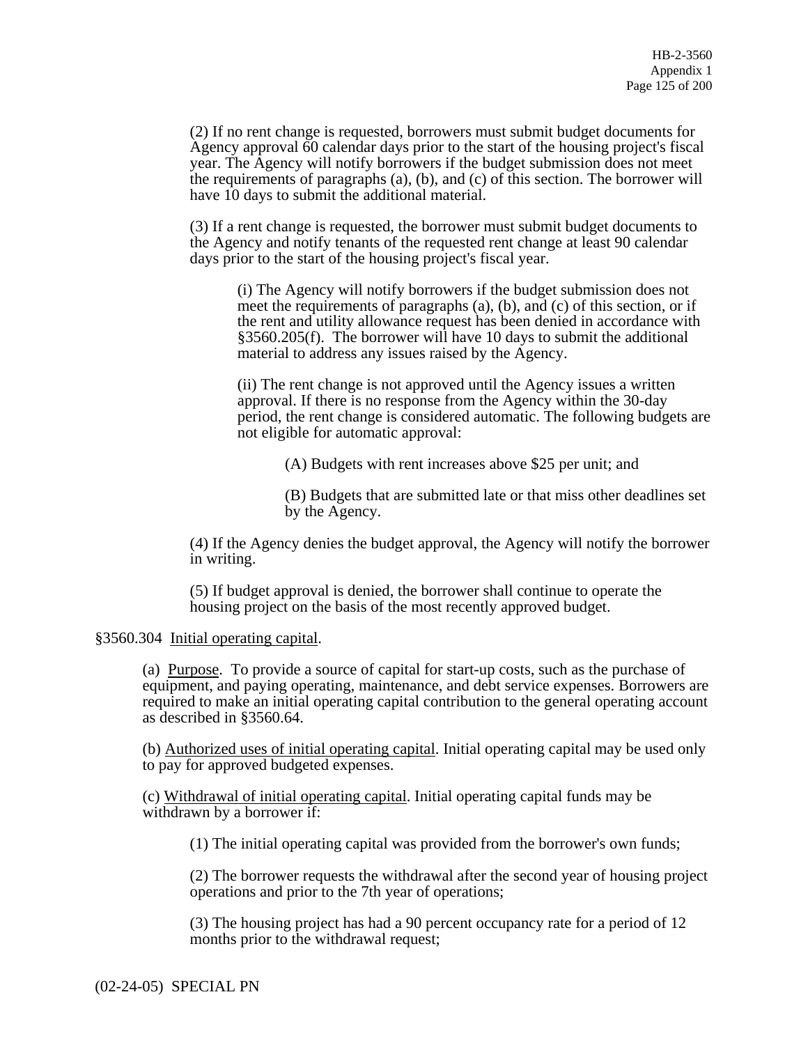(2) If no rent change is requested, borrowers must submit budget documents for Agency approval 60 calendar days prior to the start of the housing project's fiscal year. The Agency will notify borrowers if the budget submission does not meet the requirements of paragraphs (a), (b), and (c) of this section. The borrower will have 10 days to submit the additional material.

(3) If a rent change is requested, the borrower must submit budget documents to the Agency and notify tenants of the requested rent change at least 90 calendar days prior to the start of the housing project's fiscal year.

(i) The Agency will notify borrowers if the budget submission does not meet the requirements of paragraphs (a), (b), and (c) of this section, or if the rent and utility allowance request has been denied in accordance with §3560.205(f). The borrower will have 10 days to submit the additional material to address any issues raised by the Agency.

(ii) The rent change is not approved until the Agency issues a written approval. If there is no response from the Agency within the 30-day period, the rent change is considered automatic. The following budgets are not eligible for automatic approval:

(A) Budgets with rent increases above $25 per unit; and

(B) Budgets that are submitted late or that miss other deadlines set by the Agency.

(4) If the Agency denies the budget approval, the Agency will notify the borrower in writing.

(5) If budget approval is denied, the borrower shall continue to operate the housing project on the basis of the most recently approved budget.

§3560.304 Initial operating capital.

(a) Purpose. To provide a source of capital for start-up costs, such as the purchase of equipment, and paying operating, maintenance, and debt service expenses. Borrowers are required to make an initial operating capital contribution to the general operating account as described in §3560.64.

(b) Authorized uses of initial operating capital. Initial operating capital may be used only to pay for approved budgeted expenses.

(c) Withdrawal of initial operating capital. Initial operating capital funds may be withdrawn by a borrower if:

(1) The initial operating capital was provided from the borrower's own funds;

(2) The borrower requests the withdrawal after the second year of housing project operations and prior to the 7th year of operations;

(3) The housing project has had a 90 percent occupancy rate for a period of 12 months prior to the withdrawal request;

(02-24-05) SPECIAL PN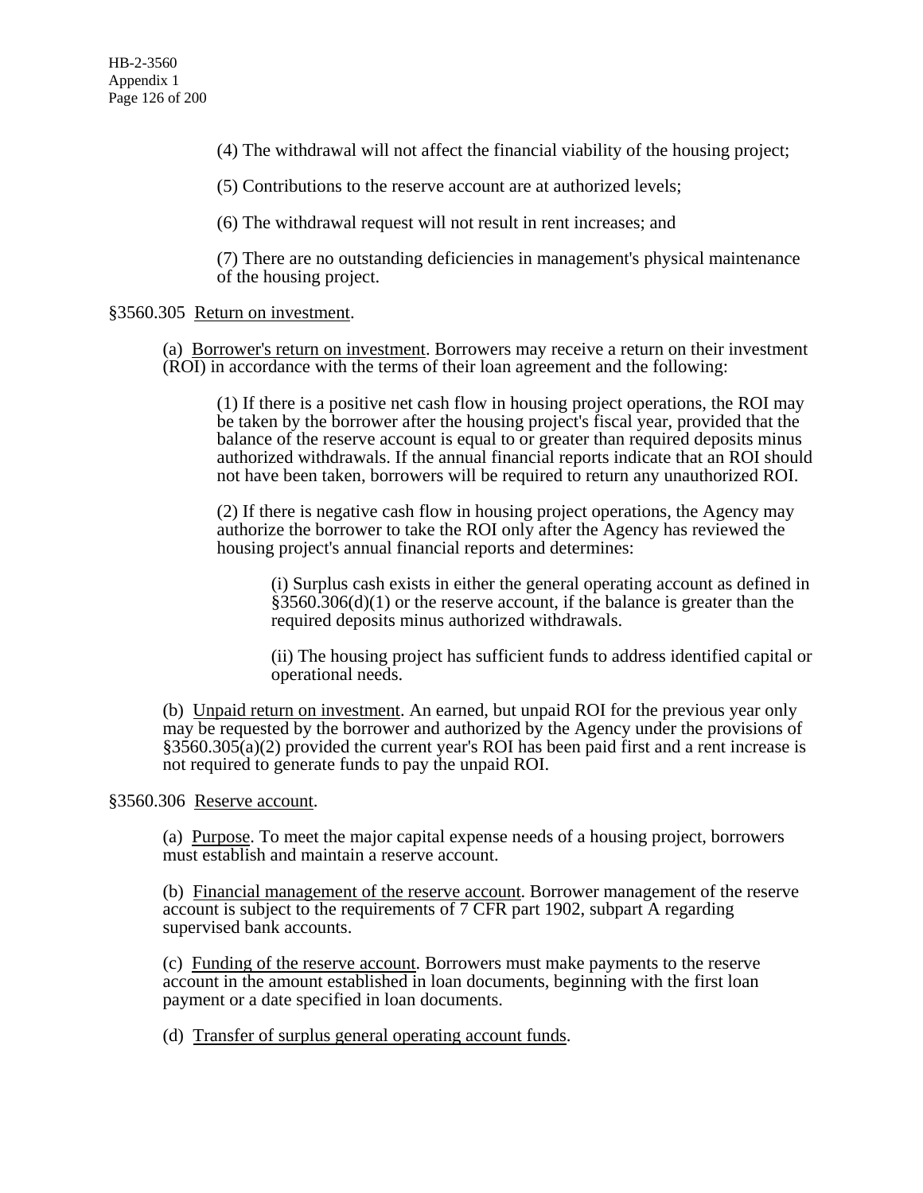(4) The withdrawal will not affect the financial viability of the housing project;

(5) Contributions to the reserve account are at authorized levels;

(6) The withdrawal request will not result in rent increases; and

(7) There are no outstanding deficiencies in management's physical maintenance of the housing project.

§3560.305 Return on investment.

(a) Borrower's return on investment. Borrowers may receive a return on their investment (ROI) in accordance with the terms of their loan agreement and the following:

(1) If there is a positive net cash flow in housing project operations, the ROI may be taken by the borrower after the housing project's fiscal year, provided that the balance of the reserve account is equal to or greater than required deposits minus authorized withdrawals. If the annual financial reports indicate that an ROI should not have been taken, borrowers will be required to return any unauthorized ROI.

(2) If there is negative cash flow in housing project operations, the Agency may authorize the borrower to take the ROI only after the Agency has reviewed the housing project's annual financial reports and determines:

(i) Surplus cash exists in either the general operating account as defined in §3560.306(d)(1) or the reserve account, if the balance is greater than the required deposits minus authorized withdrawals.

(ii) The housing project has sufficient funds to address identified capital or operational needs.

(b) Unpaid return on investment. An earned, but unpaid ROI for the previous year only may be requested by the borrower and authorized by the Agency under the provisions of §3560.305(a)(2) provided the current year's ROI has been paid first and a rent increase is not required to generate funds to pay the unpaid ROI.

§3560.306 Reserve account.

(a) Purpose. To meet the major capital expense needs of a housing project, borrowers must establish and maintain a reserve account.

(b) Financial management of the reserve account. Borrower management of the reserve account is subject to the requirements of 7 CFR part 1902, subpart A regarding supervised bank accounts.

(c) Funding of the reserve account. Borrowers must make payments to the reserve account in the amount established in loan documents, beginning with the first loan payment or a date specified in loan documents.

(d) Transfer of surplus general operating account funds.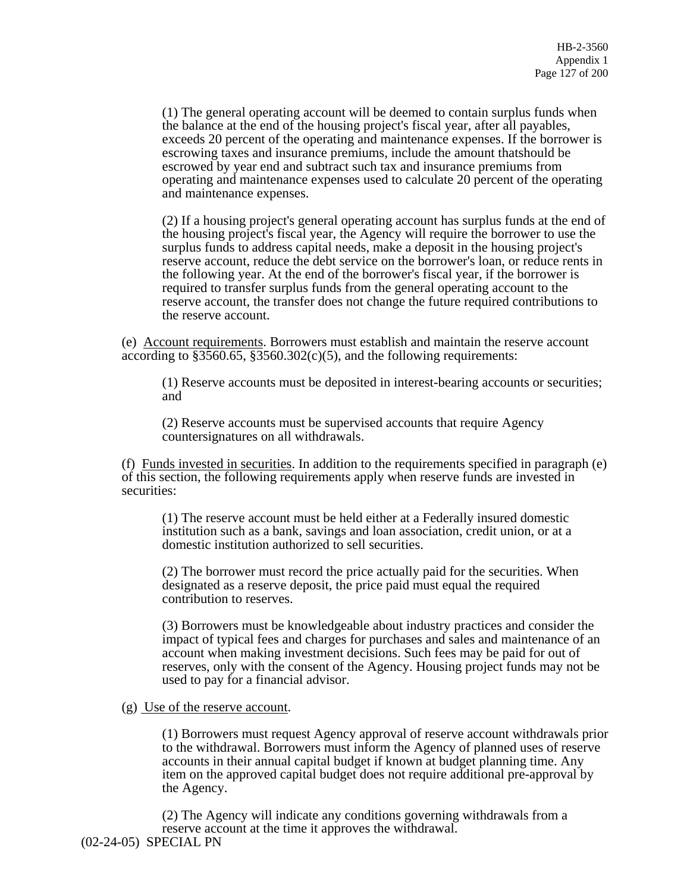(1) The general operating account will be deemed to contain surplus funds when the balance at the end of the housing project's fiscal year, after all payables, exceeds 20 percent of the operating and maintenance expenses. If the borrower is escrowing taxes and insurance premiums, include the amount thatshould be escrowed by year end and subtract such tax and insurance premiums from operating and maintenance expenses used to calculate 20 percent of the operating and maintenance expenses.

(2) If a housing project's general operating account has surplus funds at the end of the housing project's fiscal year, the Agency will require the borrower to use the surplus funds to address capital needs, make a deposit in the housing project's reserve account, reduce the debt service on the borrower's loan, or reduce rents in the following year. At the end of the borrower's fiscal year, if the borrower is required to transfer surplus funds from the general operating account to the reserve account, the transfer does not change the future required contributions to the reserve account.

(e) Account requirements. Borrowers must establish and maintain the reserve account according to §3560.65, §3560.302(c)(5), and the following requirements:

(1) Reserve accounts must be deposited in interest-bearing accounts or securities; and

(2) Reserve accounts must be supervised accounts that require Agency countersignatures on all withdrawals.

(f) Funds invested in securities. In addition to the requirements specified in paragraph (e) of this section, the following requirements apply when reserve funds are invested in securities:

(1) The reserve account must be held either at a Federally insured domestic institution such as a bank, savings and loan association, credit union, or at a domestic institution authorized to sell securities.

(2) The borrower must record the price actually paid for the securities. When designated as a reserve deposit, the price paid must equal the required contribution to reserves.

(3) Borrowers must be knowledgeable about industry practices and consider the impact of typical fees and charges for purchases and sales and maintenance of an account when making investment decisions. Such fees may be paid for out of reserves, only with the consent of the Agency. Housing project funds may not be used to pay for a financial advisor.

(g) Use of the reserve account.

(1) Borrowers must request Agency approval of reserve account withdrawals prior to the withdrawal. Borrowers must inform the Agency of planned uses of reserve accounts in their annual capital budget if known at budget planning time. Any item on the approved capital budget does not require additional pre-approval by the Agency.

(2) The Agency will indicate any conditions governing withdrawals from a reserve account at the time it approves the withdrawal.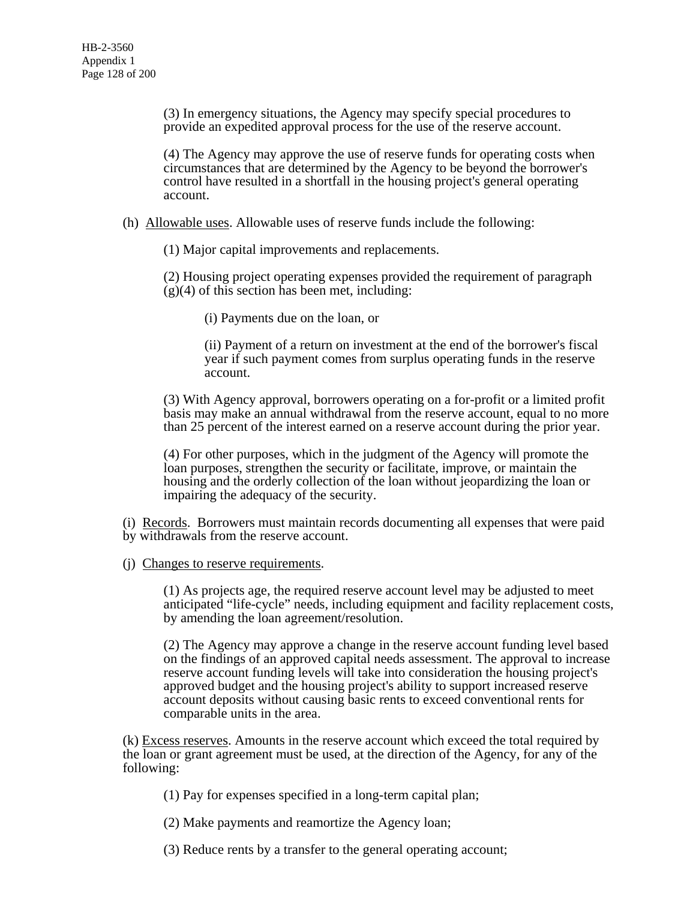(3) In emergency situations, the Agency may specify special procedures to provide an expedited approval process for the use of the reserve account.

(4) The Agency may approve the use of reserve funds for operating costs when circumstances that are determined by the Agency to be beyond the borrower's control have resulted in a shortfall in the housing project's general operating account.

(h) Allowable uses. Allowable uses of reserve funds include the following:

(1) Major capital improvements and replacements.

(2) Housing project operating expenses provided the requirement of paragraph (g)(4) of this section has been met, including:

(i) Payments due on the loan, or

(ii) Payment of a return on investment at the end of the borrower's fiscal year if such payment comes from surplus operating funds in the reserve account.

(3) With Agency approval, borrowers operating on a for-profit or a limited profit basis may make an annual withdrawal from the reserve account, equal to no more than 25 percent of the interest earned on a reserve account during the prior year.

(4) For other purposes, which in the judgment of the Agency will promote the loan purposes, strengthen the security or facilitate, improve, or maintain the housing and the orderly collection of the loan without jeopardizing the loan or impairing the adequacy of the security.

(i) Records. Borrowers must maintain records documenting all expenses that were paid by withdrawals from the reserve account.

(j) Changes to reserve requirements.

(1) As projects age, the required reserve account level may be adjusted to meet anticipated "life-cycle" needs, including equipment and facility replacement costs, by amending the loan agreement/resolution.

(2) The Agency may approve a change in the reserve account funding level based on the findings of an approved capital needs assessment. The approval to increase reserve account funding levels will take into consideration the housing project's approved budget and the housing project's ability to support increased reserve account deposits without causing basic rents to exceed conventional rents for comparable units in the area.

(k) Excess reserves. Amounts in the reserve account which exceed the total required by the loan or grant agreement must be used, at the direction of the Agency, for any of the following:

(1) Pay for expenses specified in a long-term capital plan;

(2) Make payments and reamortize the Agency loan;

(3) Reduce rents by a transfer to the general operating account;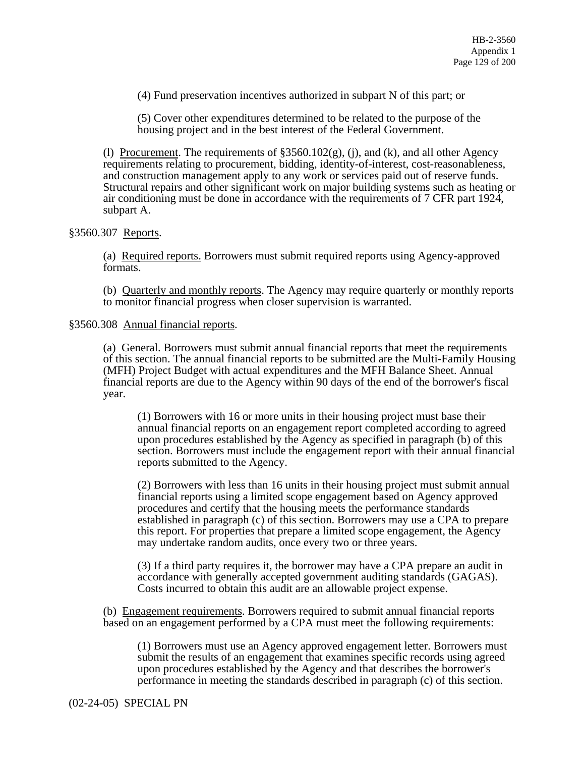(4) Fund preservation incentives authorized in subpart N of this part; or

(5) Cover other expenditures determined to be related to the purpose of the housing project and in the best interest of the Federal Government.

(l) Procurement. The requirements of §3560.102(g), (j), and (k), and all other Agency requirements relating to procurement, bidding, identity-of-interest, cost-reasonableness, and construction management apply to any work or services paid out of reserve funds. Structural repairs and other significant work on major building systems such as heating or air conditioning must be done in accordance with the requirements of 7 CFR part 1924, subpart A.

§3560.307 Reports.

(a) Required reports. Borrowers must submit required reports using Agency-approved formats.

(b) Quarterly and monthly reports. The Agency may require quarterly or monthly reports to monitor financial progress when closer supervision is warranted.

§3560.308 Annual financial reports.

(a) General. Borrowers must submit annual financial reports that meet the requirements of this section. The annual financial reports to be submitted are the Multi-Family Housing (MFH) Project Budget with actual expenditures and the MFH Balance Sheet. Annual financial reports are due to the Agency within 90 days of the end of the borrower's fiscal year.

(1) Borrowers with 16 or more units in their housing project must base their annual financial reports on an engagement report completed according to agreed upon procedures established by the Agency as specified in paragraph (b) of this section. Borrowers must include the engagement report with their annual financial reports submitted to the Agency.

(2) Borrowers with less than 16 units in their housing project must submit annual financial reports using a limited scope engagement based on Agency approved procedures and certify that the housing meets the performance standards established in paragraph (c) of this section. Borrowers may use a CPA to prepare this report. For properties that prepare a limited scope engagement, the Agency may undertake random audits, once every two or three years.

(3) If a third party requires it, the borrower may have a CPA prepare an audit in accordance with generally accepted government auditing standards (GAGAS). Costs incurred to obtain this audit are an allowable project expense.

(b) Engagement requirements. Borrowers required to submit annual financial reports based on an engagement performed by a CPA must meet the following requirements:

(1) Borrowers must use an Agency approved engagement letter. Borrowers must submit the results of an engagement that examines specific records using agreed upon procedures established by the Agency and that describes the borrower's performance in meeting the standards described in paragraph (c) of this section.

(02-24-05) SPECIAL PN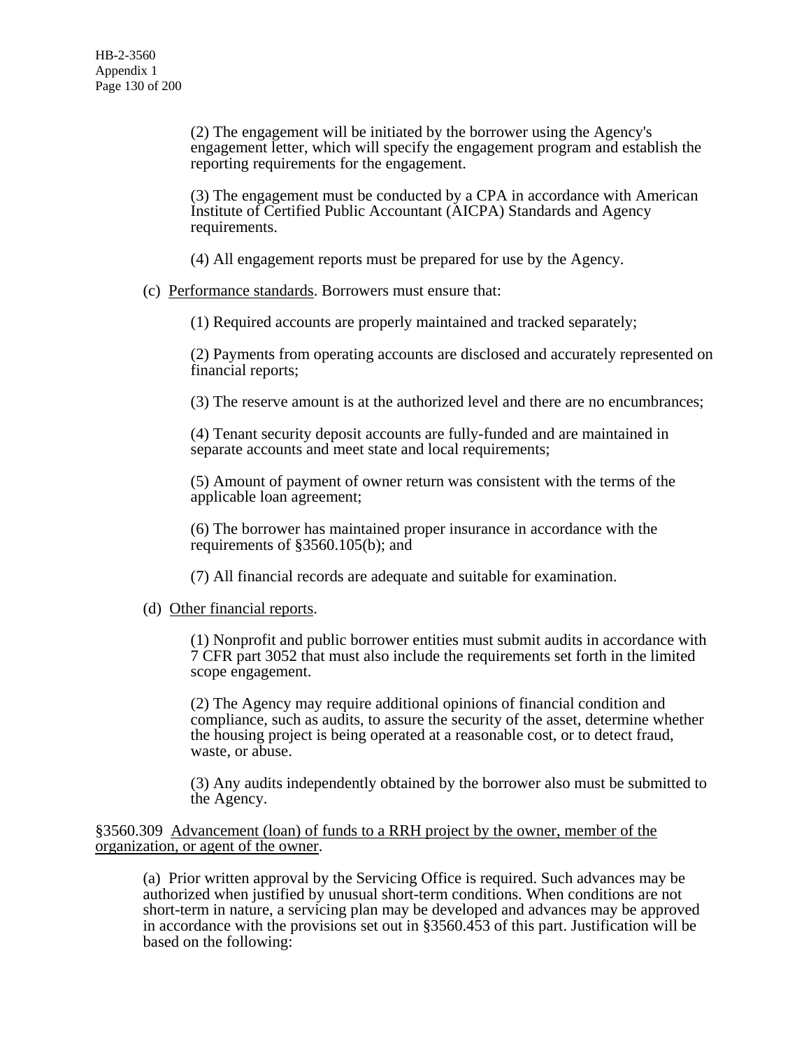(2) The engagement will be initiated by the borrower using the Agency's engagement letter, which will specify the engagement program and establish the reporting requirements for the engagement.

(3) The engagement must be conducted by a CPA in accordance with American Institute of Certified Public Accountant (AICPA) Standards and Agency requirements.

(4) All engagement reports must be prepared for use by the Agency.

(c) Performance standards. Borrowers must ensure that:

(1) Required accounts are properly maintained and tracked separately;

(2) Payments from operating accounts are disclosed and accurately represented on financial reports;

(3) The reserve amount is at the authorized level and there are no encumbrances;

(4) Tenant security deposit accounts are fully-funded and are maintained in separate accounts and meet state and local requirements;

(5) Amount of payment of owner return was consistent with the terms of the applicable loan agreement;

(6) The borrower has maintained proper insurance in accordance with the requirements of §3560.105(b); and

(7) All financial records are adequate and suitable for examination.

(d) Other financial reports.

(1) Nonprofit and public borrower entities must submit audits in accordance with 7 CFR part 3052 that must also include the requirements set forth in the limited scope engagement.

(2) The Agency may require additional opinions of financial condition and compliance, such as audits, to assure the security of the asset, determine whether the housing project is being operated at a reasonable cost, or to detect fraud, waste, or abuse.

(3) Any audits independently obtained by the borrower also must be submitted to the Agency.

§3560.309 Advancement (loan) of funds to a RRH project by the owner, member of the organization, or agent of the owner.

(a) Prior written approval by the Servicing Office is required. Such advances may be authorized when justified by unusual short-term conditions. When conditions are not short-term in nature, a servicing plan may be developed and advances may be approved in accordance with the provisions set out in §3560.453 of this part. Justification will be based on the following: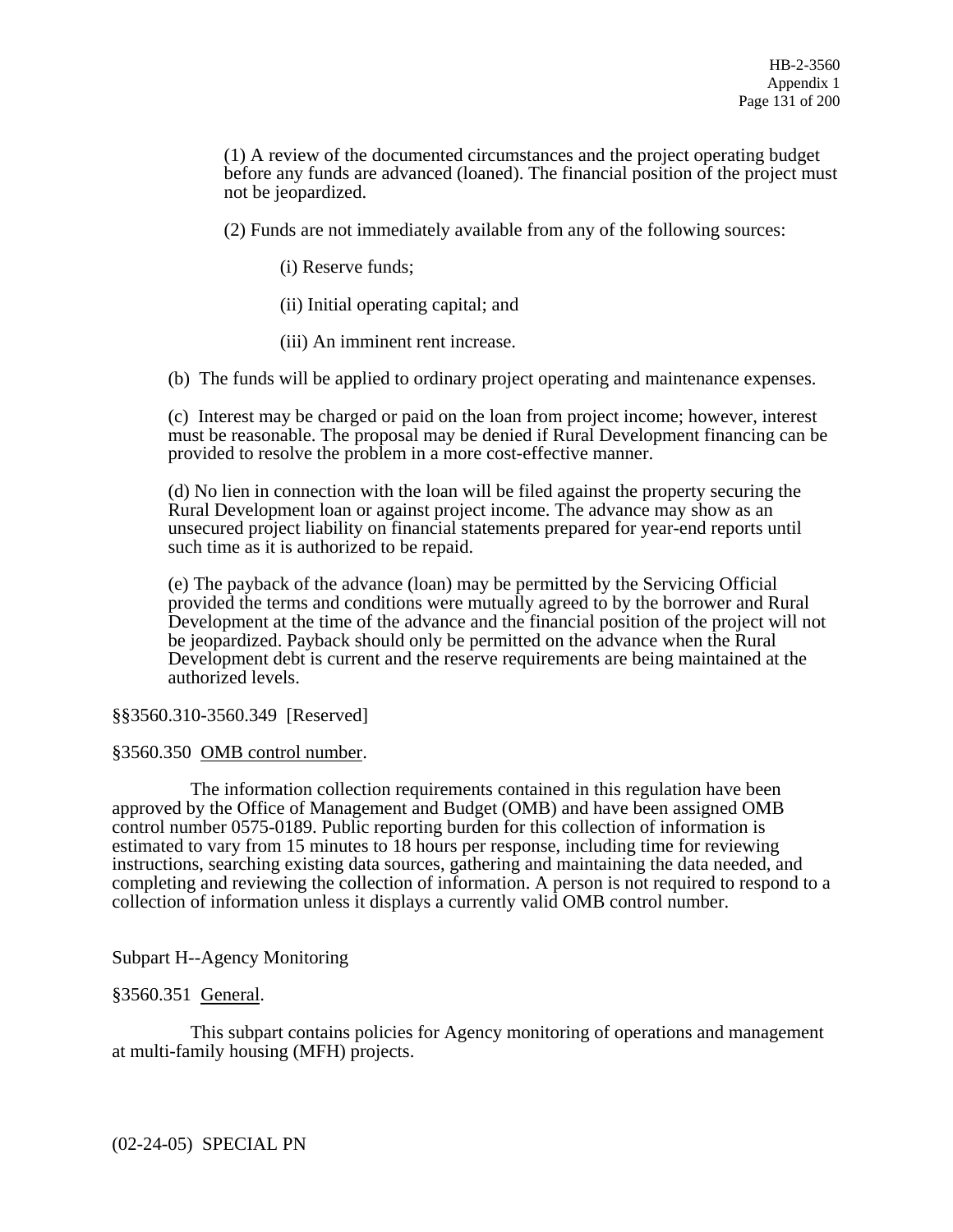(1) A review of the documented circumstances and the project operating budget before any funds are advanced (loaned). The financial position of the project must not be jeopardized.

(2) Funds are not immediately available from any of the following sources:

(i) Reserve funds;

(ii) Initial operating capital; and

(iii) An imminent rent increase.

(b) The funds will be applied to ordinary project operating and maintenance expenses.

(c) Interest may be charged or paid on the loan from project income; however, interest must be reasonable. The proposal may be denied if Rural Development financing can be provided to resolve the problem in a more cost-effective manner.

(d) No lien in connection with the loan will be filed against the property securing the Rural Development loan or against project income. The advance may show as an unsecured project liability on financial statements prepared for year-end reports until such time as it is authorized to be repaid.

(e) The payback of the advance (loan) may be permitted by the Servicing Official provided the terms and conditions were mutually agreed to by the borrower and Rural Development at the time of the advance and the financial position of the project will not be jeopardized. Payback should only be permitted on the advance when the Rural Development debt is current and the reserve requirements are being maintained at the authorized levels.

§§3560.310-3560.349 [Reserved]

§3560.350 OMB control number.

The information collection requirements contained in this regulation have been approved by the Office of Management and Budget (OMB) and have been assigned OMB control number 0575-0189. Public reporting burden for this collection of information is estimated to vary from 15 minutes to 18 hours per response, including time for reviewing instructions, searching existing data sources, gathering and maintaining the data needed, and completing and reviewing the collection of information. A person is not required to respond to a collection of information unless it displays a currently valid OMB control number.

## Subpart H--Agency Monitoring

§3560.351 General.

This subpart contains policies for Agency monitoring of operations and management at multi-family housing (MFH) projects.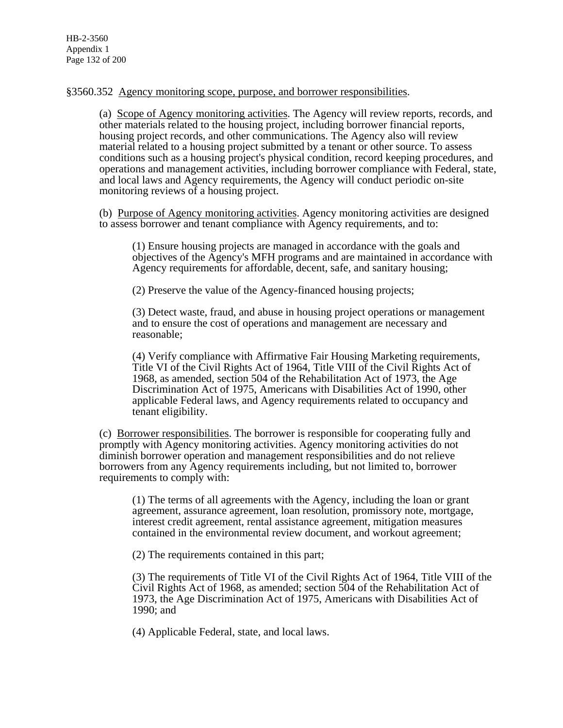§3560.352 Agency monitoring scope, purpose, and borrower responsibilities.

(a) Scope of Agency monitoring activities. The Agency will review reports, records, and other materials related to the housing project, including borrower financial reports, housing project records, and other communications. The Agency also will review material related to a housing project submitted by a tenant or other source. To assess conditions such as a housing project's physical condition, record keeping procedures, and operations and management activities, including borrower compliance with Federal, state, and local laws and Agency requirements, the Agency will conduct periodic on-site monitoring reviews of a housing project.

(b) Purpose of Agency monitoring activities. Agency monitoring activities are designed to assess borrower and tenant compliance with Agency requirements, and to:

(1) Ensure housing projects are managed in accordance with the goals and objectives of the Agency's MFH programs and are maintained in accordance with Agency requirements for affordable, decent, safe, and sanitary housing;

(2) Preserve the value of the Agency-financed housing projects;

(3) Detect waste, fraud, and abuse in housing project operations or management and to ensure the cost of operations and management are necessary and reasonable;

(4) Verify compliance with Affirmative Fair Housing Marketing requirements, Title VI of the Civil Rights Act of 1964, Title VIII of the Civil Rights Act of 1968, as amended, section 504 of the Rehabilitation Act of 1973, the Age Discrimination Act of 1975, Americans with Disabilities Act of 1990, other applicable Federal laws, and Agency requirements related to occupancy and tenant eligibility.

(c) Borrower responsibilities. The borrower is responsible for cooperating fully and promptly with Agency monitoring activities. Agency monitoring activities do not diminish borrower operation and management responsibilities and do not relieve borrowers from any Agency requirements including, but not limited to, borrower requirements to comply with:

(1) The terms of all agreements with the Agency, including the loan or grant agreement, assurance agreement, loan resolution, promissory note, mortgage, interest credit agreement, rental assistance agreement, mitigation measures contained in the environmental review document, and workout agreement;

(2) The requirements contained in this part;

(3) The requirements of Title VI of the Civil Rights Act of 1964, Title VIII of the Civil Rights Act of 1968, as amended; section 504 of the Rehabilitation Act of 1973, the Age Discrimination Act of 1975, Americans with Disabilities Act of 1990; and

(4) Applicable Federal, state, and local laws.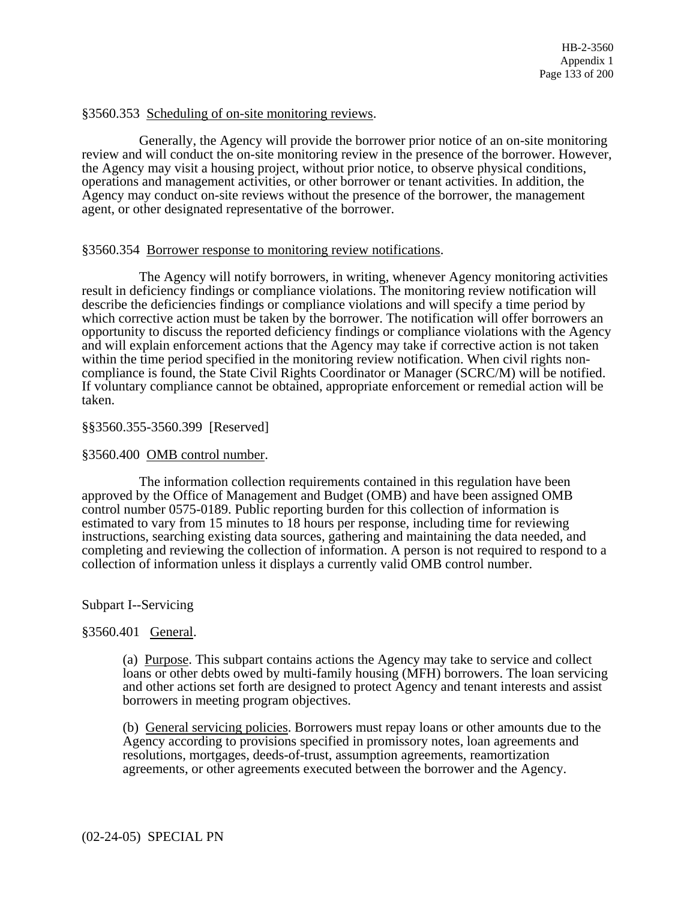§3560.353 Scheduling of on-site monitoring reviews.

Generally, the Agency will provide the borrower prior notice of an on-site monitoring review and will conduct the on-site monitoring review in the presence of the borrower. However, the Agency may visit a housing project, without prior notice, to observe physical conditions, operations and management activities, or other borrower or tenant activities. In addition, the Agency may conduct on-site reviews without the presence of the borrower, the management agent, or other designated representative of the borrower.

§3560.354 Borrower response to monitoring review notifications.

The Agency will notify borrowers, in writing, whenever Agency monitoring activities result in deficiency findings or compliance violations. The monitoring review notification will describe the deficiencies findings or compliance violations and will specify a time period by which corrective action must be taken by the borrower. The notification will offer borrowers an opportunity to discuss the reported deficiency findings or compliance violations with the Agency and will explain enforcement actions that the Agency may take if corrective action is not taken within the time period specified in the monitoring review notification. When civil rights non-compliance is found, the State Civil Rights Coordinator or Manager (SCRC/M) will be notified. If voluntary compliance cannot be obtained, appropriate enforcement or remedial action will be taken.

§§3560.355-3560.399 [Reserved]

§3560.400 OMB control number.

The information collection requirements contained in this regulation have been approved by the Office of Management and Budget (OMB) and have been assigned OMB control number 0575-0189. Public reporting burden for this collection of information is estimated to vary from 15 minutes to 18 hours per response, including time for reviewing instructions, searching existing data sources, gathering and maintaining the data needed, and completing and reviewing the collection of information. A person is not required to respond to a collection of information unless it displays a currently valid OMB control number.

Subpart I--Servicing

§3560.401 General.

(a) Purpose. This subpart contains actions the Agency may take to service and collect loans or other debts owed by multi-family housing (MFH) borrowers. The loan servicing and other actions set forth are designed to protect Agency and tenant interests and assist borrowers in meeting program objectives.

(b) General servicing policies. Borrowers must repay loans or other amounts due to the Agency according to provisions specified in promissory notes, loan agreements and resolutions, mortgages, deeds-of-trust, assumption agreements, reamortization agreements, or other agreements executed between the borrower and the Agency.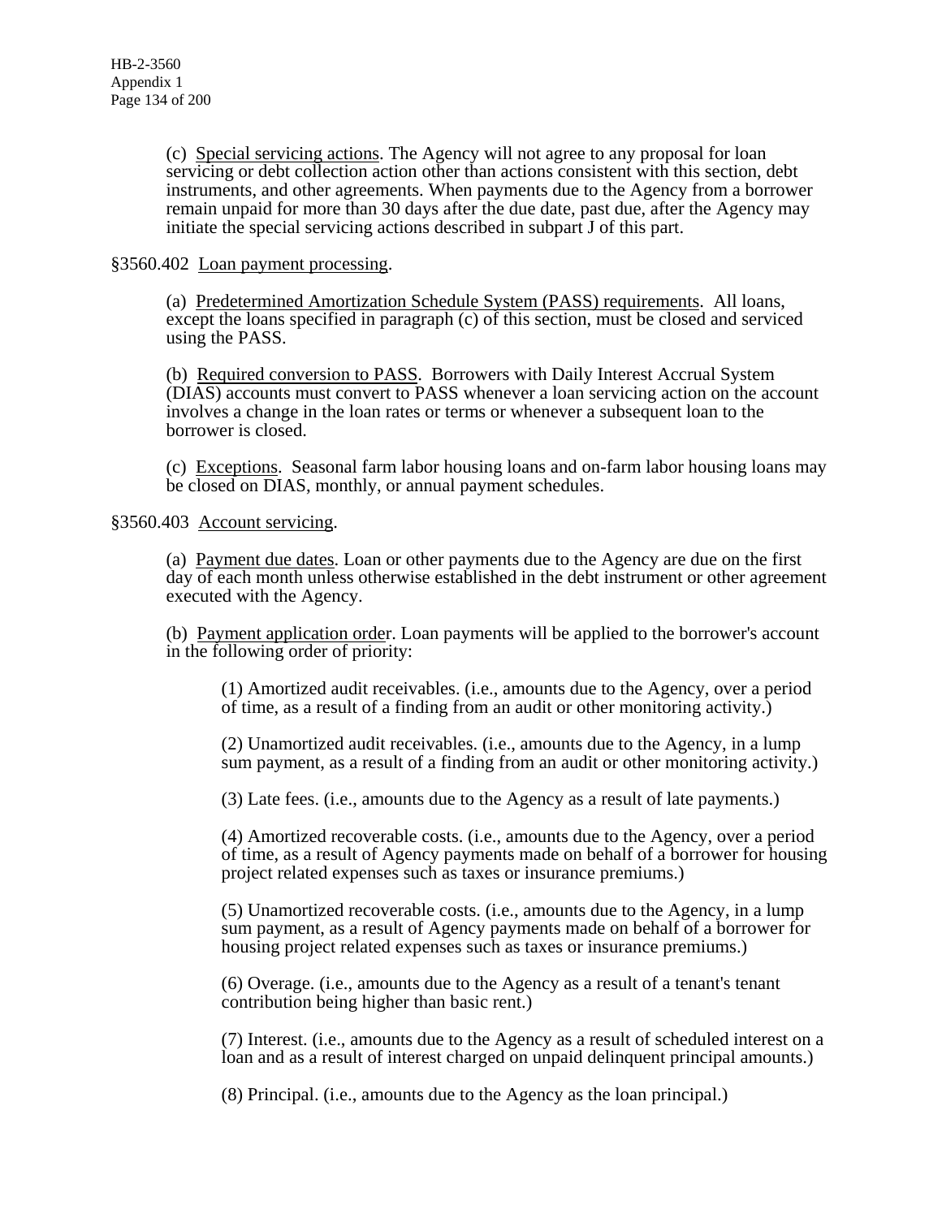(c) Special servicing actions. The Agency will not agree to any proposal for loan servicing or debt collection action other than actions consistent with this section, debt instruments, and other agreements. When payments due to the Agency from a borrower remain unpaid for more than 30 days after the due date, past due, after the Agency may initiate the special servicing actions described in subpart J of this part.

§3560.402 Loan payment processing.

(a) Predetermined Amortization Schedule System (PASS) requirements. All loans, except the loans specified in paragraph (c) of this section, must be closed and serviced using the PASS.

(b) Required conversion to PASS. Borrowers with Daily Interest Accrual System (DIAS) accounts must convert to PASS whenever a loan servicing action on the account involves a change in the loan rates or terms or whenever a subsequent loan to the borrower is closed.

(c) Exceptions. Seasonal farm labor housing loans and on-farm labor housing loans may be closed on DIAS, monthly, or annual payment schedules.

§3560.403 Account servicing.

(a) Payment due dates. Loan or other payments due to the Agency are due on the first day of each month unless otherwise established in the debt instrument or other agreement executed with the Agency.

(b) Payment application order. Loan payments will be applied to the borrower's account in the following order of priority:

(1) Amortized audit receivables. (i.e., amounts due to the Agency, over a period of time, as a result of a finding from an audit or other monitoring activity.)

(2) Unamortized audit receivables. (i.e., amounts due to the Agency, in a lump sum payment, as a result of a finding from an audit or other monitoring activity.)

(3) Late fees. (i.e., amounts due to the Agency as a result of late payments.)

(4) Amortized recoverable costs. (i.e., amounts due to the Agency, over a period of time, as a result of Agency payments made on behalf of a borrower for housing project related expenses such as taxes or insurance premiums.)

(5) Unamortized recoverable costs. (i.e., amounts due to the Agency, in a lump sum payment, as a result of Agency payments made on behalf of a borrower for housing project related expenses such as taxes or insurance premiums.)

(6) Overage. (i.e., amounts due to the Agency as a result of a tenant's tenant contribution being higher than basic rent.)

(7) Interest. (i.e., amounts due to the Agency as a result of scheduled interest on a loan and as a result of interest charged on unpaid delinquent principal amounts.)

(8) Principal. (i.e., amounts due to the Agency as the loan principal.)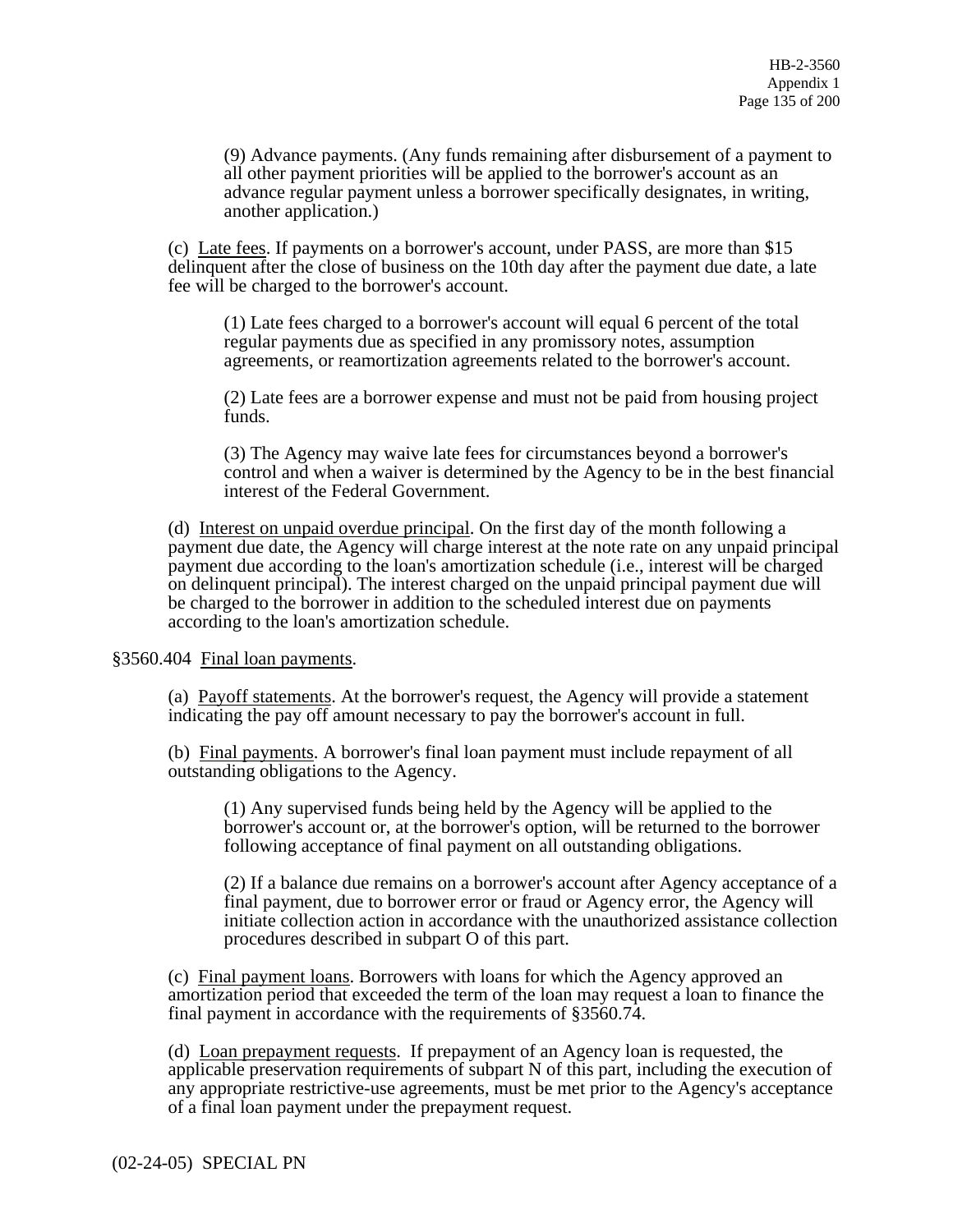(9) Advance payments. (Any funds remaining after disbursement of a payment to all other payment priorities will be applied to the borrower's account as an advance regular payment unless a borrower specifically designates, in writing, another application.)

(c) Late fees. If payments on a borrower's account, under PASS, are more than $15 delinquent after the close of business on the 10th day after the payment due date, a late fee will be charged to the borrower's account.

(1) Late fees charged to a borrower's account will equal 6 percent of the total regular payments due as specified in any promissory notes, assumption agreements, or reamortization agreements related to the borrower's account.

(2) Late fees are a borrower expense and must not be paid from housing project funds.

(3) The Agency may waive late fees for circumstances beyond a borrower's control and when a waiver is determined by the Agency to be in the best financial interest of the Federal Government.

(d) Interest on unpaid overdue principal. On the first day of the month following a payment due date, the Agency will charge interest at the note rate on any unpaid principal payment due according to the loan's amortization schedule (i.e., interest will be charged on delinquent principal). The interest charged on the unpaid principal payment due will be charged to the borrower in addition to the scheduled interest due on payments according to the loan's amortization schedule.

§3560.404 Final loan payments.

(a) Payoff statements. At the borrower's request, the Agency will provide a statement indicating the pay off amount necessary to pay the borrower's account in full.

(b) Final payments. A borrower's final loan payment must include repayment of all outstanding obligations to the Agency.

(1) Any supervised funds being held by the Agency will be applied to the borrower's account or, at the borrower's option, will be returned to the borrower following acceptance of final payment on all outstanding obligations.

(2) If a balance due remains on a borrower's account after Agency acceptance of a final payment, due to borrower error or fraud or Agency error, the Agency will initiate collection action in accordance with the unauthorized assistance collection procedures described in subpart O of this part.

(c) Final payment loans. Borrowers with loans for which the Agency approved an amortization period that exceeded the term of the loan may request a loan to finance the final payment in accordance with the requirements of §3560.74.

(d) Loan prepayment requests. If prepayment of an Agency loan is requested, the applicable preservation requirements of subpart N of this part, including the execution of any appropriate restrictive-use agreements, must be met prior to the Agency's acceptance of a final loan payment under the prepayment request.

(02-24-05) SPECIAL PN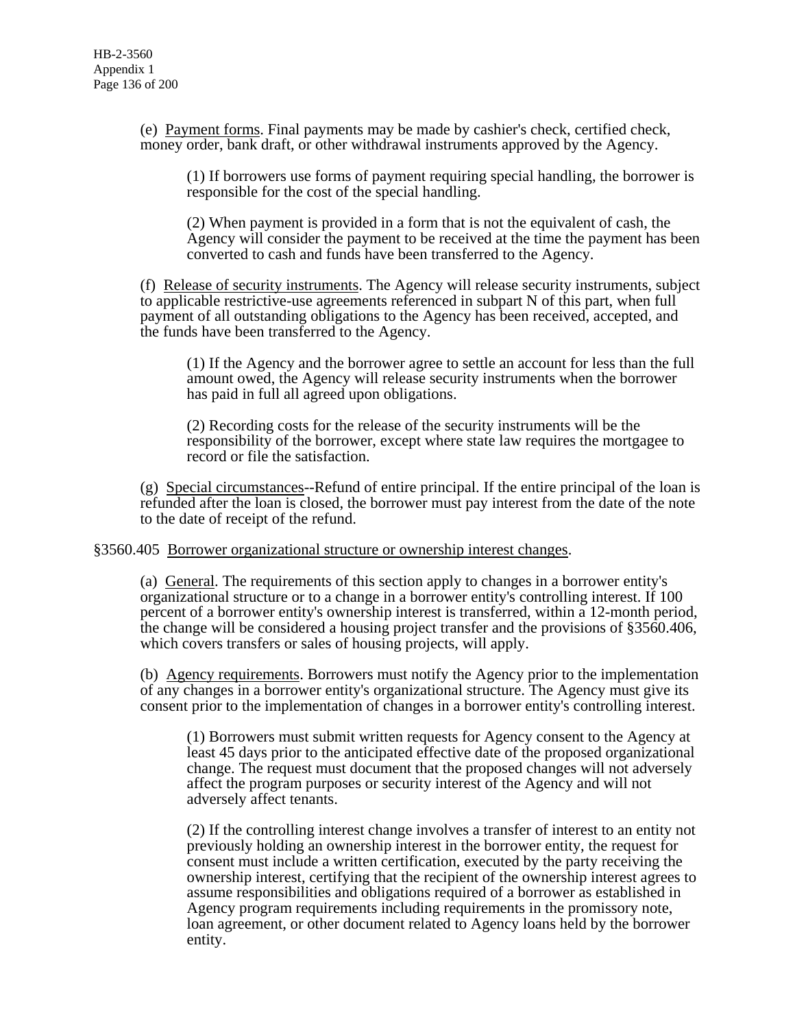(e) Payment forms. Final payments may be made by cashier's check, certified check, money order, bank draft, or other withdrawal instruments approved by the Agency.

(1) If borrowers use forms of payment requiring special handling, the borrower is responsible for the cost of the special handling.

(2) When payment is provided in a form that is not the equivalent of cash, the Agency will consider the payment to be received at the time the payment has been converted to cash and funds have been transferred to the Agency.

(f) Release of security instruments. The Agency will release security instruments, subject to applicable restrictive-use agreements referenced in subpart N of this part, when full payment of all outstanding obligations to the Agency has been received, accepted, and the funds have been transferred to the Agency.

(1) If the Agency and the borrower agree to settle an account for less than the full amount owed, the Agency will release security instruments when the borrower has paid in full all agreed upon obligations.

(2) Recording costs for the release of the security instruments will be the responsibility of the borrower, except where state law requires the mortgagee to record or file the satisfaction.

(g) Special circumstances--Refund of entire principal. If the entire principal of the loan is refunded after the loan is closed, the borrower must pay interest from the date of the note to the date of receipt of the refund.

## §3560.405 Borrower organizational structure or ownership interest changes.

(a) General. The requirements of this section apply to changes in a borrower entity's organizational structure or to a change in a borrower entity's controlling interest. If 100 percent of a borrower entity's ownership interest is transferred, within a 12-month period, the change will be considered a housing project transfer and the provisions of §3560.406, which covers transfers or sales of housing projects, will apply.

(b) Agency requirements. Borrowers must notify the Agency prior to the implementation of any changes in a borrower entity's organizational structure. The Agency must give its consent prior to the implementation of changes in a borrower entity's controlling interest.

(1) Borrowers must submit written requests for Agency consent to the Agency at least 45 days prior to the anticipated effective date of the proposed organizational change. The request must document that the proposed changes will not adversely affect the program purposes or security interest of the Agency and will not adversely affect tenants.

(2) If the controlling interest change involves a transfer of interest to an entity not previously holding an ownership interest in the borrower entity, the request for consent must include a written certification, executed by the party receiving the ownership interest, certifying that the recipient of the ownership interest agrees to assume responsibilities and obligations required of a borrower as established in Agency program requirements including requirements in the promissory note, loan agreement, or other document related to Agency loans held by the borrower entity.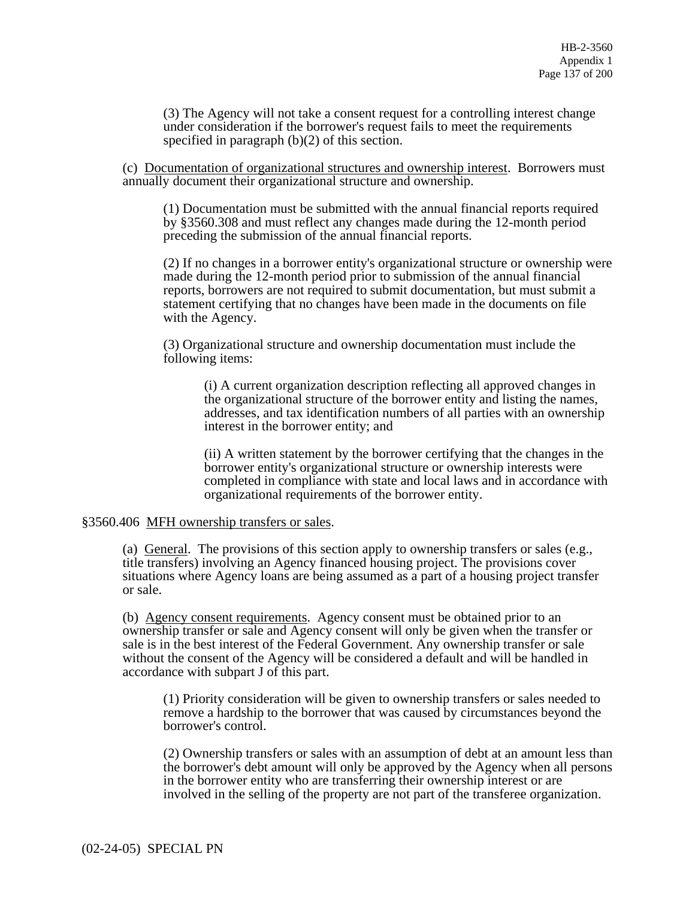(3) The Agency will not take a consent request for a controlling interest change under consideration if the borrower's request fails to meet the requirements specified in paragraph (b)(2) of this section.

(c) Documentation of organizational structures and ownership interest. Borrowers must annually document their organizational structure and ownership.

(1) Documentation must be submitted with the annual financial reports required by §3560.308 and must reflect any changes made during the 12-month period preceding the submission of the annual financial reports.

(2) If no changes in a borrower entity's organizational structure or ownership were made during the 12-month period prior to submission of the annual financial reports, borrowers are not required to submit documentation, but must submit a statement certifying that no changes have been made in the documents on file with the Agency.

(3) Organizational structure and ownership documentation must include the following items:

(i) A current organization description reflecting all approved changes in the organizational structure of the borrower entity and listing the names, addresses, and tax identification numbers of all parties with an ownership interest in the borrower entity; and

(ii) A written statement by the borrower certifying that the changes in the borrower entity's organizational structure or ownership interests were completed in compliance with state and local laws and in accordance with organizational requirements of the borrower entity.

§3560.406 MFH ownership transfers or sales.

(a) General. The provisions of this section apply to ownership transfers or sales (e.g., title transfers) involving an Agency financed housing project. The provisions cover situations where Agency loans are being assumed as a part of a housing project transfer or sale.

(b) Agency consent requirements. Agency consent must be obtained prior to an ownership transfer or sale and Agency consent will only be given when the transfer or sale is in the best interest of the Federal Government. Any ownership transfer or sale without the consent of the Agency will be considered a default and will be handled in accordance with subpart J of this part.

(1) Priority consideration will be given to ownership transfers or sales needed to remove a hardship to the borrower that was caused by circumstances beyond the borrower's control.

(2) Ownership transfers or sales with an assumption of debt at an amount less than the borrower's debt amount will only be approved by the Agency when all persons in the borrower entity who are transferring their ownership interest or are involved in the selling of the property are not part of the transferee organization.

(02-24-05) SPECIAL PN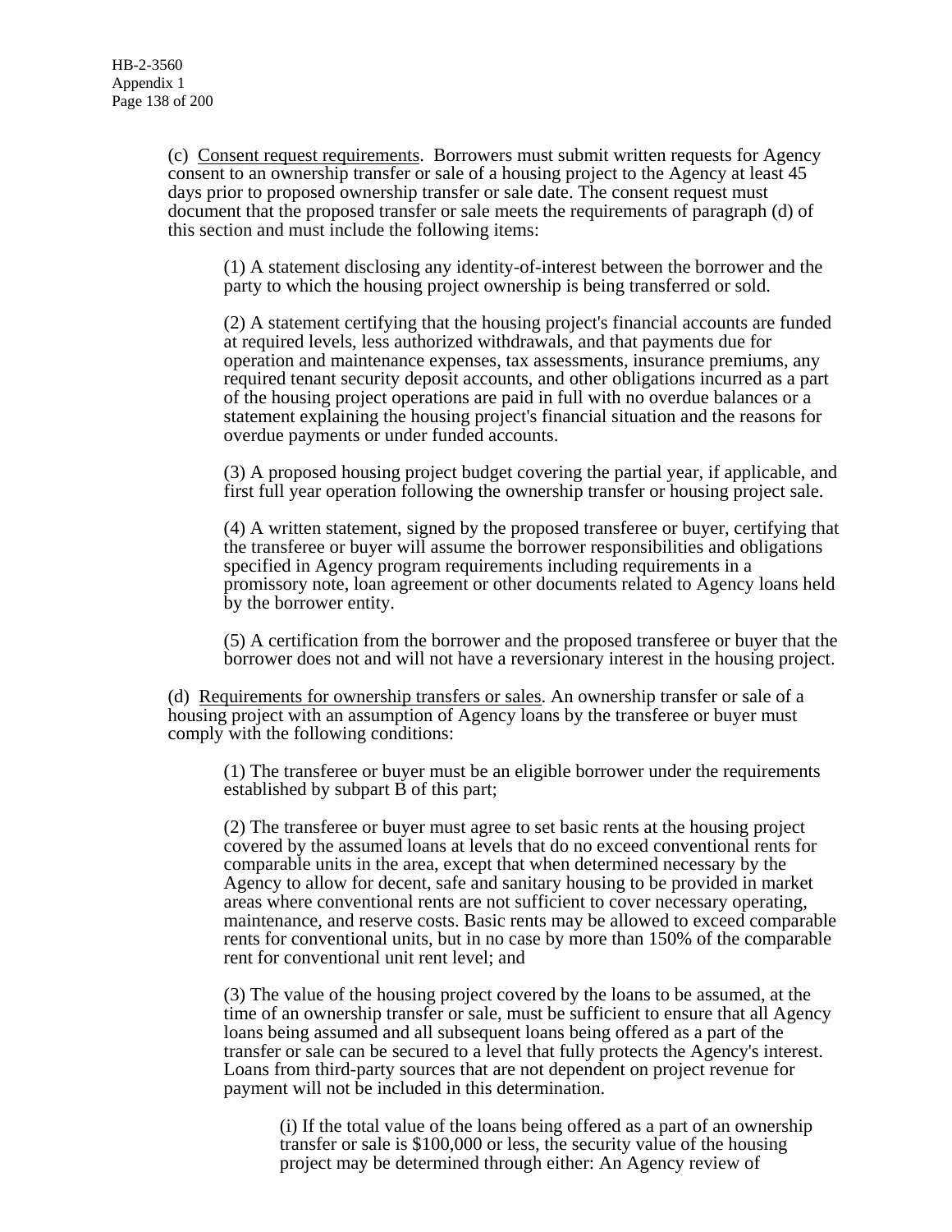(c) Consent request requirements. Borrowers must submit written requests for Agency consent to an ownership transfer or sale of a housing project to the Agency at least 45 days prior to proposed ownership transfer or sale date. The consent request must document that the proposed transfer or sale meets the requirements of paragraph (d) of this section and must include the following items:

(1) A statement disclosing any identity-of-interest between the borrower and the party to which the housing project ownership is being transferred or sold.

(2) A statement certifying that the housing project's financial accounts are funded at required levels, less authorized withdrawals, and that payments due for operation and maintenance expenses, tax assessments, insurance premiums, any required tenant security deposit accounts, and other obligations incurred as a part of the housing project operations are paid in full with no overdue balances or a statement explaining the housing project's financial situation and the reasons for overdue payments or under funded accounts.

(3) A proposed housing project budget covering the partial year, if applicable, and first full year operation following the ownership transfer or housing project sale.

(4) A written statement, signed by the proposed transferee or buyer, certifying that the transferee or buyer will assume the borrower responsibilities and obligations specified in Agency program requirements including requirements in a promissory note, loan agreement or other documents related to Agency loans held by the borrower entity.

(5) A certification from the borrower and the proposed transferee or buyer that the borrower does not and will not have a reversionary interest in the housing project.

(d) Requirements for ownership transfers or sales. An ownership transfer or sale of a housing project with an assumption of Agency loans by the transferee or buyer must comply with the following conditions:

(1) The transferee or buyer must be an eligible borrower under the requirements established by subpart B of this part;

(2) The transferee or buyer must agree to set basic rents at the housing project covered by the assumed loans at levels that do no exceed conventional rents for comparable units in the area, except that when determined necessary by the Agency to allow for decent, safe and sanitary housing to be provided in market areas where conventional rents are not sufficient to cover necessary operating, maintenance, and reserve costs. Basic rents may be allowed to exceed comparable rents for conventional units, but in no case by more than 150% of the comparable rent for conventional unit rent level; and

(3) The value of the housing project covered by the loans to be assumed, at the time of an ownership transfer or sale, must be sufficient to ensure that all Agency loans being assumed and all subsequent loans being offered as a part of the transfer or sale can be secured to a level that fully protects the Agency's interest. Loans from third-party sources that are not dependent on project revenue for payment will not be included in this determination.

(i) If the total value of the loans being offered as a part of an ownership transfer or sale is $100,000 or less, the security value of the housing project may be determined through either: An Agency review of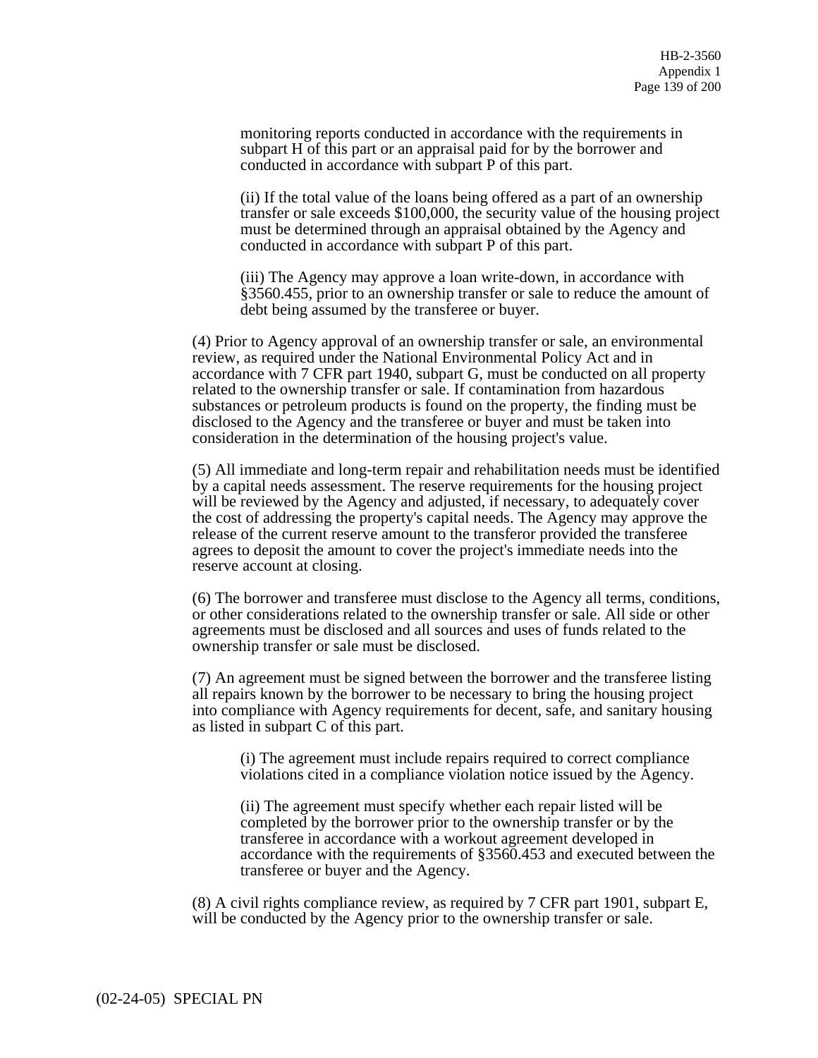monitoring reports conducted in accordance with the requirements in subpart H of this part or an appraisal paid for by the borrower and conducted in accordance with subpart P of this part.

(ii) If the total value of the loans being offered as a part of an ownership transfer or sale exceeds $100,000, the security value of the housing project must be determined through an appraisal obtained by the Agency and conducted in accordance with subpart P of this part.

(iii) The Agency may approve a loan write-down, in accordance with §3560.455, prior to an ownership transfer or sale to reduce the amount of debt being assumed by the transferee or buyer.

(4) Prior to Agency approval of an ownership transfer or sale, an environmental review, as required under the National Environmental Policy Act and in accordance with 7 CFR part 1940, subpart G, must be conducted on all property related to the ownership transfer or sale. If contamination from hazardous substances or petroleum products is found on the property, the finding must be disclosed to the Agency and the transferee or buyer and must be taken into consideration in the determination of the housing project's value.

(5) All immediate and long-term repair and rehabilitation needs must be identified by a capital needs assessment. The reserve requirements for the housing project will be reviewed by the Agency and adjusted, if necessary, to adequately cover the cost of addressing the property's capital needs. The Agency may approve the release of the current reserve amount to the transferor provided the transferee agrees to deposit the amount to cover the project's immediate needs into the reserve account at closing.

(6) The borrower and transferee must disclose to the Agency all terms, conditions, or other considerations related to the ownership transfer or sale. All side or other agreements must be disclosed and all sources and uses of funds related to the ownership transfer or sale must be disclosed.

(7) An agreement must be signed between the borrower and the transferee listing all repairs known by the borrower to be necessary to bring the housing project into compliance with Agency requirements for decent, safe, and sanitary housing as listed in subpart C of this part.

(i) The agreement must include repairs required to correct compliance violations cited in a compliance violation notice issued by the Agency.

(ii) The agreement must specify whether each repair listed will be completed by the borrower prior to the ownership transfer or by the transferee in accordance with a workout agreement developed in accordance with the requirements of §3560.453 and executed between the transferee or buyer and the Agency.

(8) A civil rights compliance review, as required by 7 CFR part 1901, subpart E, will be conducted by the Agency prior to the ownership transfer or sale.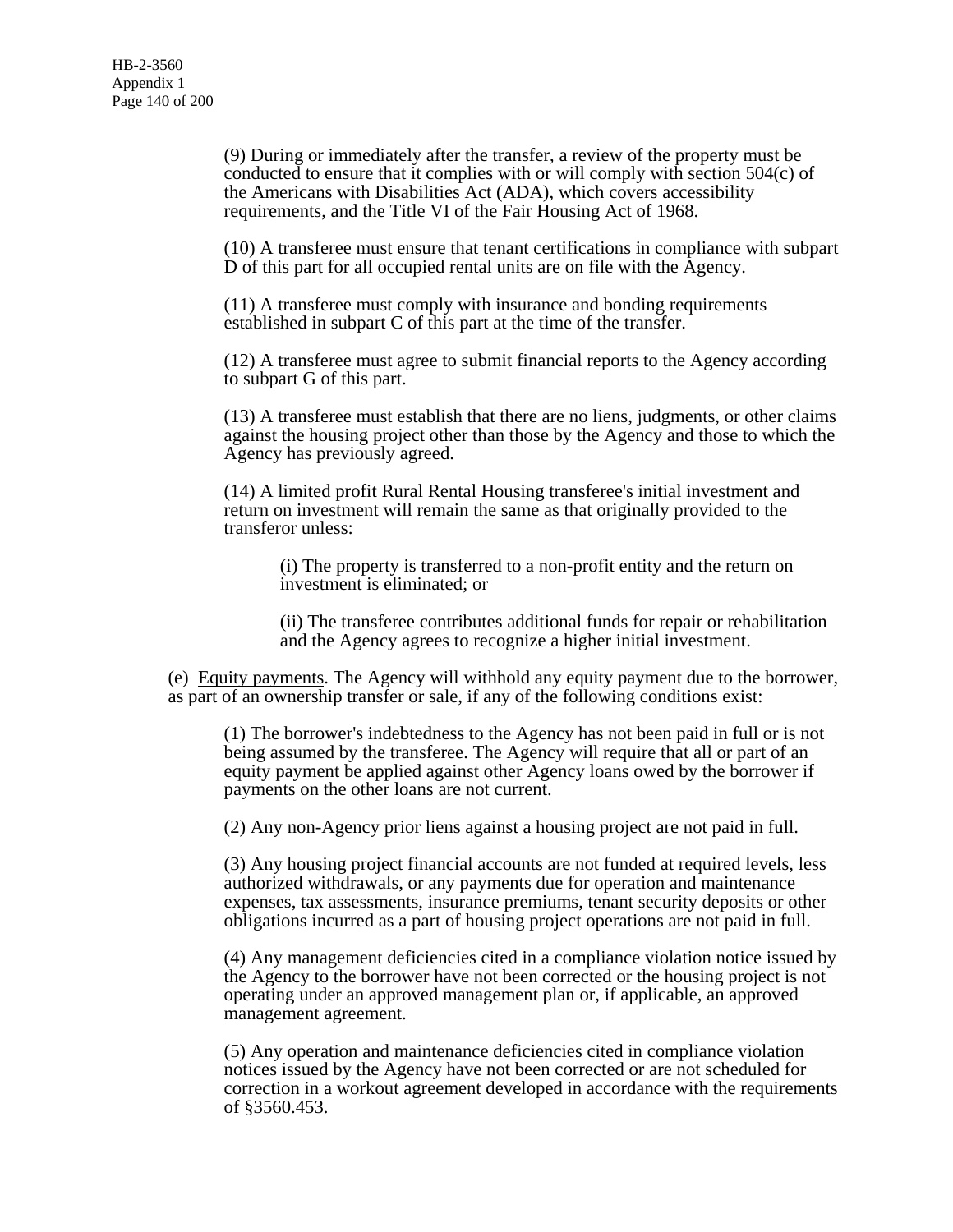(9) During or immediately after the transfer, a review of the property must be conducted to ensure that it complies with or will comply with section 504(c) of the Americans with Disabilities Act (ADA), which covers accessibility requirements, and the Title VI of the Fair Housing Act of 1968.

(10) A transferee must ensure that tenant certifications in compliance with subpart D of this part for all occupied rental units are on file with the Agency.

(11) A transferee must comply with insurance and bonding requirements established in subpart C of this part at the time of the transfer.

(12) A transferee must agree to submit financial reports to the Agency according to subpart G of this part.

(13) A transferee must establish that there are no liens, judgments, or other claims against the housing project other than those by the Agency and those to which the Agency has previously agreed.

(14) A limited profit Rural Rental Housing transferee's initial investment and return on investment will remain the same as that originally provided to the transferor unless:

(i) The property is transferred to a non-profit entity and the return on investment is eliminated; or

(ii) The transferee contributes additional funds for repair or rehabilitation and the Agency agrees to recognize a higher initial investment.

(e) Equity payments. The Agency will withhold any equity payment due to the borrower, as part of an ownership transfer or sale, if any of the following conditions exist:

(1) The borrower's indebtedness to the Agency has not been paid in full or is not being assumed by the transferee. The Agency will require that all or part of an equity payment be applied against other Agency loans owed by the borrower if payments on the other loans are not current.

(2) Any non-Agency prior liens against a housing project are not paid in full.

(3) Any housing project financial accounts are not funded at required levels, less authorized withdrawals, or any payments due for operation and maintenance expenses, tax assessments, insurance premiums, tenant security deposits or other obligations incurred as a part of housing project operations are not paid in full.

(4) Any management deficiencies cited in a compliance violation notice issued by the Agency to the borrower have not been corrected or the housing project is not operating under an approved management plan or, if applicable, an approved management agreement.

(5) Any operation and maintenance deficiencies cited in compliance violation notices issued by the Agency have not been corrected or are not scheduled for correction in a workout agreement developed in accordance with the requirements of §3560.453.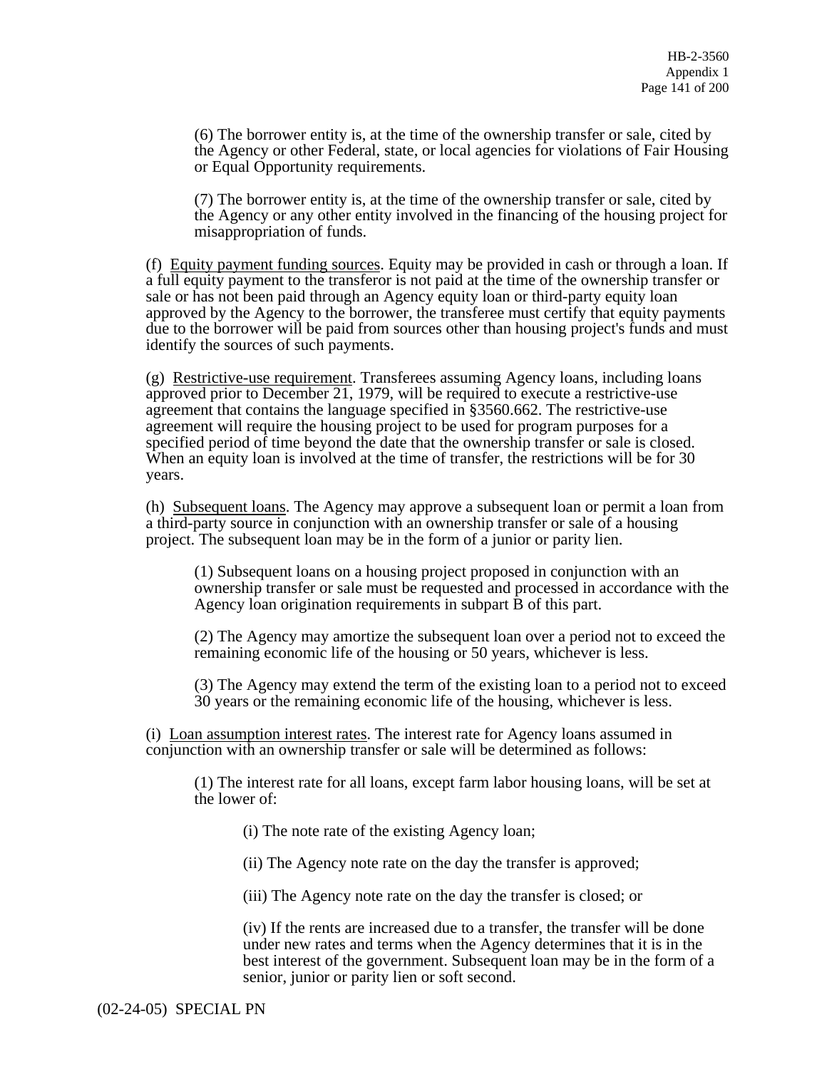(6) The borrower entity is, at the time of the ownership transfer or sale, cited by the Agency or other Federal, state, or local agencies for violations of Fair Housing or Equal Opportunity requirements.

(7) The borrower entity is, at the time of the ownership transfer or sale, cited by the Agency or any other entity involved in the financing of the housing project for misappropriation of funds.

(f) Equity payment funding sources. Equity may be provided in cash or through a loan. If a full equity payment to the transferor is not paid at the time of the ownership transfer or sale or has not been paid through an Agency equity loan or third-party equity loan approved by the Agency to the borrower, the transferee must certify that equity payments due to the borrower will be paid from sources other than housing project's funds and must identify the sources of such payments.

(g) Restrictive-use requirement. Transferees assuming Agency loans, including loans approved prior to December 21, 1979, will be required to execute a restrictive-use agreement that contains the language specified in §3560.662. The restrictive-use agreement will require the housing project to be used for program purposes for a specified period of time beyond the date that the ownership transfer or sale is closed. When an equity loan is involved at the time of transfer, the restrictions will be for 30 years.

(h) Subsequent loans. The Agency may approve a subsequent loan or permit a loan from a third-party source in conjunction with an ownership transfer or sale of a housing project. The subsequent loan may be in the form of a junior or parity lien.

(1) Subsequent loans on a housing project proposed in conjunction with an ownership transfer or sale must be requested and processed in accordance with the Agency loan origination requirements in subpart B of this part.

(2) The Agency may amortize the subsequent loan over a period not to exceed the remaining economic life of the housing or 50 years, whichever is less.

(3) The Agency may extend the term of the existing loan to a period not to exceed 30 years or the remaining economic life of the housing, whichever is less.

(i) Loan assumption interest rates. The interest rate for Agency loans assumed in conjunction with an ownership transfer or sale will be determined as follows:

(1) The interest rate for all loans, except farm labor housing loans, will be set at the lower of:

(i) The note rate of the existing Agency loan;

(ii) The Agency note rate on the day the transfer is approved;

(iii) The Agency note rate on the day the transfer is closed; or

(iv) If the rents are increased due to a transfer, the transfer will be done under new rates and terms when the Agency determines that it is in the best interest of the government. Subsequent loan may be in the form of a senior, junior or parity lien or soft second.

(02-24-05) SPECIAL PN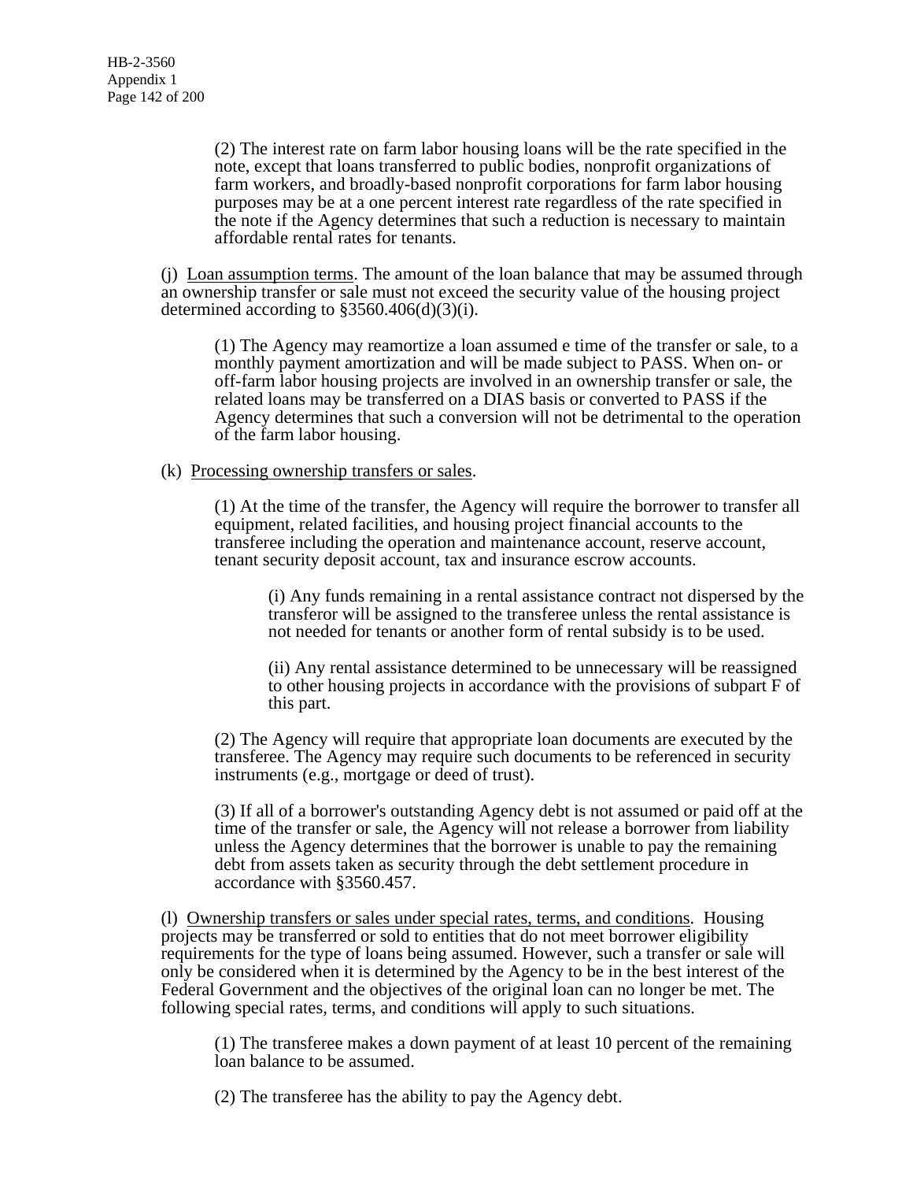(2) The interest rate on farm labor housing loans will be the rate specified in the note, except that loans transferred to public bodies, nonprofit organizations of farm workers, and broadly-based nonprofit corporations for farm labor housing purposes may be at a one percent interest rate regardless of the rate specified in the note if the Agency determines that such a reduction is necessary to maintain affordable rental rates for tenants.

(j) Loan assumption terms. The amount of the loan balance that may be assumed through an ownership transfer or sale must not exceed the security value of the housing project determined according to §3560.406(d)(3)(i).

(1) The Agency may reamortize a loan assumed e time of the transfer or sale, to a monthly payment amortization and will be made subject to PASS. When on- or off-farm labor housing projects are involved in an ownership transfer or sale, the related loans may be transferred on a DIAS basis or converted to PASS if the Agency determines that such a conversion will not be detrimental to the operation of the farm labor housing.

(k) Processing ownership transfers or sales.

(1) At the time of the transfer, the Agency will require the borrower to transfer all equipment, related facilities, and housing project financial accounts to the transferee including the operation and maintenance account, reserve account, tenant security deposit account, tax and insurance escrow accounts.

(i) Any funds remaining in a rental assistance contract not dispersed by the transferor will be assigned to the transferee unless the rental assistance is not needed for tenants or another form of rental subsidy is to be used.

(ii) Any rental assistance determined to be unnecessary will be reassigned to other housing projects in accordance with the provisions of subpart F of this part.

(2) The Agency will require that appropriate loan documents are executed by the transferee. The Agency may require such documents to be referenced in security instruments (e.g., mortgage or deed of trust).

(3) If all of a borrower's outstanding Agency debt is not assumed or paid off at the time of the transfer or sale, the Agency will not release a borrower from liability unless the Agency determines that the borrower is unable to pay the remaining debt from assets taken as security through the debt settlement procedure in accordance with §3560.457.

(l) Ownership transfers or sales under special rates, terms, and conditions. Housing projects may be transferred or sold to entities that do not meet borrower eligibility requirements for the type of loans being assumed. However, such a transfer or sale will only be considered when it is determined by the Agency to be in the best interest of the Federal Government and the objectives of the original loan can no longer be met. The following special rates, terms, and conditions will apply to such situations.

(1) The transferee makes a down payment of at least 10 percent of the remaining loan balance to be assumed.

(2) The transferee has the ability to pay the Agency debt.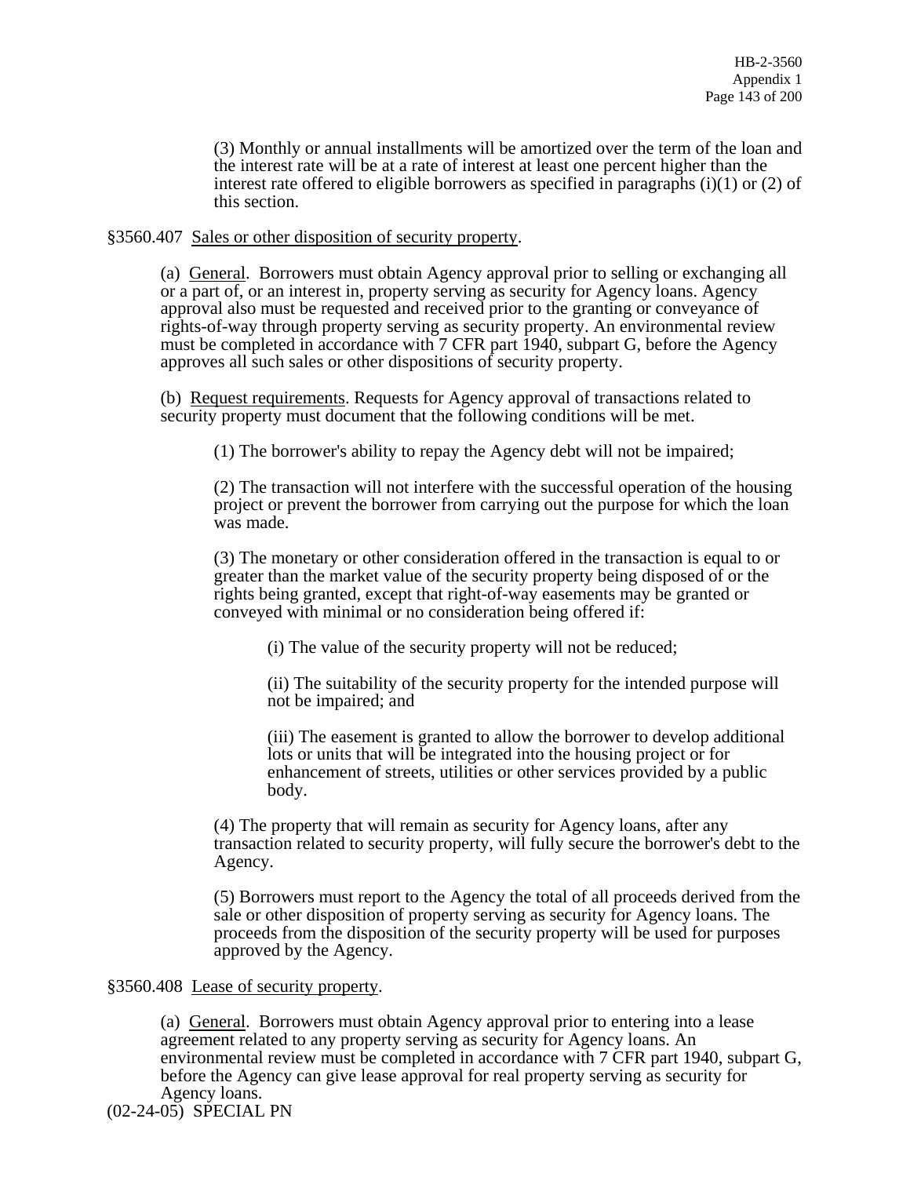(3) Monthly or annual installments will be amortized over the term of the loan and the interest rate will be at a rate of interest at least one percent higher than the interest rate offered to eligible borrowers as specified in paragraphs (i)(1) or (2) of this section.

§3560.407 Sales or other disposition of security property.

(a) General. Borrowers must obtain Agency approval prior to selling or exchanging all or a part of, or an interest in, property serving as security for Agency loans. Agency approval also must be requested and received prior to the granting or conveyance of rights-of-way through property serving as security property. An environmental review must be completed in accordance with 7 CFR part 1940, subpart G, before the Agency approves all such sales or other dispositions of security property.

(b) Request requirements. Requests for Agency approval of transactions related to security property must document that the following conditions will be met.

(1) The borrower's ability to repay the Agency debt will not be impaired;

(2) The transaction will not interfere with the successful operation of the housing project or prevent the borrower from carrying out the purpose for which the loan was made.

(3) The monetary or other consideration offered in the transaction is equal to or greater than the market value of the security property being disposed of or the rights being granted, except that right-of-way easements may be granted or conveyed with minimal or no consideration being offered if:

(i) The value of the security property will not be reduced;

(ii) The suitability of the security property for the intended purpose will not be impaired; and

(iii) The easement is granted to allow the borrower to develop additional lots or units that will be integrated into the housing project or for enhancement of streets, utilities or other services provided by a public body.

(4) The property that will remain as security for Agency loans, after any transaction related to security property, will fully secure the borrower's debt to the Agency.

(5) Borrowers must report to the Agency the total of all proceeds derived from the sale or other disposition of property serving as security for Agency loans. The proceeds from the disposition of the security property will be used for purposes approved by the Agency.

§3560.408 Lease of security property.

(a) General. Borrowers must obtain Agency approval prior to entering into a lease agreement related to any property serving as security for Agency loans. An environmental review must be completed in accordance with 7 CFR part 1940, subpart G, before the Agency can give lease approval for real property serving as security for Agency loans.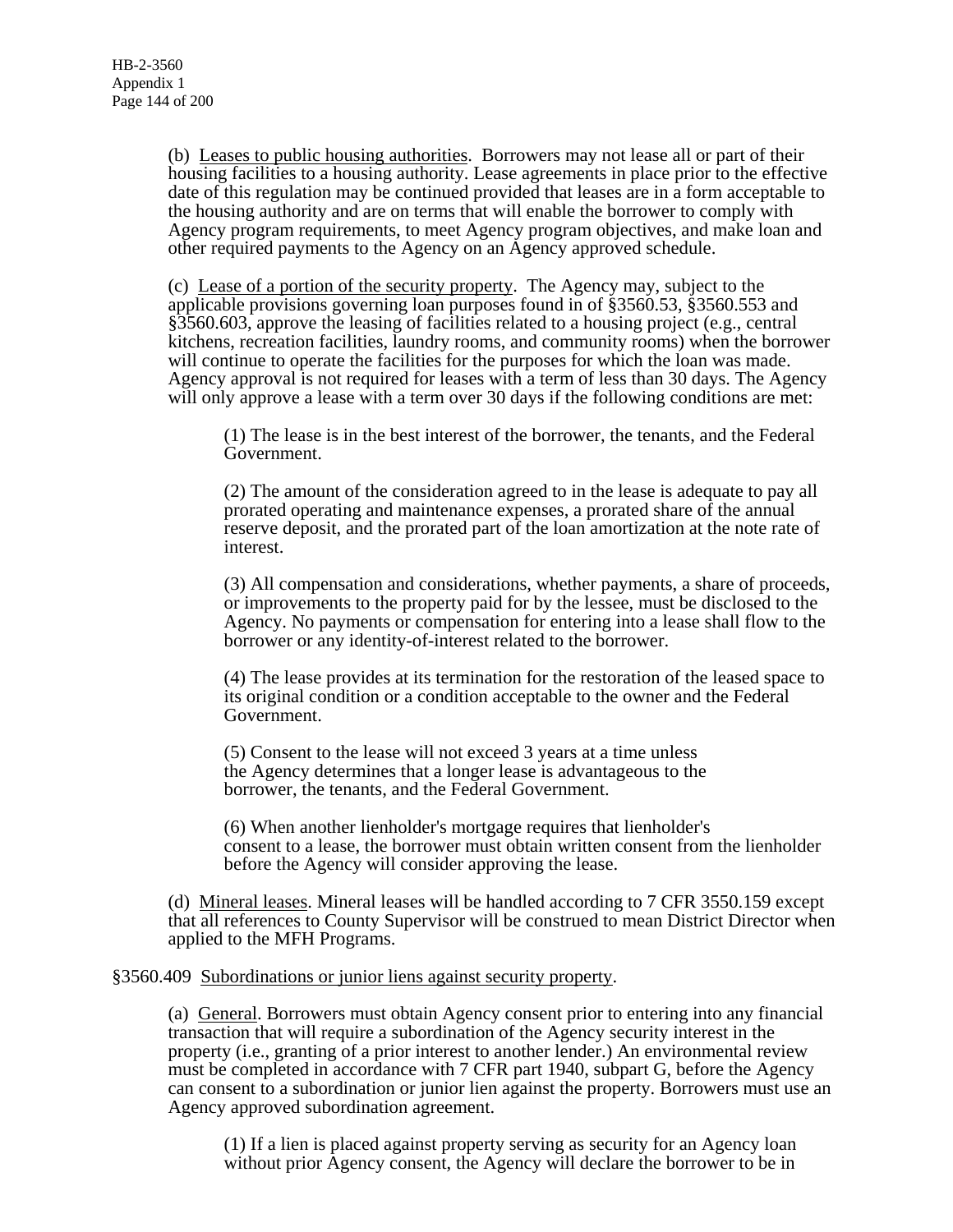(b) Leases to public housing authorities. Borrowers may not lease all or part of their housing facilities to a housing authority. Lease agreements in place prior to the effective date of this regulation may be continued provided that leases are in a form acceptable to the housing authority and are on terms that will enable the borrower to comply with Agency program requirements, to meet Agency program objectives, and make loan and other required payments to the Agency on an Agency approved schedule.

(c) Lease of a portion of the security property. The Agency may, subject to the applicable provisions governing loan purposes found in of §3560.53, §3560.553 and §3560.603, approve the leasing of facilities related to a housing project (e.g., central kitchens, recreation facilities, laundry rooms, and community rooms) when the borrower will continue to operate the facilities for the purposes for which the loan was made. Agency approval is not required for leases with a term of less than 30 days. The Agency will only approve a lease with a term over 30 days if the following conditions are met:

> (1) The lease is in the best interest of the borrower, the tenants, and the Federal Government.
>
> (2) The amount of the consideration agreed to in the lease is adequate to pay all prorated operating and maintenance expenses, a prorated share of the annual reserve deposit, and the prorated part of the loan amortization at the note rate of interest.
>
> (3) All compensation and considerations, whether payments, a share of proceeds, or improvements to the property paid for by the lessee, must be disclosed to the Agency. No payments or compensation for entering into a lease shall flow to the borrower or any identity-of-interest related to the borrower.
>
> (4) The lease provides at its termination for the restoration of the leased space to its original condition or a condition acceptable to the owner and the Federal Government.
>
> (5) Consent to the lease will not exceed 3 years at a time unless the Agency determines that a longer lease is advantageous to the borrower, the tenants, and the Federal Government.
>
> (6) When another lienholder's mortgage requires that lienholder's consent to a lease, the borrower must obtain written consent from the lienholder before the Agency will consider approving the lease.

(d) Mineral leases. Mineral leases will be handled according to 7 CFR 3550.159 except that all references to County Supervisor will be construed to mean District Director when applied to the MFH Programs.

§3560.409 Subordinations or junior liens against security property.

(a) General. Borrowers must obtain Agency consent prior to entering into any financial transaction that will require a subordination of the Agency security interest in the property (i.e., granting of a prior interest to another lender.) An environmental review must be completed in accordance with 7 CFR part 1940, subpart G, before the Agency can consent to a subordination or junior lien against the property. Borrowers must use an Agency approved subordination agreement.

> (1) If a lien is placed against property serving as security for an Agency loan without prior Agency consent, the Agency will declare the borrower to be in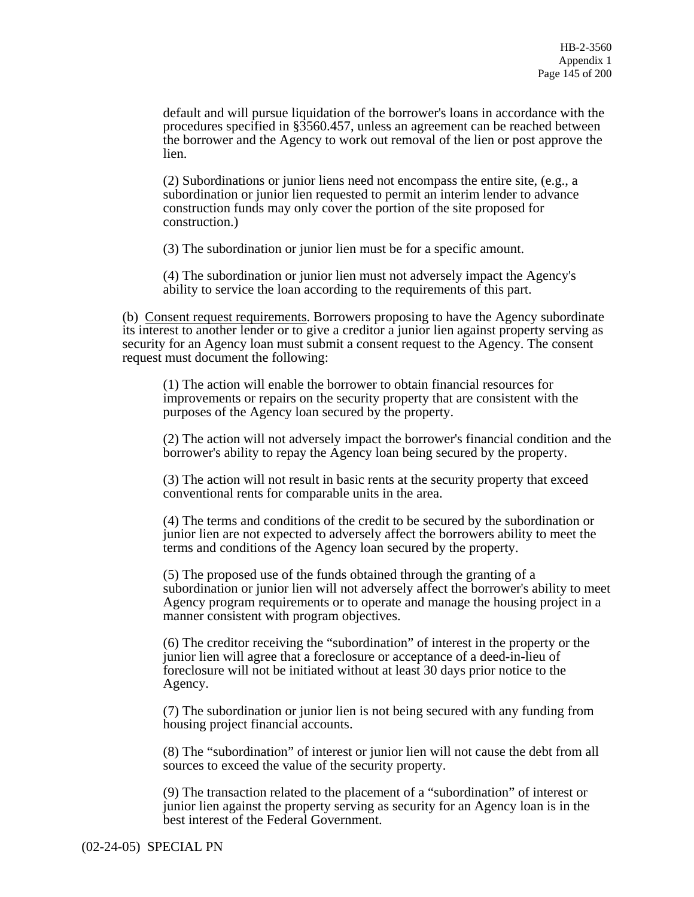default and will pursue liquidation of the borrower's loans in accordance with the procedures specified in §3560.457, unless an agreement can be reached between the borrower and the Agency to work out removal of the lien or post approve the lien.

(2) Subordinations or junior liens need not encompass the entire site, (e.g., a subordination or junior lien requested to permit an interim lender to advance construction funds may only cover the portion of the site proposed for construction.)

(3) The subordination or junior lien must be for a specific amount.

(4) The subordination or junior lien must not adversely impact the Agency's ability to service the loan according to the requirements of this part.

(b) Consent request requirements. Borrowers proposing to have the Agency subordinate its interest to another lender or to give a creditor a junior lien against property serving as security for an Agency loan must submit a consent request to the Agency. The consent request must document the following:

(1) The action will enable the borrower to obtain financial resources for improvements or repairs on the security property that are consistent with the purposes of the Agency loan secured by the property.

(2) The action will not adversely impact the borrower's financial condition and the borrower's ability to repay the Agency loan being secured by the property.

(3) The action will not result in basic rents at the security property that exceed conventional rents for comparable units in the area.

(4) The terms and conditions of the credit to be secured by the subordination or junior lien are not expected to adversely affect the borrowers ability to meet the terms and conditions of the Agency loan secured by the property.

(5) The proposed use of the funds obtained through the granting of a subordination or junior lien will not adversely affect the borrower's ability to meet Agency program requirements or to operate and manage the housing project in a manner consistent with program objectives.

(6) The creditor receiving the “subordination” of interest in the property or the junior lien will agree that a foreclosure or acceptance of a deed-in-lieu of foreclosure will not be initiated without at least 30 days prior notice to the Agency.

(7) The subordination or junior lien is not being secured with any funding from housing project financial accounts.

(8) The “subordination” of interest or junior lien will not cause the debt from all sources to exceed the value of the security property.

(9) The transaction related to the placement of a “subordination” of interest or junior lien against the property serving as security for an Agency loan is in the best interest of the Federal Government.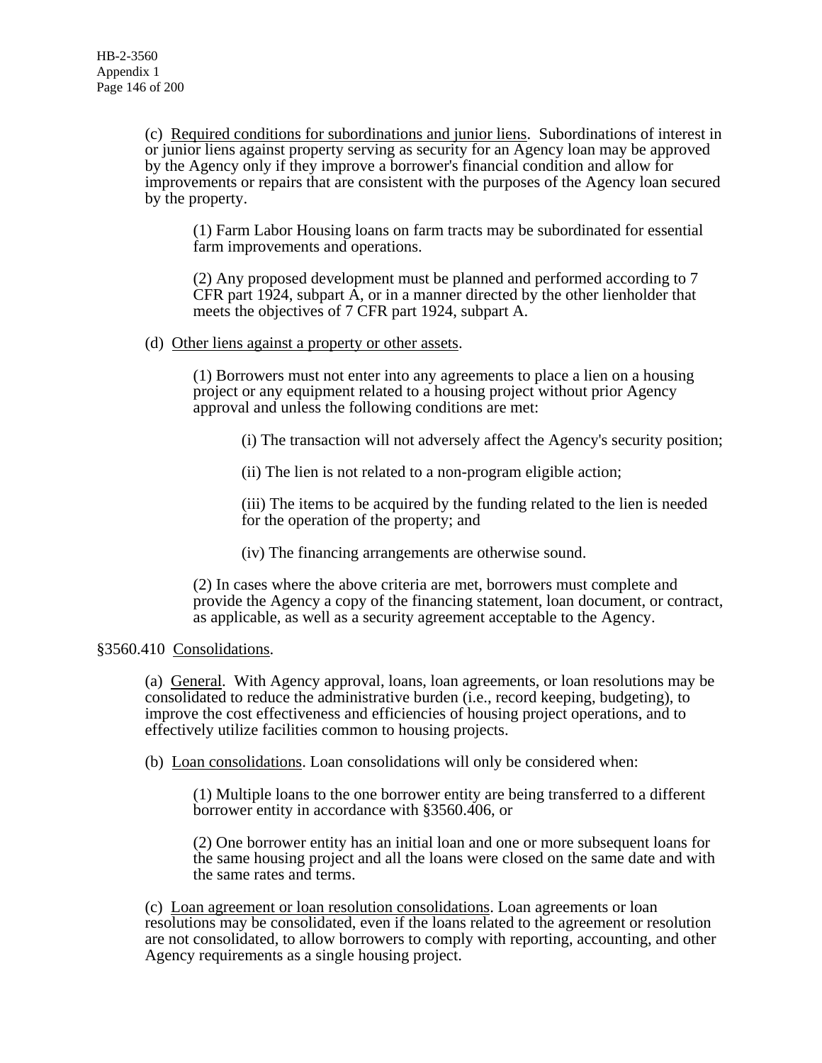(c) Required conditions for subordinations and junior liens. Subordinations of interest in or junior liens against property serving as security for an Agency loan may be approved by the Agency only if they improve a borrower's financial condition and allow for improvements or repairs that are consistent with the purposes of the Agency loan secured by the property.

(1) Farm Labor Housing loans on farm tracts may be subordinated for essential farm improvements and operations.

(2) Any proposed development must be planned and performed according to 7 CFR part 1924, subpart A, or in a manner directed by the other lienholder that meets the objectives of 7 CFR part 1924, subpart A.

(d) Other liens against a property or other assets.

(1) Borrowers must not enter into any agreements to place a lien on a housing project or any equipment related to a housing project without prior Agency approval and unless the following conditions are met:

(i) The transaction will not adversely affect the Agency's security position;

(ii) The lien is not related to a non-program eligible action;

(iii) The items to be acquired by the funding related to the lien is needed for the operation of the property; and

(iv) The financing arrangements are otherwise sound.

(2) In cases where the above criteria are met, borrowers must complete and provide the Agency a copy of the financing statement, loan document, or contract, as applicable, as well as a security agreement acceptable to the Agency.

## §3560.410 Consolidations.

(a) General. With Agency approval, loans, loan agreements, or loan resolutions may be consolidated to reduce the administrative burden (i.e., record keeping, budgeting), to improve the cost effectiveness and efficiencies of housing project operations, and to effectively utilize facilities common to housing projects.

(b) Loan consolidations. Loan consolidations will only be considered when:

(1) Multiple loans to the one borrower entity are being transferred to a different borrower entity in accordance with §3560.406, or

(2) One borrower entity has an initial loan and one or more subsequent loans for the same housing project and all the loans were closed on the same date and with the same rates and terms.

(c) Loan agreement or loan resolution consolidations. Loan agreements or loan resolutions may be consolidated, even if the loans related to the agreement or resolution are not consolidated, to allow borrowers to comply with reporting, accounting, and other Agency requirements as a single housing project.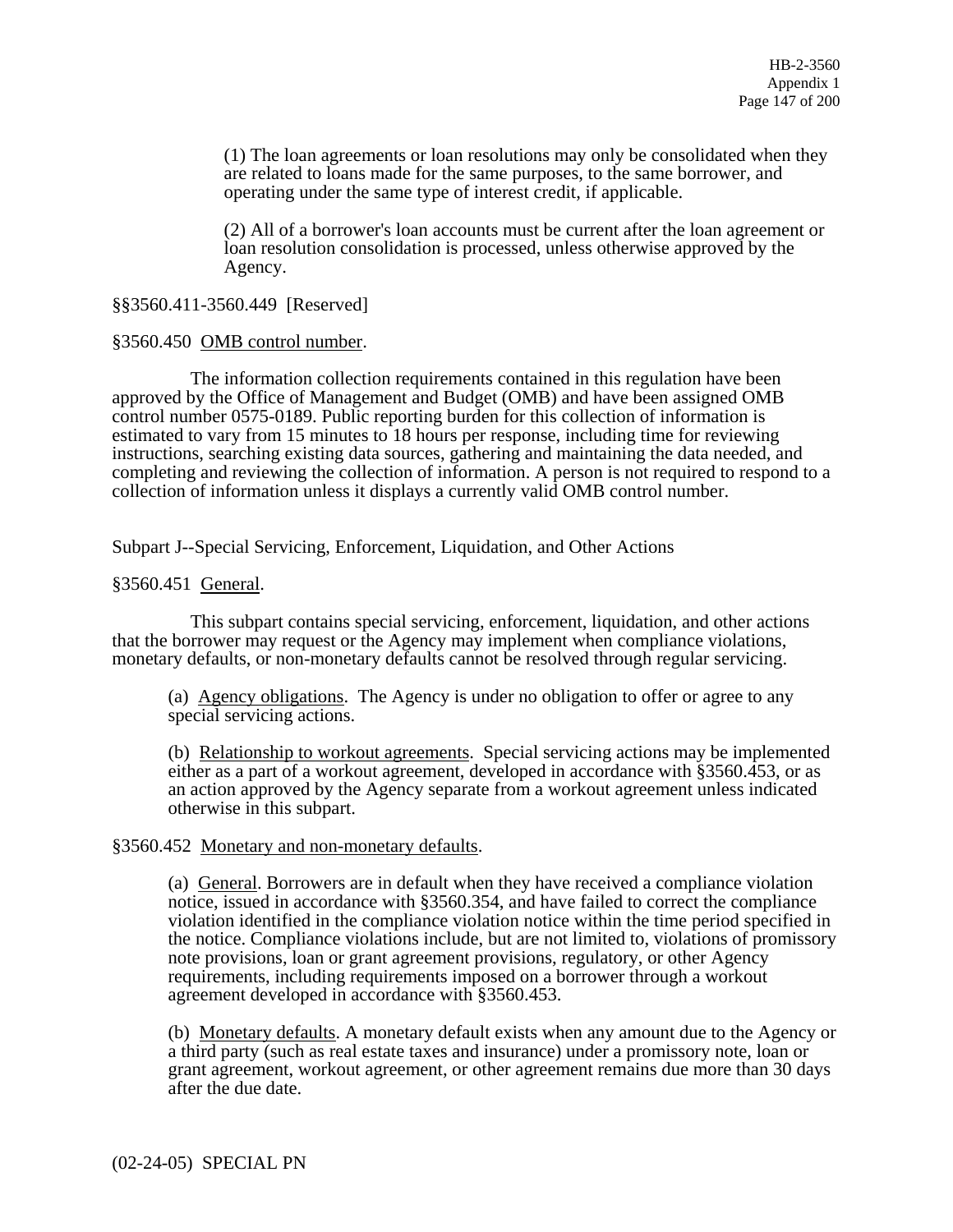(1) The loan agreements or loan resolutions may only be consolidated when they are related to loans made for the same purposes, to the same borrower, and operating under the same type of interest credit, if applicable.

(2) All of a borrower's loan accounts must be current after the loan agreement or loan resolution consolidation is processed, unless otherwise approved by the Agency.

§§3560.411-3560.449 [Reserved]

§3560.450 OMB control number.

The information collection requirements contained in this regulation have been approved by the Office of Management and Budget (OMB) and have been assigned OMB control number 0575-0189. Public reporting burden for this collection of information is estimated to vary from 15 minutes to 18 hours per response, including time for reviewing instructions, searching existing data sources, gathering and maintaining the data needed, and completing and reviewing the collection of information. A person is not required to respond to a collection of information unless it displays a currently valid OMB control number.

Subpart J--Special Servicing, Enforcement, Liquidation, and Other Actions

§3560.451 General.

This subpart contains special servicing, enforcement, liquidation, and other actions that the borrower may request or the Agency may implement when compliance violations, monetary defaults, or non-monetary defaults cannot be resolved through regular servicing.

(a) Agency obligations. The Agency is under no obligation to offer or agree to any special servicing actions.

(b) Relationship to workout agreements. Special servicing actions may be implemented either as a part of a workout agreement, developed in accordance with §3560.453, or as an action approved by the Agency separate from a workout agreement unless indicated otherwise in this subpart.

§3560.452 Monetary and non-monetary defaults.

(a) General. Borrowers are in default when they have received a compliance violation notice, issued in accordance with §3560.354, and have failed to correct the compliance violation identified in the compliance violation notice within the time period specified in the notice. Compliance violations include, but are not limited to, violations of promissory note provisions, loan or grant agreement provisions, regulatory, or other Agency requirements, including requirements imposed on a borrower through a workout agreement developed in accordance with §3560.453.

(b) Monetary defaults. A monetary default exists when any amount due to the Agency or a third party (such as real estate taxes and insurance) under a promissory note, loan or grant agreement, workout agreement, or other agreement remains due more than 30 days after the due date.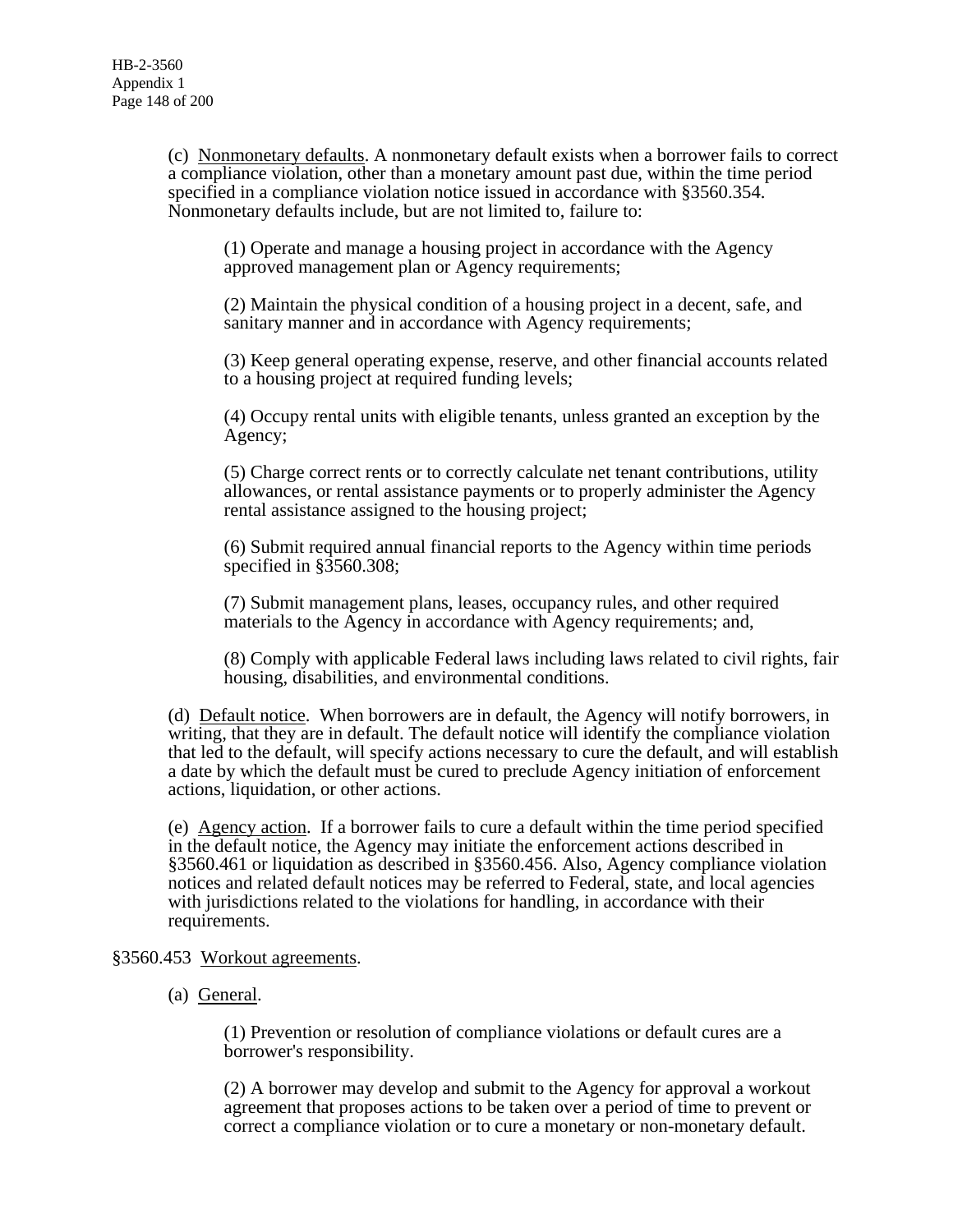(c) Nonmonetary defaults. A nonmonetary default exists when a borrower fails to correct a compliance violation, other than a monetary amount past due, within the time period specified in a compliance violation notice issued in accordance with §3560.354. Nonmonetary defaults include, but are not limited to, failure to:

(1) Operate and manage a housing project in accordance with the Agency approved management plan or Agency requirements;

(2) Maintain the physical condition of a housing project in a decent, safe, and sanitary manner and in accordance with Agency requirements;

(3) Keep general operating expense, reserve, and other financial accounts related to a housing project at required funding levels;

(4) Occupy rental units with eligible tenants, unless granted an exception by the Agency;

(5) Charge correct rents or to correctly calculate net tenant contributions, utility allowances, or rental assistance payments or to properly administer the Agency rental assistance assigned to the housing project;

(6) Submit required annual financial reports to the Agency within time periods specified in §3560.308;

(7) Submit management plans, leases, occupancy rules, and other required materials to the Agency in accordance with Agency requirements; and,

(8) Comply with applicable Federal laws including laws related to civil rights, fair housing, disabilities, and environmental conditions.

(d) Default notice. When borrowers are in default, the Agency will notify borrowers, in writing, that they are in default. The default notice will identify the compliance violation that led to the default, will specify actions necessary to cure the default, and will establish a date by which the default must be cured to preclude Agency initiation of enforcement actions, liquidation, or other actions.

(e) Agency action. If a borrower fails to cure a default within the time period specified in the default notice, the Agency may initiate the enforcement actions described in §3560.461 or liquidation as described in §3560.456. Also, Agency compliance violation notices and related default notices may be referred to Federal, state, and local agencies with jurisdictions related to the violations for handling, in accordance with their requirements.

§3560.453 Workout agreements.

(a) General.

(1) Prevention or resolution of compliance violations or default cures are a borrower's responsibility.

(2) A borrower may develop and submit to the Agency for approval a workout agreement that proposes actions to be taken over a period of time to prevent or correct a compliance violation or to cure a monetary or non-monetary default.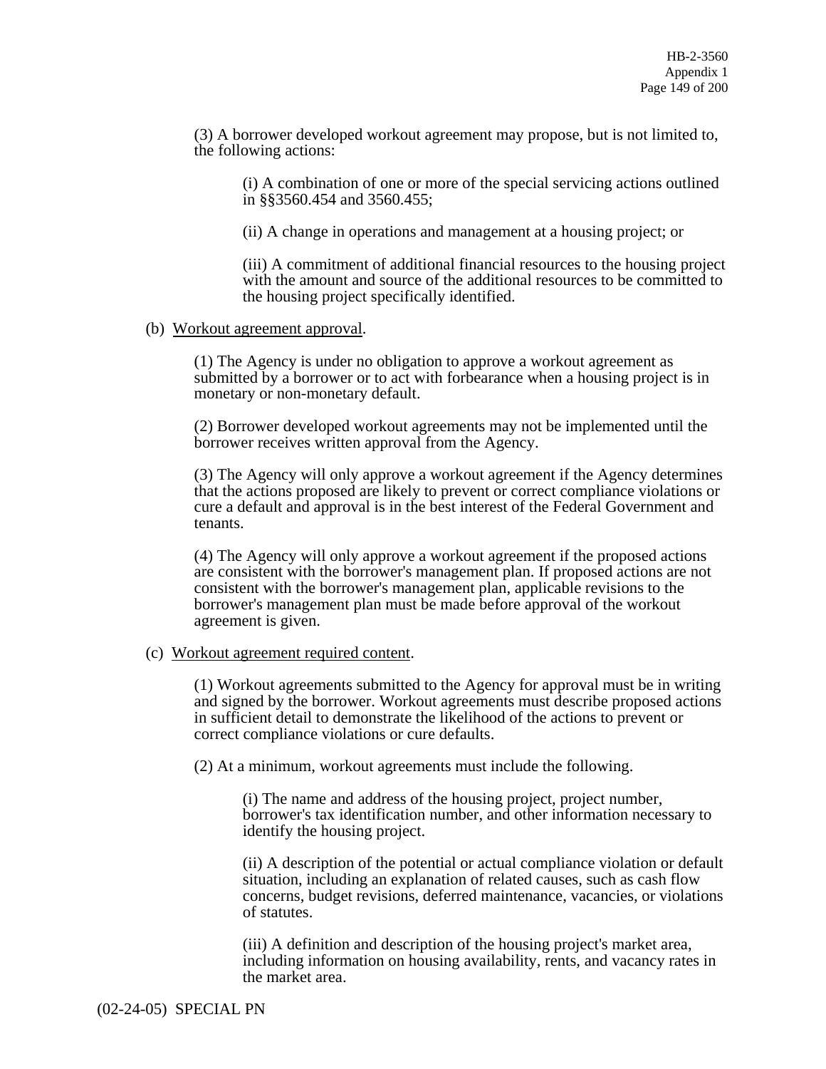(3) A borrower developed workout agreement may propose, but is not limited to, the following actions:

(i) A combination of one or more of the special servicing actions outlined in §§3560.454 and 3560.455;

(ii) A change in operations and management at a housing project; or

(iii) A commitment of additional financial resources to the housing project with the amount and source of the additional resources to be committed to the housing project specifically identified.

(b) Workout agreement approval.

(1) The Agency is under no obligation to approve a workout agreement as submitted by a borrower or to act with forbearance when a housing project is in monetary or non-monetary default.

(2) Borrower developed workout agreements may not be implemented until the borrower receives written approval from the Agency.

(3) The Agency will only approve a workout agreement if the Agency determines that the actions proposed are likely to prevent or correct compliance violations or cure a default and approval is in the best interest of the Federal Government and tenants.

(4) The Agency will only approve a workout agreement if the proposed actions are consistent with the borrower's management plan. If proposed actions are not consistent with the borrower's management plan, applicable revisions to the borrower's management plan must be made before approval of the workout agreement is given.

(c) Workout agreement required content.

(1) Workout agreements submitted to the Agency for approval must be in writing and signed by the borrower. Workout agreements must describe proposed actions in sufficient detail to demonstrate the likelihood of the actions to prevent or correct compliance violations or cure defaults.

(2) At a minimum, workout agreements must include the following.

(i) The name and address of the housing project, project number, borrower's tax identification number, and other information necessary to identify the housing project.

(ii) A description of the potential or actual compliance violation or default situation, including an explanation of related causes, such as cash flow concerns, budget revisions, deferred maintenance, vacancies, or violations of statutes.

(iii) A definition and description of the housing project's market area, including information on housing availability, rents, and vacancy rates in the market area.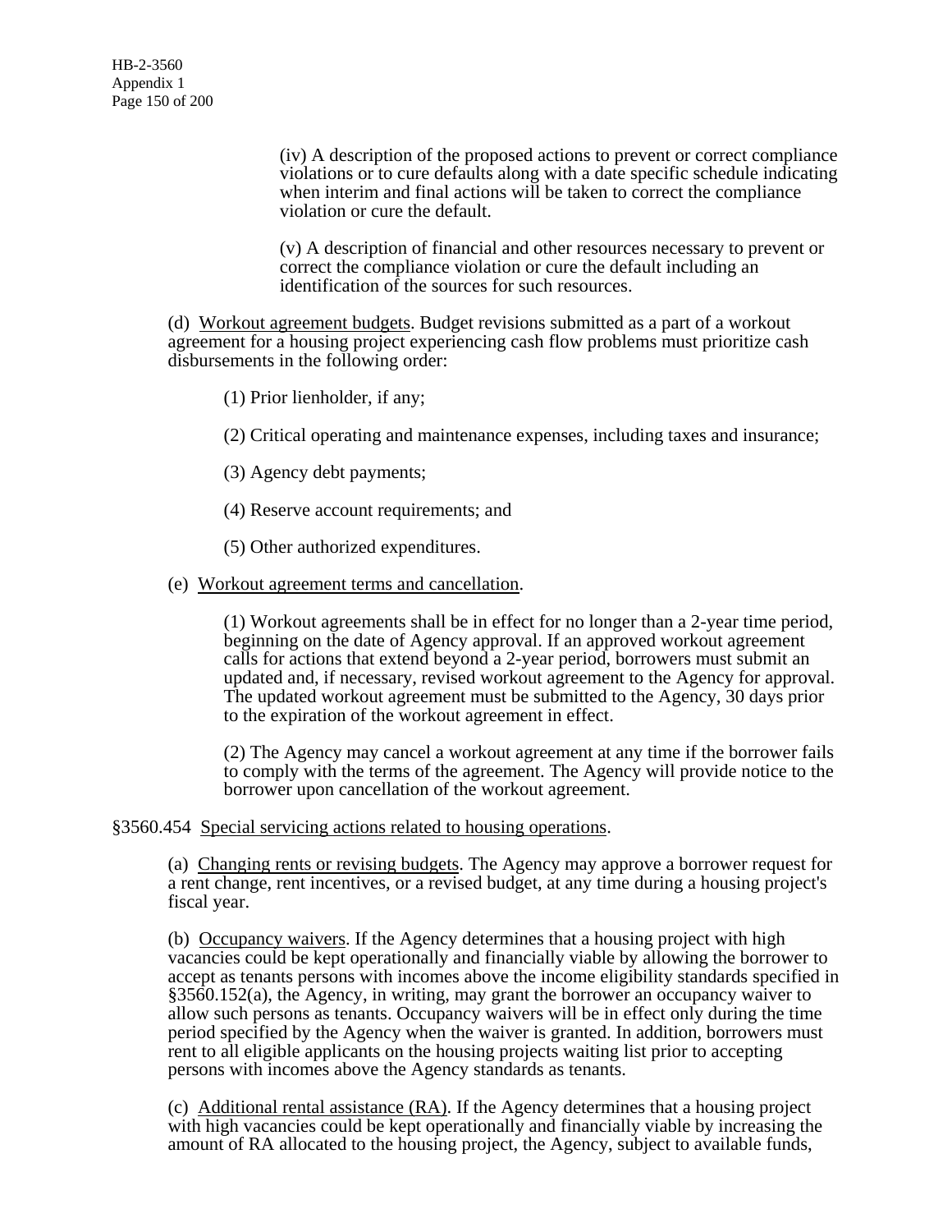(iv) A description of the proposed actions to prevent or correct compliance violations or to cure defaults along with a date specific schedule indicating when interim and final actions will be taken to correct the compliance violation or cure the default.

(v) A description of financial and other resources necessary to prevent or correct the compliance violation or cure the default including an identification of the sources for such resources.

(d) Workout agreement budgets. Budget revisions submitted as a part of a workout agreement for a housing project experiencing cash flow problems must prioritize cash disbursements in the following order:

(1) Prior lienholder, if any;

(2) Critical operating and maintenance expenses, including taxes and insurance;

(3) Agency debt payments;

(4) Reserve account requirements; and

(5) Other authorized expenditures.

(e) Workout agreement terms and cancellation.

(1) Workout agreements shall be in effect for no longer than a 2-year time period, beginning on the date of Agency approval. If an approved workout agreement calls for actions that extend beyond a 2-year period, borrowers must submit an updated and, if necessary, revised workout agreement to the Agency for approval. The updated workout agreement must be submitted to the Agency, 30 days prior to the expiration of the workout agreement in effect.

(2) The Agency may cancel a workout agreement at any time if the borrower fails to comply with the terms of the agreement. The Agency will provide notice to the borrower upon cancellation of the workout agreement.

§3560.454 Special servicing actions related to housing operations.

(a) Changing rents or revising budgets. The Agency may approve a borrower request for a rent change, rent incentives, or a revised budget, at any time during a housing project's fiscal year.

(b) Occupancy waivers. If the Agency determines that a housing project with high vacancies could be kept operationally and financially viable by allowing the borrower to accept as tenants persons with incomes above the income eligibility standards specified in §3560.152(a), the Agency, in writing, may grant the borrower an occupancy waiver to allow such persons as tenants. Occupancy waivers will be in effect only during the time period specified by the Agency when the waiver is granted. In addition, borrowers must rent to all eligible applicants on the housing projects waiting list prior to accepting persons with incomes above the Agency standards as tenants.

(c) Additional rental assistance (RA). If the Agency determines that a housing project with high vacancies could be kept operationally and financially viable by increasing the amount of RA allocated to the housing project, the Agency, subject to available funds,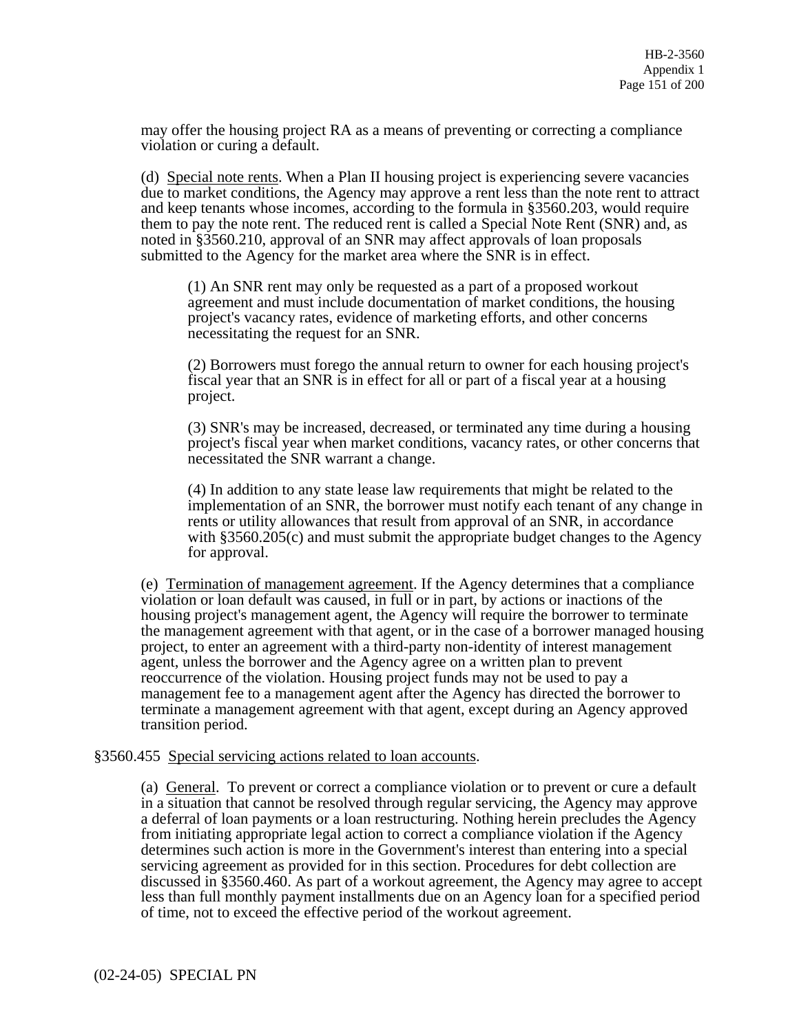may offer the housing project RA as a means of preventing or correcting a compliance violation or curing a default.

(d) Special note rents. When a Plan II housing project is experiencing severe vacancies due to market conditions, the Agency may approve a rent less than the note rent to attract and keep tenants whose incomes, according to the formula in §3560.203, would require them to pay the note rent. The reduced rent is called a Special Note Rent (SNR) and, as noted in §3560.210, approval of an SNR may affect approvals of loan proposals submitted to the Agency for the market area where the SNR is in effect.

> (1) An SNR rent may only be requested as a part of a proposed workout agreement and must include documentation of market conditions, the housing project's vacancy rates, evidence of marketing efforts, and other concerns necessitating the request for an SNR.
>
> (2) Borrowers must forego the annual return to owner for each housing project's fiscal year that an SNR is in effect for all or part of a fiscal year at a housing project.
>
> (3) SNR's may be increased, decreased, or terminated any time during a housing project's fiscal year when market conditions, vacancy rates, or other concerns that necessitated the SNR warrant a change.
>
> (4) In addition to any state lease law requirements that might be related to the implementation of an SNR, the borrower must notify each tenant of any change in rents or utility allowances that result from approval of an SNR, in accordance with §3560.205(c) and must submit the appropriate budget changes to the Agency for approval.

(e) Termination of management agreement. If the Agency determines that a compliance violation or loan default was caused, in full or in part, by actions or inactions of the housing project's management agent, the Agency will require the borrower to terminate the management agreement with that agent, or in the case of a borrower managed housing project, to enter an agreement with a third-party non-identity of interest management agent, unless the borrower and the Agency agree on a written plan to prevent reoccurrence of the violation. Housing project funds may not be used to pay a management fee to a management agent after the Agency has directed the borrower to terminate a management agreement with that agent, except during an Agency approved transition period.

§3560.455 Special servicing actions related to loan accounts.

(a) General. To prevent or correct a compliance violation or to prevent or cure a default in a situation that cannot be resolved through regular servicing, the Agency may approve a deferral of loan payments or a loan restructuring. Nothing herein precludes the Agency from initiating appropriate legal action to correct a compliance violation if the Agency determines such action is more in the Government's interest than entering into a special servicing agreement as provided for in this section. Procedures for debt collection are discussed in §3560.460. As part of a workout agreement, the Agency may agree to accept less than full monthly payment installments due on an Agency loan for a specified period of time, not to exceed the effective period of the workout agreement.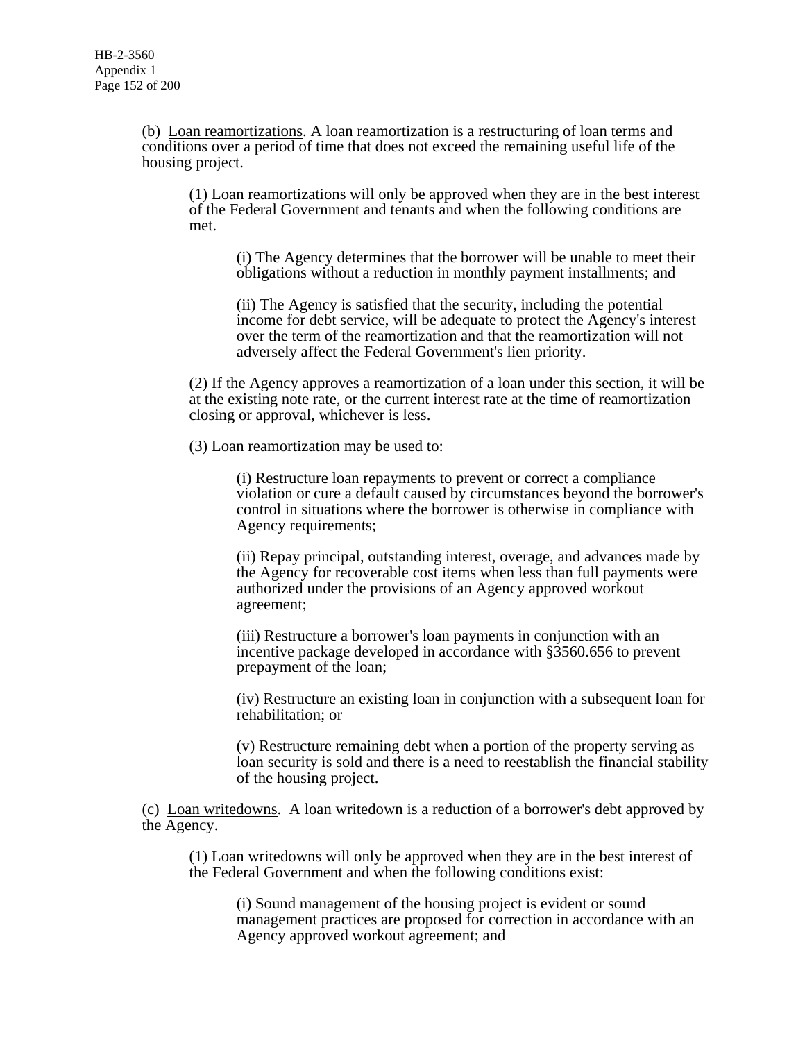(b) Loan reamortizations. A loan reamortization is a restructuring of loan terms and conditions over a period of time that does not exceed the remaining useful life of the housing project.

(1) Loan reamortizations will only be approved when they are in the best interest of the Federal Government and tenants and when the following conditions are met.

(i) The Agency determines that the borrower will be unable to meet their obligations without a reduction in monthly payment installments; and

(ii) The Agency is satisfied that the security, including the potential income for debt service, will be adequate to protect the Agency's interest over the term of the reamortization and that the reamortization will not adversely affect the Federal Government's lien priority.

(2) If the Agency approves a reamortization of a loan under this section, it will be at the existing note rate, or the current interest rate at the time of reamortization closing or approval, whichever is less.

(3) Loan reamortization may be used to:

(i) Restructure loan repayments to prevent or correct a compliance violation or cure a default caused by circumstances beyond the borrower's control in situations where the borrower is otherwise in compliance with Agency requirements;

(ii) Repay principal, outstanding interest, overage, and advances made by the Agency for recoverable cost items when less than full payments were authorized under the provisions of an Agency approved workout agreement;

(iii) Restructure a borrower's loan payments in conjunction with an incentive package developed in accordance with §3560.656 to prevent prepayment of the loan;

(iv) Restructure an existing loan in conjunction with a subsequent loan for rehabilitation; or

(v) Restructure remaining debt when a portion of the property serving as loan security is sold and there is a need to reestablish the financial stability of the housing project.

(c) Loan writedowns. A loan writedown is a reduction of a borrower's debt approved by the Agency.

(1) Loan writedowns will only be approved when they are in the best interest of the Federal Government and when the following conditions exist:

(i) Sound management of the housing project is evident or sound management practices are proposed for correction in accordance with an Agency approved workout agreement; and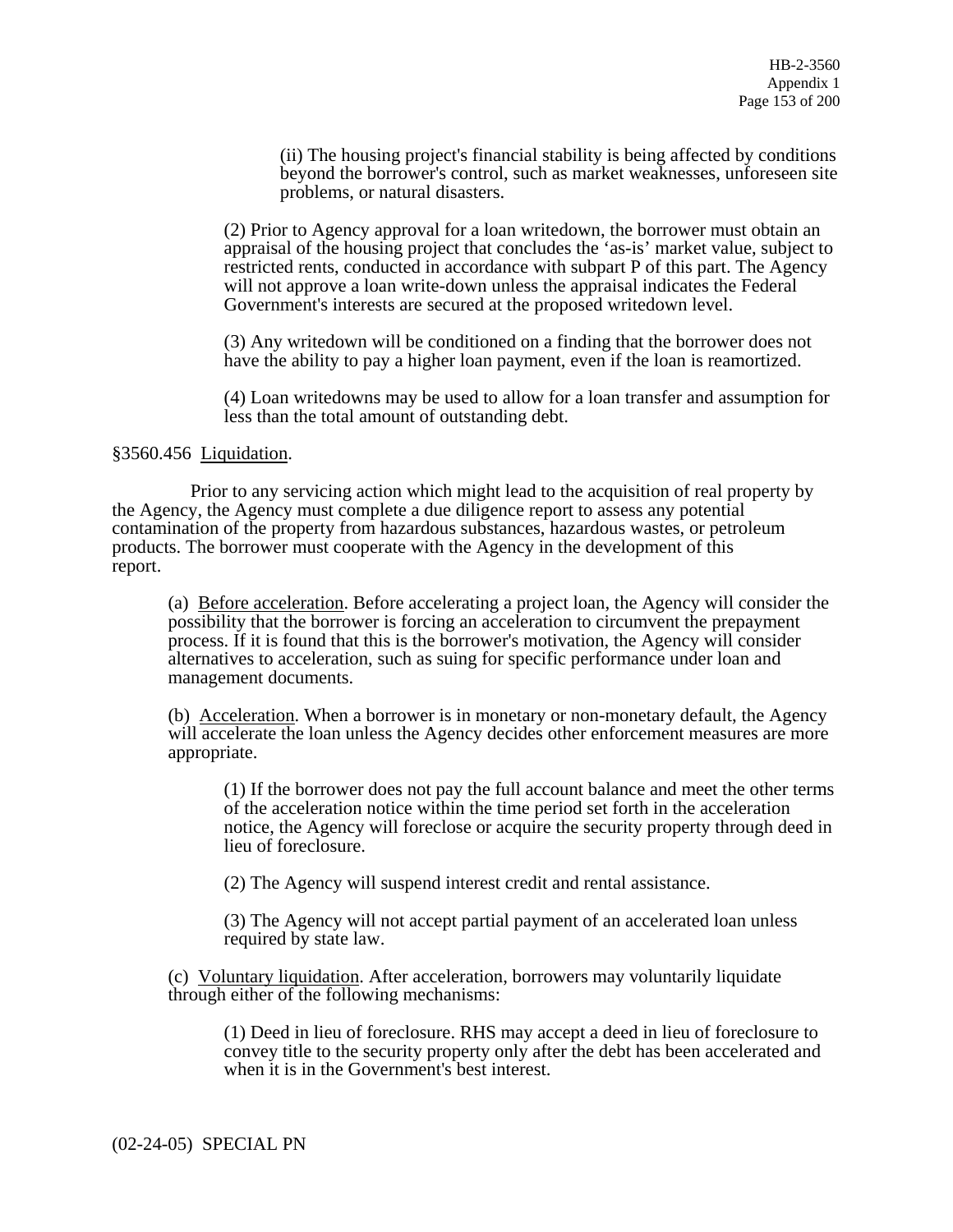(ii) The housing project's financial stability is being affected by conditions beyond the borrower's control, such as market weaknesses, unforeseen site problems, or natural disasters.

(2) Prior to Agency approval for a loan writedown, the borrower must obtain an appraisal of the housing project that concludes the 'as-is' market value, subject to restricted rents, conducted in accordance with subpart P of this part. The Agency will not approve a loan write-down unless the appraisal indicates the Federal Government's interests are secured at the proposed writedown level.

(3) Any writedown will be conditioned on a finding that the borrower does not have the ability to pay a higher loan payment, even if the loan is reamortized.

(4) Loan writedowns may be used to allow for a loan transfer and assumption for less than the total amount of outstanding debt.

§3560.456 Liquidation.

Prior to any servicing action which might lead to the acquisition of real property by the Agency, the Agency must complete a due diligence report to assess any potential contamination of the property from hazardous substances, hazardous wastes, or petroleum products. The borrower must cooperate with the Agency in the development of this report.

(a) Before acceleration. Before accelerating a project loan, the Agency will consider the possibility that the borrower is forcing an acceleration to circumvent the prepayment process. If it is found that this is the borrower's motivation, the Agency will consider alternatives to acceleration, such as suing for specific performance under loan and management documents.

(b) Acceleration. When a borrower is in monetary or non-monetary default, the Agency will accelerate the loan unless the Agency decides other enforcement measures are more appropriate.

(1) If the borrower does not pay the full account balance and meet the other terms of the acceleration notice within the time period set forth in the acceleration notice, the Agency will foreclose or acquire the security property through deed in lieu of foreclosure.

(2) The Agency will suspend interest credit and rental assistance.

(3) The Agency will not accept partial payment of an accelerated loan unless required by state law.

(c) Voluntary liquidation. After acceleration, borrowers may voluntarily liquidate through either of the following mechanisms:

(1) Deed in lieu of foreclosure. RHS may accept a deed in lieu of foreclosure to convey title to the security property only after the debt has been accelerated and when it is in the Government's best interest.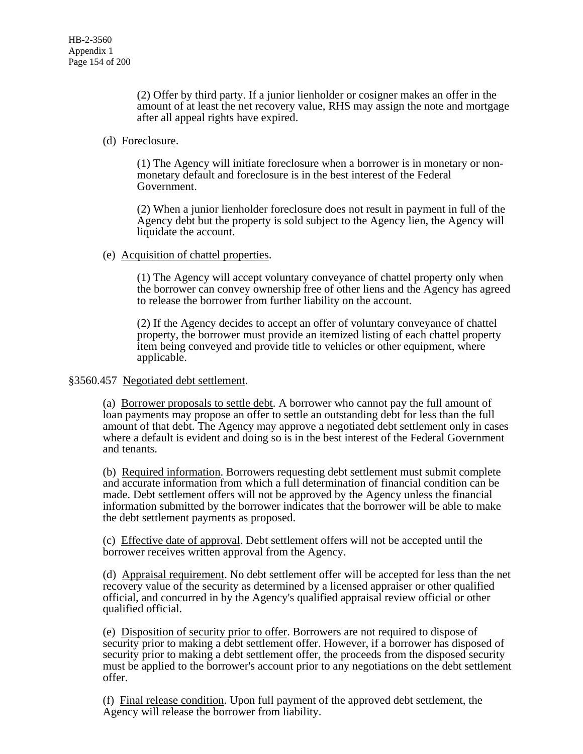(2) Offer by third party. If a junior lienholder or cosigner makes an offer in the amount of at least the net recovery value, RHS may assign the note and mortgage after all appeal rights have expired.

(d) Foreclosure.

(1) The Agency will initiate foreclosure when a borrower is in monetary or non-monetary default and foreclosure is in the best interest of the Federal Government.

(2) When a junior lienholder foreclosure does not result in payment in full of the Agency debt but the property is sold subject to the Agency lien, the Agency will liquidate the account.

(e) Acquisition of chattel properties.

(1) The Agency will accept voluntary conveyance of chattel property only when the borrower can convey ownership free of other liens and the Agency has agreed to release the borrower from further liability on the account.

(2) If the Agency decides to accept an offer of voluntary conveyance of chattel property, the borrower must provide an itemized listing of each chattel property item being conveyed and provide title to vehicles or other equipment, where applicable.

§3560.457 Negotiated debt settlement.

(a) Borrower proposals to settle debt. A borrower who cannot pay the full amount of loan payments may propose an offer to settle an outstanding debt for less than the full amount of that debt. The Agency may approve a negotiated debt settlement only in cases where a default is evident and doing so is in the best interest of the Federal Government and tenants.

(b) Required information. Borrowers requesting debt settlement must submit complete and accurate information from which a full determination of financial condition can be made. Debt settlement offers will not be approved by the Agency unless the financial information submitted by the borrower indicates that the borrower will be able to make the debt settlement payments as proposed.

(c) Effective date of approval. Debt settlement offers will not be accepted until the borrower receives written approval from the Agency.

(d) Appraisal requirement. No debt settlement offer will be accepted for less than the net recovery value of the security as determined by a licensed appraiser or other qualified official, and concurred in by the Agency's qualified appraisal review official or other qualified official.

(e) Disposition of security prior to offer. Borrowers are not required to dispose of security prior to making a debt settlement offer. However, if a borrower has disposed of security prior to making a debt settlement offer, the proceeds from the disposed security must be applied to the borrower's account prior to any negotiations on the debt settlement offer.

(f) Final release condition. Upon full payment of the approved debt settlement, the Agency will release the borrower from liability.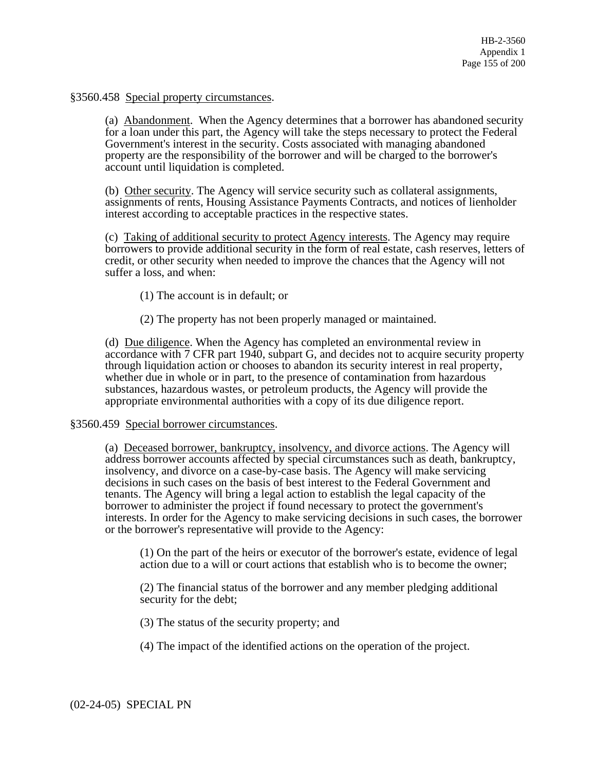§3560.458 Special property circumstances.

(a) Abandonment. When the Agency determines that a borrower has abandoned security for a loan under this part, the Agency will take the steps necessary to protect the Federal Government's interest in the security. Costs associated with managing abandoned property are the responsibility of the borrower and will be charged to the borrower's account until liquidation is completed.

(b) Other security. The Agency will service security such as collateral assignments, assignments of rents, Housing Assistance Payments Contracts, and notices of lienholder interest according to acceptable practices in the respective states.

(c) Taking of additional security to protect Agency interests. The Agency may require borrowers to provide additional security in the form of real estate, cash reserves, letters of credit, or other security when needed to improve the chances that the Agency will not suffer a loss, and when:

(1) The account is in default; or

(2) The property has not been properly managed or maintained.

(d) Due diligence. When the Agency has completed an environmental review in accordance with 7 CFR part 1940, subpart G, and decides not to acquire security property through liquidation action or chooses to abandon its security interest in real property, whether due in whole or in part, to the presence of contamination from hazardous substances, hazardous wastes, or petroleum products, the Agency will provide the appropriate environmental authorities with a copy of its due diligence report.

§3560.459 Special borrower circumstances.

(a) Deceased borrower, bankruptcy, insolvency, and divorce actions. The Agency will address borrower accounts affected by special circumstances such as death, bankruptcy, insolvency, and divorce on a case-by-case basis. The Agency will make servicing decisions in such cases on the basis of best interest to the Federal Government and tenants. The Agency will bring a legal action to establish the legal capacity of the borrower to administer the project if found necessary to protect the government's interests. In order for the Agency to make servicing decisions in such cases, the borrower or the borrower's representative will provide to the Agency:

(1) On the part of the heirs or executor of the borrower's estate, evidence of legal action due to a will or court actions that establish who is to become the owner;

(2) The financial status of the borrower and any member pledging additional security for the debt;

(3) The status of the security property; and

(4) The impact of the identified actions on the operation of the project.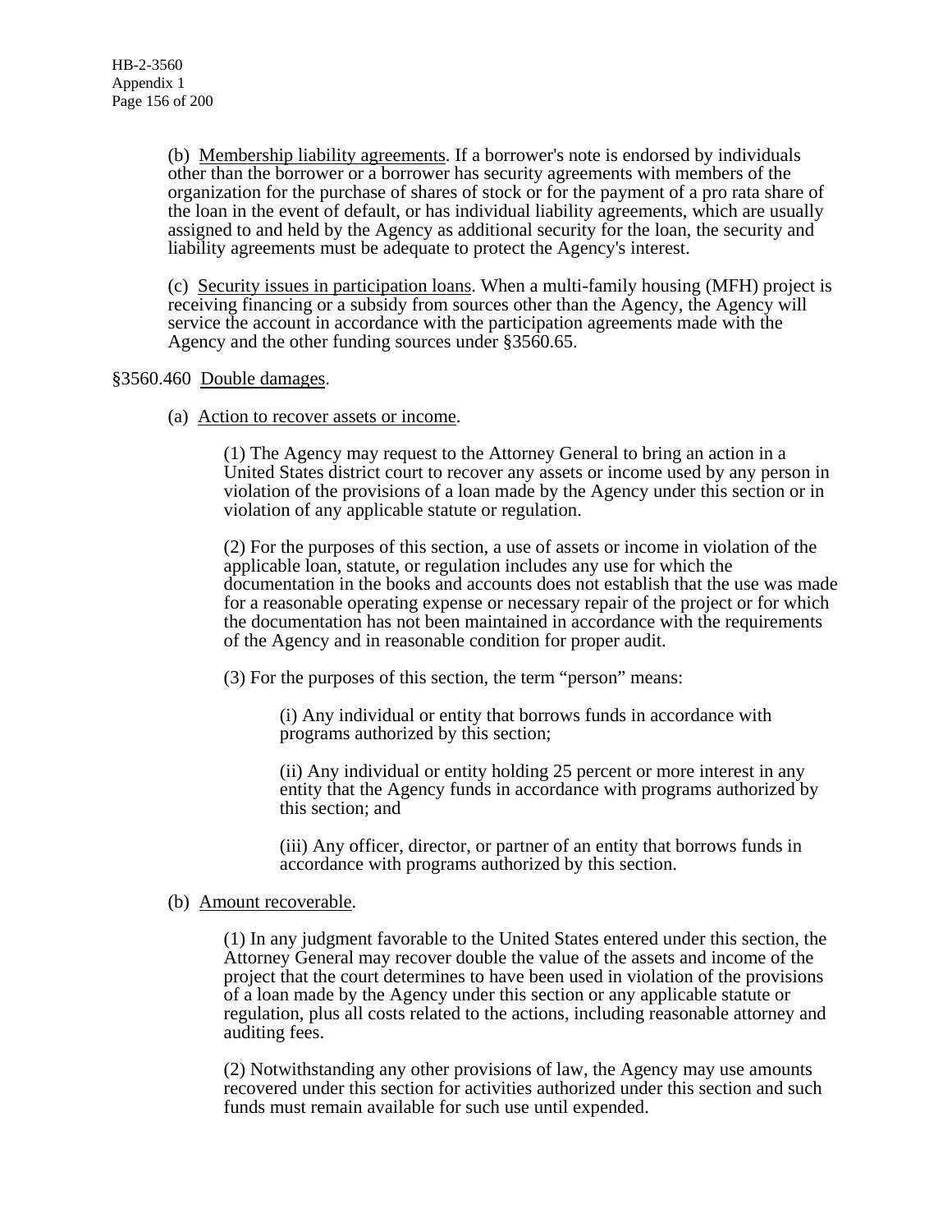(b) Membership liability agreements. If a borrower's note is endorsed by individuals other than the borrower or a borrower has security agreements with members of the organization for the purchase of shares of stock or for the payment of a pro rata share of the loan in the event of default, or has individual liability agreements, which are usually assigned to and held by the Agency as additional security for the loan, the security and liability agreements must be adequate to protect the Agency's interest.

(c) Security issues in participation loans. When a multi-family housing (MFH) project is receiving financing or a subsidy from sources other than the Agency, the Agency will service the account in accordance with the participation agreements made with the Agency and the other funding sources under §3560.65.

## §3560.460 Double damages.

(a) Action to recover assets or income.

(1) The Agency may request to the Attorney General to bring an action in a United States district court to recover any assets or income used by any person in violation of the provisions of a loan made by the Agency under this section or in violation of any applicable statute or regulation.

(2) For the purposes of this section, a use of assets or income in violation of the applicable loan, statute, or regulation includes any use for which the documentation in the books and accounts does not establish that the use was made for a reasonable operating expense or necessary repair of the project or for which the documentation has not been maintained in accordance with the requirements of the Agency and in reasonable condition for proper audit.

(3) For the purposes of this section, the term "person" means:

(i) Any individual or entity that borrows funds in accordance with programs authorized by this section;

(ii) Any individual or entity holding 25 percent or more interest in any entity that the Agency funds in accordance with programs authorized by this section; and

(iii) Any officer, director, or partner of an entity that borrows funds in accordance with programs authorized by this section.

(b) Amount recoverable.

(1) In any judgment favorable to the United States entered under this section, the Attorney General may recover double the value of the assets and income of the project that the court determines to have been used in violation of the provisions of a loan made by the Agency under this section or any applicable statute or regulation, plus all costs related to the actions, including reasonable attorney and auditing fees.

(2) Notwithstanding any other provisions of law, the Agency may use amounts recovered under this section for activities authorized under this section and such funds must remain available for such use until expended.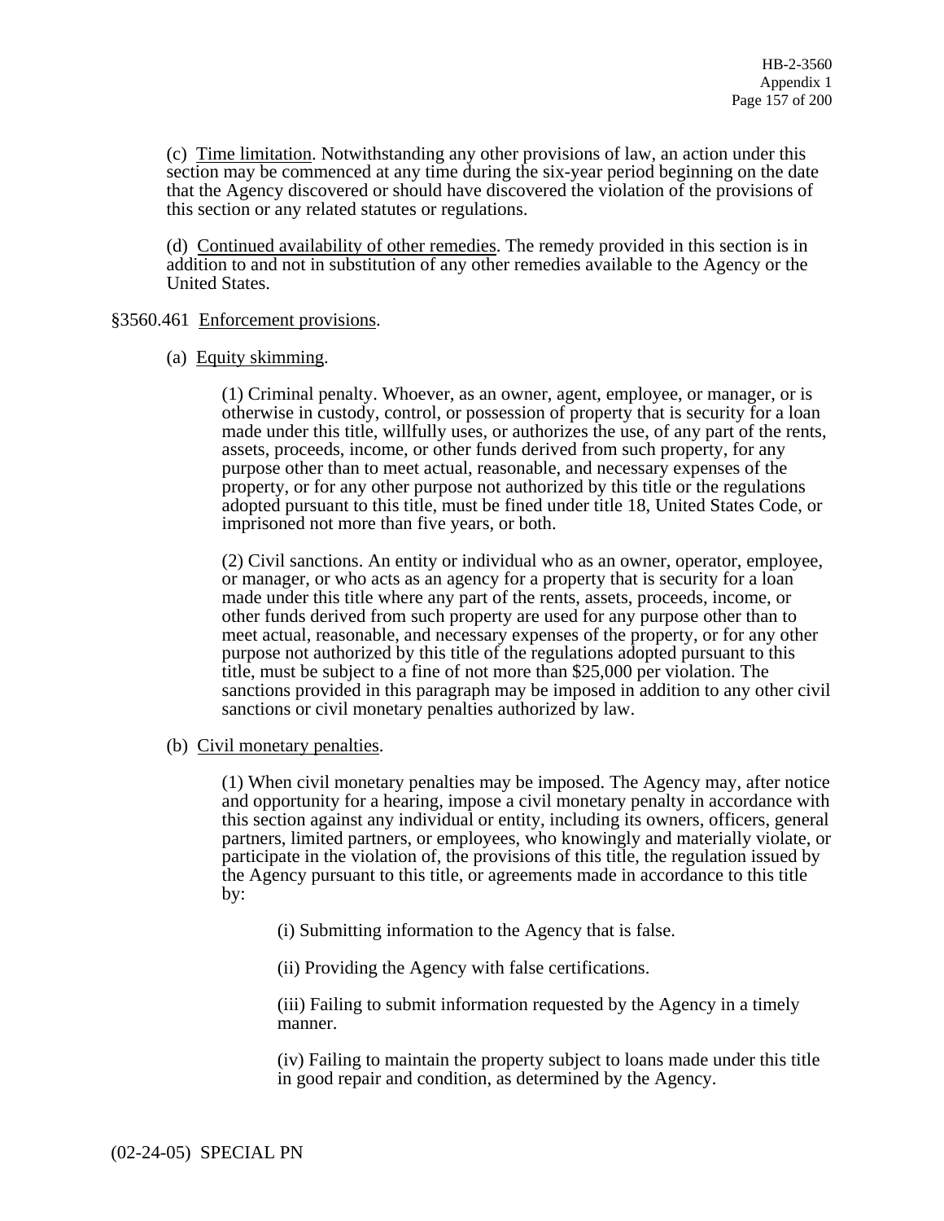(c) Time limitation. Notwithstanding any other provisions of law, an action under this section may be commenced at any time during the six-year period beginning on the date that the Agency discovered or should have discovered the violation of the provisions of this section or any related statutes or regulations.

(d) Continued availability of other remedies. The remedy provided in this section is in addition to and not in substitution of any other remedies available to the Agency or the United States.

§3560.461 Enforcement provisions.

(a) Equity skimming.

(1) Criminal penalty. Whoever, as an owner, agent, employee, or manager, or is otherwise in custody, control, or possession of property that is security for a loan made under this title, willfully uses, or authorizes the use, of any part of the rents, assets, proceeds, income, or other funds derived from such property, for any purpose other than to meet actual, reasonable, and necessary expenses of the property, or for any other purpose not authorized by this title or the regulations adopted pursuant to this title, must be fined under title 18, United States Code, or imprisoned not more than five years, or both.

(2) Civil sanctions. An entity or individual who as an owner, operator, employee, or manager, or who acts as an agency for a property that is security for a loan made under this title where any part of the rents, assets, proceeds, income, or other funds derived from such property are used for any purpose other than to meet actual, reasonable, and necessary expenses of the property, or for any other purpose not authorized by this title of the regulations adopted pursuant to this title, must be subject to a fine of not more than $25,000 per violation. The sanctions provided in this paragraph may be imposed in addition to any other civil sanctions or civil monetary penalties authorized by law.

(b) Civil monetary penalties.

(1) When civil monetary penalties may be imposed. The Agency may, after notice and opportunity for a hearing, impose a civil monetary penalty in accordance with this section against any individual or entity, including its owners, officers, general partners, limited partners, or employees, who knowingly and materially violate, or participate in the violation of, the provisions of this title, the regulation issued by the Agency pursuant to this title, or agreements made in accordance to this title by:

(i) Submitting information to the Agency that is false.

(ii) Providing the Agency with false certifications.

(iii) Failing to submit information requested by the Agency in a timely manner.

(iv) Failing to maintain the property subject to loans made under this title in good repair and condition, as determined by the Agency.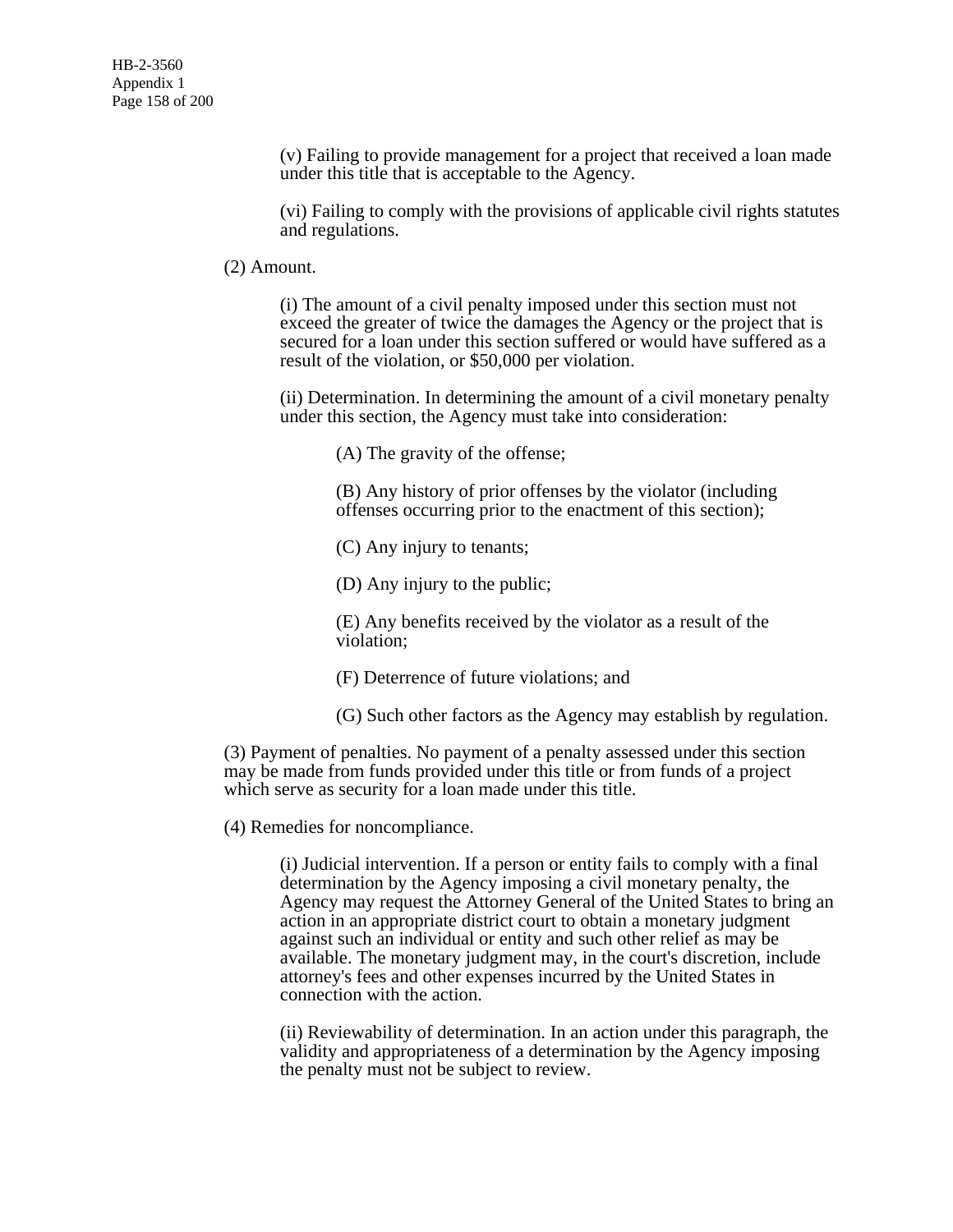(v) Failing to provide management for a project that received a loan made under this title that is acceptable to the Agency.

(vi) Failing to comply with the provisions of applicable civil rights statutes and regulations.

(2) Amount.

(i) The amount of a civil penalty imposed under this section must not exceed the greater of twice the damages the Agency or the project that is secured for a loan under this section suffered or would have suffered as a result of the violation, or $50,000 per violation.

(ii) Determination. In determining the amount of a civil monetary penalty under this section, the Agency must take into consideration:

(A) The gravity of the offense;

(B) Any history of prior offenses by the violator (including offenses occurring prior to the enactment of this section);

(C) Any injury to tenants;

(D) Any injury to the public;

(E) Any benefits received by the violator as a result of the violation;

(F) Deterrence of future violations; and

(G) Such other factors as the Agency may establish by regulation.

(3) Payment of penalties. No payment of a penalty assessed under this section may be made from funds provided under this title or from funds of a project which serve as security for a loan made under this title.

(4) Remedies for noncompliance.

(i) Judicial intervention. If a person or entity fails to comply with a final determination by the Agency imposing a civil monetary penalty, the Agency may request the Attorney General of the United States to bring an action in an appropriate district court to obtain a monetary judgment against such an individual or entity and such other relief as may be available. The monetary judgment may, in the court's discretion, include attorney's fees and other expenses incurred by the United States in connection with the action.

(ii) Reviewability of determination. In an action under this paragraph, the validity and appropriateness of a determination by the Agency imposing the penalty must not be subject to review.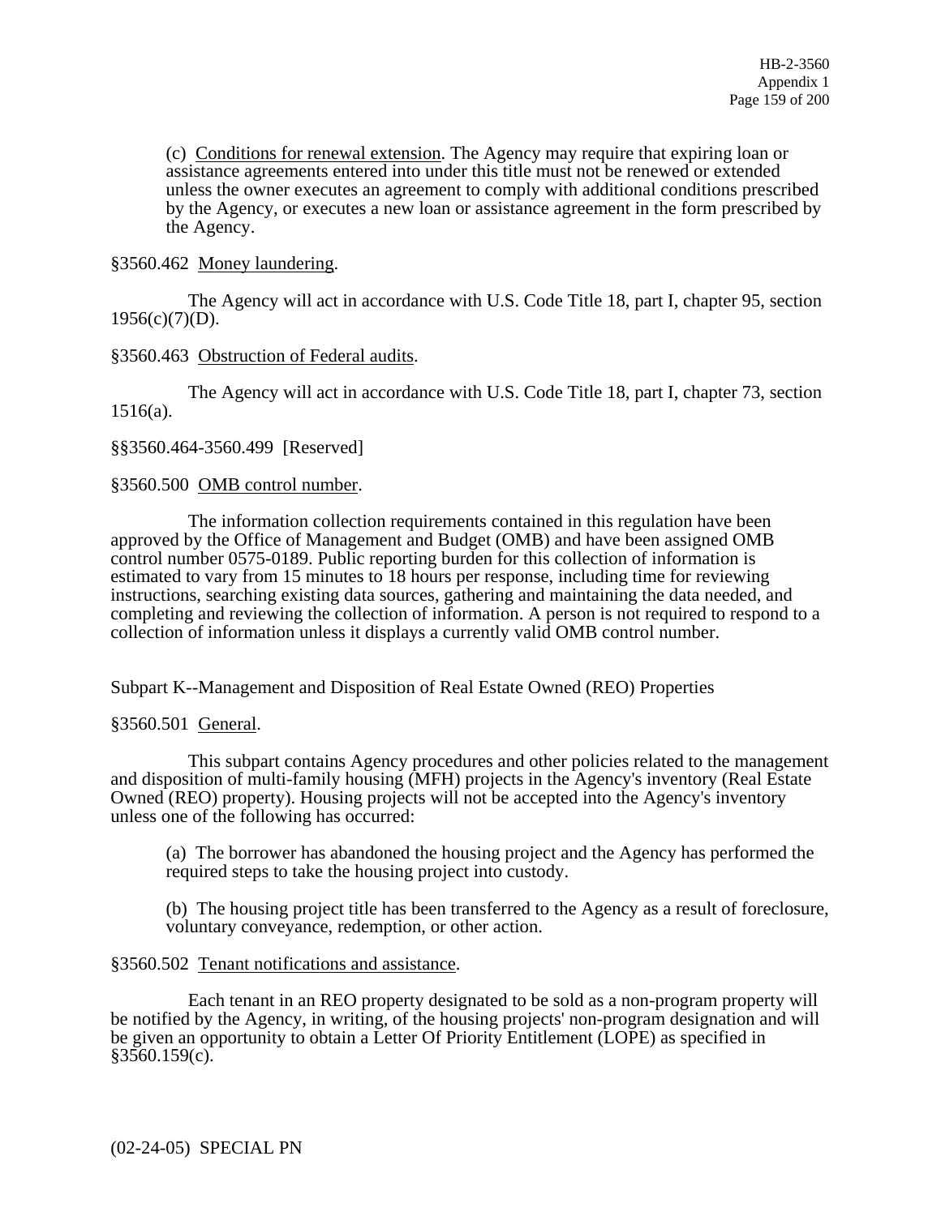(c) Conditions for renewal extension. The Agency may require that expiring loan or assistance agreements entered into under this title must not be renewed or extended unless the owner executes an agreement to comply with additional conditions prescribed by the Agency, or executes a new loan or assistance agreement in the form prescribed by the Agency.

§3560.462 Money laundering.

The Agency will act in accordance with U.S. Code Title 18, part I, chapter 95, section 1956(c)(7)(D).

§3560.463 Obstruction of Federal audits.

The Agency will act in accordance with U.S. Code Title 18, part I, chapter 73, section 1516(a).

§§3560.464-3560.499 [Reserved]

§3560.500 OMB control number.

The information collection requirements contained in this regulation have been approved by the Office of Management and Budget (OMB) and have been assigned OMB control number 0575-0189. Public reporting burden for this collection of information is estimated to vary from 15 minutes to 18 hours per response, including time for reviewing instructions, searching existing data sources, gathering and maintaining the data needed, and completing and reviewing the collection of information. A person is not required to respond to a collection of information unless it displays a currently valid OMB control number.

## Subpart K--Management and Disposition of Real Estate Owned (REO) Properties

§3560.501 General.

This subpart contains Agency procedures and other policies related to the management and disposition of multi-family housing (MFH) projects in the Agency's inventory (Real Estate Owned (REO) property). Housing projects will not be accepted into the Agency's inventory unless one of the following has occurred:

(a) The borrower has abandoned the housing project and the Agency has performed the required steps to take the housing project into custody.

(b) The housing project title has been transferred to the Agency as a result of foreclosure, voluntary conveyance, redemption, or other action.

§3560.502 Tenant notifications and assistance.

Each tenant in an REO property designated to be sold as a non-program property will be notified by the Agency, in writing, of the housing projects' non-program designation and will be given an opportunity to obtain a Letter Of Priority Entitlement (LOPE) as specified in §3560.159(c).

(02-24-05) SPECIAL PN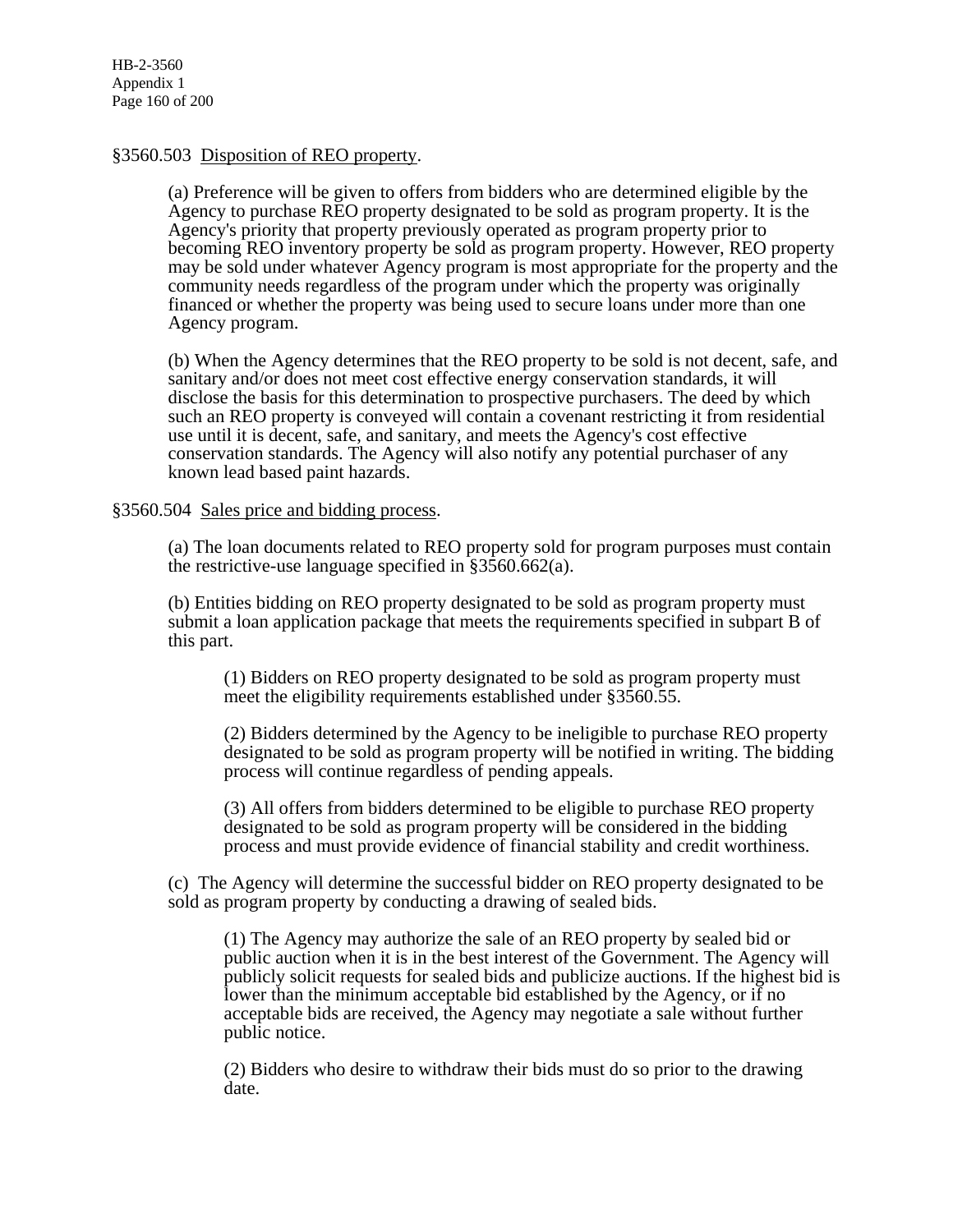§3560.503 Disposition of REO property.

(a) Preference will be given to offers from bidders who are determined eligible by the Agency to purchase REO property designated to be sold as program property. It is the Agency's priority that property previously operated as program property prior to becoming REO inventory property be sold as program property. However, REO property may be sold under whatever Agency program is most appropriate for the property and the community needs regardless of the program under which the property was originally financed or whether the property was being used to secure loans under more than one Agency program.

(b) When the Agency determines that the REO property to be sold is not decent, safe, and sanitary and/or does not meet cost effective energy conservation standards, it will disclose the basis for this determination to prospective purchasers. The deed by which such an REO property is conveyed will contain a covenant restricting it from residential use until it is decent, safe, and sanitary, and meets the Agency's cost effective conservation standards. The Agency will also notify any potential purchaser of any known lead based paint hazards.

§3560.504 Sales price and bidding process.

(a) The loan documents related to REO property sold for program purposes must contain the restrictive-use language specified in §3560.662(a).

(b) Entities bidding on REO property designated to be sold as program property must submit a loan application package that meets the requirements specified in subpart B of this part.

(1) Bidders on REO property designated to be sold as program property must meet the eligibility requirements established under §3560.55.

(2) Bidders determined by the Agency to be ineligible to purchase REO property designated to be sold as program property will be notified in writing. The bidding process will continue regardless of pending appeals.

(3) All offers from bidders determined to be eligible to purchase REO property designated to be sold as program property will be considered in the bidding process and must provide evidence of financial stability and credit worthiness.

(c) The Agency will determine the successful bidder on REO property designated to be sold as program property by conducting a drawing of sealed bids.

(1) The Agency may authorize the sale of an REO property by sealed bid or public auction when it is in the best interest of the Government. The Agency will publicly solicit requests for sealed bids and publicize auctions. If the highest bid is lower than the minimum acceptable bid established by the Agency, or if no acceptable bids are received, the Agency may negotiate a sale without further public notice.

(2) Bidders who desire to withdraw their bids must do so prior to the drawing date.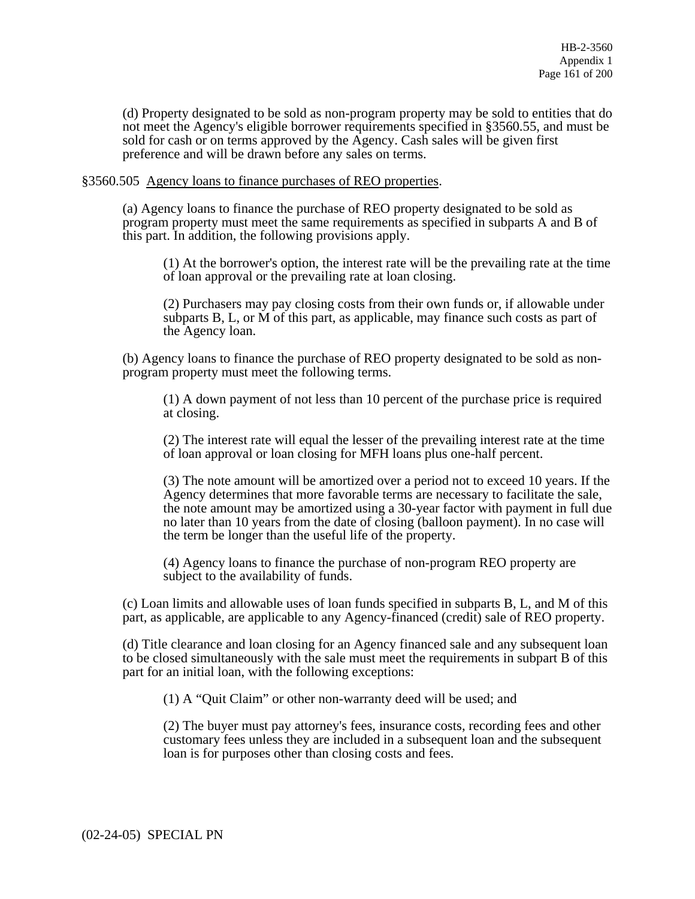(d) Property designated to be sold as non-program property may be sold to entities that do not meet the Agency's eligible borrower requirements specified in §3560.55, and must be sold for cash or on terms approved by the Agency. Cash sales will be given first preference and will be drawn before any sales on terms.

§3560.505 Agency loans to finance purchases of REO properties.

(a) Agency loans to finance the purchase of REO property designated to be sold as program property must meet the same requirements as specified in subparts A and B of this part. In addition, the following provisions apply.

(1) At the borrower's option, the interest rate will be the prevailing rate at the time of loan approval or the prevailing rate at loan closing.

(2) Purchasers may pay closing costs from their own funds or, if allowable under subparts B, L, or M of this part, as applicable, may finance such costs as part of the Agency loan.

(b) Agency loans to finance the purchase of REO property designated to be sold as non-program property must meet the following terms.

(1) A down payment of not less than 10 percent of the purchase price is required at closing.

(2) The interest rate will equal the lesser of the prevailing interest rate at the time of loan approval or loan closing for MFH loans plus one-half percent.

(3) The note amount will be amortized over a period not to exceed 10 years. If the Agency determines that more favorable terms are necessary to facilitate the sale, the note amount may be amortized using a 30-year factor with payment in full due no later than 10 years from the date of closing (balloon payment). In no case will the term be longer than the useful life of the property.

(4) Agency loans to finance the purchase of non-program REO property are subject to the availability of funds.

(c) Loan limits and allowable uses of loan funds specified in subparts B, L, and M of this part, as applicable, are applicable to any Agency-financed (credit) sale of REO property.

(d) Title clearance and loan closing for an Agency financed sale and any subsequent loan to be closed simultaneously with the sale must meet the requirements in subpart B of this part for an initial loan, with the following exceptions:

(1) A "Quit Claim" or other non-warranty deed will be used; and

(2) The buyer must pay attorney's fees, insurance costs, recording fees and other customary fees unless they are included in a subsequent loan and the subsequent loan is for purposes other than closing costs and fees.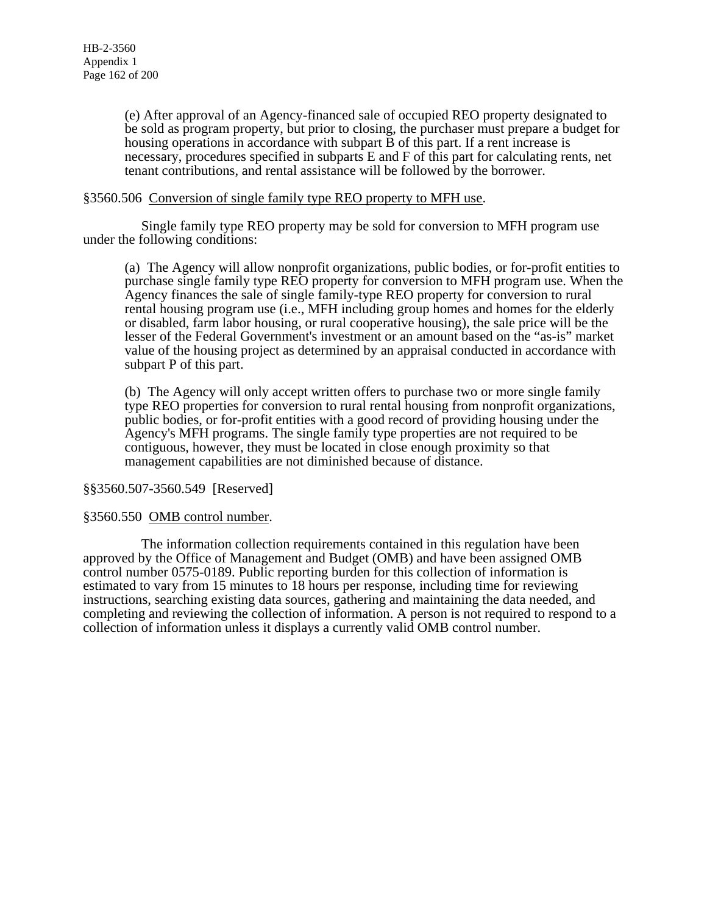(e) After approval of an Agency-financed sale of occupied REO property designated to be sold as program property, but prior to closing, the purchaser must prepare a budget for housing operations in accordance with subpart B of this part. If a rent increase is necessary, procedures specified in subparts E and F of this part for calculating rents, net tenant contributions, and rental assistance will be followed by the borrower.

§3560.506 Conversion of single family type REO property to MFH use.

Single family type REO property may be sold for conversion to MFH program use under the following conditions:

(a) The Agency will allow nonprofit organizations, public bodies, or for-profit entities to purchase single family type REO property for conversion to MFH program use. When the Agency finances the sale of single family-type REO property for conversion to rural rental housing program use (i.e., MFH including group homes and homes for the elderly or disabled, farm labor housing, or rural cooperative housing), the sale price will be the lesser of the Federal Government's investment or an amount based on the "as-is" market value of the housing project as determined by an appraisal conducted in accordance with subpart P of this part.

(b) The Agency will only accept written offers to purchase two or more single family type REO properties for conversion to rural rental housing from nonprofit organizations, public bodies, or for-profit entities with a good record of providing housing under the Agency's MFH programs. The single family type properties are not required to be contiguous, however, they must be located in close enough proximity so that management capabilities are not diminished because of distance.

§§3560.507-3560.549 [Reserved]

§3560.550 OMB control number.

The information collection requirements contained in this regulation have been approved by the Office of Management and Budget (OMB) and have been assigned OMB control number 0575-0189. Public reporting burden for this collection of information is estimated to vary from 15 minutes to 18 hours per response, including time for reviewing instructions, searching existing data sources, gathering and maintaining the data needed, and completing and reviewing the collection of information. A person is not required to respond to a collection of information unless it displays a currently valid OMB control number.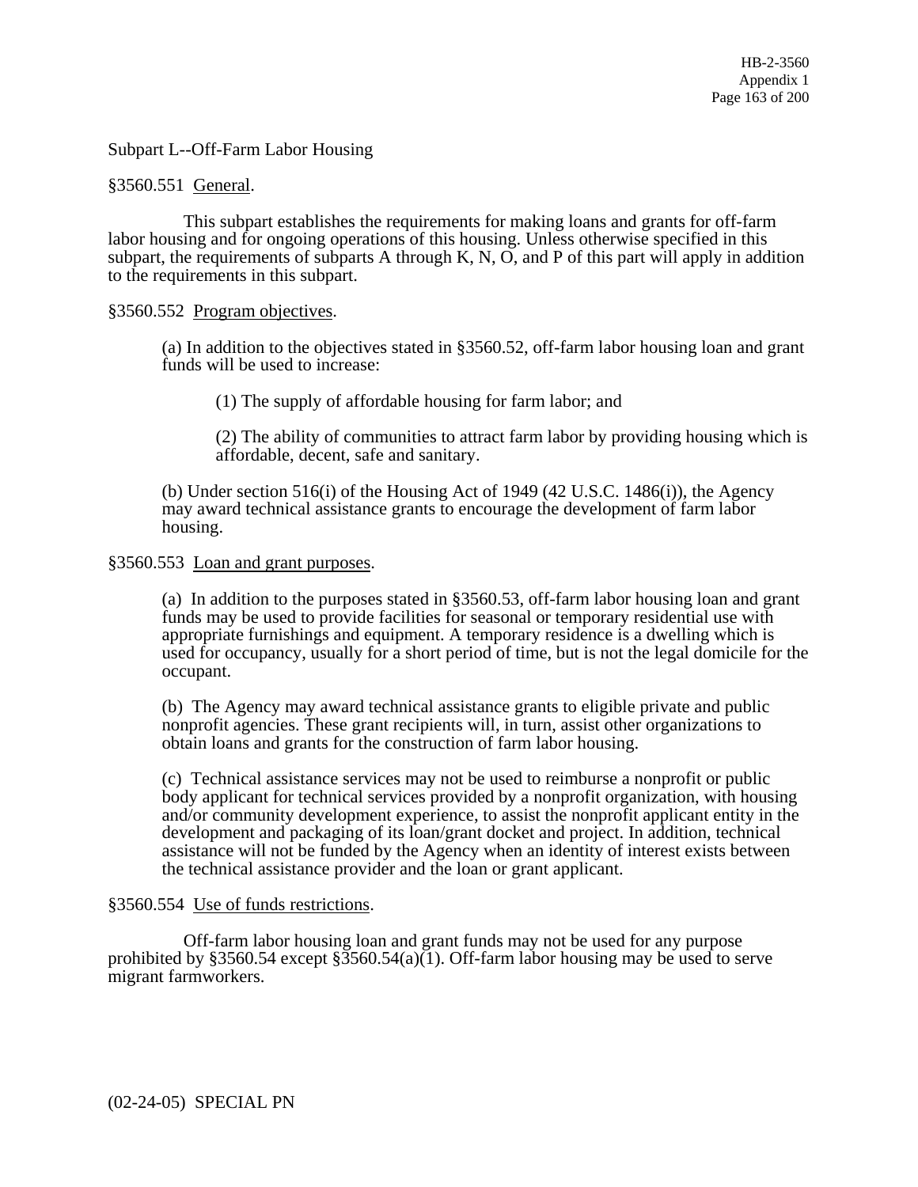## Subpart L--Off-Farm Labor Housing

### §3560.551 General.

This subpart establishes the requirements for making loans and grants for off-farm labor housing and for ongoing operations of this housing. Unless otherwise specified in this subpart, the requirements of subparts A through K, N, O, and P of this part will apply in addition to the requirements in this subpart.

### §3560.552 Program objectives.

(a) In addition to the objectives stated in §3560.52, off-farm labor housing loan and grant funds will be used to increase:

(1) The supply of affordable housing for farm labor; and

(2) The ability of communities to attract farm labor by providing housing which is affordable, decent, safe and sanitary.

(b) Under section 516(i) of the Housing Act of 1949 (42 U.S.C. 1486(i)), the Agency may award technical assistance grants to encourage the development of farm labor housing.

### §3560.553 Loan and grant purposes.

(a) In addition to the purposes stated in §3560.53, off-farm labor housing loan and grant funds may be used to provide facilities for seasonal or temporary residential use with appropriate furnishings and equipment. A temporary residence is a dwelling which is used for occupancy, usually for a short period of time, but is not the legal domicile for the occupant.

(b) The Agency may award technical assistance grants to eligible private and public nonprofit agencies. These grant recipients will, in turn, assist other organizations to obtain loans and grants for the construction of farm labor housing.

(c) Technical assistance services may not be used to reimburse a nonprofit or public body applicant for technical services provided by a nonprofit organization, with housing and/or community development experience, to assist the nonprofit applicant entity in the development and packaging of its loan/grant docket and project. In addition, technical assistance will not be funded by the Agency when an identity of interest exists between the technical assistance provider and the loan or grant applicant.

### §3560.554 Use of funds restrictions.

Off-farm labor housing loan and grant funds may not be used for any purpose prohibited by §3560.54 except §3560.54(a)(1). Off-farm labor housing may be used to serve migrant farmworkers.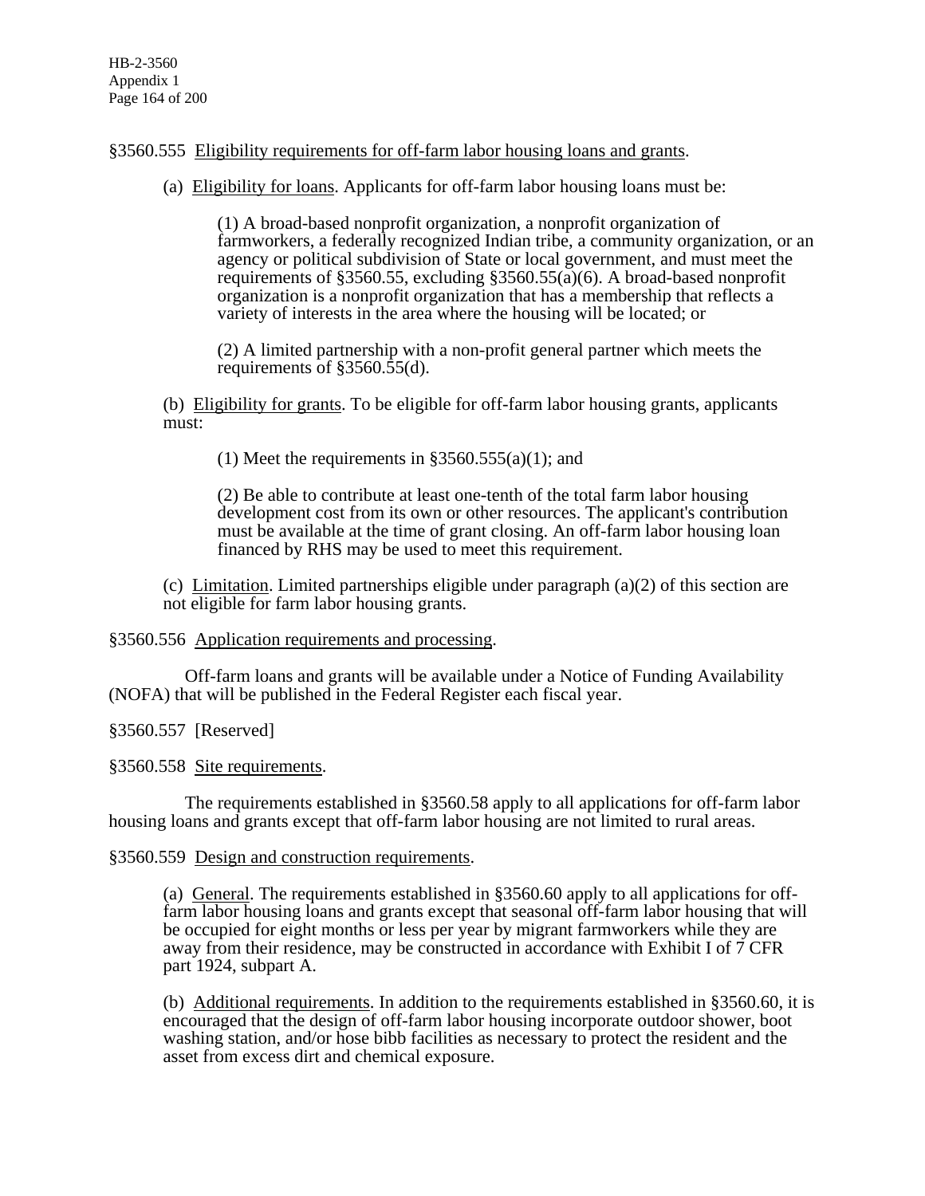§3560.555 Eligibility requirements for off-farm labor housing loans and grants.

(a) Eligibility for loans. Applicants for off-farm labor housing loans must be:

(1) A broad-based nonprofit organization, a nonprofit organization of farmworkers, a federally recognized Indian tribe, a community organization, or an agency or political subdivision of State or local government, and must meet the requirements of §3560.55, excluding §3560.55(a)(6). A broad-based nonprofit organization is a nonprofit organization that has a membership that reflects a variety of interests in the area where the housing will be located; or

(2) A limited partnership with a non-profit general partner which meets the requirements of §3560.55(d).

(b) Eligibility for grants. To be eligible for off-farm labor housing grants, applicants must:

(1) Meet the requirements in §3560.555(a)(1); and

(2) Be able to contribute at least one-tenth of the total farm labor housing development cost from its own or other resources. The applicant's contribution must be available at the time of grant closing. An off-farm labor housing loan financed by RHS may be used to meet this requirement.

(c) Limitation. Limited partnerships eligible under paragraph (a)(2) of this section are not eligible for farm labor housing grants.

§3560.556 Application requirements and processing.

Off-farm loans and grants will be available under a Notice of Funding Availability (NOFA) that will be published in the Federal Register each fiscal year.

§3560.557 [Reserved]

§3560.558 Site requirements.

The requirements established in §3560.58 apply to all applications for off-farm labor housing loans and grants except that off-farm labor housing are not limited to rural areas.

§3560.559 Design and construction requirements.

(a) General. The requirements established in §3560.60 apply to all applications for off-farm labor housing loans and grants except that seasonal off-farm labor housing that will be occupied for eight months or less per year by migrant farmworkers while they are away from their residence, may be constructed in accordance with Exhibit I of 7 CFR part 1924, subpart A.

(b) Additional requirements. In addition to the requirements established in §3560.60, it is encouraged that the design of off-farm labor housing incorporate outdoor shower, boot washing station, and/or hose bibb facilities as necessary to protect the resident and the asset from excess dirt and chemical exposure.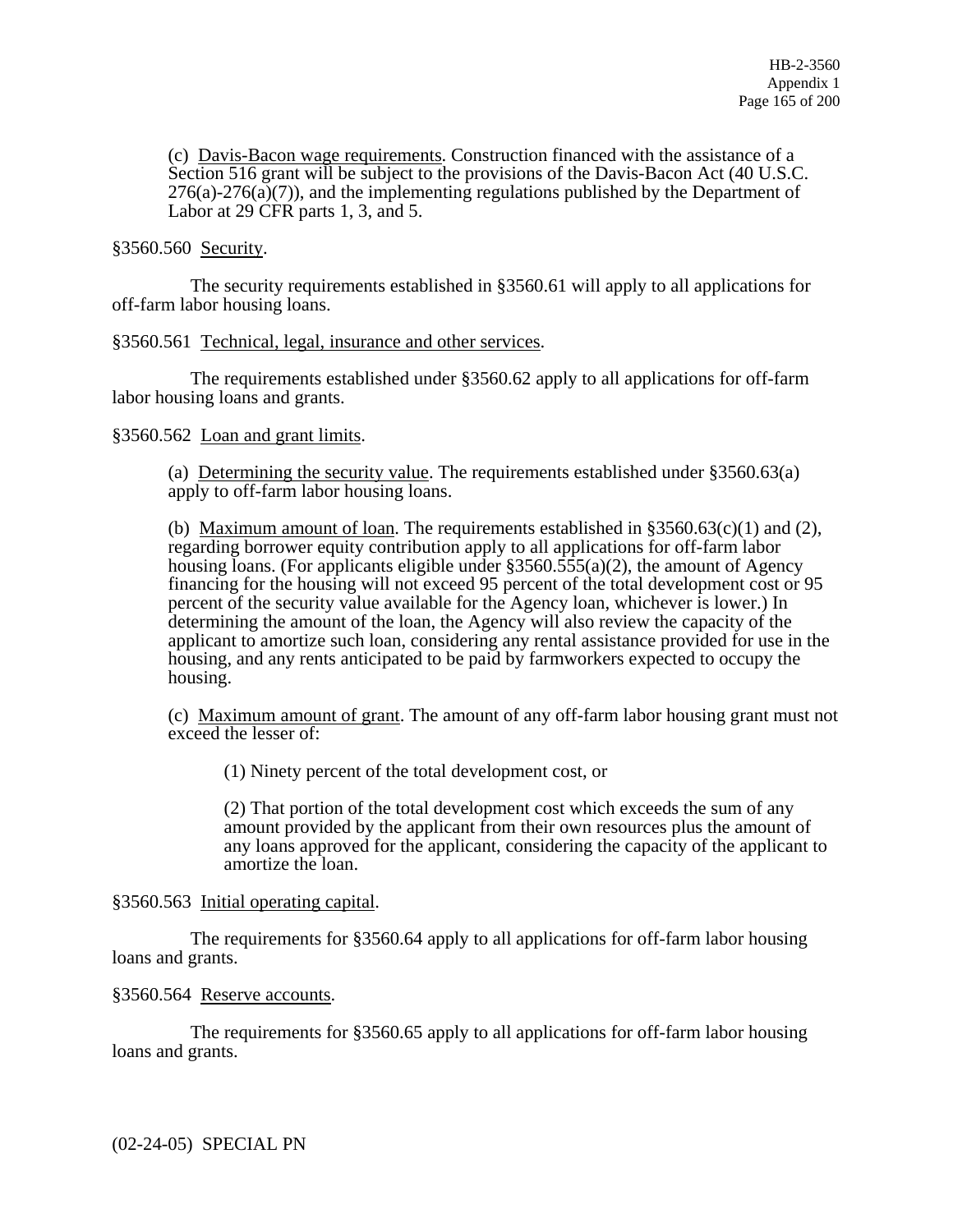(c) Davis-Bacon wage requirements. Construction financed with the assistance of a Section 516 grant will be subject to the provisions of the Davis-Bacon Act (40 U.S.C. 276(a)-276(a)(7)), and the implementing regulations published by the Department of Labor at 29 CFR parts 1, 3, and 5.

§3560.560 Security.

The security requirements established in §3560.61 will apply to all applications for off-farm labor housing loans.

§3560.561 Technical, legal, insurance and other services.

The requirements established under §3560.62 apply to all applications for off-farm labor housing loans and grants.

§3560.562 Loan and grant limits.

(a) Determining the security value. The requirements established under §3560.63(a) apply to off-farm labor housing loans.

(b) Maximum amount of loan. The requirements established in §3560.63(c)(1) and (2), regarding borrower equity contribution apply to all applications for off-farm labor housing loans. (For applicants eligible under §3560.555(a)(2), the amount of Agency financing for the housing will not exceed 95 percent of the total development cost or 95 percent of the security value available for the Agency loan, whichever is lower.) In determining the amount of the loan, the Agency will also review the capacity of the applicant to amortize such loan, considering any rental assistance provided for use in the housing, and any rents anticipated to be paid by farmworkers expected to occupy the housing.

(c) Maximum amount of grant. The amount of any off-farm labor housing grant must not exceed the lesser of:

(1) Ninety percent of the total development cost, or

(2) That portion of the total development cost which exceeds the sum of any amount provided by the applicant from their own resources plus the amount of any loans approved for the applicant, considering the capacity of the applicant to amortize the loan.

§3560.563 Initial operating capital.

The requirements for §3560.64 apply to all applications for off-farm labor housing loans and grants.

§3560.564 Reserve accounts.

The requirements for §3560.65 apply to all applications for off-farm labor housing loans and grants.

(02-24-05) SPECIAL PN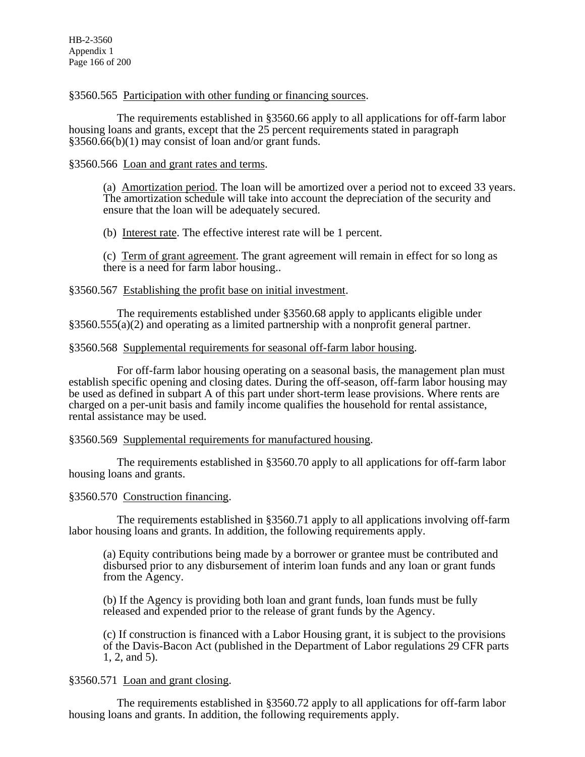§3560.565 Participation with other funding or financing sources.

The requirements established in §3560.66 apply to all applications for off-farm labor housing loans and grants, except that the 25 percent requirements stated in paragraph §3560.66(b)(1) may consist of loan and/or grant funds.

§3560.566 Loan and grant rates and terms.

(a) Amortization period. The loan will be amortized over a period not to exceed 33 years. The amortization schedule will take into account the depreciation of the security and ensure that the loan will be adequately secured.

(b) Interest rate. The effective interest rate will be 1 percent.

(c) Term of grant agreement. The grant agreement will remain in effect for so long as there is a need for farm labor housing..

§3560.567 Establishing the profit base on initial investment.

The requirements established under §3560.68 apply to applicants eligible under §3560.555(a)(2) and operating as a limited partnership with a nonprofit general partner.

§3560.568 Supplemental requirements for seasonal off-farm labor housing.

For off-farm labor housing operating on a seasonal basis, the management plan must establish specific opening and closing dates. During the off-season, off-farm labor housing may be used as defined in subpart A of this part under short-term lease provisions. Where rents are charged on a per-unit basis and family income qualifies the household for rental assistance, rental assistance may be used.

§3560.569 Supplemental requirements for manufactured housing.

The requirements established in §3560.70 apply to all applications for off-farm labor housing loans and grants.

§3560.570 Construction financing.

The requirements established in §3560.71 apply to all applications involving off-farm labor housing loans and grants. In addition, the following requirements apply.

(a) Equity contributions being made by a borrower or grantee must be contributed and disbursed prior to any disbursement of interim loan funds and any loan or grant funds from the Agency.

(b) If the Agency is providing both loan and grant funds, loan funds must be fully released and expended prior to the release of grant funds by the Agency.

(c) If construction is financed with a Labor Housing grant, it is subject to the provisions of the Davis-Bacon Act (published in the Department of Labor regulations 29 CFR parts 1, 2, and 5).

§3560.571 Loan and grant closing.

The requirements established in §3560.72 apply to all applications for off-farm labor housing loans and grants. In addition, the following requirements apply.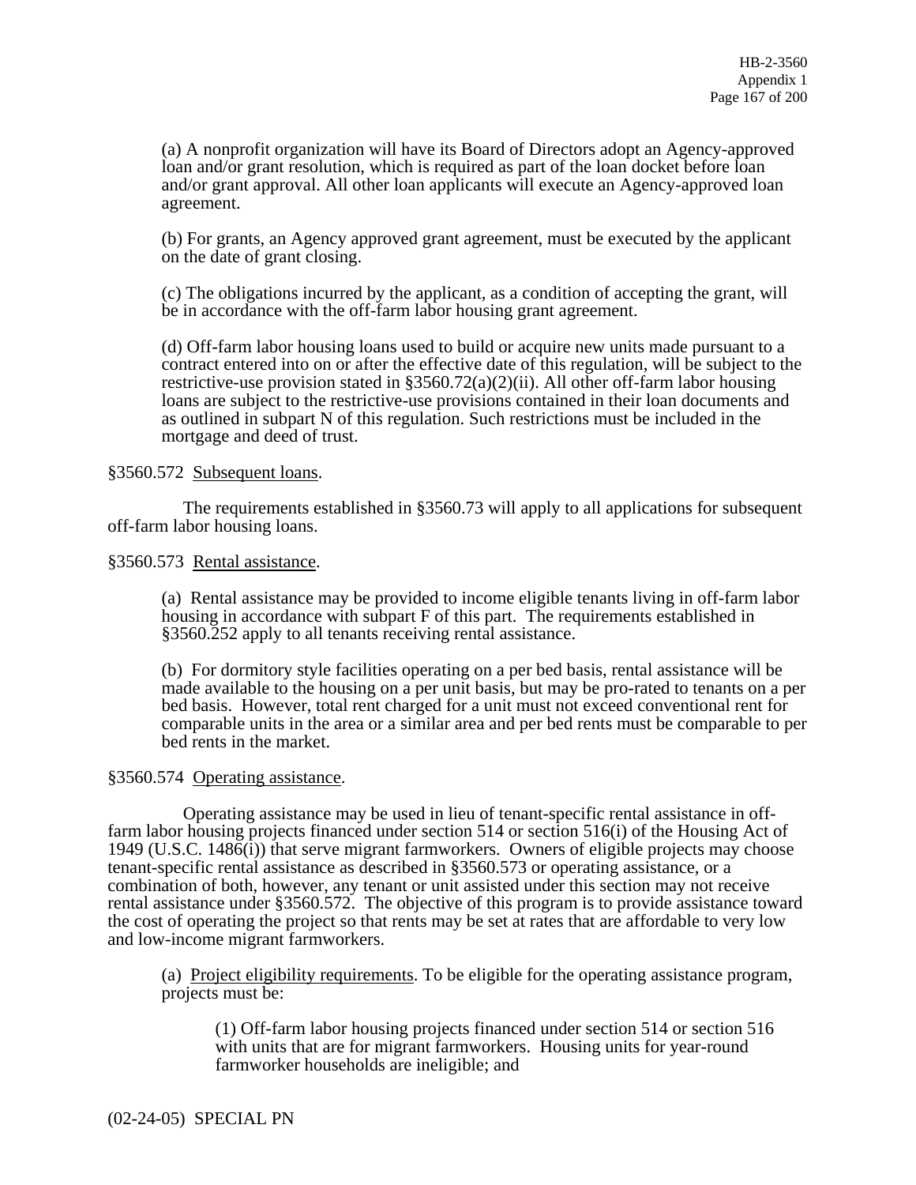(a) A nonprofit organization will have its Board of Directors adopt an Agency-approved loan and/or grant resolution, which is required as part of the loan docket before loan and/or grant approval. All other loan applicants will execute an Agency-approved loan agreement.

(b) For grants, an Agency approved grant agreement, must be executed by the applicant on the date of grant closing.

(c) The obligations incurred by the applicant, as a condition of accepting the grant, will be in accordance with the off-farm labor housing grant agreement.

(d) Off-farm labor housing loans used to build or acquire new units made pursuant to a contract entered into on or after the effective date of this regulation, will be subject to the restrictive-use provision stated in §3560.72(a)(2)(ii). All other off-farm labor housing loans are subject to the restrictive-use provisions contained in their loan documents and as outlined in subpart N of this regulation. Such restrictions must be included in the mortgage and deed of trust.

§3560.572 Subsequent loans.

The requirements established in §3560.73 will apply to all applications for subsequent off-farm labor housing loans.

§3560.573 Rental assistance.

(a) Rental assistance may be provided to income eligible tenants living in off-farm labor housing in accordance with subpart F of this part. The requirements established in §3560.252 apply to all tenants receiving rental assistance.

(b) For dormitory style facilities operating on a per bed basis, rental assistance will be made available to the housing on a per unit basis, but may be pro-rated to tenants on a per bed basis. However, total rent charged for a unit must not exceed conventional rent for comparable units in the area or a similar area and per bed rents must be comparable to per bed rents in the market.

§3560.574 Operating assistance.

Operating assistance may be used in lieu of tenant-specific rental assistance in off-farm labor housing projects financed under section 514 or section 516(i) of the Housing Act of 1949 (U.S.C. 1486(i)) that serve migrant farmworkers. Owners of eligible projects may choose tenant-specific rental assistance as described in §3560.573 or operating assistance, or a combination of both, however, any tenant or unit assisted under this section may not receive rental assistance under §3560.572. The objective of this program is to provide assistance toward the cost of operating the project so that rents may be set at rates that are affordable to very low and low-income migrant farmworkers.

(a) Project eligibility requirements. To be eligible for the operating assistance program, projects must be:

(1) Off-farm labor housing projects financed under section 514 or section 516 with units that are for migrant farmworkers. Housing units for year-round farmworker households are ineligible; and

(02-24-05) SPECIAL PN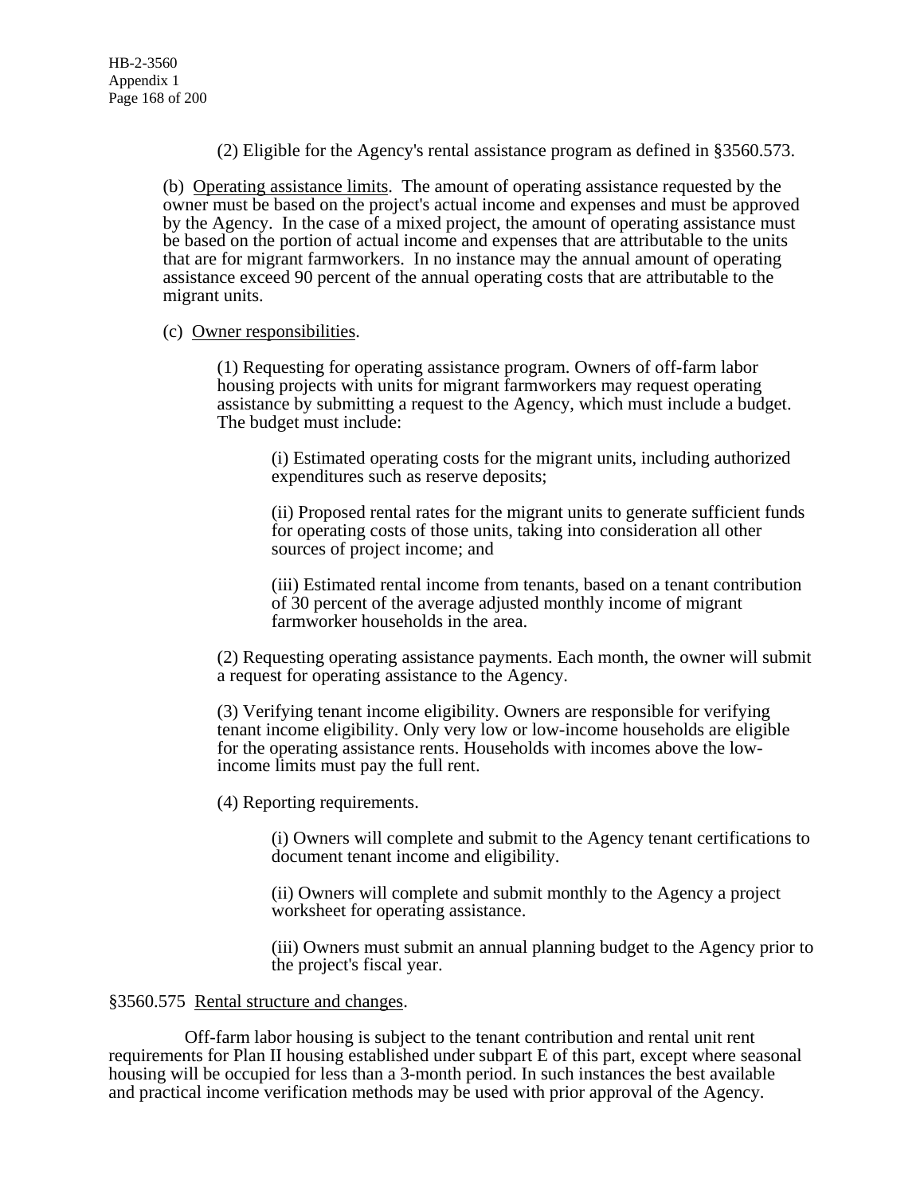(2) Eligible for the Agency's rental assistance program as defined in §3560.573.

(b) Operating assistance limits. The amount of operating assistance requested by the owner must be based on the project's actual income and expenses and must be approved by the Agency. In the case of a mixed project, the amount of operating assistance must be based on the portion of actual income and expenses that are attributable to the units that are for migrant farmworkers. In no instance may the annual amount of operating assistance exceed 90 percent of the annual operating costs that are attributable to the migrant units.

(c) Owner responsibilities.

(1) Requesting for operating assistance program. Owners of off-farm labor housing projects with units for migrant farmworkers may request operating assistance by submitting a request to the Agency, which must include a budget. The budget must include:

(i) Estimated operating costs for the migrant units, including authorized expenditures such as reserve deposits;

(ii) Proposed rental rates for the migrant units to generate sufficient funds for operating costs of those units, taking into consideration all other sources of project income; and

(iii) Estimated rental income from tenants, based on a tenant contribution of 30 percent of the average adjusted monthly income of migrant farmworker households in the area.

(2) Requesting operating assistance payments. Each month, the owner will submit a request for operating assistance to the Agency.

(3) Verifying tenant income eligibility. Owners are responsible for verifying tenant income eligibility. Only very low or low-income households are eligible for the operating assistance rents. Households with incomes above the low-income limits must pay the full rent.

(4) Reporting requirements.

(i) Owners will complete and submit to the Agency tenant certifications to document tenant income and eligibility.

(ii) Owners will complete and submit monthly to the Agency a project worksheet for operating assistance.

(iii) Owners must submit an annual planning budget to the Agency prior to the project's fiscal year.

§3560.575 Rental structure and changes.

Off-farm labor housing is subject to the tenant contribution and rental unit rent requirements for Plan II housing established under subpart E of this part, except where seasonal housing will be occupied for less than a 3-month period. In such instances the best available and practical income verification methods may be used with prior approval of the Agency.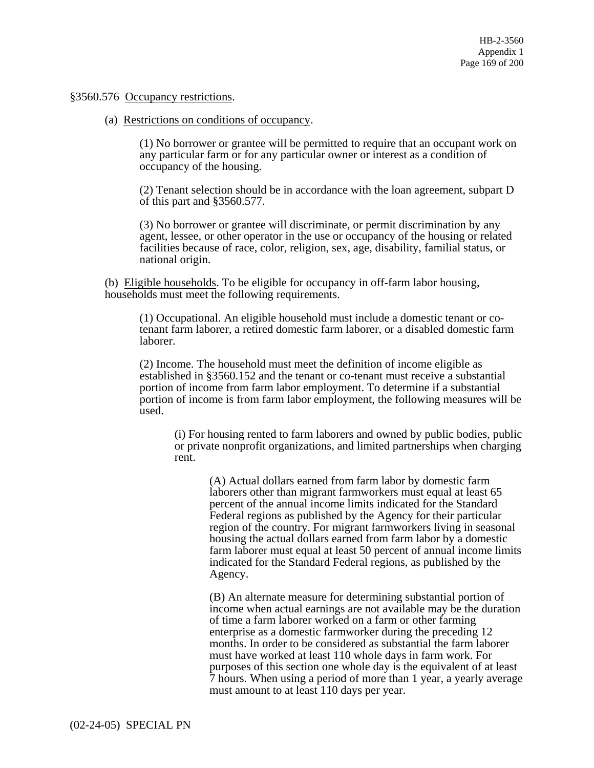§3560.576 Occupancy restrictions.

(a) Restrictions on conditions of occupancy.

(1) No borrower or grantee will be permitted to require that an occupant work on any particular farm or for any particular owner or interest as a condition of occupancy of the housing.

(2) Tenant selection should be in accordance with the loan agreement, subpart D of this part and §3560.577.

(3) No borrower or grantee will discriminate, or permit discrimination by any agent, lessee, or other operator in the use or occupancy of the housing or related facilities because of race, color, religion, sex, age, disability, familial status, or national origin.

(b) Eligible households. To be eligible for occupancy in off-farm labor housing, households must meet the following requirements.

(1) Occupational. An eligible household must include a domestic tenant or co-tenant farm laborer, a retired domestic farm laborer, or a disabled domestic farm laborer.

(2) Income. The household must meet the definition of income eligible as established in §3560.152 and the tenant or co-tenant must receive a substantial portion of income from farm labor employment. To determine if a substantial portion of income is from farm labor employment, the following measures will be used.

(i) For housing rented to farm laborers and owned by public bodies, public or private nonprofit organizations, and limited partnerships when charging rent.

(A) Actual dollars earned from farm labor by domestic farm laborers other than migrant farmworkers must equal at least 65 percent of the annual income limits indicated for the Standard Federal regions as published by the Agency for their particular region of the country. For migrant farmworkers living in seasonal housing the actual dollars earned from farm labor by a domestic farm laborer must equal at least 50 percent of annual income limits indicated for the Standard Federal regions, as published by the Agency.

(B) An alternate measure for determining substantial portion of income when actual earnings are not available may be the duration of time a farm laborer worked on a farm or other farming enterprise as a domestic farmworker during the preceding 12 months. In order to be considered as substantial the farm laborer must have worked at least 110 whole days in farm work. For purposes of this section one whole day is the equivalent of at least 7 hours. When using a period of more than 1 year, a yearly average must amount to at least 110 days per year.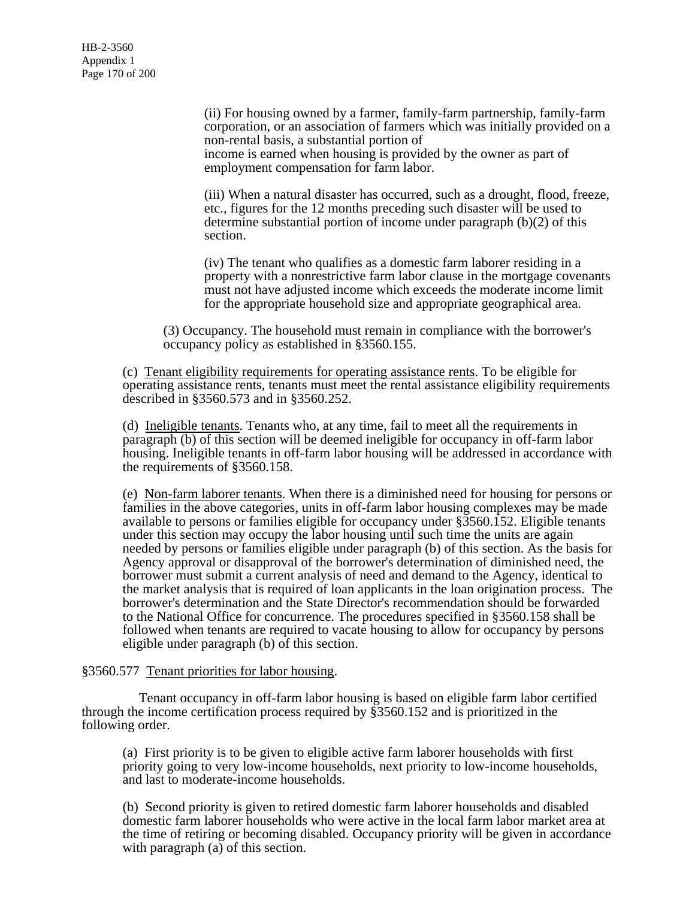(ii) For housing owned by a farmer, family-farm partnership, family-farm corporation, or an association of farmers which was initially provided on a non-rental basis, a substantial portion of income is earned when housing is provided by the owner as part of employment compensation for farm labor.

(iii) When a natural disaster has occurred, such as a drought, flood, freeze, etc., figures for the 12 months preceding such disaster will be used to determine substantial portion of income under paragraph (b)(2) of this section.

(iv) The tenant who qualifies as a domestic farm laborer residing in a property with a nonrestrictive farm labor clause in the mortgage covenants must not have adjusted income which exceeds the moderate income limit for the appropriate household size and appropriate geographical area.

(3) Occupancy. The household must remain in compliance with the borrower's occupancy policy as established in §3560.155.

(c) Tenant eligibility requirements for operating assistance rents. To be eligible for operating assistance rents, tenants must meet the rental assistance eligibility requirements described in §3560.573 and in §3560.252.

(d) Ineligible tenants. Tenants who, at any time, fail to meet all the requirements in paragraph (b) of this section will be deemed ineligible for occupancy in off-farm labor housing. Ineligible tenants in off-farm labor housing will be addressed in accordance with the requirements of §3560.158.

(e) Non-farm laborer tenants. When there is a diminished need for housing for persons or families in the above categories, units in off-farm labor housing complexes may be made available to persons or families eligible for occupancy under §3560.152. Eligible tenants under this section may occupy the labor housing until such time the units are again needed by persons or families eligible under paragraph (b) of this section. As the basis for Agency approval or disapproval of the borrower's determination of diminished need, the borrower must submit a current analysis of need and demand to the Agency, identical to the market analysis that is required of loan applicants in the loan origination process. The borrower's determination and the State Director's recommendation should be forwarded to the National Office for concurrence. The procedures specified in §3560.158 shall be followed when tenants are required to vacate housing to allow for occupancy by persons eligible under paragraph (b) of this section.

§3560.577 Tenant priorities for labor housing.

Tenant occupancy in off-farm labor housing is based on eligible farm labor certified through the income certification process required by §3560.152 and is prioritized in the following order.

(a) First priority is to be given to eligible active farm laborer households with first priority going to very low-income households, next priority to low-income households, and last to moderate-income households.

(b) Second priority is given to retired domestic farm laborer households and disabled domestic farm laborer households who were active in the local farm labor market area at the time of retiring or becoming disabled. Occupancy priority will be given in accordance with paragraph (a) of this section.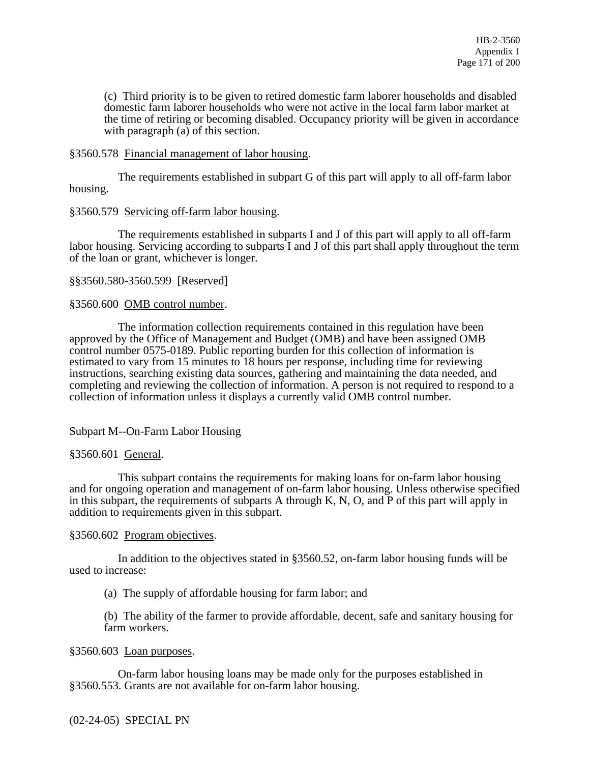(c) Third priority is to be given to retired domestic farm laborer households and disabled domestic farm laborer households who were not active in the local farm labor market at the time of retiring or becoming disabled. Occupancy priority will be given in accordance with paragraph (a) of this section.

§3560.578 Financial management of labor housing.

The requirements established in subpart G of this part will apply to all off-farm labor housing.

§3560.579 Servicing off-farm labor housing.

The requirements established in subparts I and J of this part will apply to all off-farm labor housing. Servicing according to subparts I and J of this part shall apply throughout the term of the loan or grant, whichever is longer.

§§3560.580-3560.599 [Reserved]

§3560.600 OMB control number.

The information collection requirements contained in this regulation have been approved by the Office of Management and Budget (OMB) and have been assigned OMB control number 0575-0189. Public reporting burden for this collection of information is estimated to vary from 15 minutes to 18 hours per response, including time for reviewing instructions, searching existing data sources, gathering and maintaining the data needed, and completing and reviewing the collection of information. A person is not required to respond to a collection of information unless it displays a currently valid OMB control number.

## Subpart M--On-Farm Labor Housing

§3560.601 General.

This subpart contains the requirements for making loans for on-farm labor housing and for ongoing operation and management of on-farm labor housing. Unless otherwise specified in this subpart, the requirements of subparts A through K, N, O, and P of this part will apply in addition to requirements given in this subpart.

§3560.602 Program objectives.

In addition to the objectives stated in §3560.52, on-farm labor housing funds will be used to increase:

(a) The supply of affordable housing for farm labor; and

(b) The ability of the farmer to provide affordable, decent, safe and sanitary housing for farm workers.

§3560.603 Loan purposes.

On-farm labor housing loans may be made only for the purposes established in §3560.553. Grants are not available for on-farm labor housing.

(02-24-05) SPECIAL PN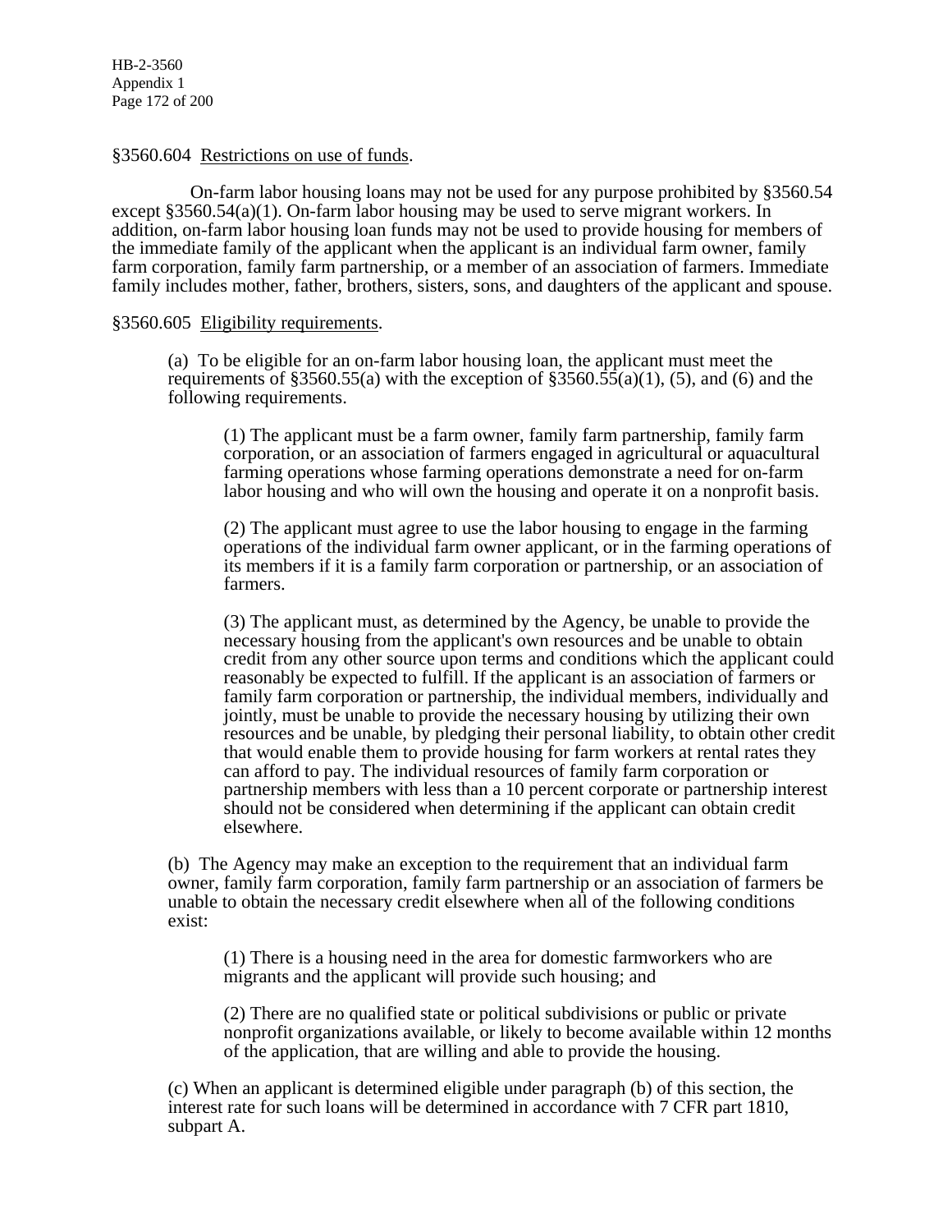§3560.604 Restrictions on use of funds.

On-farm labor housing loans may not be used for any purpose prohibited by §3560.54 except §3560.54(a)(1). On-farm labor housing may be used to serve migrant workers. In addition, on-farm labor housing loan funds may not be used to provide housing for members of the immediate family of the applicant when the applicant is an individual farm owner, family farm corporation, family farm partnership, or a member of an association of farmers. Immediate family includes mother, father, brothers, sisters, sons, and daughters of the applicant and spouse.

§3560.605 Eligibility requirements.

(a) To be eligible for an on-farm labor housing loan, the applicant must meet the requirements of §3560.55(a) with the exception of §3560.55(a)(1), (5), and (6) and the following requirements.

(1) The applicant must be a farm owner, family farm partnership, family farm corporation, or an association of farmers engaged in agricultural or aquacultural farming operations whose farming operations demonstrate a need for on-farm labor housing and who will own the housing and operate it on a nonprofit basis.

(2) The applicant must agree to use the labor housing to engage in the farming operations of the individual farm owner applicant, or in the farming operations of its members if it is a family farm corporation or partnership, or an association of farmers.

(3) The applicant must, as determined by the Agency, be unable to provide the necessary housing from the applicant's own resources and be unable to obtain credit from any other source upon terms and conditions which the applicant could reasonably be expected to fulfill. If the applicant is an association of farmers or family farm corporation or partnership, the individual members, individually and jointly, must be unable to provide the necessary housing by utilizing their own resources and be unable, by pledging their personal liability, to obtain other credit that would enable them to provide housing for farm workers at rental rates they can afford to pay. The individual resources of family farm corporation or partnership members with less than a 10 percent corporate or partnership interest should not be considered when determining if the applicant can obtain credit elsewhere.

(b) The Agency may make an exception to the requirement that an individual farm owner, family farm corporation, family farm partnership or an association of farmers be unable to obtain the necessary credit elsewhere when all of the following conditions exist:

(1) There is a housing need in the area for domestic farmworkers who are migrants and the applicant will provide such housing; and

(2) There are no qualified state or political subdivisions or public or private nonprofit organizations available, or likely to become available within 12 months of the application, that are willing and able to provide the housing.

(c) When an applicant is determined eligible under paragraph (b) of this section, the interest rate for such loans will be determined in accordance with 7 CFR part 1810, subpart A.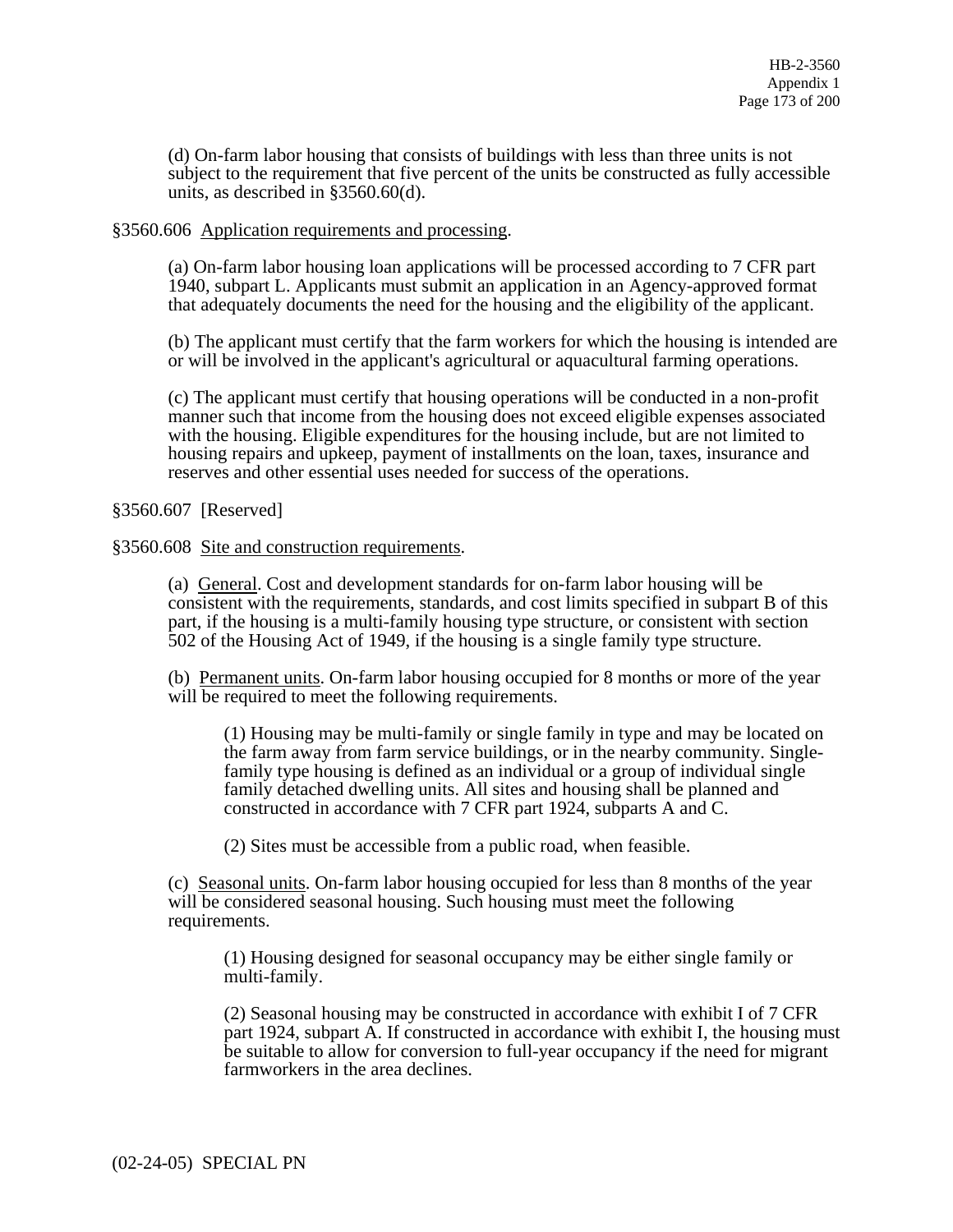(d) On-farm labor housing that consists of buildings with less than three units is not subject to the requirement that five percent of the units be constructed as fully accessible units, as described in §3560.60(d).

§3560.606 Application requirements and processing.

(a) On-farm labor housing loan applications will be processed according to 7 CFR part 1940, subpart L. Applicants must submit an application in an Agency-approved format that adequately documents the need for the housing and the eligibility of the applicant.

(b) The applicant must certify that the farm workers for which the housing is intended are or will be involved in the applicant's agricultural or aquacultural farming operations.

(c) The applicant must certify that housing operations will be conducted in a non-profit manner such that income from the housing does not exceed eligible expenses associated with the housing. Eligible expenditures for the housing include, but are not limited to housing repairs and upkeep, payment of installments on the loan, taxes, insurance and reserves and other essential uses needed for success of the operations.

§3560.607 [Reserved]

§3560.608 Site and construction requirements.

(a) General. Cost and development standards for on-farm labor housing will be consistent with the requirements, standards, and cost limits specified in subpart B of this part, if the housing is a multi-family housing type structure, or consistent with section 502 of the Housing Act of 1949, if the housing is a single family type structure.

(b) Permanent units. On-farm labor housing occupied for 8 months or more of the year will be required to meet the following requirements.

(1) Housing may be multi-family or single family in type and may be located on the farm away from farm service buildings, or in the nearby community. Single-family type housing is defined as an individual or a group of individual single family detached dwelling units. All sites and housing shall be planned and constructed in accordance with 7 CFR part 1924, subparts A and C.

(2) Sites must be accessible from a public road, when feasible.

(c) Seasonal units. On-farm labor housing occupied for less than 8 months of the year will be considered seasonal housing. Such housing must meet the following requirements.

(1) Housing designed for seasonal occupancy may be either single family or multi-family.

(2) Seasonal housing may be constructed in accordance with exhibit I of 7 CFR part 1924, subpart A. If constructed in accordance with exhibit I, the housing must be suitable to allow for conversion to full-year occupancy if the need for migrant farmworkers in the area declines.

(02-24-05) SPECIAL PN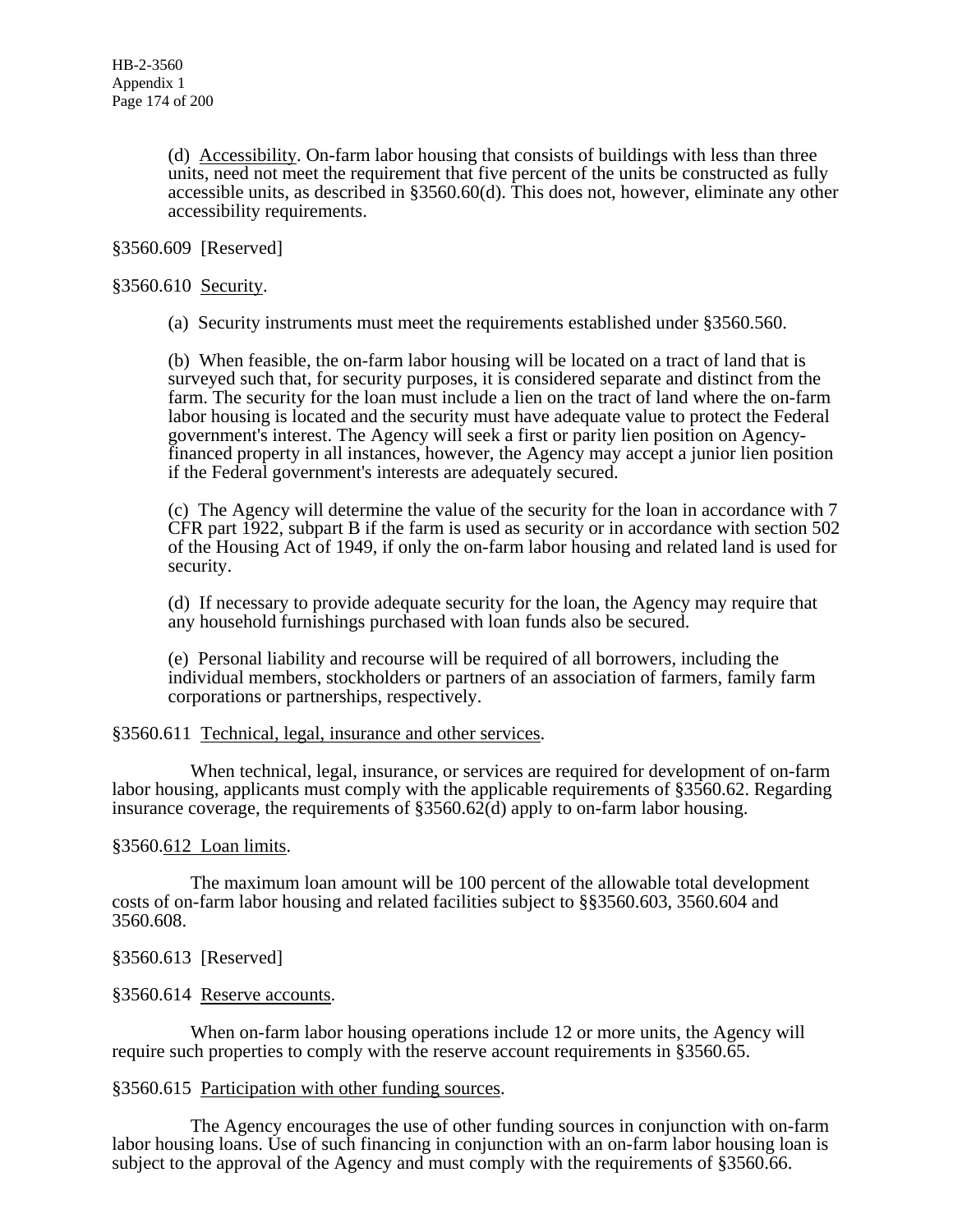(d) Accessibility. On-farm labor housing that consists of buildings with less than three units, need not meet the requirement that five percent of the units be constructed as fully accessible units, as described in §3560.60(d). This does not, however, eliminate any other accessibility requirements.

§3560.609 [Reserved]

§3560.610 Security.

(a) Security instruments must meet the requirements established under §3560.560.

(b) When feasible, the on-farm labor housing will be located on a tract of land that is surveyed such that, for security purposes, it is considered separate and distinct from the farm. The security for the loan must include a lien on the tract of land where the on-farm labor housing is located and the security must have adequate value to protect the Federal government's interest. The Agency will seek a first or parity lien position on Agency-financed property in all instances, however, the Agency may accept a junior lien position if the Federal government's interests are adequately secured.

(c) The Agency will determine the value of the security for the loan in accordance with 7 CFR part 1922, subpart B if the farm is used as security or in accordance with section 502 of the Housing Act of 1949, if only the on-farm labor housing and related land is used for security.

(d) If necessary to provide adequate security for the loan, the Agency may require that any household furnishings purchased with loan funds also be secured.

(e) Personal liability and recourse will be required of all borrowers, including the individual members, stockholders or partners of an association of farmers, family farm corporations or partnerships, respectively.

§3560.611 Technical, legal, insurance and other services.

When technical, legal, insurance, or services are required for development of on-farm labor housing, applicants must comply with the applicable requirements of §3560.62. Regarding insurance coverage, the requirements of §3560.62(d) apply to on-farm labor housing.

§3560.612 Loan limits.

The maximum loan amount will be 100 percent of the allowable total development costs of on-farm labor housing and related facilities subject to §§3560.603, 3560.604 and 3560.608.

§3560.613 [Reserved]

§3560.614 Reserve accounts.

When on-farm labor housing operations include 12 or more units, the Agency will require such properties to comply with the reserve account requirements in §3560.65.

§3560.615 Participation with other funding sources.

The Agency encourages the use of other funding sources in conjunction with on-farm labor housing loans. Use of such financing in conjunction with an on-farm labor housing loan is subject to the approval of the Agency and must comply with the requirements of §3560.66.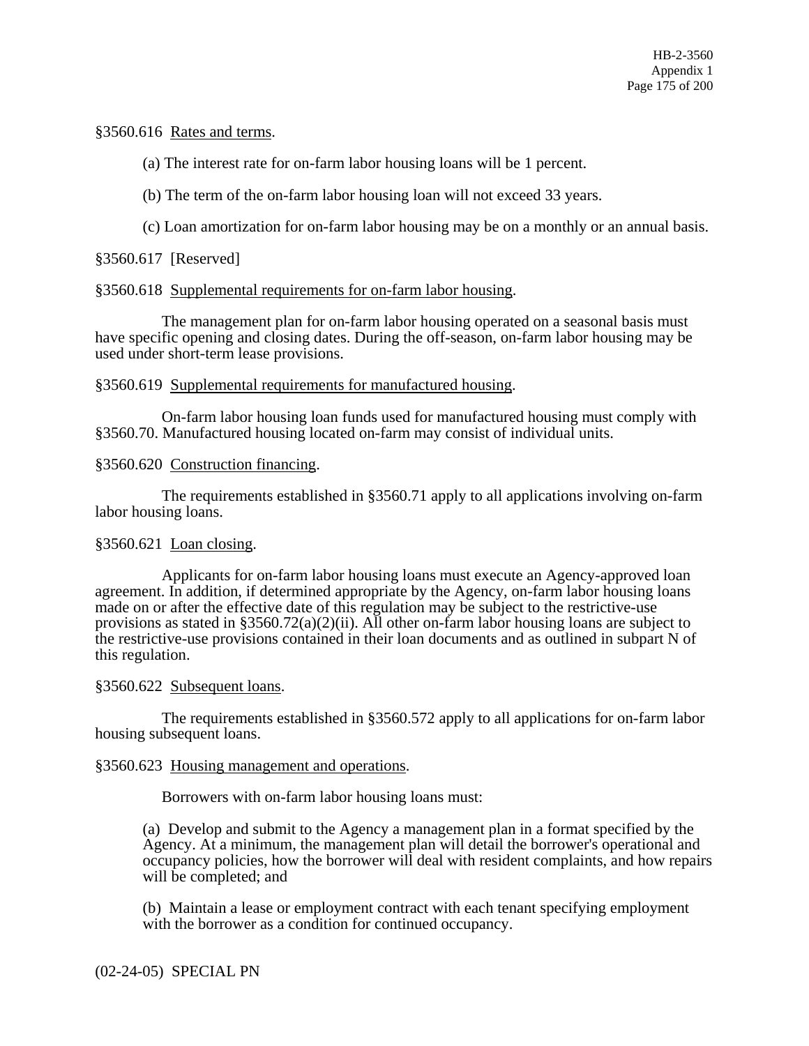§3560.616 Rates and terms.

(a) The interest rate for on-farm labor housing loans will be 1 percent.

(b) The term of the on-farm labor housing loan will not exceed 33 years.

(c) Loan amortization for on-farm labor housing may be on a monthly or an annual basis.

§3560.617 [Reserved]

§3560.618 Supplemental requirements for on-farm labor housing.

The management plan for on-farm labor housing operated on a seasonal basis must have specific opening and closing dates. During the off-season, on-farm labor housing may be used under short-term lease provisions.

§3560.619 Supplemental requirements for manufactured housing.

On-farm labor housing loan funds used for manufactured housing must comply with §3560.70. Manufactured housing located on-farm may consist of individual units.

§3560.620 Construction financing.

The requirements established in §3560.71 apply to all applications involving on-farm labor housing loans.

§3560.621 Loan closing.

Applicants for on-farm labor housing loans must execute an Agency-approved loan agreement. In addition, if determined appropriate by the Agency, on-farm labor housing loans made on or after the effective date of this regulation may be subject to the restrictive-use provisions as stated in §3560.72(a)(2)(ii). All other on-farm labor housing loans are subject to the restrictive-use provisions contained in their loan documents and as outlined in subpart N of this regulation.

§3560.622 Subsequent loans.

The requirements established in §3560.572 apply to all applications for on-farm labor housing subsequent loans.

§3560.623 Housing management and operations.

Borrowers with on-farm labor housing loans must:

(a) Develop and submit to the Agency a management plan in a format specified by the Agency. At a minimum, the management plan will detail the borrower's operational and occupancy policies, how the borrower will deal with resident complaints, and how repairs will be completed; and

(b) Maintain a lease or employment contract with each tenant specifying employment with the borrower as a condition for continued occupancy.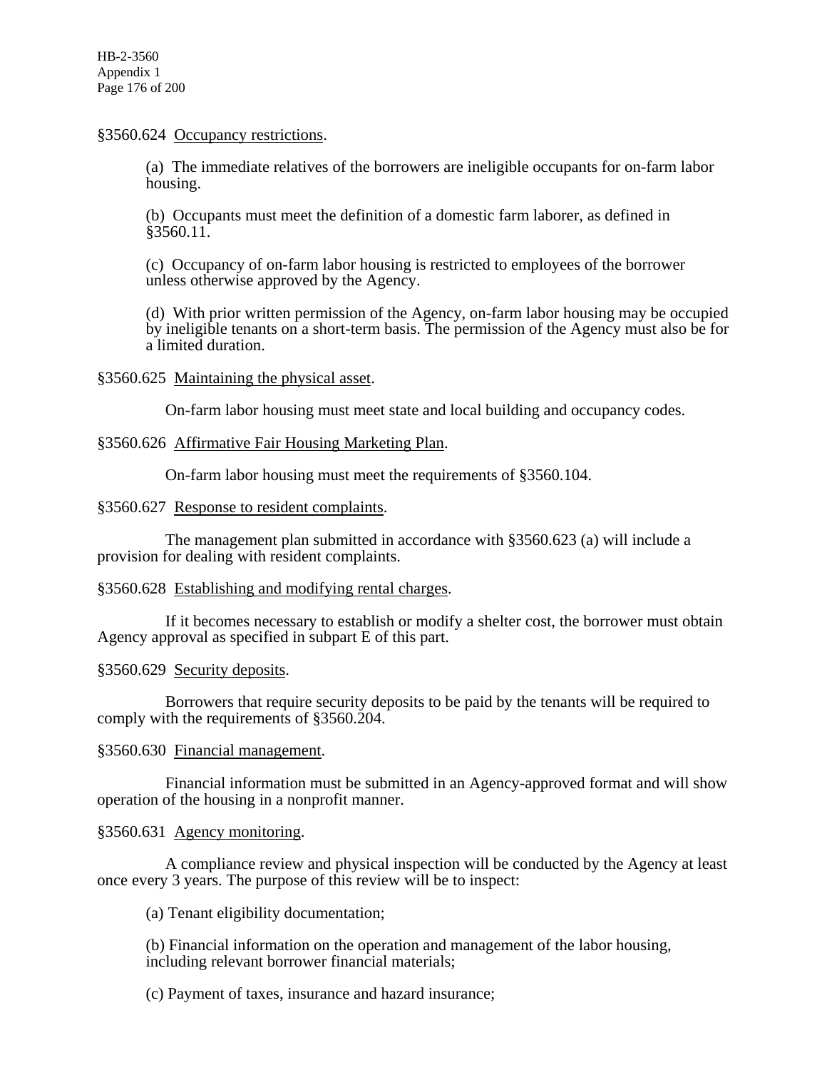§3560.624 <u>Occupancy restrictions</u>.

(a) The immediate relatives of the borrowers are ineligible occupants for on-farm labor housing.

(b) Occupants must meet the definition of a domestic farm laborer, as defined in §3560.11.

(c) Occupancy of on-farm labor housing is restricted to employees of the borrower unless otherwise approved by the Agency.

(d) With prior written permission of the Agency, on-farm labor housing may be occupied by ineligible tenants on a short-term basis. The permission of the Agency must also be for a limited duration.

§3560.625 <u>Maintaining the physical asset</u>.

On-farm labor housing must meet state and local building and occupancy codes.

§3560.626 <u>Affirmative Fair Housing Marketing Plan</u>.

On-farm labor housing must meet the requirements of §3560.104.

§3560.627 <u>Response to resident complaints</u>.

The management plan submitted in accordance with §3560.623 (a) will include a provision for dealing with resident complaints.

§3560.628 <u>Establishing and modifying rental charges</u>.

If it becomes necessary to establish or modify a shelter cost, the borrower must obtain Agency approval as specified in subpart E of this part.

§3560.629 <u>Security deposits</u>.

Borrowers that require security deposits to be paid by the tenants will be required to comply with the requirements of §3560.204.

§3560.630 <u>Financial management</u>.

Financial information must be submitted in an Agency-approved format and will show operation of the housing in a nonprofit manner.

§3560.631 <u>Agency monitoring</u>.

A compliance review and physical inspection will be conducted by the Agency at least once every 3 years. The purpose of this review will be to inspect:

(a) Tenant eligibility documentation;

(b) Financial information on the operation and management of the labor housing, including relevant borrower financial materials;

(c) Payment of taxes, insurance and hazard insurance;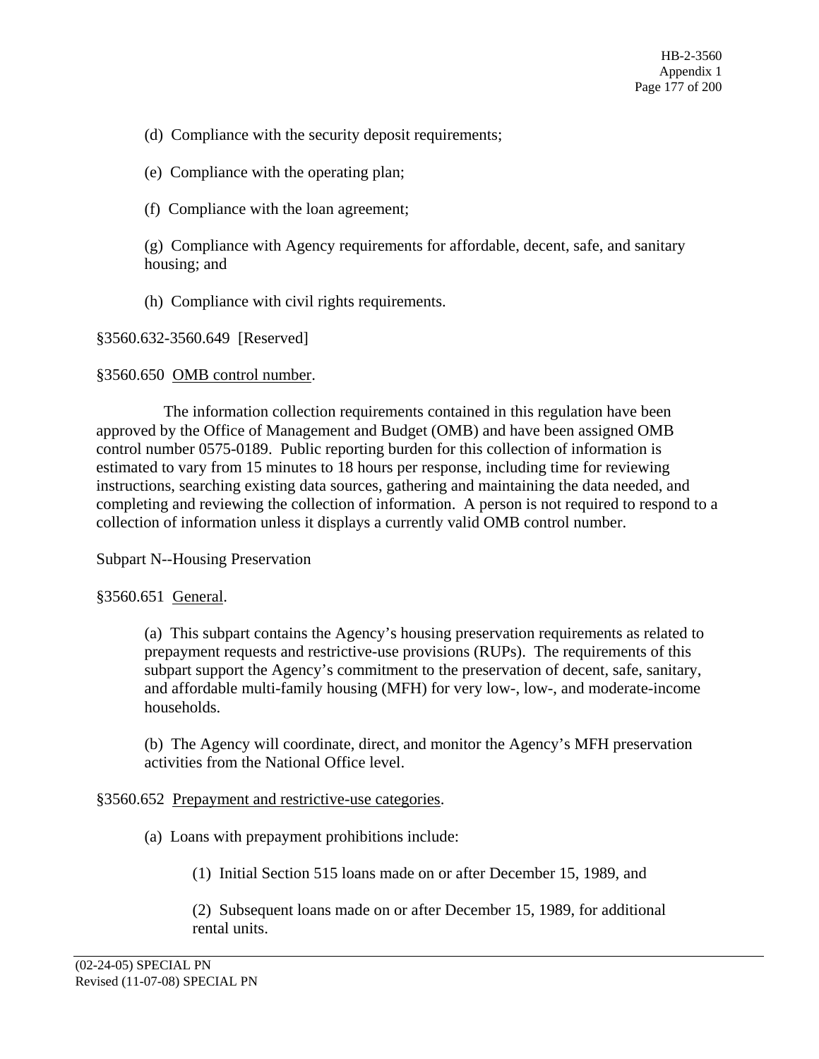(d) Compliance with the security deposit requirements;

(e) Compliance with the operating plan;

(f) Compliance with the loan agreement;

(g) Compliance with Agency requirements for affordable, decent, safe, and sanitary housing; and

(h) Compliance with civil rights requirements.

§3560.632-3560.649 [Reserved]

§3560.650 OMB control number.

The information collection requirements contained in this regulation have been approved by the Office of Management and Budget (OMB) and have been assigned OMB control number 0575-0189. Public reporting burden for this collection of information is estimated to vary from 15 minutes to 18 hours per response, including time for reviewing instructions, searching existing data sources, gathering and maintaining the data needed, and completing and reviewing the collection of information. A person is not required to respond to a collection of information unless it displays a currently valid OMB control number.

Subpart N--Housing Preservation

§3560.651 General.

(a) This subpart contains the Agency's housing preservation requirements as related to prepayment requests and restrictive-use provisions (RUPs). The requirements of this subpart support the Agency's commitment to the preservation of decent, safe, sanitary, and affordable multi-family housing (MFH) for very low-, low-, and moderate-income households.

(b) The Agency will coordinate, direct, and monitor the Agency's MFH preservation activities from the National Office level.

§3560.652 Prepayment and restrictive-use categories.

(a) Loans with prepayment prohibitions include:

(1) Initial Section 515 loans made on or after December 15, 1989, and

(2) Subsequent loans made on or after December 15, 1989, for additional rental units.

(02-24-05) SPECIAL PN
Revised (11-07-08) SPECIAL PN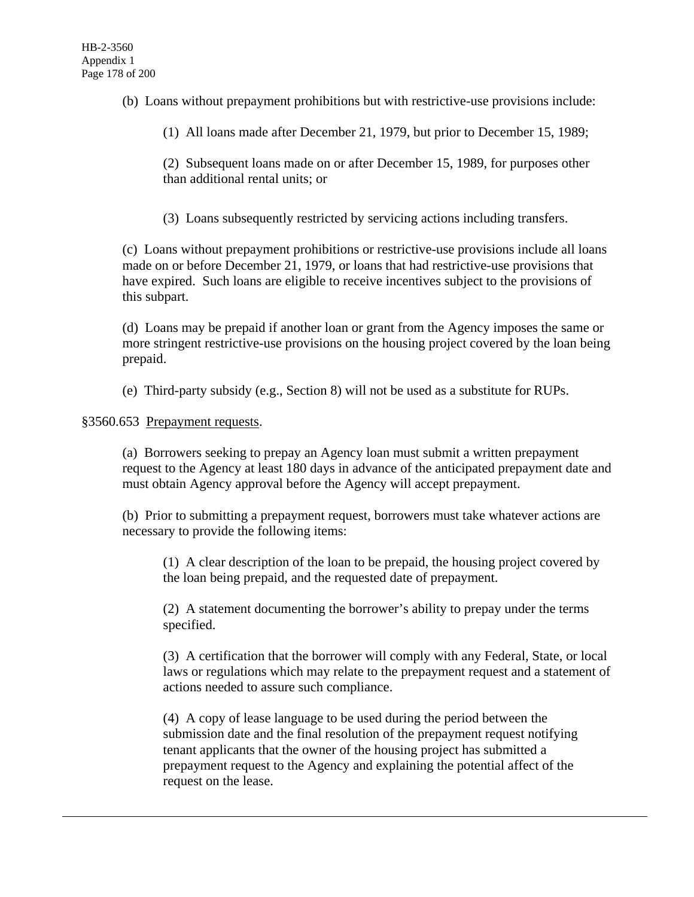(b) Loans without prepayment prohibitions but with restrictive-use provisions include:

(1) All loans made after December 21, 1979, but prior to December 15, 1989;

(2) Subsequent loans made on or after December 15, 1989, for purposes other than additional rental units; or

(3) Loans subsequently restricted by servicing actions including transfers.

(c) Loans without prepayment prohibitions or restrictive-use provisions include all loans made on or before December 21, 1979, or loans that had restrictive-use provisions that have expired. Such loans are eligible to receive incentives subject to the provisions of this subpart.

(d) Loans may be prepaid if another loan or grant from the Agency imposes the same or more stringent restrictive-use provisions on the housing project covered by the loan being prepaid.

(e) Third-party subsidy (e.g., Section 8) will not be used as a substitute for RUPs.

§3560.653 Prepayment requests.

(a) Borrowers seeking to prepay an Agency loan must submit a written prepayment request to the Agency at least 180 days in advance of the anticipated prepayment date and must obtain Agency approval before the Agency will accept prepayment.

(b) Prior to submitting a prepayment request, borrowers must take whatever actions are necessary to provide the following items:

(1) A clear description of the loan to be prepaid, the housing project covered by the loan being prepaid, and the requested date of prepayment.

(2) A statement documenting the borrower's ability to prepay under the terms specified.

(3) A certification that the borrower will comply with any Federal, State, or local laws or regulations which may relate to the prepayment request and a statement of actions needed to assure such compliance.

(4) A copy of lease language to be used during the period between the submission date and the final resolution of the prepayment request notifying tenant applicants that the owner of the housing project has submitted a prepayment request to the Agency and explaining the potential affect of the request on the lease.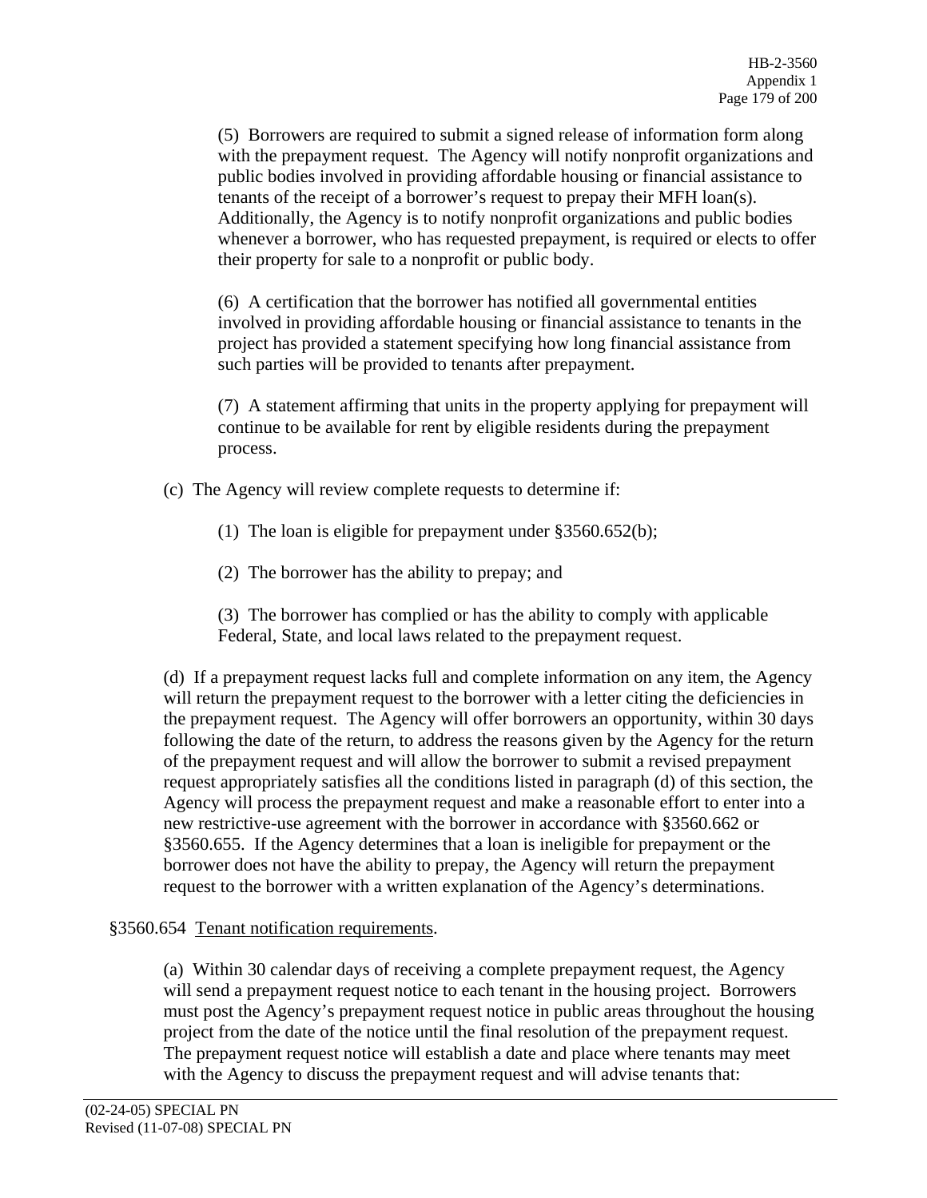(5) Borrowers are required to submit a signed release of information form along with the prepayment request. The Agency will notify nonprofit organizations and public bodies involved in providing affordable housing or financial assistance to tenants of the receipt of a borrower's request to prepay their MFH loan(s). Additionally, the Agency is to notify nonprofit organizations and public bodies whenever a borrower, who has requested prepayment, is required or elects to offer their property for sale to a nonprofit or public body.

(6) A certification that the borrower has notified all governmental entities involved in providing affordable housing or financial assistance to tenants in the project has provided a statement specifying how long financial assistance from such parties will be provided to tenants after prepayment.

(7) A statement affirming that units in the property applying for prepayment will continue to be available for rent by eligible residents during the prepayment process.

(c) The Agency will review complete requests to determine if:

(1) The loan is eligible for prepayment under §3560.652(b);

(2) The borrower has the ability to prepay; and

(3) The borrower has complied or has the ability to comply with applicable Federal, State, and local laws related to the prepayment request.

(d) If a prepayment request lacks full and complete information on any item, the Agency will return the prepayment request to the borrower with a letter citing the deficiencies in the prepayment request. The Agency will offer borrowers an opportunity, within 30 days following the date of the return, to address the reasons given by the Agency for the return of the prepayment request and will allow the borrower to submit a revised prepayment request appropriately satisfies all the conditions listed in paragraph (d) of this section, the Agency will process the prepayment request and make a reasonable effort to enter into a new restrictive-use agreement with the borrower in accordance with §3560.662 or §3560.655. If the Agency determines that a loan is ineligible for prepayment or the borrower does not have the ability to prepay, the Agency will return the prepayment request to the borrower with a written explanation of the Agency's determinations.

§3560.654 Tenant notification requirements.

(a) Within 30 calendar days of receiving a complete prepayment request, the Agency will send a prepayment request notice to each tenant in the housing project. Borrowers must post the Agency's prepayment request notice in public areas throughout the housing project from the date of the notice until the final resolution of the prepayment request. The prepayment request notice will establish a date and place where tenants may meet with the Agency to discuss the prepayment request and will advise tenants that:

(02-24-05) SPECIAL PN
Revised (11-07-08) SPECIAL PN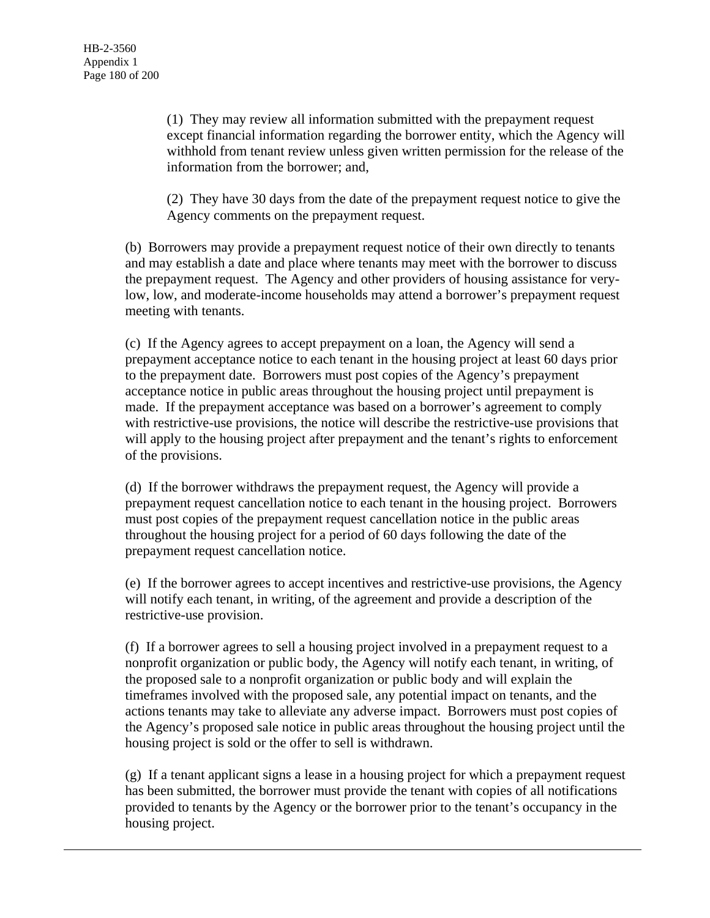(1) They may review all information submitted with the prepayment request except financial information regarding the borrower entity, which the Agency will withhold from tenant review unless given written permission for the release of the information from the borrower; and,

(2) They have 30 days from the date of the prepayment request notice to give the Agency comments on the prepayment request.

(b) Borrowers may provide a prepayment request notice of their own directly to tenants and may establish a date and place where tenants may meet with the borrower to discuss the prepayment request. The Agency and other providers of housing assistance for very-low, low, and moderate-income households may attend a borrower's prepayment request meeting with tenants.

(c) If the Agency agrees to accept prepayment on a loan, the Agency will send a prepayment acceptance notice to each tenant in the housing project at least 60 days prior to the prepayment date. Borrowers must post copies of the Agency's prepayment acceptance notice in public areas throughout the housing project until prepayment is made. If the prepayment acceptance was based on a borrower's agreement to comply with restrictive-use provisions, the notice will describe the restrictive-use provisions that will apply to the housing project after prepayment and the tenant's rights to enforcement of the provisions.

(d) If the borrower withdraws the prepayment request, the Agency will provide a prepayment request cancellation notice to each tenant in the housing project. Borrowers must post copies of the prepayment request cancellation notice in the public areas throughout the housing project for a period of 60 days following the date of the prepayment request cancellation notice.

(e) If the borrower agrees to accept incentives and restrictive-use provisions, the Agency will notify each tenant, in writing, of the agreement and provide a description of the restrictive-use provision.

(f) If a borrower agrees to sell a housing project involved in a prepayment request to a nonprofit organization or public body, the Agency will notify each tenant, in writing, of the proposed sale to a nonprofit organization or public body and will explain the timeframes involved with the proposed sale, any potential impact on tenants, and the actions tenants may take to alleviate any adverse impact. Borrowers must post copies of the Agency's proposed sale notice in public areas throughout the housing project until the housing project is sold or the offer to sell is withdrawn.

(g) If a tenant applicant signs a lease in a housing project for which a prepayment request has been submitted, the borrower must provide the tenant with copies of all notifications provided to tenants by the Agency or the borrower prior to the tenant's occupancy in the housing project.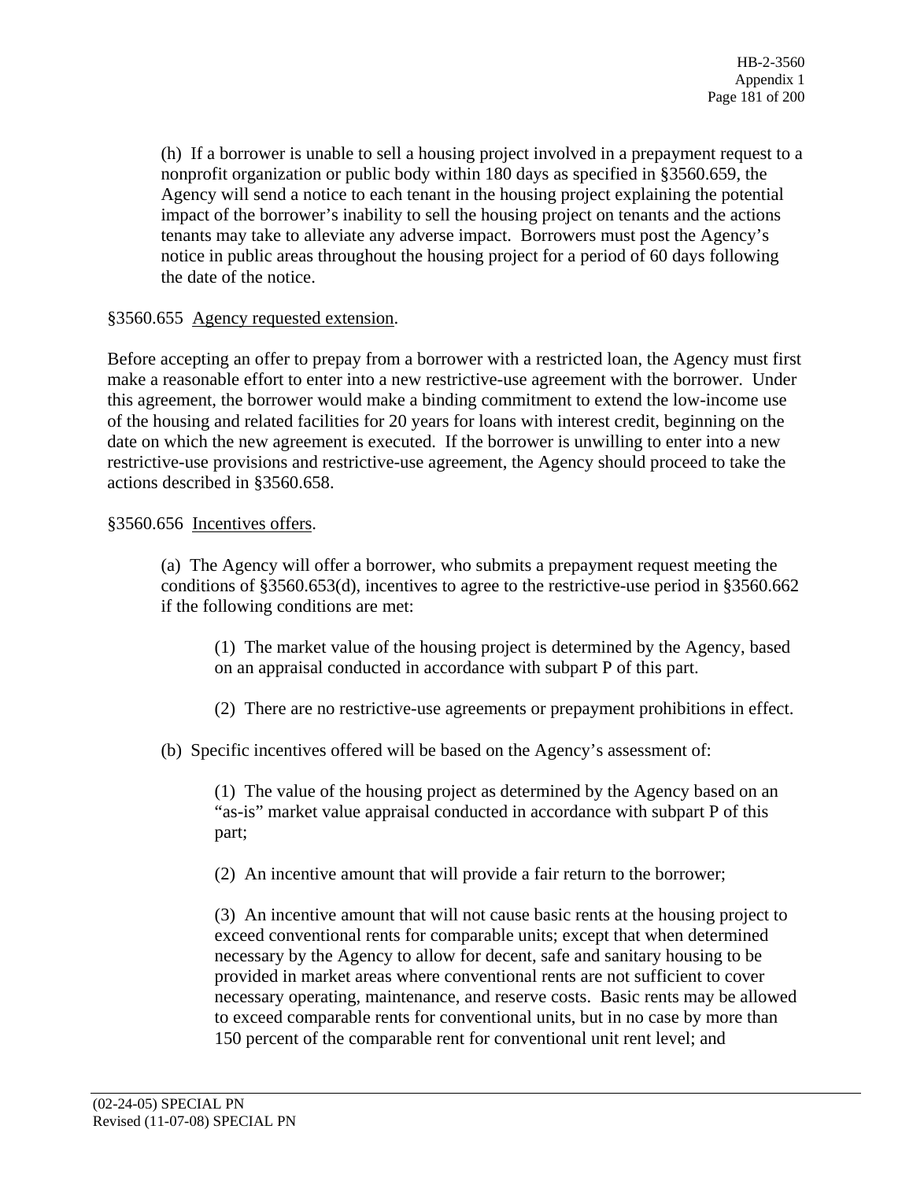(h) If a borrower is unable to sell a housing project involved in a prepayment request to a nonprofit organization or public body within 180 days as specified in §3560.659, the Agency will send a notice to each tenant in the housing project explaining the potential impact of the borrower's inability to sell the housing project on tenants and the actions tenants may take to alleviate any adverse impact. Borrowers must post the Agency's notice in public areas throughout the housing project for a period of 60 days following the date of the notice.

§3560.655 Agency requested extension.

Before accepting an offer to prepay from a borrower with a restricted loan, the Agency must first make a reasonable effort to enter into a new restrictive-use agreement with the borrower. Under this agreement, the borrower would make a binding commitment to extend the low-income use of the housing and related facilities for 20 years for loans with interest credit, beginning on the date on which the new agreement is executed. If the borrower is unwilling to enter into a new restrictive-use provisions and restrictive-use agreement, the Agency should proceed to take the actions described in §3560.658.

§3560.656 Incentives offers.

(a) The Agency will offer a borrower, who submits a prepayment request meeting the conditions of §3560.653(d), incentives to agree to the restrictive-use period in §3560.662 if the following conditions are met:

(1) The market value of the housing project is determined by the Agency, based on an appraisal conducted in accordance with subpart P of this part.

(2) There are no restrictive-use agreements or prepayment prohibitions in effect.

(b) Specific incentives offered will be based on the Agency's assessment of:

(1) The value of the housing project as determined by the Agency based on an "as-is" market value appraisal conducted in accordance with subpart P of this part;

(2) An incentive amount that will provide a fair return to the borrower;

(3) An incentive amount that will not cause basic rents at the housing project to exceed conventional rents for comparable units; except that when determined necessary by the Agency to allow for decent, safe and sanitary housing to be provided in market areas where conventional rents are not sufficient to cover necessary operating, maintenance, and reserve costs. Basic rents may be allowed to exceed comparable rents for conventional units, but in no case by more than 150 percent of the comparable rent for conventional unit rent level; and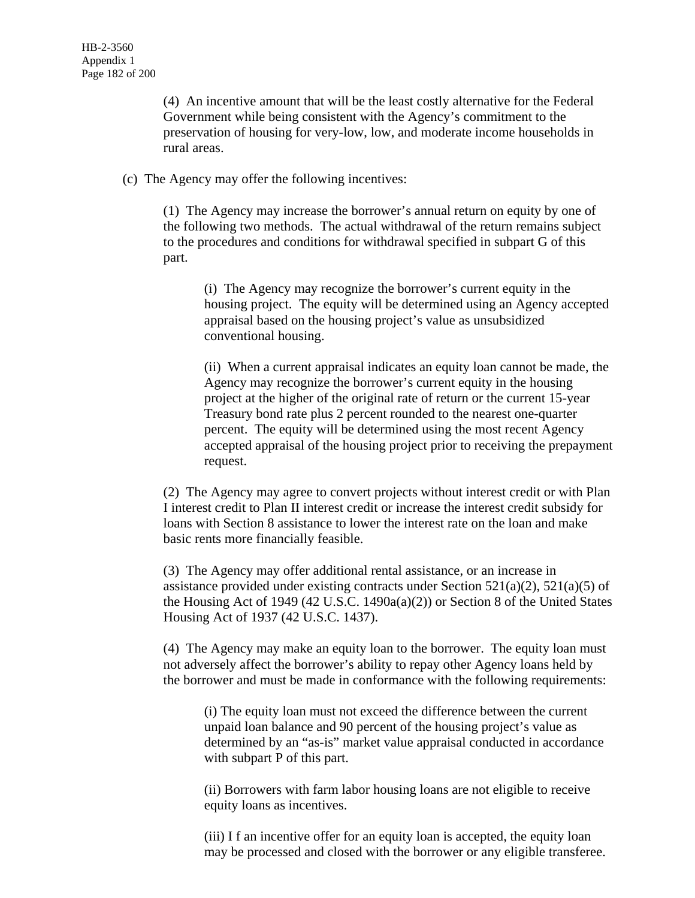(4) An incentive amount that will be the least costly alternative for the Federal Government while being consistent with the Agency's commitment to the preservation of housing for very-low, low, and moderate income households in rural areas.

(c) The Agency may offer the following incentives:

(1) The Agency may increase the borrower's annual return on equity by one of the following two methods. The actual withdrawal of the return remains subject to the procedures and conditions for withdrawal specified in subpart G of this part.

(i) The Agency may recognize the borrower's current equity in the housing project. The equity will be determined using an Agency accepted appraisal based on the housing project's value as unsubsidized conventional housing.

(ii) When a current appraisal indicates an equity loan cannot be made, the Agency may recognize the borrower's current equity in the housing project at the higher of the original rate of return or the current 15-year Treasury bond rate plus 2 percent rounded to the nearest one-quarter percent. The equity will be determined using the most recent Agency accepted appraisal of the housing project prior to receiving the prepayment request.

(2) The Agency may agree to convert projects without interest credit or with Plan I interest credit to Plan II interest credit or increase the interest credit subsidy for loans with Section 8 assistance to lower the interest rate on the loan and make basic rents more financially feasible.

(3) The Agency may offer additional rental assistance, or an increase in assistance provided under existing contracts under Section 521(a)(2), 521(a)(5) of the Housing Act of 1949 (42 U.S.C. 1490a(a)(2)) or Section 8 of the United States Housing Act of 1937 (42 U.S.C. 1437).

(4) The Agency may make an equity loan to the borrower. The equity loan must not adversely affect the borrower's ability to repay other Agency loans held by the borrower and must be made in conformance with the following requirements:

(i) The equity loan must not exceed the difference between the current unpaid loan balance and 90 percent of the housing project's value as determined by an "as-is" market value appraisal conducted in accordance with subpart P of this part.

(ii) Borrowers with farm labor housing loans are not eligible to receive equity loans as incentives.

(iii) I f an incentive offer for an equity loan is accepted, the equity loan may be processed and closed with the borrower or any eligible transferee.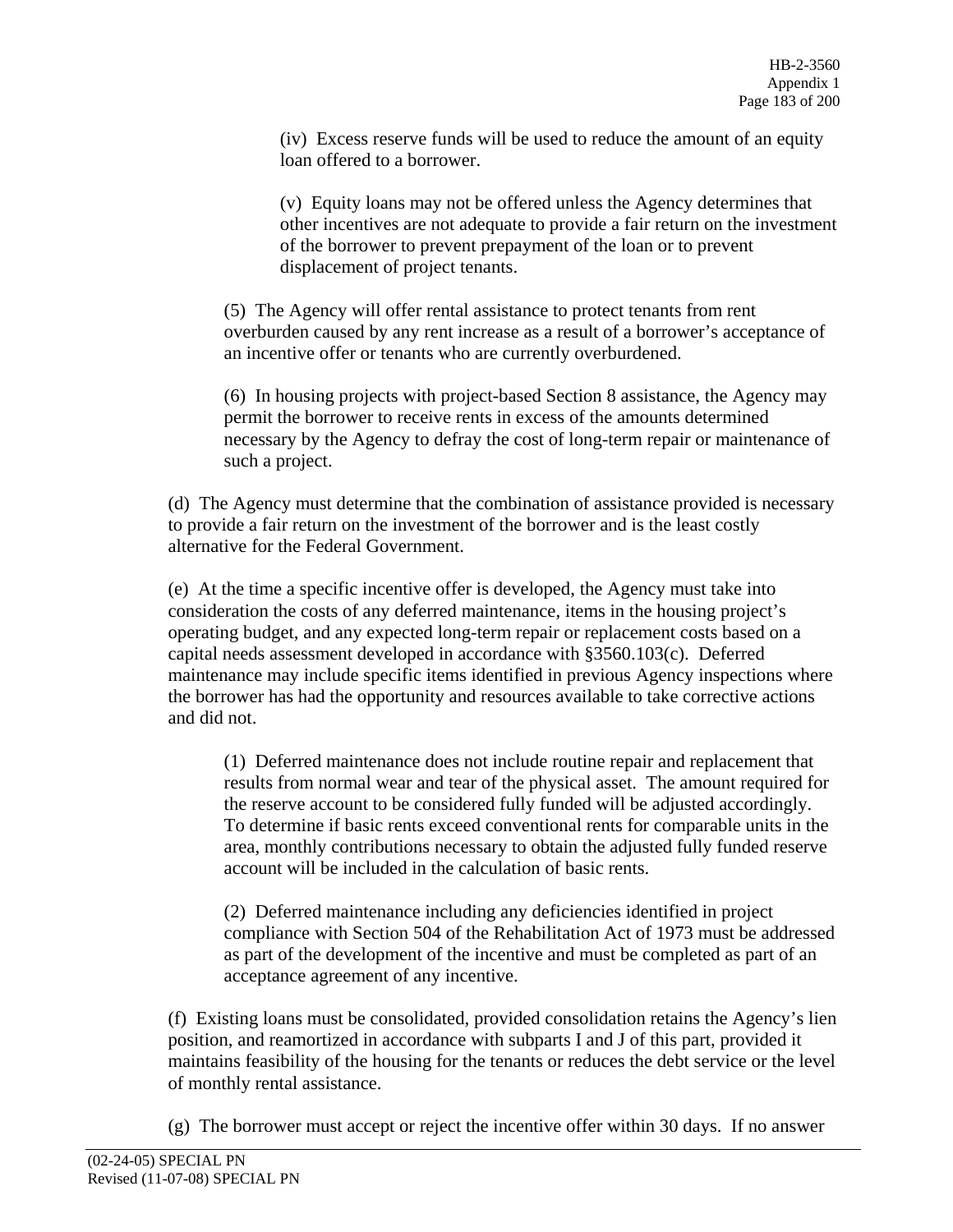(iv) Excess reserve funds will be used to reduce the amount of an equity loan offered to a borrower.

(v) Equity loans may not be offered unless the Agency determines that other incentives are not adequate to provide a fair return on the investment of the borrower to prevent prepayment of the loan or to prevent displacement of project tenants.

(5) The Agency will offer rental assistance to protect tenants from rent overburden caused by any rent increase as a result of a borrower's acceptance of an incentive offer or tenants who are currently overburdened.

(6) In housing projects with project-based Section 8 assistance, the Agency may permit the borrower to receive rents in excess of the amounts determined necessary by the Agency to defray the cost of long-term repair or maintenance of such a project.

(d) The Agency must determine that the combination of assistance provided is necessary to provide a fair return on the investment of the borrower and is the least costly alternative for the Federal Government.

(e) At the time a specific incentive offer is developed, the Agency must take into consideration the costs of any deferred maintenance, items in the housing project's operating budget, and any expected long-term repair or replacement costs based on a capital needs assessment developed in accordance with §3560.103(c). Deferred maintenance may include specific items identified in previous Agency inspections where the borrower has had the opportunity and resources available to take corrective actions and did not.

(1) Deferred maintenance does not include routine repair and replacement that results from normal wear and tear of the physical asset. The amount required for the reserve account to be considered fully funded will be adjusted accordingly. To determine if basic rents exceed conventional rents for comparable units in the area, monthly contributions necessary to obtain the adjusted fully funded reserve account will be included in the calculation of basic rents.

(2) Deferred maintenance including any deficiencies identified in project compliance with Section 504 of the Rehabilitation Act of 1973 must be addressed as part of the development of the incentive and must be completed as part of an acceptance agreement of any incentive.

(f) Existing loans must be consolidated, provided consolidation retains the Agency's lien position, and reamortized in accordance with subparts I and J of this part, provided it maintains feasibility of the housing for the tenants or reduces the debt service or the level of monthly rental assistance.

(g) The borrower must accept or reject the incentive offer within 30 days. If no answer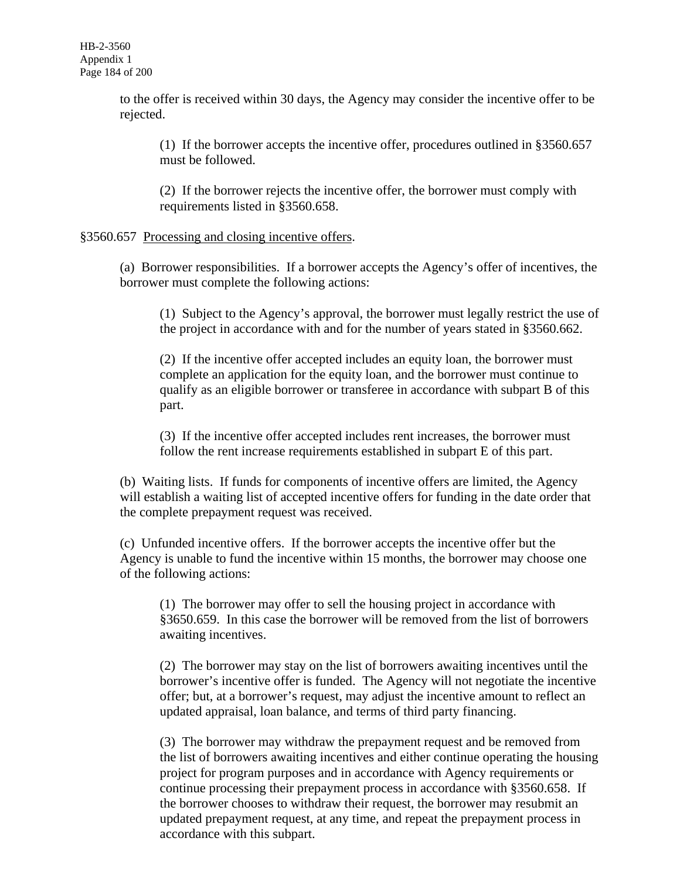to the offer is received within 30 days, the Agency may consider the incentive offer to be rejected.

(1) If the borrower accepts the incentive offer, procedures outlined in §3560.657 must be followed.

(2) If the borrower rejects the incentive offer, the borrower must comply with requirements listed in §3560.658.

§3560.657 Processing and closing incentive offers.

(a) Borrower responsibilities. If a borrower accepts the Agency's offer of incentives, the borrower must complete the following actions:

(1) Subject to the Agency's approval, the borrower must legally restrict the use of the project in accordance with and for the number of years stated in §3560.662.

(2) If the incentive offer accepted includes an equity loan, the borrower must complete an application for the equity loan, and the borrower must continue to qualify as an eligible borrower or transferee in accordance with subpart B of this part.

(3) If the incentive offer accepted includes rent increases, the borrower must follow the rent increase requirements established in subpart E of this part.

(b) Waiting lists. If funds for components of incentive offers are limited, the Agency will establish a waiting list of accepted incentive offers for funding in the date order that the complete prepayment request was received.

(c) Unfunded incentive offers. If the borrower accepts the incentive offer but the Agency is unable to fund the incentive within 15 months, the borrower may choose one of the following actions:

(1) The borrower may offer to sell the housing project in accordance with §3650.659. In this case the borrower will be removed from the list of borrowers awaiting incentives.

(2) The borrower may stay on the list of borrowers awaiting incentives until the borrower's incentive offer is funded. The Agency will not negotiate the incentive offer; but, at a borrower's request, may adjust the incentive amount to reflect an updated appraisal, loan balance, and terms of third party financing.

(3) The borrower may withdraw the prepayment request and be removed from the list of borrowers awaiting incentives and either continue operating the housing project for program purposes and in accordance with Agency requirements or continue processing their prepayment process in accordance with §3560.658. If the borrower chooses to withdraw their request, the borrower may resubmit an updated prepayment request, at any time, and repeat the prepayment process in accordance with this subpart.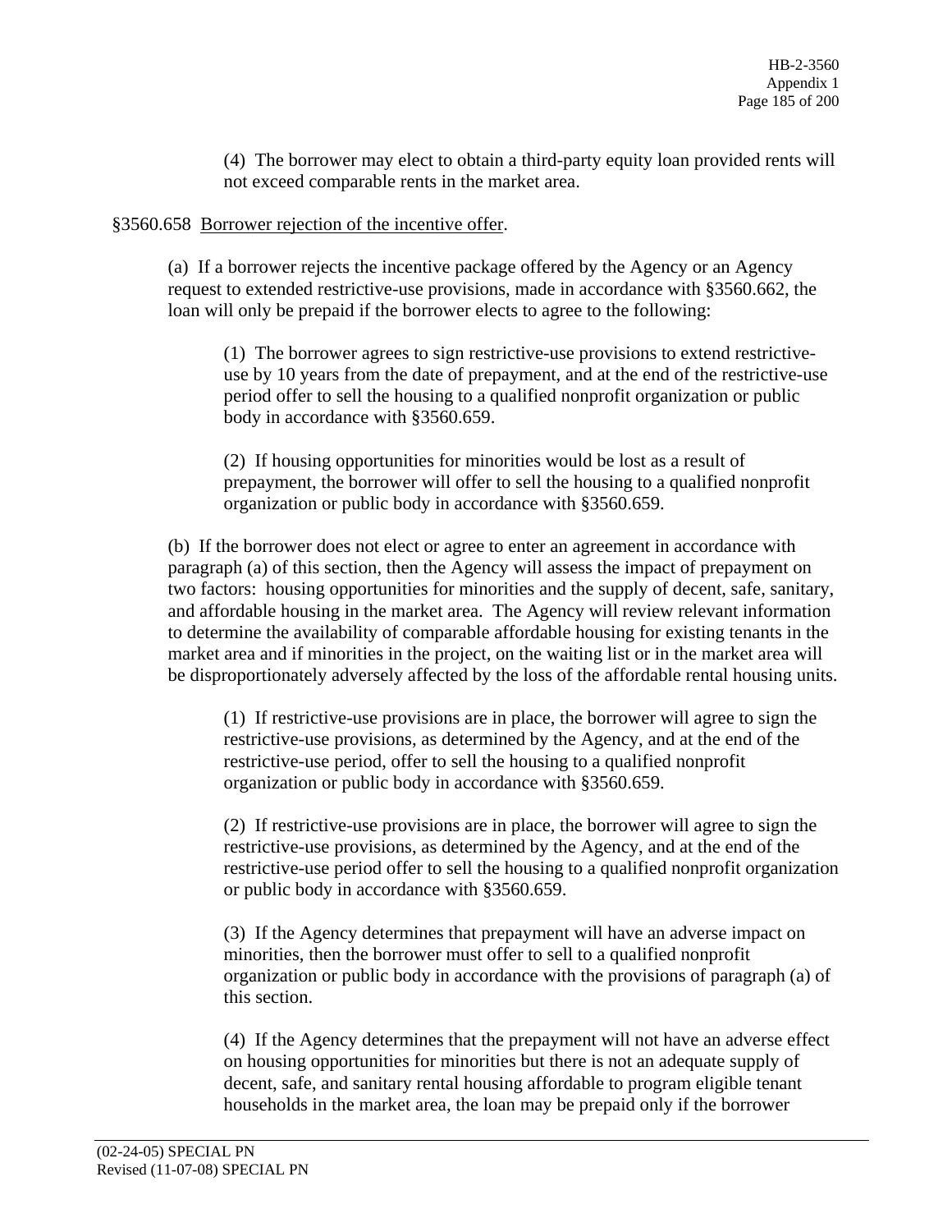(4) The borrower may elect to obtain a third-party equity loan provided rents will not exceed comparable rents in the market area.

§3560.658 Borrower rejection of the incentive offer.

(a) If a borrower rejects the incentive package offered by the Agency or an Agency request to extended restrictive-use provisions, made in accordance with §3560.662, the loan will only be prepaid if the borrower elects to agree to the following:

(1) The borrower agrees to sign restrictive-use provisions to extend restrictive-use by 10 years from the date of prepayment, and at the end of the restrictive-use period offer to sell the housing to a qualified nonprofit organization or public body in accordance with §3560.659.

(2) If housing opportunities for minorities would be lost as a result of prepayment, the borrower will offer to sell the housing to a qualified nonprofit organization or public body in accordance with §3560.659.

(b) If the borrower does not elect or agree to enter an agreement in accordance with paragraph (a) of this section, then the Agency will assess the impact of prepayment on two factors: housing opportunities for minorities and the supply of decent, safe, sanitary, and affordable housing in the market area. The Agency will review relevant information to determine the availability of comparable affordable housing for existing tenants in the market area and if minorities in the project, on the waiting list or in the market area will be disproportionately adversely affected by the loss of the affordable rental housing units.

(1) If restrictive-use provisions are in place, the borrower will agree to sign the restrictive-use provisions, as determined by the Agency, and at the end of the restrictive-use period, offer to sell the housing to a qualified nonprofit organization or public body in accordance with §3560.659.

(2) If restrictive-use provisions are in place, the borrower will agree to sign the restrictive-use provisions, as determined by the Agency, and at the end of the restrictive-use period offer to sell the housing to a qualified nonprofit organization or public body in accordance with §3560.659.

(3) If the Agency determines that prepayment will have an adverse impact on minorities, then the borrower must offer to sell to a qualified nonprofit organization or public body in accordance with the provisions of paragraph (a) of this section.

(4) If the Agency determines that the prepayment will not have an adverse effect on housing opportunities for minorities but there is not an adequate supply of decent, safe, and sanitary rental housing affordable to program eligible tenant households in the market area, the loan may be prepaid only if the borrower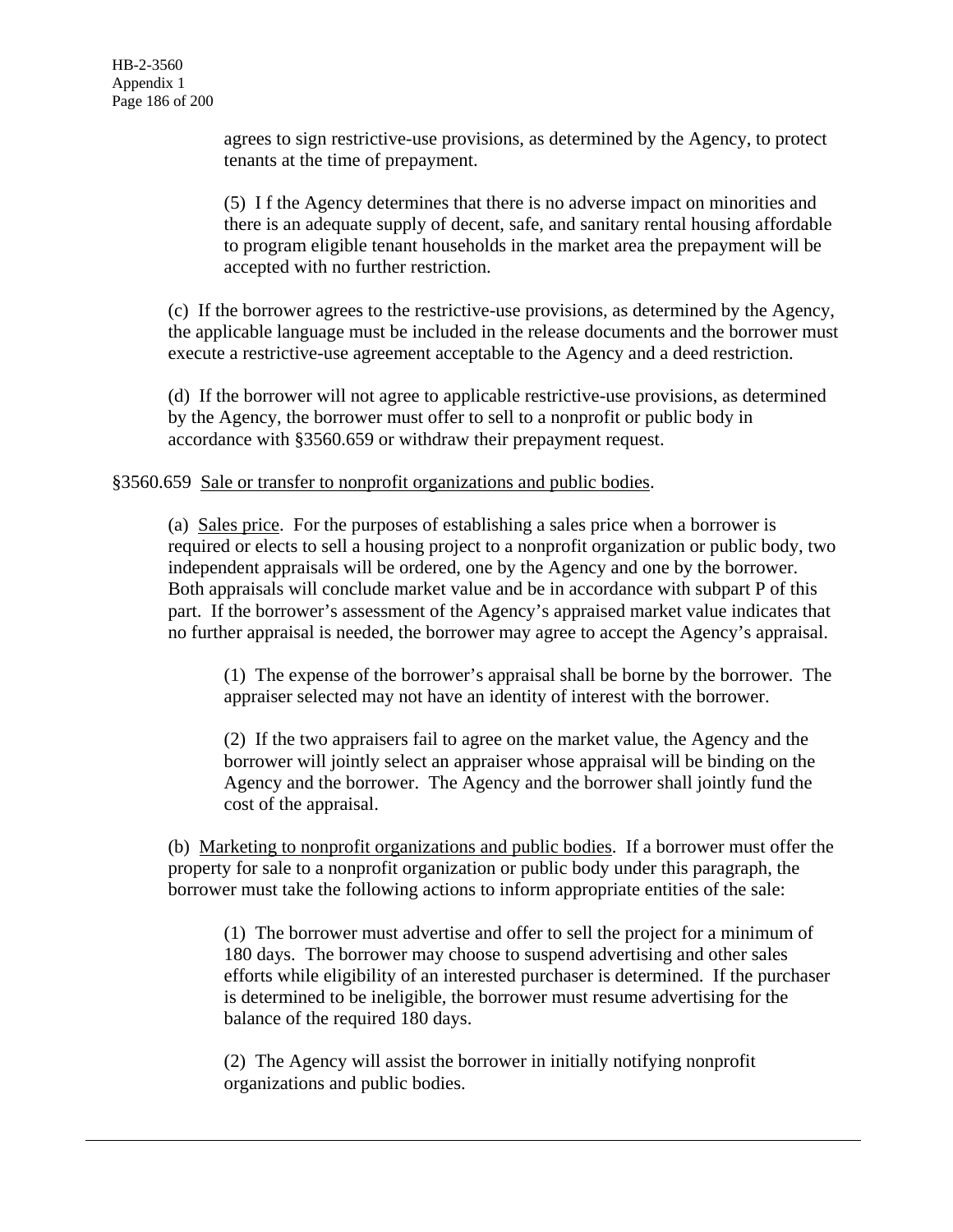agrees to sign restrictive-use provisions, as determined by the Agency, to protect tenants at the time of prepayment.

(5) I f the Agency determines that there is no adverse impact on minorities and there is an adequate supply of decent, safe, and sanitary rental housing affordable to program eligible tenant households in the market area the prepayment will be accepted with no further restriction.

(c) If the borrower agrees to the restrictive-use provisions, as determined by the Agency, the applicable language must be included in the release documents and the borrower must execute a restrictive-use agreement acceptable to the Agency and a deed restriction.

(d) If the borrower will not agree to applicable restrictive-use provisions, as determined by the Agency, the borrower must offer to sell to a nonprofit or public body in accordance with §3560.659 or withdraw their prepayment request.

§3560.659 Sale or transfer to nonprofit organizations and public bodies.

(a) Sales price. For the purposes of establishing a sales price when a borrower is required or elects to sell a housing project to a nonprofit organization or public body, two independent appraisals will be ordered, one by the Agency and one by the borrower. Both appraisals will conclude market value and be in accordance with subpart P of this part. If the borrower's assessment of the Agency's appraised market value indicates that no further appraisal is needed, the borrower may agree to accept the Agency's appraisal.

(1) The expense of the borrower's appraisal shall be borne by the borrower. The appraiser selected may not have an identity of interest with the borrower.

(2) If the two appraisers fail to agree on the market value, the Agency and the borrower will jointly select an appraiser whose appraisal will be binding on the Agency and the borrower. The Agency and the borrower shall jointly fund the cost of the appraisal.

(b) Marketing to nonprofit organizations and public bodies. If a borrower must offer the property for sale to a nonprofit organization or public body under this paragraph, the borrower must take the following actions to inform appropriate entities of the sale:

(1) The borrower must advertise and offer to sell the project for a minimum of 180 days. The borrower may choose to suspend advertising and other sales efforts while eligibility of an interested purchaser is determined. If the purchaser is determined to be ineligible, the borrower must resume advertising for the balance of the required 180 days.

(2) The Agency will assist the borrower in initially notifying nonprofit organizations and public bodies.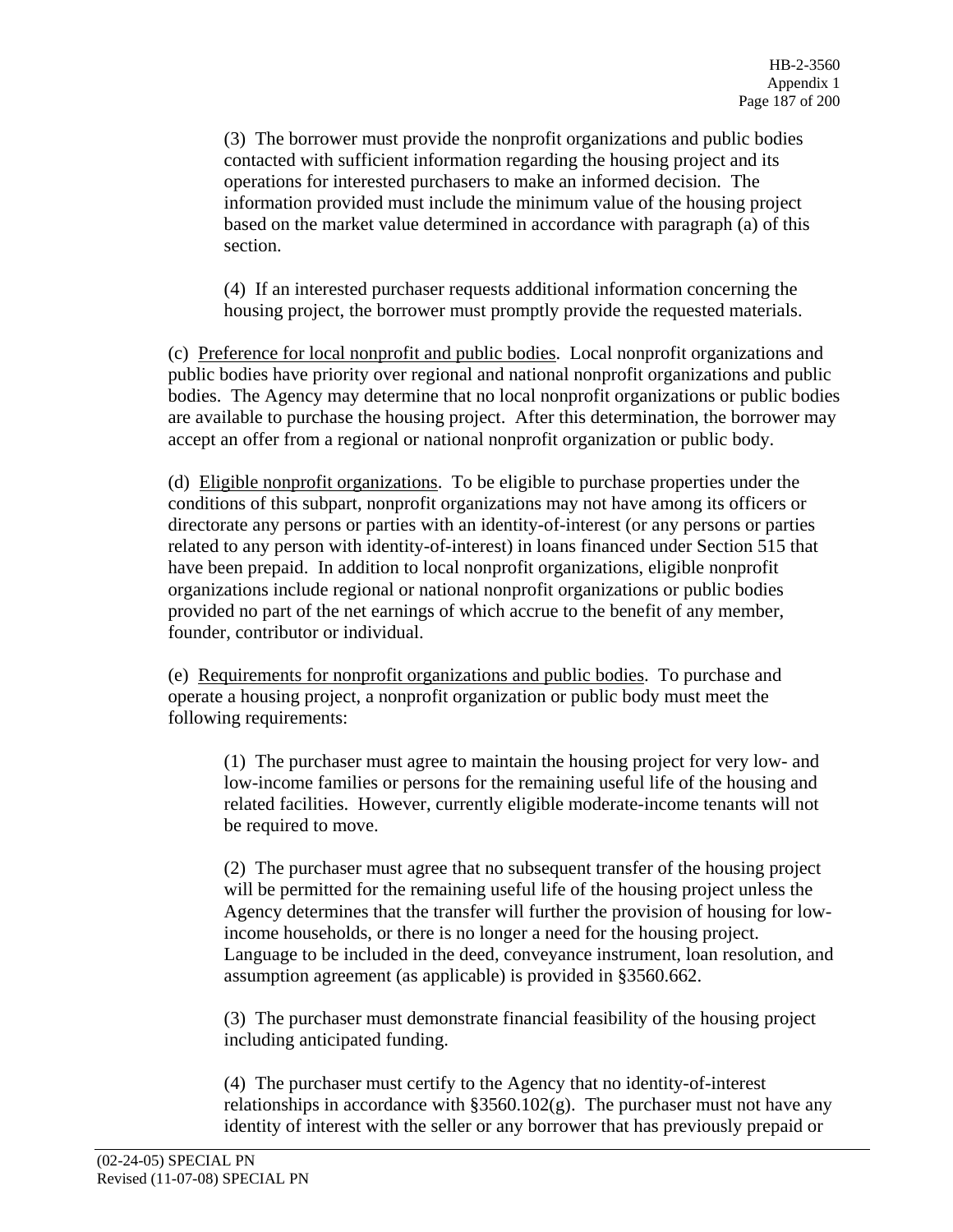(3) The borrower must provide the nonprofit organizations and public bodies contacted with sufficient information regarding the housing project and its operations for interested purchasers to make an informed decision. The information provided must include the minimum value of the housing project based on the market value determined in accordance with paragraph (a) of this section.

(4) If an interested purchaser requests additional information concerning the housing project, the borrower must promptly provide the requested materials.

(c) <u>Preference for local nonprofit and public bodies</u>. Local nonprofit organizations and public bodies have priority over regional and national nonprofit organizations and public bodies. The Agency may determine that no local nonprofit organizations or public bodies are available to purchase the housing project. After this determination, the borrower may accept an offer from a regional or national nonprofit organization or public body.

(d) <u>Eligible nonprofit organizations</u>. To be eligible to purchase properties under the conditions of this subpart, nonprofit organizations may not have among its officers or directorate any persons or parties with an identity-of-interest (or any persons or parties related to any person with identity-of-interest) in loans financed under Section 515 that have been prepaid. In addition to local nonprofit organizations, eligible nonprofit organizations include regional or national nonprofit organizations or public bodies provided no part of the net earnings of which accrue to the benefit of any member, founder, contributor or individual.

(e) <u>Requirements for nonprofit organizations and public bodies</u>. To purchase and operate a housing project, a nonprofit organization or public body must meet the following requirements:

(1) The purchaser must agree to maintain the housing project for very low- and low-income families or persons for the remaining useful life of the housing and related facilities. However, currently eligible moderate-income tenants will not be required to move.

(2) The purchaser must agree that no subsequent transfer of the housing project will be permitted for the remaining useful life of the housing project unless the Agency determines that the transfer will further the provision of housing for low-income households, or there is no longer a need for the housing project. Language to be included in the deed, conveyance instrument, loan resolution, and assumption agreement (as applicable) is provided in §3560.662.

(3) The purchaser must demonstrate financial feasibility of the housing project including anticipated funding.

(4) The purchaser must certify to the Agency that no identity-of-interest relationships in accordance with §3560.102(g). The purchaser must not have any identity of interest with the seller or any borrower that has previously prepaid or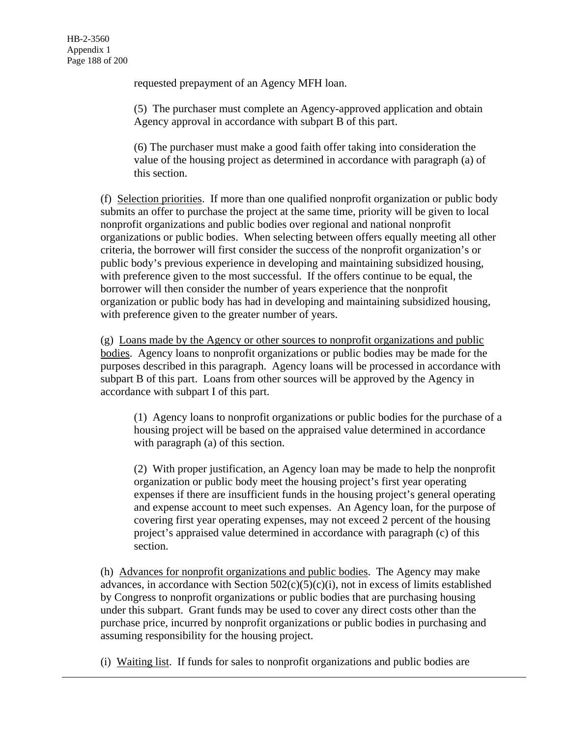requested prepayment of an Agency MFH loan.

(5) The purchaser must complete an Agency-approved application and obtain Agency approval in accordance with subpart B of this part.

(6) The purchaser must make a good faith offer taking into consideration the value of the housing project as determined in accordance with paragraph (a) of this section.

(f) <u>Selection priorities</u>. If more than one qualified nonprofit organization or public body submits an offer to purchase the project at the same time, priority will be given to local nonprofit organizations and public bodies over regional and national nonprofit organizations or public bodies. When selecting between offers equally meeting all other criteria, the borrower will first consider the success of the nonprofit organization's or public body's previous experience in developing and maintaining subsidized housing, with preference given to the most successful. If the offers continue to be equal, the borrower will then consider the number of years experience that the nonprofit organization or public body has had in developing and maintaining subsidized housing, with preference given to the greater number of years.

(g) <u>Loans made by the Agency or other sources to nonprofit organizations and public bodies</u>. Agency loans to nonprofit organizations or public bodies may be made for the purposes described in this paragraph. Agency loans will be processed in accordance with subpart B of this part. Loans from other sources will be approved by the Agency in accordance with subpart I of this part.

(1) Agency loans to nonprofit organizations or public bodies for the purchase of a housing project will be based on the appraised value determined in accordance with paragraph (a) of this section.

(2) With proper justification, an Agency loan may be made to help the nonprofit organization or public body meet the housing project's first year operating expenses if there are insufficient funds in the housing project's general operating and expense account to meet such expenses. An Agency loan, for the purpose of covering first year operating expenses, may not exceed 2 percent of the housing project's appraised value determined in accordance with paragraph (c) of this section.

(h) <u>Advances for nonprofit organizations and public bodies</u>. The Agency may make advances, in accordance with Section 502(c)(5)(c)(i), not in excess of limits established by Congress to nonprofit organizations or public bodies that are purchasing housing under this subpart. Grant funds may be used to cover any direct costs other than the purchase price, incurred by nonprofit organizations or public bodies in purchasing and assuming responsibility for the housing project.

(i) <u>Waiting list</u>. If funds for sales to nonprofit organizations and public bodies are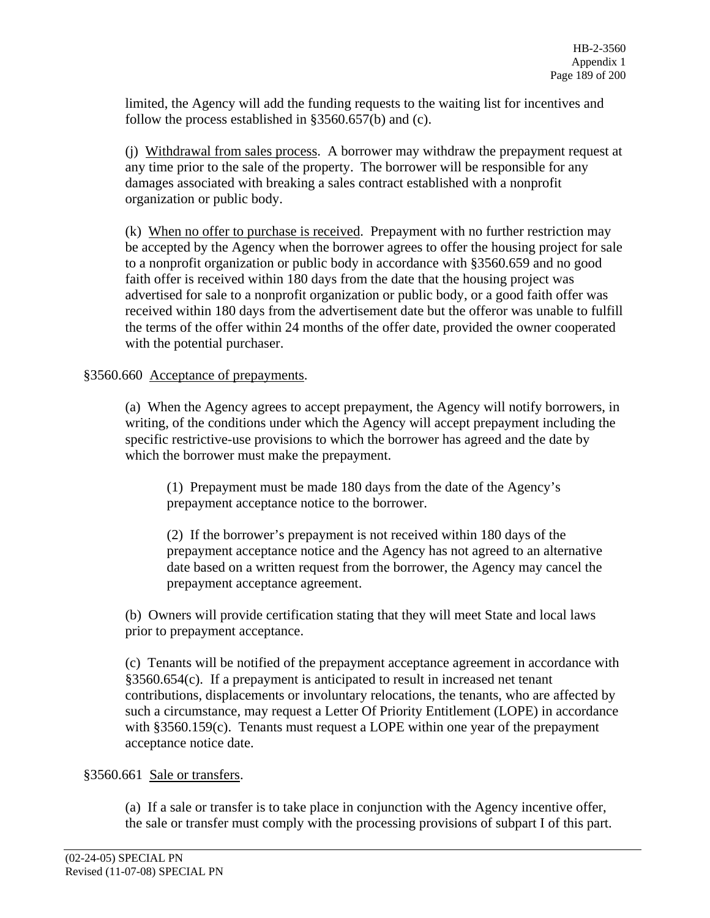limited, the Agency will add the funding requests to the waiting list for incentives and follow the process established in §3560.657(b) and (c).

(j) Withdrawal from sales process. A borrower may withdraw the prepayment request at any time prior to the sale of the property. The borrower will be responsible for any damages associated with breaking a sales contract established with a nonprofit organization or public body.

(k) When no offer to purchase is received. Prepayment with no further restriction may be accepted by the Agency when the borrower agrees to offer the housing project for sale to a nonprofit organization or public body in accordance with §3560.659 and no good faith offer is received within 180 days from the date that the housing project was advertised for sale to a nonprofit organization or public body, or a good faith offer was received within 180 days from the advertisement date but the offeror was unable to fulfill the terms of the offer within 24 months of the offer date, provided the owner cooperated with the potential purchaser.

§3560.660 Acceptance of prepayments.

(a) When the Agency agrees to accept prepayment, the Agency will notify borrowers, in writing, of the conditions under which the Agency will accept prepayment including the specific restrictive-use provisions to which the borrower has agreed and the date by which the borrower must make the prepayment.

(1) Prepayment must be made 180 days from the date of the Agency's prepayment acceptance notice to the borrower.

(2) If the borrower's prepayment is not received within 180 days of the prepayment acceptance notice and the Agency has not agreed to an alternative date based on a written request from the borrower, the Agency may cancel the prepayment acceptance agreement.

(b) Owners will provide certification stating that they will meet State and local laws prior to prepayment acceptance.

(c) Tenants will be notified of the prepayment acceptance agreement in accordance with §3560.654(c). If a prepayment is anticipated to result in increased net tenant contributions, displacements or involuntary relocations, the tenants, who are affected by such a circumstance, may request a Letter Of Priority Entitlement (LOPE) in accordance with §3560.159(c). Tenants must request a LOPE within one year of the prepayment acceptance notice date.

§3560.661 Sale or transfers.

(a) If a sale or transfer is to take place in conjunction with the Agency incentive offer, the sale or transfer must comply with the processing provisions of subpart I of this part.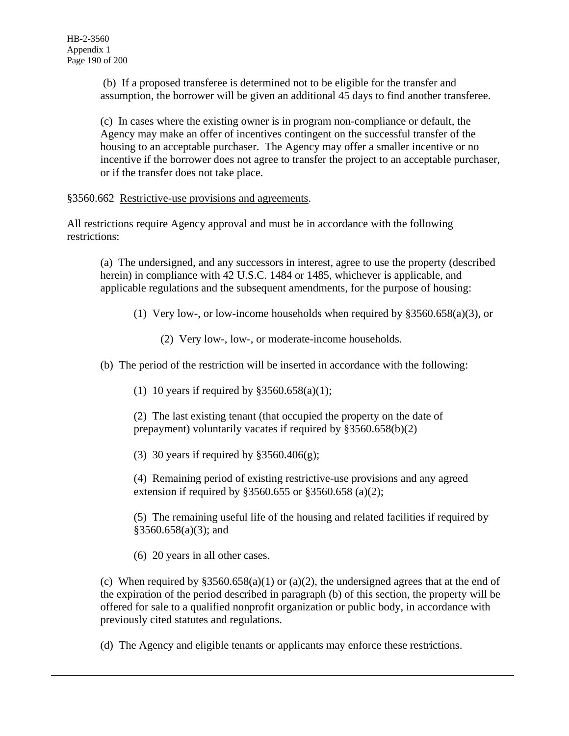(b) If a proposed transferee is determined not to be eligible for the transfer and assumption, the borrower will be given an additional 45 days to find another transferee.

(c) In cases where the existing owner is in program non-compliance or default, the Agency may make an offer of incentives contingent on the successful transfer of the housing to an acceptable purchaser. The Agency may offer a smaller incentive or no incentive if the borrower does not agree to transfer the project to an acceptable purchaser, or if the transfer does not take place.

§3560.662 Restrictive-use provisions and agreements.

All restrictions require Agency approval and must be in accordance with the following restrictions:

(a) The undersigned, and any successors in interest, agree to use the property (described herein) in compliance with 42 U.S.C. 1484 or 1485, whichever is applicable, and applicable regulations and the subsequent amendments, for the purpose of housing:

(1) Very low-, or low-income households when required by §3560.658(a)(3), or

(2) Very low-, low-, or moderate-income households.

(b) The period of the restriction will be inserted in accordance with the following:

(1) 10 years if required by §3560.658(a)(1);

(2) The last existing tenant (that occupied the property on the date of prepayment) voluntarily vacates if required by §3560.658(b)(2)

(3) 30 years if required by §3560.406(g);

(4) Remaining period of existing restrictive-use provisions and any agreed extension if required by §3560.655 or §3560.658 (a)(2);

(5) The remaining useful life of the housing and related facilities if required by §3560.658(a)(3); and

(6) 20 years in all other cases.

(c) When required by §3560.658(a)(1) or (a)(2), the undersigned agrees that at the end of the expiration of the period described in paragraph (b) of this section, the property will be offered for sale to a qualified nonprofit organization or public body, in accordance with previously cited statutes and regulations.

(d) The Agency and eligible tenants or applicants may enforce these restrictions.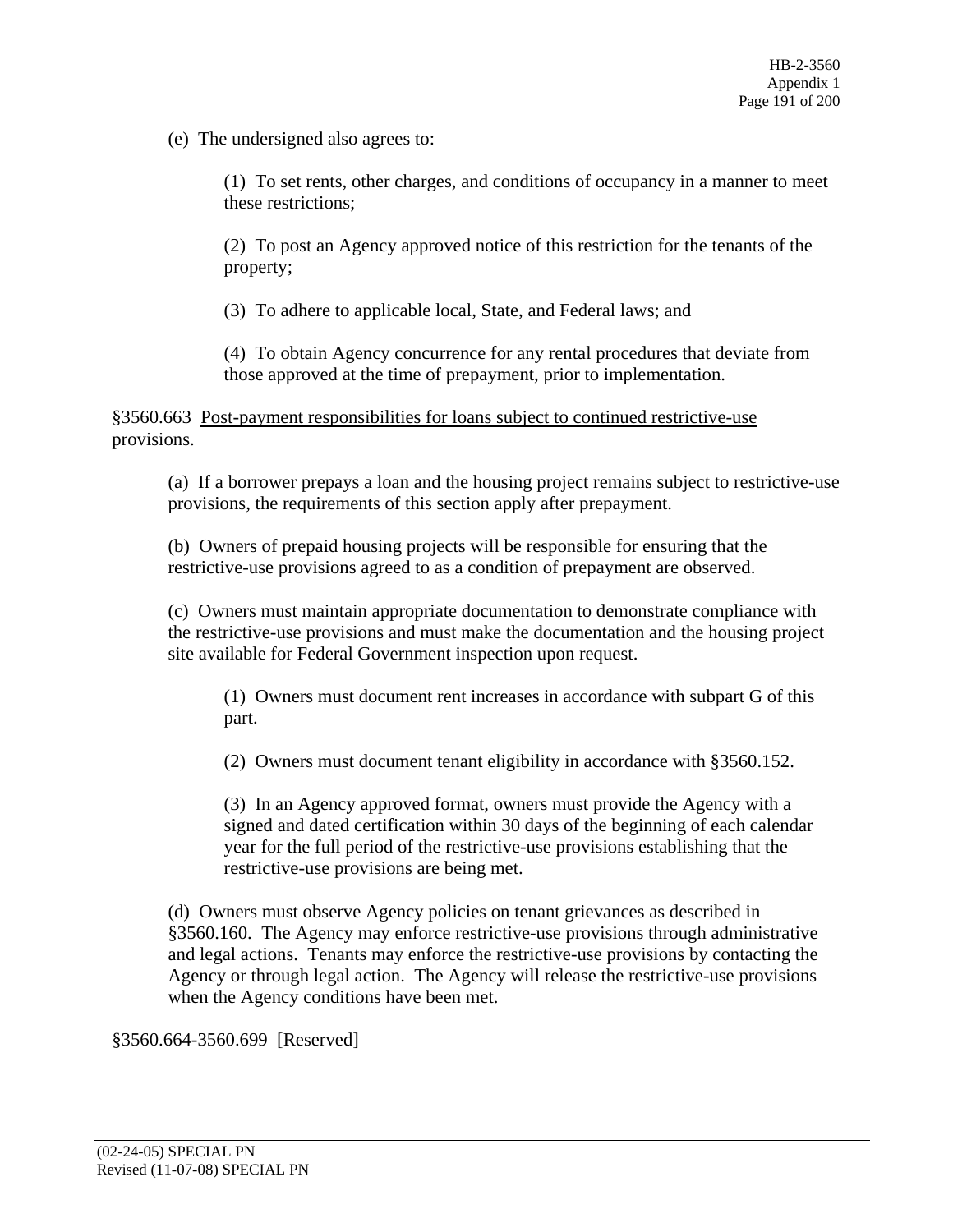(e) The undersigned also agrees to:

(1) To set rents, other charges, and conditions of occupancy in a manner to meet these restrictions;

(2) To post an Agency approved notice of this restriction for the tenants of the property;

(3) To adhere to applicable local, State, and Federal laws; and

(4) To obtain Agency concurrence for any rental procedures that deviate from those approved at the time of prepayment, prior to implementation.

§3560.663 Post-payment responsibilities for loans subject to continued restrictive-use provisions.

(a) If a borrower prepays a loan and the housing project remains subject to restrictive-use provisions, the requirements of this section apply after prepayment.

(b) Owners of prepaid housing projects will be responsible for ensuring that the restrictive-use provisions agreed to as a condition of prepayment are observed.

(c) Owners must maintain appropriate documentation to demonstrate compliance with the restrictive-use provisions and must make the documentation and the housing project site available for Federal Government inspection upon request.

(1) Owners must document rent increases in accordance with subpart G of this part.

(2) Owners must document tenant eligibility in accordance with §3560.152.

(3) In an Agency approved format, owners must provide the Agency with a signed and dated certification within 30 days of the beginning of each calendar year for the full period of the restrictive-use provisions establishing that the restrictive-use provisions are being met.

(d) Owners must observe Agency policies on tenant grievances as described in §3560.160. The Agency may enforce restrictive-use provisions through administrative and legal actions. Tenants may enforce the restrictive-use provisions by contacting the Agency or through legal action. The Agency will release the restrictive-use provisions when the Agency conditions have been met.

§3560.664-3560.699 [Reserved]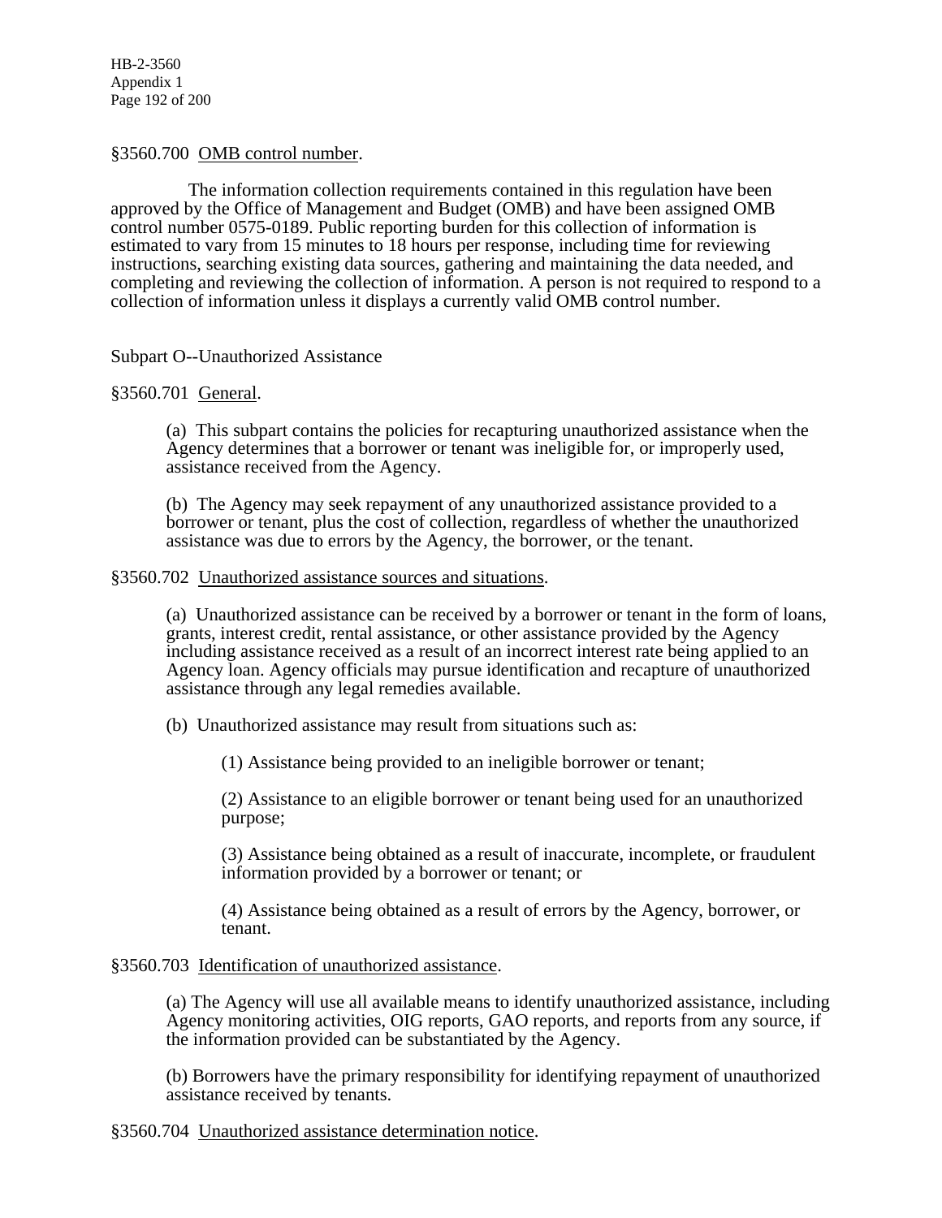§3560.700 OMB control number.

The information collection requirements contained in this regulation have been approved by the Office of Management and Budget (OMB) and have been assigned OMB control number 0575-0189. Public reporting burden for this collection of information is estimated to vary from 15 minutes to 18 hours per response, including time for reviewing instructions, searching existing data sources, gathering and maintaining the data needed, and completing and reviewing the collection of information. A person is not required to respond to a collection of information unless it displays a currently valid OMB control number.

Subpart O--Unauthorized Assistance

§3560.701 General.

(a) This subpart contains the policies for recapturing unauthorized assistance when the Agency determines that a borrower or tenant was ineligible for, or improperly used, assistance received from the Agency.

(b) The Agency may seek repayment of any unauthorized assistance provided to a borrower or tenant, plus the cost of collection, regardless of whether the unauthorized assistance was due to errors by the Agency, the borrower, or the tenant.

§3560.702 Unauthorized assistance sources and situations.

(a) Unauthorized assistance can be received by a borrower or tenant in the form of loans, grants, interest credit, rental assistance, or other assistance provided by the Agency including assistance received as a result of an incorrect interest rate being applied to an Agency loan. Agency officials may pursue identification and recapture of unauthorized assistance through any legal remedies available.

(b) Unauthorized assistance may result from situations such as:

(1) Assistance being provided to an ineligible borrower or tenant;

(2) Assistance to an eligible borrower or tenant being used for an unauthorized purpose;

(3) Assistance being obtained as a result of inaccurate, incomplete, or fraudulent information provided by a borrower or tenant; or

(4) Assistance being obtained as a result of errors by the Agency, borrower, or tenant.

§3560.703 Identification of unauthorized assistance.

(a) The Agency will use all available means to identify unauthorized assistance, including Agency monitoring activities, OIG reports, GAO reports, and reports from any source, if the information provided can be substantiated by the Agency.

(b) Borrowers have the primary responsibility for identifying repayment of unauthorized assistance received by tenants.

§3560.704 Unauthorized assistance determination notice.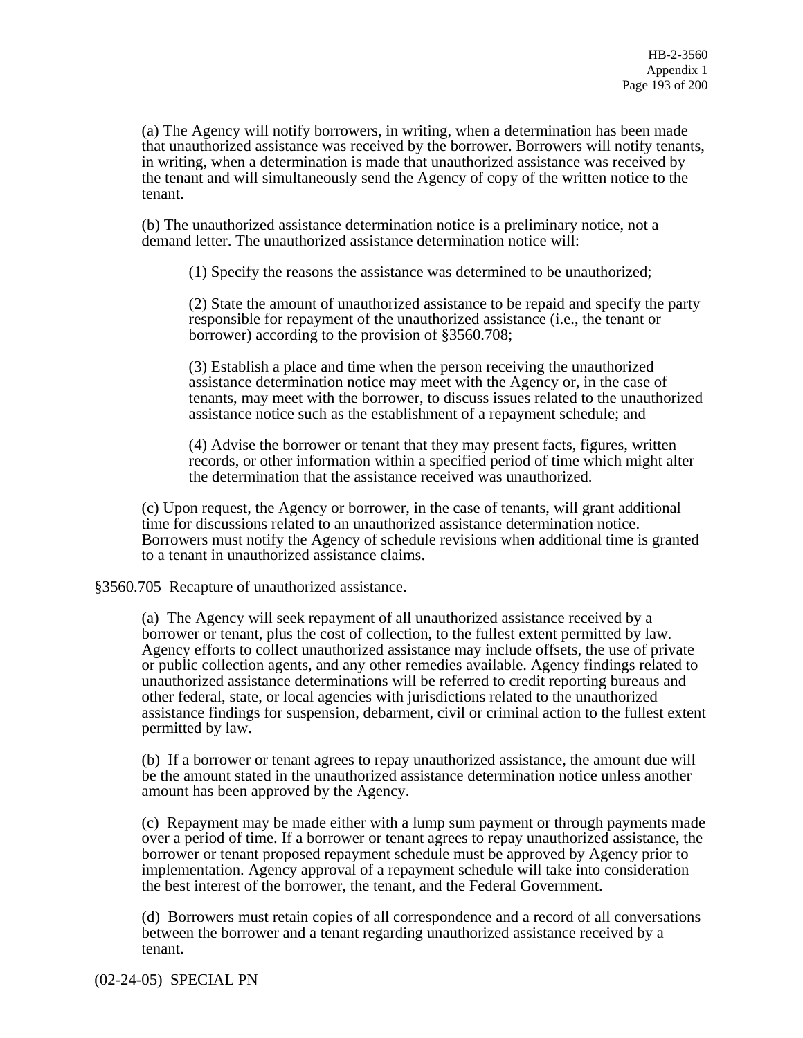(a) The Agency will notify borrowers, in writing, when a determination has been made that unauthorized assistance was received by the borrower. Borrowers will notify tenants, in writing, when a determination is made that unauthorized assistance was received by the tenant and will simultaneously send the Agency of copy of the written notice to the tenant.

(b) The unauthorized assistance determination notice is a preliminary notice, not a demand letter. The unauthorized assistance determination notice will:

(1) Specify the reasons the assistance was determined to be unauthorized;

(2) State the amount of unauthorized assistance to be repaid and specify the party responsible for repayment of the unauthorized assistance (i.e., the tenant or borrower) according to the provision of §3560.708;

(3) Establish a place and time when the person receiving the unauthorized assistance determination notice may meet with the Agency or, in the case of tenants, may meet with the borrower, to discuss issues related to the unauthorized assistance notice such as the establishment of a repayment schedule; and

(4) Advise the borrower or tenant that they may present facts, figures, written records, or other information within a specified period of time which might alter the determination that the assistance received was unauthorized.

(c) Upon request, the Agency or borrower, in the case of tenants, will grant additional time for discussions related to an unauthorized assistance determination notice. Borrowers must notify the Agency of schedule revisions when additional time is granted to a tenant in unauthorized assistance claims.

§3560.705 <u>Recapture of unauthorized assistance</u>.

(a) The Agency will seek repayment of all unauthorized assistance received by a borrower or tenant, plus the cost of collection, to the fullest extent permitted by law. Agency efforts to collect unauthorized assistance may include offsets, the use of private or public collection agents, and any other remedies available. Agency findings related to unauthorized assistance determinations will be referred to credit reporting bureaus and other federal, state, or local agencies with jurisdictions related to the unauthorized assistance findings for suspension, debarment, civil or criminal action to the fullest extent permitted by law.

(b) If a borrower or tenant agrees to repay unauthorized assistance, the amount due will be the amount stated in the unauthorized assistance determination notice unless another amount has been approved by the Agency.

(c) Repayment may be made either with a lump sum payment or through payments made over a period of time. If a borrower or tenant agrees to repay unauthorized assistance, the borrower or tenant proposed repayment schedule must be approved by Agency prior to implementation. Agency approval of a repayment schedule will take into consideration the best interest of the borrower, the tenant, and the Federal Government.

(d) Borrowers must retain copies of all correspondence and a record of all conversations between the borrower and a tenant regarding unauthorized assistance received by a tenant.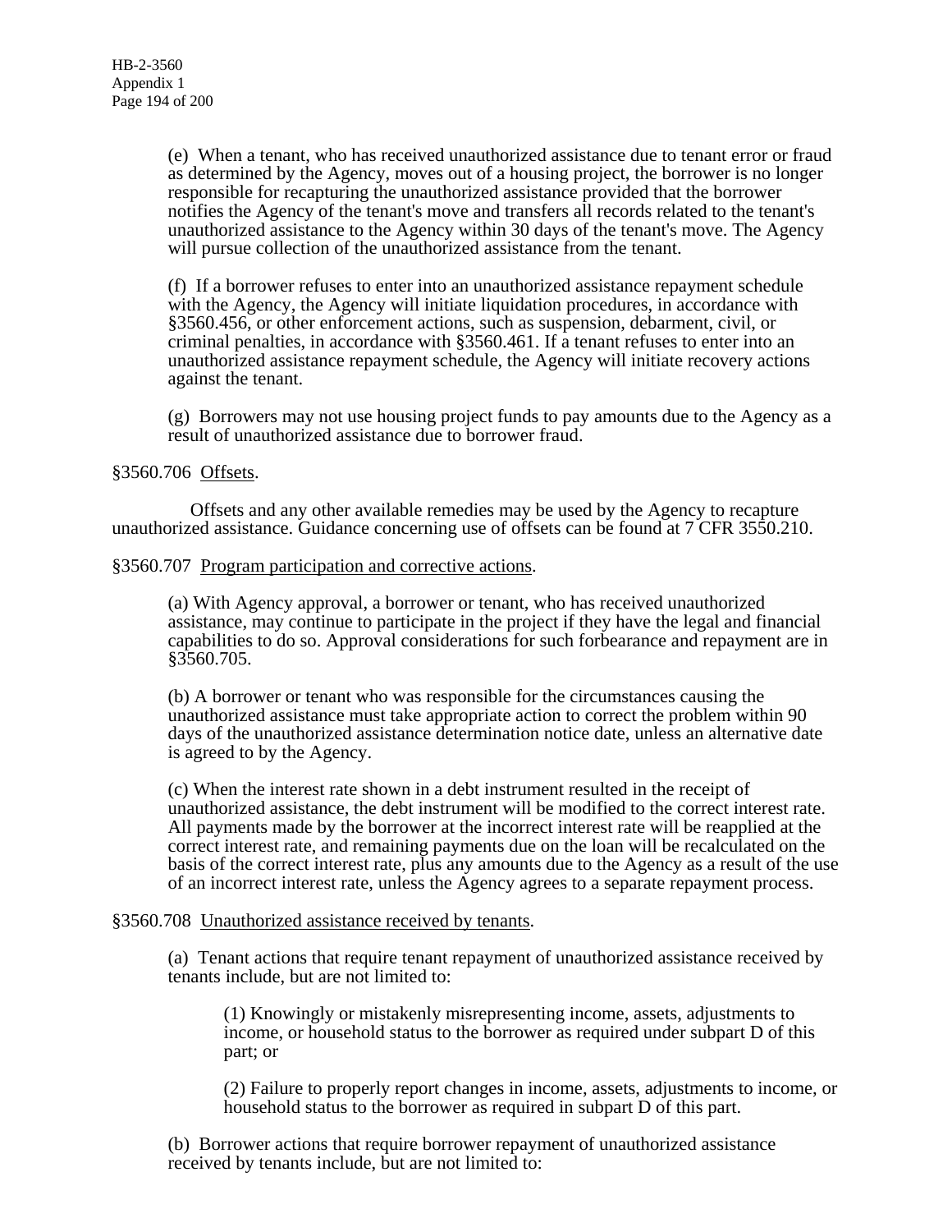(e) When a tenant, who has received unauthorized assistance due to tenant error or fraud as determined by the Agency, moves out of a housing project, the borrower is no longer responsible for recapturing the unauthorized assistance provided that the borrower notifies the Agency of the tenant's move and transfers all records related to the tenant's unauthorized assistance to the Agency within 30 days of the tenant's move. The Agency will pursue collection of the unauthorized assistance from the tenant.

(f) If a borrower refuses to enter into an unauthorized assistance repayment schedule with the Agency, the Agency will initiate liquidation procedures, in accordance with §3560.456, or other enforcement actions, such as suspension, debarment, civil, or criminal penalties, in accordance with §3560.461. If a tenant refuses to enter into an unauthorized assistance repayment schedule, the Agency will initiate recovery actions against the tenant.

(g) Borrowers may not use housing project funds to pay amounts due to the Agency as a result of unauthorized assistance due to borrower fraud.

§3560.706 Offsets.

Offsets and any other available remedies may be used by the Agency to recapture unauthorized assistance. Guidance concerning use of offsets can be found at 7 CFR 3550.210.

§3560.707 Program participation and corrective actions.

(a) With Agency approval, a borrower or tenant, who has received unauthorized assistance, may continue to participate in the project if they have the legal and financial capabilities to do so. Approval considerations for such forbearance and repayment are in §3560.705.

(b) A borrower or tenant who was responsible for the circumstances causing the unauthorized assistance must take appropriate action to correct the problem within 90 days of the unauthorized assistance determination notice date, unless an alternative date is agreed to by the Agency.

(c) When the interest rate shown in a debt instrument resulted in the receipt of unauthorized assistance, the debt instrument will be modified to the correct interest rate. All payments made by the borrower at the incorrect interest rate will be reapplied at the correct interest rate, and remaining payments due on the loan will be recalculated on the basis of the correct interest rate, plus any amounts due to the Agency as a result of the use of an incorrect interest rate, unless the Agency agrees to a separate repayment process.

§3560.708 Unauthorized assistance received by tenants.

(a) Tenant actions that require tenant repayment of unauthorized assistance received by tenants include, but are not limited to:

(1) Knowingly or mistakenly misrepresenting income, assets, adjustments to income, or household status to the borrower as required under subpart D of this part; or

(2) Failure to properly report changes in income, assets, adjustments to income, or household status to the borrower as required in subpart D of this part.

(b) Borrower actions that require borrower repayment of unauthorized assistance received by tenants include, but are not limited to: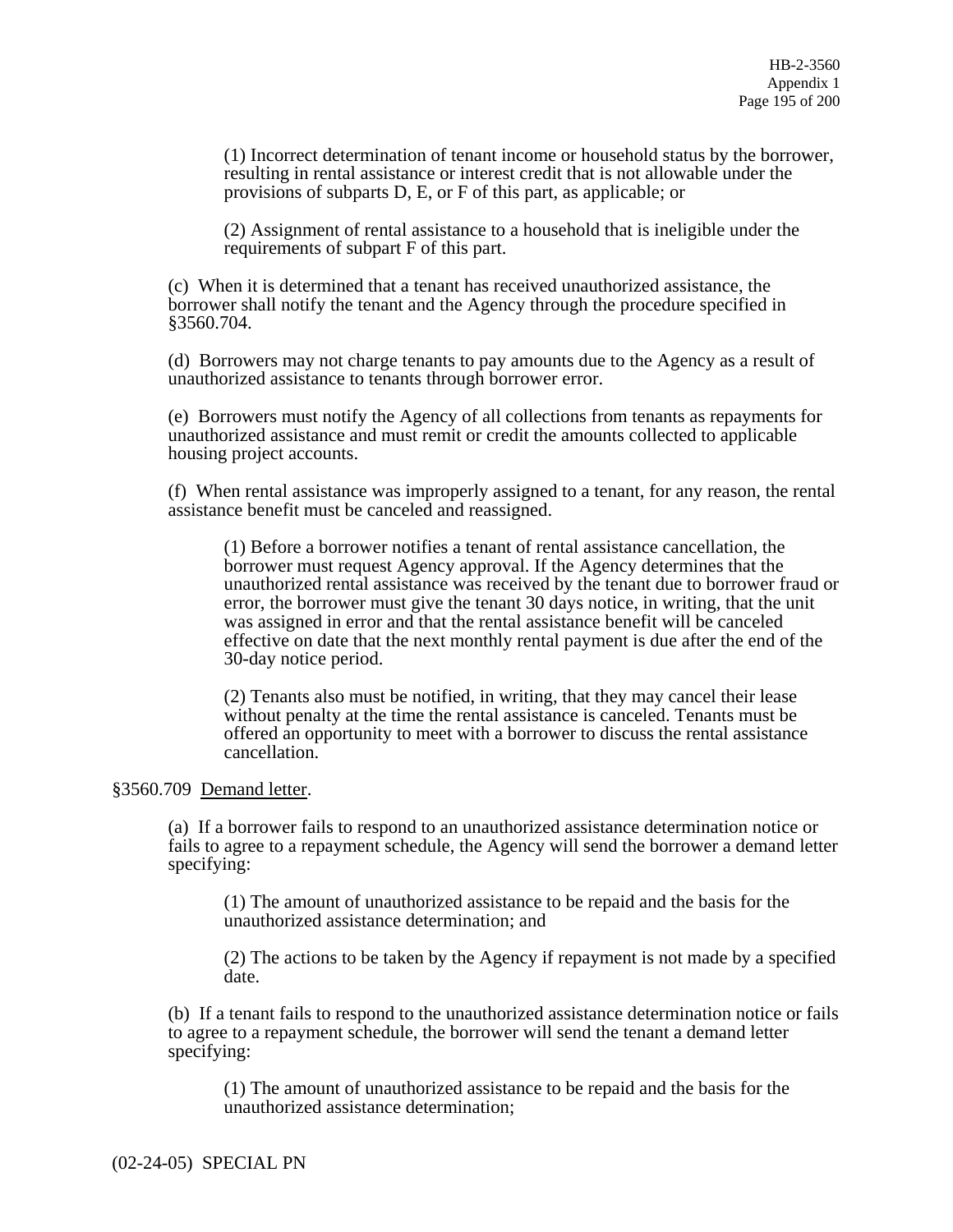(1) Incorrect determination of tenant income or household status by the borrower, resulting in rental assistance or interest credit that is not allowable under the provisions of subparts D, E, or F of this part, as applicable; or

(2) Assignment of rental assistance to a household that is ineligible under the requirements of subpart F of this part.

(c) When it is determined that a tenant has received unauthorized assistance, the borrower shall notify the tenant and the Agency through the procedure specified in §3560.704.

(d) Borrowers may not charge tenants to pay amounts due to the Agency as a result of unauthorized assistance to tenants through borrower error.

(e) Borrowers must notify the Agency of all collections from tenants as repayments for unauthorized assistance and must remit or credit the amounts collected to applicable housing project accounts.

(f) When rental assistance was improperly assigned to a tenant, for any reason, the rental assistance benefit must be canceled and reassigned.

(1) Before a borrower notifies a tenant of rental assistance cancellation, the borrower must request Agency approval. If the Agency determines that the unauthorized rental assistance was received by the tenant due to borrower fraud or error, the borrower must give the tenant 30 days notice, in writing, that the unit was assigned in error and that the rental assistance benefit will be canceled effective on date that the next monthly rental payment is due after the end of the 30-day notice period.

(2) Tenants also must be notified, in writing, that they may cancel their lease without penalty at the time the rental assistance is canceled. Tenants must be offered an opportunity to meet with a borrower to discuss the rental assistance cancellation.

§3560.709 Demand letter.

(a) If a borrower fails to respond to an unauthorized assistance determination notice or fails to agree to a repayment schedule, the Agency will send the borrower a demand letter specifying:

(1) The amount of unauthorized assistance to be repaid and the basis for the unauthorized assistance determination; and

(2) The actions to be taken by the Agency if repayment is not made by a specified date.

(b) If a tenant fails to respond to the unauthorized assistance determination notice or fails to agree to a repayment schedule, the borrower will send the tenant a demand letter specifying:

(1) The amount of unauthorized assistance to be repaid and the basis for the unauthorized assistance determination;

(02-24-05) SPECIAL PN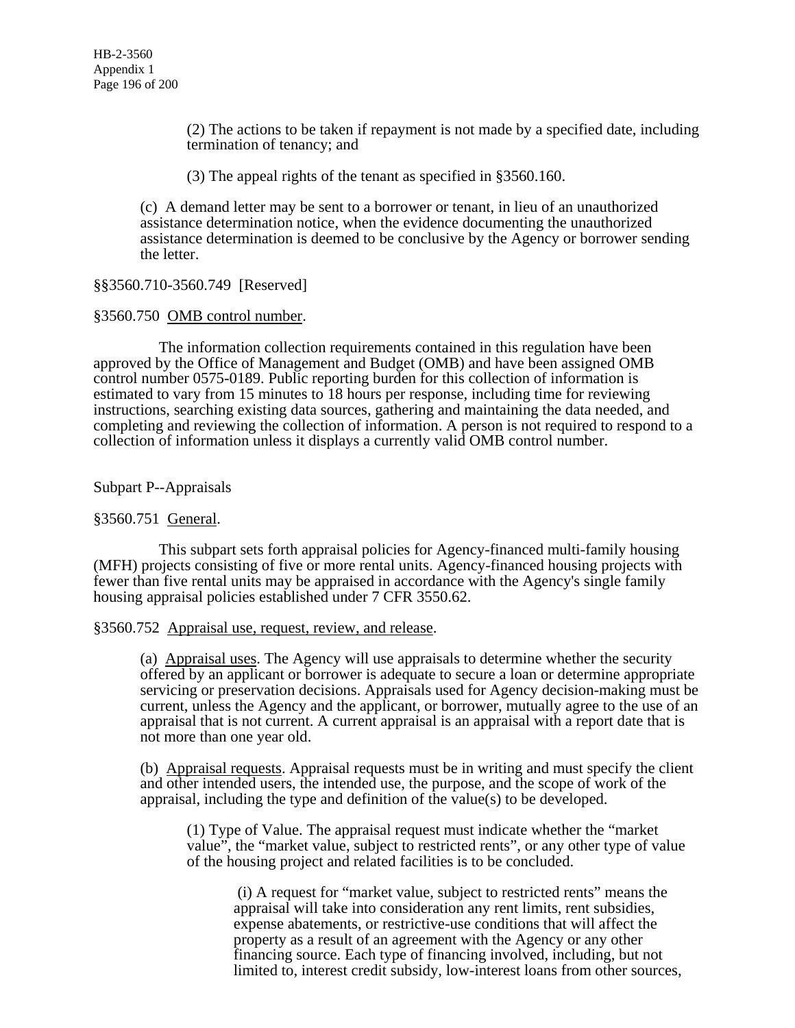(2) The actions to be taken if repayment is not made by a specified date, including termination of tenancy; and

(3) The appeal rights of the tenant as specified in §3560.160.

(c) A demand letter may be sent to a borrower or tenant, in lieu of an unauthorized assistance determination notice, when the evidence documenting the unauthorized assistance determination is deemed to be conclusive by the Agency or borrower sending the letter.

§§3560.710-3560.749 [Reserved]

§3560.750 OMB control number.

The information collection requirements contained in this regulation have been approved by the Office of Management and Budget (OMB) and have been assigned OMB control number 0575-0189. Public reporting burden for this collection of information is estimated to vary from 15 minutes to 18 hours per response, including time for reviewing instructions, searching existing data sources, gathering and maintaining the data needed, and completing and reviewing the collection of information. A person is not required to respond to a collection of information unless it displays a currently valid OMB control number.

Subpart P--Appraisals

§3560.751 General.

This subpart sets forth appraisal policies for Agency-financed multi-family housing (MFH) projects consisting of five or more rental units. Agency-financed housing projects with fewer than five rental units may be appraised in accordance with the Agency's single family housing appraisal policies established under 7 CFR 3550.62.

§3560.752 Appraisal use, request, review, and release.

(a) Appraisal uses. The Agency will use appraisals to determine whether the security offered by an applicant or borrower is adequate to secure a loan or determine appropriate servicing or preservation decisions. Appraisals used for Agency decision-making must be current, unless the Agency and the applicant, or borrower, mutually agree to the use of an appraisal that is not current. A current appraisal is an appraisal with a report date that is not more than one year old.

(b) Appraisal requests. Appraisal requests must be in writing and must specify the client and other intended users, the intended use, the purpose, and the scope of work of the appraisal, including the type and definition of the value(s) to be developed.

(1) Type of Value. The appraisal request must indicate whether the "market value", the "market value, subject to restricted rents", or any other type of value of the housing project and related facilities is to be concluded.

(i) A request for "market value, subject to restricted rents" means the appraisal will take into consideration any rent limits, rent subsidies, expense abatements, or restrictive-use conditions that will affect the property as a result of an agreement with the Agency or any other financing source. Each type of financing involved, including, but not limited to, interest credit subsidy, low-interest loans from other sources,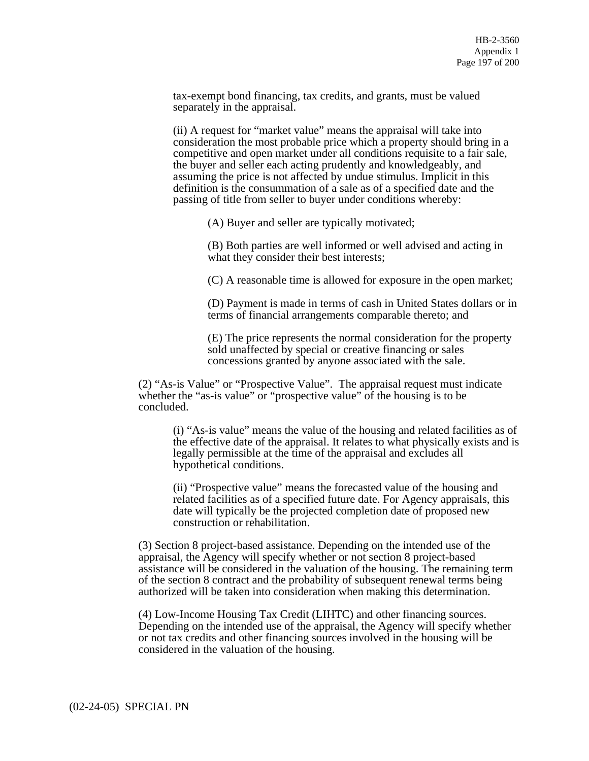tax-exempt bond financing, tax credits, and grants, must be valued separately in the appraisal.

(ii) A request for "market value" means the appraisal will take into consideration the most probable price which a property should bring in a competitive and open market under all conditions requisite to a fair sale, the buyer and seller each acting prudently and knowledgeably, and assuming the price is not affected by undue stimulus. Implicit in this definition is the consummation of a sale as of a specified date and the passing of title from seller to buyer under conditions whereby:

(A) Buyer and seller are typically motivated;

(B) Both parties are well informed or well advised and acting in what they consider their best interests;

(C) A reasonable time is allowed for exposure in the open market;

(D) Payment is made in terms of cash in United States dollars or in terms of financial arrangements comparable thereto; and

(E) The price represents the normal consideration for the property sold unaffected by special or creative financing or sales concessions granted by anyone associated with the sale.

(2) "As-is Value" or "Prospective Value". The appraisal request must indicate whether the "as-is value" or "prospective value" of the housing is to be concluded.

(i) "As-is value" means the value of the housing and related facilities as of the effective date of the appraisal. It relates to what physically exists and is legally permissible at the time of the appraisal and excludes all hypothetical conditions.

(ii) "Prospective value" means the forecasted value of the housing and related facilities as of a specified future date. For Agency appraisals, this date will typically be the projected completion date of proposed new construction or rehabilitation.

(3) Section 8 project-based assistance. Depending on the intended use of the appraisal, the Agency will specify whether or not section 8 project-based assistance will be considered in the valuation of the housing. The remaining term of the section 8 contract and the probability of subsequent renewal terms being authorized will be taken into consideration when making this determination.

(4) Low-Income Housing Tax Credit (LIHTC) and other financing sources. Depending on the intended use of the appraisal, the Agency will specify whether or not tax credits and other financing sources involved in the housing will be considered in the valuation of the housing.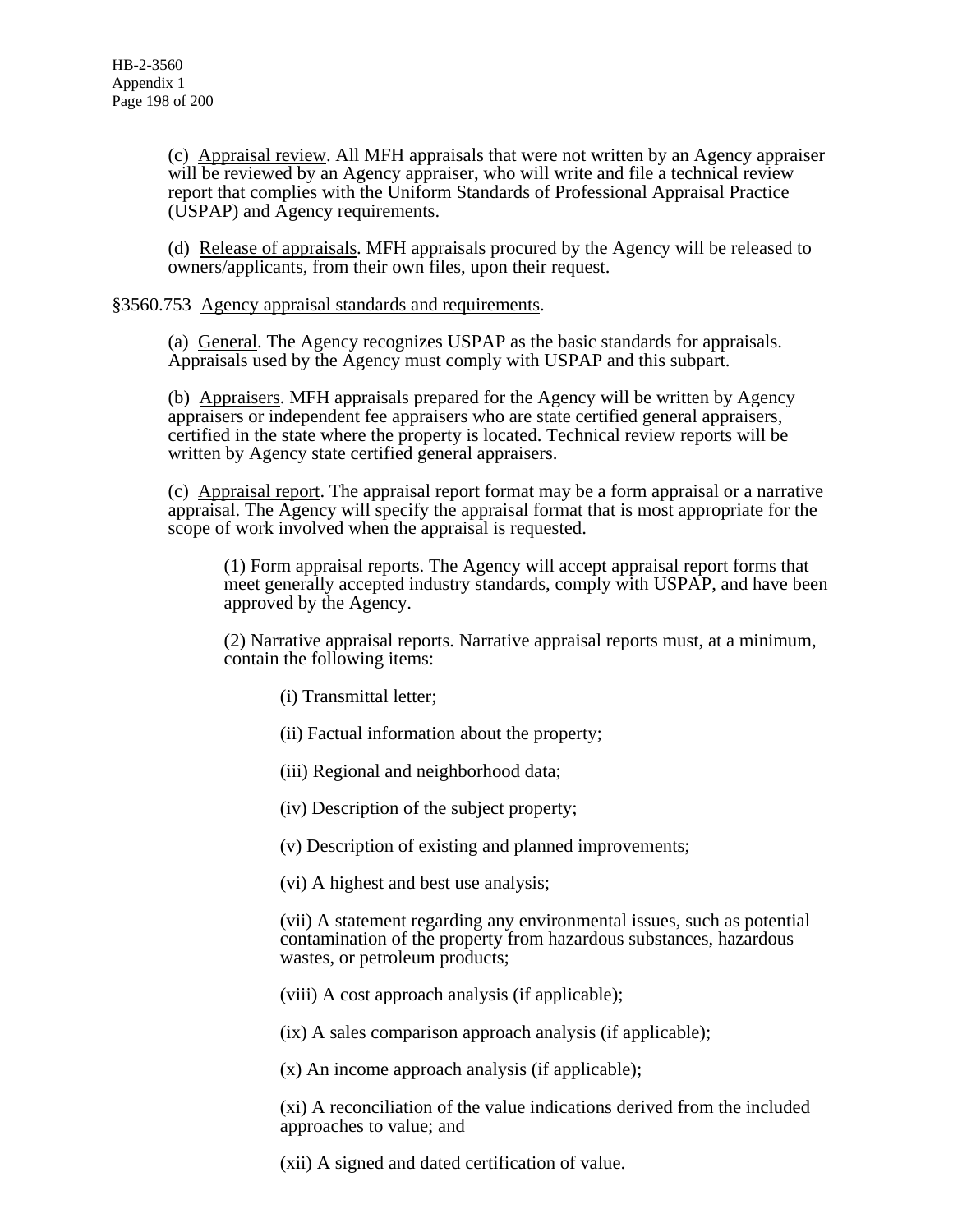(c) Appraisal review. All MFH appraisals that were not written by an Agency appraiser will be reviewed by an Agency appraiser, who will write and file a technical review report that complies with the Uniform Standards of Professional Appraisal Practice (USPAP) and Agency requirements.

(d) Release of appraisals. MFH appraisals procured by the Agency will be released to owners/applicants, from their own files, upon their request.

§3560.753 Agency appraisal standards and requirements.

(a) General. The Agency recognizes USPAP as the basic standards for appraisals. Appraisals used by the Agency must comply with USPAP and this subpart.

(b) Appraisers. MFH appraisals prepared for the Agency will be written by Agency appraisers or independent fee appraisers who are state certified general appraisers, certified in the state where the property is located. Technical review reports will be written by Agency state certified general appraisers.

(c) Appraisal report. The appraisal report format may be a form appraisal or a narrative appraisal. The Agency will specify the appraisal format that is most appropriate for the scope of work involved when the appraisal is requested.

(1) Form appraisal reports. The Agency will accept appraisal report forms that meet generally accepted industry standards, comply with USPAP, and have been approved by the Agency.

(2) Narrative appraisal reports. Narrative appraisal reports must, at a minimum, contain the following items:

(i) Transmittal letter;

(ii) Factual information about the property;

(iii) Regional and neighborhood data;

(iv) Description of the subject property;

(v) Description of existing and planned improvements;

(vi) A highest and best use analysis;

(vii) A statement regarding any environmental issues, such as potential contamination of the property from hazardous substances, hazardous wastes, or petroleum products;

(viii) A cost approach analysis (if applicable);

(ix) A sales comparison approach analysis (if applicable);

(x) An income approach analysis (if applicable);

(xi) A reconciliation of the value indications derived from the included approaches to value; and

(xii) A signed and dated certification of value.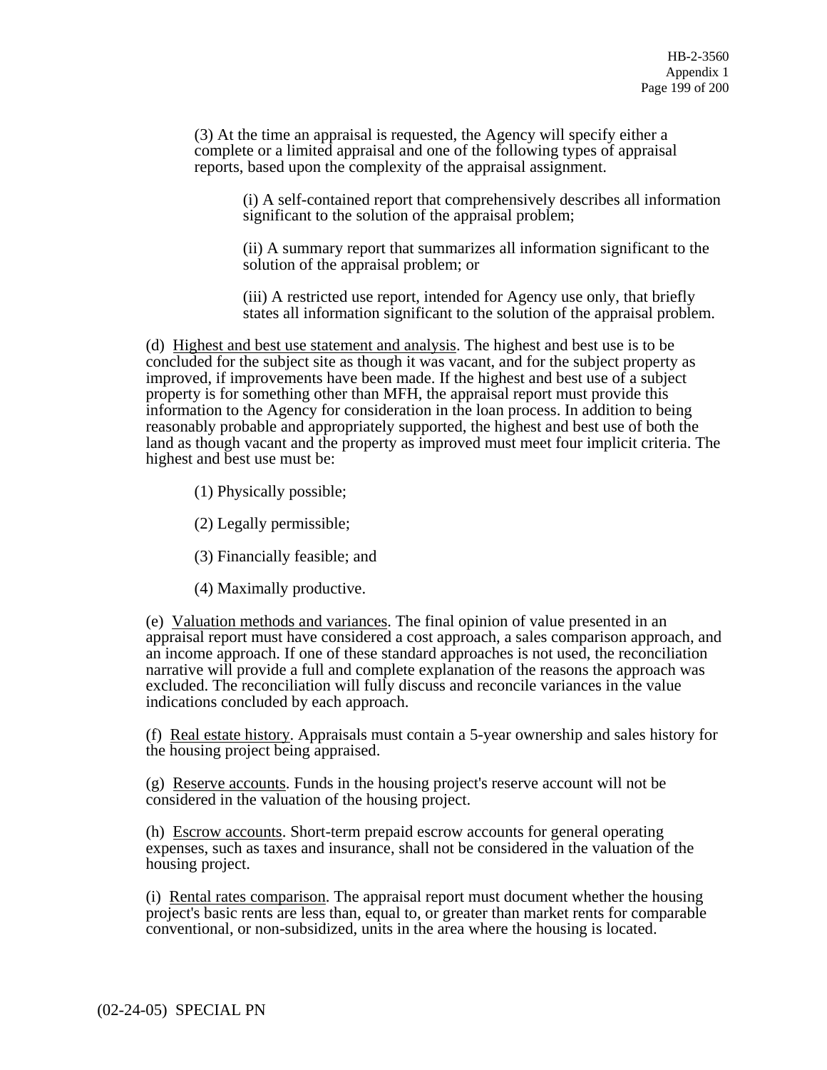(3) At the time an appraisal is requested, the Agency will specify either a complete or a limited appraisal and one of the following types of appraisal reports, based upon the complexity of the appraisal assignment.

(i) A self-contained report that comprehensively describes all information significant to the solution of the appraisal problem;

(ii) A summary report that summarizes all information significant to the solution of the appraisal problem; or

(iii) A restricted use report, intended for Agency use only, that briefly states all information significant to the solution of the appraisal problem.

(d) Highest and best use statement and analysis. The highest and best use is to be concluded for the subject site as though it was vacant, and for the subject property as improved, if improvements have been made. If the highest and best use of a subject property is for something other than MFH, the appraisal report must provide this information to the Agency for consideration in the loan process. In addition to being reasonably probable and appropriately supported, the highest and best use of both the land as though vacant and the property as improved must meet four implicit criteria. The highest and best use must be:

(1) Physically possible;

(2) Legally permissible;

(3) Financially feasible; and

(4) Maximally productive.

(e) Valuation methods and variances. The final opinion of value presented in an appraisal report must have considered a cost approach, a sales comparison approach, and an income approach. If one of these standard approaches is not used, the reconciliation narrative will provide a full and complete explanation of the reasons the approach was excluded. The reconciliation will fully discuss and reconcile variances in the value indications concluded by each approach.

(f) Real estate history. Appraisals must contain a 5-year ownership and sales history for the housing project being appraised.

(g) Reserve accounts. Funds in the housing project's reserve account will not be considered in the valuation of the housing project.

(h) Escrow accounts. Short-term prepaid escrow accounts for general operating expenses, such as taxes and insurance, shall not be considered in the valuation of the housing project.

(i) Rental rates comparison. The appraisal report must document whether the housing project's basic rents are less than, equal to, or greater than market rents for comparable conventional, or non-subsidized, units in the area where the housing is located.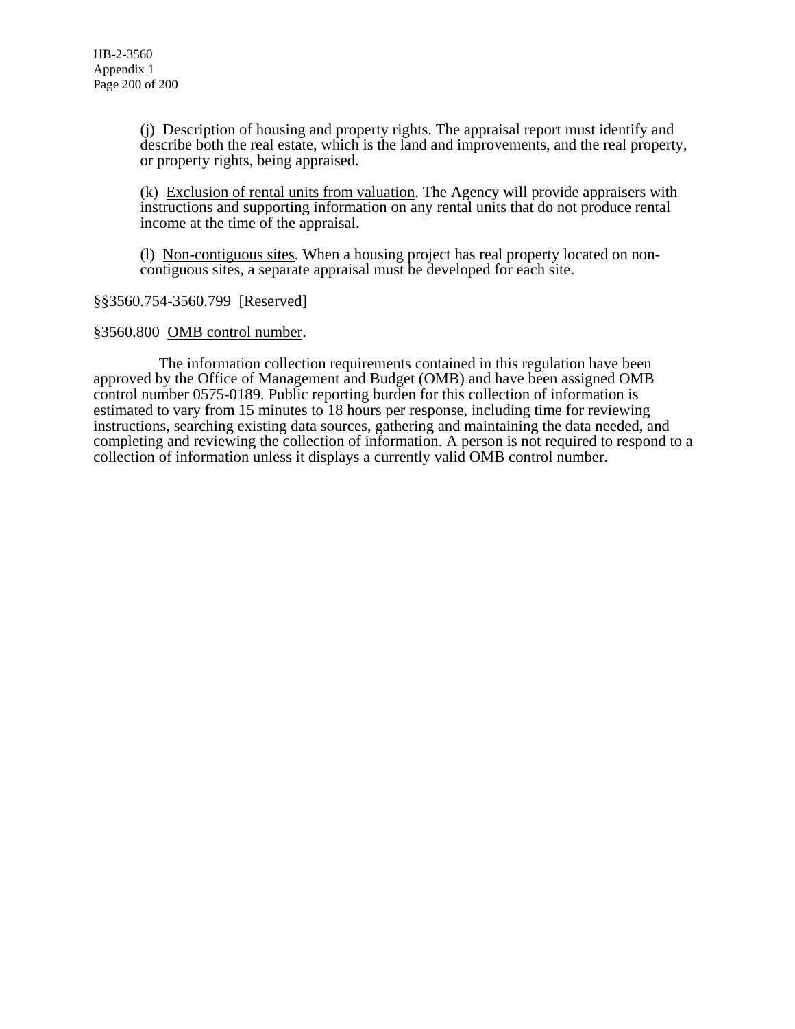(j) Description of housing and property rights. The appraisal report must identify and describe both the real estate, which is the land and improvements, and the real property, or property rights, being appraised.

(k) Exclusion of rental units from valuation. The Agency will provide appraisers with instructions and supporting information on any rental units that do not produce rental income at the time of the appraisal.

(l) Non-contiguous sites. When a housing project has real property located on non-contiguous sites, a separate appraisal must be developed for each site.

§§3560.754-3560.799 [Reserved]

§3560.800 OMB control number.

The information collection requirements contained in this regulation have been approved by the Office of Management and Budget (OMB) and have been assigned OMB control number 0575-0189. Public reporting burden for this collection of information is estimated to vary from 15 minutes to 18 hours per response, including time for reviewing instructions, searching existing data sources, gathering and maintaining the data needed, and completing and reviewing the collection of information. A person is not required to respond to a collection of information unless it displays a currently valid OMB control number.